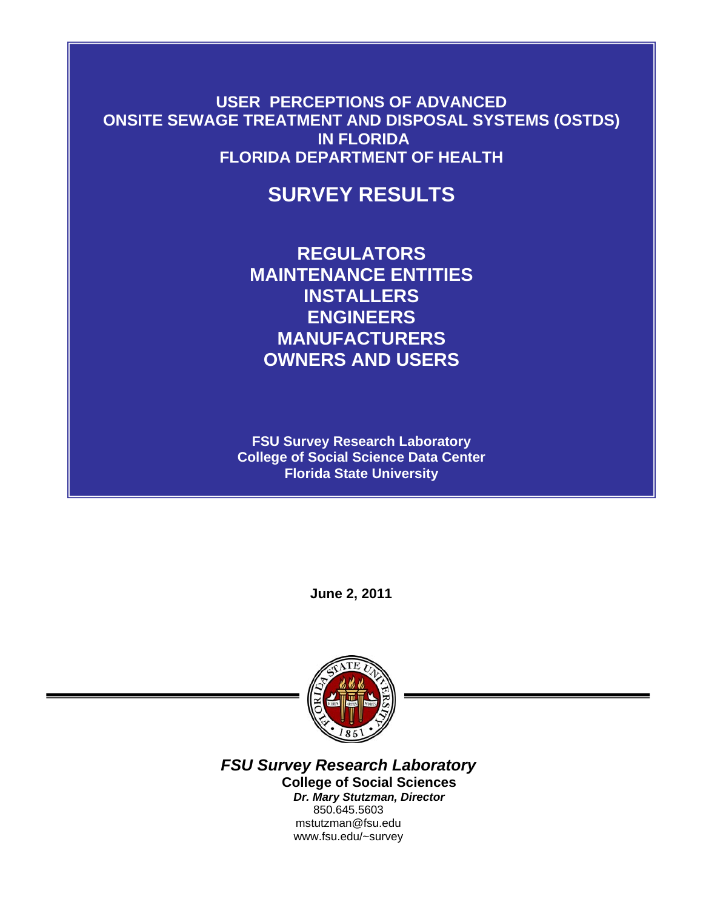# USER PERCEPTIONS OF ADVANCED ONSITE SEWAGE TREATMENT AND DISPOSAL SYSTEMS (OSTDS) IN FLORIDA

## FLORIDA DEPARTMENT OF HEALTH

# SURVEY RESULTS

**REGULATORS**
**MAINTENANCE ENTITIES**
**INSTALLERS**
**ENGINEERS**
**MANUFACTURERS**
**OWNERS AND USERS**

**FSU Survey Research Laboratory**
**College of Social Science Data Center**
**Florida State University**

**June 2, 2011**

***FSU Survey Research Laboratory***
**College of Social Sciences**
***Dr. Mary Stutzman, Director***
850.645.5603
mstutzman@fsu.edu
www.fsu.edu/~survey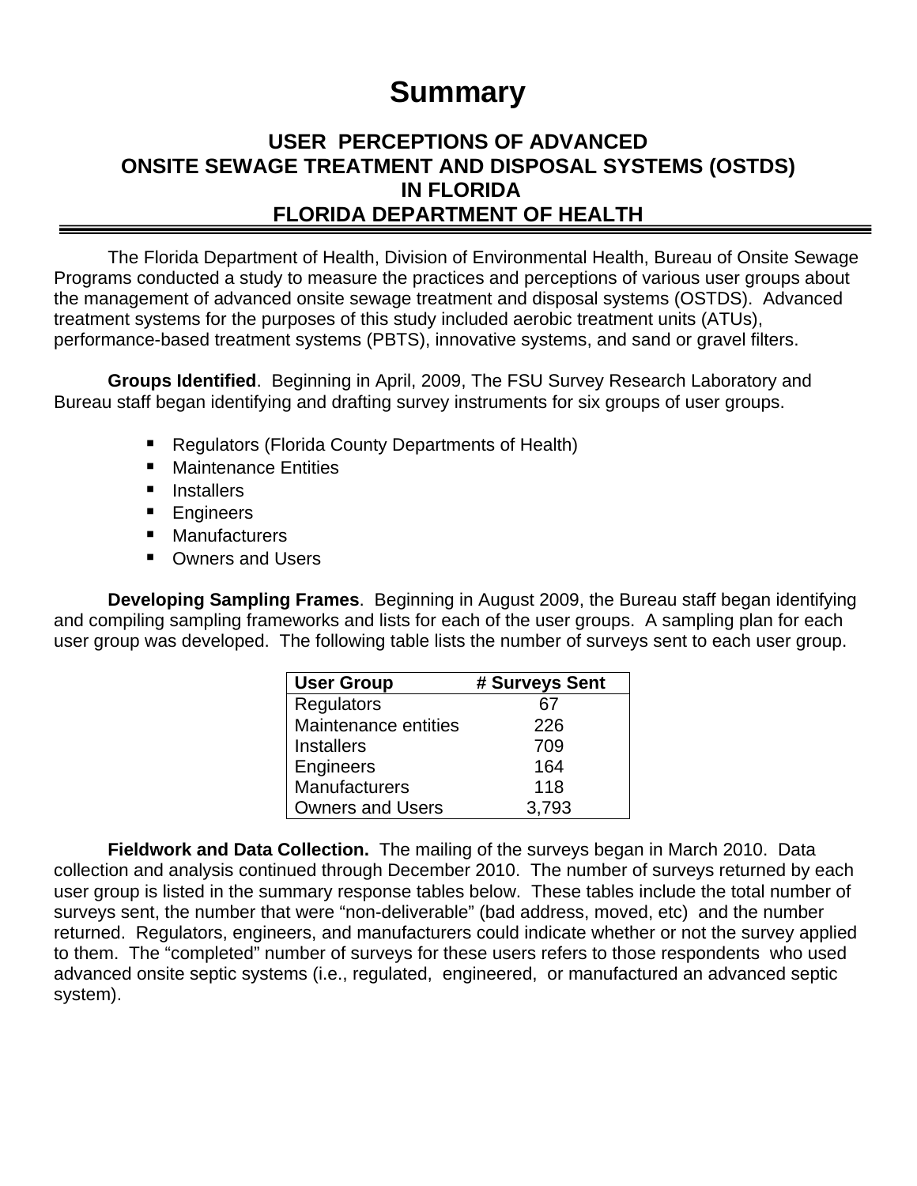# Summary

## USER PERCEPTIONS OF ADVANCED ONSITE SEWAGE TREATMENT AND DISPOSAL SYSTEMS (OSTDS) IN FLORIDA FLORIDA DEPARTMENT OF HEALTH

The Florida Department of Health, Division of Environmental Health, Bureau of Onsite Sewage Programs conducted a study to measure the practices and perceptions of various user groups about the management of advanced onsite sewage treatment and disposal systems (OSTDS). Advanced treatment systems for the purposes of this study included aerobic treatment units (ATUs), performance-based treatment systems (PBTS), innovative systems, and sand or gravel filters.

**Groups Identified**. Beginning in April, 2009, The FSU Survey Research Laboratory and Bureau staff began identifying and drafting survey instruments for six groups of user groups.

- Regulators (Florida County Departments of Health)
- Maintenance Entities
- Installers
- Engineers
- Manufacturers
- Owners and Users

**Developing Sampling Frames**. Beginning in August 2009, the Bureau staff began identifying and compiling sampling frameworks and lists for each of the user groups. A sampling plan for each user group was developed. The following table lists the number of surveys sent to each user group.

| User Group | # Surveys Sent |
|---|---|
| Regulators | 67 |
| Maintenance entities | 226 |
| Installers | 709 |
| Engineers | 164 |
| Manufacturers | 118 |
| Owners and Users | 3,793 |

**Fieldwork and Data Collection.** The mailing of the surveys began in March 2010. Data collection and analysis continued through December 2010. The number of surveys returned by each user group is listed in the summary response tables below. These tables include the total number of surveys sent, the number that were "non-deliverable" (bad address, moved, etc) and the number returned. Regulators, engineers, and manufacturers could indicate whether or not the survey applied to them. The "completed" number of surveys for these users refers to those respondents who used advanced onsite septic systems (i.e., regulated, engineered, or manufactured an advanced septic system).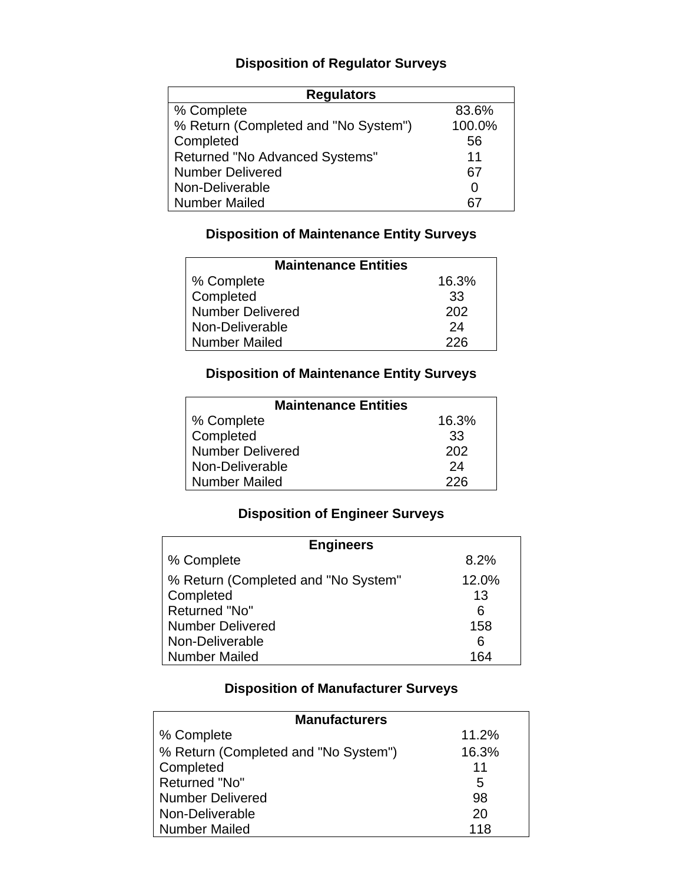### Disposition of Regulator Surveys

| Regulators | |
|---|---|
| % Complete | 83.6% |
| % Return (Completed and "No System") | 100.0% |
| Completed | 56 |
| Returned "No Advanced Systems" | 11 |
| Number Delivered | 67 |
| Non-Deliverable | 0 |
| Number Mailed | 67 |

### Disposition of Maintenance Entity Surveys

| Maintenance Entities | |
|---|---|
| % Complete | 16.3% |
| Completed | 33 |
| Number Delivered | 202 |
| Non-Deliverable | 24 |
| Number Mailed | 226 |

### Disposition of Maintenance Entity Surveys

| Maintenance Entities | |
|---|---|
| % Complete | 16.3% |
| Completed | 33 |
| Number Delivered | 202 |
| Non-Deliverable | 24 |
| Number Mailed | 226 |

### Disposition of Engineer Surveys

| Engineers | |
|---|---|
| % Complete | 8.2% |
| % Return (Completed and "No System" | 12.0% |
| Completed | 13 |
| Returned "No" | 6 |
| Number Delivered | 158 |
| Non-Deliverable | 6 |
| Number Mailed | 164 |

### Disposition of Manufacturer Surveys

| Manufacturers | |
|---|---|
| % Complete | 11.2% |
| % Return (Completed and "No System") | 16.3% |
| Completed | 11 |
| Returned "No" | 5 |
| Number Delivered | 98 |
| Non-Deliverable | 20 |
| Number Mailed | 118 |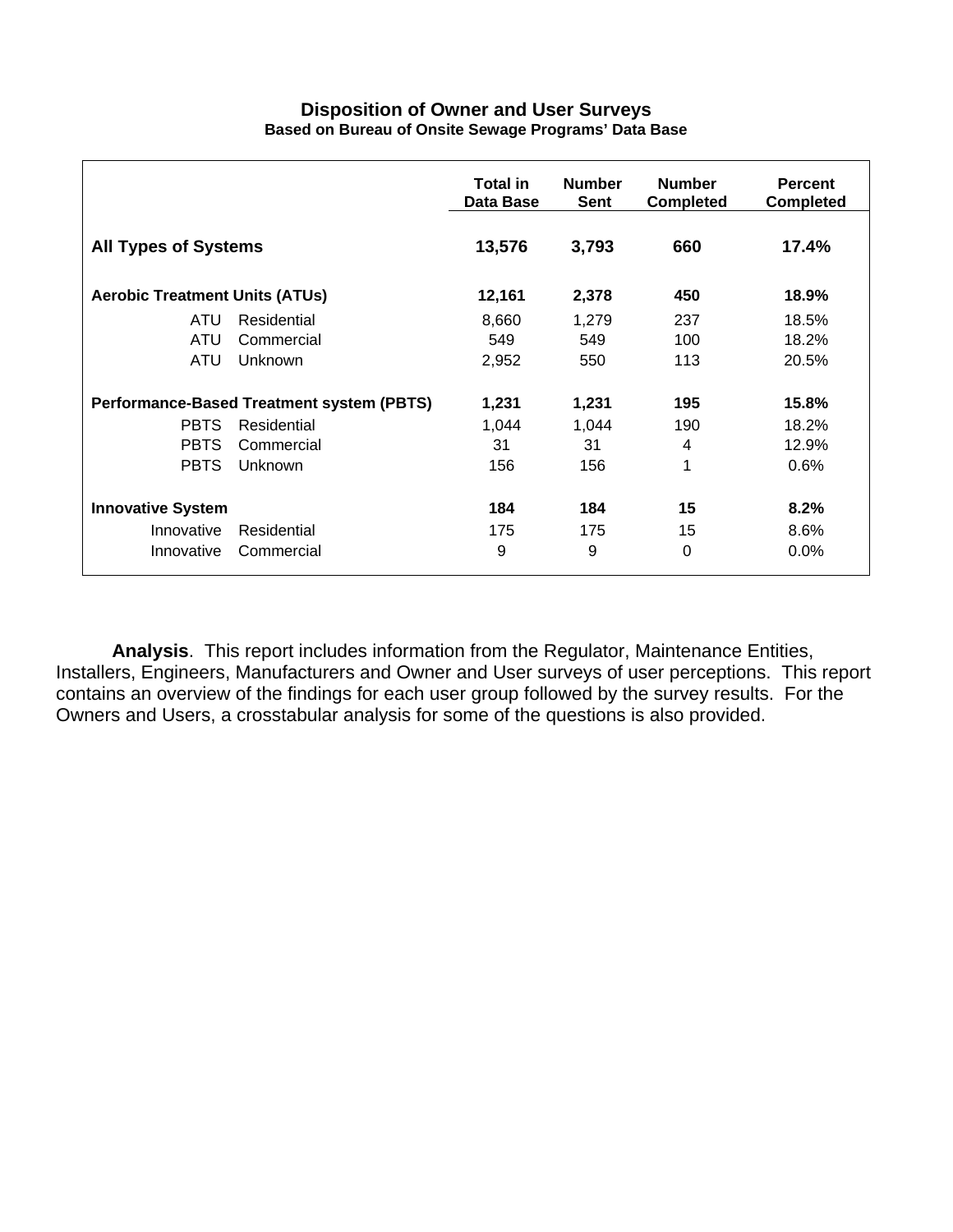### Disposition of Owner and User Surveys

**Based on Bureau of Onsite Sewage Programs' Data Base**

| | Total in Data Base | Number Sent | Number Completed | Percent Completed |
|---|---|---|---|---|
| **All Types of Systems** | **13,576** | **3,793** | **660** | **17.4%** |
| **Aerobic Treatment Units (ATUs)** | **12,161** | **2,378** | **450** | **18.9%** |
| ATU Residential | 8,660 | 1,279 | 237 | 18.5% |
| ATU Commercial | 549 | 549 | 100 | 18.2% |
| ATU Unknown | 2,952 | 550 | 113 | 20.5% |
| **Performance-Based Treatment system (PBTS)** | **1,231** | **1,231** | **195** | **15.8%** |
| PBTS Residential | 1,044 | 1,044 | 190 | 18.2% |
| PBTS Commercial | 31 | 31 | 4 | 12.9% |
| PBTS Unknown | 156 | 156 | 1 | 0.6% |
| **Innovative System** | **184** | **184** | **15** | **8.2%** |
| Innovative Residential | 175 | 175 | 15 | 8.6% |
| Innovative Commercial | 9 | 9 | 0 | 0.0% |

**Analysis**. This report includes information from the Regulator, Maintenance Entities, Installers, Engineers, Manufacturers and Owner and User surveys of user perceptions. This report contains an overview of the findings for each user group followed by the survey results. For the Owners and Users, a crosstabular analysis for some of the questions is also provided.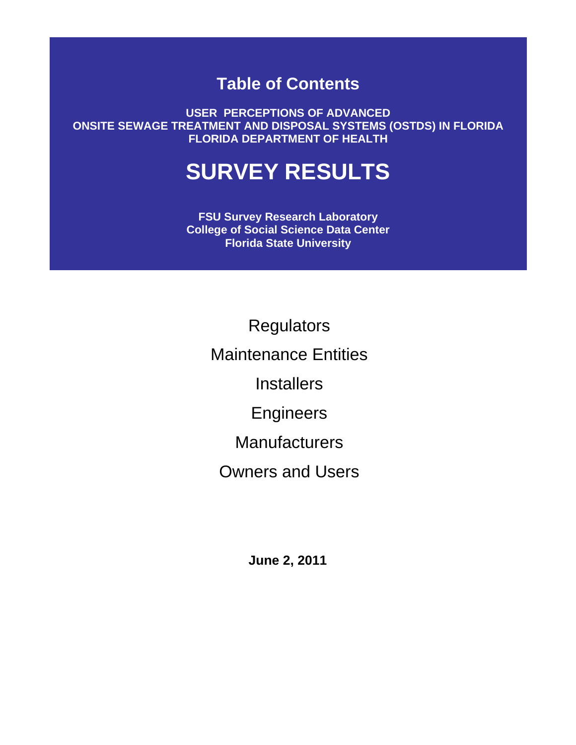# Table of Contents

**USER PERCEPTIONS OF ADVANCED ONSITE SEWAGE TREATMENT AND DISPOSAL SYSTEMS (OSTDS) IN FLORIDA**
**FLORIDA DEPARTMENT OF HEALTH**

# SURVEY RESULTS

**FSU Survey Research Laboratory**
**College of Social Science Data Center**
**Florida State University**

Regulators

Maintenance Entities

Installers

Engineers

Manufacturers

Owners and Users

**June 2, 2011**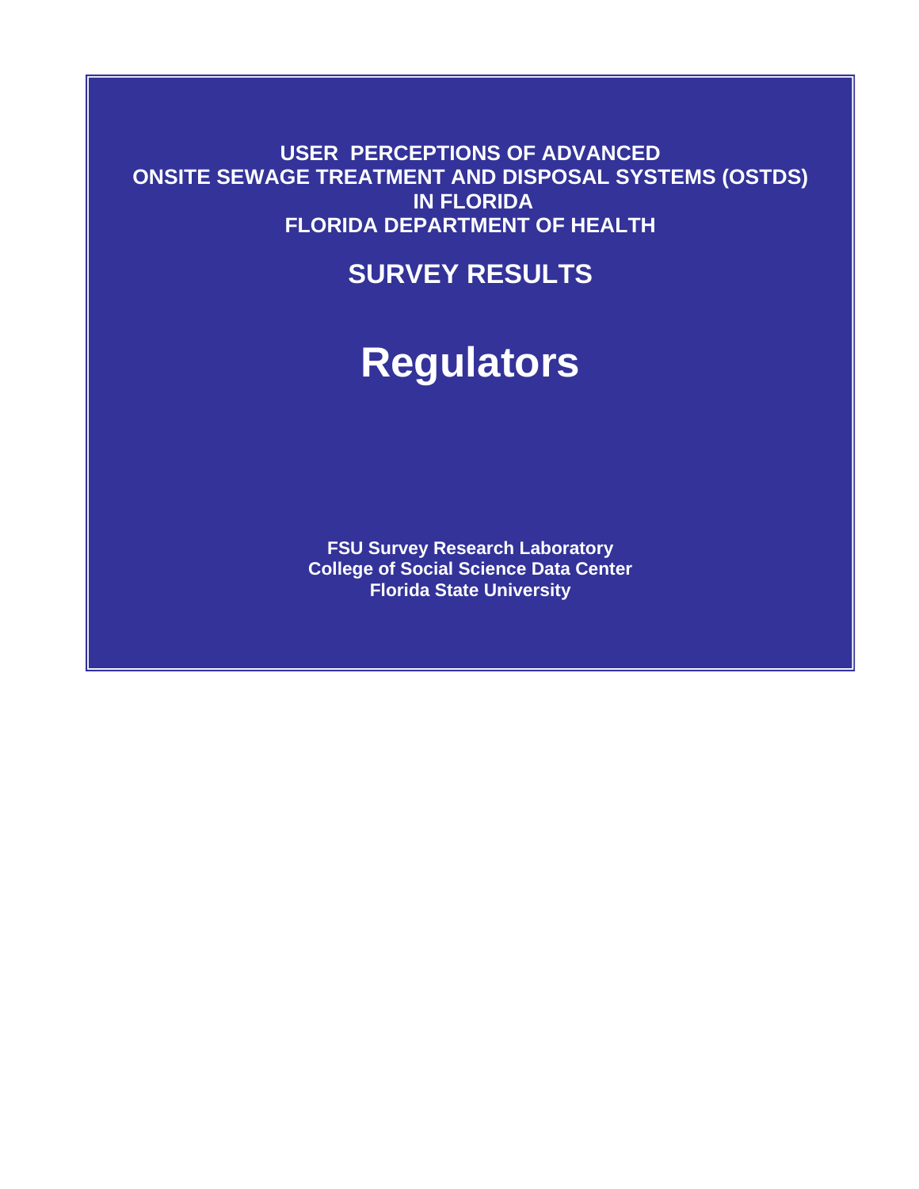**USER PERCEPTIONS OF ADVANCED ONSITE SEWAGE TREATMENT AND DISPOSAL SYSTEMS (OSTDS) IN FLORIDA**
**FLORIDA DEPARTMENT OF HEALTH**

## SURVEY RESULTS

# Regulators

**FSU Survey Research Laboratory**
**College of Social Science Data Center**
**Florida State University**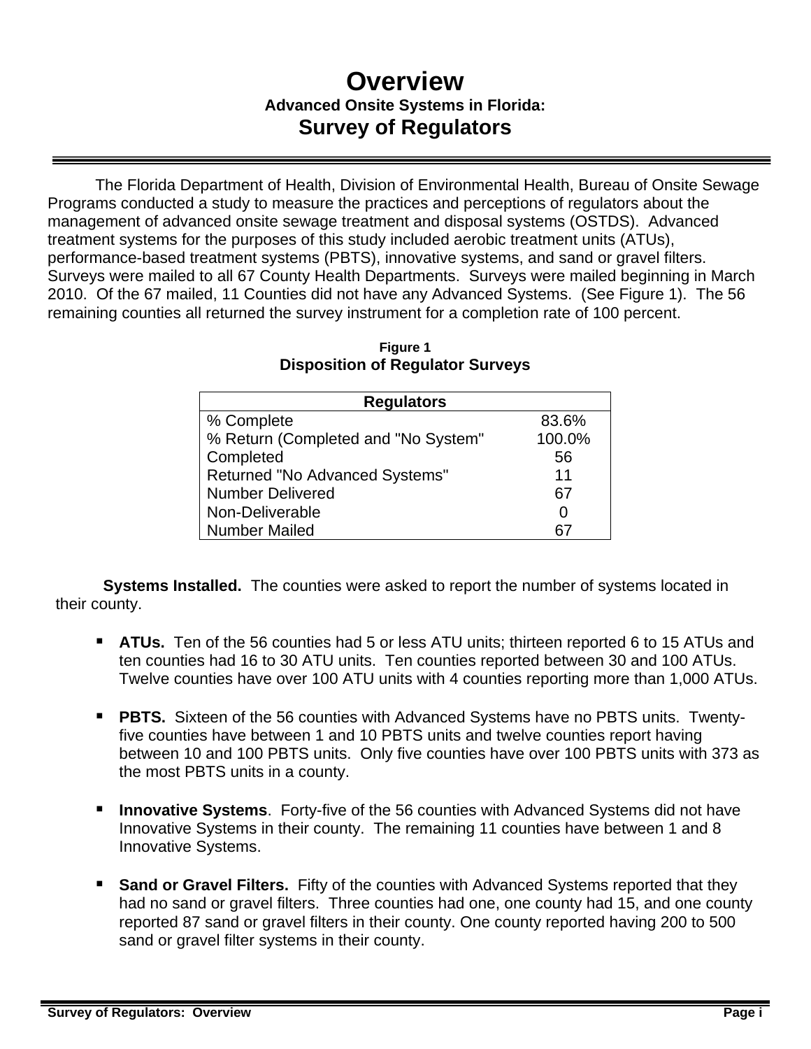# Overview

### Advanced Onsite Systems in Florida:

## Survey of Regulators

The Florida Department of Health, Division of Environmental Health, Bureau of Onsite Sewage Programs conducted a study to measure the practices and perceptions of regulators about the management of advanced onsite sewage treatment and disposal systems (OSTDS). Advanced treatment systems for the purposes of this study included aerobic treatment units (ATUs), performance-based treatment systems (PBTS), innovative systems, and sand or gravel filters. Surveys were mailed to all 67 County Health Departments. Surveys were mailed beginning in March 2010. Of the 67 mailed, 11 Counties did not have any Advanced Systems. (See Figure 1). The 56 remaining counties all returned the survey instrument for a completion rate of 100 percent.

**Figure 1**
**Disposition of Regulator Surveys**

| Regulators | |
|---|---|
| % Complete | 83.6% |
| % Return (Completed and "No System" | 100.0% |
| Completed | 56 |
| Returned "No Advanced Systems" | 11 |
| Number Delivered | 67 |
| Non-Deliverable | 0 |
| Number Mailed | 67 |

**Systems Installed.** The counties were asked to report the number of systems located in their county.

- **ATUs.** Ten of the 56 counties had 5 or less ATU units; thirteen reported 6 to 15 ATUs and ten counties had 16 to 30 ATU units. Ten counties reported between 30 and 100 ATUs. Twelve counties have over 100 ATU units with 4 counties reporting more than 1,000 ATUs.

- **PBTS.** Sixteen of the 56 counties with Advanced Systems have no PBTS units. Twenty-five counties have between 1 and 10 PBTS units and twelve counties report having between 10 and 100 PBTS units. Only five counties have over 100 PBTS units with 373 as the most PBTS units in a county.

- **Innovative Systems**. Forty-five of the 56 counties with Advanced Systems did not have Innovative Systems in their county. The remaining 11 counties have between 1 and 8 Innovative Systems.

- **Sand or Gravel Filters.** Fifty of the counties with Advanced Systems reported that they had no sand or gravel filters. Three counties had one, one county had 15, and one county reported 87 sand or gravel filters in their county. One county reported having 200 to 500 sand or gravel filter systems in their county.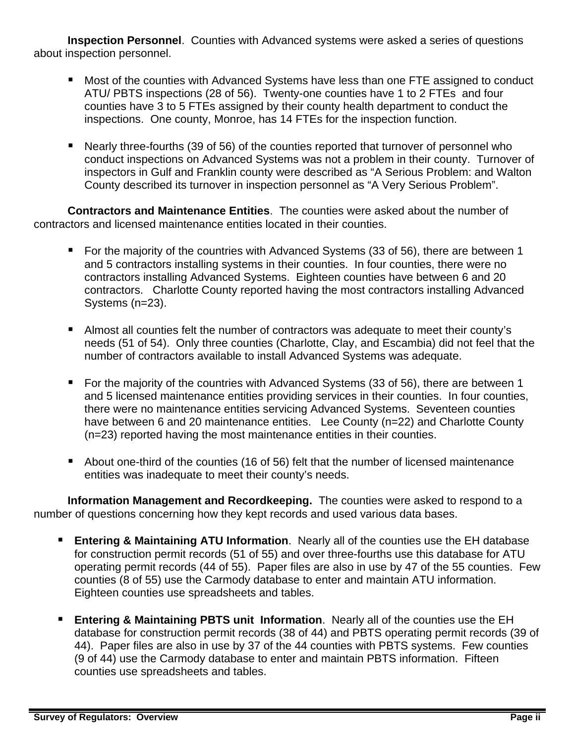**Inspection Personnel**. Counties with Advanced systems were asked a series of questions about inspection personnel.

- Most of the counties with Advanced Systems have less than one FTE assigned to conduct ATU/ PBTS inspections (28 of 56). Twenty-one counties have 1 to 2 FTEs and four counties have 3 to 5 FTEs assigned by their county health department to conduct the inspections. One county, Monroe, has 14 FTEs for the inspection function.

- Nearly three-fourths (39 of 56) of the counties reported that turnover of personnel who conduct inspections on Advanced Systems was not a problem in their county. Turnover of inspectors in Gulf and Franklin county were described as "A Serious Problem: and Walton County described its turnover in inspection personnel as "A Very Serious Problem".

**Contractors and Maintenance Entities**. The counties were asked about the number of contractors and licensed maintenance entities located in their counties.

- For the majority of the countries with Advanced Systems (33 of 56), there are between 1 and 5 contractors installing systems in their counties. In four counties, there were no contractors installing Advanced Systems. Eighteen counties have between 6 and 20 contractors. Charlotte County reported having the most contractors installing Advanced Systems (n=23).

- Almost all counties felt the number of contractors was adequate to meet their county's needs (51 of 54). Only three counties (Charlotte, Clay, and Escambia) did not feel that the number of contractors available to install Advanced Systems was adequate.

- For the majority of the countries with Advanced Systems (33 of 56), there are between 1 and 5 licensed maintenance entities providing services in their counties. In four counties, there were no maintenance entities servicing Advanced Systems. Seventeen counties have between 6 and 20 maintenance entities. Lee County (n=22) and Charlotte County (n=23) reported having the most maintenance entities in their counties.

- About one-third of the counties (16 of 56) felt that the number of licensed maintenance entities was inadequate to meet their county's needs.

**Information Management and Recordkeeping.** The counties were asked to respond to a number of questions concerning how they kept records and used various data bases.

- **Entering & Maintaining ATU Information**. Nearly all of the counties use the EH database for construction permit records (51 of 55) and over three-fourths use this database for ATU operating permit records (44 of 55). Paper files are also in use by 47 of the 55 counties. Few counties (8 of 55) use the Carmody database to enter and maintain ATU information. Eighteen counties use spreadsheets and tables.

- **Entering & Maintaining PBTS unit Information**. Nearly all of the counties use the EH database for construction permit records (38 of 44) and PBTS operating permit records (39 of 44). Paper files are also in use by 37 of the 44 counties with PBTS systems. Few counties (9 of 44) use the Carmody database to enter and maintain PBTS information. Fifteen counties use spreadsheets and tables.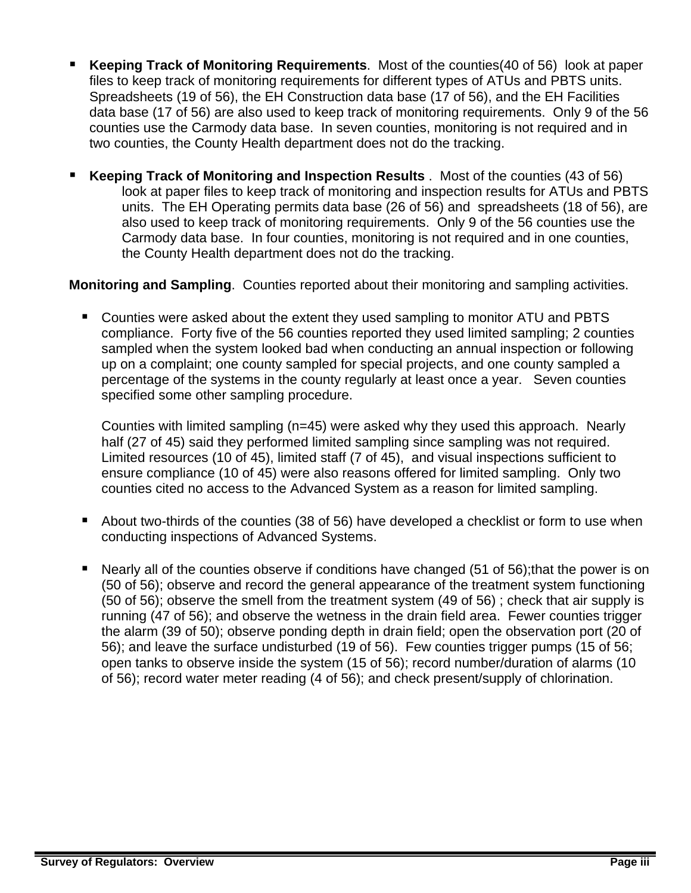- **Keeping Track of Monitoring Requirements**. Most of the counties(40 of 56) look at paper files to keep track of monitoring requirements for different types of ATUs and PBTS units. Spreadsheets (19 of 56), the EH Construction data base (17 of 56), and the EH Facilities data base (17 of 56) are also used to keep track of monitoring requirements. Only 9 of the 56 counties use the Carmody data base. In seven counties, monitoring is not required and in two counties, the County Health department does not do the tracking.

- **Keeping Track of Monitoring and Inspection Results** . Most of the counties (43 of 56) look at paper files to keep track of monitoring and inspection results for ATUs and PBTS units. The EH Operating permits data base (26 of 56) and spreadsheets (18 of 56), are also used to keep track of monitoring requirements. Only 9 of the 56 counties use the Carmody data base. In four counties, monitoring is not required and in one counties, the County Health department does not do the tracking.

**Monitoring and Sampling**. Counties reported about their monitoring and sampling activities.

- Counties were asked about the extent they used sampling to monitor ATU and PBTS compliance. Forty five of the 56 counties reported they used limited sampling; 2 counties sampled when the system looked bad when conducting an annual inspection or following up on a complaint; one county sampled for special projects, and one county sampled a percentage of the systems in the county regularly at least once a year. Seven counties specified some other sampling procedure.

  Counties with limited sampling (n=45) were asked why they used this approach. Nearly half (27 of 45) said they performed limited sampling since sampling was not required. Limited resources (10 of 45), limited staff (7 of 45), and visual inspections sufficient to ensure compliance (10 of 45) were also reasons offered for limited sampling. Only two counties cited no access to the Advanced System as a reason for limited sampling.

- About two-thirds of the counties (38 of 56) have developed a checklist or form to use when conducting inspections of Advanced Systems.

- Nearly all of the counties observe if conditions have changed (51 of 56);that the power is on (50 of 56); observe and record the general appearance of the treatment system functioning (50 of 56); observe the smell from the treatment system (49 of 56) ; check that air supply is running (47 of 56); and observe the wetness in the drain field area. Fewer counties trigger the alarm (39 of 50); observe ponding depth in drain field; open the observation port (20 of 56); and leave the surface undisturbed (19 of 56). Few counties trigger pumps (15 of 56; open tanks to observe inside the system (15 of 56); record number/duration of alarms (10 of 56); record water meter reading (4 of 56); and check present/supply of chlorination.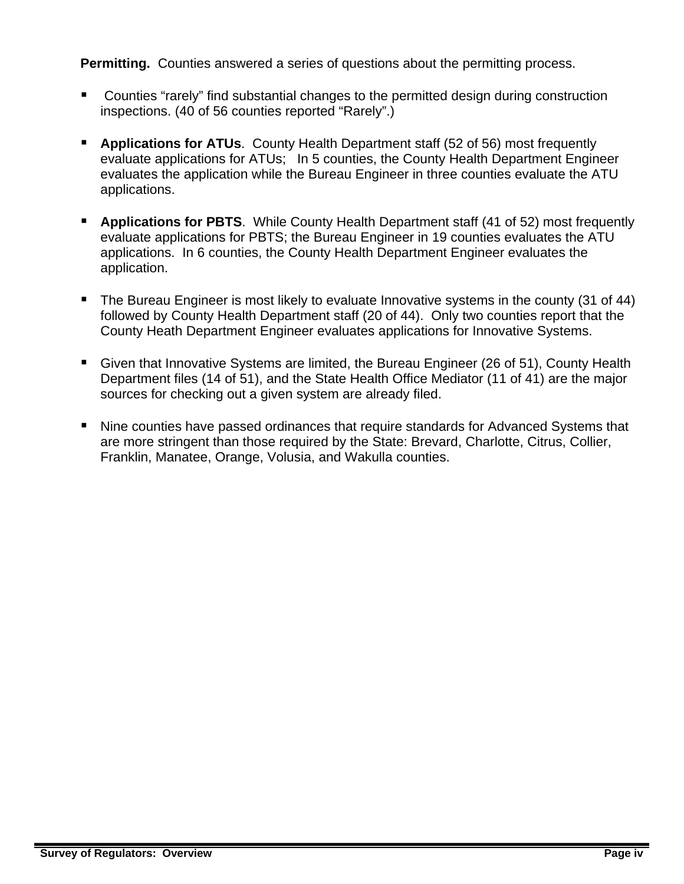**Permitting.** Counties answered a series of questions about the permitting process.

- Counties “rarely” find substantial changes to the permitted design during construction inspections. (40 of 56 counties reported “Rarely”.)

- **Applications for ATUs**. County Health Department staff (52 of 56) most frequently evaluate applications for ATUs; In 5 counties, the County Health Department Engineer evaluates the application while the Bureau Engineer in three counties evaluate the ATU applications.

- **Applications for PBTS**. While County Health Department staff (41 of 52) most frequently evaluate applications for PBTS; the Bureau Engineer in 19 counties evaluates the ATU applications. In 6 counties, the County Health Department Engineer evaluates the application.

- The Bureau Engineer is most likely to evaluate Innovative systems in the county (31 of 44) followed by County Health Department staff (20 of 44). Only two counties report that the County Heath Department Engineer evaluates applications for Innovative Systems.

- Given that Innovative Systems are limited, the Bureau Engineer (26 of 51), County Health Department files (14 of 51), and the State Health Office Mediator (11 of 41) are the major sources for checking out a given system are already filed.

- Nine counties have passed ordinances that require standards for Advanced Systems that are more stringent than those required by the State: Brevard, Charlotte, Citrus, Collier, Franklin, Manatee, Orange, Volusia, and Wakulla counties.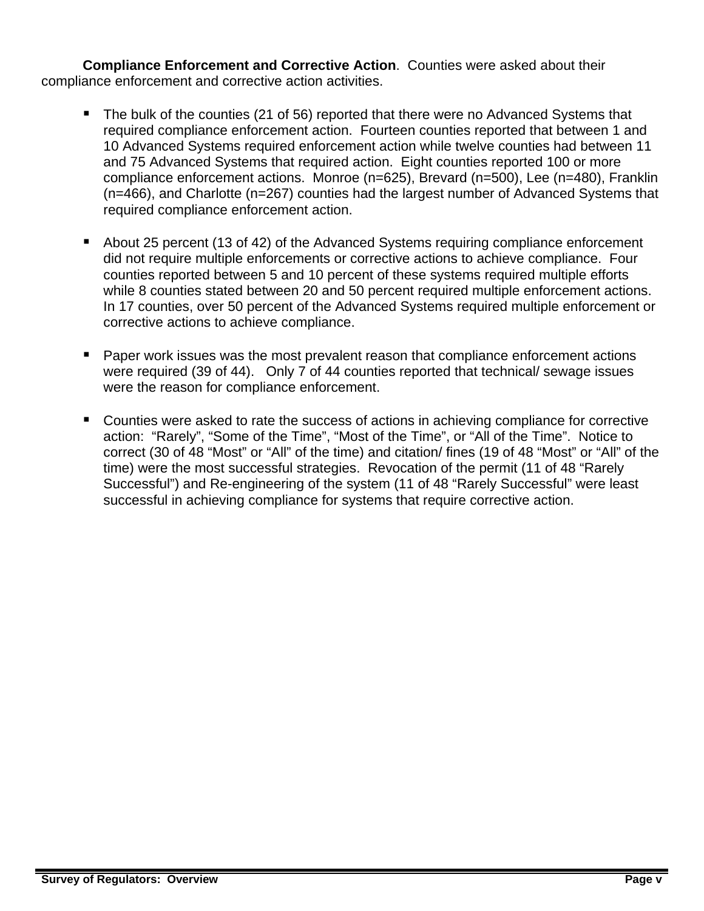**Compliance Enforcement and Corrective Action**. Counties were asked about their compliance enforcement and corrective action activities.

- The bulk of the counties (21 of 56) reported that there were no Advanced Systems that required compliance enforcement action. Fourteen counties reported that between 1 and 10 Advanced Systems required enforcement action while twelve counties had between 11 and 75 Advanced Systems that required action. Eight counties reported 100 or more compliance enforcement actions. Monroe (n=625), Brevard (n=500), Lee (n=480), Franklin (n=466), and Charlotte (n=267) counties had the largest number of Advanced Systems that required compliance enforcement action.

- About 25 percent (13 of 42) of the Advanced Systems requiring compliance enforcement did not require multiple enforcements or corrective actions to achieve compliance. Four counties reported between 5 and 10 percent of these systems required multiple efforts while 8 counties stated between 20 and 50 percent required multiple enforcement actions. In 17 counties, over 50 percent of the Advanced Systems required multiple enforcement or corrective actions to achieve compliance.

- Paper work issues was the most prevalent reason that compliance enforcement actions were required (39 of 44). Only 7 of 44 counties reported that technical/ sewage issues were the reason for compliance enforcement.

- Counties were asked to rate the success of actions in achieving compliance for corrective action: "Rarely", "Some of the Time", "Most of the Time", or "All of the Time". Notice to correct (30 of 48 "Most" or "All" of the time) and citation/ fines (19 of 48 "Most" or "All" of the time) were the most successful strategies. Revocation of the permit (11 of 48 "Rarely Successful") and Re-engineering of the system (11 of 48 "Rarely Successful" were least successful in achieving compliance for systems that require corrective action.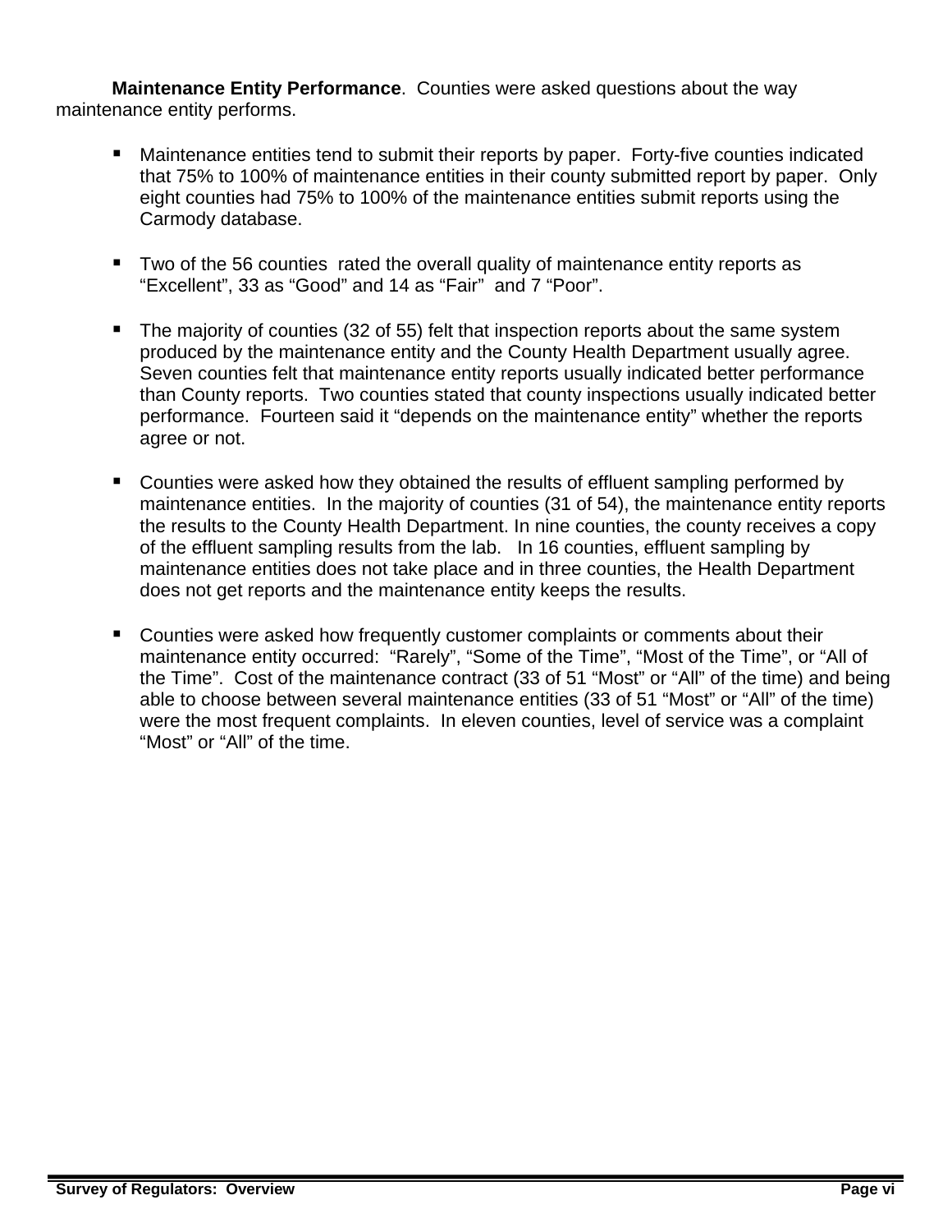**Maintenance Entity Performance**. Counties were asked questions about the way maintenance entity performs.

- Maintenance entities tend to submit their reports by paper. Forty-five counties indicated that 75% to 100% of maintenance entities in their county submitted report by paper. Only eight counties had 75% to 100% of the maintenance entities submit reports using the Carmody database.

- Two of the 56 counties rated the overall quality of maintenance entity reports as "Excellent", 33 as "Good" and 14 as "Fair" and 7 "Poor".

- The majority of counties (32 of 55) felt that inspection reports about the same system produced by the maintenance entity and the County Health Department usually agree. Seven counties felt that maintenance entity reports usually indicated better performance than County reports. Two counties stated that county inspections usually indicated better performance. Fourteen said it "depends on the maintenance entity" whether the reports agree or not.

- Counties were asked how they obtained the results of effluent sampling performed by maintenance entities. In the majority of counties (31 of 54), the maintenance entity reports the results to the County Health Department. In nine counties, the county receives a copy of the effluent sampling results from the lab. In 16 counties, effluent sampling by maintenance entities does not take place and in three counties, the Health Department does not get reports and the maintenance entity keeps the results.

- Counties were asked how frequently customer complaints or comments about their maintenance entity occurred: "Rarely", "Some of the Time", "Most of the Time", or "All of the Time". Cost of the maintenance contract (33 of 51 "Most" or "All" of the time) and being able to choose between several maintenance entities (33 of 51 "Most" or "All" of the time) were the most frequent complaints. In eleven counties, level of service was a complaint "Most" or "All" of the time.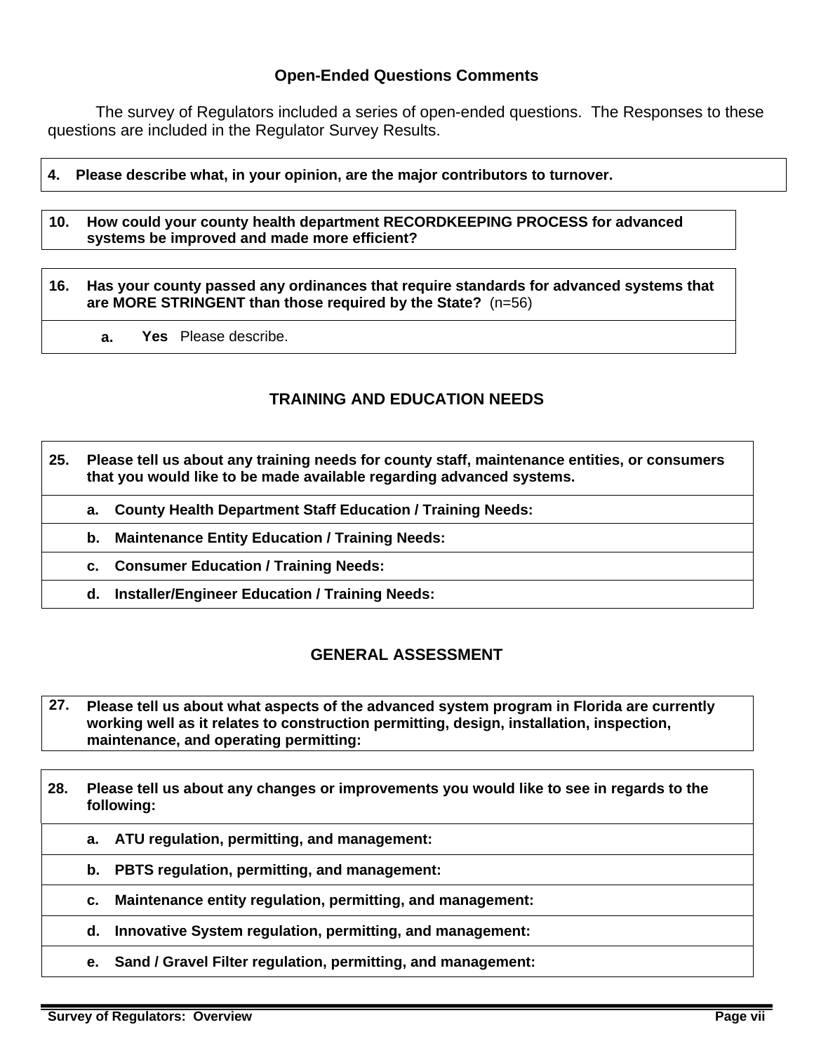## Open-Ended Questions Comments

The survey of Regulators included a series of open-ended questions. The Responses to these questions are included in the Regulator Survey Results.

| 4. Please describe what, in your opinion, are the major contributors to turnover. |
|---|

| 10. How could your county health department RECORDKEEPING PROCESS for advanced systems be improved and made more efficient? |
|---|

| 16. Has your county passed any ordinances that require standards for advanced systems that are MORE STRINGENT than those required by the State? (n=56) |
|---|
| a. **Yes** Please describe. |

## TRAINING AND EDUCATION NEEDS

| 25. Please tell us about any training needs for county staff, maintenance entities, or consumers that you would like to be made available regarding advanced systems. |
|---|
| a. County Health Department Staff Education / Training Needs: |
| b. Maintenance Entity Education / Training Needs: |
| c. Consumer Education / Training Needs: |
| d. Installer/Engineer Education / Training Needs: |

## GENERAL ASSESSMENT

| 27. Please tell us about what aspects of the advanced system program in Florida are currently working well as it relates to construction permitting, design, installation, inspection, maintenance, and operating permitting: |
|---|

| 28. Please tell us about any changes or improvements you would like to see in regards to the following: |
|---|
| a. ATU regulation, permitting, and management: |
| b. PBTS regulation, permitting, and management: |
| c. Maintenance entity regulation, permitting, and management: |
| d. Innovative System regulation, permitting, and management: |
| e. Sand / Gravel Filter regulation, permitting, and management: |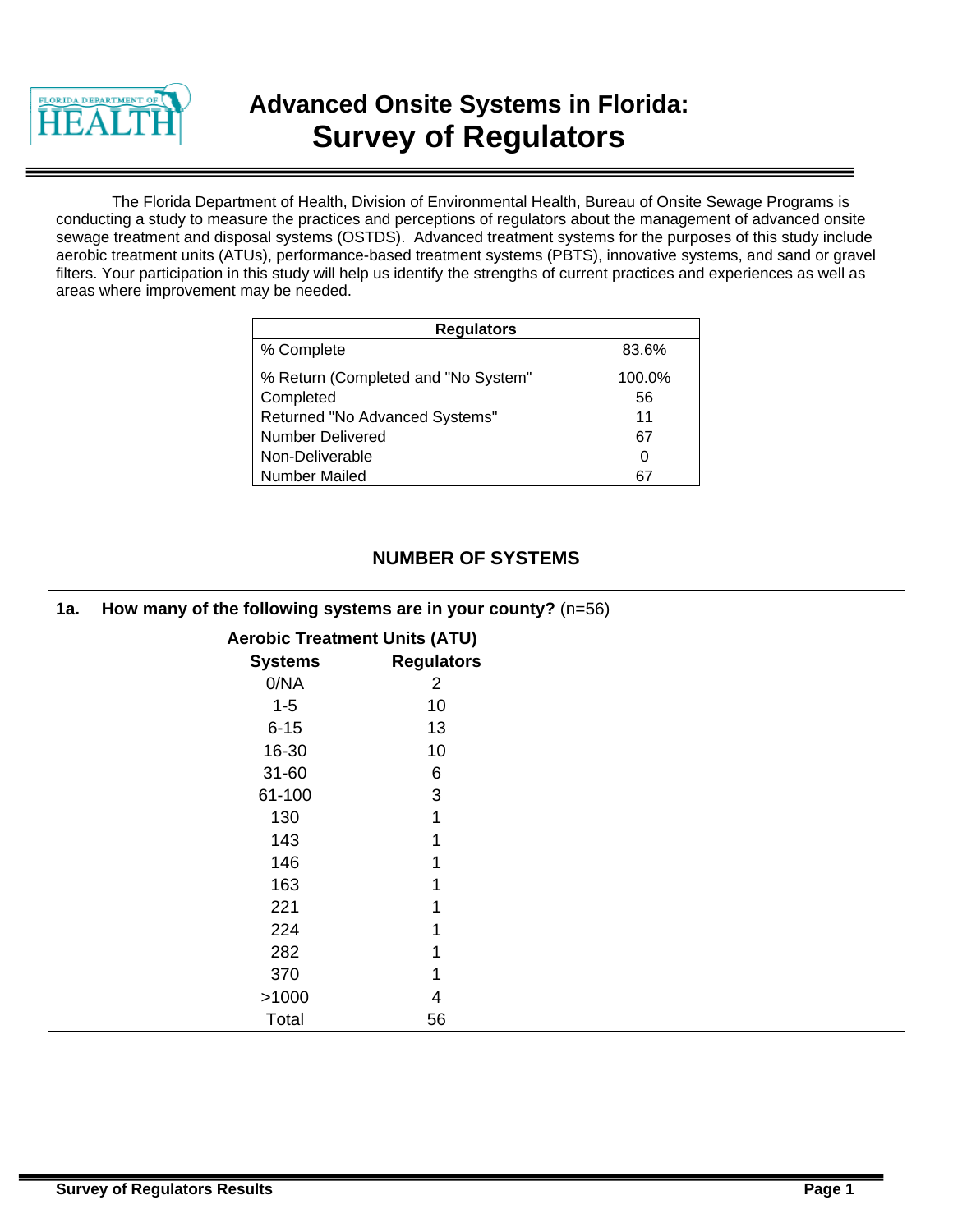# Advanced Onsite Systems in Florida:
# Survey of Regulators

The Florida Department of Health, Division of Environmental Health, Bureau of Onsite Sewage Programs is conducting a study to measure the practices and perceptions of regulators about the management of advanced onsite sewage treatment and disposal systems (OSTDS). Advanced treatment systems for the purposes of this study include aerobic treatment units (ATUs), performance-based treatment systems (PBTS), innovative systems, and sand or gravel filters. Your participation in this study will help us identify the strengths of current practices and experiences as well as areas where improvement may be needed.

| Regulators | |
|---|---|
| % Complete | 83.6% |
| % Return (Completed and "No System" | 100.0% |
| Completed | 56 |
| Returned "No Advanced Systems" | 11 |
| Number Delivered | 67 |
| Non-Deliverable | 0 |
| Number Mailed | 67 |

## NUMBER OF SYSTEMS

**1a. How many of the following systems are in your county?** (n=56)

**Aerobic Treatment Units (ATU)**

| Systems | Regulators |
|---|---|
| 0/NA | 2 |
| 1-5 | 10 |
| 6-15 | 13 |
| 16-30 | 10 |
| 31-60 | 6 |
| 61-100 | 3 |
| 130 | 1 |
| 143 | 1 |
| 146 | 1 |
| 163 | 1 |
| 221 | 1 |
| 224 | 1 |
| 282 | 1 |
| 370 | 1 |
| >1000 | 4 |
| Total | 56 |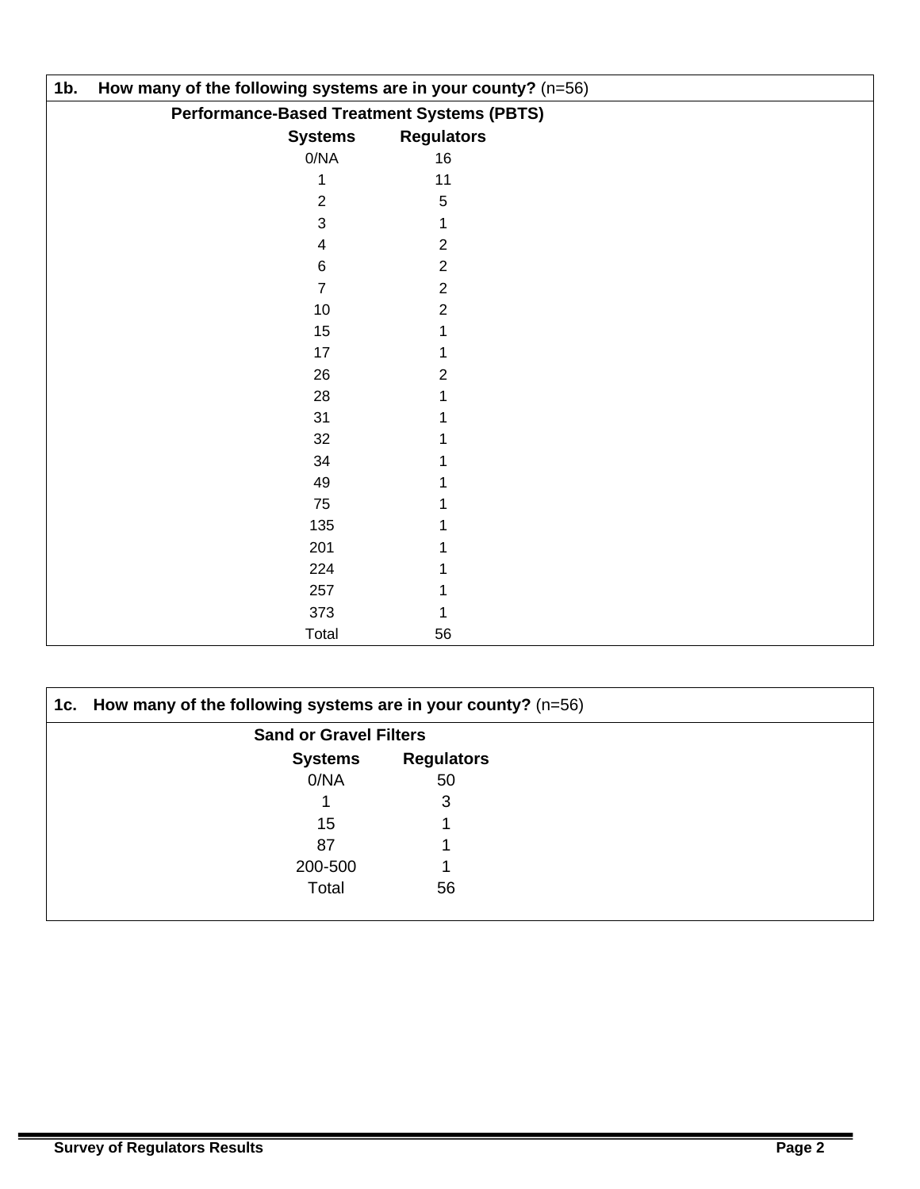**1b. How many of the following systems are in your county?** (n=56)

**Performance-Based Treatment Systems (PBTS)**

| Systems | Regulators |
|---|---|
| 0/NA | 16 |
| 1 | 11 |
| 2 | 5 |
| 3 | 1 |
| 4 | 2 |
| 6 | 2 |
| 7 | 2 |
| 10 | 2 |
| 15 | 1 |
| 17 | 1 |
| 26 | 2 |
| 28 | 1 |
| 31 | 1 |
| 32 | 1 |
| 34 | 1 |
| 49 | 1 |
| 75 | 1 |
| 135 | 1 |
| 201 | 1 |
| 224 | 1 |
| 257 | 1 |
| 373 | 1 |
| Total | 56 |

**1c. How many of the following systems are in your county?** (n=56)

**Sand or Gravel Filters**

| Systems | Regulators |
|---|---|
| 0/NA | 50 |
| 1 | 3 |
| 15 | 1 |
| 87 | 1 |
| 200-500 | 1 |
| Total | 56 |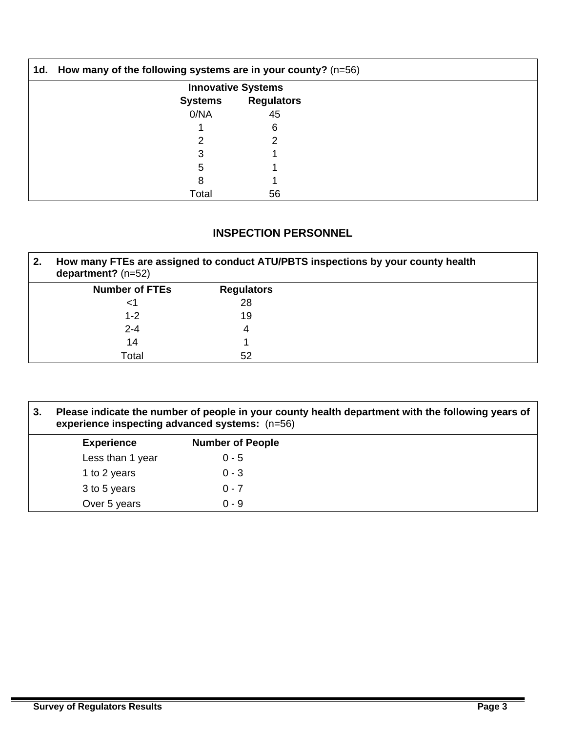**1d. How many of the following systems are in your county?** (n=56)

| Innovative Systems | |
|---|---|
| **Systems** | **Regulators** |
| 0/NA | 45 |
| 1 | 6 |
| 2 | 2 |
| 3 | 1 |
| 5 | 1 |
| 8 | 1 |
| Total | 56 |

## INSPECTION PERSONNEL

**2. How many FTEs are assigned to conduct ATU/PBTS inspections by your county health department?** (n=52)

| Number of FTEs | Regulators |
|---|---|
| <1 | 28 |
| 1-2 | 19 |
| 2-4 | 4 |
| 14 | 1 |
| Total | 52 |

**3. Please indicate the number of people in your county health department with the following years of experience inspecting advanced systems:** (n=56)

| Experience | Number of People |
|---|---|
| Less than 1 year | 0 - 5 |
| 1 to 2 years | 0 - 3 |
| 3 to 5 years | 0 - 7 |
| Over 5 years | 0 - 9 |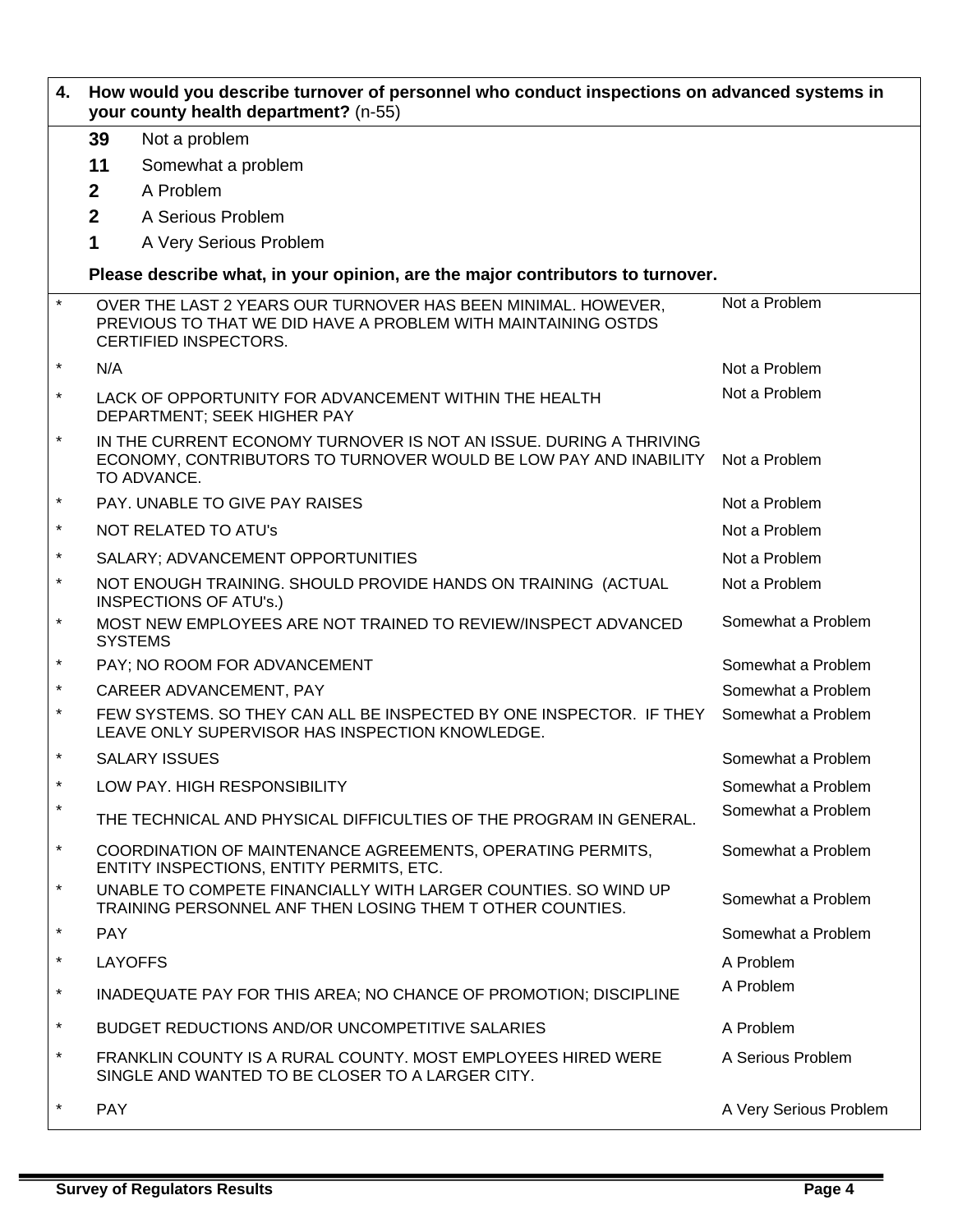**4. How would you describe turnover of personnel who conduct inspections on advanced systems in your county health department?** (n-55)

**39** Not a problem

**11** Somewhat a problem

**2** A Problem

**2** A Serious Problem

**1** A Very Serious Problem

**Please describe what, in your opinion, are the major contributors to turnover.**

| | Response | Rating |
|---|---|---|
| * | OVER THE LAST 2 YEARS OUR TURNOVER HAS BEEN MINIMAL. HOWEVER, PREVIOUS TO THAT WE DID HAVE A PROBLEM WITH MAINTAINING OSTDS CERTIFIED INSPECTORS. | Not a Problem |
| * | N/A | Not a Problem |
| * | LACK OF OPPORTUNITY FOR ADVANCEMENT WITHIN THE HEALTH DEPARTMENT; SEEK HIGHER PAY | Not a Problem |
| * | IN THE CURRENT ECONOMY TURNOVER IS NOT AN ISSUE. DURING A THRIVING ECONOMY, CONTRIBUTORS TO TURNOVER WOULD BE LOW PAY AND INABILITY TO ADVANCE. | Not a Problem |
| * | PAY. UNABLE TO GIVE PAY RAISES | Not a Problem |
| * | NOT RELATED TO ATU's | Not a Problem |
| * | SALARY; ADVANCEMENT OPPORTUNITIES | Not a Problem |
| * | NOT ENOUGH TRAINING. SHOULD PROVIDE HANDS ON TRAINING (ACTUAL INSPECTIONS OF ATU's.) | Not a Problem |
| * | MOST NEW EMPLOYEES ARE NOT TRAINED TO REVIEW/INSPECT ADVANCED SYSTEMS | Somewhat a Problem |
| * | PAY; NO ROOM FOR ADVANCEMENT | Somewhat a Problem |
| * | CAREER ADVANCEMENT, PAY | Somewhat a Problem |
| * | FEW SYSTEMS. SO THEY CAN ALL BE INSPECTED BY ONE INSPECTOR. IF THEY LEAVE ONLY SUPERVISOR HAS INSPECTION KNOWLEDGE. | Somewhat a Problem |
| * | SALARY ISSUES | Somewhat a Problem |
| * | LOW PAY. HIGH RESPONSIBILITY | Somewhat a Problem |
| * | THE TECHNICAL AND PHYSICAL DIFFICULTIES OF THE PROGRAM IN GENERAL. | Somewhat a Problem |
| * | COORDINATION OF MAINTENANCE AGREEMENTS, OPERATING PERMITS, ENTITY INSPECTIONS, ENTITY PERMITS, ETC. | Somewhat a Problem |
| * | UNABLE TO COMPETE FINANCIALLY WITH LARGER COUNTIES. SO WIND UP TRAINING PERSONNEL ANF THEN LOSING THEM T OTHER COUNTIES. | Somewhat a Problem |
| * | PAY | Somewhat a Problem |
| * | LAYOFFS | A Problem |
| * | INADEQUATE PAY FOR THIS AREA; NO CHANCE OF PROMOTION; DISCIPLINE | A Problem |
| * | BUDGET REDUCTIONS AND/OR UNCOMPETITIVE SALARIES | A Problem |
| * | FRANKLIN COUNTY IS A RURAL COUNTY. MOST EMPLOYEES HIRED WERE SINGLE AND WANTED TO BE CLOSER TO A LARGER CITY. | A Serious Problem |
| * | PAY | A Very Serious Problem |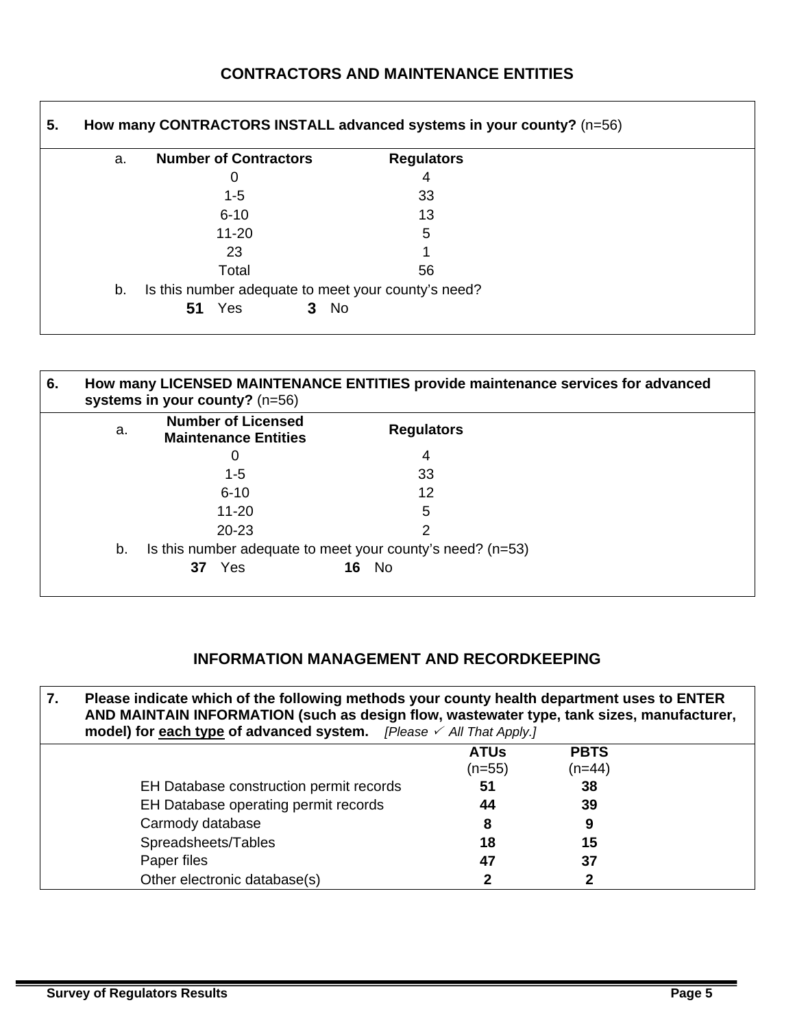## CONTRACTORS AND MAINTENANCE ENTITIES

**5. How many CONTRACTORS INSTALL advanced systems in your county?** (n=56)

a.

| Number of Contractors | Regulators |
|---|---|
| 0 | 4 |
| 1-5 | 33 |
| 6-10 | 13 |
| 11-20 | 5 |
| 23 | 1 |
| Total | 56 |

b. Is this number adequate to meet your county's need?

**51** Yes **3** No

**6. How many LICENSED MAINTENANCE ENTITIES provide maintenance services for advanced systems in your county?** (n=56)

a.

| Number of Licensed Maintenance Entities | Regulators |
|---|---|
| 0 | 4 |
| 1-5 | 33 |
| 6-10 | 12 |
| 11-20 | 5 |
| 20-23 | 2 |

b. Is this number adequate to meet your county's need? (n=53)

**37** Yes **16** No

## INFORMATION MANAGEMENT AND RECORDKEEPING

**7. Please indicate which of the following methods your county health department uses to ENTER AND MAINTAIN INFORMATION (such as design flow, wastewater type, tank sizes, manufacturer, model) for each type of advanced system.** *[Please ✓ All That Apply.]*

| | ATUs (n=55) | PBTS (n=44) |
|---|---|---|
| EH Database construction permit records | **51** | **38** |
| EH Database operating permit records | **44** | **39** |
| Carmody database | **8** | **9** |
| Spreadsheets/Tables | **18** | **15** |
| Paper files | **47** | **37** |
| Other electronic database(s) | **2** | **2** |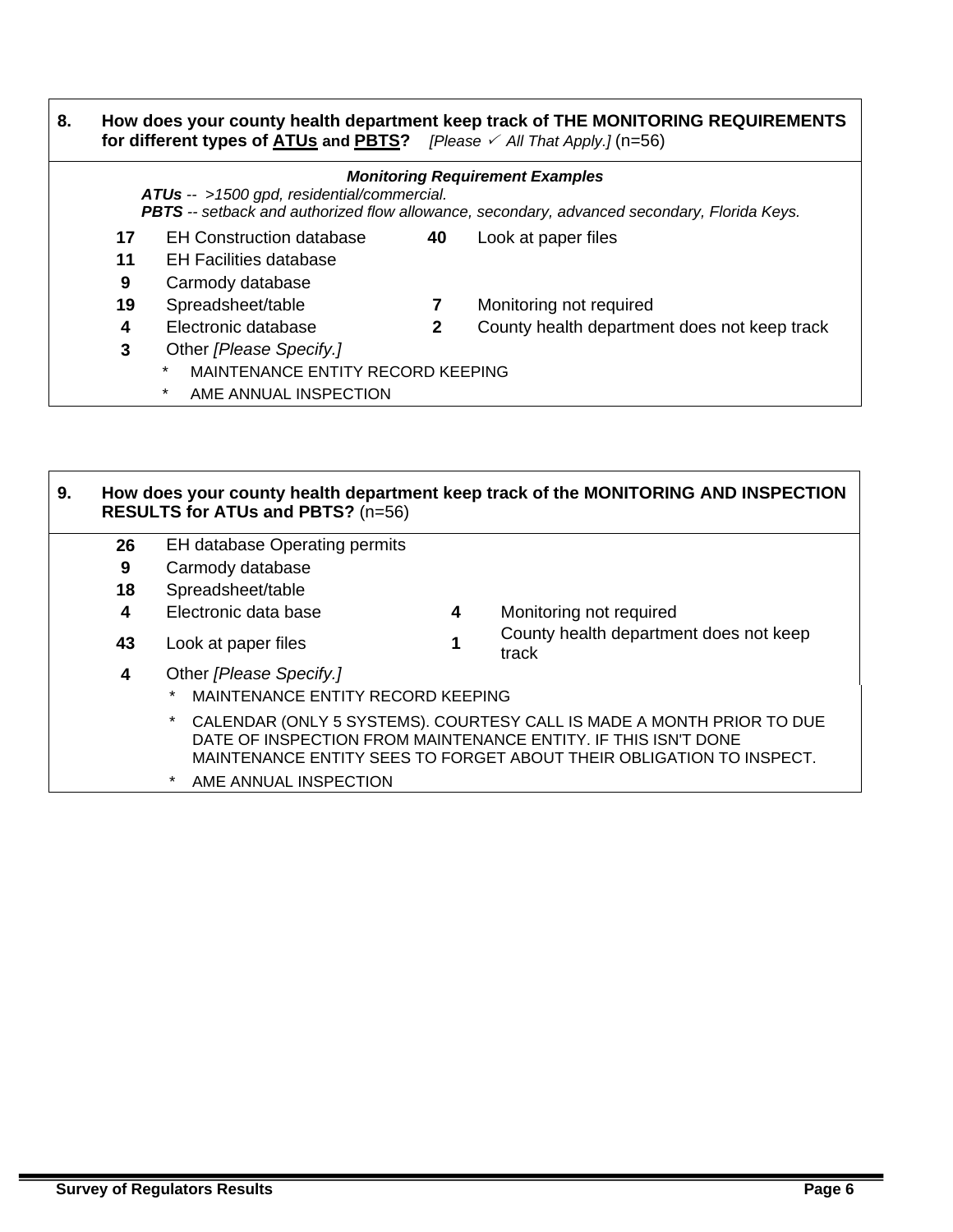**8. How does your county health department keep track of THE MONITORING REQUIREMENTS for different types of <u>ATUs</u> and <u>PBTS</u>?** *[Please ✓ All That Apply.]* (n=56)

***Monitoring Requirement Examples***

***ATUs** -- >1500 gpd, residential/commercial.*
***PBTS** -- setback and authorized flow allowance, secondary, advanced secondary, Florida Keys.*

| | | | |
|---|---|---|---|
| **17** | EH Construction database | **40** | Look at paper files |
| **11** | EH Facilities database | | |
| **9** | Carmody database | | |
| **19** | Spreadsheet/table | **7** | Monitoring not required |
| **4** | Electronic database | **2** | County health department does not keep track |
| **3** | Other *[Please Specify.]* | | |

- * MAINTENANCE ENTITY RECORD KEEPING
- * AME ANNUAL INSPECTION

**9. How does your county health department keep track of the MONITORING AND INSPECTION RESULTS for ATUs and PBTS?** (n=56)

| | | | |
|---|---|---|---|
| **26** | EH database Operating permits | | |
| **9** | Carmody database | | |
| **18** | Spreadsheet/table | | |
| **4** | Electronic data base | **4** | Monitoring not required |
| **43** | Look at paper files | **1** | County health department does not keep track |
| **4** | Other *[Please Specify.]* | | |

- * MAINTENANCE ENTITY RECORD KEEPING
- * CALENDAR (ONLY 5 SYSTEMS). COURTESY CALL IS MADE A MONTH PRIOR TO DUE DATE OF INSPECTION FROM MAINTENANCE ENTITY. IF THIS ISN'T DONE MAINTENANCE ENTITY SEES TO FORGET ABOUT THEIR OBLIGATION TO INSPECT.
- * AME ANNUAL INSPECTION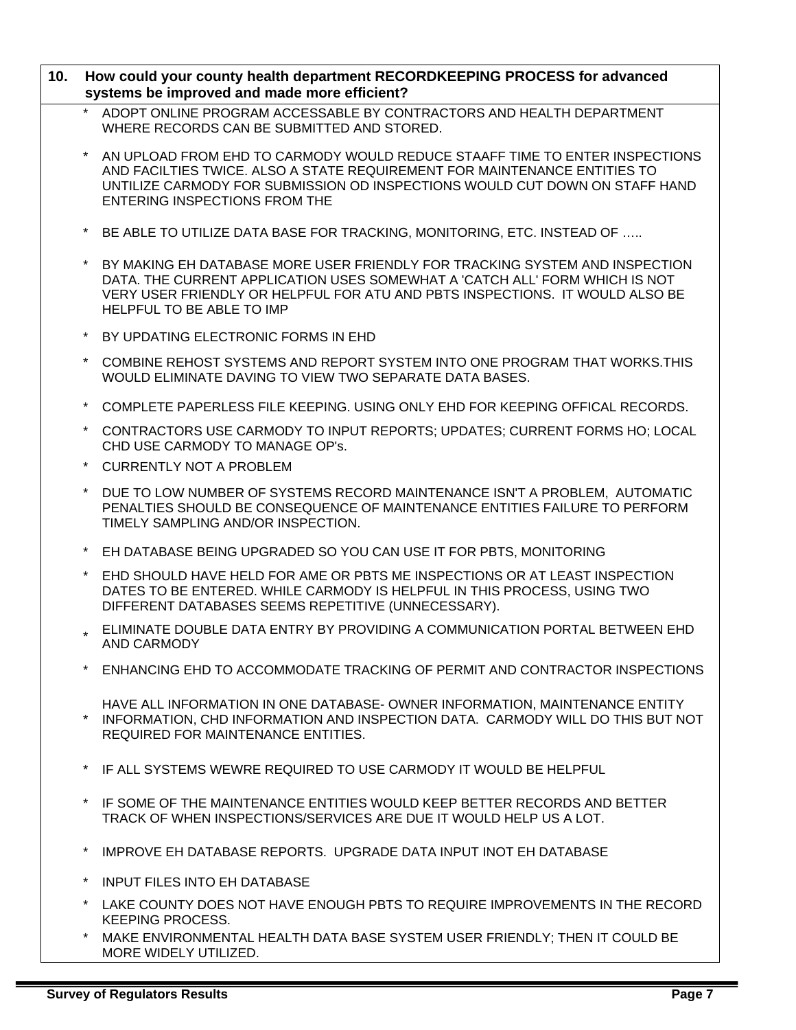**10. How could your county health department RECORDKEEPING PROCESS for advanced systems be improved and made more efficient?**

* ADOPT ONLINE PROGRAM ACCESSABLE BY CONTRACTORS AND HEALTH DEPARTMENT WHERE RECORDS CAN BE SUBMITTED AND STORED.
* AN UPLOAD FROM EHD TO CARMODY WOULD REDUCE STAAFF TIME TO ENTER INSPECTIONS AND FACILTIES TWICE. ALSO A STATE REQUIREMENT FOR MAINTENANCE ENTITIES TO UNTILIZE CARMODY FOR SUBMISSION OD INSPECTIONS WOULD CUT DOWN ON STAFF HAND ENTERING INSPECTIONS FROM THE
* BE ABLE TO UTILIZE DATA BASE FOR TRACKING, MONITORING, ETC. INSTEAD OF …..
* BY MAKING EH DATABASE MORE USER FRIENDLY FOR TRACKING SYSTEM AND INSPECTION DATA. THE CURRENT APPLICATION USES SOMEWHAT A 'CATCH ALL' FORM WHICH IS NOT VERY USER FRIENDLY OR HELPFUL FOR ATU AND PBTS INSPECTIONS. IT WOULD ALSO BE HELPFUL TO BE ABLE TO IMP
* BY UPDATING ELECTRONIC FORMS IN EHD
* COMBINE REHOST SYSTEMS AND REPORT SYSTEM INTO ONE PROGRAM THAT WORKS.THIS WOULD ELIMINATE DAVING TO VIEW TWO SEPARATE DATA BASES.
* COMPLETE PAPERLESS FILE KEEPING. USING ONLY EHD FOR KEEPING OFFICAL RECORDS.
* CONTRACTORS USE CARMODY TO INPUT REPORTS; UPDATES; CURRENT FORMS HO; LOCAL CHD USE CARMODY TO MANAGE OP's.
* CURRENTLY NOT A PROBLEM
* DUE TO LOW NUMBER OF SYSTEMS RECORD MAINTENANCE ISN'T A PROBLEM, AUTOMATIC PENALTIES SHOULD BE CONSEQUENCE OF MAINTENANCE ENTITIES FAILURE TO PERFORM TIMELY SAMPLING AND/OR INSPECTION.
* EH DATABASE BEING UPGRADED SO YOU CAN USE IT FOR PBTS, MONITORING
* EHD SHOULD HAVE HELD FOR AME OR PBTS ME INSPECTIONS OR AT LEAST INSPECTION DATES TO BE ENTERED. WHILE CARMODY IS HELPFUL IN THIS PROCESS, USING TWO DIFFERENT DATABASES SEEMS REPETITIVE (UNNECESSARY).
* ELIMINATE DOUBLE DATA ENTRY BY PROVIDING A COMMUNICATION PORTAL BETWEEN EHD AND CARMODY
* ENHANCING EHD TO ACCOMMODATE TRACKING OF PERMIT AND CONTRACTOR INSPECTIONS
* HAVE ALL INFORMATION IN ONE DATABASE- OWNER INFORMATION, MAINTENANCE ENTITY INFORMATION, CHD INFORMATION AND INSPECTION DATA. CARMODY WILL DO THIS BUT NOT REQUIRED FOR MAINTENANCE ENTITIES.
* IF ALL SYSTEMS WEWRE REQUIRED TO USE CARMODY IT WOULD BE HELPFUL
* IF SOME OF THE MAINTENANCE ENTITIES WOULD KEEP BETTER RECORDS AND BETTER TRACK OF WHEN INSPECTIONS/SERVICES ARE DUE IT WOULD HELP US A LOT.
* IMPROVE EH DATABASE REPORTS. UPGRADE DATA INPUT INOT EH DATABASE
* INPUT FILES INTO EH DATABASE
* LAKE COUNTY DOES NOT HAVE ENOUGH PBTS TO REQUIRE IMPROVEMENTS IN THE RECORD KEEPING PROCESS.
* MAKE ENVIRONMENTAL HEALTH DATA BASE SYSTEM USER FRIENDLY; THEN IT COULD BE MORE WIDELY UTILIZED.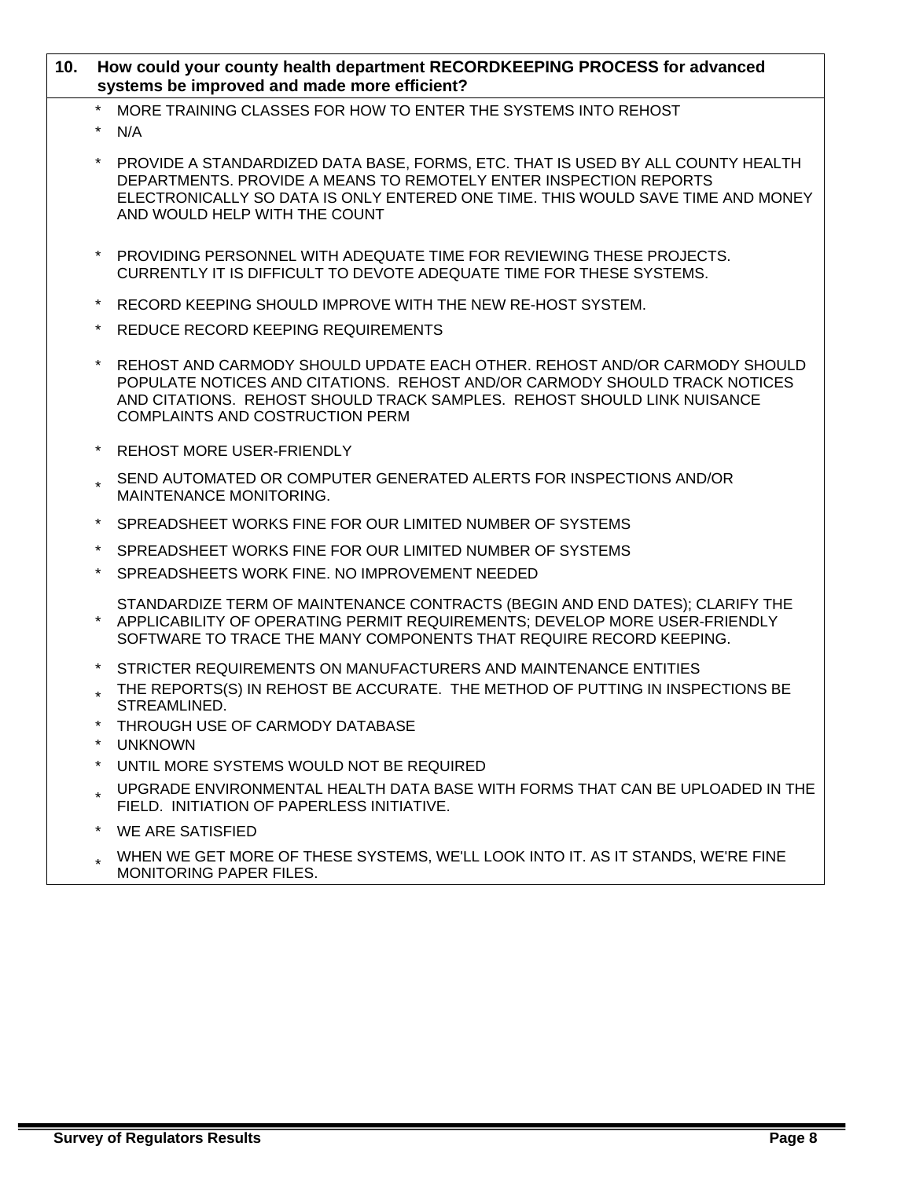**10. How could your county health department RECORDKEEPING PROCESS for advanced systems be improved and made more efficient?**

* MORE TRAINING CLASSES FOR HOW TO ENTER THE SYSTEMS INTO REHOST
* N/A
* PROVIDE A STANDARDIZED DATA BASE, FORMS, ETC. THAT IS USED BY ALL COUNTY HEALTH DEPARTMENTS. PROVIDE A MEANS TO REMOTELY ENTER INSPECTION REPORTS ELECTRONICALLY SO DATA IS ONLY ENTERED ONE TIME. THIS WOULD SAVE TIME AND MONEY AND WOULD HELP WITH THE COUNT
* PROVIDING PERSONNEL WITH ADEQUATE TIME FOR REVIEWING THESE PROJECTS. CURRENTLY IT IS DIFFICULT TO DEVOTE ADEQUATE TIME FOR THESE SYSTEMS.
* RECORD KEEPING SHOULD IMPROVE WITH THE NEW RE-HOST SYSTEM.
* REDUCE RECORD KEEPING REQUIREMENTS
* REHOST AND CARMODY SHOULD UPDATE EACH OTHER. REHOST AND/OR CARMODY SHOULD POPULATE NOTICES AND CITATIONS. REHOST AND/OR CARMODY SHOULD TRACK NOTICES AND CITATIONS. REHOST SHOULD TRACK SAMPLES. REHOST SHOULD LINK NUISANCE COMPLAINTS AND COSTRUCTION PERM
* REHOST MORE USER-FRIENDLY
* SEND AUTOMATED OR COMPUTER GENERATED ALERTS FOR INSPECTIONS AND/OR MAINTENANCE MONITORING.
* SPREADSHEET WORKS FINE FOR OUR LIMITED NUMBER OF SYSTEMS
* SPREADSHEET WORKS FINE FOR OUR LIMITED NUMBER OF SYSTEMS
* SPREADSHEETS WORK FINE. NO IMPROVEMENT NEEDED
* STANDARDIZE TERM OF MAINTENANCE CONTRACTS (BEGIN AND END DATES); CLARIFY THE APPLICABILITY OF OPERATING PERMIT REQUIREMENTS; DEVELOP MORE USER-FRIENDLY SOFTWARE TO TRACE THE MANY COMPONENTS THAT REQUIRE RECORD KEEPING.
* STRICTER REQUIREMENTS ON MANUFACTURERS AND MAINTENANCE ENTITIES
* THE REPORTS(S) IN REHOST BE ACCURATE. THE METHOD OF PUTTING IN INSPECTIONS BE STREAMLINED.
* THROUGH USE OF CARMODY DATABASE
* UNKNOWN
* UNTIL MORE SYSTEMS WOULD NOT BE REQUIRED
* UPGRADE ENVIRONMENTAL HEALTH DATA BASE WITH FORMS THAT CAN BE UPLOADED IN THE FIELD. INITIATION OF PAPERLESS INITIATIVE.
* WE ARE SATISFIED
* WHEN WE GET MORE OF THESE SYSTEMS, WE'LL LOOK INTO IT. AS IT STANDS, WE'RE FINE MONITORING PAPER FILES.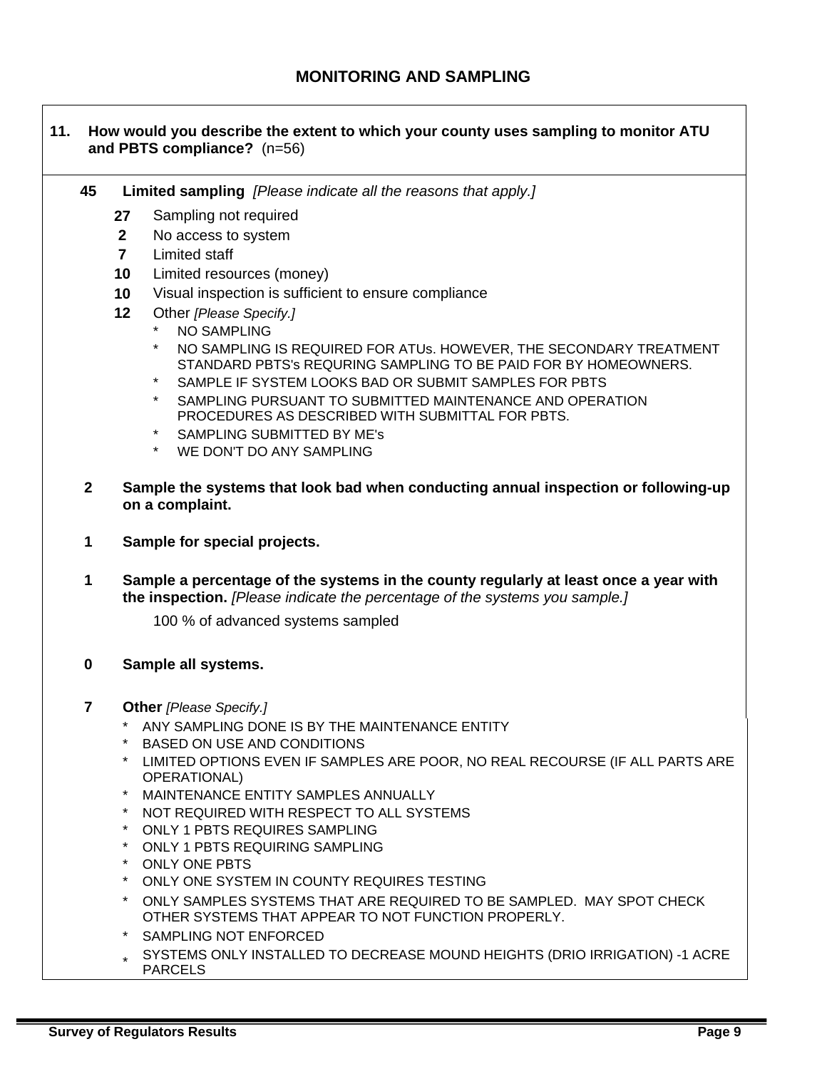## MONITORING AND SAMPLING

**11. How would you describe the extent to which your county uses sampling to monitor ATU and PBTS compliance?** (n=56)

**45** **Limited sampling** *[Please indicate all the reasons that apply.]*

- **27** Sampling not required
- **2** No access to system
- **7** Limited staff
- **10** Limited resources (money)
- **10** Visual inspection is sufficient to ensure compliance
- **12** Other *[Please Specify.]*
  - NO SAMPLING
  - NO SAMPLING IS REQUIRED FOR ATUs. HOWEVER, THE SECONDARY TREATMENT STANDARD PBTS's REQURING SAMPLING TO BE PAID FOR BY HOMEOWNERS.
  - SAMPLE IF SYSTEM LOOKS BAD OR SUBMIT SAMPLES FOR PBTS
  - SAMPLING PURSUANT TO SUBMITTED MAINTENANCE AND OPERATION PROCEDURES AS DESCRIBED WITH SUBMITTAL FOR PBTS.
  - SAMPLING SUBMITTED BY ME's
  - WE DON'T DO ANY SAMPLING

**2** **Sample the systems that look bad when conducting annual inspection or following-up on a complaint.**

**1** **Sample for special projects.**

**1** **Sample a percentage of the systems in the county regularly at least once a year with the inspection.** *[Please indicate the percentage of the systems you sample.]*

100 % of advanced systems sampled

**0** **Sample all systems.**

**7** **Other** *[Please Specify.]*

- ANY SAMPLING DONE IS BY THE MAINTENANCE ENTITY
- BASED ON USE AND CONDITIONS
- LIMITED OPTIONS EVEN IF SAMPLES ARE POOR, NO REAL RECOURSE (IF ALL PARTS ARE OPERATIONAL)
- MAINTENANCE ENTITY SAMPLES ANNUALLY
- NOT REQUIRED WITH RESPECT TO ALL SYSTEMS
- ONLY 1 PBTS REQUIRES SAMPLING
- ONLY 1 PBTS REQUIRING SAMPLING
- ONLY ONE PBTS
- ONLY ONE SYSTEM IN COUNTY REQUIRES TESTING
- ONLY SAMPLES SYSTEMS THAT ARE REQUIRED TO BE SAMPLED. MAY SPOT CHECK OTHER SYSTEMS THAT APPEAR TO NOT FUNCTION PROPERLY.
- SAMPLING NOT ENFORCED
- SYSTEMS ONLY INSTALLED TO DECREASE MOUND HEIGHTS (DRIO IRRIGATION) -1 ACRE PARCELS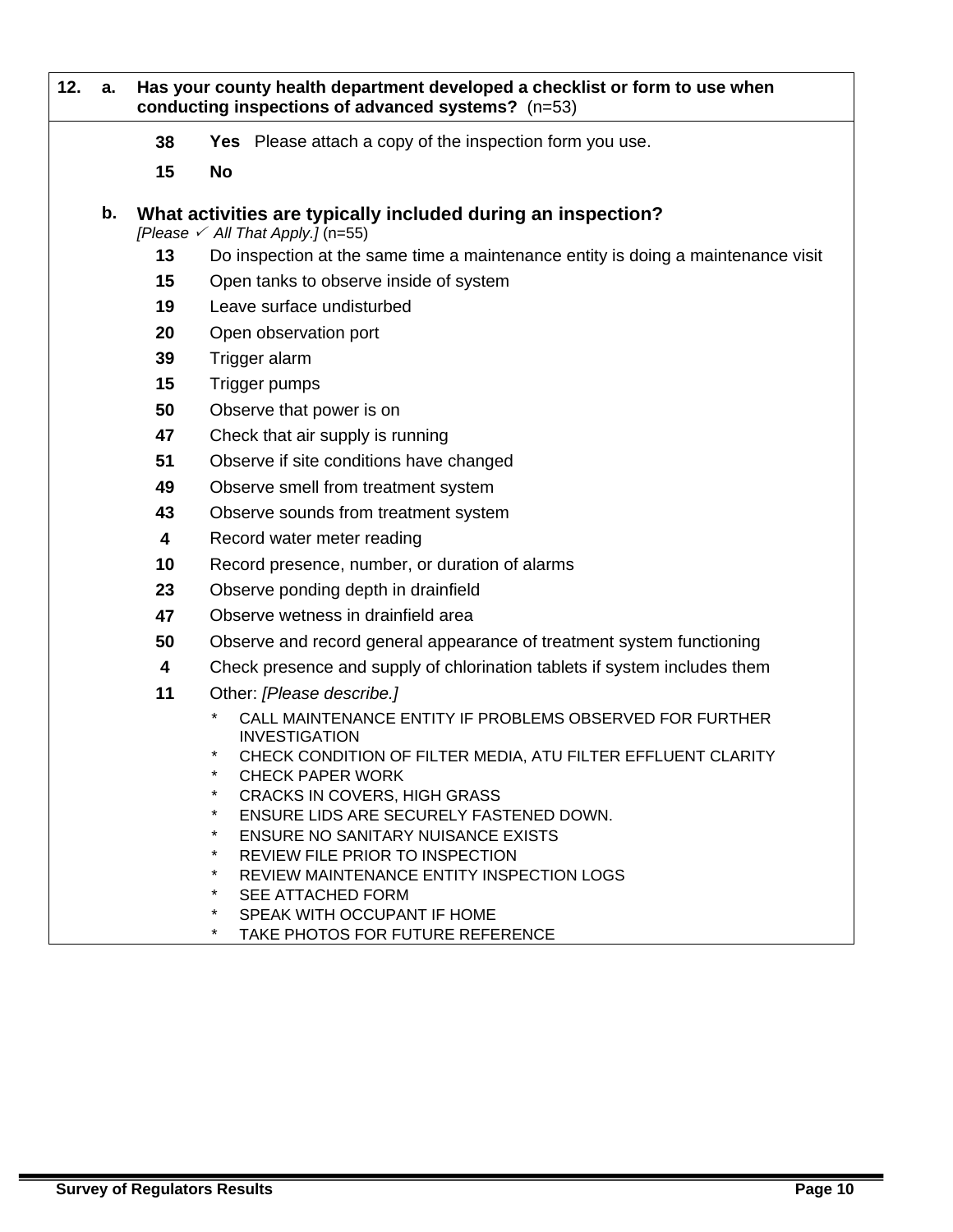**12. a. Has your county health department developed a checklist or form to use when conducting inspections of advanced systems?** (n=53)

- **38** **Yes** Please attach a copy of the inspection form you use.
- **15** **No**

**b. What activities are typically included during an inspection?**
*[Please ✓ All That Apply.]* (n=55)

- **13** Do inspection at the same time a maintenance entity is doing a maintenance visit
- **15** Open tanks to observe inside of system
- **19** Leave surface undisturbed
- **20** Open observation port
- **39** Trigger alarm
- **15** Trigger pumps
- **50** Observe that power is on
- **47** Check that air supply is running
- **51** Observe if site conditions have changed
- **49** Observe smell from treatment system
- **43** Observe sounds from treatment system
- **4** Record water meter reading
- **10** Record presence, number, or duration of alarms
- **23** Observe ponding depth in drainfield
- **47** Observe wetness in drainfield area
- **50** Observe and record general appearance of treatment system functioning
- **4** Check presence and supply of chlorination tablets if system includes them
- **11** Other: *[Please describe.]*
  - CALL MAINTENANCE ENTITY IF PROBLEMS OBSERVED FOR FURTHER INVESTIGATION
  - CHECK CONDITION OF FILTER MEDIA, ATU FILTER EFFLUENT CLARITY
  - CHECK PAPER WORK
  - CRACKS IN COVERS, HIGH GRASS
  - ENSURE LIDS ARE SECURELY FASTENED DOWN.
  - ENSURE NO SANITARY NUISANCE EXISTS
  - REVIEW FILE PRIOR TO INSPECTION
  - REVIEW MAINTENANCE ENTITY INSPECTION LOGS
  - SEE ATTACHED FORM
  - SPEAK WITH OCCUPANT IF HOME
  - TAKE PHOTOS FOR FUTURE REFERENCE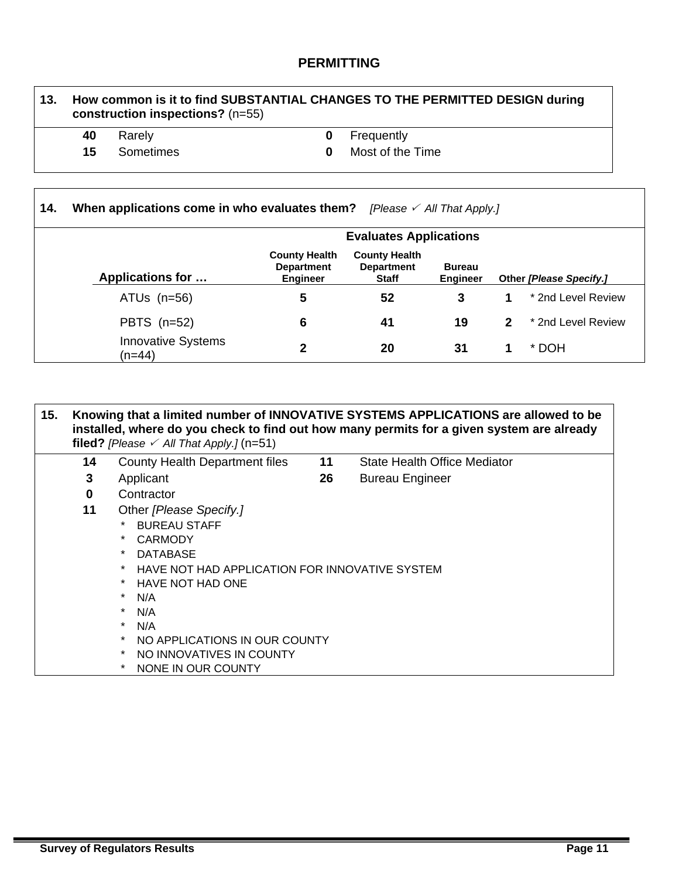## PERMITTING

**13. How common is it to find SUBSTANTIAL CHANGES TO THE PERMITTED DESIGN during construction inspections?** (n=55)

| | | | |
|---|---|---|---|
| **40** | Rarely | **0** | Frequently |
| **15** | Sometimes | **0** | Most of the Time |

**14. When applications come in who evaluates them?** *[Please ✓ All That Apply.]*

| | Evaluates Applications | | | | |
|---|---|---|---|---|---|
| **Applications for …** | **County Health Department Engineer** | **County Health Department Staff** | **Bureau Engineer** | **Other *[Please Specify.]*** | |
| ATUs (n=56) | **5** | **52** | **3** | **1** | * 2nd Level Review |
| PBTS (n=52) | **6** | **41** | **19** | **2** | * 2nd Level Review |
| Innovative Systems (n=44) | **2** | **20** | **31** | **1** | * DOH |

**15. Knowing that a limited number of INNOVATIVE SYSTEMS APPLICATIONS are allowed to be installed, where do you check to find out how many permits for a given system are already filed?** *[Please ✓ All That Apply.]* (n=51)

| | | | |
|---|---|---|---|
| **14** | County Health Department files | **11** | State Health Office Mediator |
| **3** | Applicant | **26** | Bureau Engineer |
| **0** | Contractor | | |
| **11** | Other *[Please Specify.]* | | |

* BUREAU STAFF
* CARMODY
* DATABASE
* HAVE NOT HAD APPLICATION FOR INNOVATIVE SYSTEM
* HAVE NOT HAD ONE
* N/A
* N/A
* N/A
* NO APPLICATIONS IN OUR COUNTY
* NO INNOVATIVES IN COUNTY
* NONE IN OUR COUNTY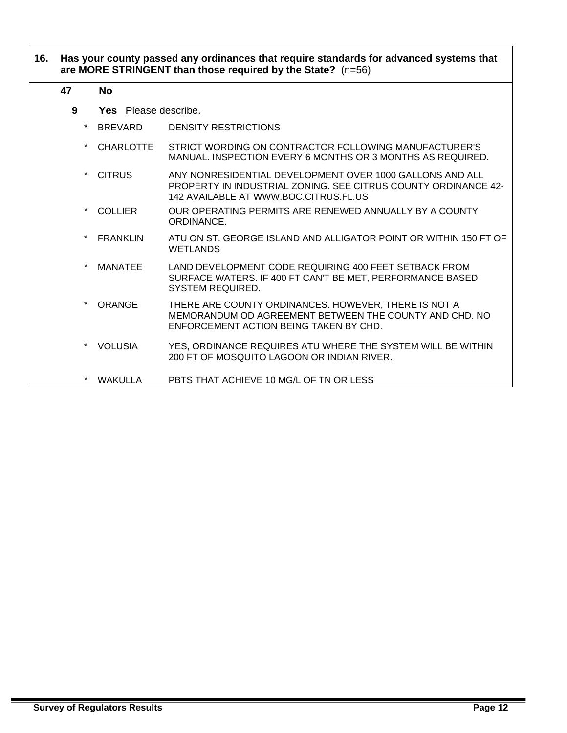**16. Has your county passed any ordinances that require standards for advanced systems that are MORE STRINGENT than those required by the State?** (n=56)

**47** **No**

**9** **Yes** Please describe.

| | | |
|---|---|---|
| * | BREVARD | DENSITY RESTRICTIONS |
| * | CHARLOTTE | STRICT WORDING ON CONTRACTOR FOLLOWING MANUFACTURER'S MANUAL. INSPECTION EVERY 6 MONTHS OR 3 MONTHS AS REQUIRED. |
| * | CITRUS | ANY NONRESIDENTIAL DEVELOPMENT OVER 1000 GALLONS AND ALL PROPERTY IN INDUSTRIAL ZONING. SEE CITRUS COUNTY ORDINANCE 42-142 AVAILABLE AT WWW.BOC.CITRUS.FL.US |
| * | COLLIER | OUR OPERATING PERMITS ARE RENEWED ANNUALLY BY A COUNTY ORDINANCE. |
| * | FRANKLIN | ATU ON ST. GEORGE ISLAND AND ALLIGATOR POINT OR WITHIN 150 FT OF WETLANDS |
| * | MANATEE | LAND DEVELOPMENT CODE REQUIRING 400 FEET SETBACK FROM SURFACE WATERS. IF 400 FT CAN'T BE MET, PERFORMANCE BASED SYSTEM REQUIRED. |
| * | ORANGE | THERE ARE COUNTY ORDINANCES. HOWEVER, THERE IS NOT A MEMORANDUM OD AGREEMENT BETWEEN THE COUNTY AND CHD. NO ENFORCEMENT ACTION BEING TAKEN BY CHD. |
| * | VOLUSIA | YES, ORDINANCE REQUIRES ATU WHERE THE SYSTEM WILL BE WITHIN 200 FT OF MOSQUITO LAGOON OR INDIAN RIVER. |
| * | WAKULLA | PBTS THAT ACHIEVE 10 MG/L OF TN OR LESS |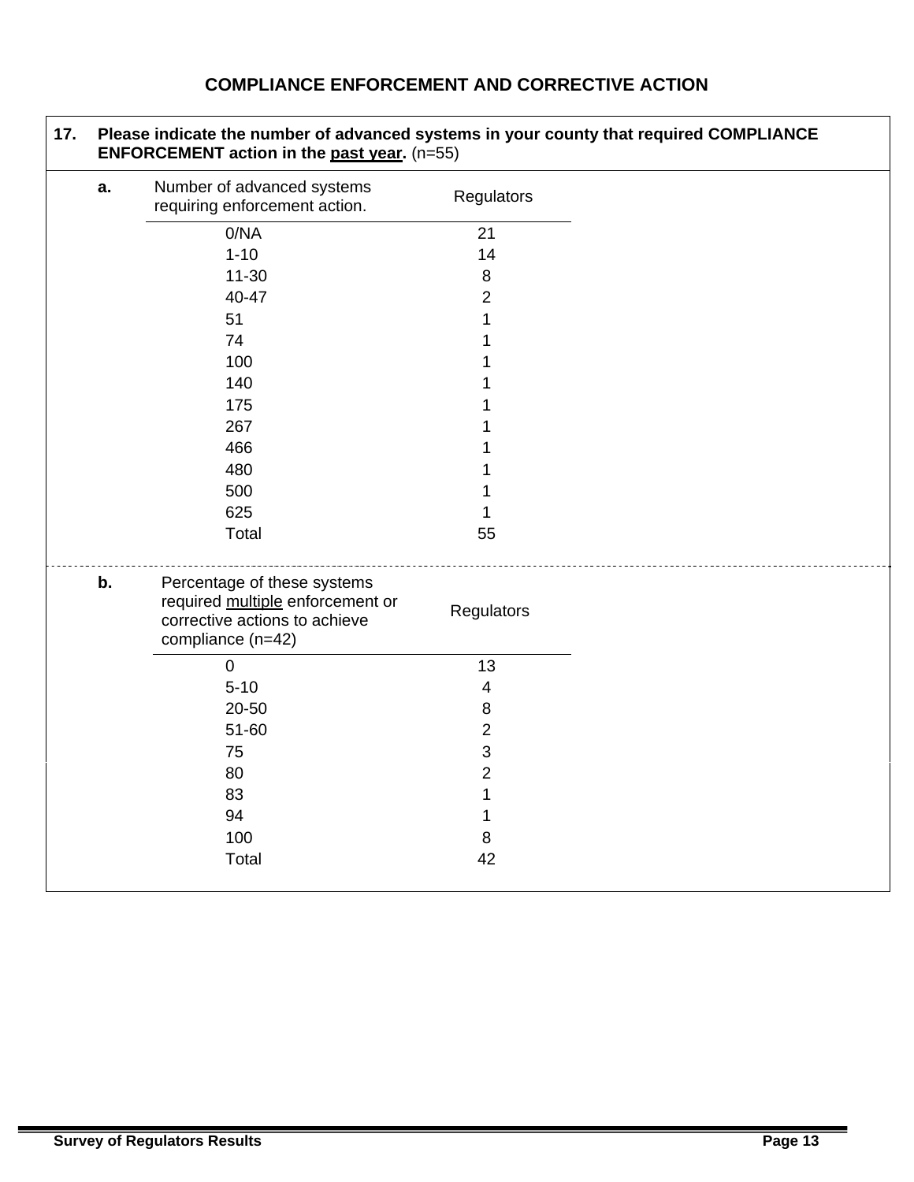## COMPLIANCE ENFORCEMENT AND CORRECTIVE ACTION

**17. Please indicate the number of advanced systems in your county that required COMPLIANCE ENFORCEMENT action in the past year.** (n=55)

**a.**

| Number of advanced systems requiring enforcement action. | Regulators |
|---|---|
| 0/NA | 21 |
| 1-10 | 14 |
| 11-30 | 8 |
| 40-47 | 2 |
| 51 | 1 |
| 74 | 1 |
| 100 | 1 |
| 140 | 1 |
| 175 | 1 |
| 267 | 1 |
| 466 | 1 |
| 480 | 1 |
| 500 | 1 |
| 625 | 1 |
| Total | 55 |

**b.**

| Percentage of these systems required multiple enforcement or corrective actions to achieve compliance (n=42) | Regulators |
|---|---|
| 0 | 13 |
| 5-10 | 4 |
| 20-50 | 8 |
| 51-60 | 2 |
| 75 | 3 |
| 80 | 2 |
| 83 | 1 |
| 94 | 1 |
| 100 | 8 |
| Total | 42 |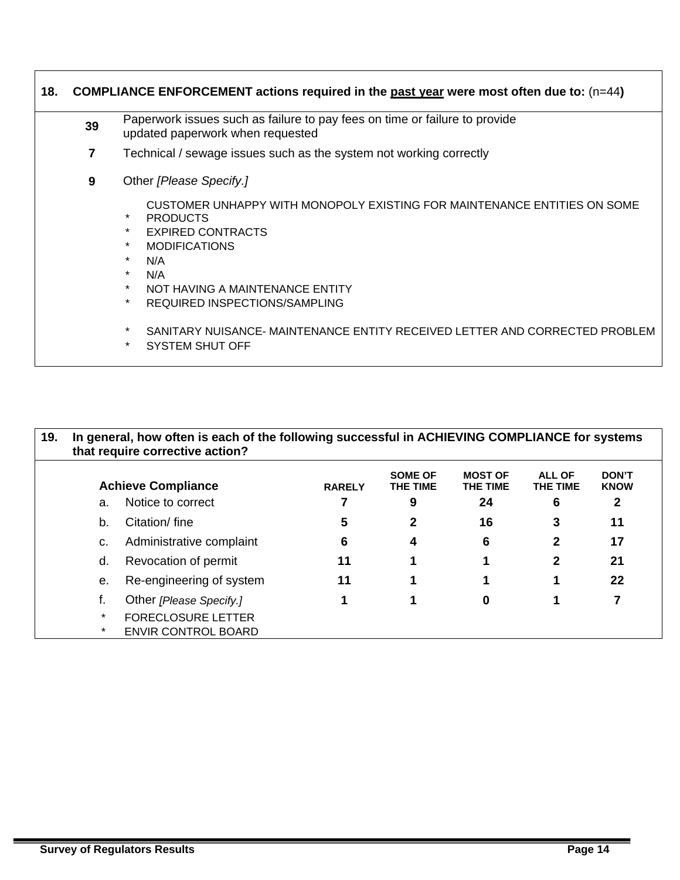**18. COMPLIANCE ENFORCEMENT actions required in the past year were most often due to:** (n=44**)**

| | |
|---|---|
| **39** | Paperwork issues such as failure to pay fees on time or failure to provide updated paperwork when requested |
| **7** | Technical / sewage issues such as the system not working correctly |
| **9** | Other *[Please Specify.]* |

- CUSTOMER UNHAPPY WITH MONOPOLY EXISTING FOR MAINTENANCE ENTITIES ON SOME PRODUCTS
- EXPIRED CONTRACTS
- MODIFICATIONS
- N/A
- N/A
- NOT HAVING A MAINTENANCE ENTITY
- REQUIRED INSPECTIONS/SAMPLING
- SANITARY NUISANCE- MAINTENANCE ENTITY RECEIVED LETTER AND CORRECTED PROBLEM
- SYSTEM SHUT OFF

**19. In general, how often is each of the following successful in ACHIEVING COMPLIANCE for systems that require corrective action?**

| **Achieve Compliance** | **RARELY** | **SOME OF THE TIME** | **MOST OF THE TIME** | **ALL OF THE TIME** | **DON'T KNOW** |
|---|---|---|---|---|---|
| a. Notice to correct | **7** | **9** | **24** | **6** | **2** |
| b. Citation/ fine | **5** | **2** | **16** | **3** | **11** |
| c. Administrative complaint | **6** | **4** | **6** | **2** | **17** |
| d. Revocation of permit | **11** | **1** | **1** | **2** | **21** |
| e. Re-engineering of system | **11** | **1** | **1** | **1** | **22** |
| f. Other *[Please Specify.]* | **1** | **1** | **0** | **1** | **7** |

- FORECLOSURE LETTER
- ENVIR CONTROL BOARD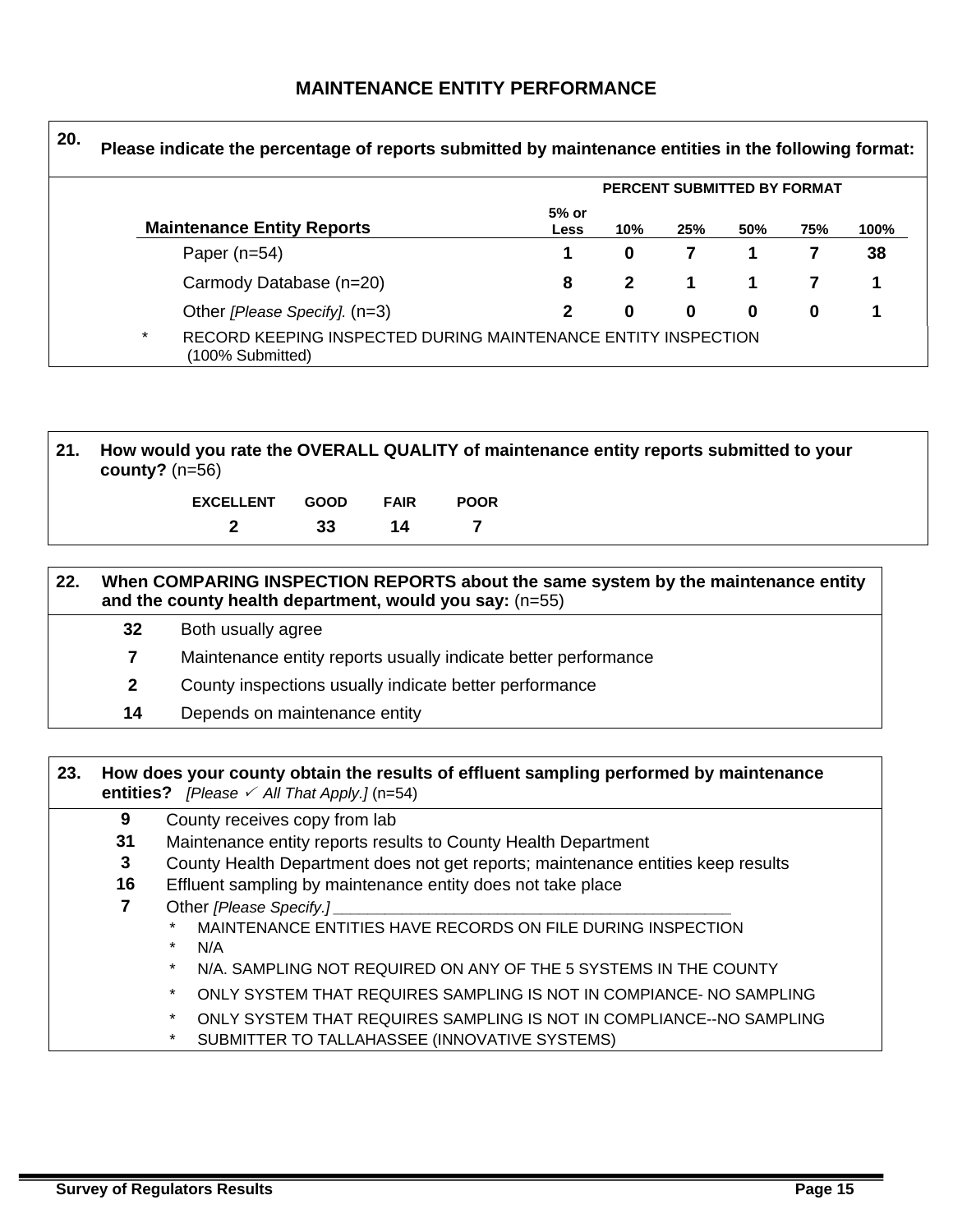# MAINTENANCE ENTITY PERFORMANCE

**20. Please indicate the percentage of reports submitted by maintenance entities in the following format:**

| Maintenance Entity Reports | 5% or Less | 10% | 25% | 50% | 75% | 100% |
|---|---|---|---|---|---|---|
| | PERCENT SUBMITTED BY FORMAT | | | | | |
| Paper (n=54) | 1 | 0 | 7 | 1 | 7 | 38 |
| Carmody Database (n=20) | 8 | 2 | 1 | 1 | 7 | 1 |
| Other *[Please Specify].* (n=3) | 2 | 0 | 0 | 0 | 0 | 1 |

\* RECORD KEEPING INSPECTED DURING MAINTENANCE ENTITY INSPECTION (100% Submitted)

**21. How would you rate the OVERALL QUALITY of maintenance entity reports submitted to your county?** (n=56)

| EXCELLENT | GOOD | FAIR | POOR |
|---|---|---|---|
| 2 | 33 | 14 | 7 |

**22. When COMPARING INSPECTION REPORTS about the same system by the maintenance entity and the county health department, would you say:** (n=55)

- **32** Both usually agree
- **7** Maintenance entity reports usually indicate better performance
- **2** County inspections usually indicate better performance
- **14** Depends on maintenance entity

**23. How does your county obtain the results of effluent sampling performed by maintenance entities?** *[Please ✓ All That Apply.]* (n=54)

- **9** County receives copy from lab
- **31** Maintenance entity reports results to County Health Department
- **3** County Health Department does not get reports; maintenance entities keep results
- **16** Effluent sampling by maintenance entity does not take place
- **7** Other *[Please Specify.]* ___________________________________________
  - \* MAINTENANCE ENTITIES HAVE RECORDS ON FILE DURING INSPECTION
  - \* N/A
  - \* N/A. SAMPLING NOT REQUIRED ON ANY OF THE 5 SYSTEMS IN THE COUNTY
  - \* ONLY SYSTEM THAT REQUIRES SAMPLING IS NOT IN COMPIANCE- NO SAMPLING
  - \* ONLY SYSTEM THAT REQUIRES SAMPLING IS NOT IN COMPLIANCE--NO SAMPLING
  - \* SUBMITTER TO TALLAHASSEE (INNOVATIVE SYSTEMS)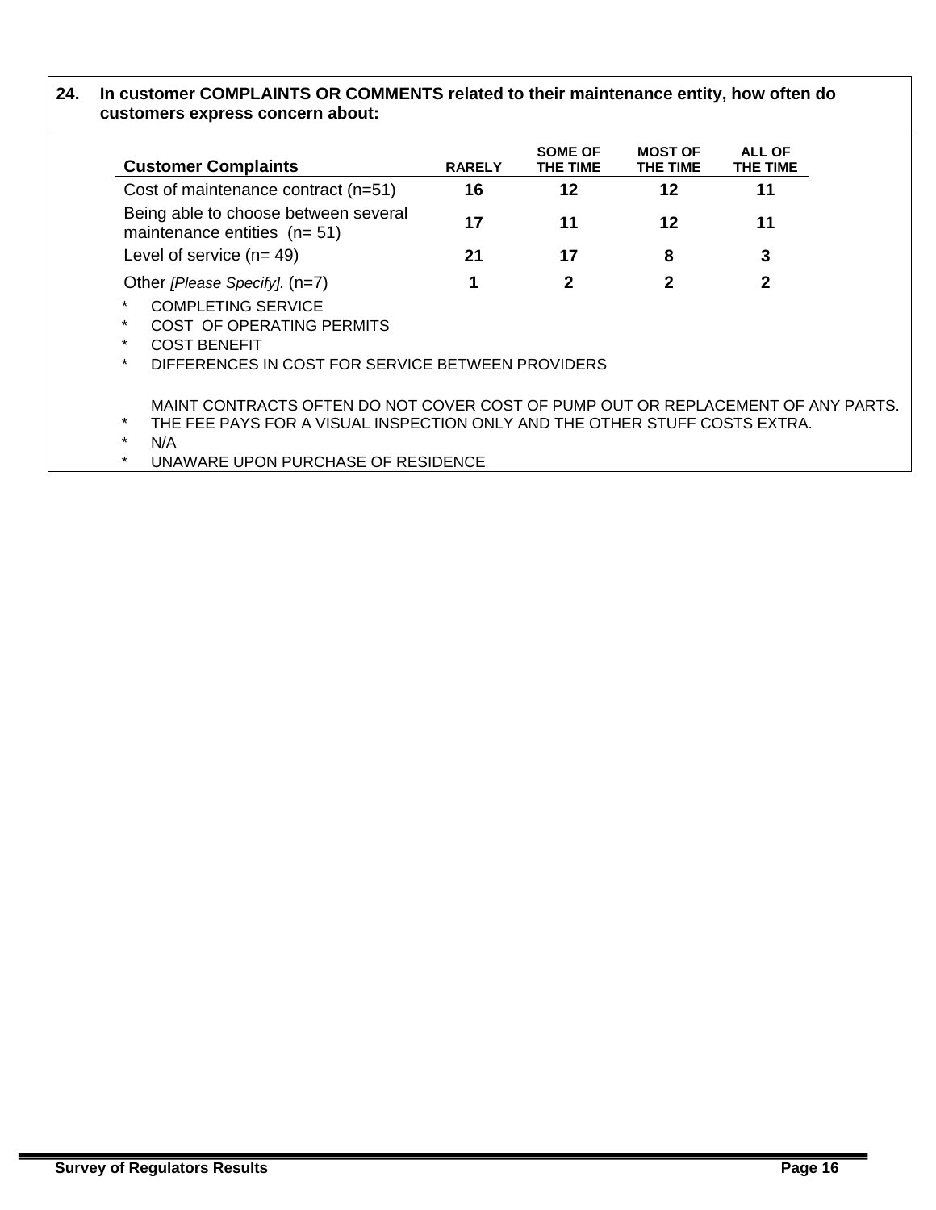**24. In customer COMPLAINTS OR COMMENTS related to their maintenance entity, how often do customers express concern about:**

| Customer Complaints | RARELY | SOME OF THE TIME | MOST OF THE TIME | ALL OF THE TIME |
|---|---|---|---|---|
| Cost of maintenance contract (n=51) | **16** | **12** | **12** | **11** |
| Being able to choose between several maintenance entities (n= 51) | **17** | **11** | **12** | **11** |
| Level of service (n= 49) | **21** | **17** | **8** | **3** |
| Other *[Please Specify].* (n=7) | **1** | **2** | **2** | **2** |

- COMPLETING SERVICE
- COST OF OPERATING PERMITS
- COST BENEFIT
- DIFFERENCES IN COST FOR SERVICE BETWEEN PROVIDERS
- MAINT CONTRACTS OFTEN DO NOT COVER COST OF PUMP OUT OR REPLACEMENT OF ANY PARTS. THE FEE PAYS FOR A VISUAL INSPECTION ONLY AND THE OTHER STUFF COSTS EXTRA.
- N/A
- UNAWARE UPON PURCHASE OF RESIDENCE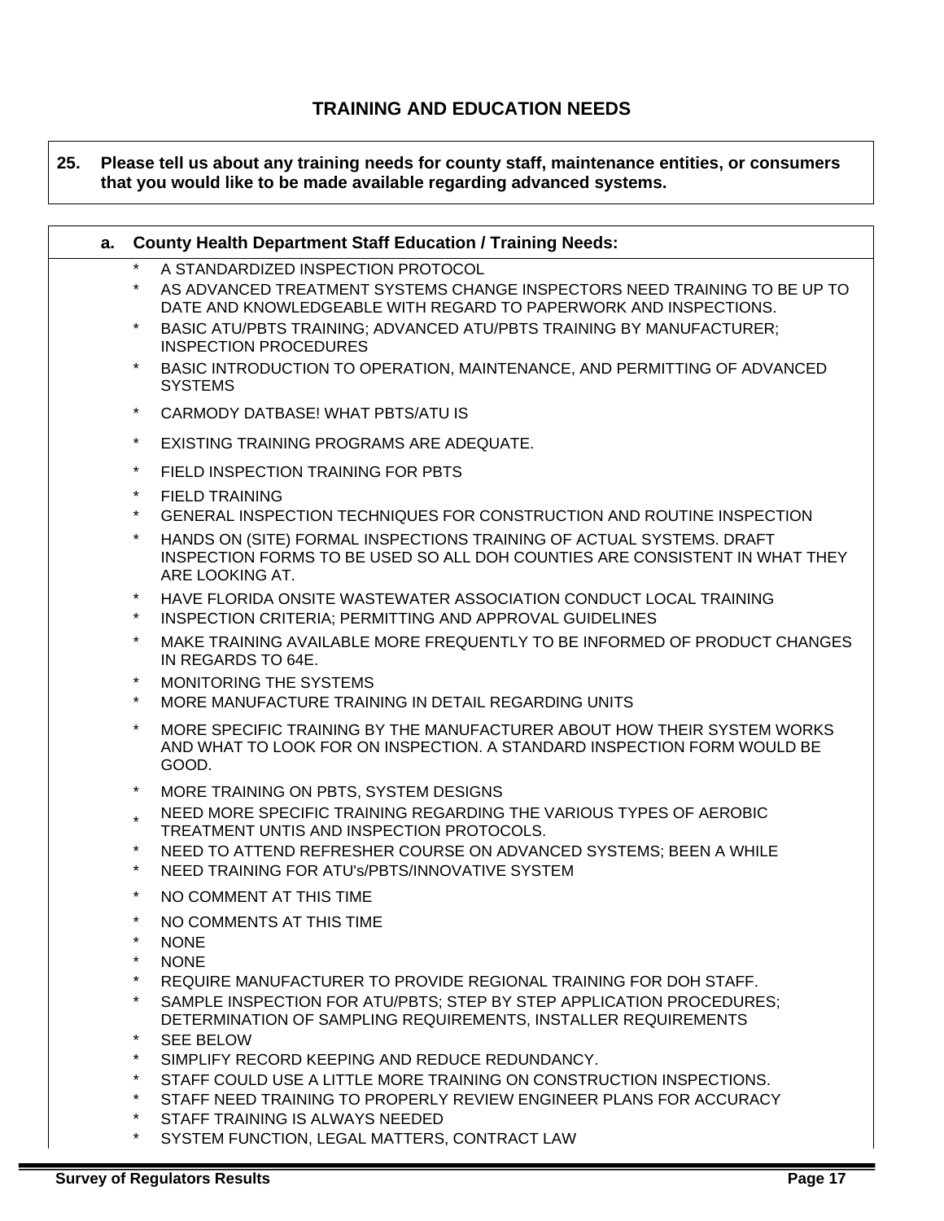# TRAINING AND EDUCATION NEEDS

**25. Please tell us about any training needs for county staff, maintenance entities, or consumers that you would like to be made available regarding advanced systems.**

**a. County Health Department Staff Education / Training Needs:**

- A STANDARDIZED INSPECTION PROTOCOL
- AS ADVANCED TREATMENT SYSTEMS CHANGE INSPECTORS NEED TRAINING TO BE UP TO DATE AND KNOWLEDGEABLE WITH REGARD TO PAPERWORK AND INSPECTIONS.
- BASIC ATU/PBTS TRAINING; ADVANCED ATU/PBTS TRAINING BY MANUFACTURER; INSPECTION PROCEDURES
- BASIC INTRODUCTION TO OPERATION, MAINTENANCE, AND PERMITTING OF ADVANCED SYSTEMS
- CARMODY DATBASE! WHAT PBTS/ATU IS
- EXISTING TRAINING PROGRAMS ARE ADEQUATE.
- FIELD INSPECTION TRAINING FOR PBTS
- FIELD TRAINING
- GENERAL INSPECTION TECHNIQUES FOR CONSTRUCTION AND ROUTINE INSPECTION
- HANDS ON (SITE) FORMAL INSPECTIONS TRAINING OF ACTUAL SYSTEMS. DRAFT INSPECTION FORMS TO BE USED SO ALL DOH COUNTIES ARE CONSISTENT IN WHAT THEY ARE LOOKING AT.
- HAVE FLORIDA ONSITE WASTEWATER ASSOCIATION CONDUCT LOCAL TRAINING
- INSPECTION CRITERIA; PERMITTING AND APPROVAL GUIDELINES
- MAKE TRAINING AVAILABLE MORE FREQUENTLY TO BE INFORMED OF PRODUCT CHANGES IN REGARDS TO 64E.
- MONITORING THE SYSTEMS
- MORE MANUFACTURE TRAINING IN DETAIL REGARDING UNITS
- MORE SPECIFIC TRAINING BY THE MANUFACTURER ABOUT HOW THEIR SYSTEM WORKS AND WHAT TO LOOK FOR ON INSPECTION. A STANDARD INSPECTION FORM WOULD BE GOOD.
- MORE TRAINING ON PBTS, SYSTEM DESIGNS
- NEED MORE SPECIFIC TRAINING REGARDING THE VARIOUS TYPES OF AEROBIC TREATMENT UNTIS AND INSPECTION PROTOCOLS.
- NEED TO ATTEND REFRESHER COURSE ON ADVANCED SYSTEMS; BEEN A WHILE
- NEED TRAINING FOR ATU's/PBTS/INNOVATIVE SYSTEM
- NO COMMENT AT THIS TIME
- NO COMMENTS AT THIS TIME
- NONE
- NONE
- REQUIRE MANUFACTURER TO PROVIDE REGIONAL TRAINING FOR DOH STAFF.
- SAMPLE INSPECTION FOR ATU/PBTS; STEP BY STEP APPLICATION PROCEDURES; DETERMINATION OF SAMPLING REQUIREMENTS, INSTALLER REQUIREMENTS
- SEE BELOW
- SIMPLIFY RECORD KEEPING AND REDUCE REDUNDANCY.
- STAFF COULD USE A LITTLE MORE TRAINING ON CONSTRUCTION INSPECTIONS.
- STAFF NEED TRAINING TO PROPERLY REVIEW ENGINEER PLANS FOR ACCURACY
- STAFF TRAINING IS ALWAYS NEEDED
- SYSTEM FUNCTION, LEGAL MATTERS, CONTRACT LAW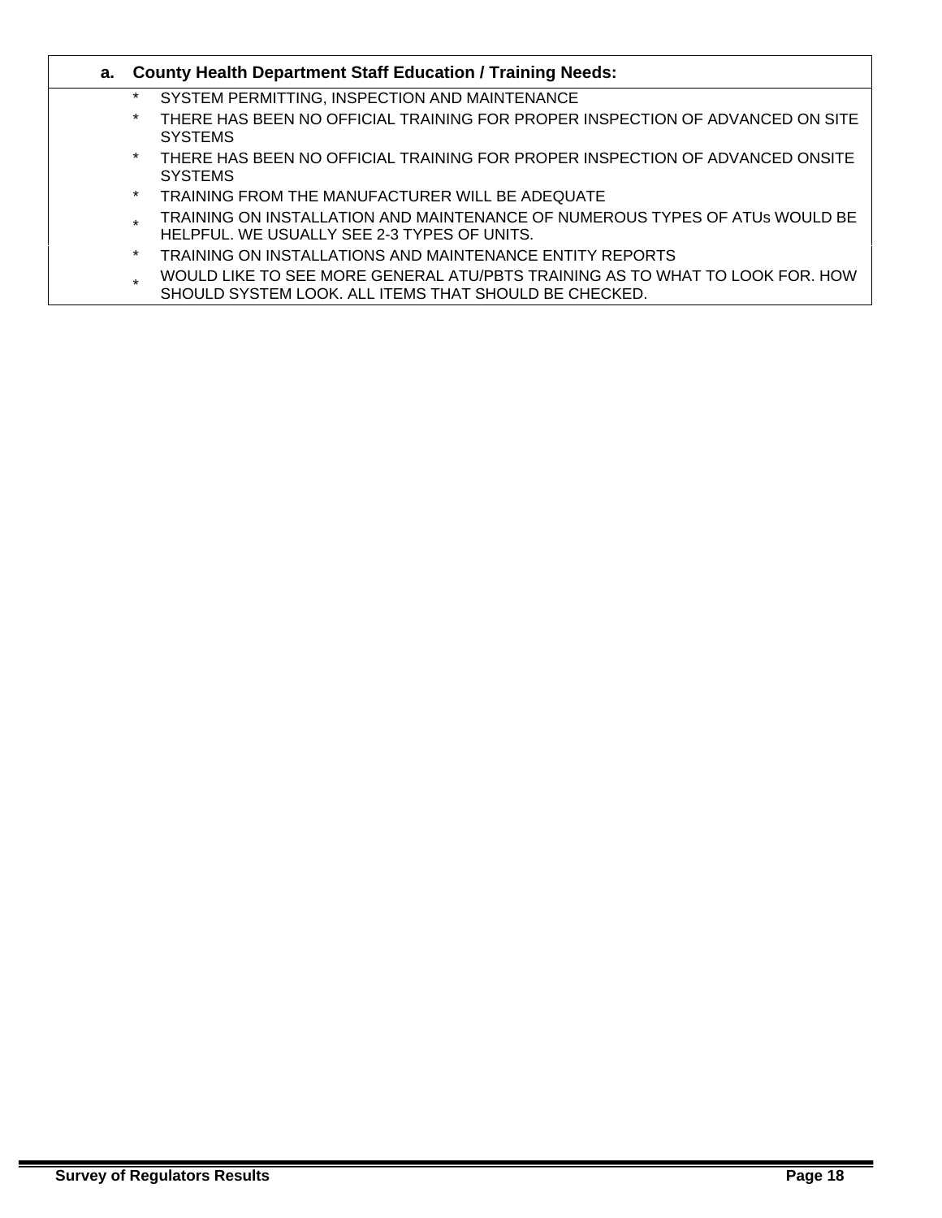**a. County Health Department Staff Education / Training Needs:**

- SYSTEM PERMITTING, INSPECTION AND MAINTENANCE
- THERE HAS BEEN NO OFFICIAL TRAINING FOR PROPER INSPECTION OF ADVANCED ON SITE SYSTEMS
- THERE HAS BEEN NO OFFICIAL TRAINING FOR PROPER INSPECTION OF ADVANCED ONSITE SYSTEMS
- TRAINING FROM THE MANUFACTURER WILL BE ADEQUATE
- TRAINING ON INSTALLATION AND MAINTENANCE OF NUMEROUS TYPES OF ATUs WOULD BE HELPFUL. WE USUALLY SEE 2-3 TYPES OF UNITS.
- TRAINING ON INSTALLATIONS AND MAINTENANCE ENTITY REPORTS
- WOULD LIKE TO SEE MORE GENERAL ATU/PBTS TRAINING AS TO WHAT TO LOOK FOR. HOW SHOULD SYSTEM LOOK. ALL ITEMS THAT SHOULD BE CHECKED.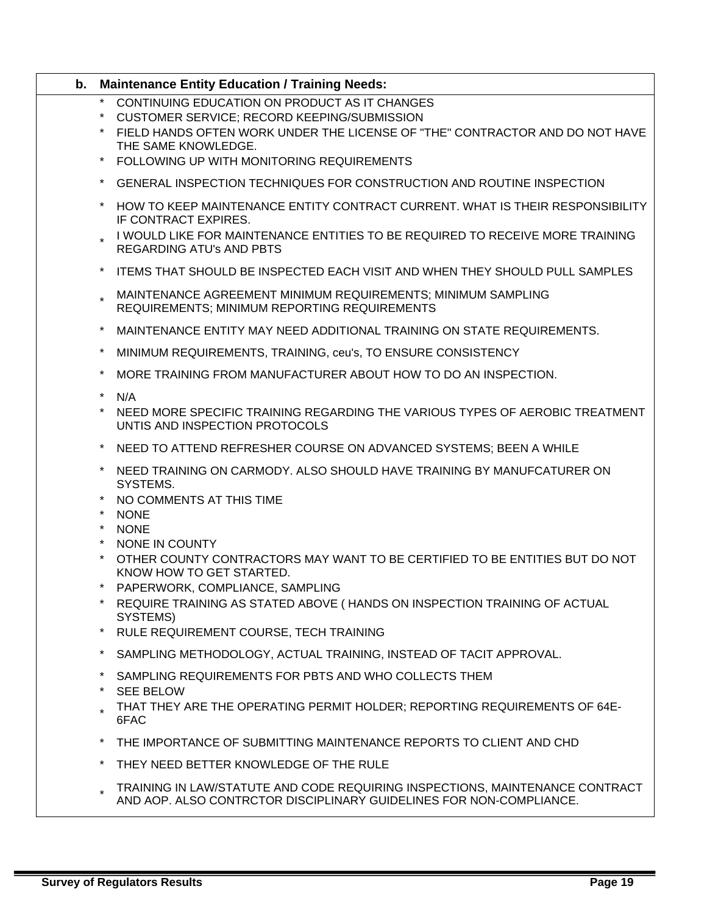**b. Maintenance Entity Education / Training Needs:**

- CONTINUING EDUCATION ON PRODUCT AS IT CHANGES
- CUSTOMER SERVICE; RECORD KEEPING/SUBMISSION
- FIELD HANDS OFTEN WORK UNDER THE LICENSE OF "THE" CONTRACTOR AND DO NOT HAVE THE SAME KNOWLEDGE.
- FOLLOWING UP WITH MONITORING REQUIREMENTS
- GENERAL INSPECTION TECHNIQUES FOR CONSTRUCTION AND ROUTINE INSPECTION
- HOW TO KEEP MAINTENANCE ENTITY CONTRACT CURRENT. WHAT IS THEIR RESPONSIBILITY IF CONTRACT EXPIRES.
- I WOULD LIKE FOR MAINTENANCE ENTITIES TO BE REQUIRED TO RECEIVE MORE TRAINING REGARDING ATU's AND PBTS
- ITEMS THAT SHOULD BE INSPECTED EACH VISIT AND WHEN THEY SHOULD PULL SAMPLES
- MAINTENANCE AGREEMENT MINIMUM REQUIREMENTS; MINIMUM SAMPLING REQUIREMENTS; MINIMUM REPORTING REQUIREMENTS
- MAINTENANCE ENTITY MAY NEED ADDITIONAL TRAINING ON STATE REQUIREMENTS.
- MINIMUM REQUIREMENTS, TRAINING, ceu's, TO ENSURE CONSISTENCY
- MORE TRAINING FROM MANUFACTURER ABOUT HOW TO DO AN INSPECTION.
- N/A
- NEED MORE SPECIFIC TRAINING REGARDING THE VARIOUS TYPES OF AEROBIC TREATMENT UNTIS AND INSPECTION PROTOCOLS
- NEED TO ATTEND REFRESHER COURSE ON ADVANCED SYSTEMS; BEEN A WHILE
- NEED TRAINING ON CARMODY. ALSO SHOULD HAVE TRAINING BY MANUFCATURER ON SYSTEMS.
- NO COMMENTS AT THIS TIME
- NONE
- NONE
- NONE IN COUNTY
- OTHER COUNTY CONTRACTORS MAY WANT TO BE CERTIFIED TO BE ENTITIES BUT DO NOT KNOW HOW TO GET STARTED.
- PAPERWORK, COMPLIANCE, SAMPLING
- REQUIRE TRAINING AS STATED ABOVE ( HANDS ON INSPECTION TRAINING OF ACTUAL SYSTEMS)
- RULE REQUIREMENT COURSE, TECH TRAINING
- SAMPLING METHODOLOGY, ACTUAL TRAINING, INSTEAD OF TACIT APPROVAL.
- SAMPLING REQUIREMENTS FOR PBTS AND WHO COLLECTS THEM
- SEE BELOW
- THAT THEY ARE THE OPERATING PERMIT HOLDER; REPORTING REQUIREMENTS OF 64E-6FAC
- THE IMPORTANCE OF SUBMITTING MAINTENANCE REPORTS TO CLIENT AND CHD
- THEY NEED BETTER KNOWLEDGE OF THE RULE
- TRAINING IN LAW/STATUTE AND CODE REQUIRING INSPECTIONS, MAINTENANCE CONTRACT AND AOP. ALSO CONTRCTOR DISCIPLINARY GUIDELINES FOR NON-COMPLIANCE.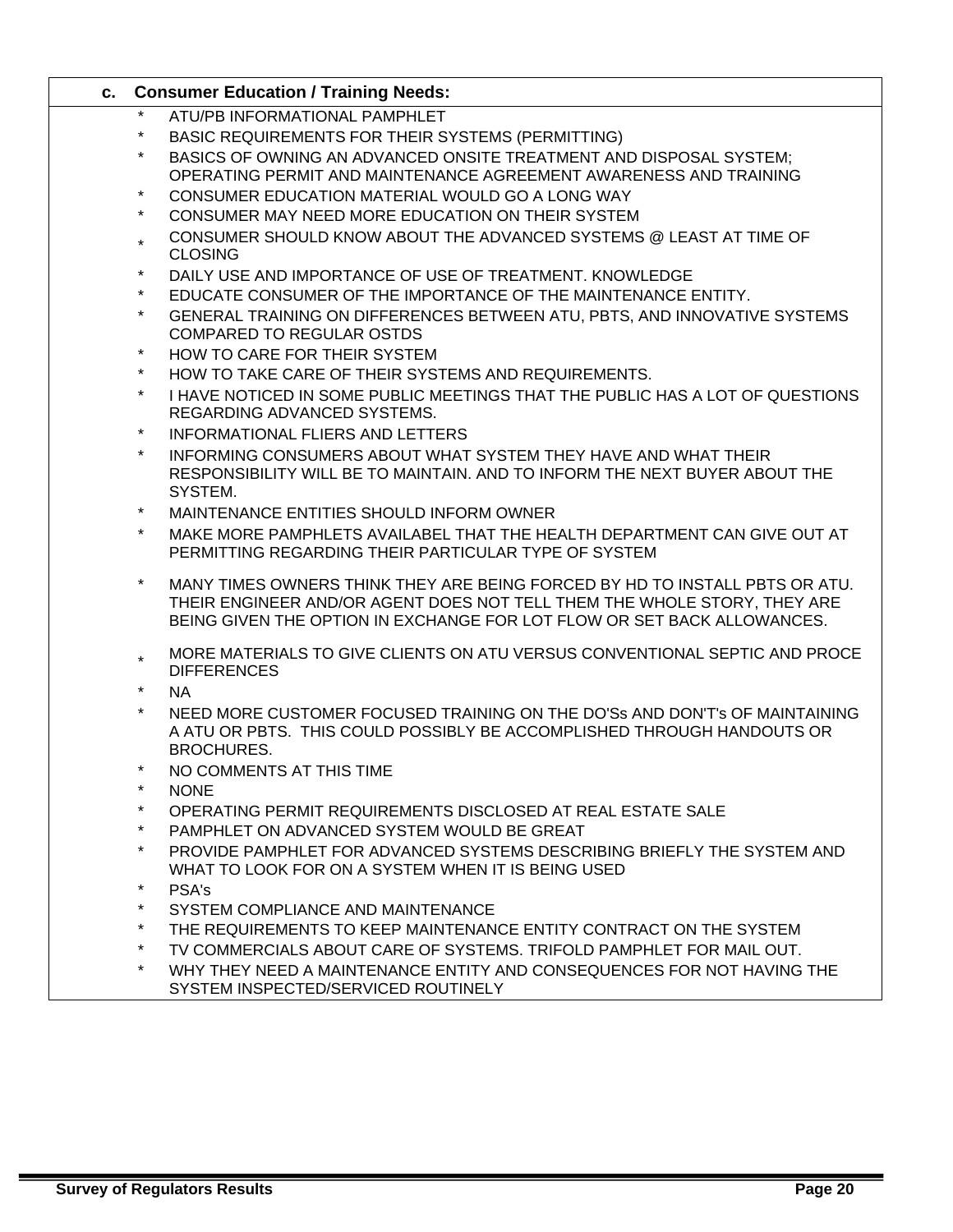### c. Consumer Education / Training Needs:

* ATU/PB INFORMATIONAL PAMPHLET
* BASIC REQUIREMENTS FOR THEIR SYSTEMS (PERMITTING)
* BASICS OF OWNING AN ADVANCED ONSITE TREATMENT AND DISPOSAL SYSTEM; OPERATING PERMIT AND MAINTENANCE AGREEMENT AWARENESS AND TRAINING
* CONSUMER EDUCATION MATERIAL WOULD GO A LONG WAY
* CONSUMER MAY NEED MORE EDUCATION ON THEIR SYSTEM
* CONSUMER SHOULD KNOW ABOUT THE ADVANCED SYSTEMS @ LEAST AT TIME OF CLOSING
* DAILY USE AND IMPORTANCE OF USE OF TREATMENT. KNOWLEDGE
* EDUCATE CONSUMER OF THE IMPORTANCE OF THE MAINTENANCE ENTITY.
* GENERAL TRAINING ON DIFFERENCES BETWEEN ATU, PBTS, AND INNOVATIVE SYSTEMS COMPARED TO REGULAR OSTDS
* HOW TO CARE FOR THEIR SYSTEM
* HOW TO TAKE CARE OF THEIR SYSTEMS AND REQUIREMENTS.
* I HAVE NOTICED IN SOME PUBLIC MEETINGS THAT THE PUBLIC HAS A LOT OF QUESTIONS REGARDING ADVANCED SYSTEMS.
* INFORMATIONAL FLIERS AND LETTERS
* INFORMING CONSUMERS ABOUT WHAT SYSTEM THEY HAVE AND WHAT THEIR RESPONSIBILITY WILL BE TO MAINTAIN. AND TO INFORM THE NEXT BUYER ABOUT THE SYSTEM.
* MAINTENANCE ENTITIES SHOULD INFORM OWNER
* MAKE MORE PAMPHLETS AVAILABEL THAT THE HEALTH DEPARTMENT CAN GIVE OUT AT PERMITTING REGARDING THEIR PARTICULAR TYPE OF SYSTEM
* MANY TIMES OWNERS THINK THEY ARE BEING FORCED BY HD TO INSTALL PBTS OR ATU. THEIR ENGINEER AND/OR AGENT DOES NOT TELL THEM THE WHOLE STORY, THEY ARE BEING GIVEN THE OPTION IN EXCHANGE FOR LOT FLOW OR SET BACK ALLOWANCES.
* MORE MATERIALS TO GIVE CLIENTS ON ATU VERSUS CONVENTIONAL SEPTIC AND PROCE DIFFERENCES
* NA
* NEED MORE CUSTOMER FOCUSED TRAINING ON THE DO'Ss AND DON'T's OF MAINTAINING A ATU OR PBTS. THIS COULD POSSIBLY BE ACCOMPLISHED THROUGH HANDOUTS OR BROCHURES.
* NO COMMENTS AT THIS TIME
* NONE
* OPERATING PERMIT REQUIREMENTS DISCLOSED AT REAL ESTATE SALE
* PAMPHLET ON ADVANCED SYSTEM WOULD BE GREAT
* PROVIDE PAMPHLET FOR ADVANCED SYSTEMS DESCRIBING BRIEFLY THE SYSTEM AND WHAT TO LOOK FOR ON A SYSTEM WHEN IT IS BEING USED
* PSA's
* SYSTEM COMPLIANCE AND MAINTENANCE
* THE REQUIREMENTS TO KEEP MAINTENANCE ENTITY CONTRACT ON THE SYSTEM
* TV COMMERCIALS ABOUT CARE OF SYSTEMS. TRIFOLD PAMPHLET FOR MAIL OUT.
* WHY THEY NEED A MAINTENANCE ENTITY AND CONSEQUENCES FOR NOT HAVING THE SYSTEM INSPECTED/SERVICED ROUTINELY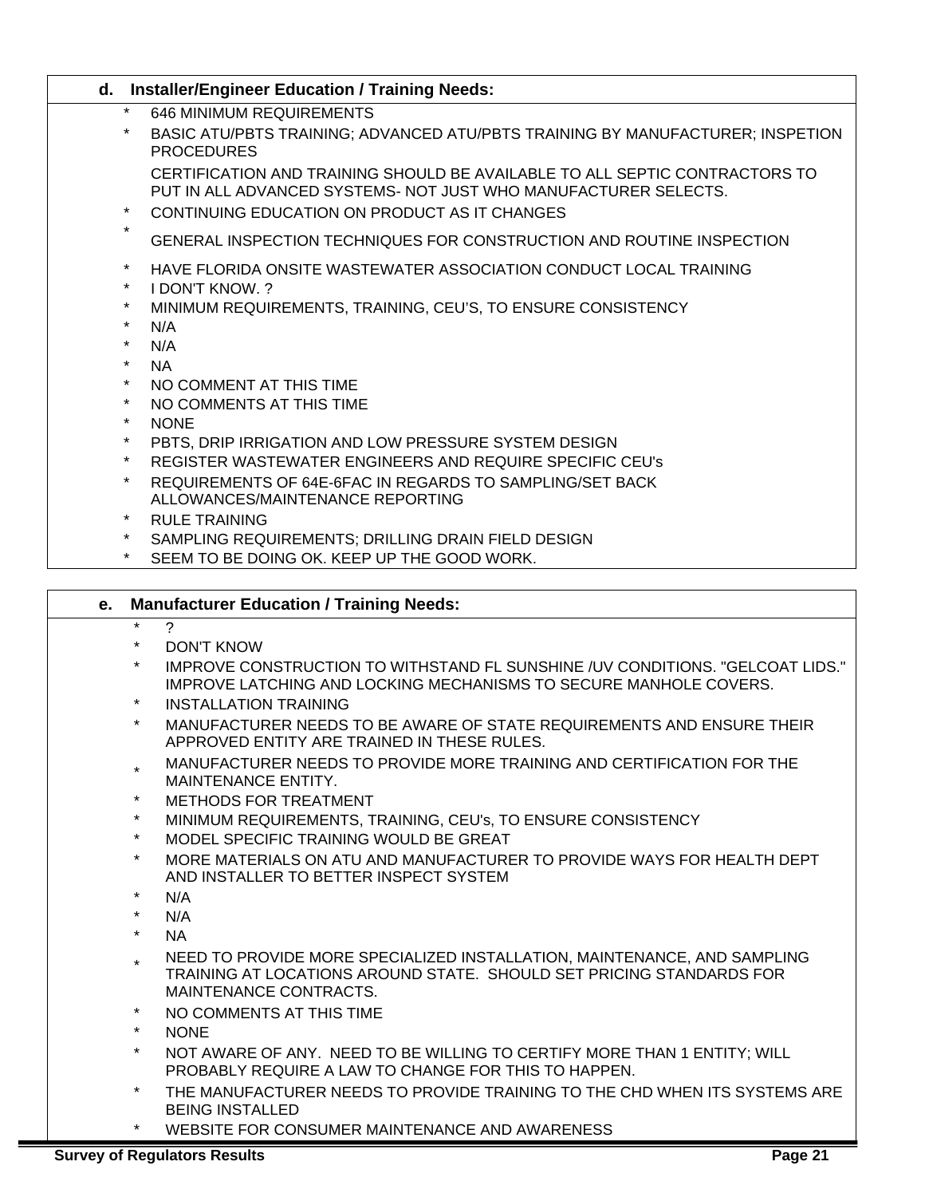### d. Installer/Engineer Education / Training Needs:

- 646 MINIMUM REQUIREMENTS
- BASIC ATU/PBTS TRAINING; ADVANCED ATU/PBTS TRAINING BY MANUFACTURER; INSPETION PROCEDURES

  CERTIFICATION AND TRAINING SHOULD BE AVAILABLE TO ALL SEPTIC CONTRACTORS TO PUT IN ALL ADVANCED SYSTEMS- NOT JUST WHO MANUFACTURER SELECTS.
- CONTINUING EDUCATION ON PRODUCT AS IT CHANGES
- GENERAL INSPECTION TECHNIQUES FOR CONSTRUCTION AND ROUTINE INSPECTION
- HAVE FLORIDA ONSITE WASTEWATER ASSOCIATION CONDUCT LOCAL TRAINING
- I DON'T KNOW. ?
- MINIMUM REQUIREMENTS, TRAINING, CEU'S, TO ENSURE CONSISTENCY
- N/A
- N/A
- NA
- NO COMMENT AT THIS TIME
- NO COMMENTS AT THIS TIME
- NONE
- PBTS, DRIP IRRIGATION AND LOW PRESSURE SYSTEM DESIGN
- REGISTER WASTEWATER ENGINEERS AND REQUIRE SPECIFIC CEU's
- REQUIREMENTS OF 64E-6FAC IN REGARDS TO SAMPLING/SET BACK ALLOWANCES/MAINTENANCE REPORTING
- RULE TRAINING
- SAMPLING REQUIREMENTS; DRILLING DRAIN FIELD DESIGN
- SEEM TO BE DOING OK. KEEP UP THE GOOD WORK.

### e. Manufacturer Education / Training Needs:

- ?
- DON'T KNOW
- IMPROVE CONSTRUCTION TO WITHSTAND FL SUNSHINE /UV CONDITIONS. "GELCOAT LIDS." IMPROVE LATCHING AND LOCKING MECHANISMS TO SECURE MANHOLE COVERS.
- INSTALLATION TRAINING
- MANUFACTURER NEEDS TO BE AWARE OF STATE REQUIREMENTS AND ENSURE THEIR APPROVED ENTITY ARE TRAINED IN THESE RULES.
- MANUFACTURER NEEDS TO PROVIDE MORE TRAINING AND CERTIFICATION FOR THE MAINTENANCE ENTITY.
- METHODS FOR TREATMENT
- MINIMUM REQUIREMENTS, TRAINING, CEU's, TO ENSURE CONSISTENCY
- MODEL SPECIFIC TRAINING WOULD BE GREAT
- MORE MATERIALS ON ATU AND MANUFACTURER TO PROVIDE WAYS FOR HEALTH DEPT AND INSTALLER TO BETTER INSPECT SYSTEM
- N/A
- N/A
- NA
- NEED TO PROVIDE MORE SPECIALIZED INSTALLATION, MAINTENANCE, AND SAMPLING TRAINING AT LOCATIONS AROUND STATE. SHOULD SET PRICING STANDARDS FOR MAINTENANCE CONTRACTS.
- NO COMMENTS AT THIS TIME
- NONE
- NOT AWARE OF ANY. NEED TO BE WILLING TO CERTIFY MORE THAN 1 ENTITY; WILL PROBABLY REQUIRE A LAW TO CHANGE FOR THIS TO HAPPEN.
- THE MANUFACTURER NEEDS TO PROVIDE TRAINING TO THE CHD WHEN ITS SYSTEMS ARE BEING INSTALLED
- WEBSITE FOR CONSUMER MAINTENANCE AND AWARENESS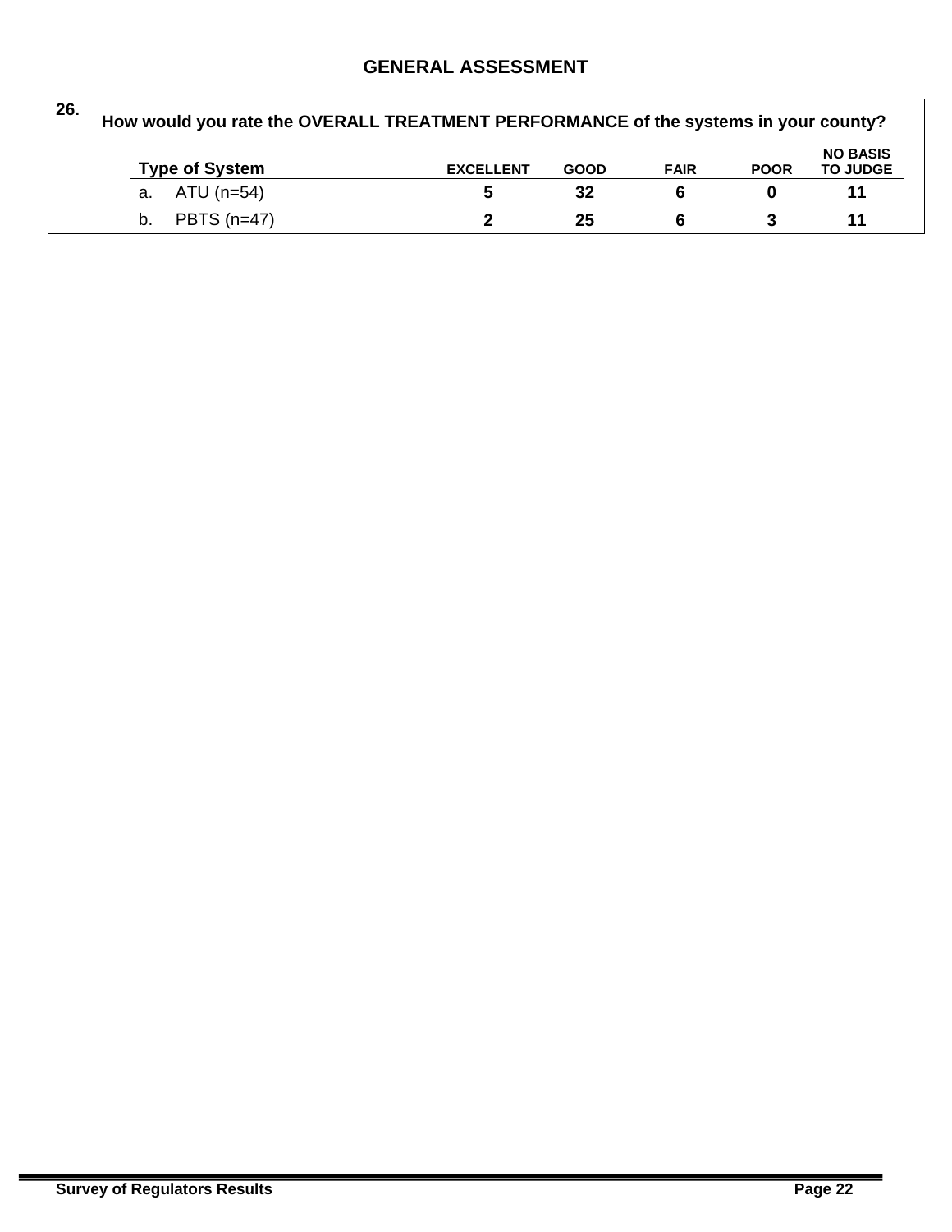## GENERAL ASSESSMENT

**26. How would you rate the OVERALL TREATMENT PERFORMANCE of the systems in your county?**

| Type of System | EXCELLENT | GOOD | FAIR | POOR | NO BASIS TO JUDGE |
|---|---|---|---|---|---|
| a. ATU (n=54) | 5 | 32 | 6 | 0 | 11 |
| b. PBTS (n=47) | 2 | 25 | 6 | 3 | 11 |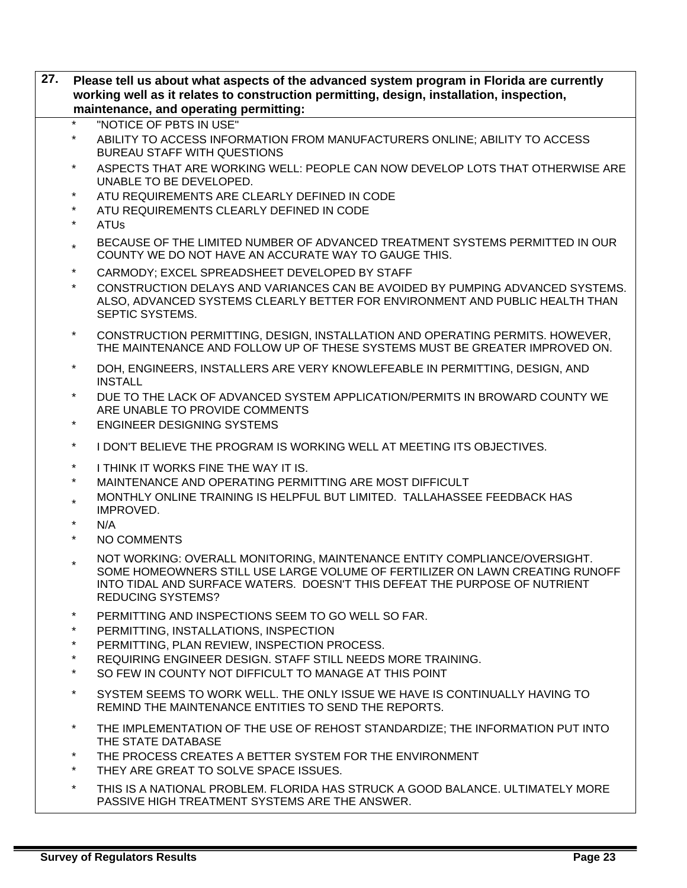**27. Please tell us about what aspects of the advanced system program in Florida are currently working well as it relates to construction permitting, design, installation, inspection, maintenance, and operating permitting:**

- "NOTICE OF PBTS IN USE"
- ABILITY TO ACCESS INFORMATION FROM MANUFACTURERS ONLINE; ABILITY TO ACCESS BUREAU STAFF WITH QUESTIONS
- ASPECTS THAT ARE WORKING WELL: PEOPLE CAN NOW DEVELOP LOTS THAT OTHERWISE ARE UNABLE TO BE DEVELOPED.
- ATU REQUIREMENTS ARE CLEARLY DEFINED IN CODE
- ATU REQUIREMENTS CLEARLY DEFINED IN CODE
- ATUs
- BECAUSE OF THE LIMITED NUMBER OF ADVANCED TREATMENT SYSTEMS PERMITTED IN OUR COUNTY WE DO NOT HAVE AN ACCURATE WAY TO GAUGE THIS.
- CARMODY; EXCEL SPREADSHEET DEVELOPED BY STAFF
- CONSTRUCTION DELAYS AND VARIANCES CAN BE AVOIDED BY PUMPING ADVANCED SYSTEMS. ALSO, ADVANCED SYSTEMS CLEARLY BETTER FOR ENVIRONMENT AND PUBLIC HEALTH THAN SEPTIC SYSTEMS.
- CONSTRUCTION PERMITTING, DESIGN, INSTALLATION AND OPERATING PERMITS. HOWEVER, THE MAINTENANCE AND FOLLOW UP OF THESE SYSTEMS MUST BE GREATER IMPROVED ON.
- DOH, ENGINEERS, INSTALLERS ARE VERY KNOWLEFEABLE IN PERMITTING, DESIGN, AND INSTALL
- DUE TO THE LACK OF ADVANCED SYSTEM APPLICATION/PERMITS IN BROWARD COUNTY WE ARE UNABLE TO PROVIDE COMMENTS
- ENGINEER DESIGNING SYSTEMS
- I DON'T BELIEVE THE PROGRAM IS WORKING WELL AT MEETING ITS OBJECTIVES.
- I THINK IT WORKS FINE THE WAY IT IS.
- MAINTENANCE AND OPERATING PERMITTING ARE MOST DIFFICULT
- MONTHLY ONLINE TRAINING IS HELPFUL BUT LIMITED. TALLAHASSEE FEEDBACK HAS IMPROVED.
- N/A
- NO COMMENTS
- NOT WORKING: OVERALL MONITORING, MAINTENANCE ENTITY COMPLIANCE/OVERSIGHT. SOME HOMEOWNERS STILL USE LARGE VOLUME OF FERTILIZER ON LAWN CREATING RUNOFF INTO TIDAL AND SURFACE WATERS. DOESN'T THIS DEFEAT THE PURPOSE OF NUTRIENT REDUCING SYSTEMS?
- PERMITTING AND INSPECTIONS SEEM TO GO WELL SO FAR.
- PERMITTING, INSTALLATIONS, INSPECTION
- PERMITTING, PLAN REVIEW, INSPECTION PROCESS.
- REQUIRING ENGINEER DESIGN. STAFF STILL NEEDS MORE TRAINING.
- SO FEW IN COUNTY NOT DIFFICULT TO MANAGE AT THIS POINT
- SYSTEM SEEMS TO WORK WELL. THE ONLY ISSUE WE HAVE IS CONTINUALLY HAVING TO REMIND THE MAINTENANCE ENTITIES TO SEND THE REPORTS.
- THE IMPLEMENTATION OF THE USE OF REHOST STANDARDIZE; THE INFORMATION PUT INTO THE STATE DATABASE
- THE PROCESS CREATES A BETTER SYSTEM FOR THE ENVIRONMENT
- THEY ARE GREAT TO SOLVE SPACE ISSUES.
- THIS IS A NATIONAL PROBLEM. FLORIDA HAS STRUCK A GOOD BALANCE. ULTIMATELY MORE PASSIVE HIGH TREATMENT SYSTEMS ARE THE ANSWER.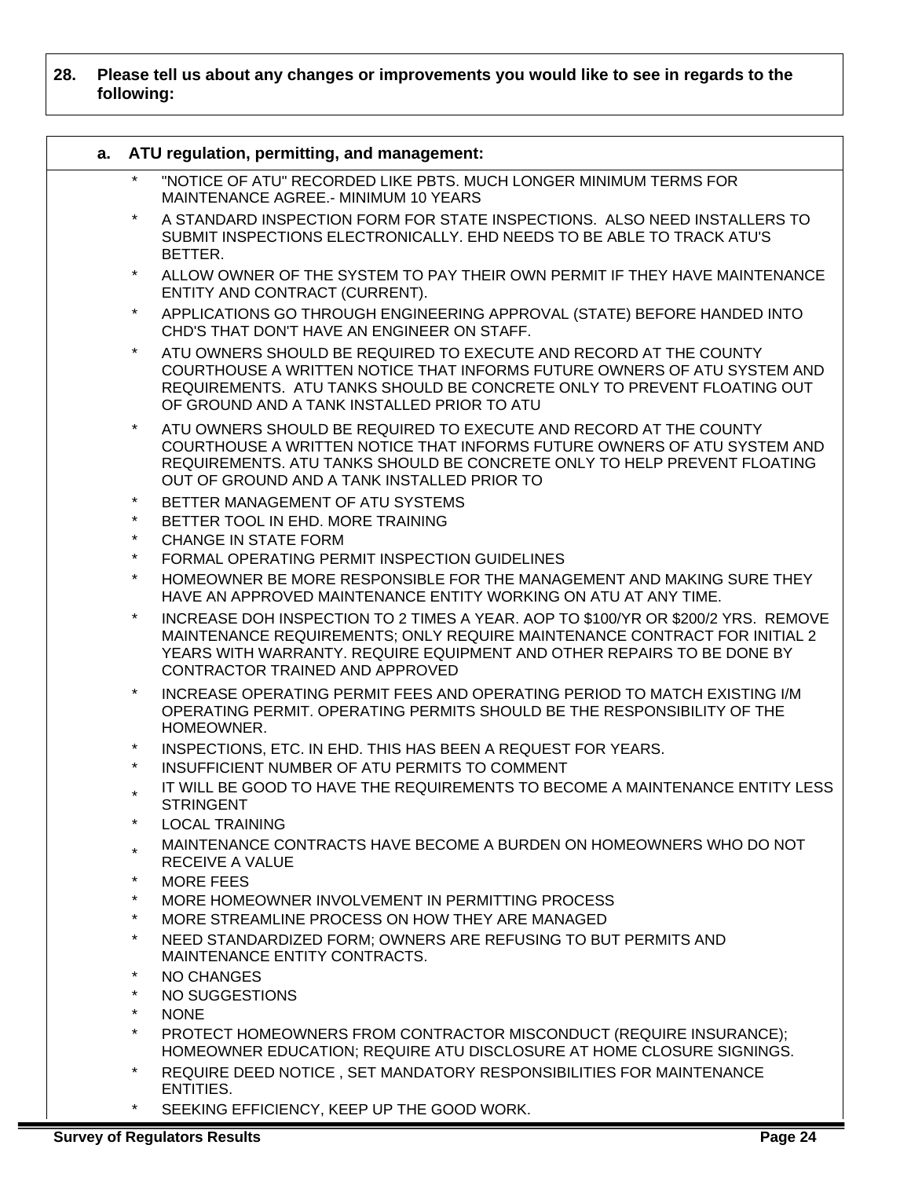**28. Please tell us about any changes or improvements you would like to see in regards to the following:**

**a. ATU regulation, permitting, and management:**

* "NOTICE OF ATU" RECORDED LIKE PBTS. MUCH LONGER MINIMUM TERMS FOR MAINTENANCE AGREE.- MINIMUM 10 YEARS
* A STANDARD INSPECTION FORM FOR STATE INSPECTIONS. ALSO NEED INSTALLERS TO SUBMIT INSPECTIONS ELECTRONICALLY. EHD NEEDS TO BE ABLE TO TRACK ATU'S BETTER.
* ALLOW OWNER OF THE SYSTEM TO PAY THEIR OWN PERMIT IF THEY HAVE MAINTENANCE ENTITY AND CONTRACT (CURRENT).
* APPLICATIONS GO THROUGH ENGINEERING APPROVAL (STATE) BEFORE HANDED INTO CHD'S THAT DON'T HAVE AN ENGINEER ON STAFF.
* ATU OWNERS SHOULD BE REQUIRED TO EXECUTE AND RECORD AT THE COUNTY COURTHOUSE A WRITTEN NOTICE THAT INFORMS FUTURE OWNERS OF ATU SYSTEM AND REQUIREMENTS. ATU TANKS SHOULD BE CONCRETE ONLY TO PREVENT FLOATING OUT OF GROUND AND A TANK INSTALLED PRIOR TO ATU
* ATU OWNERS SHOULD BE REQUIRED TO EXECUTE AND RECORD AT THE COUNTY COURTHOUSE A WRITTEN NOTICE THAT INFORMS FUTURE OWNERS OF ATU SYSTEM AND REQUIREMENTS. ATU TANKS SHOULD BE CONCRETE ONLY TO HELP PREVENT FLOATING OUT OF GROUND AND A TANK INSTALLED PRIOR TO
* BETTER MANAGEMENT OF ATU SYSTEMS
* BETTER TOOL IN EHD. MORE TRAINING
* CHANGE IN STATE FORM
* FORMAL OPERATING PERMIT INSPECTION GUIDELINES
* HOMEOWNER BE MORE RESPONSIBLE FOR THE MANAGEMENT AND MAKING SURE THEY HAVE AN APPROVED MAINTENANCE ENTITY WORKING ON ATU AT ANY TIME.
* INCREASE DOH INSPECTION TO 2 TIMES A YEAR. AOP TO $100/YR OR $200/2 YRS. REMOVE MAINTENANCE REQUIREMENTS; ONLY REQUIRE MAINTENANCE CONTRACT FOR INITIAL 2 YEARS WITH WARRANTY. REQUIRE EQUIPMENT AND OTHER REPAIRS TO BE DONE BY CONTRACTOR TRAINED AND APPROVED
* INCREASE OPERATING PERMIT FEES AND OPERATING PERIOD TO MATCH EXISTING I/M OPERATING PERMIT. OPERATING PERMITS SHOULD BE THE RESPONSIBILITY OF THE HOMEOWNER.
* INSPECTIONS, ETC. IN EHD. THIS HAS BEEN A REQUEST FOR YEARS.
* INSUFFICIENT NUMBER OF ATU PERMITS TO COMMENT
* IT WILL BE GOOD TO HAVE THE REQUIREMENTS TO BECOME A MAINTENANCE ENTITY LESS STRINGENT
* LOCAL TRAINING
* MAINTENANCE CONTRACTS HAVE BECOME A BURDEN ON HOMEOWNERS WHO DO NOT RECEIVE A VALUE
* MORE FEES
* MORE HOMEOWNER INVOLVEMENT IN PERMITTING PROCESS
* MORE STREAMLINE PROCESS ON HOW THEY ARE MANAGED
* NEED STANDARDIZED FORM; OWNERS ARE REFUSING TO BUT PERMITS AND MAINTENANCE ENTITY CONTRACTS.
* NO CHANGES
* NO SUGGESTIONS
* NONE
* PROTECT HOMEOWNERS FROM CONTRACTOR MISCONDUCT (REQUIRE INSURANCE); HOMEOWNER EDUCATION; REQUIRE ATU DISCLOSURE AT HOME CLOSURE SIGNINGS.
* REQUIRE DEED NOTICE , SET MANDATORY RESPONSIBILITIES FOR MAINTENANCE ENTITIES.
* SEEKING EFFICIENCY, KEEP UP THE GOOD WORK.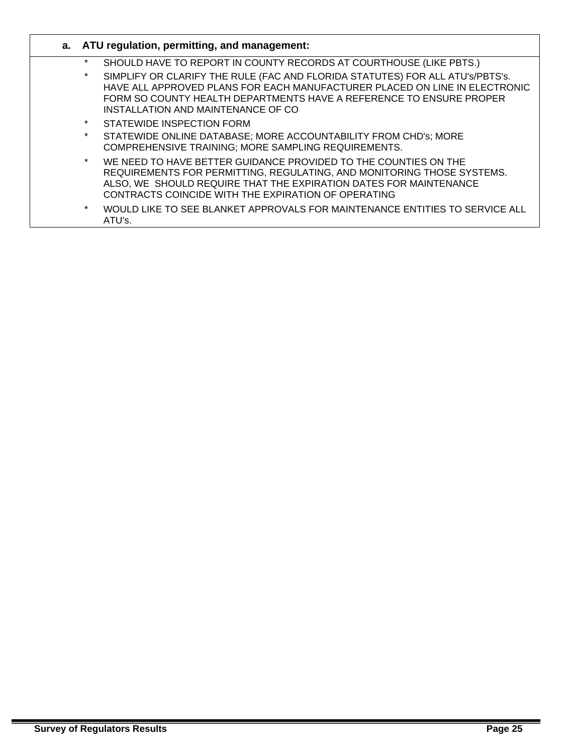**a. ATU regulation, permitting, and management:**

* SHOULD HAVE TO REPORT IN COUNTY RECORDS AT COURTHOUSE (LIKE PBTS.)
* SIMPLIFY OR CLARIFY THE RULE (FAC AND FLORIDA STATUTES) FOR ALL ATU's/PBTS's. HAVE ALL APPROVED PLANS FOR EACH MANUFACTURER PLACED ON LINE IN ELECTRONIC FORM SO COUNTY HEALTH DEPARTMENTS HAVE A REFERENCE TO ENSURE PROPER INSTALLATION AND MAINTENANCE OF CO
* STATEWIDE INSPECTION FORM
* STATEWIDE ONLINE DATABASE; MORE ACCOUNTABILITY FROM CHD's; MORE COMPREHENSIVE TRAINING; MORE SAMPLING REQUIREMENTS.
* WE NEED TO HAVE BETTER GUIDANCE PROVIDED TO THE COUNTIES ON THE REQUIREMENTS FOR PERMITTING, REGULATING, AND MONITORING THOSE SYSTEMS. ALSO, WE SHOULD REQUIRE THAT THE EXPIRATION DATES FOR MAINTENANCE CONTRACTS COINCIDE WITH THE EXPIRATION OF OPERATING
* WOULD LIKE TO SEE BLANKET APPROVALS FOR MAINTENANCE ENTITIES TO SERVICE ALL ATU's.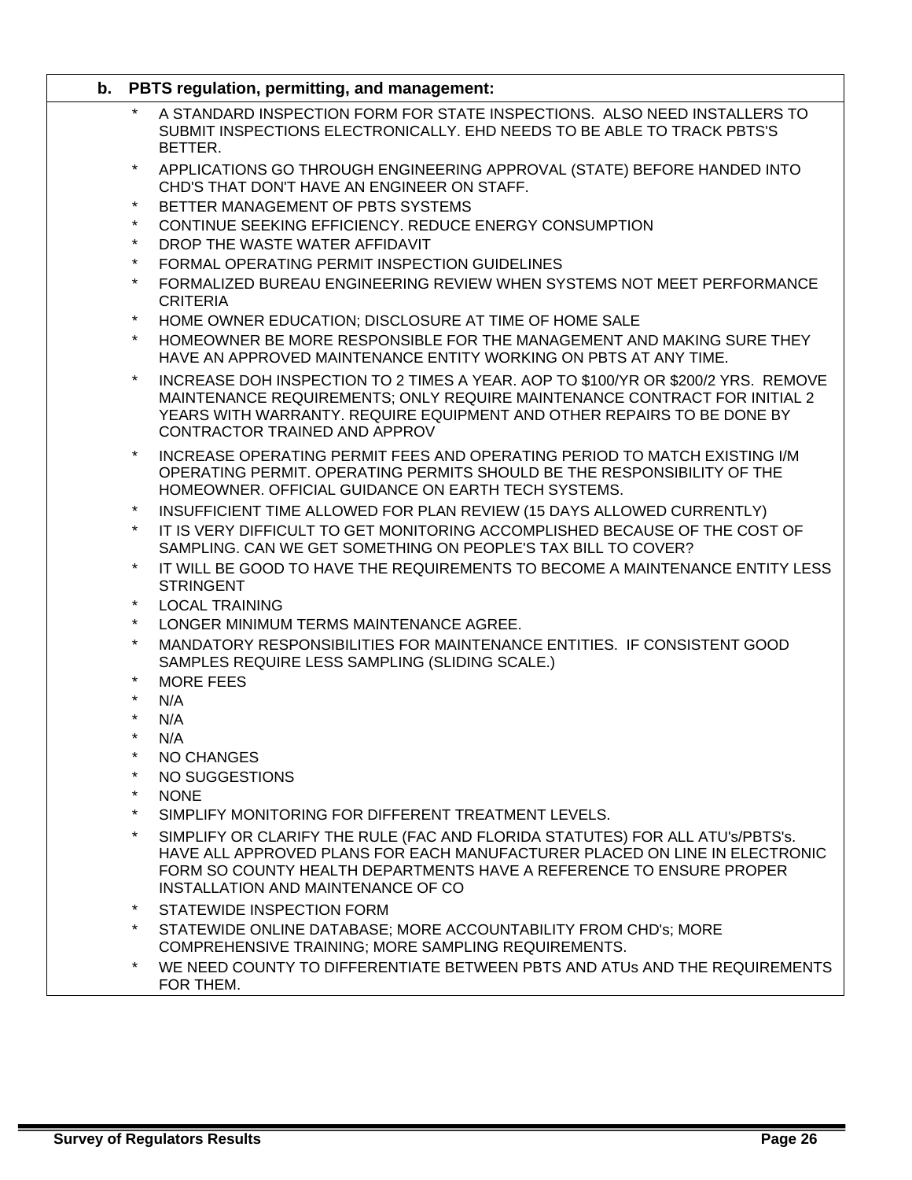**b. PBTS regulation, permitting, and management:**

- A STANDARD INSPECTION FORM FOR STATE INSPECTIONS. ALSO NEED INSTALLERS TO SUBMIT INSPECTIONS ELECTRONICALLY. EHD NEEDS TO BE ABLE TO TRACK PBTS'S BETTER.
- APPLICATIONS GO THROUGH ENGINEERING APPROVAL (STATE) BEFORE HANDED INTO CHD'S THAT DON'T HAVE AN ENGINEER ON STAFF.
- BETTER MANAGEMENT OF PBTS SYSTEMS
- CONTINUE SEEKING EFFICIENCY. REDUCE ENERGY CONSUMPTION
- DROP THE WASTE WATER AFFIDAVIT
- FORMAL OPERATING PERMIT INSPECTION GUIDELINES
- FORMALIZED BUREAU ENGINEERING REVIEW WHEN SYSTEMS NOT MEET PERFORMANCE CRITERIA
- HOME OWNER EDUCATION; DISCLOSURE AT TIME OF HOME SALE
- HOMEOWNER BE MORE RESPONSIBLE FOR THE MANAGEMENT AND MAKING SURE THEY HAVE AN APPROVED MAINTENANCE ENTITY WORKING ON PBTS AT ANY TIME.
- INCREASE DOH INSPECTION TO 2 TIMES A YEAR. AOP TO $100/YR OR $200/2 YRS. REMOVE MAINTENANCE REQUIREMENTS; ONLY REQUIRE MAINTENANCE CONTRACT FOR INITIAL 2 YEARS WITH WARRANTY. REQUIRE EQUIPMENT AND OTHER REPAIRS TO BE DONE BY CONTRACTOR TRAINED AND APPROV
- INCREASE OPERATING PERMIT FEES AND OPERATING PERIOD TO MATCH EXISTING I/M OPERATING PERMIT. OPERATING PERMITS SHOULD BE THE RESPONSIBILITY OF THE HOMEOWNER. OFFICIAL GUIDANCE ON EARTH TECH SYSTEMS.
- INSUFFICIENT TIME ALLOWED FOR PLAN REVIEW (15 DAYS ALLOWED CURRENTLY)
- IT IS VERY DIFFICULT TO GET MONITORING ACCOMPLISHED BECAUSE OF THE COST OF SAMPLING. CAN WE GET SOMETHING ON PEOPLE'S TAX BILL TO COVER?
- IT WILL BE GOOD TO HAVE THE REQUIREMENTS TO BECOME A MAINTENANCE ENTITY LESS STRINGENT
- LOCAL TRAINING
- LONGER MINIMUM TERMS MAINTENANCE AGREE.
- MANDATORY RESPONSIBILITIES FOR MAINTENANCE ENTITIES. IF CONSISTENT GOOD SAMPLES REQUIRE LESS SAMPLING (SLIDING SCALE.)
- MORE FEES
- N/A
- N/A
- N/A
- NO CHANGES
- NO SUGGESTIONS
- NONE
- SIMPLIFY MONITORING FOR DIFFERENT TREATMENT LEVELS.
- SIMPLIFY OR CLARIFY THE RULE (FAC AND FLORIDA STATUTES) FOR ALL ATU's/PBTS's. HAVE ALL APPROVED PLANS FOR EACH MANUFACTURER PLACED ON LINE IN ELECTRONIC FORM SO COUNTY HEALTH DEPARTMENTS HAVE A REFERENCE TO ENSURE PROPER INSTALLATION AND MAINTENANCE OF CO
- STATEWIDE INSPECTION FORM
- STATEWIDE ONLINE DATABASE; MORE ACCOUNTABILITY FROM CHD's; MORE COMPREHENSIVE TRAINING; MORE SAMPLING REQUIREMENTS.
- WE NEED COUNTY TO DIFFERENTIATE BETWEEN PBTS AND ATUs AND THE REQUIREMENTS FOR THEM.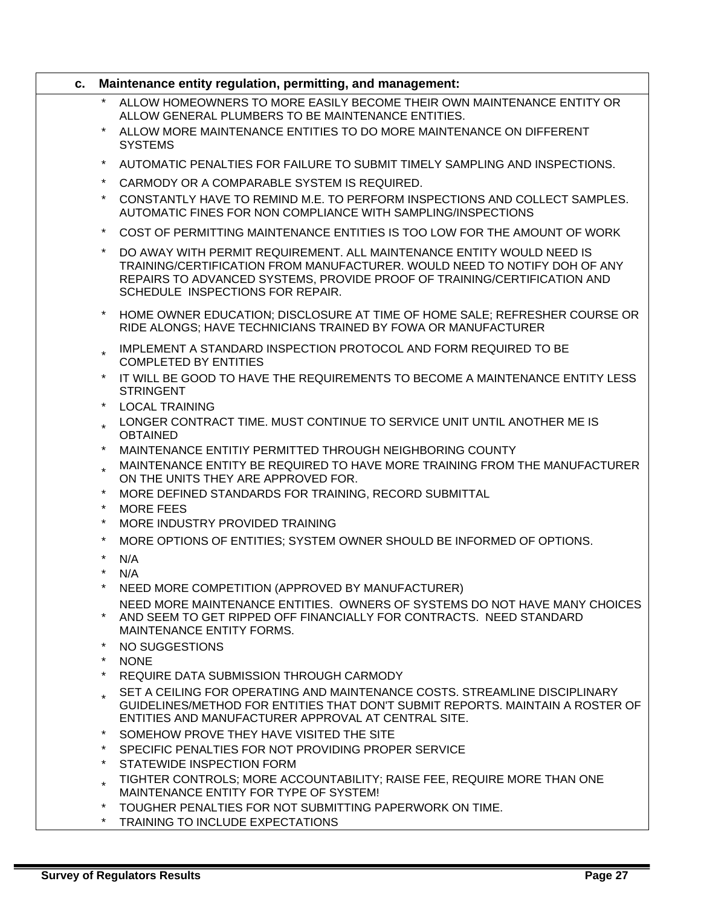**c. Maintenance entity regulation, permitting, and management:**

- ALLOW HOMEOWNERS TO MORE EASILY BECOME THEIR OWN MAINTENANCE ENTITY OR ALLOW GENERAL PLUMBERS TO BE MAINTENANCE ENTITIES.
- ALLOW MORE MAINTENANCE ENTITIES TO DO MORE MAINTENANCE ON DIFFERENT SYSTEMS
- AUTOMATIC PENALTIES FOR FAILURE TO SUBMIT TIMELY SAMPLING AND INSPECTIONS.
- CARMODY OR A COMPARABLE SYSTEM IS REQUIRED.
- CONSTANTLY HAVE TO REMIND M.E. TO PERFORM INSPECTIONS AND COLLECT SAMPLES. AUTOMATIC FINES FOR NON COMPLIANCE WITH SAMPLING/INSPECTIONS
- COST OF PERMITTING MAINTENANCE ENTITIES IS TOO LOW FOR THE AMOUNT OF WORK
- DO AWAY WITH PERMIT REQUIREMENT. ALL MAINTENANCE ENTITY WOULD NEED IS TRAINING/CERTIFICATION FROM MANUFACTURER. WOULD NEED TO NOTIFY DOH OF ANY REPAIRS TO ADVANCED SYSTEMS, PROVIDE PROOF OF TRAINING/CERTIFICATION AND SCHEDULE INSPECTIONS FOR REPAIR.
- HOME OWNER EDUCATION; DISCLOSURE AT TIME OF HOME SALE; REFRESHER COURSE OR RIDE ALONGS; HAVE TECHNICIANS TRAINED BY FOWA OR MANUFACTURER
- IMPLEMENT A STANDARD INSPECTION PROTOCOL AND FORM REQUIRED TO BE COMPLETED BY ENTITIES
- IT WILL BE GOOD TO HAVE THE REQUIREMENTS TO BECOME A MAINTENANCE ENTITY LESS STRINGENT
- LOCAL TRAINING
- LONGER CONTRACT TIME. MUST CONTINUE TO SERVICE UNIT UNTIL ANOTHER ME IS OBTAINED
- MAINTENANCE ENTITIY PERMITTED THROUGH NEIGHBORING COUNTY
- MAINTENANCE ENTITY BE REQUIRED TO HAVE MORE TRAINING FROM THE MANUFACTURER ON THE UNITS THEY ARE APPROVED FOR.
- MORE DEFINED STANDARDS FOR TRAINING, RECORD SUBMITTAL
- MORE FEES
- MORE INDUSTRY PROVIDED TRAINING
- MORE OPTIONS OF ENTITIES; SYSTEM OWNER SHOULD BE INFORMED OF OPTIONS.
- N/A
- N/A
- NEED MORE COMPETITION (APPROVED BY MANUFACTURER)
- NEED MORE MAINTENANCE ENTITIES. OWNERS OF SYSTEMS DO NOT HAVE MANY CHOICES AND SEEM TO GET RIPPED OFF FINANCIALLY FOR CONTRACTS. NEED STANDARD MAINTENANCE ENTITY FORMS.
- NO SUGGESTIONS
- NONE
- REQUIRE DATA SUBMISSION THROUGH CARMODY
- SET A CEILING FOR OPERATING AND MAINTENANCE COSTS. STREAMLINE DISCIPLINARY GUIDELINES/METHOD FOR ENTITIES THAT DON'T SUBMIT REPORTS. MAINTAIN A ROSTER OF ENTITIES AND MANUFACTURER APPROVAL AT CENTRAL SITE.
- SOMEHOW PROVE THEY HAVE VISITED THE SITE
- SPECIFIC PENALTIES FOR NOT PROVIDING PROPER SERVICE
- STATEWIDE INSPECTION FORM
- TIGHTER CONTROLS; MORE ACCOUNTABILITY; RAISE FEE, REQUIRE MORE THAN ONE MAINTENANCE ENTITY FOR TYPE OF SYSTEM!
- TOUGHER PENALTIES FOR NOT SUBMITTING PAPERWORK ON TIME.
- TRAINING TO INCLUDE EXPECTATIONS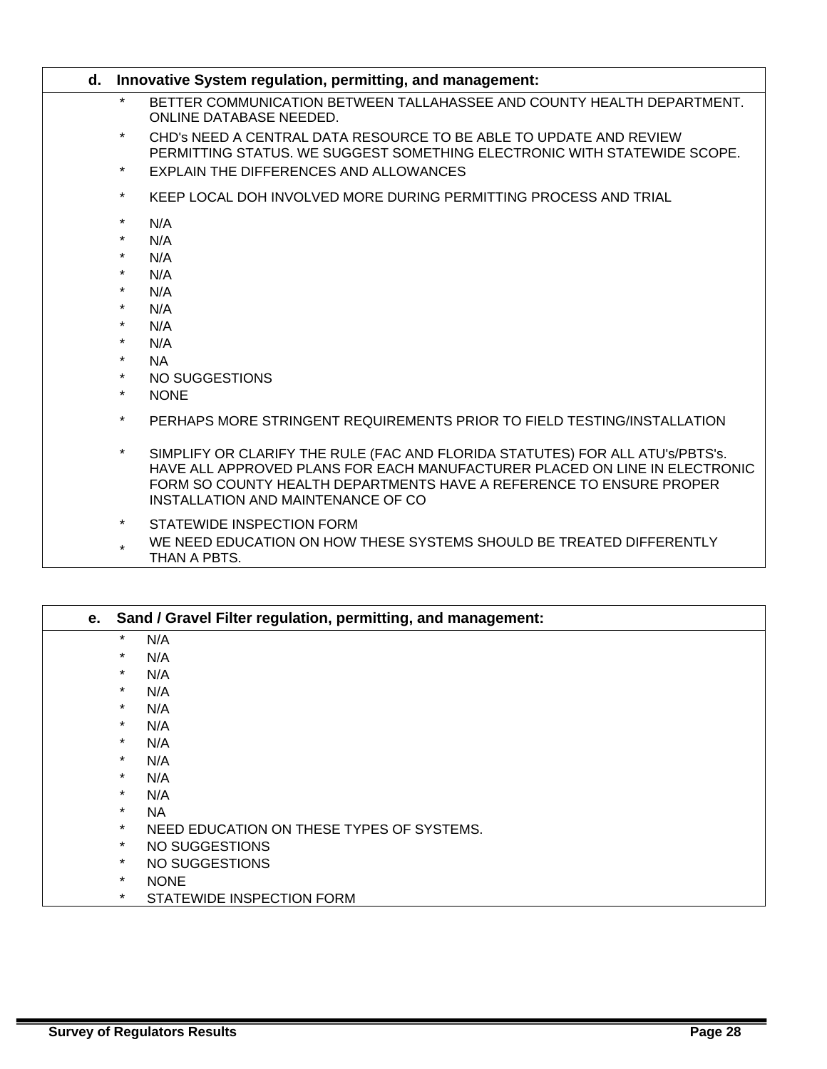**d. Innovative System regulation, permitting, and management:**

* BETTER COMMUNICATION BETWEEN TALLAHASSEE AND COUNTY HEALTH DEPARTMENT. ONLINE DATABASE NEEDED.
* CHD's NEED A CENTRAL DATA RESOURCE TO BE ABLE TO UPDATE AND REVIEW PERMITTING STATUS. WE SUGGEST SOMETHING ELECTRONIC WITH STATEWIDE SCOPE.
* EXPLAIN THE DIFFERENCES AND ALLOWANCES
* KEEP LOCAL DOH INVOLVED MORE DURING PERMITTING PROCESS AND TRIAL
* N/A
* N/A
* N/A
* N/A
* N/A
* N/A
* N/A
* N/A
* NA
* NO SUGGESTIONS
* NONE
* PERHAPS MORE STRINGENT REQUIREMENTS PRIOR TO FIELD TESTING/INSTALLATION
* SIMPLIFY OR CLARIFY THE RULE (FAC AND FLORIDA STATUTES) FOR ALL ATU's/PBTS's. HAVE ALL APPROVED PLANS FOR EACH MANUFACTURER PLACED ON LINE IN ELECTRONIC FORM SO COUNTY HEALTH DEPARTMENTS HAVE A REFERENCE TO ENSURE PROPER INSTALLATION AND MAINTENANCE OF CO
* STATEWIDE INSPECTION FORM
* WE NEED EDUCATION ON HOW THESE SYSTEMS SHOULD BE TREATED DIFFERENTLY THAN A PBTS.

**e. Sand / Gravel Filter regulation, permitting, and management:**

* N/A
* N/A
* N/A
* N/A
* N/A
* N/A
* N/A
* N/A
* N/A
* N/A
* NA
* NEED EDUCATION ON THESE TYPES OF SYSTEMS.
* NO SUGGESTIONS
* NO SUGGESTIONS
* NONE
* STATEWIDE INSPECTION FORM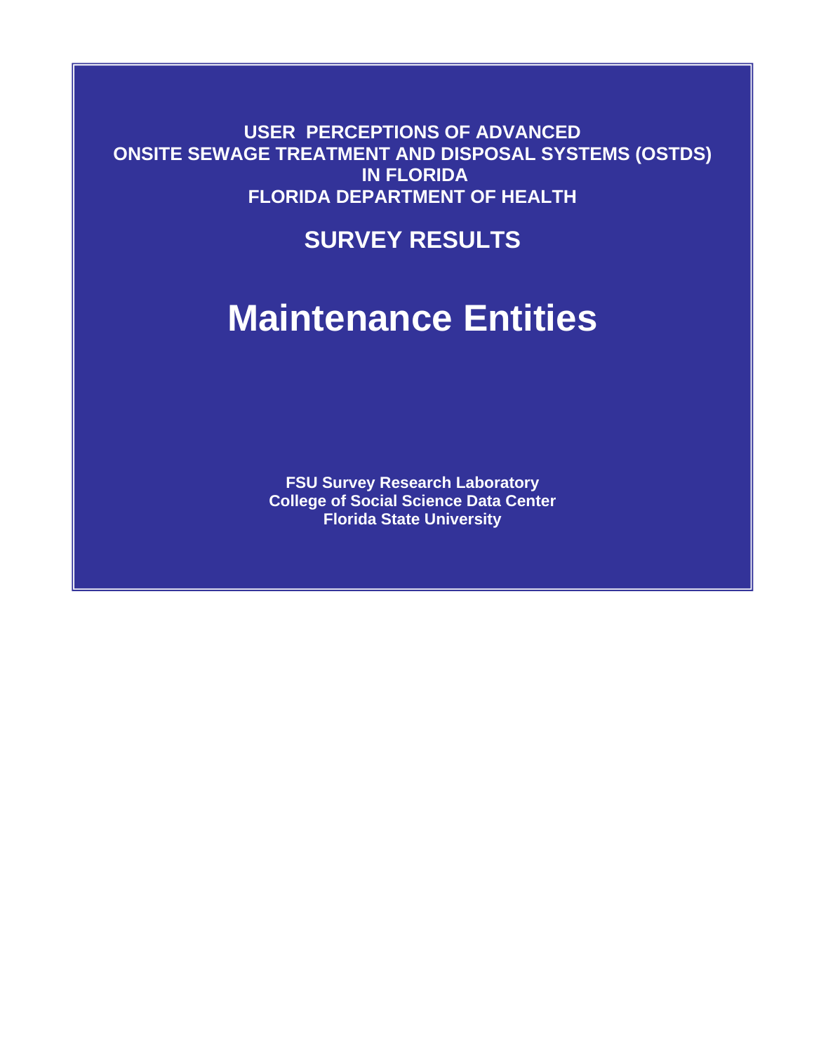**USER PERCEPTIONS OF ADVANCED ONSITE SEWAGE TREATMENT AND DISPOSAL SYSTEMS (OSTDS) IN FLORIDA**
**FLORIDA DEPARTMENT OF HEALTH**

## SURVEY RESULTS

# Maintenance Entities

**FSU Survey Research Laboratory**
**College of Social Science Data Center**
**Florida State University**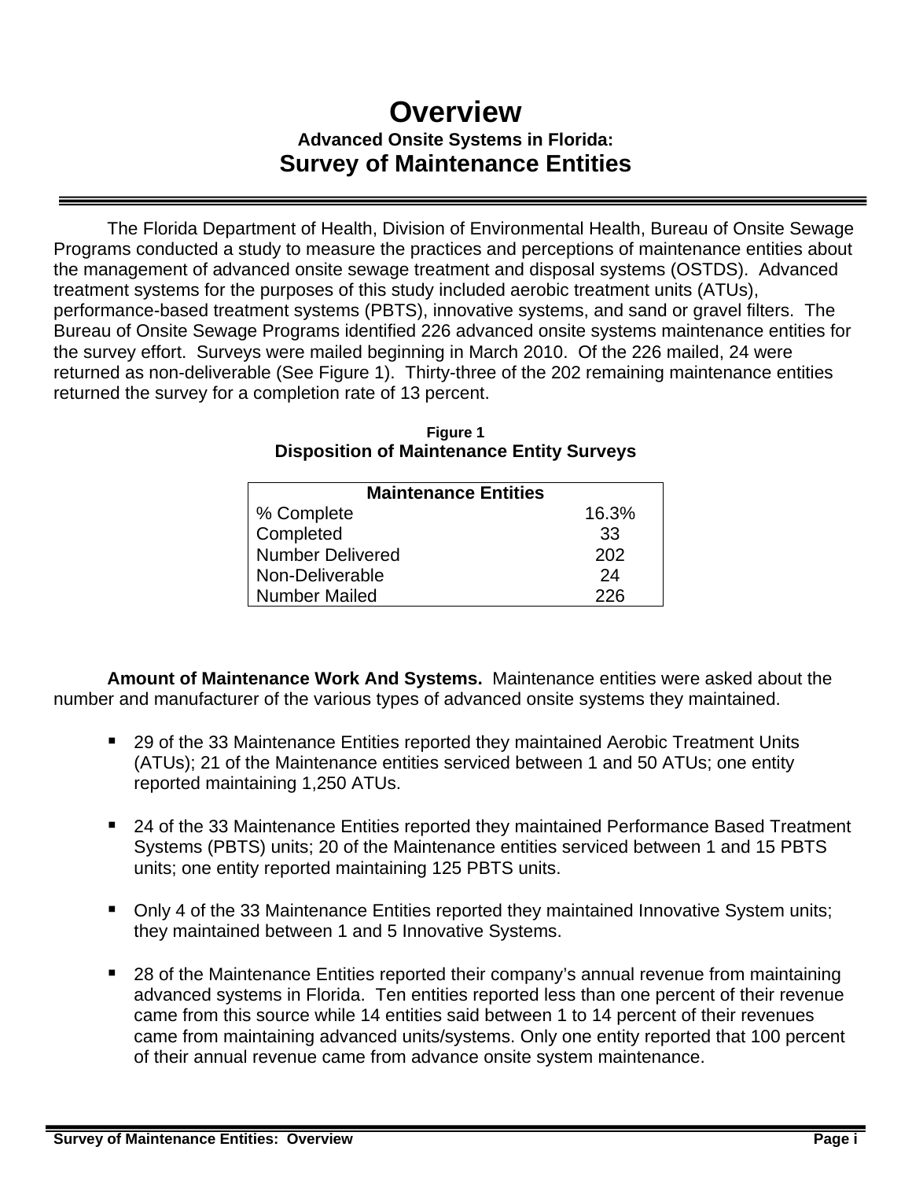# Overview

### Advanced Onsite Systems in Florida:

## Survey of Maintenance Entities

The Florida Department of Health, Division of Environmental Health, Bureau of Onsite Sewage Programs conducted a study to measure the practices and perceptions of maintenance entities about the management of advanced onsite sewage treatment and disposal systems (OSTDS). Advanced treatment systems for the purposes of this study included aerobic treatment units (ATUs), performance-based treatment systems (PBTS), innovative systems, and sand or gravel filters. The Bureau of Onsite Sewage Programs identified 226 advanced onsite systems maintenance entities for the survey effort. Surveys were mailed beginning in March 2010. Of the 226 mailed, 24 were returned as non-deliverable (See Figure 1). Thirty-three of the 202 remaining maintenance entities returned the survey for a completion rate of 13 percent.

**Figure 1**
**Disposition of Maintenance Entity Surveys**

| Maintenance Entities | |
|---|---|
| % Complete | 16.3% |
| Completed | 33 |
| Number Delivered | 202 |
| Non-Deliverable | 24 |
| Number Mailed | 226 |

**Amount of Maintenance Work And Systems.** Maintenance entities were asked about the number and manufacturer of the various types of advanced onsite systems they maintained.

- 29 of the 33 Maintenance Entities reported they maintained Aerobic Treatment Units (ATUs); 21 of the Maintenance entities serviced between 1 and 50 ATUs; one entity reported maintaining 1,250 ATUs.

- 24 of the 33 Maintenance Entities reported they maintained Performance Based Treatment Systems (PBTS) units; 20 of the Maintenance entities serviced between 1 and 15 PBTS units; one entity reported maintaining 125 PBTS units.

- Only 4 of the 33 Maintenance Entities reported they maintained Innovative System units; they maintained between 1 and 5 Innovative Systems.

- 28 of the Maintenance Entities reported their company's annual revenue from maintaining advanced systems in Florida. Ten entities reported less than one percent of their revenue came from this source while 14 entities said between 1 to 14 percent of their revenues came from maintaining advanced units/systems. Only one entity reported that 100 percent of their annual revenue came from advance onsite system maintenance.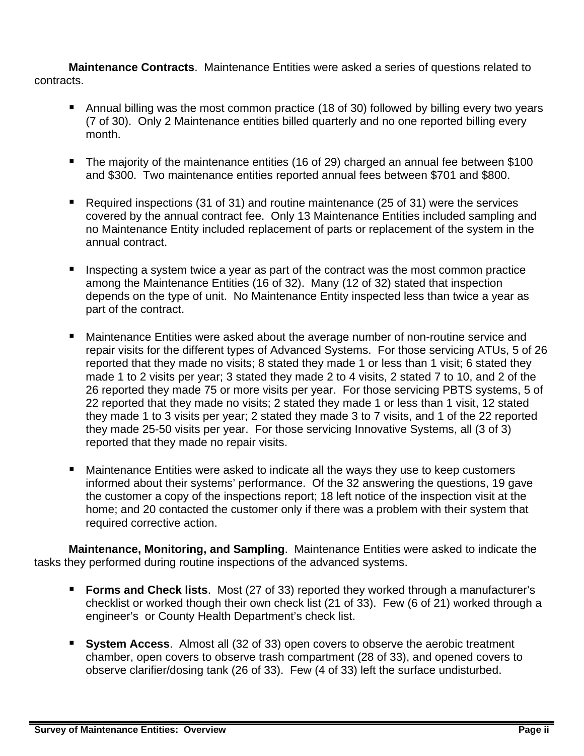**Maintenance Contracts**. Maintenance Entities were asked a series of questions related to contracts.

- Annual billing was the most common practice (18 of 30) followed by billing every two years (7 of 30). Only 2 Maintenance entities billed quarterly and no one reported billing every month.
- The majority of the maintenance entities (16 of 29) charged an annual fee between $100 and $300. Two maintenance entities reported annual fees between $701 and $800.
- Required inspections (31 of 31) and routine maintenance (25 of 31) were the services covered by the annual contract fee. Only 13 Maintenance Entities included sampling and no Maintenance Entity included replacement of parts or replacement of the system in the annual contract.
- Inspecting a system twice a year as part of the contract was the most common practice among the Maintenance Entities (16 of 32). Many (12 of 32) stated that inspection depends on the type of unit. No Maintenance Entity inspected less than twice a year as part of the contract.
- Maintenance Entities were asked about the average number of non-routine service and repair visits for the different types of Advanced Systems. For those servicing ATUs, 5 of 26 reported that they made no visits; 8 stated they made 1 or less than 1 visit; 6 stated they made 1 to 2 visits per year; 3 stated they made 2 to 4 visits, 2 stated 7 to 10, and 2 of the 26 reported they made 75 or more visits per year. For those servicing PBTS systems, 5 of 22 reported that they made no visits; 2 stated they made 1 or less than 1 visit, 12 stated they made 1 to 3 visits per year; 2 stated they made 3 to 7 visits, and 1 of the 22 reported they made 25-50 visits per year. For those servicing Innovative Systems, all (3 of 3) reported that they made no repair visits.
- Maintenance Entities were asked to indicate all the ways they use to keep customers informed about their systems' performance. Of the 32 answering the questions, 19 gave the customer a copy of the inspections report; 18 left notice of the inspection visit at the home; and 20 contacted the customer only if there was a problem with their system that required corrective action.

**Maintenance, Monitoring, and Sampling**. Maintenance Entities were asked to indicate the tasks they performed during routine inspections of the advanced systems.

- **Forms and Check lists**. Most (27 of 33) reported they worked through a manufacturer's checklist or worked though their own check list (21 of 33). Few (6 of 21) worked through a engineer's or County Health Department's check list.
- **System Access**. Almost all (32 of 33) open covers to observe the aerobic treatment chamber, open covers to observe trash compartment (28 of 33), and opened covers to observe clarifier/dosing tank (26 of 33). Few (4 of 33) left the surface undisturbed.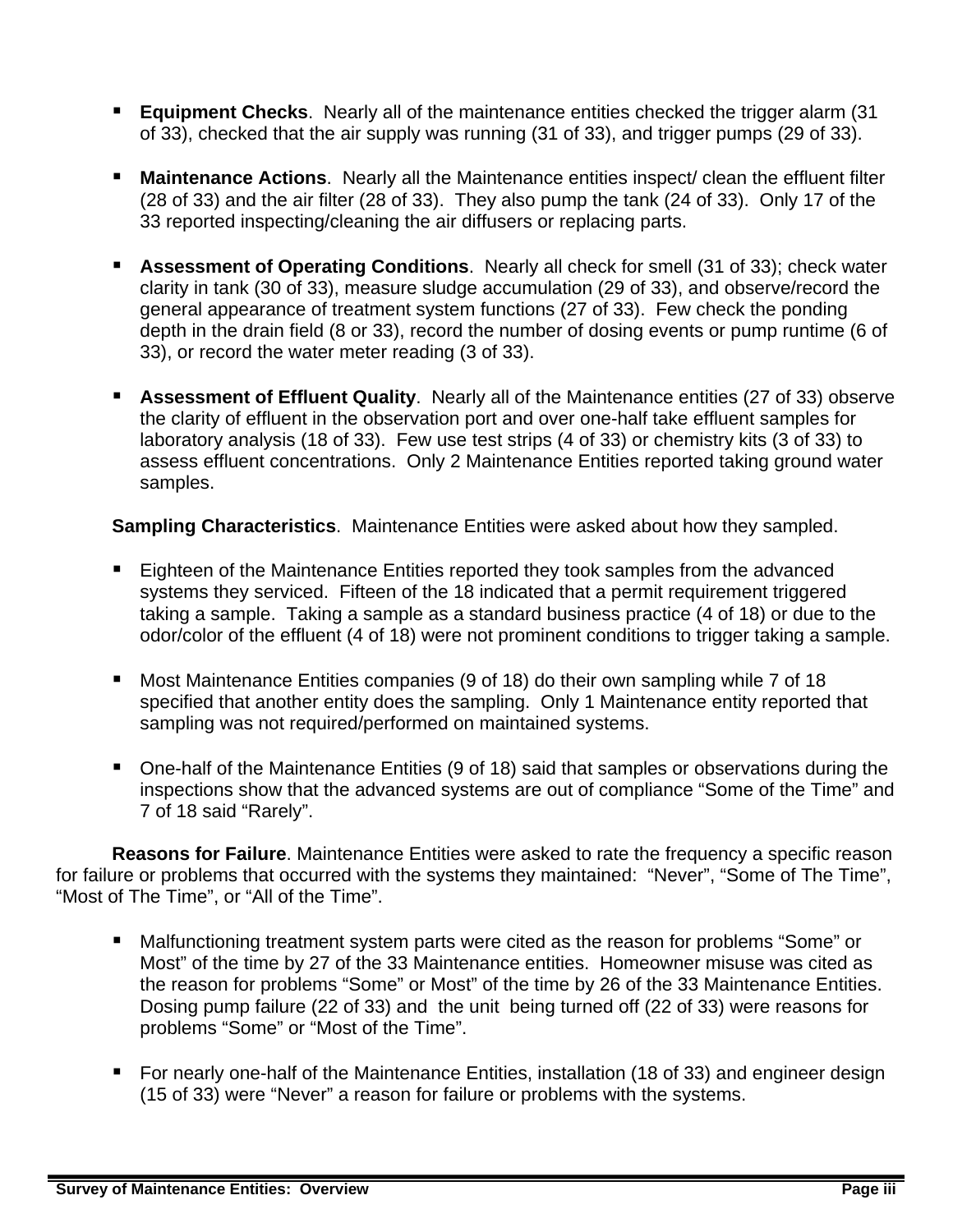- **Equipment Checks**. Nearly all of the maintenance entities checked the trigger alarm (31 of 33), checked that the air supply was running (31 of 33), and trigger pumps (29 of 33).

- **Maintenance Actions**. Nearly all the Maintenance entities inspect/ clean the effluent filter (28 of 33) and the air filter (28 of 33). They also pump the tank (24 of 33). Only 17 of the 33 reported inspecting/cleaning the air diffusers or replacing parts.

- **Assessment of Operating Conditions**. Nearly all check for smell (31 of 33); check water clarity in tank (30 of 33), measure sludge accumulation (29 of 33), and observe/record the general appearance of treatment system functions (27 of 33). Few check the ponding depth in the drain field (8 or 33), record the number of dosing events or pump runtime (6 of 33), or record the water meter reading (3 of 33).

- **Assessment of Effluent Quality**. Nearly all of the Maintenance entities (27 of 33) observe the clarity of effluent in the observation port and over one-half take effluent samples for laboratory analysis (18 of 33). Few use test strips (4 of 33) or chemistry kits (3 of 33) to assess effluent concentrations. Only 2 Maintenance Entities reported taking ground water samples.

**Sampling Characteristics**. Maintenance Entities were asked about how they sampled.

- Eighteen of the Maintenance Entities reported they took samples from the advanced systems they serviced. Fifteen of the 18 indicated that a permit requirement triggered taking a sample. Taking a sample as a standard business practice (4 of 18) or due to the odor/color of the effluent (4 of 18) were not prominent conditions to trigger taking a sample.

- Most Maintenance Entities companies (9 of 18) do their own sampling while 7 of 18 specified that another entity does the sampling. Only 1 Maintenance entity reported that sampling was not required/performed on maintained systems.

- One-half of the Maintenance Entities (9 of 18) said that samples or observations during the inspections show that the advanced systems are out of compliance "Some of the Time" and 7 of 18 said "Rarely".

**Reasons for Failure**. Maintenance Entities were asked to rate the frequency a specific reason for failure or problems that occurred with the systems they maintained: "Never", "Some of The Time", "Most of The Time", or "All of the Time".

- Malfunctioning treatment system parts were cited as the reason for problems "Some" or Most" of the time by 27 of the 33 Maintenance entities. Homeowner misuse was cited as the reason for problems "Some" or Most" of the time by 26 of the 33 Maintenance Entities. Dosing pump failure (22 of 33) and the unit being turned off (22 of 33) were reasons for problems "Some" or "Most of the Time".

- For nearly one-half of the Maintenance Entities, installation (18 of 33) and engineer design (15 of 33) were "Never" a reason for failure or problems with the systems.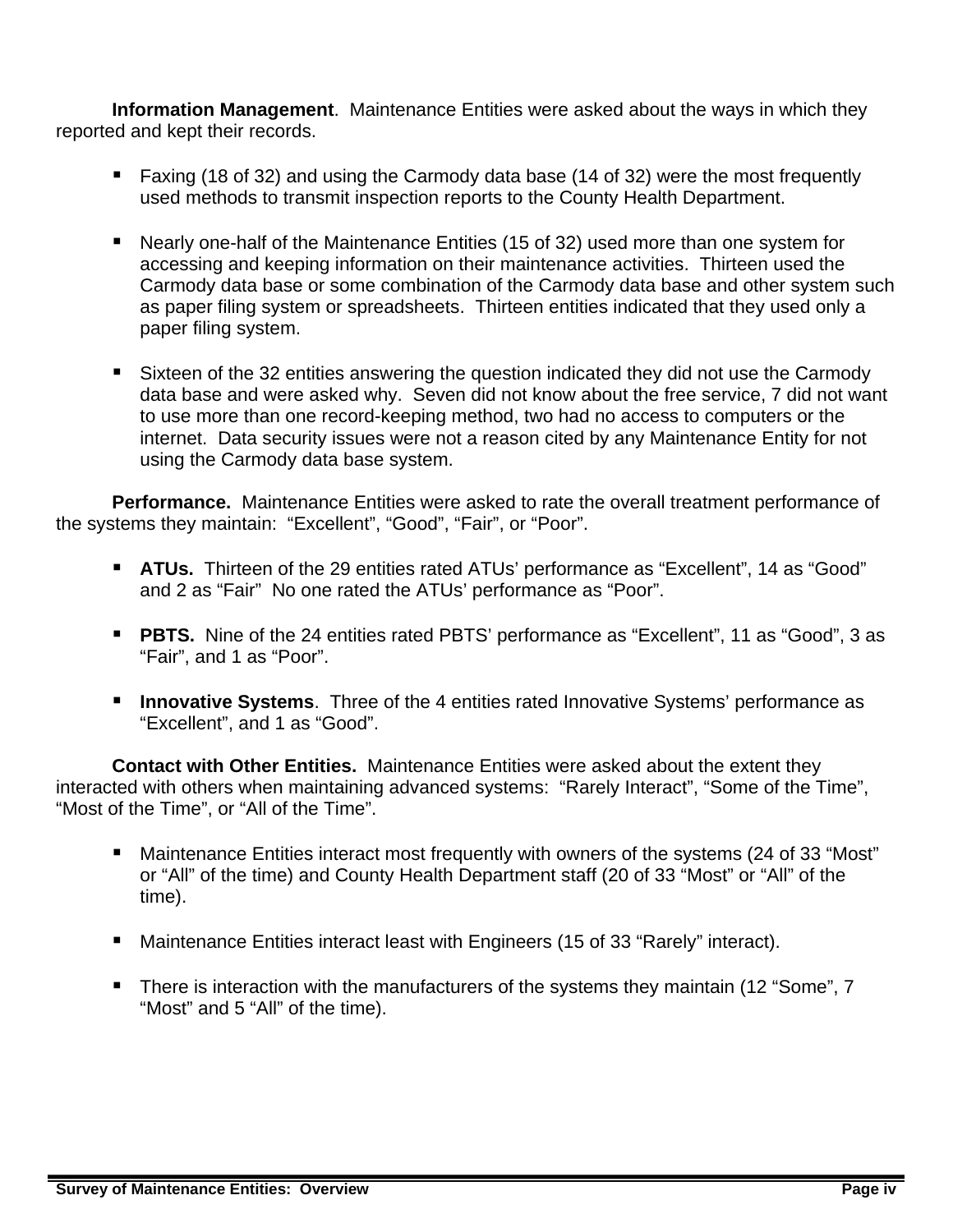**Information Management**. Maintenance Entities were asked about the ways in which they reported and kept their records.

- Faxing (18 of 32) and using the Carmody data base (14 of 32) were the most frequently used methods to transmit inspection reports to the County Health Department.

- Nearly one-half of the Maintenance Entities (15 of 32) used more than one system for accessing and keeping information on their maintenance activities. Thirteen used the Carmody data base or some combination of the Carmody data base and other system such as paper filing system or spreadsheets. Thirteen entities indicated that they used only a paper filing system.

- Sixteen of the 32 entities answering the question indicated they did not use the Carmody data base and were asked why. Seven did not know about the free service, 7 did not want to use more than one record-keeping method, two had no access to computers or the internet. Data security issues were not a reason cited by any Maintenance Entity for not using the Carmody data base system.

**Performance.** Maintenance Entities were asked to rate the overall treatment performance of the systems they maintain: "Excellent", "Good", "Fair", or "Poor".

- **ATUs.** Thirteen of the 29 entities rated ATUs' performance as "Excellent", 14 as "Good" and 2 as "Fair" No one rated the ATUs' performance as "Poor".

- **PBTS.** Nine of the 24 entities rated PBTS' performance as "Excellent", 11 as "Good", 3 as "Fair", and 1 as "Poor".

- **Innovative Systems**. Three of the 4 entities rated Innovative Systems' performance as "Excellent", and 1 as "Good".

**Contact with Other Entities.** Maintenance Entities were asked about the extent they interacted with others when maintaining advanced systems: "Rarely Interact", "Some of the Time", "Most of the Time", or "All of the Time".

- Maintenance Entities interact most frequently with owners of the systems (24 of 33 "Most" or "All" of the time) and County Health Department staff (20 of 33 "Most" or "All" of the time).

- Maintenance Entities interact least with Engineers (15 of 33 "Rarely" interact).

- There is interaction with the manufacturers of the systems they maintain (12 "Some", 7 "Most" and 5 "All" of the time).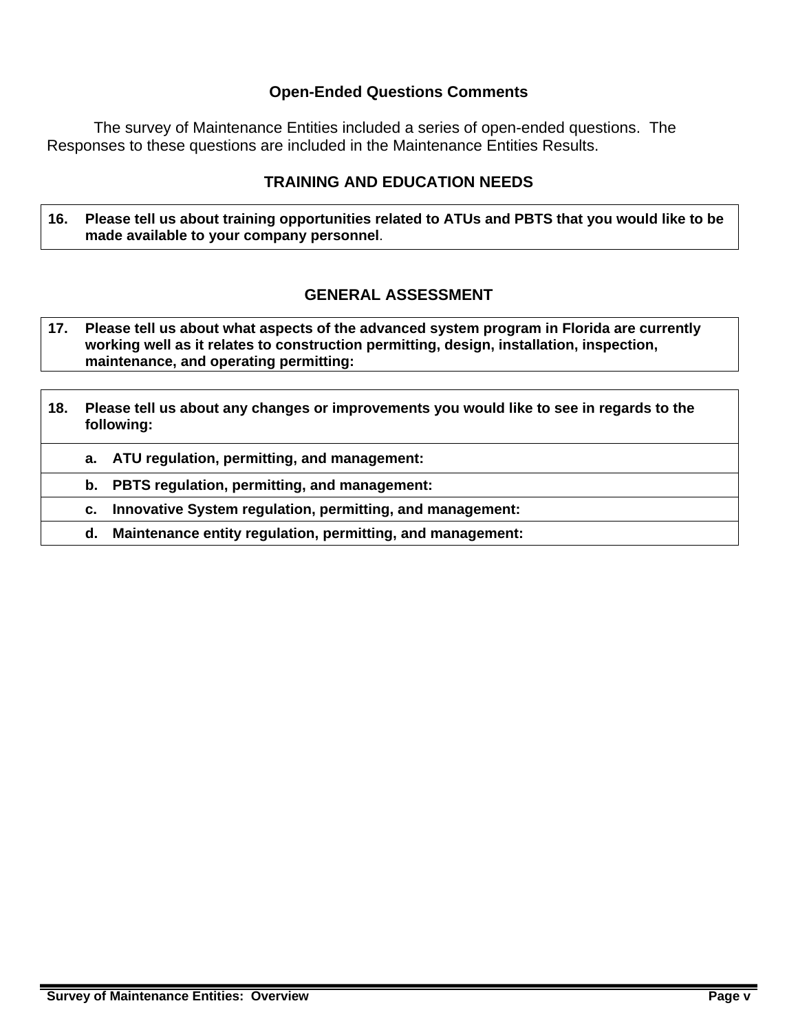## Open-Ended Questions Comments

The survey of Maintenance Entities included a series of open-ended questions. The Responses to these questions are included in the Maintenance Entities Results.

## TRAINING AND EDUCATION NEEDS

| 16. | Please tell us about training opportunities related to ATUs and PBTS that you would like to be made available to your company personnel. |
|---|---|

## GENERAL ASSESSMENT

| 17. | Please tell us about what aspects of the advanced system program in Florida are currently working well as it relates to construction permitting, design, installation, inspection, maintenance, and operating permitting: |
|---|---|

| 18. | Please tell us about any changes or improvements you would like to see in regards to the following: |
|---|---|
| | a. ATU regulation, permitting, and management: |
| | b. PBTS regulation, permitting, and management: |
| | c. Innovative System regulation, permitting, and management: |
| | d. Maintenance entity regulation, permitting, and management: |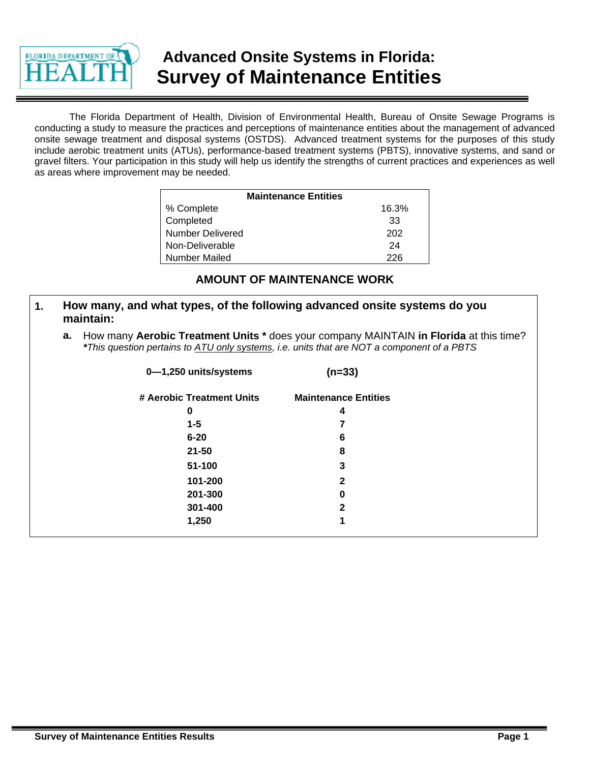# Advanced Onsite Systems in Florida: Survey of Maintenance Entities

The Florida Department of Health, Division of Environmental Health, Bureau of Onsite Sewage Programs is conducting a study to measure the practices and perceptions of maintenance entities about the management of advanced onsite sewage treatment and disposal systems (OSTDS). Advanced treatment systems for the purposes of this study include aerobic treatment units (ATUs), performance-based treatment systems (PBTS), innovative systems, and sand or gravel filters. Your participation in this study will help us identify the strengths of current practices and experiences as well as areas where improvement may be needed.

| Maintenance Entities | |
|---|---|
| % Complete | 16.3% |
| Completed | 33 |
| Number Delivered | 202 |
| Non-Deliverable | 24 |
| Number Mailed | 226 |

## AMOUNT OF MAINTENANCE WORK

**1. How many, and what types, of the following advanced onsite systems do you maintain:**

**a.** How many **Aerobic Treatment Units \*** does your company MAINTAIN **in Florida** at this time?
***This question pertains to <u>ATU only systems</u>, i.e. units that are NOT a component of a PBTS***

**0—1,250 units/systems** **(n=33)**

| # Aerobic Treatment Units | Maintenance Entities |
|---|---|
| 0 | 4 |
| 1-5 | 7 |
| 6-20 | 6 |
| 21-50 | 8 |
| 51-100 | 3 |
| 101-200 | 2 |
| 201-300 | 0 |
| 301-400 | 2 |
| 1,250 | 1 |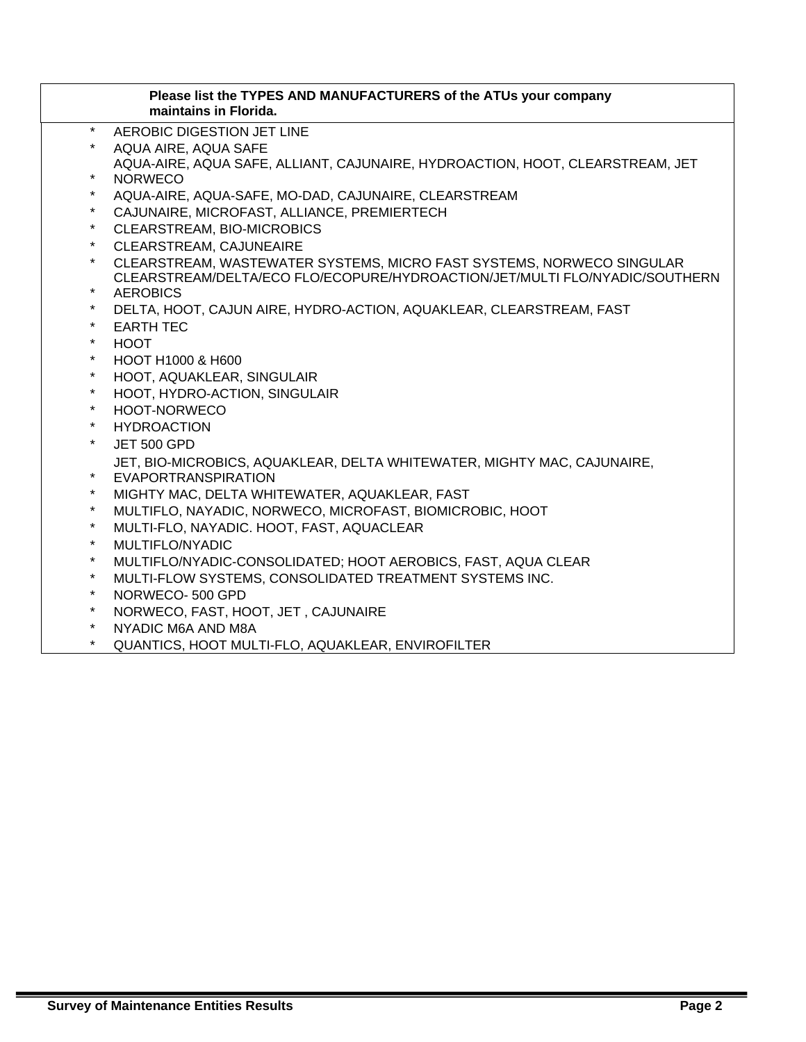**Please list the TYPES AND MANUFACTURERS of the ATUs your company maintains in Florida.**

- AEROBIC DIGESTION JET LINE
- AQUA AIRE, AQUA SAFE
- AQUA-AIRE, AQUA SAFE, ALLIANT, CAJUNAIRE, HYDROACTION, HOOT, CLEARSTREAM, JET NORWECO
- AQUA-AIRE, AQUA-SAFE, MO-DAD, CAJUNAIRE, CLEARSTREAM
- CAJUNAIRE, MICROFAST, ALLIANCE, PREMIERTECH
- CLEARSTREAM, BIO-MICROBICS
- CLEARSTREAM, CAJUNEAIRE
- CLEARSTREAM, WASTEWATER SYSTEMS, MICRO FAST SYSTEMS, NORWECO SINGULAR
- CLEARSTREAM/DELTA/ECO FLO/ECOPURE/HYDROACTION/JET/MULTI FLO/NYADIC/SOUTHERN AEROBICS
- DELTA, HOOT, CAJUN AIRE, HYDRO-ACTION, AQUAKLEAR, CLEARSTREAM, FAST
- EARTH TEC
- HOOT
- HOOT H1000 & H600
- HOOT, AQUAKLEAR, SINGULAIR
- HOOT, HYDRO-ACTION, SINGULAIR
- HOOT-NORWECO
- HYDROACTION
- JET 500 GPD
- JET, BIO-MICROBICS, AQUAKLEAR, DELTA WHITEWATER, MIGHTY MAC, CAJUNAIRE, EVAPORTRANSPIRATION
- MIGHTY MAC, DELTA WHITEWATER, AQUAKLEAR, FAST
- MULTIFLO, NAYADIC, NORWECO, MICROFAST, BIOMICROBIC, HOOT
- MULTI-FLO, NAYADIC. HOOT, FAST, AQUACLEAR
- MULTIFLO/NYADIC
- MULTIFLO/NYADIC-CONSOLIDATED; HOOT AEROBICS, FAST, AQUA CLEAR
- MULTI-FLOW SYSTEMS, CONSOLIDATED TREATMENT SYSTEMS INC.
- NORWECO- 500 GPD
- NORWECO, FAST, HOOT, JET , CAJUNAIRE
- NYADIC M6A AND M8A
- QUANTICS, HOOT MULTI-FLO, AQUAKLEAR, ENVIROFILTER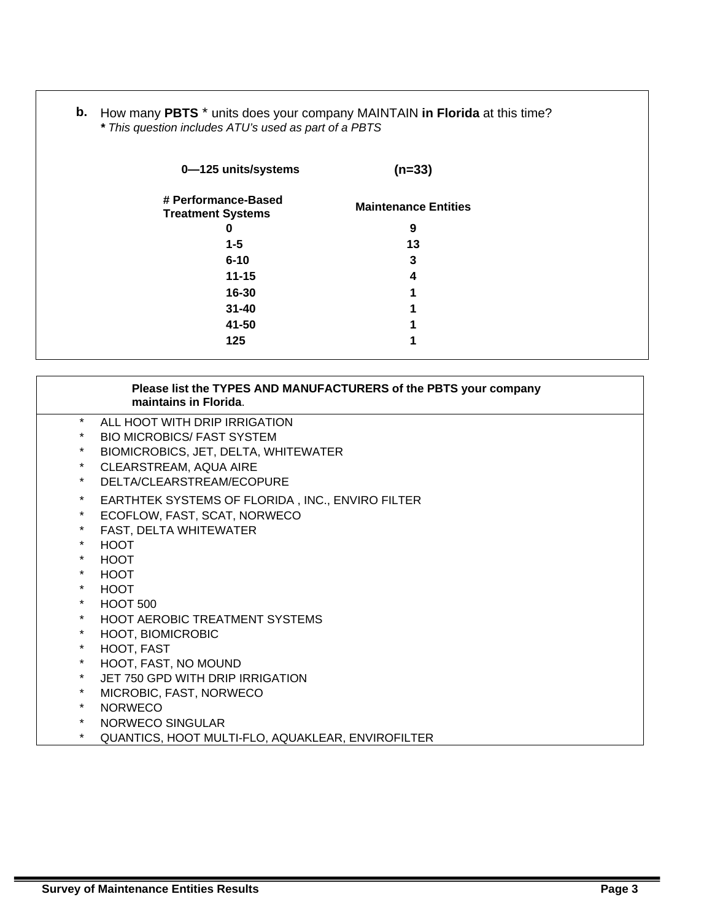**b.** How many **PBTS** * units does your company MAINTAIN **in Florida** at this time?
***** *This question includes ATU's used as part of a PBTS*

| **0—125 units/systems** | **(n=33)** |
|---|---|
| **# Performance-Based Treatment Systems** | **Maintenance Entities** |
| **0** | **9** |
| **1-5** | **13** |
| **6-10** | **3** |
| **11-15** | **4** |
| **16-30** | **1** |
| **31-40** | **1** |
| **41-50** | **1** |
| **125** | **1** |

**Please list the TYPES AND MANUFACTURERS of the PBTS your company maintains in Florida**.

* ALL HOOT WITH DRIP IRRIGATION
* BIO MICROBICS/ FAST SYSTEM
* BIOMICROBICS, JET, DELTA, WHITEWATER
* CLEARSTREAM, AQUA AIRE
* DELTA/CLEARSTREAM/ECOPURE
* EARTHTEK SYSTEMS OF FLORIDA , INC., ENVIRO FILTER
* ECOFLOW, FAST, SCAT, NORWECO
* FAST, DELTA WHITEWATER
* HOOT
* HOOT
* HOOT
* HOOT
* HOOT 500
* HOOT AEROBIC TREATMENT SYSTEMS
* HOOT, BIOMICROBIC
* HOOT, FAST
* HOOT, FAST, NO MOUND
* JET 750 GPD WITH DRIP IRRIGATION
* MICROBIC, FAST, NORWECO
* NORWECO
* NORWECO SINGULAR
* QUANTICS, HOOT MULTI-FLO, AQUAKLEAR, ENVIROFILTER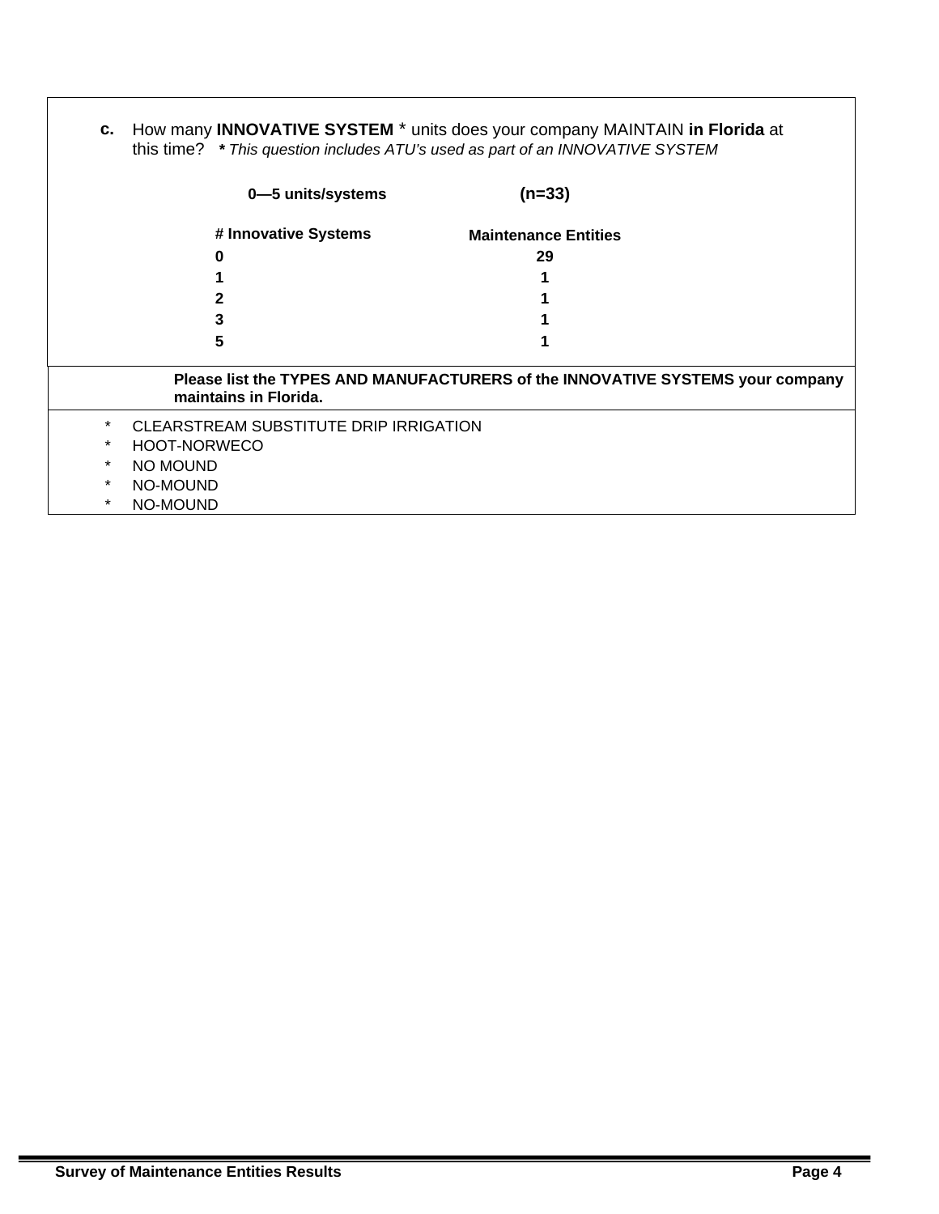**c.** How many **INNOVATIVE SYSTEM** * units does your company MAINTAIN **in Florida** at this time? ***** *This question includes ATU's used as part of an INNOVATIVE SYSTEM*

**0—5 units/systems** **(n=33)**

| # Innovative Systems | Maintenance Entities |
|---|---|
| 0 | 29 |
| 1 | 1 |
| 2 | 1 |
| 3 | 1 |
| 5 | 1 |

**Please list the TYPES AND MANUFACTURERS of the INNOVATIVE SYSTEMS your company maintains in Florida.**

- CLEARSTREAM SUBSTITUTE DRIP IRRIGATION
- HOOT-NORWECO
- NO MOUND
- NO-MOUND
- NO-MOUND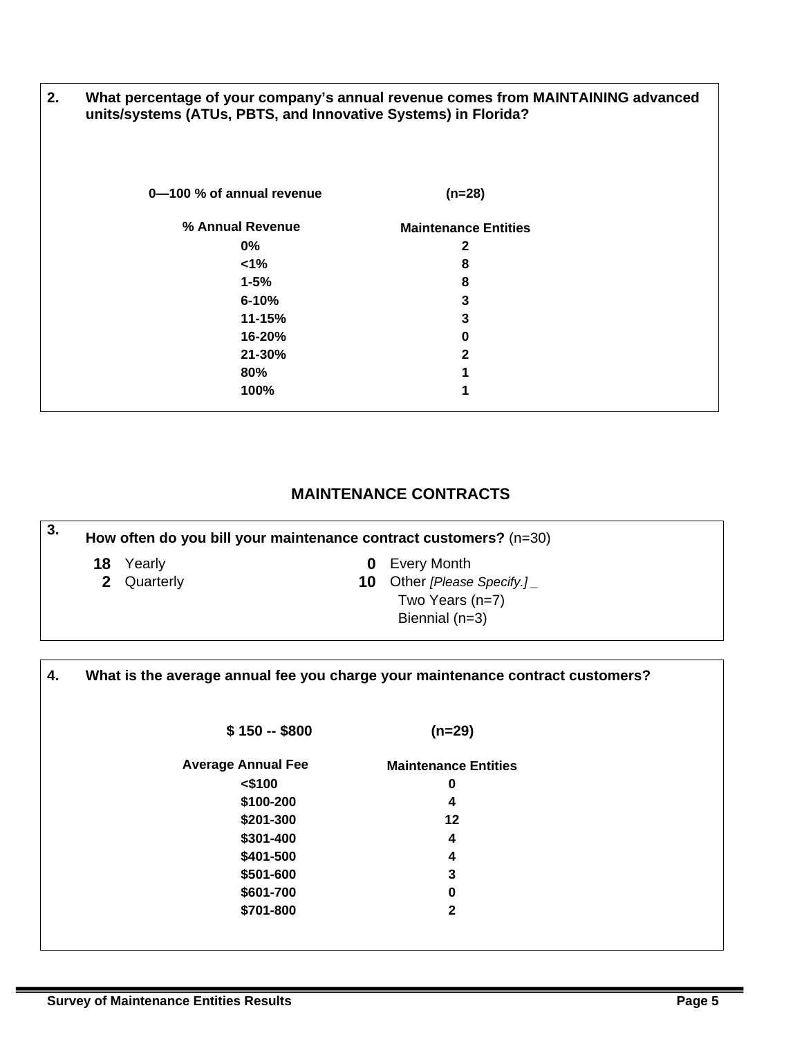**2. What percentage of your company's annual revenue comes from MAINTAINING advanced units/systems (ATUs, PBTS, and Innovative Systems) in Florida?**

**0—100 % of annual revenue** **(n=28)**

| % Annual Revenue | Maintenance Entities |
|---|---|
| 0% | 2 |
| <1% | 8 |
| 1-5% | 8 |
| 6-10% | 3 |
| 11-15% | 3 |
| 16-20% | 0 |
| 21-30% | 2 |
| 80% | 1 |
| 100% | 1 |

## MAINTENANCE CONTRACTS

**3. How often do you bill your maintenance contract customers?** (n=30)

- **18** Yearly
- **2** Quarterly
- **0** Every Month
- **10** Other *[Please Specify.]* _
  - Two Years (n=7)
  - Biennial (n=3)

**4. What is the average annual fee you charge your maintenance contract customers?**

**$ 150 -- $800** **(n=29)**

| Average Annual Fee | Maintenance Entities |
|---|---|
| <$100 | 0 |
| $100-200 | 4 |
| $201-300 | 12 |
| $301-400 | 4 |
| $401-500 | 4 |
| $501-600 | 3 |
| $601-700 | 0 |
| $701-800 | 2 |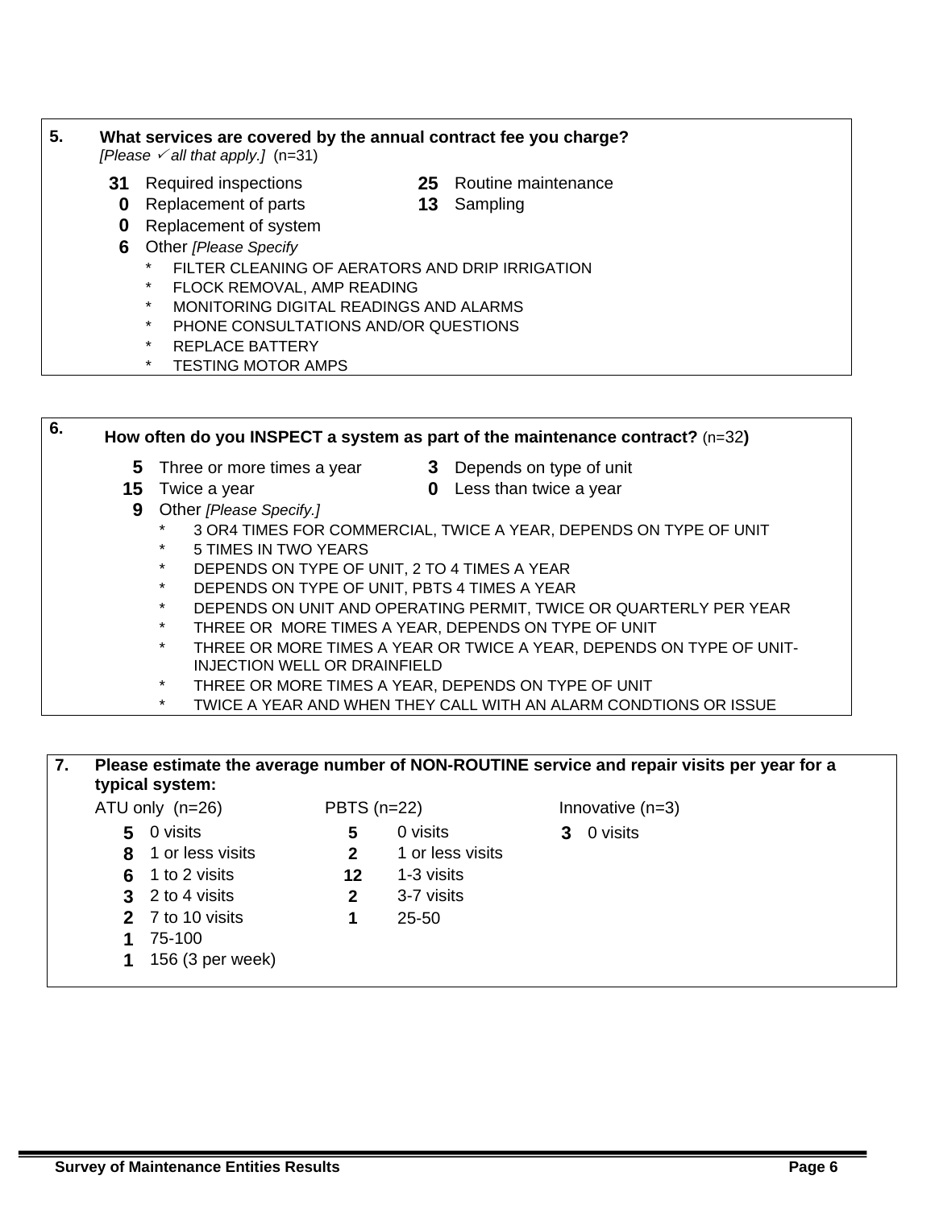**5. What services are covered by the annual contract fee you charge?**
*[Please ✓ all that apply.]* (n=31)

- **31** Required inspections
- **25** Routine maintenance
- **0** Replacement of parts
- **13** Sampling
- **0** Replacement of system
- **6** Other *[Please Specify*
  - * FILTER CLEANING OF AERATORS AND DRIP IRRIGATION
  - * FLOCK REMOVAL, AMP READING
  - * MONITORING DIGITAL READINGS AND ALARMS
  - * PHONE CONSULTATIONS AND/OR QUESTIONS
  - * REPLACE BATTERY
  - * TESTING MOTOR AMPS

**6. How often do you INSPECT a system as part of the maintenance contract?** (n=32**)**

- **5** Three or more times a year
- **3** Depends on type of unit
- **15** Twice a year
- **0** Less than twice a year
- **9** Other *[Please Specify.]*
  - * 3 OR4 TIMES FOR COMMERCIAL, TWICE A YEAR, DEPENDS ON TYPE OF UNIT
  - * 5 TIMES IN TWO YEARS
  - * DEPENDS ON TYPE OF UNIT, 2 TO 4 TIMES A YEAR
  - * DEPENDS ON TYPE OF UNIT, PBTS 4 TIMES A YEAR
  - * DEPENDS ON UNIT AND OPERATING PERMIT, TWICE OR QUARTERLY PER YEAR
  - * THREE OR MORE TIMES A YEAR, DEPENDS ON TYPE OF UNIT
  - * THREE OR MORE TIMES A YEAR OR TWICE A YEAR, DEPENDS ON TYPE OF UNIT-INJECTION WELL OR DRAINFIELD
  - * THREE OR MORE TIMES A YEAR, DEPENDS ON TYPE OF UNIT
  - * TWICE A YEAR AND WHEN THEY CALL WITH AN ALARM CONDTIONS OR ISSUE

**7. Please estimate the average number of NON-ROUTINE service and repair visits per year for a typical system:**

| ATU only (n=26) | | PBTS (n=22) | | Innovative (n=3) | |
|---|---|---|---|---|---|
| **5** | 0 visits | **5** | 0 visits | **3** | 0 visits |
| **8** | 1 or less visits | **2** | 1 or less visits | | |
| **6** | 1 to 2 visits | **12** | 1-3 visits | | |
| **3** | 2 to 4 visits | **2** | 3-7 visits | | |
| **2** | 7 to 10 visits | **1** | 25-50 | | |
| **1** | 75-100 | | | | |
| **1** | 156 (3 per week) | | | | |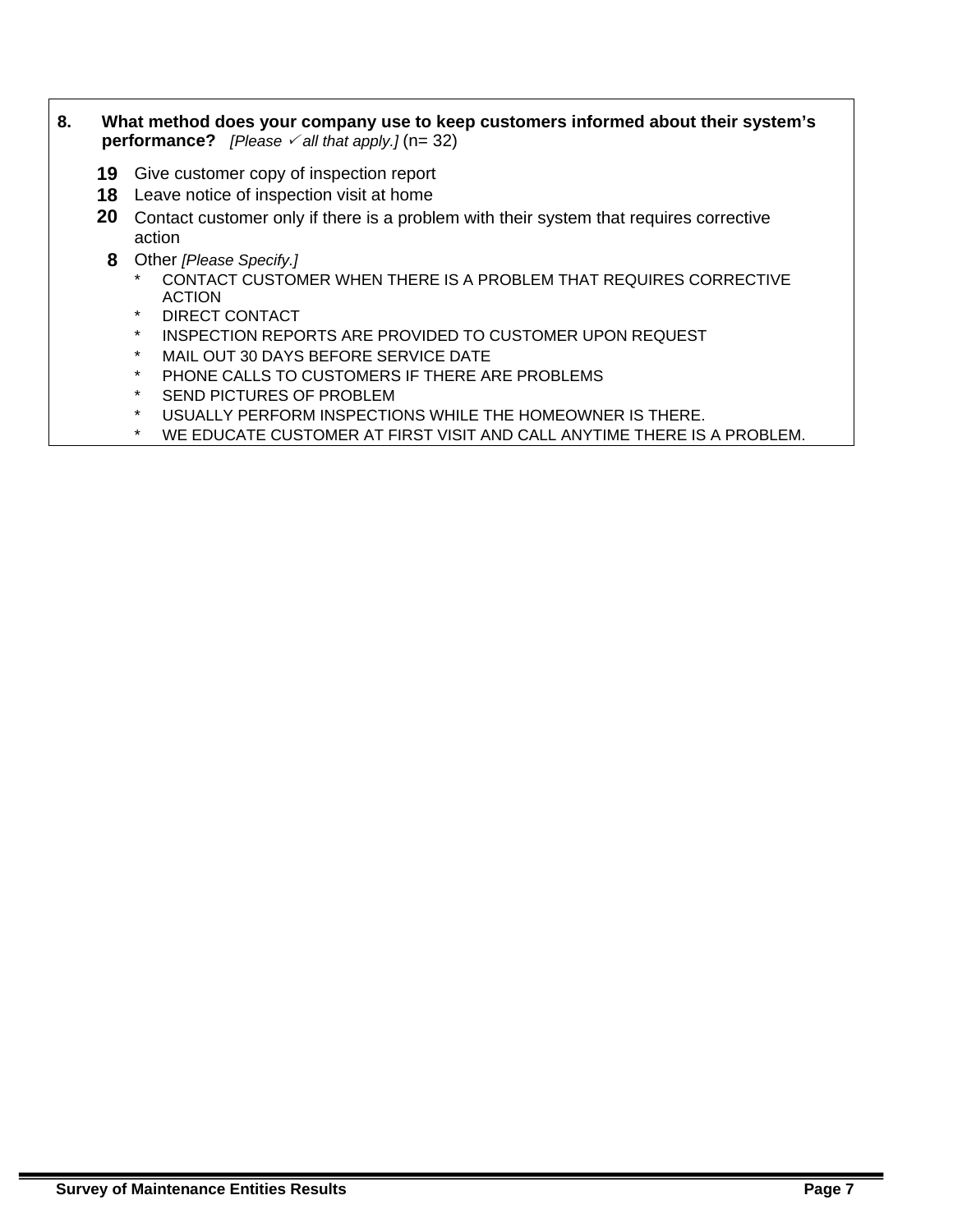**8. What method does your company use to keep customers informed about their system's performance?** *[Please ✓ all that apply.]* (n= 32)

- **19** Give customer copy of inspection report
- **18** Leave notice of inspection visit at home
- **20** Contact customer only if there is a problem with their system that requires corrective action
- **8** Other *[Please Specify.]*
  - CONTACT CUSTOMER WHEN THERE IS A PROBLEM THAT REQUIRES CORRECTIVE ACTION
  - DIRECT CONTACT
  - INSPECTION REPORTS ARE PROVIDED TO CUSTOMER UPON REQUEST
  - MAIL OUT 30 DAYS BEFORE SERVICE DATE
  - PHONE CALLS TO CUSTOMERS IF THERE ARE PROBLEMS
  - SEND PICTURES OF PROBLEM
  - USUALLY PERFORM INSPECTIONS WHILE THE HOMEOWNER IS THERE.
  - WE EDUCATE CUSTOMER AT FIRST VISIT AND CALL ANYTIME THERE IS A PROBLEM.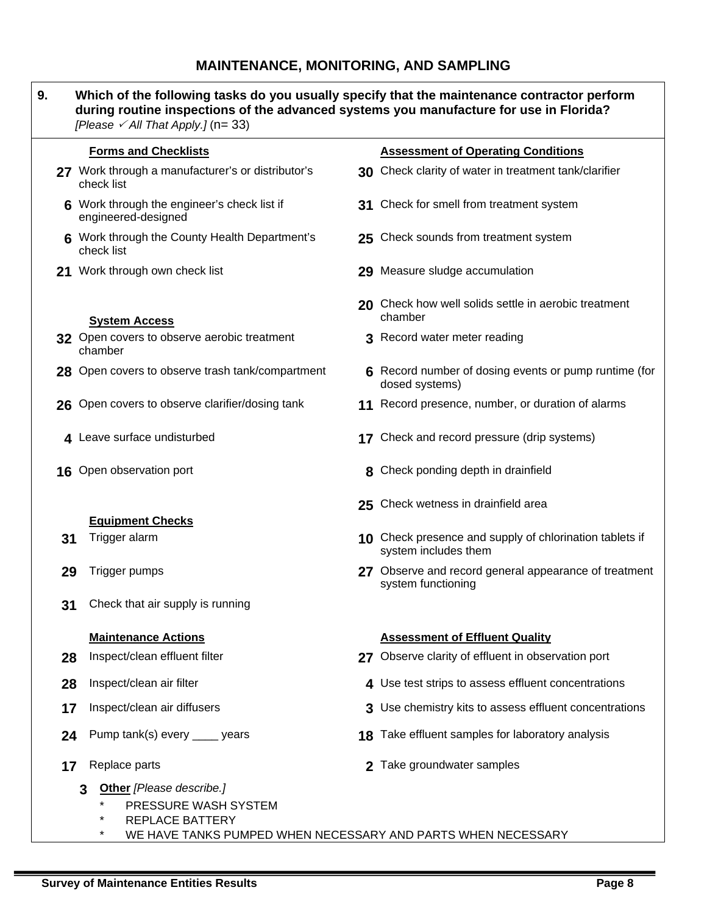## MAINTENANCE, MONITORING, AND SAMPLING

**9. Which of the following tasks do you usually specify that the maintenance contractor perform during routine inspections of the advanced systems you manufacture for use in Florida?**
*[Please ✓ All That Apply.]* (n= 33)

**Forms and Checklists**

- **27** Work through a manufacturer's or distributor's check list
- **6** Work through the engineer's check list if engineered-designed
- **6** Work through the County Health Department's check list
- **21** Work through own check list

**System Access**

- **32** Open covers to observe aerobic treatment chamber
- **28** Open covers to observe trash tank/compartment
- **26** Open covers to observe clarifier/dosing tank
- **4** Leave surface undisturbed
- **16** Open observation port

**Equipment Checks**

- **31** Trigger alarm
- **29** Trigger pumps
- **31** Check that air supply is running

**Maintenance Actions**

- **28** Inspect/clean effluent filter
- **28** Inspect/clean air filter
- **17** Inspect/clean air diffusers
- **24** Pump tank(s) every ____ years
- **17** Replace parts

**Assessment of Operating Conditions**

- **30** Check clarity of water in treatment tank/clarifier
- **31** Check for smell from treatment system
- **25** Check sounds from treatment system
- **29** Measure sludge accumulation
- **20** Check how well solids settle in aerobic treatment chamber
- **3** Record water meter reading
- **6** Record number of dosing events or pump runtime (for dosed systems)
- **11** Record presence, number, or duration of alarms
- **17** Check and record pressure (drip systems)
- **8** Check ponding depth in drainfield
- **25** Check wetness in drainfield area
- **10** Check presence and supply of chlorination tablets if system includes them
- **27** Observe and record general appearance of treatment system functioning

**Assessment of Effluent Quality**

- **27** Observe clarity of effluent in observation port
- **4** Use test strips to assess effluent concentrations
- **3** Use chemistry kits to assess effluent concentrations
- **18** Take effluent samples for laboratory analysis
- **2** Take groundwater samples

**3** **Other** *[Please describe.]*

- PRESSURE WASH SYSTEM
- REPLACE BATTERY
- WE HAVE TANKS PUMPED WHEN NECESSARY AND PARTS WHEN NECESSARY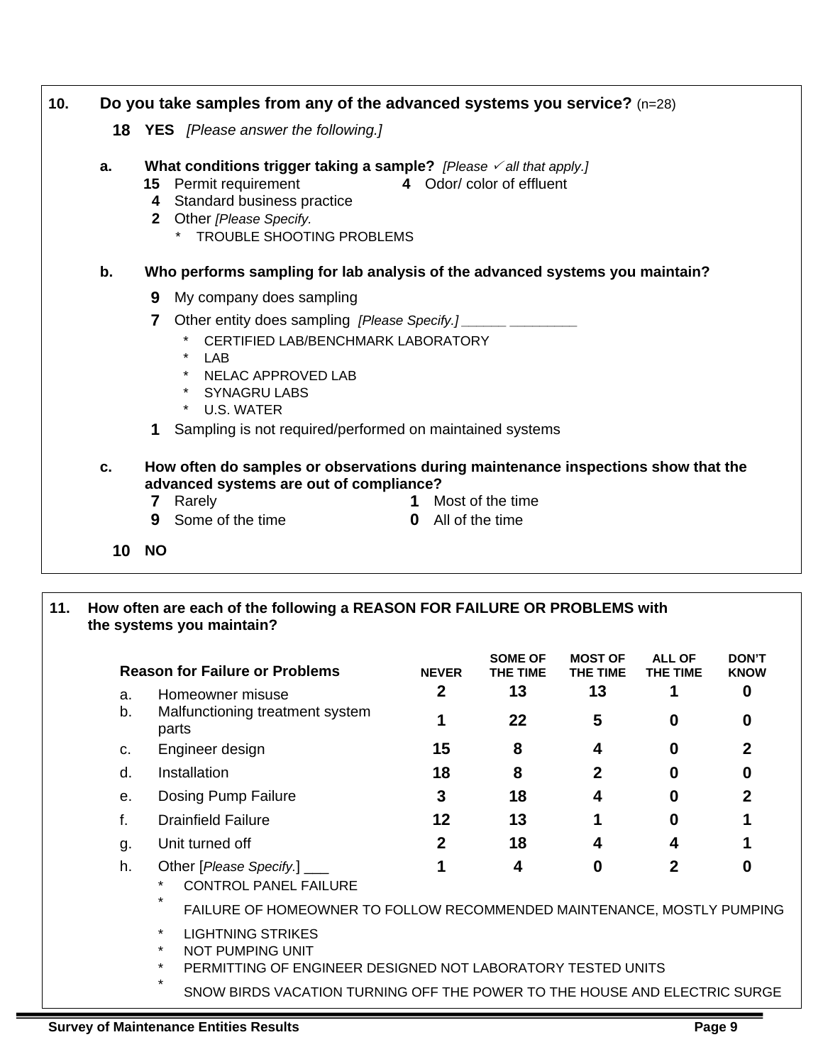**10. Do you take samples from any of the advanced systems you service?** (n=28)

**18 YES** *[Please answer the following.]*

**a. What conditions trigger taking a sample?** *[Please ✓ all that apply.]*

- **15** Permit requirement
- **4** Odor/ color of effluent
- **4** Standard business practice
- **2** Other *[Please Specify.*
  - * TROUBLE SHOOTING PROBLEMS

**b. Who performs sampling for lab analysis of the advanced systems you maintain?**

- **9** My company does sampling
- **7** Other entity does sampling *[Please Specify.]* ______ _________
  - * CERTIFIED LAB/BENCHMARK LABORATORY
  - * LAB
  - * NELAC APPROVED LAB
  - * SYNAGRU LABS
  - * U.S. WATER
- **1** Sampling is not required/performed on maintained systems

**c. How often do samples or observations during maintenance inspections show that the advanced systems are out of compliance?**

- **7** Rarely
- **1** Most of the time
- **9** Some of the time
- **0** All of the time

**10 NO**

**11. How often are each of the following a REASON FOR FAILURE OR PROBLEMS with the systems you maintain?**

| | Reason for Failure or Problems | NEVER | SOME OF THE TIME | MOST OF THE TIME | ALL OF THE TIME | DON'T KNOW |
|---|---|---|---|---|---|---|
| a. | Homeowner misuse | 2 | 13 | 13 | 1 | 0 |
| b. | Malfunctioning treatment system parts | 1 | 22 | 5 | 0 | 0 |
| c. | Engineer design | 15 | 8 | 4 | 0 | 2 |
| d. | Installation | 18 | 8 | 2 | 0 | 0 |
| e. | Dosing Pump Failure | 3 | 18 | 4 | 0 | 2 |
| f. | Drainfield Failure | 12 | 13 | 1 | 0 | 1 |
| g. | Unit turned off | 2 | 18 | 4 | 4 | 1 |
| h. | Other [*Please Specify.*] ___ | 1 | 4 | 0 | 2 | 0 |

- * CONTROL PANEL FAILURE
- * FAILURE OF HOMEOWNER TO FOLLOW RECOMMENDED MAINTENANCE, MOSTLY PUMPING
- * LIGHTNING STRIKES
- * NOT PUMPING UNIT
- * PERMITTING OF ENGINEER DESIGNED NOT LABORATORY TESTED UNITS
- * SNOW BIRDS VACATION TURNING OFF THE POWER TO THE HOUSE AND ELECTRIC SURGE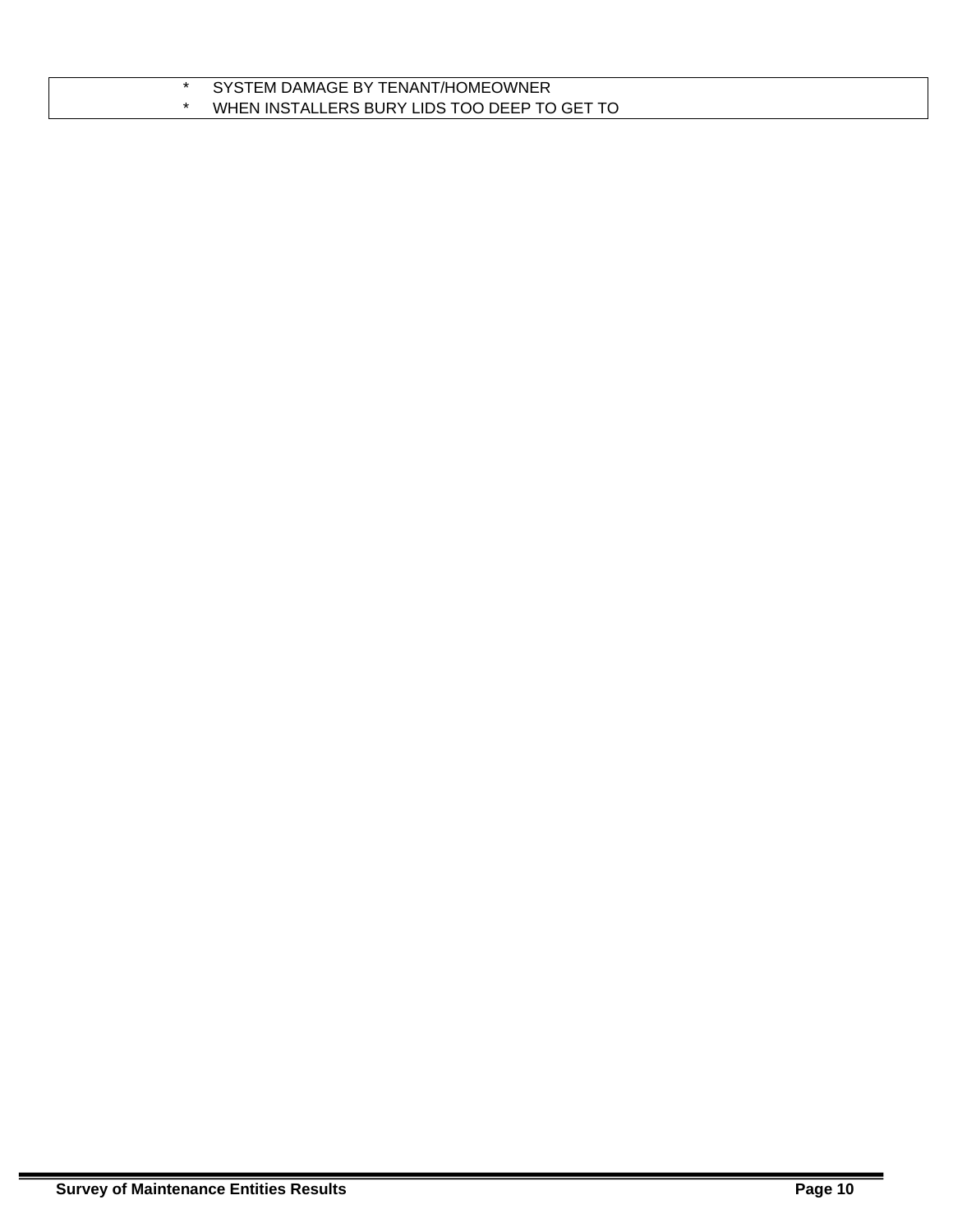* SYSTEM DAMAGE BY TENANT/HOMEOWNER
* WHEN INSTALLERS BURY LIDS TOO DEEP TO GET TO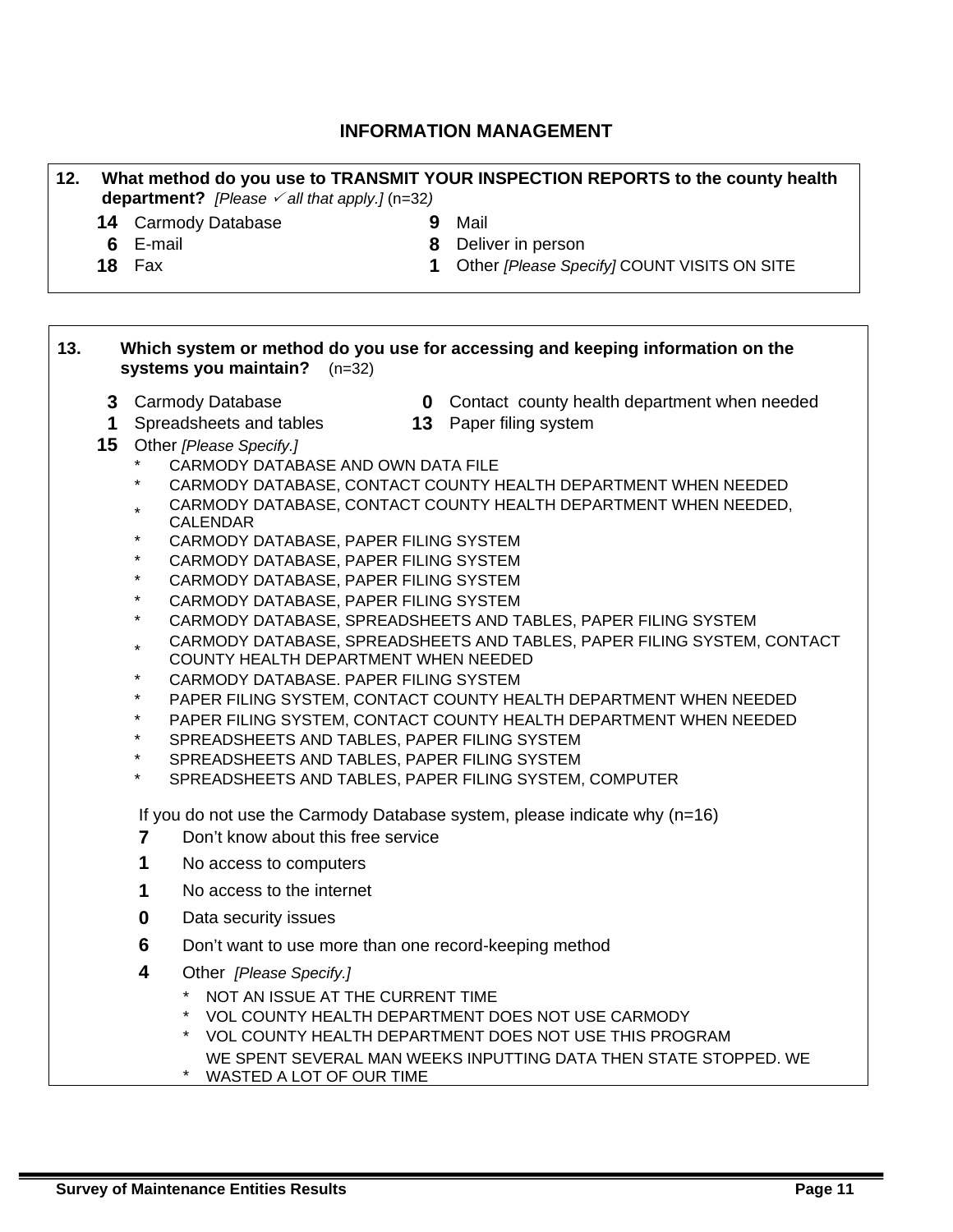## INFORMATION MANAGEMENT

**12. What method do you use to TRANSMIT YOUR INSPECTION REPORTS to the county health department?** *[Please ✓ all that apply.]* (n=32)

- **14** Carmody Database
- **6** E-mail
- **18** Fax
- **9** Mail
- **8** Deliver in person
- **1** Other *[Please Specify]* COUNT VISITS ON SITE

**13. Which system or method do you use for accessing and keeping information on the systems you maintain?** (n=32)

- **3** Carmody Database
- **1** Spreadsheets and tables
- **0** Contact county health department when needed
- **13** Paper filing system
- **15** Other *[Please Specify.]*
  - CARMODY DATABASE AND OWN DATA FILE
  - CARMODY DATABASE, CONTACT COUNTY HEALTH DEPARTMENT WHEN NEEDED
  - CARMODY DATABASE, CONTACT COUNTY HEALTH DEPARTMENT WHEN NEEDED, CALENDAR
  - CARMODY DATABASE, PAPER FILING SYSTEM
  - CARMODY DATABASE, PAPER FILING SYSTEM
  - CARMODY DATABASE, PAPER FILING SYSTEM
  - CARMODY DATABASE, PAPER FILING SYSTEM
  - CARMODY DATABASE, SPREADSHEETS AND TABLES, PAPER FILING SYSTEM
  - CARMODY DATABASE, SPREADSHEETS AND TABLES, PAPER FILING SYSTEM, CONTACT COUNTY HEALTH DEPARTMENT WHEN NEEDED
  - CARMODY DATABASE. PAPER FILING SYSTEM
  - PAPER FILING SYSTEM, CONTACT COUNTY HEALTH DEPARTMENT WHEN NEEDED
  - PAPER FILING SYSTEM, CONTACT COUNTY HEALTH DEPARTMENT WHEN NEEDED
  - SPREADSHEETS AND TABLES, PAPER FILING SYSTEM
  - SPREADSHEETS AND TABLES, PAPER FILING SYSTEM
  - SPREADSHEETS AND TABLES, PAPER FILING SYSTEM, COMPUTER

If you do not use the Carmody Database system, please indicate why (n=16)

- **7** Don't know about this free service
- **1** No access to computers
- **1** No access to the internet
- **0** Data security issues
- **6** Don't want to use more than one record-keeping method
- **4** Other *[Please Specify.]*
  - NOT AN ISSUE AT THE CURRENT TIME
  - VOL COUNTY HEALTH DEPARTMENT DOES NOT USE CARMODY
  - VOL COUNTY HEALTH DEPARTMENT DOES NOT USE THIS PROGRAM
  - WE SPENT SEVERAL MAN WEEKS INPUTTING DATA THEN STATE STOPPED. WE WASTED A LOT OF OUR TIME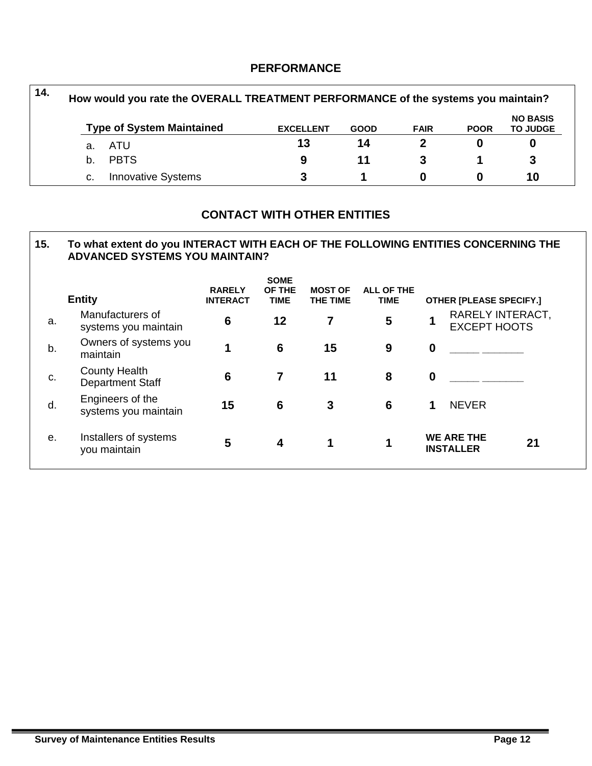## PERFORMANCE

**14. How would you rate the OVERALL TREATMENT PERFORMANCE of the systems you maintain?**

| Type of System Maintained | EXCELLENT | GOOD | FAIR | POOR | NO BASIS TO JUDGE |
|---|---|---|---|---|---|
| a. ATU | 13 | 14 | 2 | 0 | 0 |
| b. PBTS | 9 | 11 | 3 | 1 | 3 |
| c. Innovative Systems | 3 | 1 | 0 | 0 | 10 |

## CONTACT WITH OTHER ENTITIES

**15. To what extent do you INTERACT WITH EACH OF THE FOLLOWING ENTITIES CONCERNING THE ADVANCED SYSTEMS YOU MAINTAIN?**

| | Entity | RARELY INTERACT | SOME OF THE TIME | MOST OF THE TIME | ALL OF THE TIME | OTHER [PLEASE SPECIFY.] | |
|---|---|---|---|---|---|---|---|
| a. | Manufacturers of systems you maintain | 6 | 12 | 7 | 5 | 1 | RARELY INTERACT, EXCEPT HOOTS |
| b. | Owners of systems you maintain | 1 | 6 | 15 | 9 | 0 | _____ _______ |
| c. | County Health Department Staff | 6 | 7 | 11 | 8 | 0 | _____ _______ |
| d. | Engineers of the systems you maintain | 15 | 6 | 3 | 6 | 1 | NEVER |
| e. | Installers of systems you maintain | 5 | 4 | 1 | 1 | WE ARE THE INSTALLER | 21 |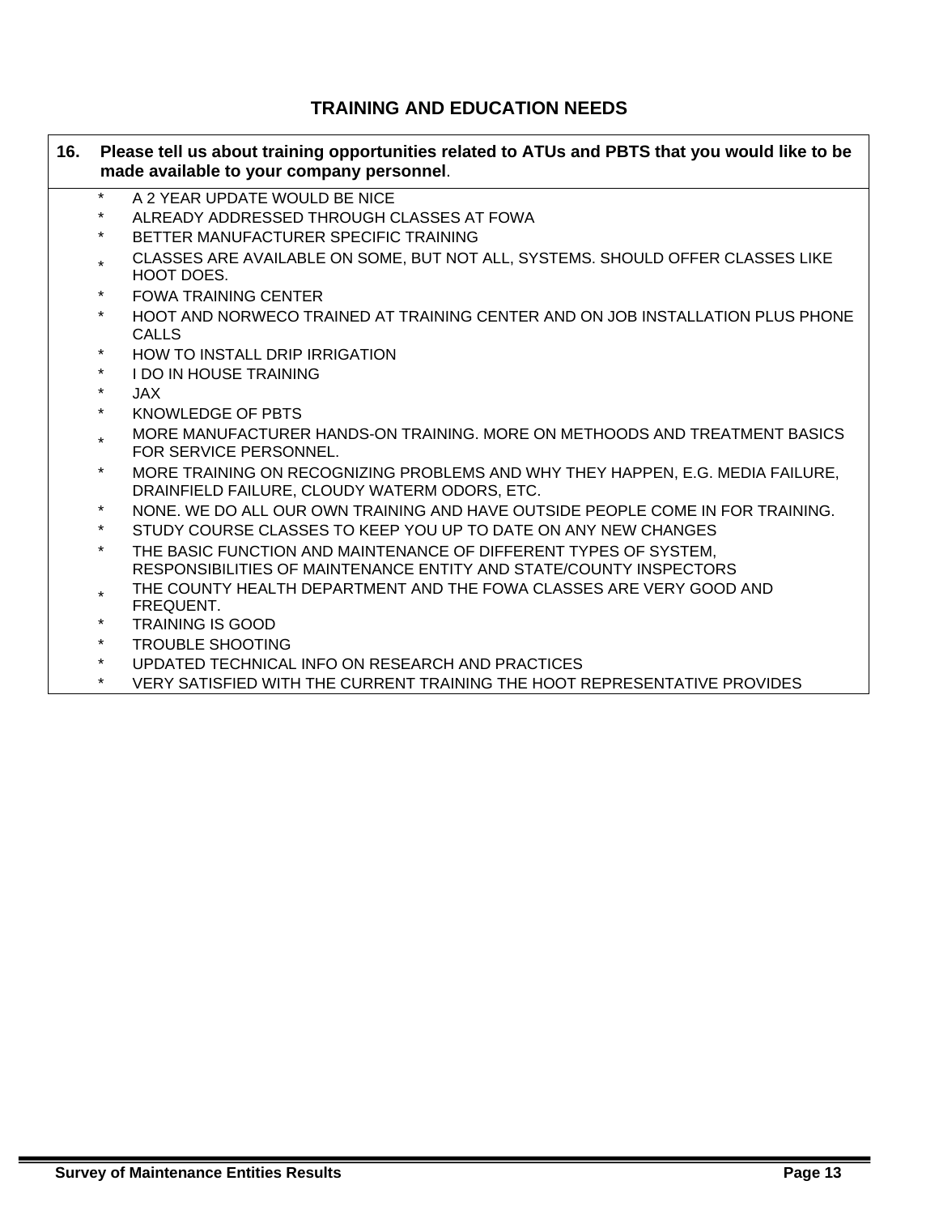## TRAINING AND EDUCATION NEEDS

**16. Please tell us about training opportunities related to ATUs and PBTS that you would like to be made available to your company personnel**.

- A 2 YEAR UPDATE WOULD BE NICE
- ALREADY ADDRESSED THROUGH CLASSES AT FOWA
- BETTER MANUFACTURER SPECIFIC TRAINING
- CLASSES ARE AVAILABLE ON SOME, BUT NOT ALL, SYSTEMS. SHOULD OFFER CLASSES LIKE HOOT DOES.
- FOWA TRAINING CENTER
- HOOT AND NORWECO TRAINED AT TRAINING CENTER AND ON JOB INSTALLATION PLUS PHONE CALLS
- HOW TO INSTALL DRIP IRRIGATION
- I DO IN HOUSE TRAINING
- JAX
- KNOWLEDGE OF PBTS
- MORE MANUFACTURER HANDS-ON TRAINING. MORE ON METHOODS AND TREATMENT BASICS FOR SERVICE PERSONNEL.
- MORE TRAINING ON RECOGNIZING PROBLEMS AND WHY THEY HAPPEN, E.G. MEDIA FAILURE, DRAINFIELD FAILURE, CLOUDY WATERM ODORS, ETC.
- NONE. WE DO ALL OUR OWN TRAINING AND HAVE OUTSIDE PEOPLE COME IN FOR TRAINING.
- STUDY COURSE CLASSES TO KEEP YOU UP TO DATE ON ANY NEW CHANGES
- THE BASIC FUNCTION AND MAINTENANCE OF DIFFERENT TYPES OF SYSTEM, RESPONSIBILITIES OF MAINTENANCE ENTITY AND STATE/COUNTY INSPECTORS
- THE COUNTY HEALTH DEPARTMENT AND THE FOWA CLASSES ARE VERY GOOD AND FREQUENT.
- TRAINING IS GOOD
- TROUBLE SHOOTING
- UPDATED TECHNICAL INFO ON RESEARCH AND PRACTICES
- VERY SATISFIED WITH THE CURRENT TRAINING THE HOOT REPRESENTATIVE PROVIDES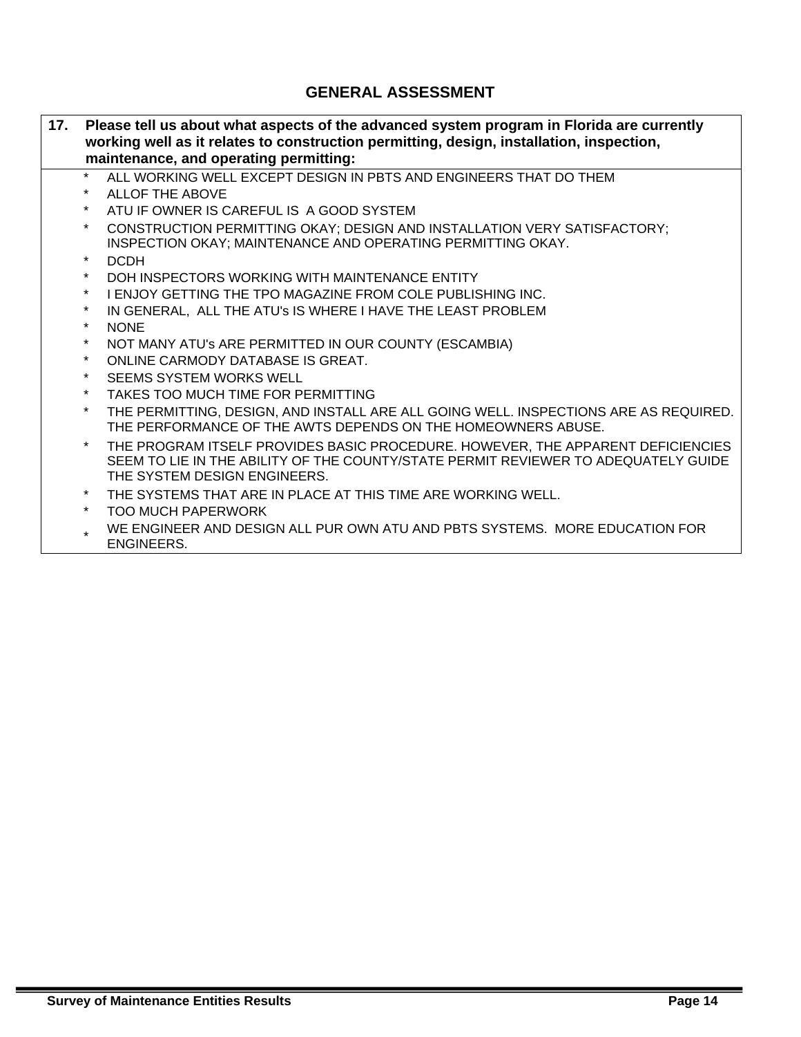## GENERAL ASSESSMENT

**17. Please tell us about what aspects of the advanced system program in Florida are currently working well as it relates to construction permitting, design, installation, inspection, maintenance, and operating permitting:**

- ALL WORKING WELL EXCEPT DESIGN IN PBTS AND ENGINEERS THAT DO THEM
- ALLOF THE ABOVE
- ATU IF OWNER IS CAREFUL IS A GOOD SYSTEM
- CONSTRUCTION PERMITTING OKAY; DESIGN AND INSTALLATION VERY SATISFACTORY; INSPECTION OKAY; MAINTENANCE AND OPERATING PERMITTING OKAY.
- DCDH
- DOH INSPECTORS WORKING WITH MAINTENANCE ENTITY
- I ENJOY GETTING THE TPO MAGAZINE FROM COLE PUBLISHING INC.
- IN GENERAL, ALL THE ATU's IS WHERE I HAVE THE LEAST PROBLEM
- NONE
- NOT MANY ATU's ARE PERMITTED IN OUR COUNTY (ESCAMBIA)
- ONLINE CARMODY DATABASE IS GREAT.
- SEEMS SYSTEM WORKS WELL
- TAKES TOO MUCH TIME FOR PERMITTING
- THE PERMITTING, DESIGN, AND INSTALL ARE ALL GOING WELL. INSPECTIONS ARE AS REQUIRED. THE PERFORMANCE OF THE AWTS DEPENDS ON THE HOMEOWNERS ABUSE.
- THE PROGRAM ITSELF PROVIDES BASIC PROCEDURE. HOWEVER, THE APPARENT DEFICIENCIES SEEM TO LIE IN THE ABILITY OF THE COUNTY/STATE PERMIT REVIEWER TO ADEQUATELY GUIDE THE SYSTEM DESIGN ENGINEERS.
- THE SYSTEMS THAT ARE IN PLACE AT THIS TIME ARE WORKING WELL.
- TOO MUCH PAPERWORK
- WE ENGINEER AND DESIGN ALL PUR OWN ATU AND PBTS SYSTEMS. MORE EDUCATION FOR ENGINEERS.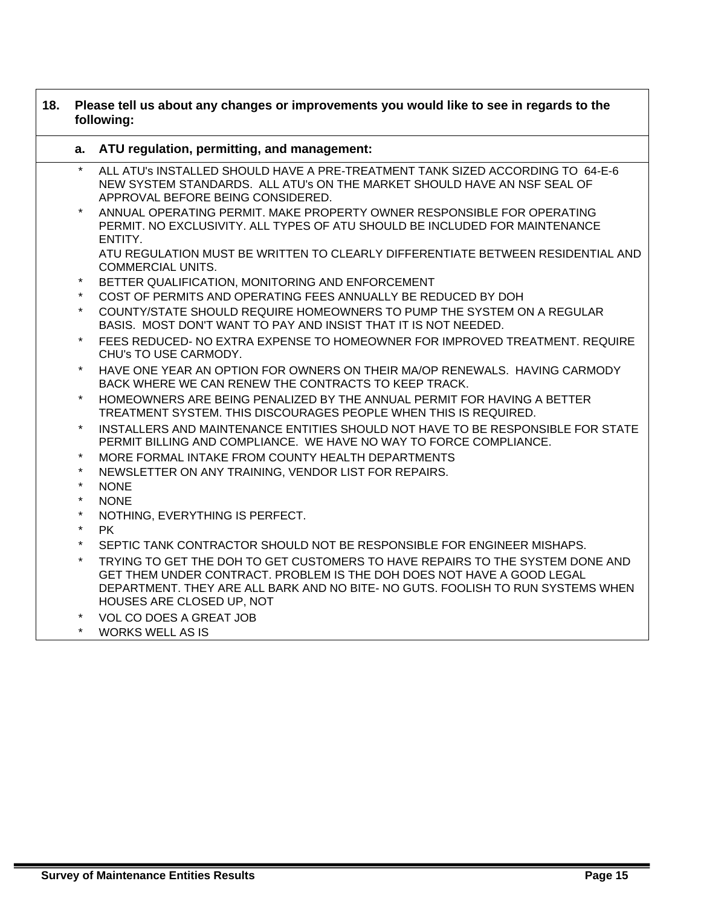**18. Please tell us about any changes or improvements you would like to see in regards to the following:**

**a. ATU regulation, permitting, and management:**

- ALL ATU's INSTALLED SHOULD HAVE A PRE-TREATMENT TANK SIZED ACCORDING TO 64-E-6 NEW SYSTEM STANDARDS. ALL ATU's ON THE MARKET SHOULD HAVE AN NSF SEAL OF APPROVAL BEFORE BEING CONSIDERED.
- ANNUAL OPERATING PERMIT. MAKE PROPERTY OWNER RESPONSIBLE FOR OPERATING PERMIT. NO EXCLUSIVITY. ALL TYPES OF ATU SHOULD BE INCLUDED FOR MAINTENANCE ENTITY.
  ATU REGULATION MUST BE WRITTEN TO CLEARLY DIFFERENTIATE BETWEEN RESIDENTIAL AND COMMERCIAL UNITS.
- BETTER QUALIFICATION, MONITORING AND ENFORCEMENT
- COST OF PERMITS AND OPERATING FEES ANNUALLY BE REDUCED BY DOH
- COUNTY/STATE SHOULD REQUIRE HOMEOWNERS TO PUMP THE SYSTEM ON A REGULAR BASIS. MOST DON'T WANT TO PAY AND INSIST THAT IT IS NOT NEEDED.
- FEES REDUCED- NO EXTRA EXPENSE TO HOMEOWNER FOR IMPROVED TREATMENT. REQUIRE CHU's TO USE CARMODY.
- HAVE ONE YEAR AN OPTION FOR OWNERS ON THEIR MA/OP RENEWALS. HAVING CARMODY BACK WHERE WE CAN RENEW THE CONTRACTS TO KEEP TRACK.
- HOMEOWNERS ARE BEING PENALIZED BY THE ANNUAL PERMIT FOR HAVING A BETTER TREATMENT SYSTEM. THIS DISCOURAGES PEOPLE WHEN THIS IS REQUIRED.
- INSTALLERS AND MAINTENANCE ENTITIES SHOULD NOT HAVE TO BE RESPONSIBLE FOR STATE PERMIT BILLING AND COMPLIANCE. WE HAVE NO WAY TO FORCE COMPLIANCE.
- MORE FORMAL INTAKE FROM COUNTY HEALTH DEPARTMENTS
- NEWSLETTER ON ANY TRAINING, VENDOR LIST FOR REPAIRS.
- NONE
- NONE
- NOTHING, EVERYTHING IS PERFECT.
- PK
- SEPTIC TANK CONTRACTOR SHOULD NOT BE RESPONSIBLE FOR ENGINEER MISHAPS.
- TRYING TO GET THE DOH TO GET CUSTOMERS TO HAVE REPAIRS TO THE SYSTEM DONE AND GET THEM UNDER CONTRACT. PROBLEM IS THE DOH DOES NOT HAVE A GOOD LEGAL DEPARTMENT. THEY ARE ALL BARK AND NO BITE- NO GUTS. FOOLISH TO RUN SYSTEMS WHEN HOUSES ARE CLOSED UP, NOT
- VOL CO DOES A GREAT JOB
- WORKS WELL AS IS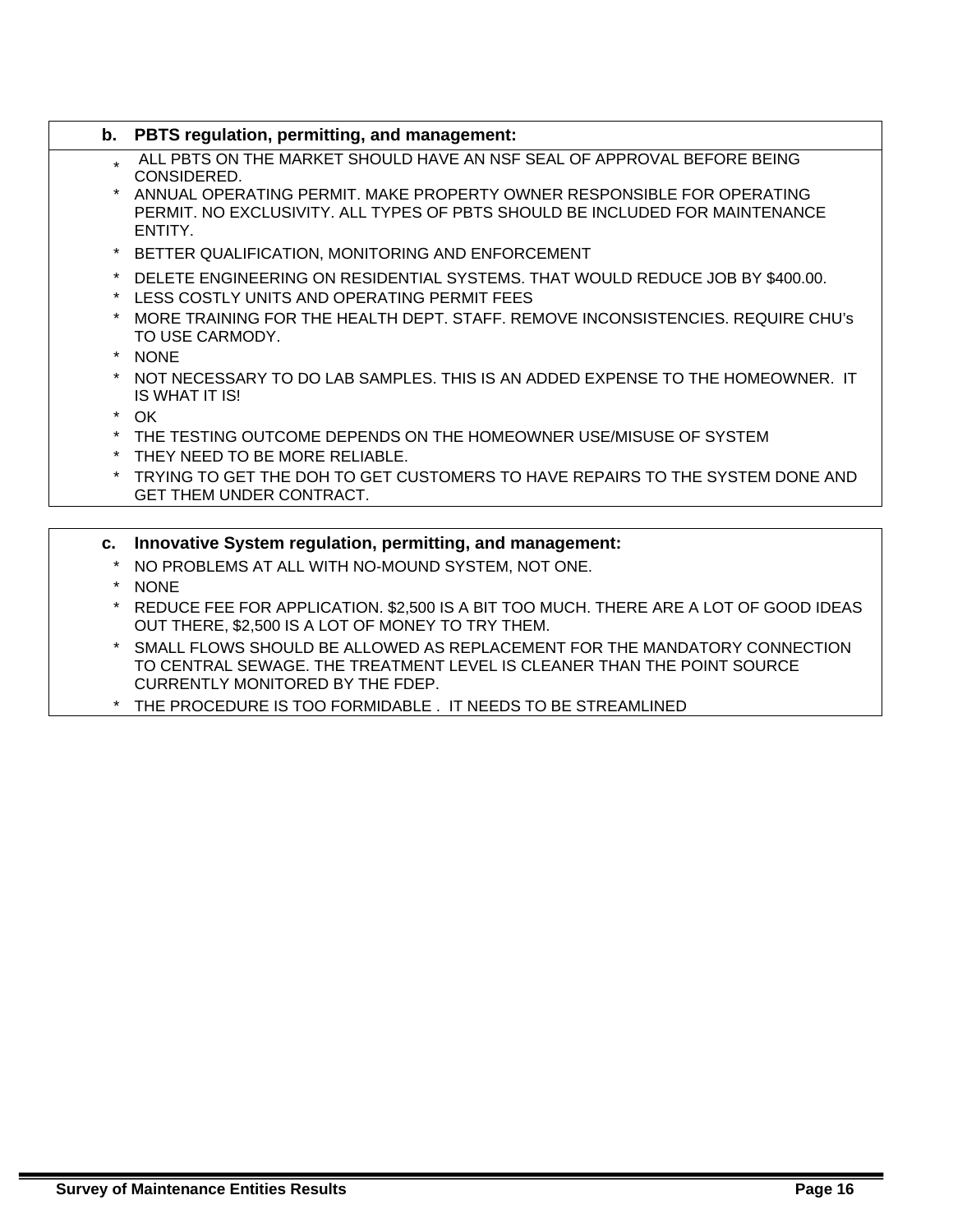**b. PBTS regulation, permitting, and management:**

* ALL PBTS ON THE MARKET SHOULD HAVE AN NSF SEAL OF APPROVAL BEFORE BEING CONSIDERED.
* ANNUAL OPERATING PERMIT. MAKE PROPERTY OWNER RESPONSIBLE FOR OPERATING PERMIT. NO EXCLUSIVITY. ALL TYPES OF PBTS SHOULD BE INCLUDED FOR MAINTENANCE ENTITY.
* BETTER QUALIFICATION, MONITORING AND ENFORCEMENT
* DELETE ENGINEERING ON RESIDENTIAL SYSTEMS. THAT WOULD REDUCE JOB BY $400.00.
* LESS COSTLY UNITS AND OPERATING PERMIT FEES
* MORE TRAINING FOR THE HEALTH DEPT. STAFF. REMOVE INCONSISTENCIES. REQUIRE CHU's TO USE CARMODY.
* NONE
* NOT NECESSARY TO DO LAB SAMPLES. THIS IS AN ADDED EXPENSE TO THE HOMEOWNER. IT IS WHAT IT IS!
* OK
* THE TESTING OUTCOME DEPENDS ON THE HOMEOWNER USE/MISUSE OF SYSTEM
* THEY NEED TO BE MORE RELIABLE.
* TRYING TO GET THE DOH TO GET CUSTOMERS TO HAVE REPAIRS TO THE SYSTEM DONE AND GET THEM UNDER CONTRACT.

**c. Innovative System regulation, permitting, and management:**

* NO PROBLEMS AT ALL WITH NO-MOUND SYSTEM, NOT ONE.
* NONE
* REDUCE FEE FOR APPLICATION. $2,500 IS A BIT TOO MUCH. THERE ARE A LOT OF GOOD IDEAS OUT THERE, $2,500 IS A LOT OF MONEY TO TRY THEM.
* SMALL FLOWS SHOULD BE ALLOWED AS REPLACEMENT FOR THE MANDATORY CONNECTION TO CENTRAL SEWAGE. THE TREATMENT LEVEL IS CLEANER THAN THE POINT SOURCE CURRENTLY MONITORED BY THE FDEP.
* THE PROCEDURE IS TOO FORMIDABLE . IT NEEDS TO BE STREAMLINED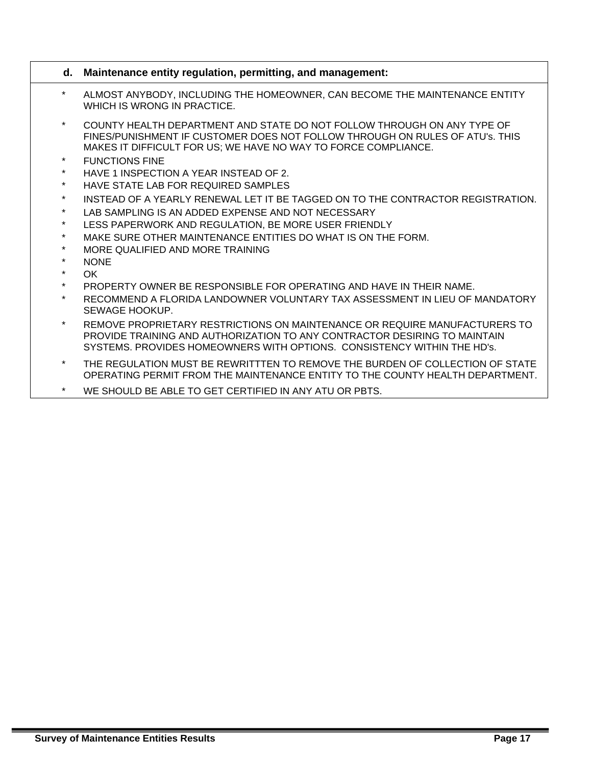**d. Maintenance entity regulation, permitting, and management:**

- ALMOST ANYBODY, INCLUDING THE HOMEOWNER, CAN BECOME THE MAINTENANCE ENTITY WHICH IS WRONG IN PRACTICE.
- COUNTY HEALTH DEPARTMENT AND STATE DO NOT FOLLOW THROUGH ON ANY TYPE OF FINES/PUNISHMENT IF CUSTOMER DOES NOT FOLLOW THROUGH ON RULES OF ATU's. THIS MAKES IT DIFFICULT FOR US; WE HAVE NO WAY TO FORCE COMPLIANCE.
- FUNCTIONS FINE
- HAVE 1 INSPECTION A YEAR INSTEAD OF 2.
- HAVE STATE LAB FOR REQUIRED SAMPLES
- INSTEAD OF A YEARLY RENEWAL LET IT BE TAGGED ON TO THE CONTRACTOR REGISTRATION.
- LAB SAMPLING IS AN ADDED EXPENSE AND NOT NECESSARY
- LESS PAPERWORK AND REGULATION, BE MORE USER FRIENDLY
- MAKE SURE OTHER MAINTENANCE ENTITIES DO WHAT IS ON THE FORM.
- MORE QUALIFIED AND MORE TRAINING
- NONE
- OK
- PROPERTY OWNER BE RESPONSIBLE FOR OPERATING AND HAVE IN THEIR NAME.
- RECOMMEND A FLORIDA LANDOWNER VOLUNTARY TAX ASSESSMENT IN LIEU OF MANDATORY SEWAGE HOOKUP.
- REMOVE PROPRIETARY RESTRICTIONS ON MAINTENANCE OR REQUIRE MANUFACTURERS TO PROVIDE TRAINING AND AUTHORIZATION TO ANY CONTRACTOR DESIRING TO MAINTAIN SYSTEMS. PROVIDES HOMEOWNERS WITH OPTIONS. CONSISTENCY WITHIN THE HD's.
- THE REGULATION MUST BE REWRITTTEN TO REMOVE THE BURDEN OF COLLECTION OF STATE OPERATING PERMIT FROM THE MAINTENANCE ENTITY TO THE COUNTY HEALTH DEPARTMENT.
- WE SHOULD BE ABLE TO GET CERTIFIED IN ANY ATU OR PBTS.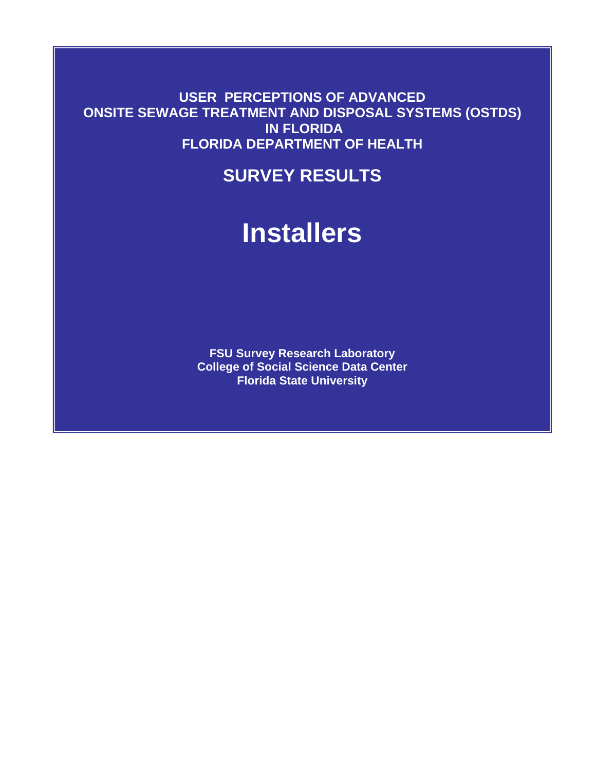**USER PERCEPTIONS OF ADVANCED ONSITE SEWAGE TREATMENT AND DISPOSAL SYSTEMS (OSTDS) IN FLORIDA FLORIDA DEPARTMENT OF HEALTH**

## SURVEY RESULTS

# Installers

**FSU Survey Research Laboratory**
**College of Social Science Data Center**
**Florida State University**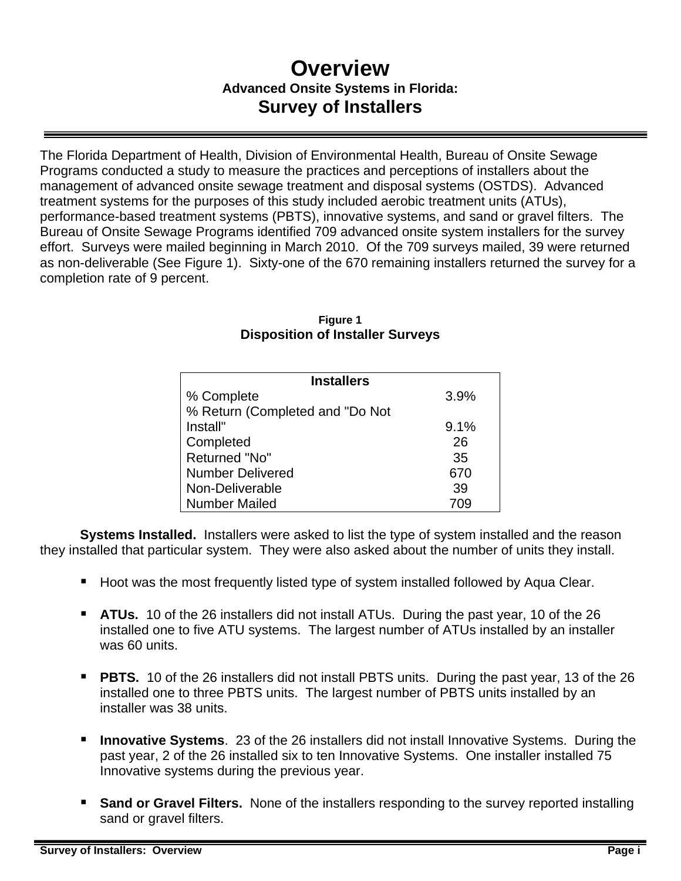# Overview

### Advanced Onsite Systems in Florida:

## Survey of Installers

The Florida Department of Health, Division of Environmental Health, Bureau of Onsite Sewage Programs conducted a study to measure the practices and perceptions of installers about the management of advanced onsite sewage treatment and disposal systems (OSTDS). Advanced treatment systems for the purposes of this study included aerobic treatment units (ATUs), performance-based treatment systems (PBTS), innovative systems, and sand or gravel filters. The Bureau of Onsite Sewage Programs identified 709 advanced onsite system installers for the survey effort. Surveys were mailed beginning in March 2010. Of the 709 surveys mailed, 39 were returned as non-deliverable (See Figure 1). Sixty-one of the 670 remaining installers returned the survey for a completion rate of 9 percent.

**Figure 1**
**Disposition of Installer Surveys**

| Installers | |
|---|---|
| % Complete | 3.9% |
| % Return (Completed and "Do Not Install" | 9.1% |
| Completed | 26 |
| Returned "No" | 35 |
| Number Delivered | 670 |
| Non-Deliverable | 39 |
| Number Mailed | 709 |

**Systems Installed.** Installers were asked to list the type of system installed and the reason they installed that particular system. They were also asked about the number of units they install.

- Hoot was the most frequently listed type of system installed followed by Aqua Clear.
- **ATUs.** 10 of the 26 installers did not install ATUs. During the past year, 10 of the 26 installed one to five ATU systems. The largest number of ATUs installed by an installer was 60 units.
- **PBTS.** 10 of the 26 installers did not install PBTS units. During the past year, 13 of the 26 installed one to three PBTS units. The largest number of PBTS units installed by an installer was 38 units.
- **Innovative Systems**. 23 of the 26 installers did not install Innovative Systems. During the past year, 2 of the 26 installed six to ten Innovative Systems. One installer installed 75 Innovative systems during the previous year.
- **Sand or Gravel Filters.** None of the installers responding to the survey reported installing sand or gravel filters.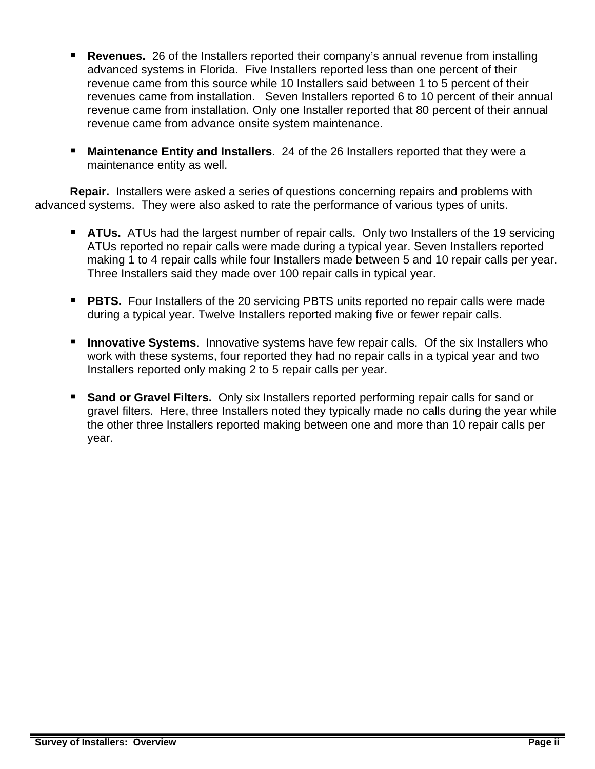- **Revenues.** 26 of the Installers reported their company's annual revenue from installing advanced systems in Florida. Five Installers reported less than one percent of their revenue came from this source while 10 Installers said between 1 to 5 percent of their revenues came from installation. Seven Installers reported 6 to 10 percent of their annual revenue came from installation. Only one Installer reported that 80 percent of their annual revenue came from advance onsite system maintenance.

- **Maintenance Entity and Installers**. 24 of the 26 Installers reported that they were a maintenance entity as well.

**Repair.** Installers were asked a series of questions concerning repairs and problems with advanced systems. They were also asked to rate the performance of various types of units.

- **ATUs.** ATUs had the largest number of repair calls. Only two Installers of the 19 servicing ATUs reported no repair calls were made during a typical year. Seven Installers reported making 1 to 4 repair calls while four Installers made between 5 and 10 repair calls per year. Three Installers said they made over 100 repair calls in typical year.

- **PBTS.** Four Installers of the 20 servicing PBTS units reported no repair calls were made during a typical year. Twelve Installers reported making five or fewer repair calls.

- **Innovative Systems**. Innovative systems have few repair calls. Of the six Installers who work with these systems, four reported they had no repair calls in a typical year and two Installers reported only making 2 to 5 repair calls per year.

- **Sand or Gravel Filters.** Only six Installers reported performing repair calls for sand or gravel filters. Here, three Installers noted they typically made no calls during the year while the other three Installers reported making between one and more than 10 repair calls per year.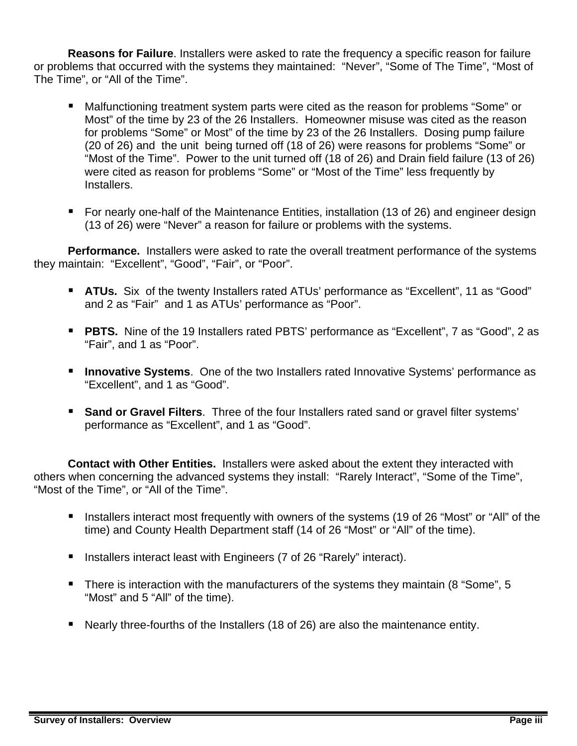**Reasons for Failure**. Installers were asked to rate the frequency a specific reason for failure or problems that occurred with the systems they maintained: "Never", "Some of The Time", "Most of The Time", or "All of the Time".

- Malfunctioning treatment system parts were cited as the reason for problems "Some" or Most" of the time by 23 of the 26 Installers. Homeowner misuse was cited as the reason for problems "Some" or Most" of the time by 23 of the 26 Installers. Dosing pump failure (20 of 26) and the unit being turned off (18 of 26) were reasons for problems "Some" or "Most of the Time". Power to the unit turned off (18 of 26) and Drain field failure (13 of 26) were cited as reason for problems "Some" or "Most of the Time" less frequently by Installers.

- For nearly one-half of the Maintenance Entities, installation (13 of 26) and engineer design (13 of 26) were "Never" a reason for failure or problems with the systems.

**Performance.** Installers were asked to rate the overall treatment performance of the systems they maintain: "Excellent", "Good", "Fair", or "Poor".

- **ATUs.** Six of the twenty Installers rated ATUs' performance as "Excellent", 11 as "Good" and 2 as "Fair" and 1 as ATUs' performance as "Poor".

- **PBTS.** Nine of the 19 Installers rated PBTS' performance as "Excellent", 7 as "Good", 2 as "Fair", and 1 as "Poor".

- **Innovative Systems**. One of the two Installers rated Innovative Systems' performance as "Excellent", and 1 as "Good".

- **Sand or Gravel Filters**. Three of the four Installers rated sand or gravel filter systems' performance as "Excellent", and 1 as "Good".

**Contact with Other Entities.** Installers were asked about the extent they interacted with others when concerning the advanced systems they install: "Rarely Interact", "Some of the Time", "Most of the Time", or "All of the Time".

- Installers interact most frequently with owners of the systems (19 of 26 "Most" or "All" of the time) and County Health Department staff (14 of 26 "Most" or "All" of the time).

- Installers interact least with Engineers (7 of 26 "Rarely" interact).

- There is interaction with the manufacturers of the systems they maintain (8 "Some", 5 "Most" and 5 "All" of the time).

- Nearly three-fourths of the Installers (18 of 26) are also the maintenance entity.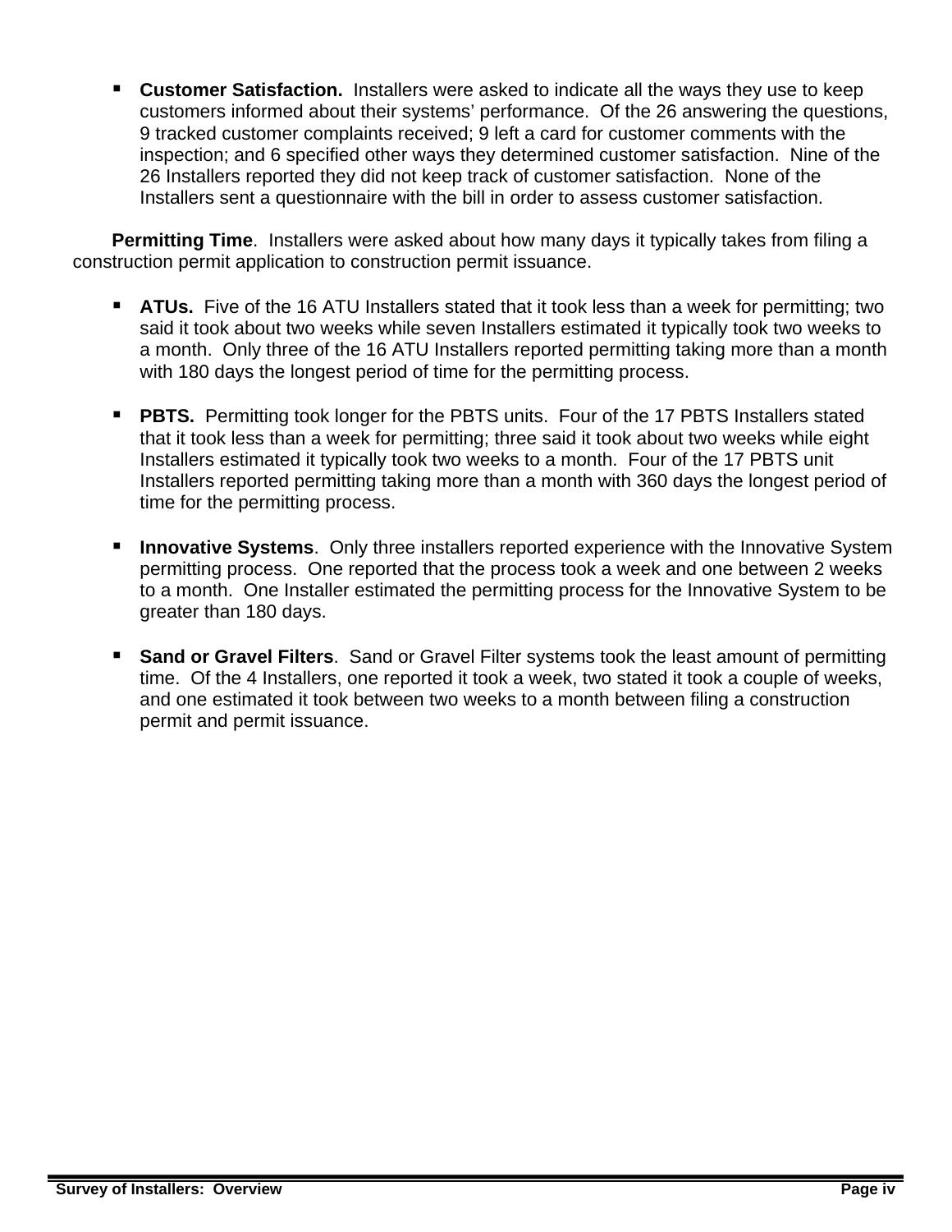- **Customer Satisfaction.** Installers were asked to indicate all the ways they use to keep customers informed about their systems' performance. Of the 26 answering the questions, 9 tracked customer complaints received; 9 left a card for customer comments with the inspection; and 6 specified other ways they determined customer satisfaction. Nine of the 26 Installers reported they did not keep track of customer satisfaction. None of the Installers sent a questionnaire with the bill in order to assess customer satisfaction.

**Permitting Time**. Installers were asked about how many days it typically takes from filing a construction permit application to construction permit issuance.

- **ATUs.** Five of the 16 ATU Installers stated that it took less than a week for permitting; two said it took about two weeks while seven Installers estimated it typically took two weeks to a month. Only three of the 16 ATU Installers reported permitting taking more than a month with 180 days the longest period of time for the permitting process.

- **PBTS.** Permitting took longer for the PBTS units. Four of the 17 PBTS Installers stated that it took less than a week for permitting; three said it took about two weeks while eight Installers estimated it typically took two weeks to a month. Four of the 17 PBTS unit Installers reported permitting taking more than a month with 360 days the longest period of time for the permitting process.

- **Innovative Systems**. Only three installers reported experience with the Innovative System permitting process. One reported that the process took a week and one between 2 weeks to a month. One Installer estimated the permitting process for the Innovative System to be greater than 180 days.

- **Sand or Gravel Filters**. Sand or Gravel Filter systems took the least amount of permitting time. Of the 4 Installers, one reported it took a week, two stated it took a couple of weeks, and one estimated it took between two weeks to a month between filing a construction permit and permit issuance.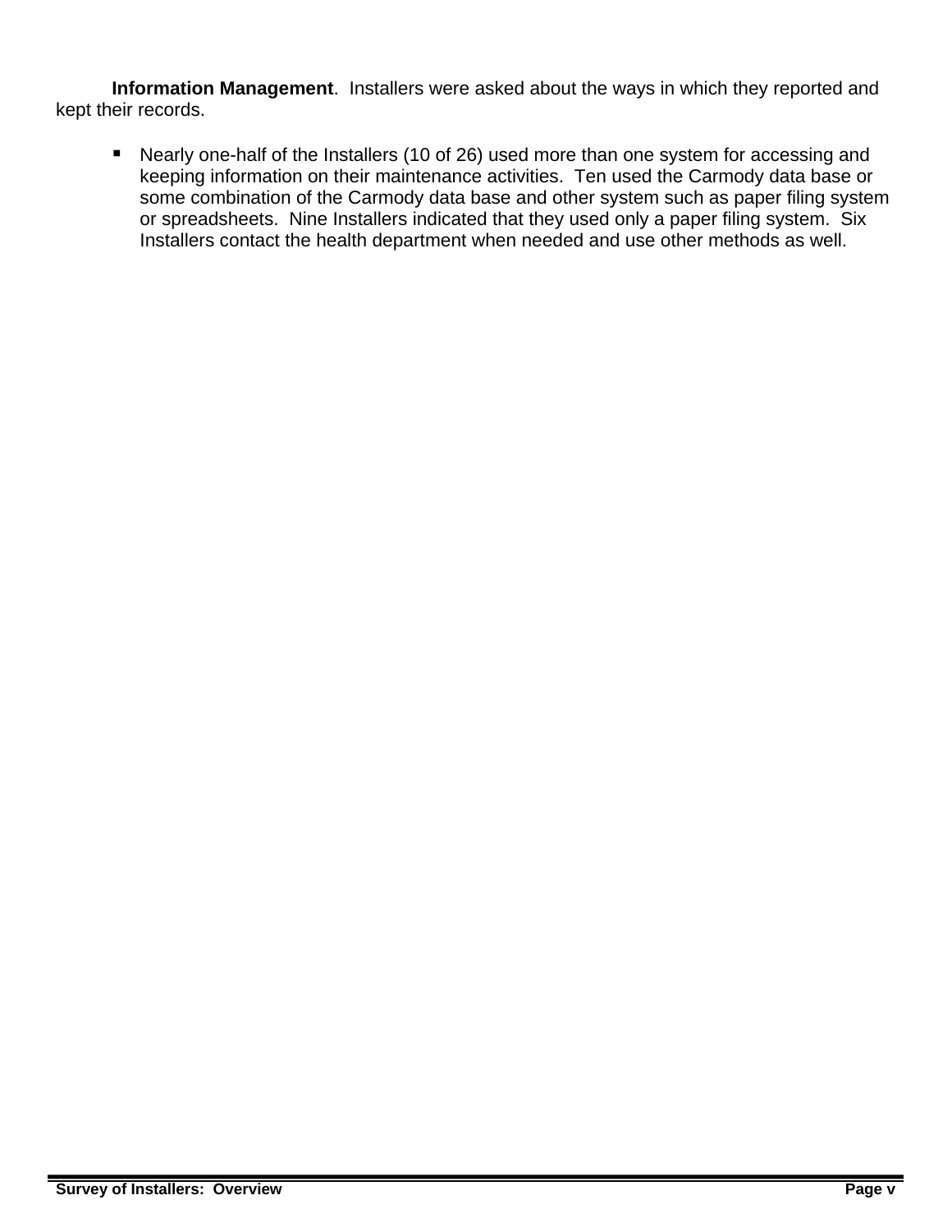**Information Management**. Installers were asked about the ways in which they reported and kept their records.

- Nearly one-half of the Installers (10 of 26) used more than one system for accessing and keeping information on their maintenance activities. Ten used the Carmody data base or some combination of the Carmody data base and other system such as paper filing system or spreadsheets. Nine Installers indicated that they used only a paper filing system. Six Installers contact the health department when needed and use other methods as well.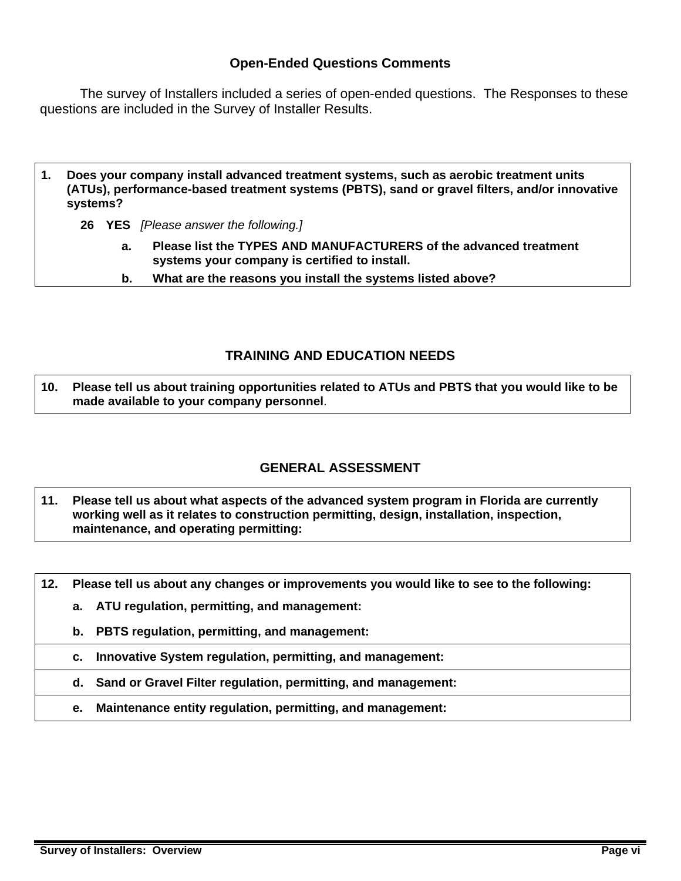## Open-Ended Questions Comments

The survey of Installers included a series of open-ended questions. The Responses to these questions are included in the Survey of Installer Results.

**1. Does your company install advanced treatment systems, such as aerobic treatment units (ATUs), performance-based treatment systems (PBTS), sand or gravel filters, and/or innovative systems?**

**26 YES** *[Please answer the following.]*

- **a. Please list the TYPES AND MANUFACTURERS of the advanced treatment systems your company is certified to install.**
- **b. What are the reasons you install the systems listed above?**

## TRAINING AND EDUCATION NEEDS

**10. Please tell us about training opportunities related to ATUs and PBTS that you would like to be made available to your company personnel.**

## GENERAL ASSESSMENT

**11. Please tell us about what aspects of the advanced system program in Florida are currently working well as it relates to construction permitting, design, installation, inspection, maintenance, and operating permitting:**

**12. Please tell us about any changes or improvements you would like to see to the following:**

- **a. ATU regulation, permitting, and management:**
- **b. PBTS regulation, permitting, and management:**
- **c. Innovative System regulation, permitting, and management:**
- **d. Sand or Gravel Filter regulation, permitting, and management:**
- **e. Maintenance entity regulation, permitting, and management:**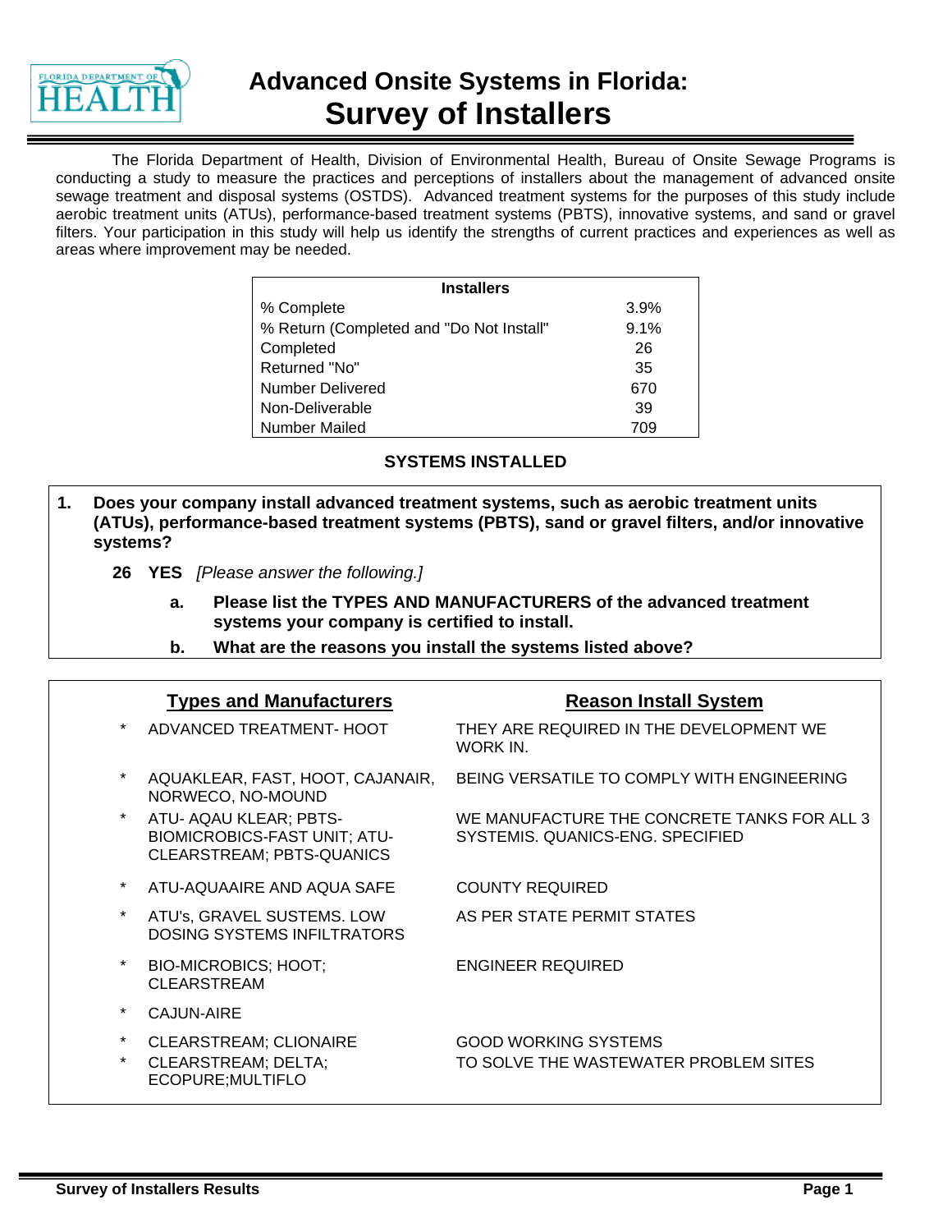# Advanced Onsite Systems in Florida:
# Survey of Installers

The Florida Department of Health, Division of Environmental Health, Bureau of Onsite Sewage Programs is conducting a study to measure the practices and perceptions of installers about the management of advanced onsite sewage treatment and disposal systems (OSTDS). Advanced treatment systems for the purposes of this study include aerobic treatment units (ATUs), performance-based treatment systems (PBTS), innovative systems, and sand or gravel filters. Your participation in this study will help us identify the strengths of current practices and experiences as well as areas where improvement may be needed.

| Installers | |
|---|---|
| % Complete | 3.9% |
| % Return (Completed and "Do Not Install" | 9.1% |
| Completed | 26 |
| Returned "No" | 35 |
| Number Delivered | 670 |
| Non-Deliverable | 39 |
| Number Mailed | 709 |

## SYSTEMS INSTALLED

**1. Does your company install advanced treatment systems, such as aerobic treatment units (ATUs), performance-based treatment systems (PBTS), sand or gravel filters, and/or innovative systems?**

**26 YES** *[Please answer the following.]*

**a. Please list the TYPES AND MANUFACTURERS of the advanced treatment systems your company is certified to install.**

**b. What are the reasons you install the systems listed above?**

| | Types and Manufacturers | Reason Install System |
|---|---|---|
| * | ADVANCED TREATMENT- HOOT | THEY ARE REQUIRED IN THE DEVELOPMENT WE WORK IN. |
| * | AQUAKLEAR, FAST, HOOT, CAJANAIR, NORWECO, NO-MOUND | BEING VERSATILE TO COMPLY WITH ENGINEERING |
| * | ATU- AQAU KLEAR; PBTS-BIOMICROBICS-FAST UNIT; ATU-CLEARSTREAM; PBTS-QUANICS | WE MANUFACTURE THE CONCRETE TANKS FOR ALL 3 SYSTEMIS. QUANICS-ENG. SPECIFIED |
| * | ATU-AQUAAIRE AND AQUA SAFE | COUNTY REQUIRED |
| * | ATU's, GRAVEL SUSTEMS. LOW DOSING SYSTEMS INFILTRATORS | AS PER STATE PERMIT STATES |
| * | BIO-MICROBICS; HOOT; CLEARSTREAM | ENGINEER REQUIRED |
| * | CAJUN-AIRE | |
| * | CLEARSTREAM; CLIONAIRE | GOOD WORKING SYSTEMS |
| * | CLEARSTREAM; DELTA; ECOPURE;MULTIFLO | TO SOLVE THE WASTEWATER PROBLEM SITES |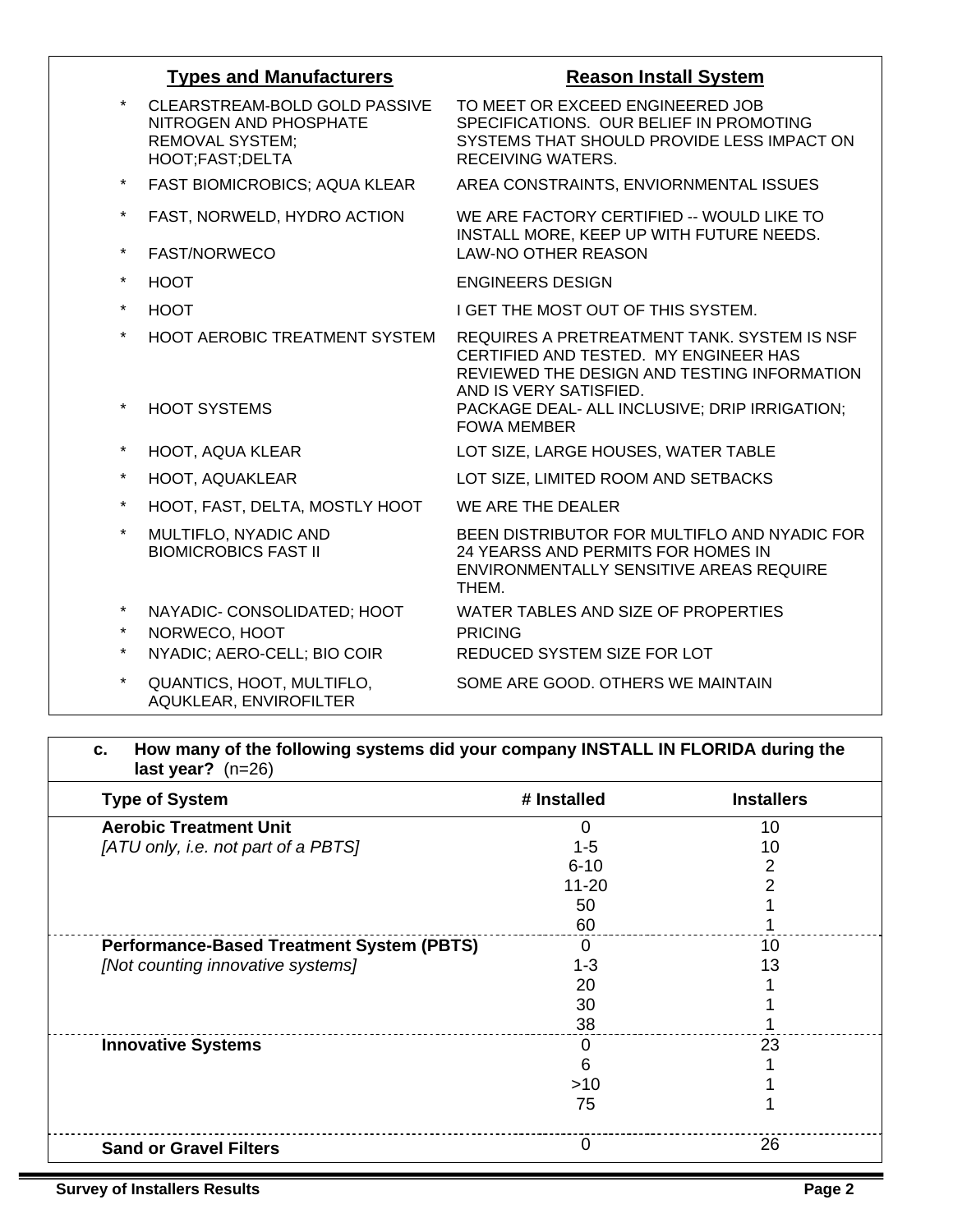| Types and Manufacturers | Reason Install System |
|---|---|
| * CLEARSTREAM-BOLD GOLD PASSIVE NITROGEN AND PHOSPHATE REMOVAL SYSTEM; HOOT;FAST;DELTA | TO MEET OR EXCEED ENGINEERED JOB SPECIFICATIONS. OUR BELIEF IN PROMOTING SYSTEMS THAT SHOULD PROVIDE LESS IMPACT ON RECEIVING WATERS. |
| * FAST BIOMICROBICS; AQUA KLEAR | AREA CONSTRAINTS, ENVIORNMENTAL ISSUES |
| * FAST, NORWELD, HYDRO ACTION | WE ARE FACTORY CERTIFIED -- WOULD LIKE TO INSTALL MORE, KEEP UP WITH FUTURE NEEDS. |
| * FAST/NORWECO | LAW-NO OTHER REASON |
| * HOOT | ENGINEERS DESIGN |
| * HOOT | I GET THE MOST OUT OF THIS SYSTEM. |
| * HOOT AEROBIC TREATMENT SYSTEM | REQUIRES A PRETREATMENT TANK. SYSTEM IS NSF CERTIFIED AND TESTED. MY ENGINEER HAS REVIEWED THE DESIGN AND TESTING INFORMATION AND IS VERY SATISFIED. |
| * HOOT SYSTEMS | PACKAGE DEAL- ALL INCLUSIVE; DRIP IRRIGATION; FOWA MEMBER |
| * HOOT, AQUA KLEAR | LOT SIZE, LARGE HOUSES, WATER TABLE |
| * HOOT, AQUAKLEAR | LOT SIZE, LIMITED ROOM AND SETBACKS |
| * HOOT, FAST, DELTA, MOSTLY HOOT | WE ARE THE DEALER |
| * MULTIFLO, NYADIC AND BIOMICROBICS FAST II | BEEN DISTRIBUTOR FOR MULTIFLO AND NYADIC FOR 24 YEARSS AND PERMITS FOR HOMES IN ENVIRONMENTALLY SENSITIVE AREAS REQUIRE THEM. |
| * NAYADIC- CONSOLIDATED; HOOT | WATER TABLES AND SIZE OF PROPERTIES |
| * NORWECO, HOOT | PRICING |
| * NYADIC; AERO-CELL; BIO COIR | REDUCED SYSTEM SIZE FOR LOT |
| * QUANTICS, HOOT, MULTIFLO, AQUKLEAR, ENVIROFILTER | SOME ARE GOOD. OTHERS WE MAINTAIN |

**c. How many of the following systems did your company INSTALL IN FLORIDA during the last year?** (n=26)

| Type of System | # Installed | Installers |
|---|---|---|
| **Aerobic Treatment Unit** | 0 | 10 |
| *[ATU only, i.e. not part of a PBTS]* | 1-5 | 10 |
| | 6-10 | 2 |
| | 11-20 | 2 |
| | 50 | 1 |
| | 60 | 1 |
| **Performance-Based Treatment System (PBTS)** | 0 | 10 |
| *[Not counting innovative systems]* | 1-3 | 13 |
| | 20 | 1 |
| | 30 | 1 |
| | 38 | 1 |
| **Innovative Systems** | 0 | 23 |
| | 6 | 1 |
| | >10 | 1 |
| | 75 | 1 |
| **Sand or Gravel Filters** | 0 | 26 |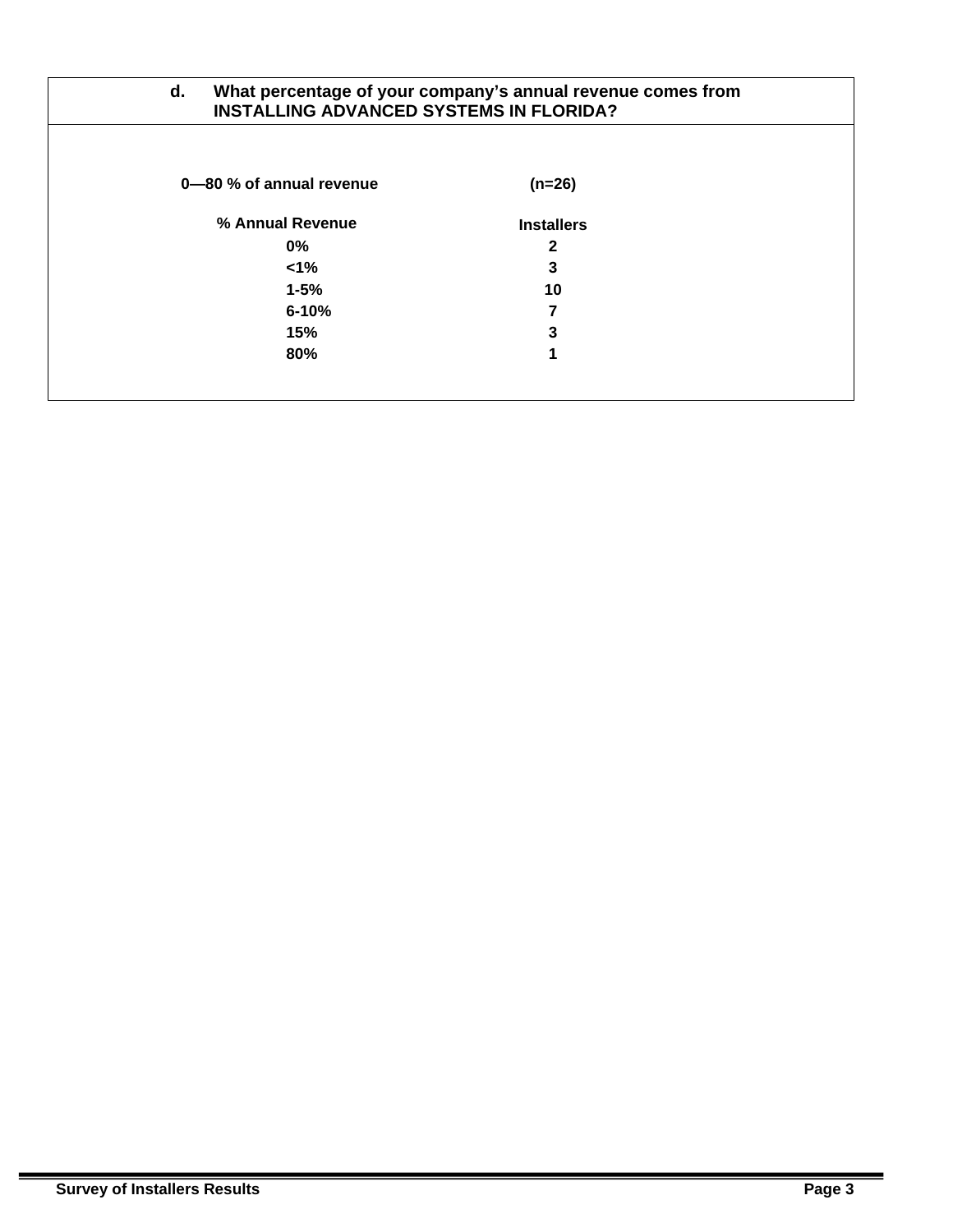**d. What percentage of your company's annual revenue comes from INSTALLING ADVANCED SYSTEMS IN FLORIDA?**

**0—80 % of annual revenue** **(n=26)**

| % Annual Revenue | Installers |
|---|---|
| 0% | 2 |
| <1% | 3 |
| 1-5% | 10 |
| 6-10% | 7 |
| 15% | 3 |
| 80% | 1 |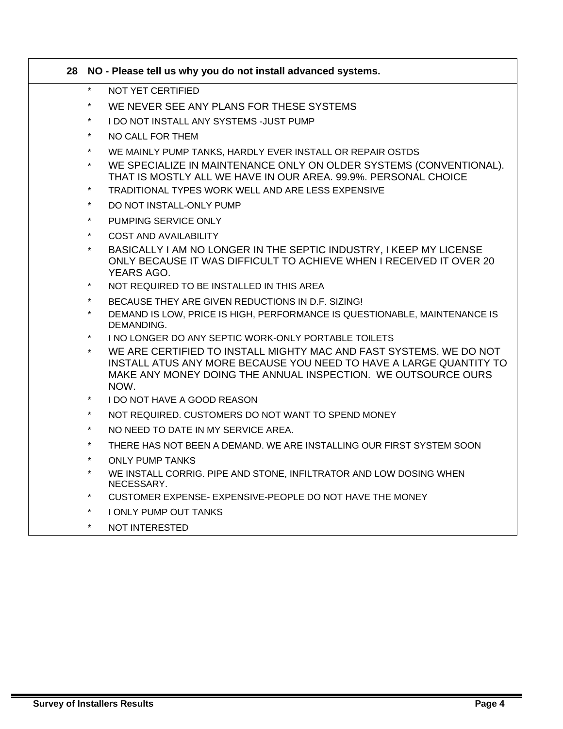**28 NO - Please tell us why you do not install advanced systems.**

* NOT YET CERTIFIED
* WE NEVER SEE ANY PLANS FOR THESE SYSTEMS
* I DO NOT INSTALL ANY SYSTEMS -JUST PUMP
* NO CALL FOR THEM
* WE MAINLY PUMP TANKS, HARDLY EVER INSTALL OR REPAIR OSTDS
* WE SPECIALIZE IN MAINTENANCE ONLY ON OLDER SYSTEMS (CONVENTIONAL). THAT IS MOSTLY ALL WE HAVE IN OUR AREA. 99.9%. PERSONAL CHOICE
* TRADITIONAL TYPES WORK WELL AND ARE LESS EXPENSIVE
* DO NOT INSTALL-ONLY PUMP
* PUMPING SERVICE ONLY
* COST AND AVAILABILITY
* BASICALLY I AM NO LONGER IN THE SEPTIC INDUSTRY, I KEEP MY LICENSE ONLY BECAUSE IT WAS DIFFICULT TO ACHIEVE WHEN I RECEIVED IT OVER 20 YEARS AGO.
* NOT REQUIRED TO BE INSTALLED IN THIS AREA
* BECAUSE THEY ARE GIVEN REDUCTIONS IN D.F. SIZING!
* DEMAND IS LOW, PRICE IS HIGH, PERFORMANCE IS QUESTIONABLE, MAINTENANCE IS DEMANDING.
* I NO LONGER DO ANY SEPTIC WORK-ONLY PORTABLE TOILETS
* WE ARE CERTIFIED TO INSTALL MIGHTY MAC AND FAST SYSTEMS. WE DO NOT INSTALL ATUS ANY MORE BECAUSE YOU NEED TO HAVE A LARGE QUANTITY TO MAKE ANY MONEY DOING THE ANNUAL INSPECTION. WE OUTSOURCE OURS NOW.
* I DO NOT HAVE A GOOD REASON
* NOT REQUIRED. CUSTOMERS DO NOT WANT TO SPEND MONEY
* NO NEED TO DATE IN MY SERVICE AREA.
* THERE HAS NOT BEEN A DEMAND. WE ARE INSTALLING OUR FIRST SYSTEM SOON
* ONLY PUMP TANKS
* WE INSTALL CORRIG. PIPE AND STONE, INFILTRATOR AND LOW DOSING WHEN NECESSARY.
* CUSTOMER EXPENSE- EXPENSIVE-PEOPLE DO NOT HAVE THE MONEY
* I ONLY PUMP OUT TANKS
* NOT INTERESTED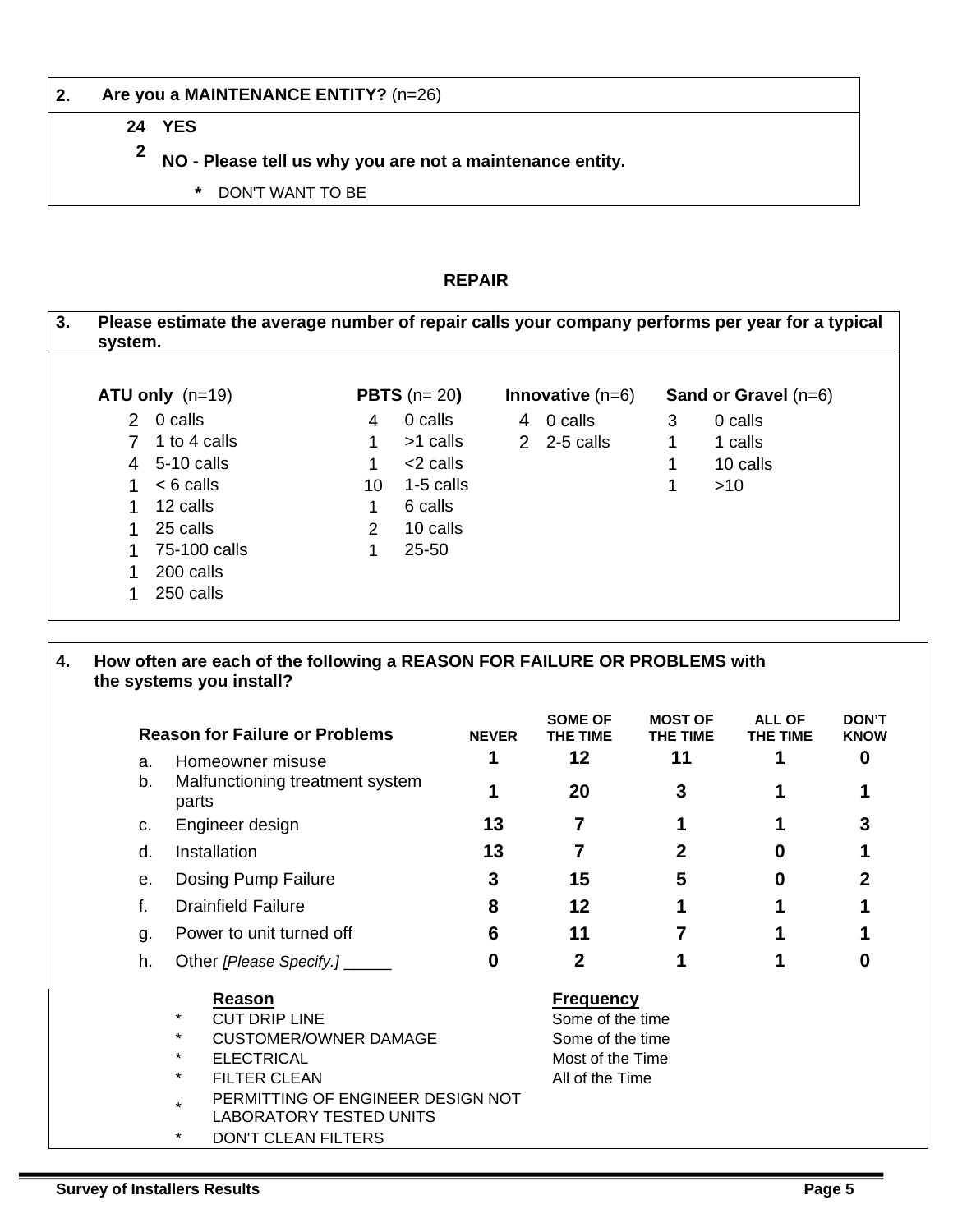**2. Are you a MAINTENANCE ENTITY?** (n=26)

**24 YES**

**2 NO - Please tell us why you are not a maintenance entity.**

- DON'T WANT TO BE

## REPAIR

**3. Please estimate the average number of repair calls your company performs per year for a typical system.**

**ATU only** (n=19)

| | |
|---|---|
| 2 | 0 calls |
| 7 | 1 to 4 calls |
| 4 | 5-10 calls |
| 1 | < 6 calls |
| 1 | 12 calls |
| 1 | 25 calls |
| 1 | 75-100 calls |
| 1 | 200 calls |
| 1 | 250 calls |

**PBTS** (n= 20**)**

| | |
|---|---|
| 4 | 0 calls |
| 1 | >1 calls |
| 1 | <2 calls |
| 10 | 1-5 calls |
| 1 | 6 calls |
| 2 | 10 calls |
| 1 | 25-50 |

**Innovative** (n=6)

| | |
|---|---|
| 4 | 0 calls |
| 2 | 2-5 calls |

**Sand or Gravel** (n=6)

| | |
|---|---|
| 3 | 0 calls |
| 1 | 1 calls |
| 1 | 10 calls |
| 1 | >10 |

**4. How often are each of the following a REASON FOR FAILURE OR PROBLEMS with the systems you install?**

| **Reason for Failure or Problems** | **NEVER** | **SOME OF THE TIME** | **MOST OF THE TIME** | **ALL OF THE TIME** | **DON'T KNOW** |
|---|---|---|---|---|---|
| a. Homeowner misuse | **1** | **12** | **11** | **1** | **0** |
| b. Malfunctioning treatment system parts | **1** | **20** | **3** | **1** | **1** |
| c. Engineer design | **13** | **7** | **1** | **1** | **3** |
| d. Installation | **13** | **7** | **2** | **0** | **1** |
| e. Dosing Pump Failure | **3** | **15** | **5** | **0** | **2** |
| f. Drainfield Failure | **8** | **12** | **1** | **1** | **1** |
| g. Power to unit turned off | **6** | **11** | **7** | **1** | **1** |
| h. Other *[Please Specify.]* _____ | **0** | **2** | **1** | **1** | **0** |

| **Reason** | **Frequency** |
|---|---|
| * CUT DRIP LINE | Some of the time |
| * CUSTOMER/OWNER DAMAGE | Some of the time |
| * ELECTRICAL | Most of the Time |
| * FILTER CLEAN | All of the Time |
| * PERMITTING OF ENGINEER DESIGN NOT LABORATORY TESTED UNITS | |
| * DON'T CLEAN FILTERS | |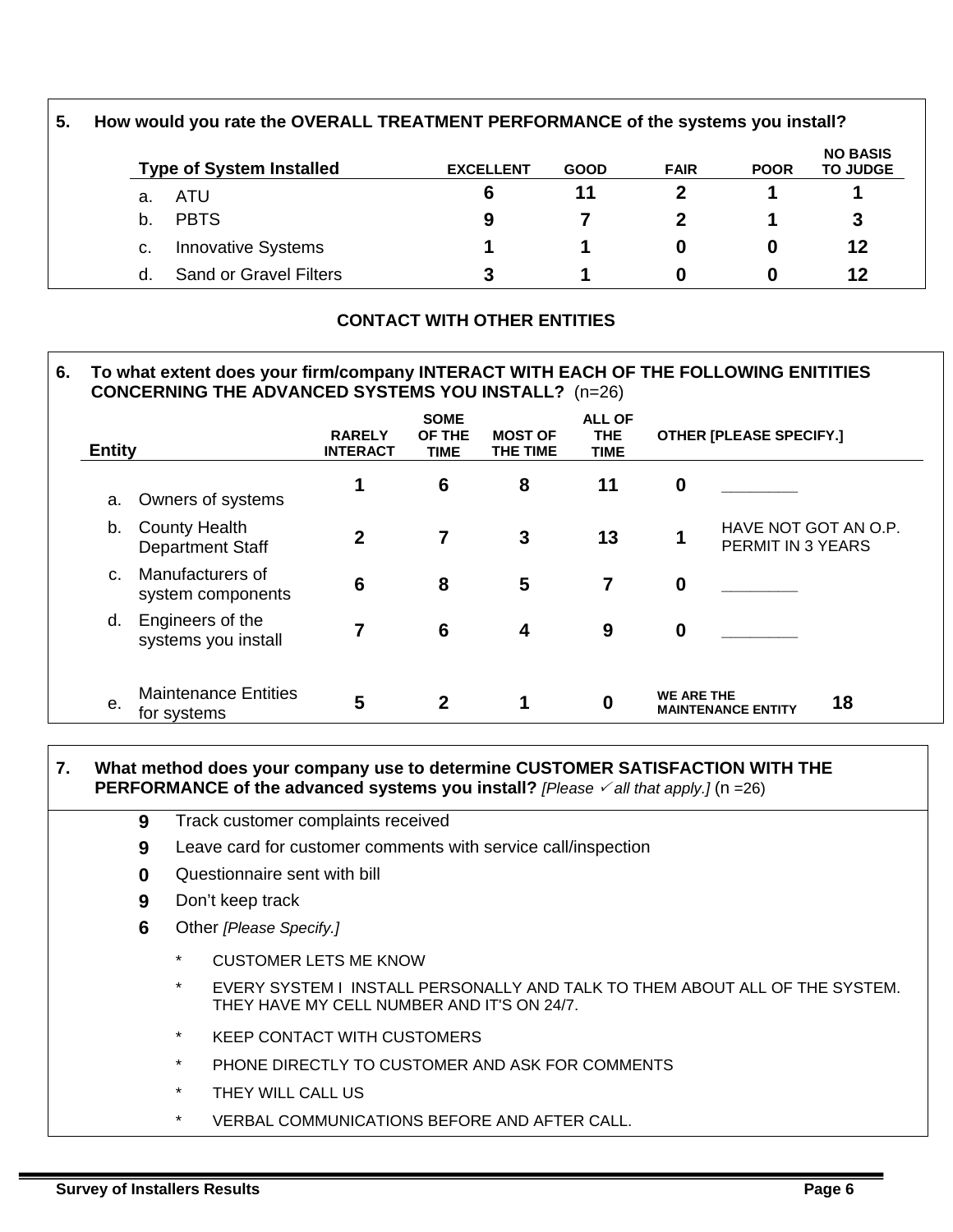**5. How would you rate the OVERALL TREATMENT PERFORMANCE of the systems you install?**

| Type of System Installed | EXCELLENT | GOOD | FAIR | POOR | NO BASIS TO JUDGE |
|---|---|---|---|---|---|
| a. ATU | 6 | 11 | 2 | 1 | 1 |
| b. PBTS | 9 | 7 | 2 | 1 | 3 |
| c. Innovative Systems | 1 | 1 | 0 | 0 | 12 |
| d. Sand or Gravel Filters | 3 | 1 | 0 | 0 | 12 |

## CONTACT WITH OTHER ENTITIES

**6. To what extent does your firm/company INTERACT WITH EACH OF THE FOLLOWING ENITITIES CONCERNING THE ADVANCED SYSTEMS YOU INSTALL?** (n=26)

| Entity | RARELY INTERACT | SOME OF THE TIME | MOST OF THE TIME | ALL OF THE TIME | OTHER [PLEASE SPECIFY.] | |
|---|---|---|---|---|---|---|
| a. Owners of systems | 1 | 6 | 8 | 11 | 0 | ________ |
| b. County Health Department Staff | 2 | 7 | 3 | 13 | 1 | HAVE NOT GOT AN O.P. PERMIT IN 3 YEARS |
| c. Manufacturers of system components | 6 | 8 | 5 | 7 | 0 | ________ |
| d. Engineers of the systems you install | 7 | 6 | 4 | 9 | 0 | ________ |
| e. Maintenance Entities for systems | 5 | 2 | 1 | 0 | WE ARE THE MAINTENANCE ENTITY | 18 |

**7. What method does your company use to determine CUSTOMER SATISFACTION WITH THE PERFORMANCE of the advanced systems you install?** *[Please ✓ all that apply.]* (n =26)

- **9** Track customer complaints received
- **9** Leave card for customer comments with service call/inspection
- **0** Questionnaire sent with bill
- **9** Don't keep track
- **6** Other *[Please Specify.]*
  - * CUSTOMER LETS ME KNOW
  - * EVERY SYSTEM I INSTALL PERSONALLY AND TALK TO THEM ABOUT ALL OF THE SYSTEM. THEY HAVE MY CELL NUMBER AND IT'S ON 24/7.
  - * KEEP CONTACT WITH CUSTOMERS
  - * PHONE DIRECTLY TO CUSTOMER AND ASK FOR COMMENTS
  - * THEY WILL CALL US
  - * VERBAL COMMUNICATIONS BEFORE AND AFTER CALL.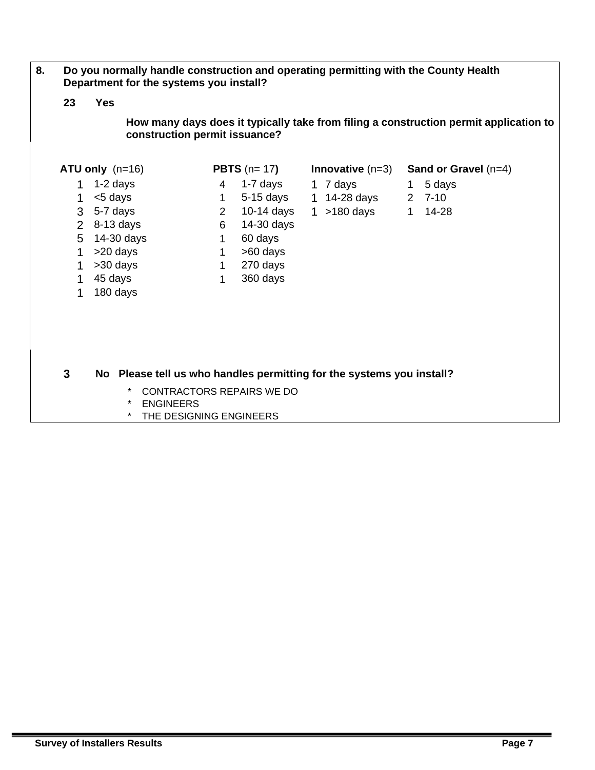**8. Do you normally handle construction and operating permitting with the County Health Department for the systems you install?**

**23 Yes**

**How many days does it typically take from filing a construction permit application to construction permit issuance?**

**ATU only** (n=16)

- 1 1-2 days
- 1 <5 days
- 3 5-7 days
- 2 8-13 days
- 5 14-30 days
- 1 >20 days
- 1 >30 days
- 1 45 days
- 1 180 days

**PBTS** (n= 17**)**

- 4 1-7 days
- 1 5-15 days
- 2 10-14 days
- 6 14-30 days
- 1 60 days
- 1 >60 days
- 1 270 days
- 1 360 days

**Innovative** (n=3)

- 1 7 days
- 1 14-28 days
- 1 >180 days

**Sand or Gravel** (n=4)

- 1 5 days
- 2 7-10
- 1 14-28

**3 No Please tell us who handles permitting for the systems you install?**

- CONTRACTORS REPAIRS WE DO
- ENGINEERS
- THE DESIGNING ENGINEERS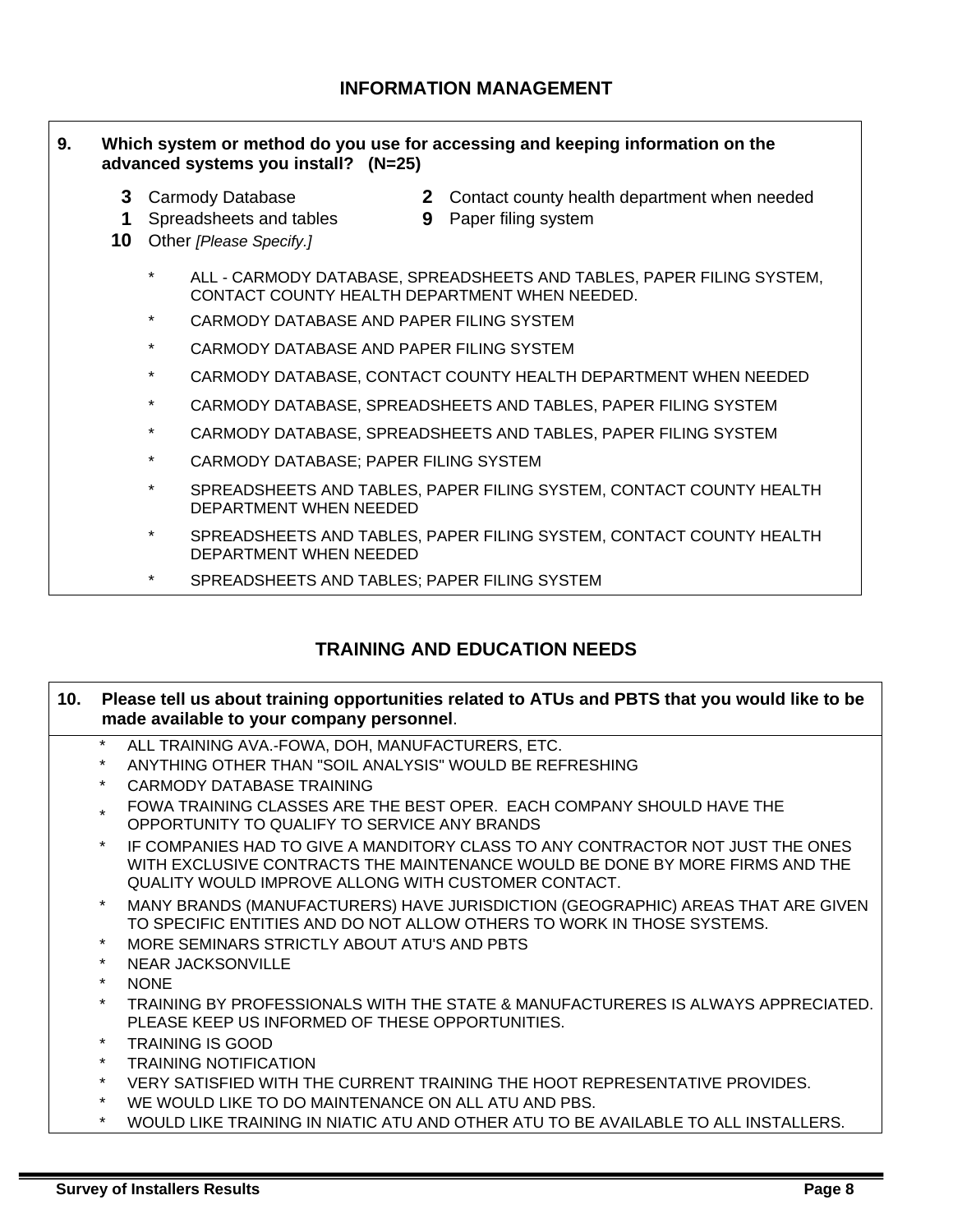## INFORMATION MANAGEMENT

**9. Which system or method do you use for accessing and keeping information on the advanced systems you install? (N=25)**

**3** Carmody Database
**1** Spreadsheets and tables
**10** Other *[Please Specify.]*
**2** Contact county health department when needed
**9** Paper filing system

- ALL - CARMODY DATABASE, SPREADSHEETS AND TABLES, PAPER FILING SYSTEM, CONTACT COUNTY HEALTH DEPARTMENT WHEN NEEDED.
- CARMODY DATABASE AND PAPER FILING SYSTEM
- CARMODY DATABASE AND PAPER FILING SYSTEM
- CARMODY DATABASE, CONTACT COUNTY HEALTH DEPARTMENT WHEN NEEDED
- CARMODY DATABASE, SPREADSHEETS AND TABLES, PAPER FILING SYSTEM
- CARMODY DATABASE, SPREADSHEETS AND TABLES, PAPER FILING SYSTEM
- CARMODY DATABASE; PAPER FILING SYSTEM
- SPREADSHEETS AND TABLES, PAPER FILING SYSTEM, CONTACT COUNTY HEALTH DEPARTMENT WHEN NEEDED
- SPREADSHEETS AND TABLES, PAPER FILING SYSTEM, CONTACT COUNTY HEALTH DEPARTMENT WHEN NEEDED
- SPREADSHEETS AND TABLES; PAPER FILING SYSTEM

## TRAINING AND EDUCATION NEEDS

**10. Please tell us about training opportunities related to ATUs and PBTS that you would like to be made available to your company personnel**.

- ALL TRAINING AVA.-FOWA, DOH, MANUFACTURERS, ETC.
- ANYTHING OTHER THAN "SOIL ANALYSIS" WOULD BE REFRESHING
- CARMODY DATABASE TRAINING
- FOWA TRAINING CLASSES ARE THE BEST OPER. EACH COMPANY SHOULD HAVE THE OPPORTUNITY TO QUALIFY TO SERVICE ANY BRANDS
- IF COMPANIES HAD TO GIVE A MANDITORY CLASS TO ANY CONTRACTOR NOT JUST THE ONES WITH EXCLUSIVE CONTRACTS THE MAINTENANCE WOULD BE DONE BY MORE FIRMS AND THE QUALITY WOULD IMPROVE ALLONG WITH CUSTOMER CONTACT.
- MANY BRANDS (MANUFACTURERS) HAVE JURISDICTION (GEOGRAPHIC) AREAS THAT ARE GIVEN TO SPECIFIC ENTITIES AND DO NOT ALLOW OTHERS TO WORK IN THOSE SYSTEMS.
- MORE SEMINARS STRICTLY ABOUT ATU'S AND PBTS
- NEAR JACKSONVILLE
- NONE
- TRAINING BY PROFESSIONALS WITH THE STATE & MANUFACTURERES IS ALWAYS APPRECIATED. PLEASE KEEP US INFORMED OF THESE OPPORTUNITIES.
- TRAINING IS GOOD
- TRAINING NOTIFICATION
- VERY SATISFIED WITH THE CURRENT TRAINING THE HOOT REPRESENTATIVE PROVIDES.
- WE WOULD LIKE TO DO MAINTENANCE ON ALL ATU AND PBS.
- WOULD LIKE TRAINING IN NIATIC ATU AND OTHER ATU TO BE AVAILABLE TO ALL INSTALLERS.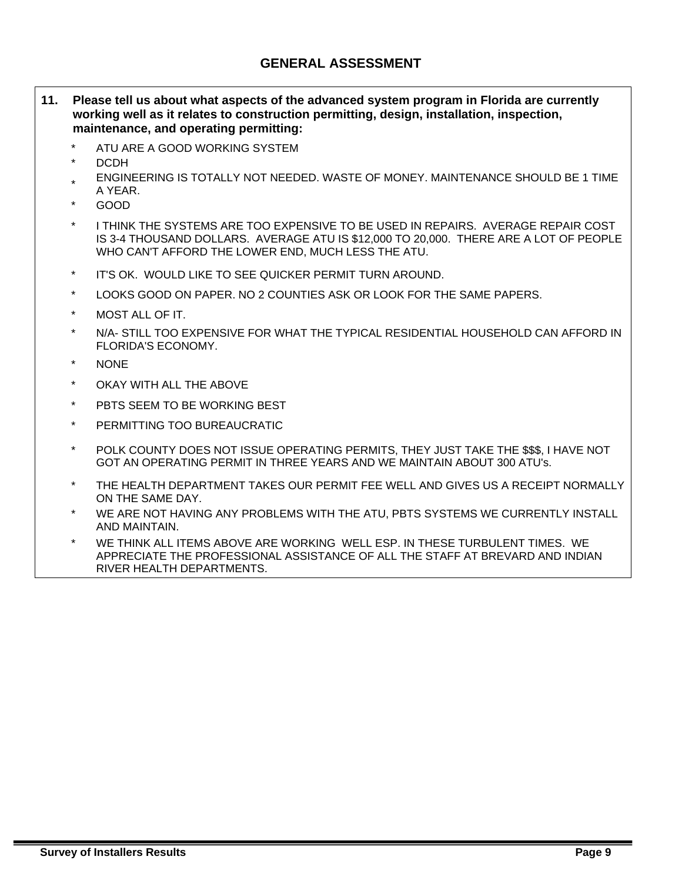## GENERAL ASSESSMENT

**11. Please tell us about what aspects of the advanced system program in Florida are currently working well as it relates to construction permitting, design, installation, inspection, maintenance, and operating permitting:**

- ATU ARE A GOOD WORKING SYSTEM
- DCDH
- ENGINEERING IS TOTALLY NOT NEEDED. WASTE OF MONEY. MAINTENANCE SHOULD BE 1 TIME A YEAR.
- GOOD
- I THINK THE SYSTEMS ARE TOO EXPENSIVE TO BE USED IN REPAIRS. AVERAGE REPAIR COST IS 3-4 THOUSAND DOLLARS. AVERAGE ATU IS $12,000 TO 20,000. THERE ARE A LOT OF PEOPLE WHO CAN'T AFFORD THE LOWER END, MUCH LESS THE ATU.
- IT'S OK. WOULD LIKE TO SEE QUICKER PERMIT TURN AROUND.
- LOOKS GOOD ON PAPER. NO 2 COUNTIES ASK OR LOOK FOR THE SAME PAPERS.
- MOST ALL OF IT.
- N/A- STILL TOO EXPENSIVE FOR WHAT THE TYPICAL RESIDENTIAL HOUSEHOLD CAN AFFORD IN FLORIDA'S ECONOMY.
- NONE
- OKAY WITH ALL THE ABOVE
- PBTS SEEM TO BE WORKING BEST
- PERMITTING TOO BUREAUCRATIC
- POLK COUNTY DOES NOT ISSUE OPERATING PERMITS, THEY JUST TAKE THE $$$, I HAVE NOT GOT AN OPERATING PERMIT IN THREE YEARS AND WE MAINTAIN ABOUT 300 ATU's.
- THE HEALTH DEPARTMENT TAKES OUR PERMIT FEE WELL AND GIVES US A RECEIPT NORMALLY ON THE SAME DAY.
- WE ARE NOT HAVING ANY PROBLEMS WITH THE ATU, PBTS SYSTEMS WE CURRENTLY INSTALL AND MAINTAIN.
- WE THINK ALL ITEMS ABOVE ARE WORKING WELL ESP. IN THESE TURBULENT TIMES. WE APPRECIATE THE PROFESSIONAL ASSISTANCE OF ALL THE STAFF AT BREVARD AND INDIAN RIVER HEALTH DEPARTMENTS.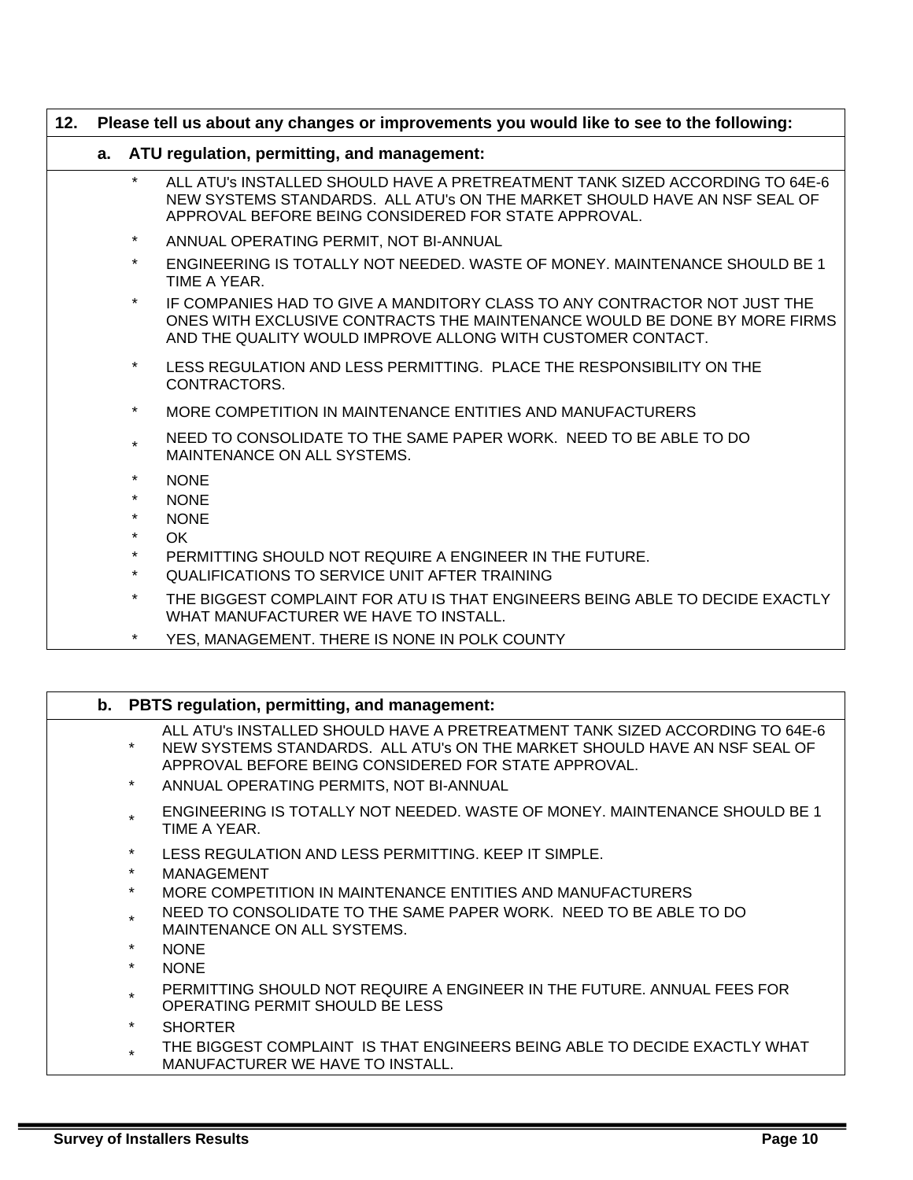**12. Please tell us about any changes or improvements you would like to see to the following:**

**a. ATU regulation, permitting, and management:**

- ALL ATU's INSTALLED SHOULD HAVE A PRETREATMENT TANK SIZED ACCORDING TO 64E-6 NEW SYSTEMS STANDARDS. ALL ATU's ON THE MARKET SHOULD HAVE AN NSF SEAL OF APPROVAL BEFORE BEING CONSIDERED FOR STATE APPROVAL.
- ANNUAL OPERATING PERMIT, NOT BI-ANNUAL
- ENGINEERING IS TOTALLY NOT NEEDED. WASTE OF MONEY. MAINTENANCE SHOULD BE 1 TIME A YEAR.
- IF COMPANIES HAD TO GIVE A MANDITORY CLASS TO ANY CONTRACTOR NOT JUST THE ONES WITH EXCLUSIVE CONTRACTS THE MAINTENANCE WOULD BE DONE BY MORE FIRMS AND THE QUALITY WOULD IMPROVE ALLONG WITH CUSTOMER CONTACT.
- LESS REGULATION AND LESS PERMITTING. PLACE THE RESPONSIBILITY ON THE CONTRACTORS.
- MORE COMPETITION IN MAINTENANCE ENTITIES AND MANUFACTURERS
- NEED TO CONSOLIDATE TO THE SAME PAPER WORK. NEED TO BE ABLE TO DO MAINTENANCE ON ALL SYSTEMS.
- NONE
- NONE
- NONE
- OK
- PERMITTING SHOULD NOT REQUIRE A ENGINEER IN THE FUTURE.
- QUALIFICATIONS TO SERVICE UNIT AFTER TRAINING
- THE BIGGEST COMPLAINT FOR ATU IS THAT ENGINEERS BEING ABLE TO DECIDE EXACTLY WHAT MANUFACTURER WE HAVE TO INSTALL.
- YES, MANAGEMENT. THERE IS NONE IN POLK COUNTY

**b. PBTS regulation, permitting, and management:**

- ALL ATU's INSTALLED SHOULD HAVE A PRETREATMENT TANK SIZED ACCORDING TO 64E-6 NEW SYSTEMS STANDARDS. ALL ATU's ON THE MARKET SHOULD HAVE AN NSF SEAL OF APPROVAL BEFORE BEING CONSIDERED FOR STATE APPROVAL.
- ANNUAL OPERATING PERMITS, NOT BI-ANNUAL
- ENGINEERING IS TOTALLY NOT NEEDED. WASTE OF MONEY. MAINTENANCE SHOULD BE 1 TIME A YEAR.
- LESS REGULATION AND LESS PERMITTING. KEEP IT SIMPLE.
- MANAGEMENT
- MORE COMPETITION IN MAINTENANCE ENTITIES AND MANUFACTURERS
- NEED TO CONSOLIDATE TO THE SAME PAPER WORK. NEED TO BE ABLE TO DO MAINTENANCE ON ALL SYSTEMS.
- NONE
- NONE
- PERMITTING SHOULD NOT REQUIRE A ENGINEER IN THE FUTURE. ANNUAL FEES FOR OPERATING PERMIT SHOULD BE LESS
- SHORTER
- THE BIGGEST COMPLAINT IS THAT ENGINEERS BEING ABLE TO DECIDE EXACTLY WHAT MANUFACTURER WE HAVE TO INSTALL.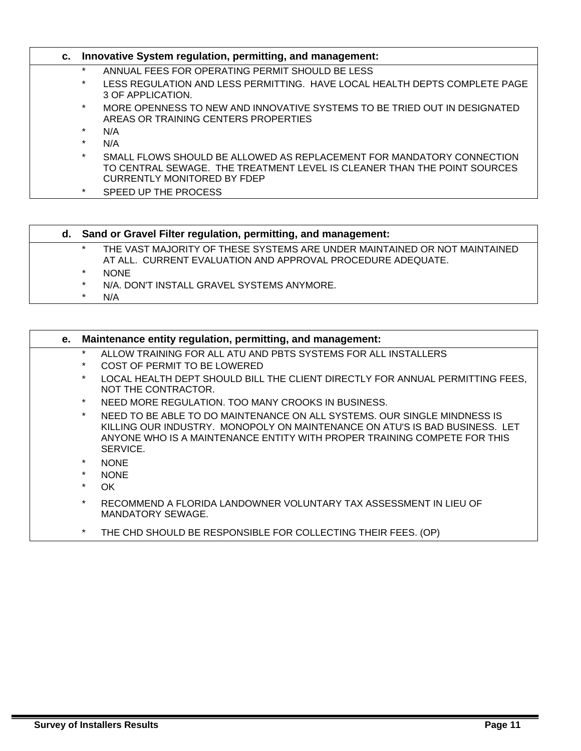**c. Innovative System regulation, permitting, and management:**

* ANNUAL FEES FOR OPERATING PERMIT SHOULD BE LESS
* LESS REGULATION AND LESS PERMITTING. HAVE LOCAL HEALTH DEPTS COMPLETE PAGE 3 OF APPLICATION.
* MORE OPENNESS TO NEW AND INNOVATIVE SYSTEMS TO BE TRIED OUT IN DESIGNATED AREAS OR TRAINING CENTERS PROPERTIES
* N/A
* N/A
* SMALL FLOWS SHOULD BE ALLOWED AS REPLACEMENT FOR MANDATORY CONNECTION TO CENTRAL SEWAGE. THE TREATMENT LEVEL IS CLEANER THAN THE POINT SOURCES CURRENTLY MONITORED BY FDEP
* SPEED UP THE PROCESS

**d. Sand or Gravel Filter regulation, permitting, and management:**

* THE VAST MAJORITY OF THESE SYSTEMS ARE UNDER MAINTAINED OR NOT MAINTAINED AT ALL. CURRENT EVALUATION AND APPROVAL PROCEDURE ADEQUATE.
* NONE
* N/A. DON'T INSTALL GRAVEL SYSTEMS ANYMORE.
* N/A

**e. Maintenance entity regulation, permitting, and management:**

* ALLOW TRAINING FOR ALL ATU AND PBTS SYSTEMS FOR ALL INSTALLERS
* COST OF PERMIT TO BE LOWERED
* LOCAL HEALTH DEPT SHOULD BILL THE CLIENT DIRECTLY FOR ANNUAL PERMITTING FEES, NOT THE CONTRACTOR.
* NEED MORE REGULATION. TOO MANY CROOKS IN BUSINESS.
* NEED TO BE ABLE TO DO MAINTENANCE ON ALL SYSTEMS. OUR SINGLE MINDNESS IS KILLING OUR INDUSTRY. MONOPOLY ON MAINTENANCE ON ATU'S IS BAD BUSINESS. LET ANYONE WHO IS A MAINTENANCE ENTITY WITH PROPER TRAINING COMPETE FOR THIS SERVICE.
* NONE
* NONE
* OK
* RECOMMEND A FLORIDA LANDOWNER VOLUNTARY TAX ASSESSMENT IN LIEU OF MANDATORY SEWAGE.
* THE CHD SHOULD BE RESPONSIBLE FOR COLLECTING THEIR FEES. (OP)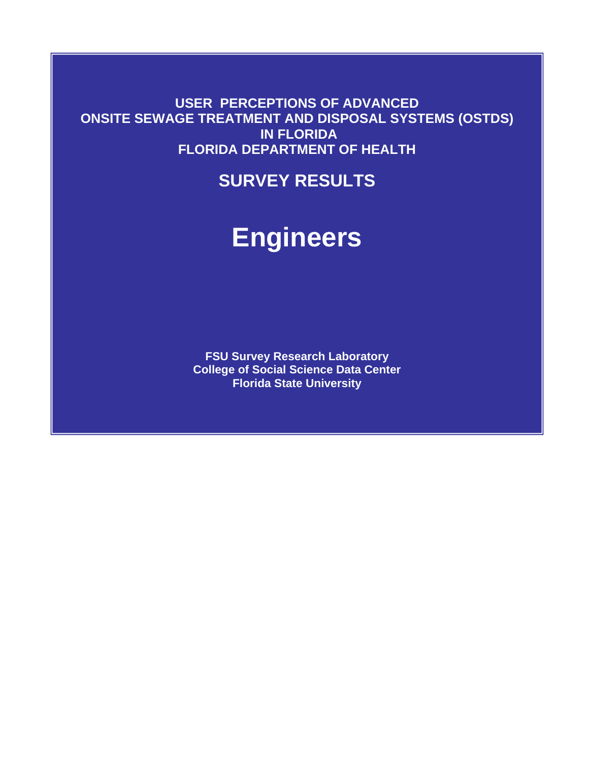# USER PERCEPTIONS OF ADVANCED ONSITE SEWAGE TREATMENT AND DISPOSAL SYSTEMS (OSTDS) IN FLORIDA

## FLORIDA DEPARTMENT OF HEALTH

## SURVEY RESULTS

# Engineers

**FSU Survey Research Laboratory**
**College of Social Science Data Center**
**Florida State University**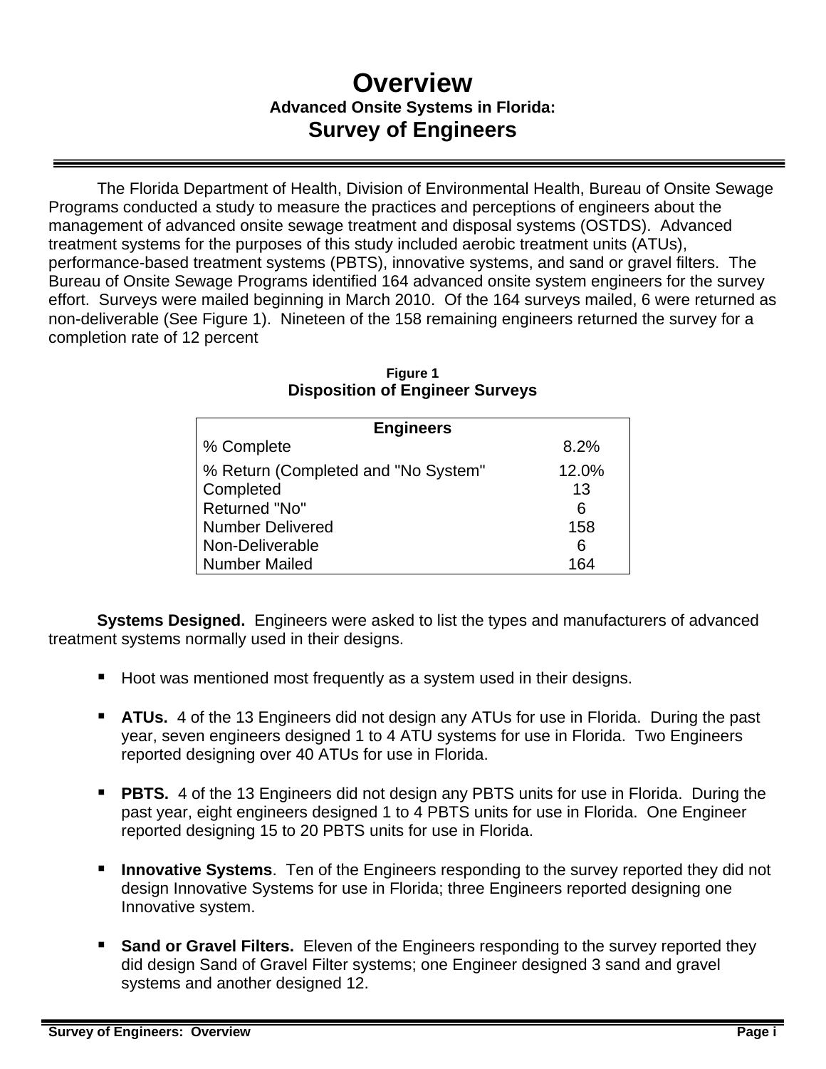# Overview

### Advanced Onsite Systems in Florida:

## Survey of Engineers

The Florida Department of Health, Division of Environmental Health, Bureau of Onsite Sewage Programs conducted a study to measure the practices and perceptions of engineers about the management of advanced onsite sewage treatment and disposal systems (OSTDS). Advanced treatment systems for the purposes of this study included aerobic treatment units (ATUs), performance-based treatment systems (PBTS), innovative systems, and sand or gravel filters. The Bureau of Onsite Sewage Programs identified 164 advanced onsite system engineers for the survey effort. Surveys were mailed beginning in March 2010. Of the 164 surveys mailed, 6 were returned as non-deliverable (See Figure 1). Nineteen of the 158 remaining engineers returned the survey for a completion rate of 12 percent

**Figure 1**
**Disposition of Engineer Surveys**

| Engineers | |
|---|---|
| % Complete | 8.2% |
| % Return (Completed and "No System" | 12.0% |
| Completed | 13 |
| Returned "No" | 6 |
| Number Delivered | 158 |
| Non-Deliverable | 6 |
| Number Mailed | 164 |

**Systems Designed.** Engineers were asked to list the types and manufacturers of advanced treatment systems normally used in their designs.

- Hoot was mentioned most frequently as a system used in their designs.
- **ATUs.** 4 of the 13 Engineers did not design any ATUs for use in Florida. During the past year, seven engineers designed 1 to 4 ATU systems for use in Florida. Two Engineers reported designing over 40 ATUs for use in Florida.
- **PBTS.** 4 of the 13 Engineers did not design any PBTS units for use in Florida. During the past year, eight engineers designed 1 to 4 PBTS units for use in Florida. One Engineer reported designing 15 to 20 PBTS units for use in Florida.
- **Innovative Systems**. Ten of the Engineers responding to the survey reported they did not design Innovative Systems for use in Florida; three Engineers reported designing one Innovative system.
- **Sand or Gravel Filters.** Eleven of the Engineers responding to the survey reported they did design Sand of Gravel Filter systems; one Engineer designed 3 sand and gravel systems and another designed 12.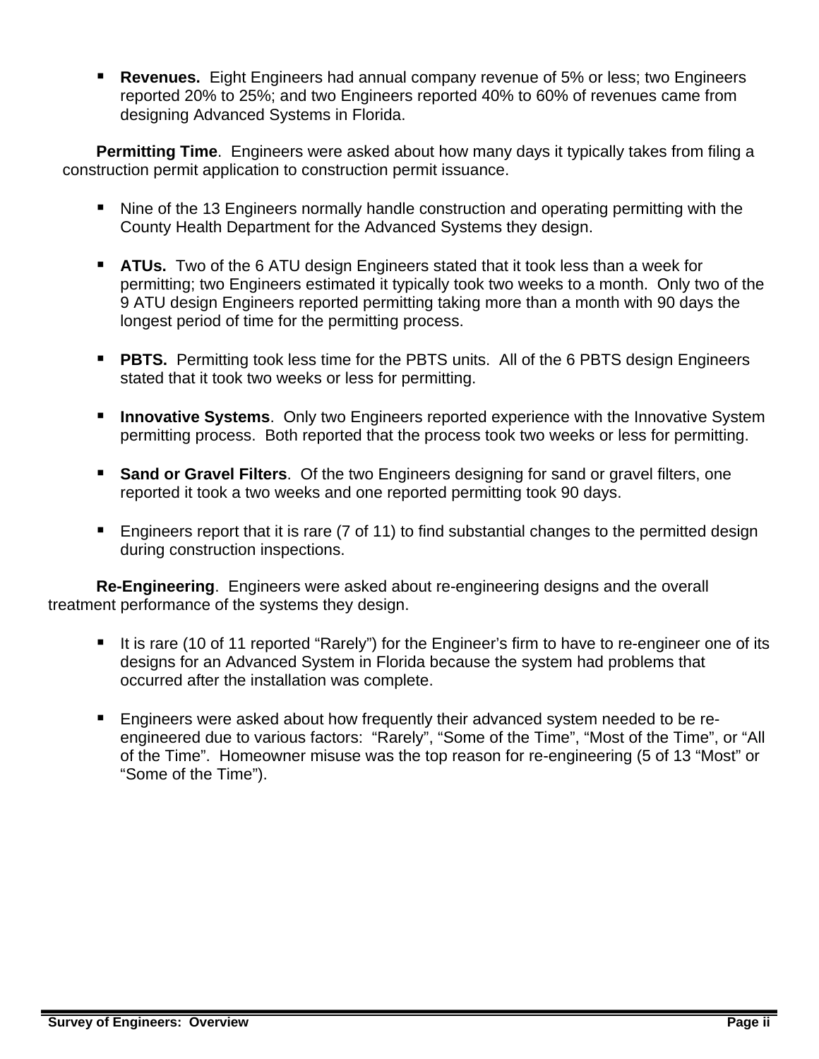- **Revenues.** Eight Engineers had annual company revenue of 5% or less; two Engineers reported 20% to 25%; and two Engineers reported 40% to 60% of revenues came from designing Advanced Systems in Florida.

**Permitting Time**. Engineers were asked about how many days it typically takes from filing a construction permit application to construction permit issuance.

- Nine of the 13 Engineers normally handle construction and operating permitting with the County Health Department for the Advanced Systems they design.

- **ATUs.** Two of the 6 ATU design Engineers stated that it took less than a week for permitting; two Engineers estimated it typically took two weeks to a month. Only two of the 9 ATU design Engineers reported permitting taking more than a month with 90 days the longest period of time for the permitting process.

- **PBTS.** Permitting took less time for the PBTS units. All of the 6 PBTS design Engineers stated that it took two weeks or less for permitting.

- **Innovative Systems**. Only two Engineers reported experience with the Innovative System permitting process. Both reported that the process took two weeks or less for permitting.

- **Sand or Gravel Filters**. Of the two Engineers designing for sand or gravel filters, one reported it took a two weeks and one reported permitting took 90 days.

- Engineers report that it is rare (7 of 11) to find substantial changes to the permitted design during construction inspections.

**Re-Engineering**. Engineers were asked about re-engineering designs and the overall treatment performance of the systems they design.

- It is rare (10 of 11 reported "Rarely") for the Engineer's firm to have to re-engineer one of its designs for an Advanced System in Florida because the system had problems that occurred after the installation was complete.

- Engineers were asked about how frequently their advanced system needed to be re-engineered due to various factors: "Rarely", "Some of the Time", "Most of the Time", or "All of the Time". Homeowner misuse was the top reason for re-engineering (5 of 13 "Most" or "Some of the Time").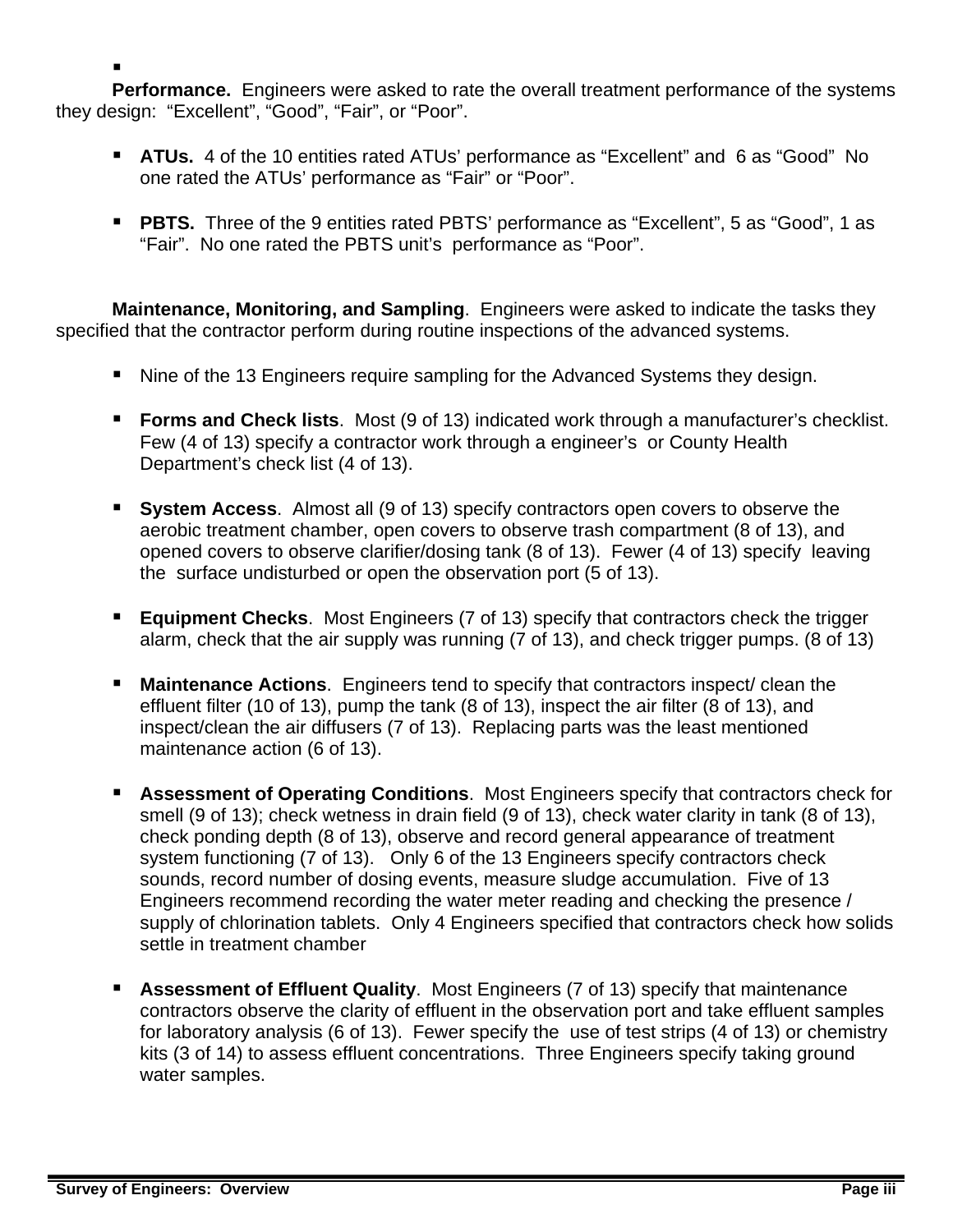▪

**Performance.** Engineers were asked to rate the overall treatment performance of the systems they design: "Excellent", "Good", "Fair", or "Poor".

- **ATUs.** 4 of the 10 entities rated ATUs' performance as "Excellent" and 6 as "Good" No one rated the ATUs' performance as "Fair" or "Poor".
- **PBTS.** Three of the 9 entities rated PBTS' performance as "Excellent", 5 as "Good", 1 as "Fair". No one rated the PBTS unit's performance as "Poor".

**Maintenance, Monitoring, and Sampling**. Engineers were asked to indicate the tasks they specified that the contractor perform during routine inspections of the advanced systems.

- Nine of the 13 Engineers require sampling for the Advanced Systems they design.
- **Forms and Check lists**. Most (9 of 13) indicated work through a manufacturer's checklist. Few (4 of 13) specify a contractor work through a engineer's or County Health Department's check list (4 of 13).
- **System Access**. Almost all (9 of 13) specify contractors open covers to observe the aerobic treatment chamber, open covers to observe trash compartment (8 of 13), and opened covers to observe clarifier/dosing tank (8 of 13). Fewer (4 of 13) specify leaving the surface undisturbed or open the observation port (5 of 13).
- **Equipment Checks**. Most Engineers (7 of 13) specify that contractors check the trigger alarm, check that the air supply was running (7 of 13), and check trigger pumps. (8 of 13)
- **Maintenance Actions**. Engineers tend to specify that contractors inspect/ clean the effluent filter (10 of 13), pump the tank (8 of 13), inspect the air filter (8 of 13), and inspect/clean the air diffusers (7 of 13). Replacing parts was the least mentioned maintenance action (6 of 13).
- **Assessment of Operating Conditions**. Most Engineers specify that contractors check for smell (9 of 13); check wetness in drain field (9 of 13), check water clarity in tank (8 of 13), check ponding depth (8 of 13), observe and record general appearance of treatment system functioning (7 of 13). Only 6 of the 13 Engineers specify contractors check sounds, record number of dosing events, measure sludge accumulation. Five of 13 Engineers recommend recording the water meter reading and checking the presence / supply of chlorination tablets. Only 4 Engineers specified that contractors check how solids settle in treatment chamber
- **Assessment of Effluent Quality**. Most Engineers (7 of 13) specify that maintenance contractors observe the clarity of effluent in the observation port and take effluent samples for laboratory analysis (6 of 13). Fewer specify the use of test strips (4 of 13) or chemistry kits (3 of 14) to assess effluent concentrations. Three Engineers specify taking ground water samples.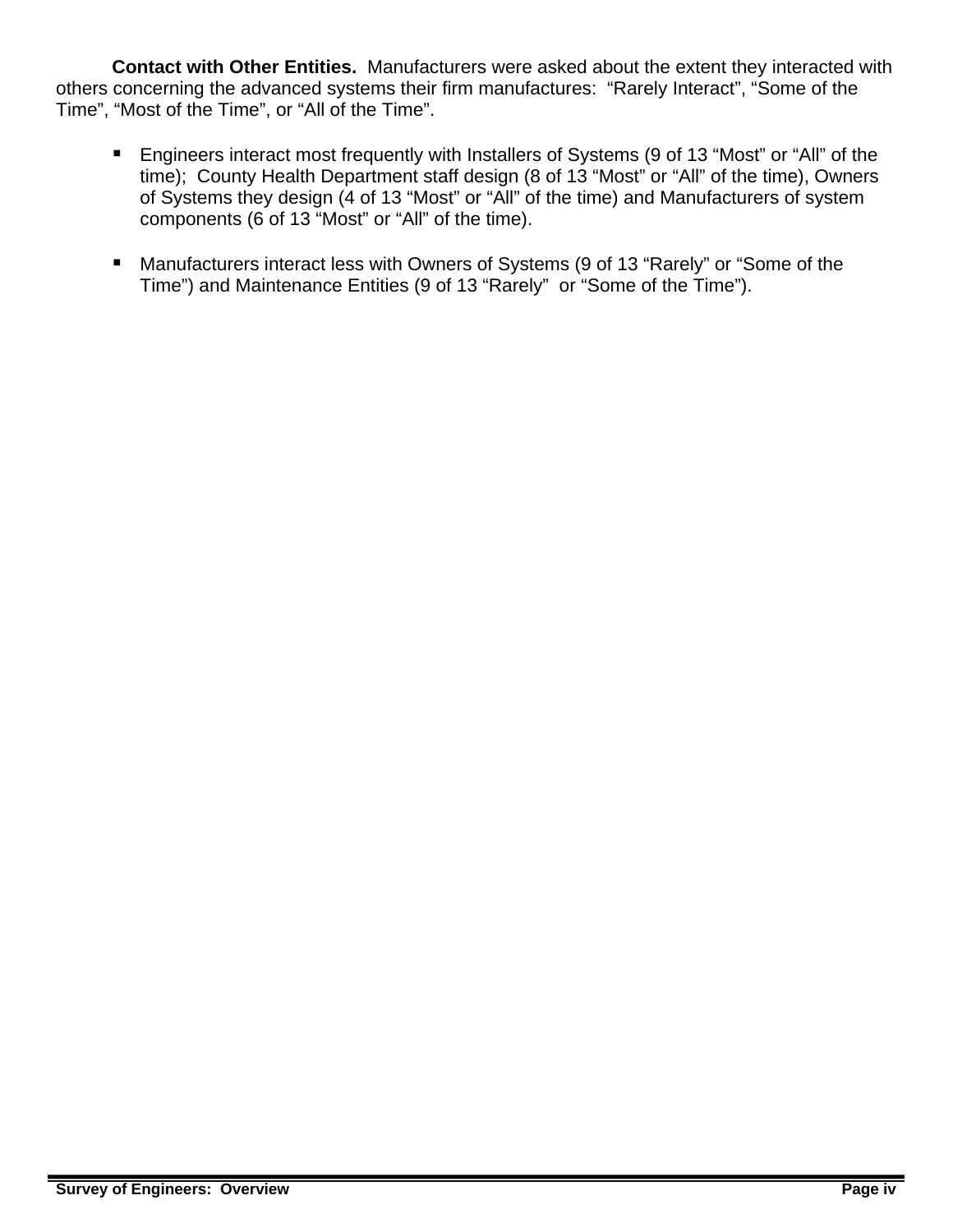**Contact with Other Entities.** Manufacturers were asked about the extent they interacted with others concerning the advanced systems their firm manufactures: "Rarely Interact", "Some of the Time", "Most of the Time", or "All of the Time".

- Engineers interact most frequently with Installers of Systems (9 of 13 "Most" or "All" of the time); County Health Department staff design (8 of 13 "Most" or "All" of the time), Owners of Systems they design (4 of 13 "Most" or "All" of the time) and Manufacturers of system components (6 of 13 "Most" or "All" of the time).

- Manufacturers interact less with Owners of Systems (9 of 13 "Rarely" or "Some of the Time") and Maintenance Entities (9 of 13 "Rarely" or "Some of the Time").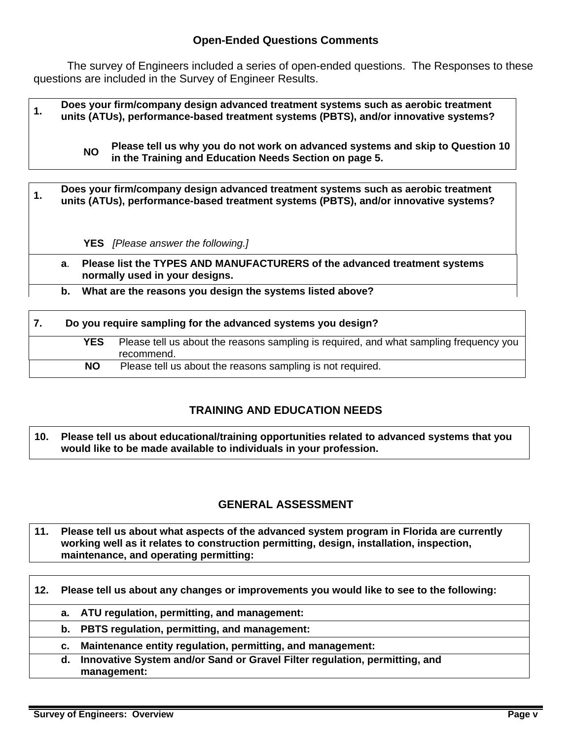## Open-Ended Questions Comments

The survey of Engineers included a series of open-ended questions. The Responses to these questions are included in the Survey of Engineer Results.

| | |
|---|---|
| **1.** | **Does your firm/company design advanced treatment systems such as aerobic treatment units (ATUs), performance-based treatment systems (PBTS), and/or innovative systems?** |
| | **NO** **Please tell us why you do not work on advanced systems and skip to Question 10 in the Training and Education Needs Section on page 5.** |

| | |
|---|---|
| **1.** | **Does your firm/company design advanced treatment systems such as aerobic treatment units (ATUs), performance-based treatment systems (PBTS), and/or innovative systems?** |
| | **YES** *[Please answer the following.]* |
| | **a. Please list the TYPES AND MANUFACTURERS of the advanced treatment systems normally used in your designs.** |
| | **b. What are the reasons you design the systems listed above?** |

| | | |
|---|---|---|
| **7.** | **Do you require sampling for the advanced systems you design?** | |
| | **YES** | Please tell us about the reasons sampling is required, and what sampling frequency you recommend. |
| | **NO** | Please tell us about the reasons sampling is not required. |

## TRAINING AND EDUCATION NEEDS

| | |
|---|---|
| **10.** | **Please tell us about educational/training opportunities related to advanced systems that you would like to be made available to individuals in your profession.** |

## GENERAL ASSESSMENT

| | |
|---|---|
| **11.** | **Please tell us about what aspects of the advanced system program in Florida are currently working well as it relates to construction permitting, design, installation, inspection, maintenance, and operating permitting:** |

| | |
|---|---|
| **12.** | **Please tell us about any changes or improvements you would like to see to the following:** |
| | **a. ATU regulation, permitting, and management:** |
| | **b. PBTS regulation, permitting, and management:** |
| | **c. Maintenance entity regulation, permitting, and management:** |
| | **d. Innovative System and/or Sand or Gravel Filter regulation, permitting, and management:** |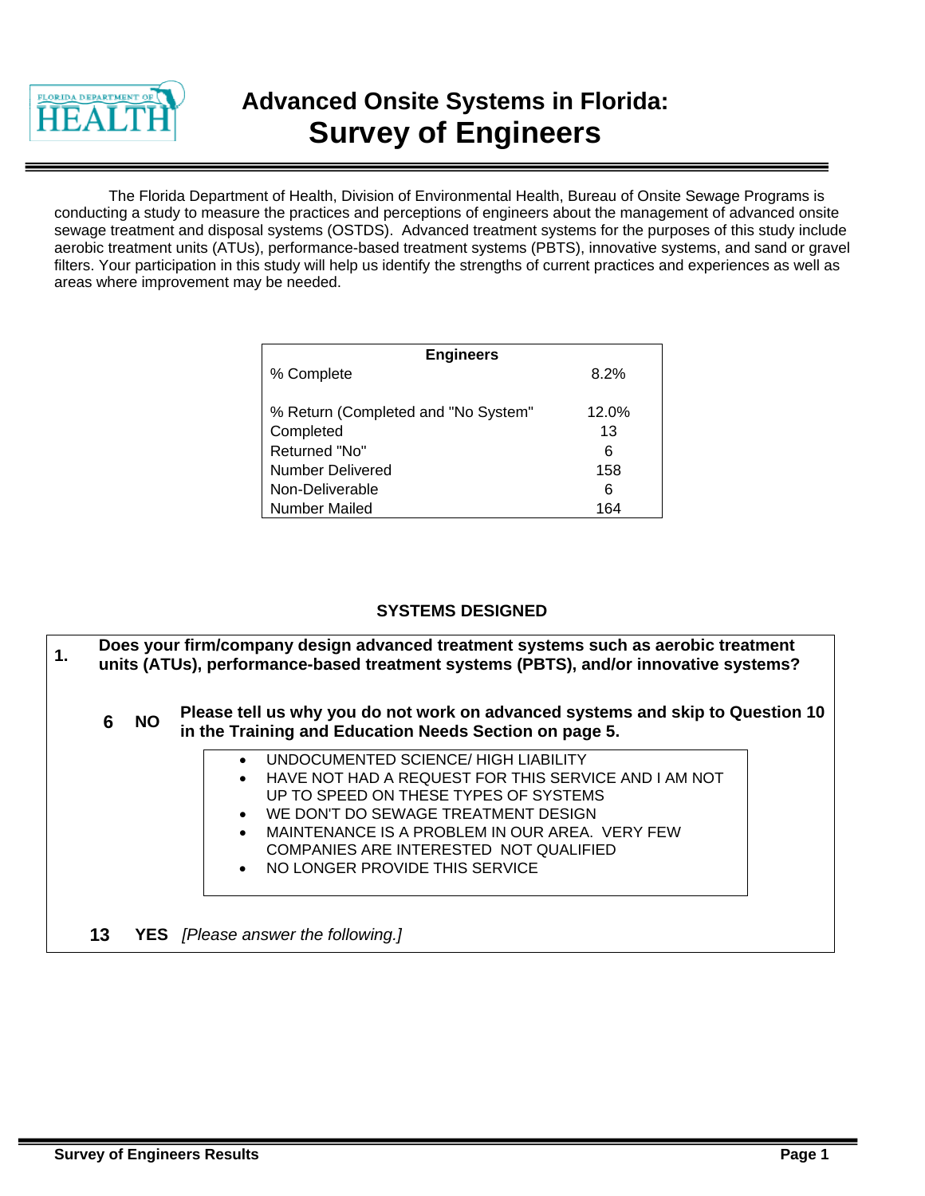# Advanced Onsite Systems in Florida: Survey of Engineers

The Florida Department of Health, Division of Environmental Health, Bureau of Onsite Sewage Programs is conducting a study to measure the practices and perceptions of engineers about the management of advanced onsite sewage treatment and disposal systems (OSTDS). Advanced treatment systems for the purposes of this study include aerobic treatment units (ATUs), performance-based treatment systems (PBTS), innovative systems, and sand or gravel filters. Your participation in this study will help us identify the strengths of current practices and experiences as well as areas where improvement may be needed.

| Engineers | |
|---|---|
| % Complete | 8.2% |
| % Return (Completed and "No System" | 12.0% |
| Completed | 13 |
| Returned "No" | 6 |
| Number Delivered | 158 |
| Non-Deliverable | 6 |
| Number Mailed | 164 |

## SYSTEMS DESIGNED

**1. Does your firm/company design advanced treatment systems such as aerobic treatment units (ATUs), performance-based treatment systems (PBTS), and/or innovative systems?**

**6 NO** **Please tell us why you do not work on advanced systems and skip to Question 10 in the Training and Education Needs Section on page 5.**

- UNDOCUMENTED SCIENCE/ HIGH LIABILITY
- HAVE NOT HAD A REQUEST FOR THIS SERVICE AND I AM NOT UP TO SPEED ON THESE TYPES OF SYSTEMS
- WE DON'T DO SEWAGE TREATMENT DESIGN
- MAINTENANCE IS A PROBLEM IN OUR AREA. VERY FEW COMPANIES ARE INTERESTED NOT QUALIFIED
- NO LONGER PROVIDE THIS SERVICE

**13 YES** *[Please answer the following.]*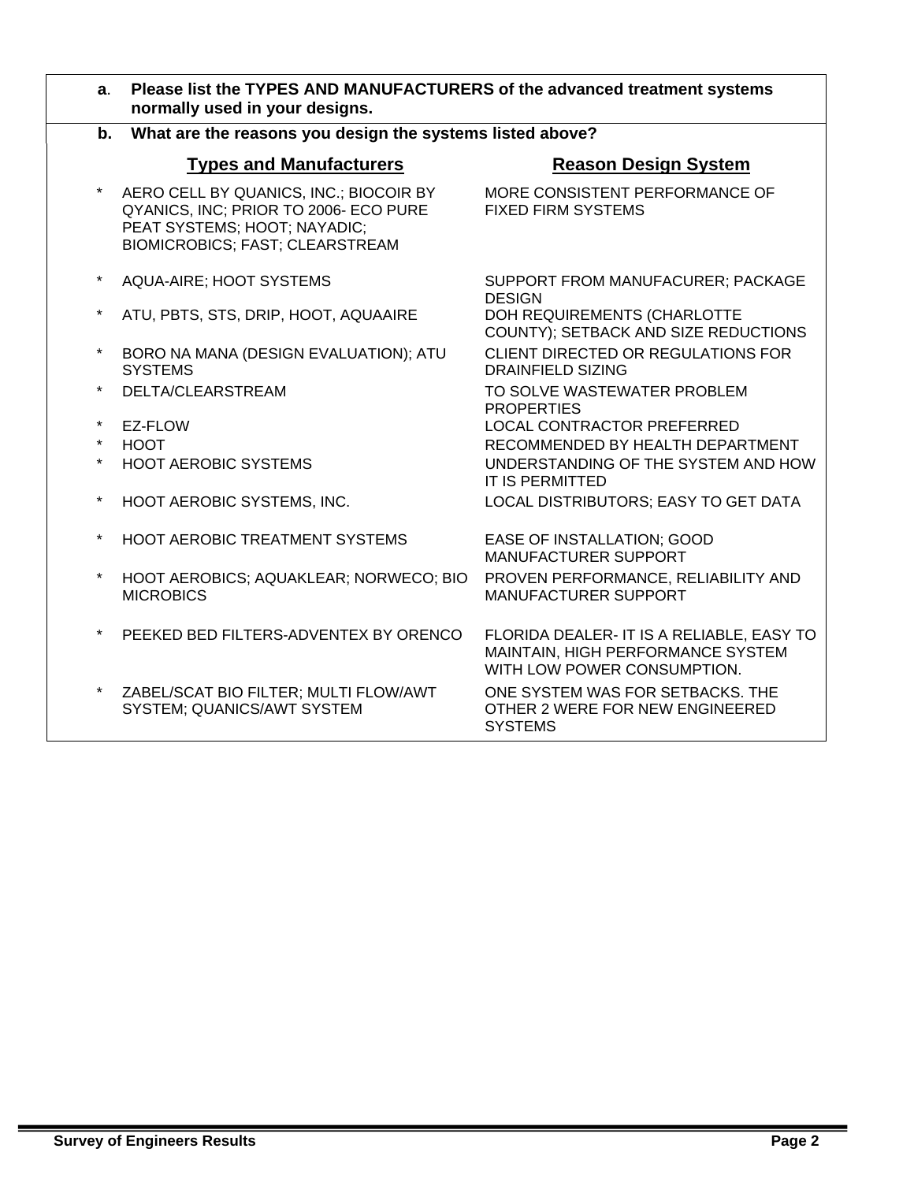**a.** **Please list the TYPES AND MANUFACTURERS of the advanced treatment systems normally used in your designs.**

**b.** **What are the reasons you design the systems listed above?**

| | Types and Manufacturers | Reason Design System |
|---|---|---|
| * | AERO CELL BY QUANICS, INC.; BIOCOIR BY QYANICS, INC; PRIOR TO 2006- ECO PURE PEAT SYSTEMS; HOOT; NAYADIC; BIOMICROBICS; FAST; CLEARSTREAM | MORE CONSISTENT PERFORMANCE OF FIXED FIRM SYSTEMS |
| * | AQUA-AIRE; HOOT SYSTEMS | SUPPORT FROM MANUFACURER; PACKAGE DESIGN |
| * | ATU, PBTS, STS, DRIP, HOOT, AQUAAIRE | DOH REQUIREMENTS (CHARLOTTE COUNTY); SETBACK AND SIZE REDUCTIONS |
| * | BORO NA MANA (DESIGN EVALUATION); ATU SYSTEMS | CLIENT DIRECTED OR REGULATIONS FOR DRAINFIELD SIZING |
| * | DELTA/CLEARSTREAM | TO SOLVE WASTEWATER PROBLEM PROPERTIES |
| * | EZ-FLOW | LOCAL CONTRACTOR PREFERRED |
| * | HOOT | RECOMMENDED BY HEALTH DEPARTMENT |
| * | HOOT AEROBIC SYSTEMS | UNDERSTANDING OF THE SYSTEM AND HOW IT IS PERMITTED |
| * | HOOT AEROBIC SYSTEMS, INC. | LOCAL DISTRIBUTORS; EASY TO GET DATA |
| * | HOOT AEROBIC TREATMENT SYSTEMS | EASE OF INSTALLATION; GOOD MANUFACTURER SUPPORT |
| * | HOOT AEROBICS; AQUAKLEAR; NORWECO; BIO MICROBICS | PROVEN PERFORMANCE, RELIABILITY AND MANUFACTURER SUPPORT |
| * | PEEKED BED FILTERS-ADVENTEX BY ORENCO | FLORIDA DEALER- IT IS A RELIABLE, EASY TO MAINTAIN, HIGH PERFORMANCE SYSTEM WITH LOW POWER CONSUMPTION. |
| * | ZABEL/SCAT BIO FILTER; MULTI FLOW/AWT SYSTEM; QUANICS/AWT SYSTEM | ONE SYSTEM WAS FOR SETBACKS. THE OTHER 2 WERE FOR NEW ENGINEERED SYSTEMS |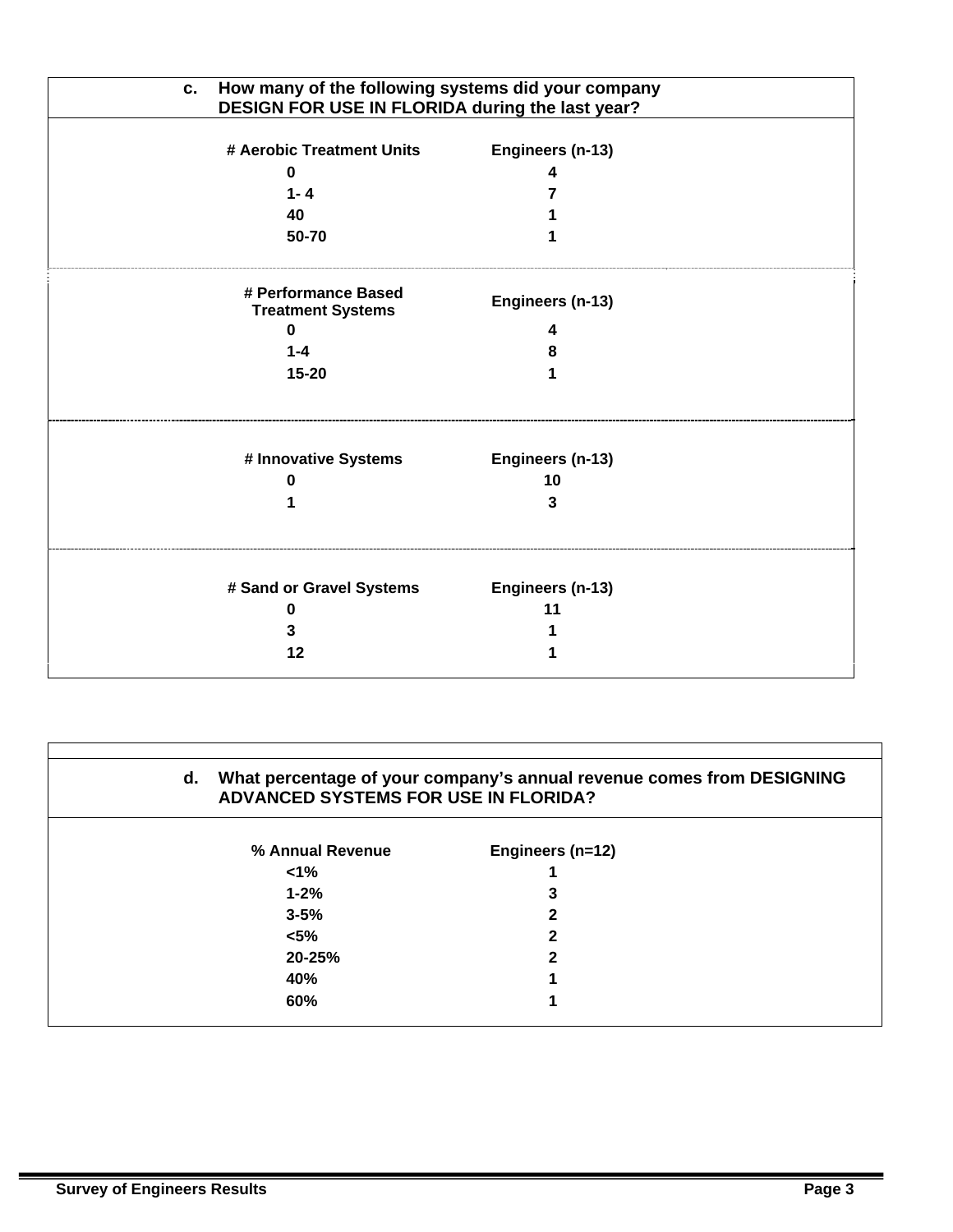**c. How many of the following systems did your company DESIGN FOR USE IN FLORIDA during the last year?**

| # Aerobic Treatment Units | Engineers (n-13) |
|---|---|
| 0 | 4 |
| 1- 4 | 7 |
| 40 | 1 |
| 50-70 | 1 |

| # Performance Based Treatment Systems | Engineers (n-13) |
|---|---|
| 0 | 4 |
| 1-4 | 8 |
| 15-20 | 1 |

| # Innovative Systems | Engineers (n-13) |
|---|---|
| 0 | 10 |
| 1 | 3 |

| # Sand or Gravel Systems | Engineers (n-13) |
|---|---|
| 0 | 11 |
| 3 | 1 |
| 12 | 1 |

**d. What percentage of your company's annual revenue comes from DESIGNING ADVANCED SYSTEMS FOR USE IN FLORIDA?**

| % Annual Revenue | Engineers (n=12) |
|---|---|
| <1% | 1 |
| 1-2% | 3 |
| 3-5% | 2 |
| <5% | 2 |
| 20-25% | 2 |
| 40% | 1 |
| 60% | 1 |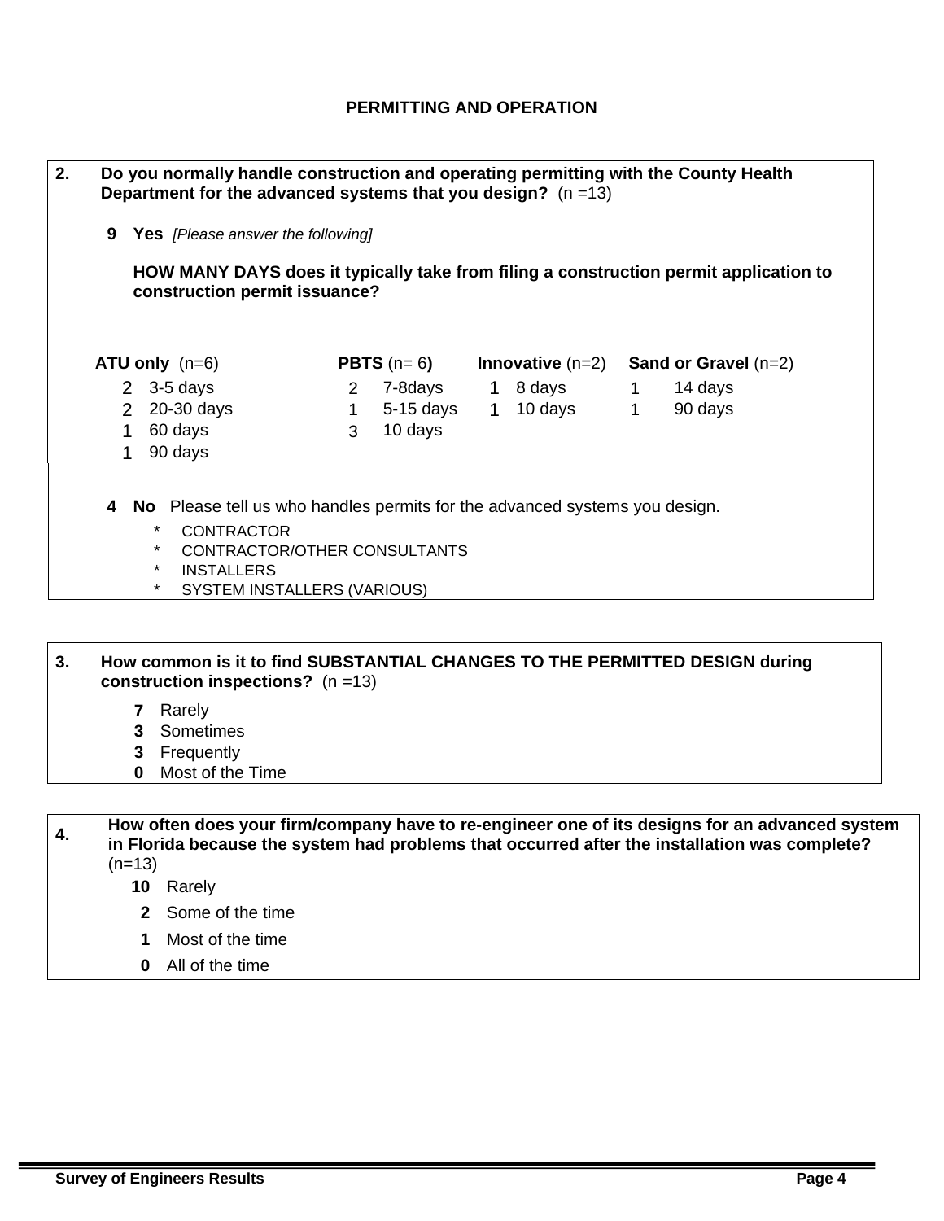## PERMITTING AND OPERATION

**2. Do you normally handle construction and operating permitting with the County Health Department for the advanced systems that you design?** (n =13)

**9 Yes** *[Please answer the following]*

**HOW MANY DAYS does it typically take from filing a construction permit application to construction permit issuance?**

| **ATU only** (n=6) | | **PBTS** (n= 6**)** | | **Innovative** (n=2) | | **Sand or Gravel** (n=2) | |
|---|---|---|---|---|---|---|---|
| 2 | 3-5 days | 2 | 7-8days | 1 | 8 days | 1 | 14 days |
| 2 | 20-30 days | 1 | 5-15 days | 1 | 10 days | 1 | 90 days |
| 1 | 60 days | 3 | 10 days | | | | |
| 1 | 90 days | | | | | | |

**4 No** Please tell us who handles permits for the advanced systems you design.

- CONTRACTOR
- CONTRACTOR/OTHER CONSULTANTS
- INSTALLERS
- SYSTEM INSTALLERS (VARIOUS)

**3. How common is it to find SUBSTANTIAL CHANGES TO THE PERMITTED DESIGN during construction inspections?** (n =13)

- **7** Rarely
- **3** Sometimes
- **3** Frequently
- **0** Most of the Time

**4. How often does your firm/company have to re-engineer one of its designs for an advanced system in Florida because the system had problems that occurred after the installation was complete?** (n=13)

- **10** Rarely
- **2** Some of the time
- **1** Most of the time
- **0** All of the time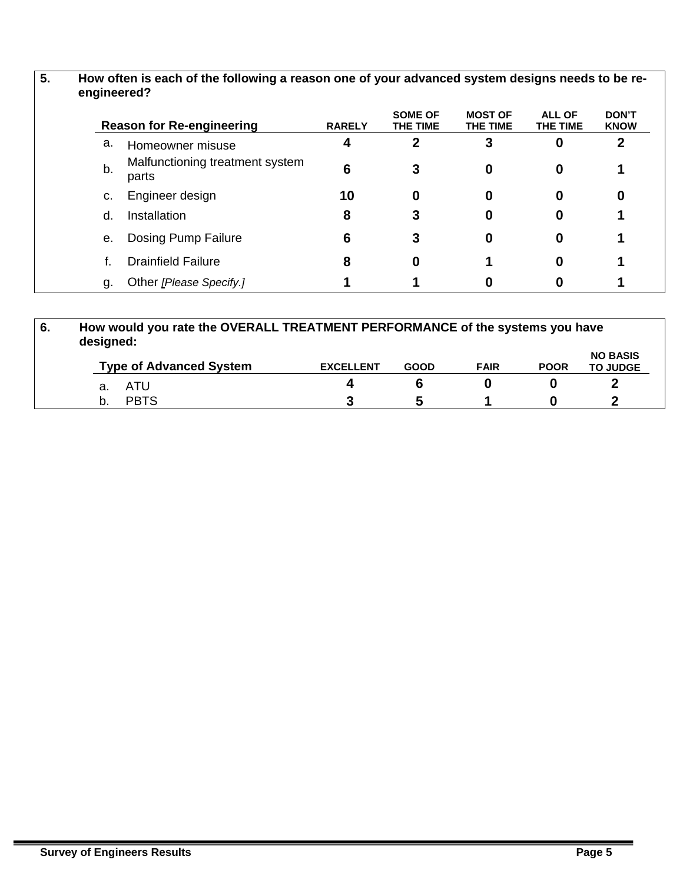**5. How often is each of the following a reason one of your advanced system designs needs to be re-engineered?**

| Reason for Re-engineering | RARELY | SOME OF THE TIME | MOST OF THE TIME | ALL OF THE TIME | DON'T KNOW |
|---|---|---|---|---|---|
| a. Homeowner misuse | 4 | 2 | 3 | 0 | 2 |
| b. Malfunctioning treatment system parts | 6 | 3 | 0 | 0 | 1 |
| c. Engineer design | 10 | 0 | 0 | 0 | 0 |
| d. Installation | 8 | 3 | 0 | 0 | 1 |
| e. Dosing Pump Failure | 6 | 3 | 0 | 0 | 1 |
| f. Drainfield Failure | 8 | 0 | 1 | 0 | 1 |
| g. Other *[Please Specify.]* | 1 | 1 | 0 | 0 | 1 |

**6. How would you rate the OVERALL TREATMENT PERFORMANCE of the systems you have designed:**

| Type of Advanced System | EXCELLENT | GOOD | FAIR | POOR | NO BASIS TO JUDGE |
|---|---|---|---|---|---|
| a. ATU | 4 | 6 | 0 | 0 | 2 |
| b. PBTS | 3 | 5 | 1 | 0 | 2 |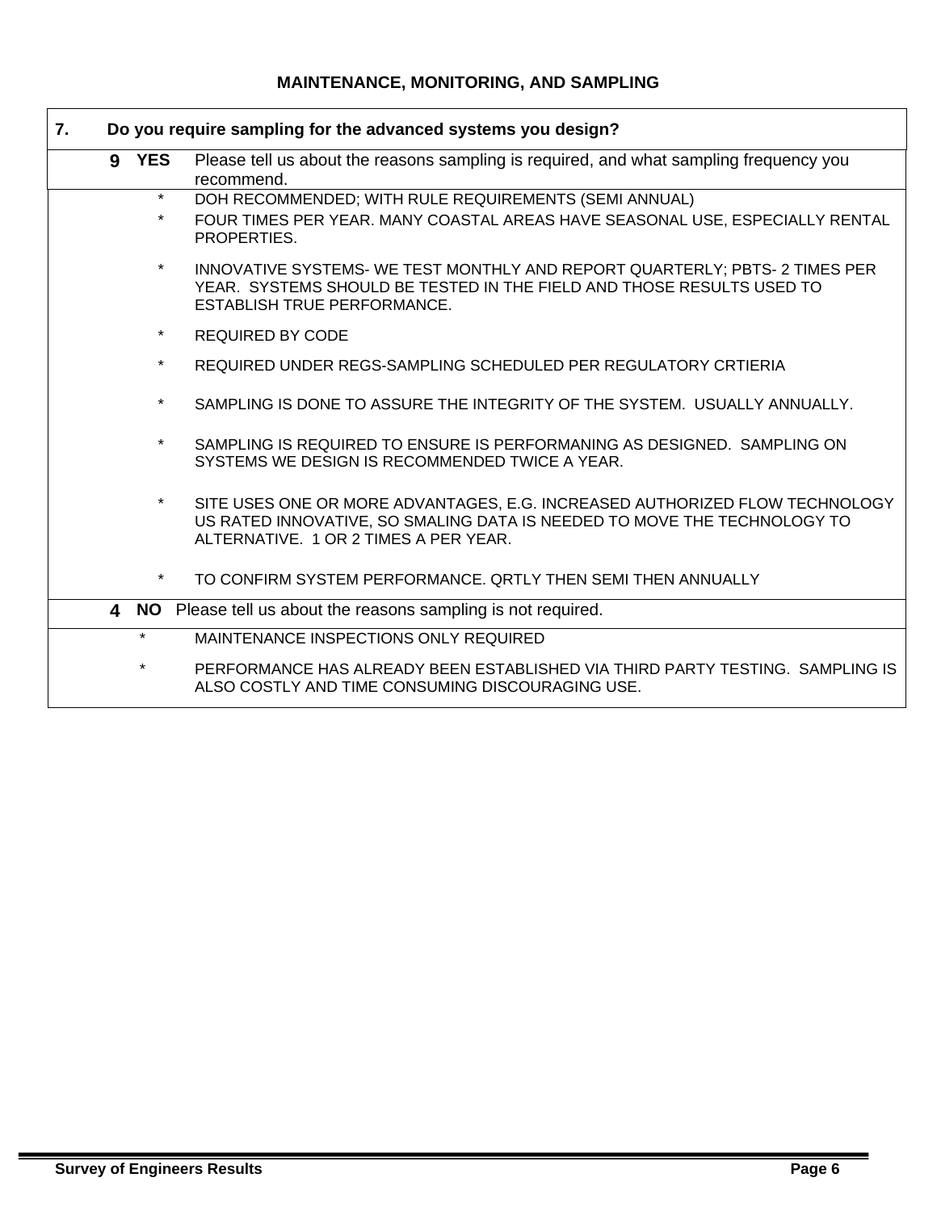## MAINTENANCE, MONITORING, AND SAMPLING

**7. Do you require sampling for the advanced systems you design?**

**9 YES** Please tell us about the reasons sampling is required, and what sampling frequency you recommend.

- * DOH RECOMMENDED; WITH RULE REQUIREMENTS (SEMI ANNUAL)
- * FOUR TIMES PER YEAR. MANY COASTAL AREAS HAVE SEASONAL USE, ESPECIALLY RENTAL PROPERTIES.
- * INNOVATIVE SYSTEMS- WE TEST MONTHLY AND REPORT QUARTERLY; PBTS- 2 TIMES PER YEAR. SYSTEMS SHOULD BE TESTED IN THE FIELD AND THOSE RESULTS USED TO ESTABLISH TRUE PERFORMANCE.
- * REQUIRED BY CODE
- * REQUIRED UNDER REGS-SAMPLING SCHEDULED PER REGULATORY CRTIERIA
- * SAMPLING IS DONE TO ASSURE THE INTEGRITY OF THE SYSTEM. USUALLY ANNUALLY.
- * SAMPLING IS REQUIRED TO ENSURE IS PERFORMANING AS DESIGNED. SAMPLING ON SYSTEMS WE DESIGN IS RECOMMENDED TWICE A YEAR.
- * SITE USES ONE OR MORE ADVANTAGES, E.G. INCREASED AUTHORIZED FLOW TECHNOLOGY US RATED INNOVATIVE, SO SMALING DATA IS NEEDED TO MOVE THE TECHNOLOGY TO ALTERNATIVE. 1 OR 2 TIMES A PER YEAR.
- * TO CONFIRM SYSTEM PERFORMANCE. QRTLY THEN SEMI THEN ANNUALLY

**4 NO** Please tell us about the reasons sampling is not required.

- * MAINTENANCE INSPECTIONS ONLY REQUIRED
- * PERFORMANCE HAS ALREADY BEEN ESTABLISHED VIA THIRD PARTY TESTING. SAMPLING IS ALSO COSTLY AND TIME CONSUMING DISCOURAGING USE.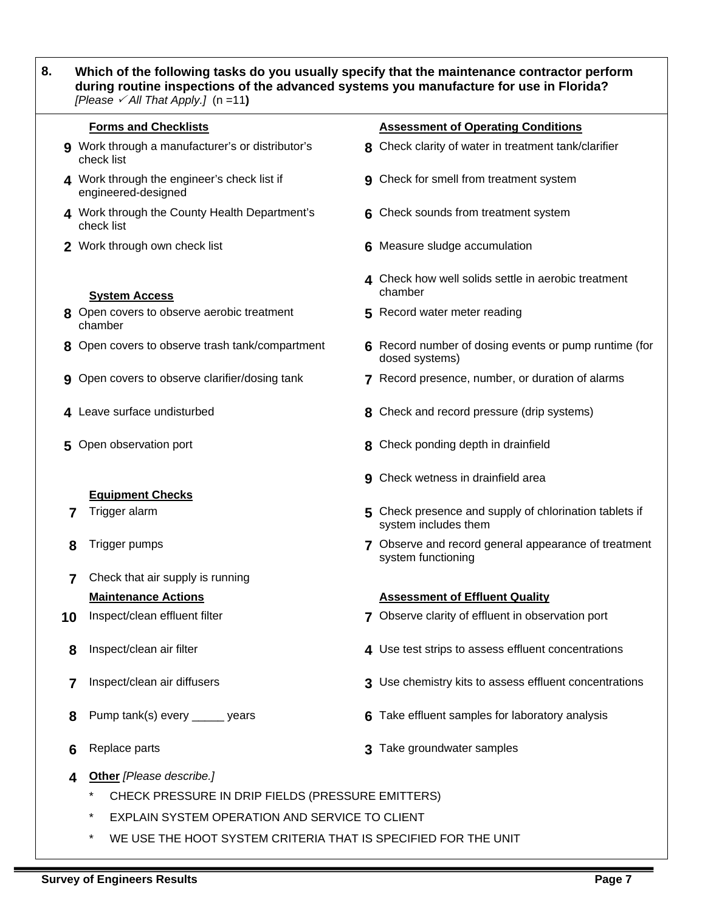**8. Which of the following tasks do you usually specify that the maintenance contractor perform during routine inspections of the advanced systems you manufacture for use in Florida?**
*[Please ✓ All That Apply.]* (n =11**)**

**Forms and Checklists**

- **9** Work through a manufacturer's or distributor's check list
- **4** Work through the engineer's check list if engineered-designed
- **4** Work through the County Health Department's check list
- **2** Work through own check list

**System Access**

- **8** Open covers to observe aerobic treatment chamber
- **8** Open covers to observe trash tank/compartment
- **9** Open covers to observe clarifier/dosing tank
- **4** Leave surface undisturbed
- **5** Open observation port

**Equipment Checks**

- **7** Trigger alarm
- **8** Trigger pumps
- **7** Check that air supply is running

**Maintenance Actions**

- **10** Inspect/clean effluent filter
- **8** Inspect/clean air filter
- **7** Inspect/clean air diffusers
- **8** Pump tank(s) every _____ years
- **6** Replace parts

**Assessment of Operating Conditions**

- **8** Check clarity of water in treatment tank/clarifier
- **9** Check for smell from treatment system
- **6** Check sounds from treatment system
- **6** Measure sludge accumulation
- **4** Check how well solids settle in aerobic treatment chamber
- **5** Record water meter reading
- **6** Record number of dosing events or pump runtime (for dosed systems)
- **7** Record presence, number, or duration of alarms
- **8** Check and record pressure (drip systems)
- **8** Check ponding depth in drainfield
- **9** Check wetness in drainfield area
- **5** Check presence and supply of chlorination tablets if system includes them
- **7** Observe and record general appearance of treatment system functioning

**Assessment of Effluent Quality**

- **7** Observe clarity of effluent in observation port
- **4** Use test strips to assess effluent concentrations
- **3** Use chemistry kits to assess effluent concentrations
- **6** Take effluent samples for laboratory analysis
- **3** Take groundwater samples

**4** **Other** *[Please describe.]*

- CHECK PRESSURE IN DRIP FIELDS (PRESSURE EMITTERS)
- EXPLAIN SYSTEM OPERATION AND SERVICE TO CLIENT
- WE USE THE HOOT SYSTEM CRITERIA THAT IS SPECIFIED FOR THE UNIT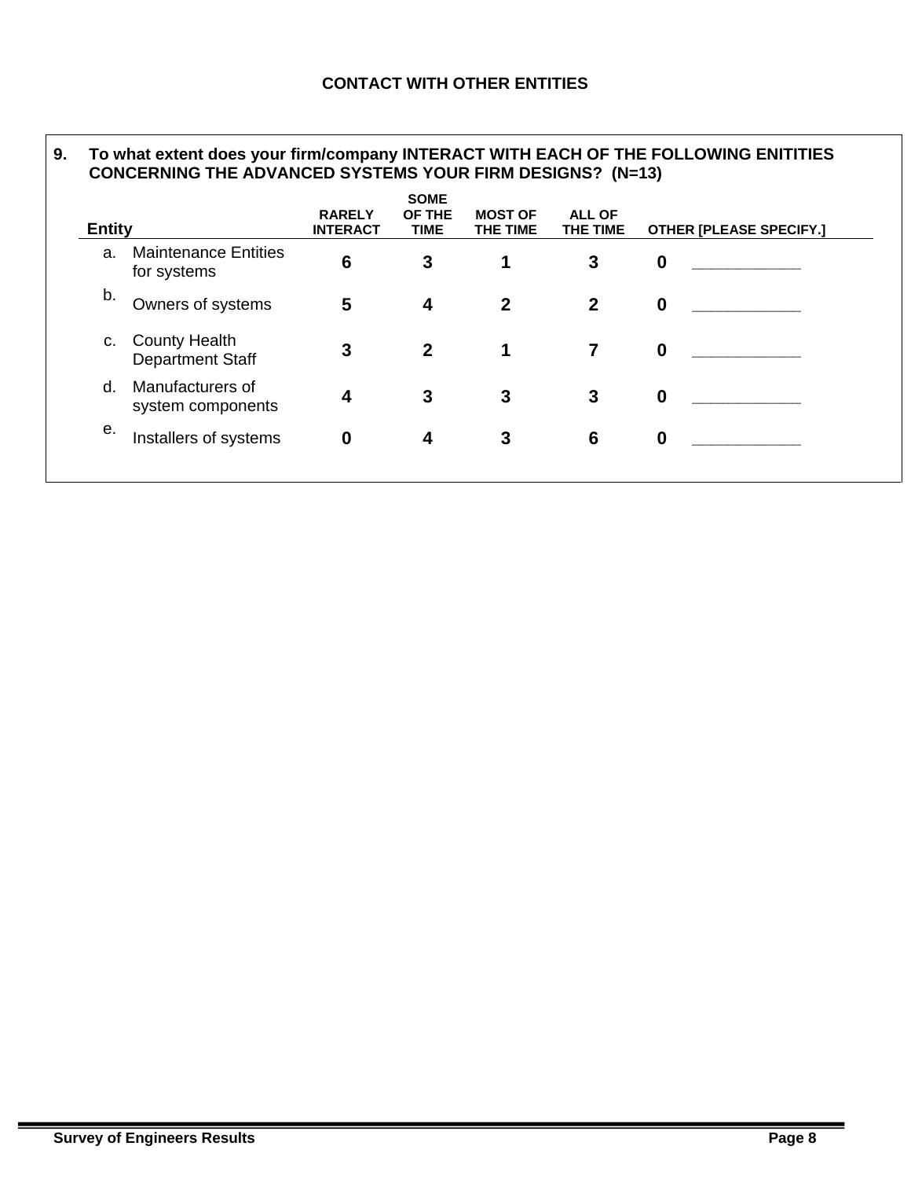## CONTACT WITH OTHER ENTITIES

**9. To what extent does your firm/company INTERACT WITH EACH OF THE FOLLOWING ENITITIES CONCERNING THE ADVANCED SYSTEMS YOUR FIRM DESIGNS? (N=13)**

| Entity | RARELY INTERACT | SOME OF THE TIME | MOST OF THE TIME | ALL OF THE TIME | OTHER [PLEASE SPECIFY.] |
|---|---|---|---|---|---|
| a. Maintenance Entities for systems | 6 | 3 | 1 | 3 | 0 ___________ |
| b. Owners of systems | 5 | 4 | 2 | 2 | 0 ___________ |
| c. County Health Department Staff | 3 | 2 | 1 | 7 | 0 ___________ |
| d. Manufacturers of system components | 4 | 3 | 3 | 3 | 0 ___________ |
| e. Installers of systems | 0 | 4 | 3 | 6 | 0 ___________ |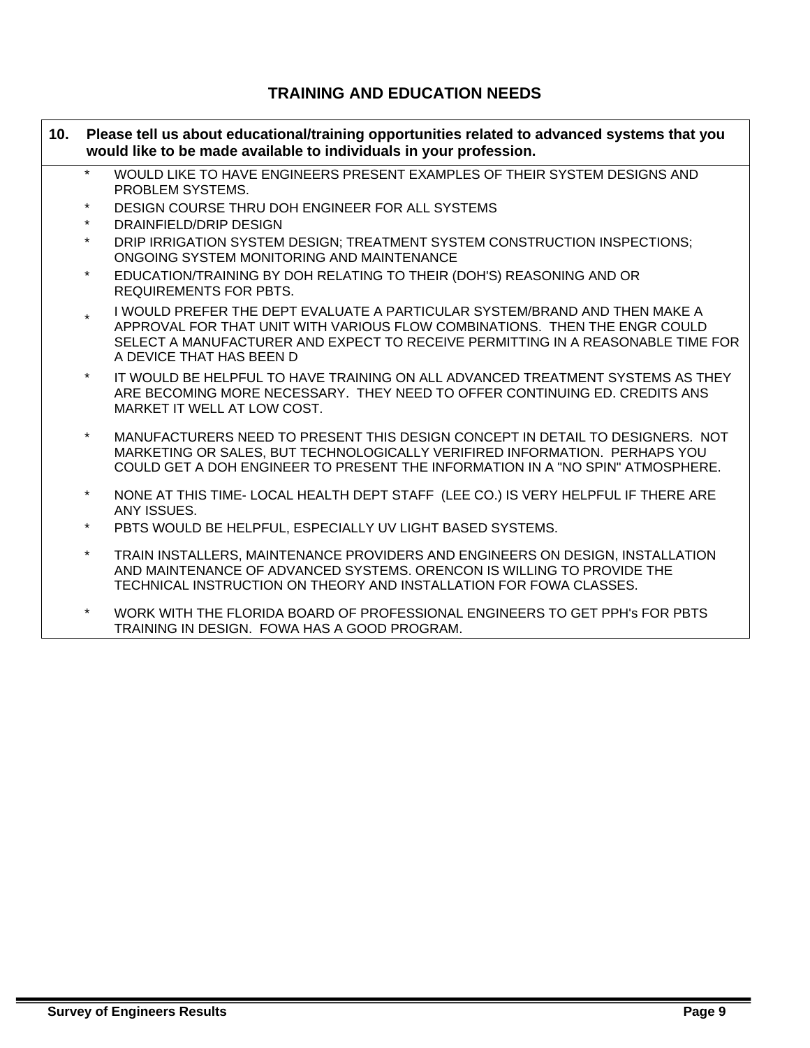# TRAINING AND EDUCATION NEEDS

**10. Please tell us about educational/training opportunities related to advanced systems that you would like to be made available to individuals in your profession.**

- WOULD LIKE TO HAVE ENGINEERS PRESENT EXAMPLES OF THEIR SYSTEM DESIGNS AND PROBLEM SYSTEMS.
- DESIGN COURSE THRU DOH ENGINEER FOR ALL SYSTEMS
- DRAINFIELD/DRIP DESIGN
- DRIP IRRIGATION SYSTEM DESIGN; TREATMENT SYSTEM CONSTRUCTION INSPECTIONS; ONGOING SYSTEM MONITORING AND MAINTENANCE
- EDUCATION/TRAINING BY DOH RELATING TO THEIR (DOH'S) REASONING AND OR REQUIREMENTS FOR PBTS.
- I WOULD PREFER THE DEPT EVALUATE A PARTICULAR SYSTEM/BRAND AND THEN MAKE A APPROVAL FOR THAT UNIT WITH VARIOUS FLOW COMBINATIONS. THEN THE ENGR COULD SELECT A MANUFACTURER AND EXPECT TO RECEIVE PERMITTING IN A REASONABLE TIME FOR A DEVICE THAT HAS BEEN D
- IT WOULD BE HELPFUL TO HAVE TRAINING ON ALL ADVANCED TREATMENT SYSTEMS AS THEY ARE BECOMING MORE NECESSARY. THEY NEED TO OFFER CONTINUING ED. CREDITS ANS MARKET IT WELL AT LOW COST.
- MANUFACTURERS NEED TO PRESENT THIS DESIGN CONCEPT IN DETAIL TO DESIGNERS. NOT MARKETING OR SALES, BUT TECHNOLOGICALLY VERIFIRED INFORMATION. PERHAPS YOU COULD GET A DOH ENGINEER TO PRESENT THE INFORMATION IN A "NO SPIN" ATMOSPHERE.
- NONE AT THIS TIME- LOCAL HEALTH DEPT STAFF (LEE CO.) IS VERY HELPFUL IF THERE ARE ANY ISSUES.
- PBTS WOULD BE HELPFUL, ESPECIALLY UV LIGHT BASED SYSTEMS.
- TRAIN INSTALLERS, MAINTENANCE PROVIDERS AND ENGINEERS ON DESIGN, INSTALLATION AND MAINTENANCE OF ADVANCED SYSTEMS. ORENCON IS WILLING TO PROVIDE THE TECHNICAL INSTRUCTION ON THEORY AND INSTALLATION FOR FOWA CLASSES.
- WORK WITH THE FLORIDA BOARD OF PROFESSIONAL ENGINEERS TO GET PPH's FOR PBTS TRAINING IN DESIGN. FOWA HAS A GOOD PROGRAM.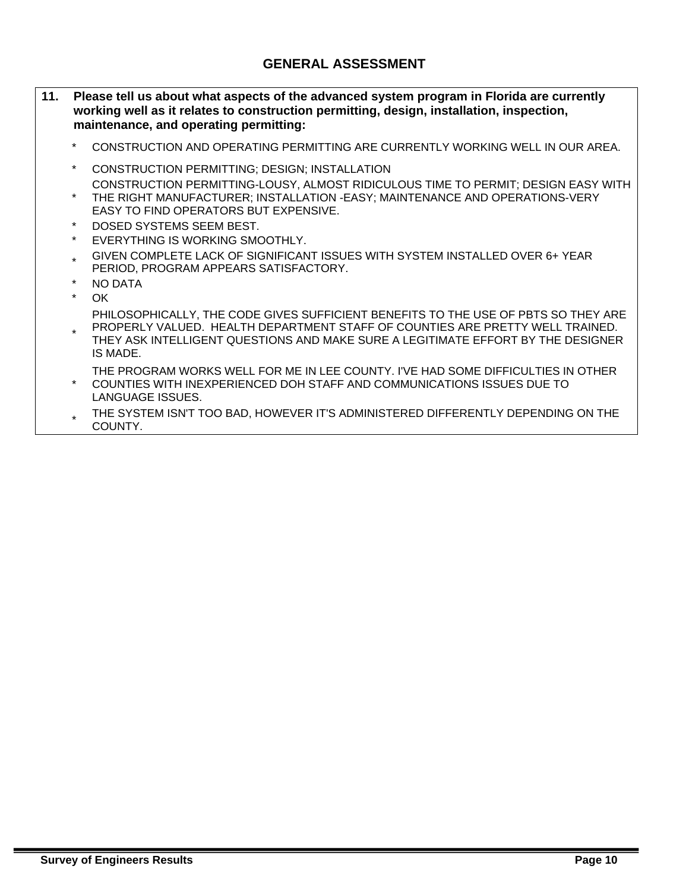## GENERAL ASSESSMENT

**11. Please tell us about what aspects of the advanced system program in Florida are currently working well as it relates to construction permitting, design, installation, inspection, maintenance, and operating permitting:**

- CONSTRUCTION AND OPERATING PERMITTING ARE CURRENTLY WORKING WELL IN OUR AREA.
- CONSTRUCTION PERMITTING; DESIGN; INSTALLATION
- CONSTRUCTION PERMITTING-LOUSY, ALMOST RIDICULOUS TIME TO PERMIT; DESIGN EASY WITH THE RIGHT MANUFACTURER; INSTALLATION -EASY; MAINTENANCE AND OPERATIONS-VERY EASY TO FIND OPERATORS BUT EXPENSIVE.
- DOSED SYSTEMS SEEM BEST.
- EVERYTHING IS WORKING SMOOTHLY.
- GIVEN COMPLETE LACK OF SIGNIFICANT ISSUES WITH SYSTEM INSTALLED OVER 6+ YEAR PERIOD, PROGRAM APPEARS SATISFACTORY.
- NO DATA
- OK
- PHILOSOPHICALLY, THE CODE GIVES SUFFICIENT BENEFITS TO THE USE OF PBTS SO THEY ARE PROPERLY VALUED. HEALTH DEPARTMENT STAFF OF COUNTIES ARE PRETTY WELL TRAINED. THEY ASK INTELLIGENT QUESTIONS AND MAKE SURE A LEGITIMATE EFFORT BY THE DESIGNER IS MADE.
- THE PROGRAM WORKS WELL FOR ME IN LEE COUNTY. I'VE HAD SOME DIFFICULTIES IN OTHER COUNTIES WITH INEXPERIENCED DOH STAFF AND COMMUNICATIONS ISSUES DUE TO LANGUAGE ISSUES.
- THE SYSTEM ISN'T TOO BAD, HOWEVER IT'S ADMINISTERED DIFFERENTLY DEPENDING ON THE COUNTY.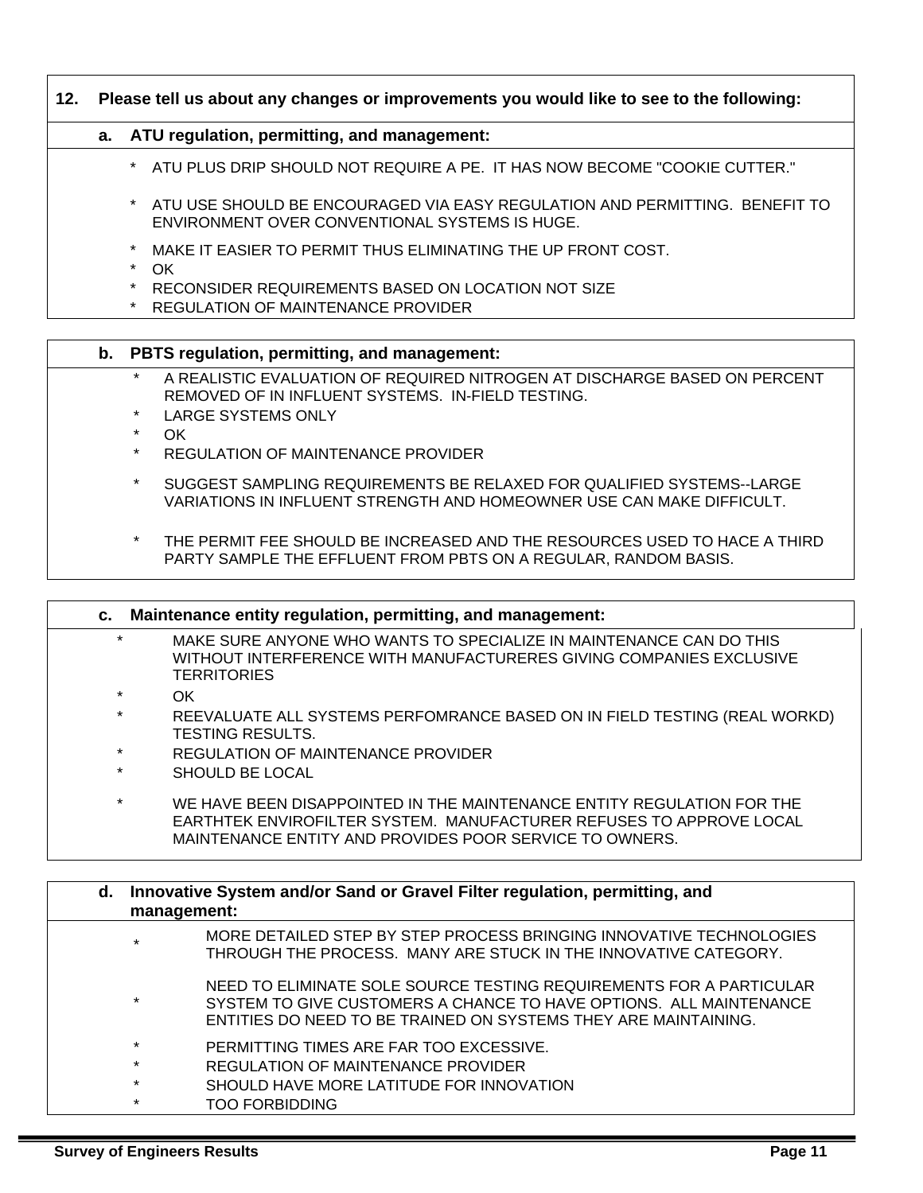**12. Please tell us about any changes or improvements you would like to see to the following:**

**a. ATU regulation, permitting, and management:**

* ATU PLUS DRIP SHOULD NOT REQUIRE A PE. IT HAS NOW BECOME "COOKIE CUTTER."
* ATU USE SHOULD BE ENCOURAGED VIA EASY REGULATION AND PERMITTING. BENEFIT TO ENVIRONMENT OVER CONVENTIONAL SYSTEMS IS HUGE.
* MAKE IT EASIER TO PERMIT THUS ELIMINATING THE UP FRONT COST.
* OK
* RECONSIDER REQUIREMENTS BASED ON LOCATION NOT SIZE
* REGULATION OF MAINTENANCE PROVIDER

**b. PBTS regulation, permitting, and management:**

* A REALISTIC EVALUATION OF REQUIRED NITROGEN AT DISCHARGE BASED ON PERCENT REMOVED OF IN INFLUENT SYSTEMS. IN-FIELD TESTING.
* LARGE SYSTEMS ONLY
* OK
* REGULATION OF MAINTENANCE PROVIDER
* SUGGEST SAMPLING REQUIREMENTS BE RELAXED FOR QUALIFIED SYSTEMS--LARGE VARIATIONS IN INFLUENT STRENGTH AND HOMEOWNER USE CAN MAKE DIFFICULT.
* THE PERMIT FEE SHOULD BE INCREASED AND THE RESOURCES USED TO HACE A THIRD PARTY SAMPLE THE EFFLUENT FROM PBTS ON A REGULAR, RANDOM BASIS.

**c. Maintenance entity regulation, permitting, and management:**

* MAKE SURE ANYONE WHO WANTS TO SPECIALIZE IN MAINTENANCE CAN DO THIS WITHOUT INTERFERENCE WITH MANUFACTURERES GIVING COMPANIES EXCLUSIVE TERRITORIES
* OK
* REEVALUATE ALL SYSTEMS PERFOMRANCE BASED ON IN FIELD TESTING (REAL WORKD) TESTING RESULTS.
* REGULATION OF MAINTENANCE PROVIDER
* SHOULD BE LOCAL
* WE HAVE BEEN DISAPPOINTED IN THE MAINTENANCE ENTITY REGULATION FOR THE EARTHTEK ENVIROFILTER SYSTEM. MANUFACTURER REFUSES TO APPROVE LOCAL MAINTENANCE ENTITY AND PROVIDES POOR SERVICE TO OWNERS.

**d. Innovative System and/or Sand or Gravel Filter regulation, permitting, and management:**

* MORE DETAILED STEP BY STEP PROCESS BRINGING INNOVATIVE TECHNOLOGIES THROUGH THE PROCESS. MANY ARE STUCK IN THE INNOVATIVE CATEGORY.
* NEED TO ELIMINATE SOLE SOURCE TESTING REQUIREMENTS FOR A PARTICULAR SYSTEM TO GIVE CUSTOMERS A CHANCE TO HAVE OPTIONS. ALL MAINTENANCE ENTITIES DO NEED TO BE TRAINED ON SYSTEMS THEY ARE MAINTAINING.
* PERMITTING TIMES ARE FAR TOO EXCESSIVE.
* REGULATION OF MAINTENANCE PROVIDER
* SHOULD HAVE MORE LATITUDE FOR INNOVATION
* TOO FORBIDDING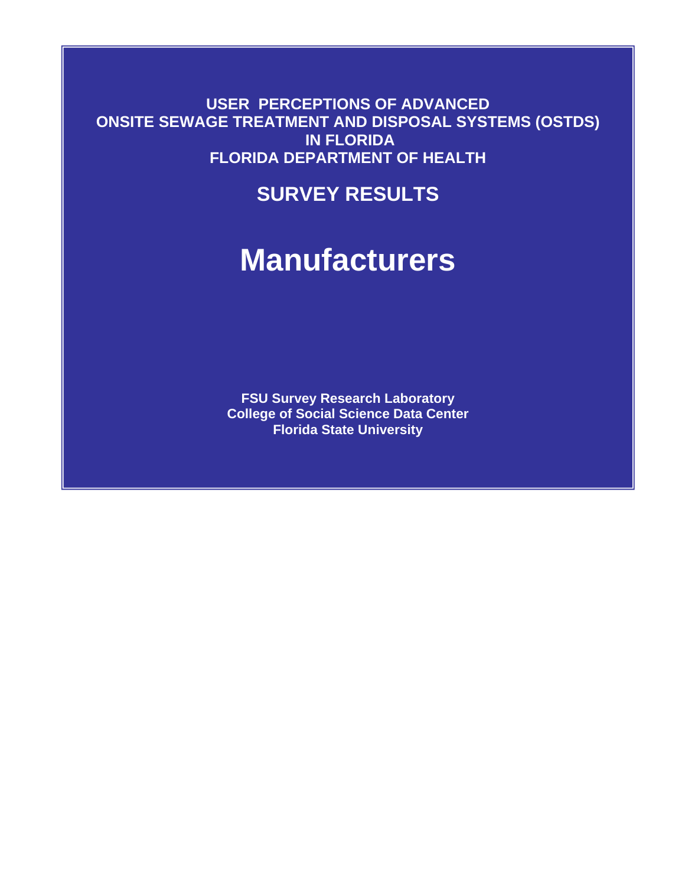**USER PERCEPTIONS OF ADVANCED ONSITE SEWAGE TREATMENT AND DISPOSAL SYSTEMS (OSTDS) IN FLORIDA**
**FLORIDA DEPARTMENT OF HEALTH**

## SURVEY RESULTS

# Manufacturers

**FSU Survey Research Laboratory**
**College of Social Science Data Center**
**Florida State University**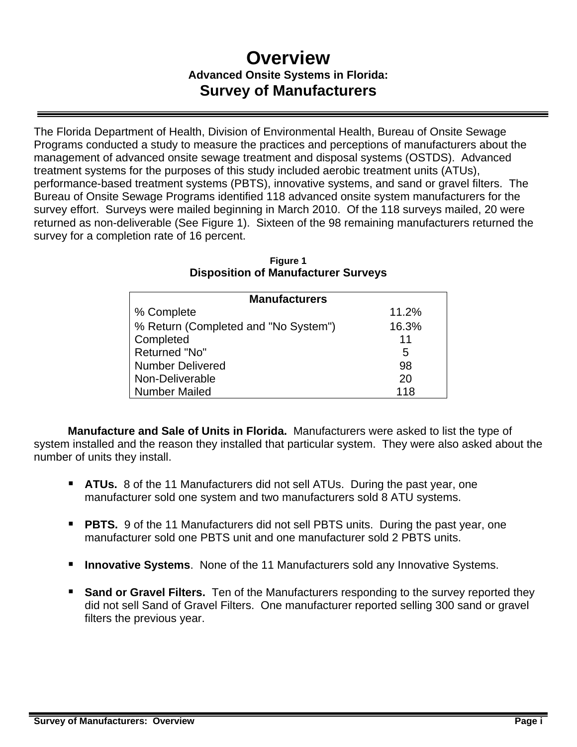# Overview

### Advanced Onsite Systems in Florida:

## Survey of Manufacturers

The Florida Department of Health, Division of Environmental Health, Bureau of Onsite Sewage Programs conducted a study to measure the practices and perceptions of manufacturers about the management of advanced onsite sewage treatment and disposal systems (OSTDS). Advanced treatment systems for the purposes of this study included aerobic treatment units (ATUs), performance-based treatment systems (PBTS), innovative systems, and sand or gravel filters. The Bureau of Onsite Sewage Programs identified 118 advanced onsite system manufacturers for the survey effort. Surveys were mailed beginning in March 2010. Of the 118 surveys mailed, 20 were returned as non-deliverable (See Figure 1). Sixteen of the 98 remaining manufacturers returned the survey for a completion rate of 16 percent.

**Figure 1**
**Disposition of Manufacturer Surveys**

| Manufacturers | |
|---|---|
| % Complete | 11.2% |
| % Return (Completed and "No System") | 16.3% |
| Completed | 11 |
| Returned "No" | 5 |
| Number Delivered | 98 |
| Non-Deliverable | 20 |
| Number Mailed | 118 |

**Manufacture and Sale of Units in Florida.** Manufacturers were asked to list the type of system installed and the reason they installed that particular system. They were also asked about the number of units they install.

- **ATUs.** 8 of the 11 Manufacturers did not sell ATUs. During the past year, one manufacturer sold one system and two manufacturers sold 8 ATU systems.
- **PBTS.** 9 of the 11 Manufacturers did not sell PBTS units. During the past year, one manufacturer sold one PBTS unit and one manufacturer sold 2 PBTS units.
- **Innovative Systems**. None of the 11 Manufacturers sold any Innovative Systems.
- **Sand or Gravel Filters.** Ten of the Manufacturers responding to the survey reported they did not sell Sand of Gravel Filters. One manufacturer reported selling 300 sand or gravel filters the previous year.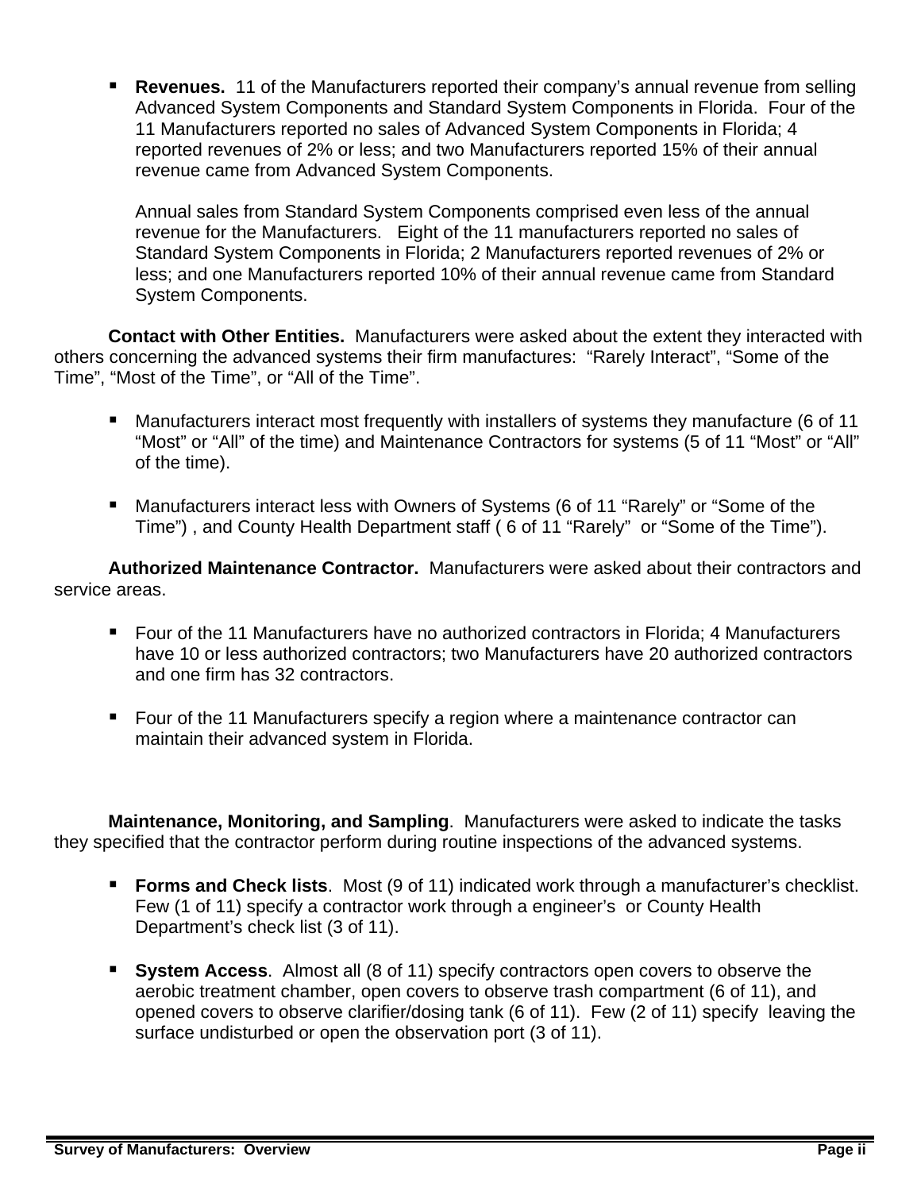- **Revenues.** 11 of the Manufacturers reported their company's annual revenue from selling Advanced System Components and Standard System Components in Florida. Four of the 11 Manufacturers reported no sales of Advanced System Components in Florida; 4 reported revenues of 2% or less; and two Manufacturers reported 15% of their annual revenue came from Advanced System Components.

  Annual sales from Standard System Components comprised even less of the annual revenue for the Manufacturers. Eight of the 11 manufacturers reported no sales of Standard System Components in Florida; 2 Manufacturers reported revenues of 2% or less; and one Manufacturers reported 10% of their annual revenue came from Standard System Components.

**Contact with Other Entities.** Manufacturers were asked about the extent they interacted with others concerning the advanced systems their firm manufactures: "Rarely Interact", "Some of the Time", "Most of the Time", or "All of the Time".

- Manufacturers interact most frequently with installers of systems they manufacture (6 of 11 "Most" or "All" of the time) and Maintenance Contractors for systems (5 of 11 "Most" or "All" of the time).

- Manufacturers interact less with Owners of Systems (6 of 11 "Rarely" or "Some of the Time") , and County Health Department staff ( 6 of 11 "Rarely" or "Some of the Time").

**Authorized Maintenance Contractor.** Manufacturers were asked about their contractors and service areas.

- Four of the 11 Manufacturers have no authorized contractors in Florida; 4 Manufacturers have 10 or less authorized contractors; two Manufacturers have 20 authorized contractors and one firm has 32 contractors.

- Four of the 11 Manufacturers specify a region where a maintenance contractor can maintain their advanced system in Florida.

**Maintenance, Monitoring, and Sampling**. Manufacturers were asked to indicate the tasks they specified that the contractor perform during routine inspections of the advanced systems.

- **Forms and Check lists**. Most (9 of 11) indicated work through a manufacturer's checklist. Few (1 of 11) specify a contractor work through a engineer's or County Health Department's check list (3 of 11).

- **System Access**. Almost all (8 of 11) specify contractors open covers to observe the aerobic treatment chamber, open covers to observe trash compartment (6 of 11), and opened covers to observe clarifier/dosing tank (6 of 11). Few (2 of 11) specify leaving the surface undisturbed or open the observation port (3 of 11).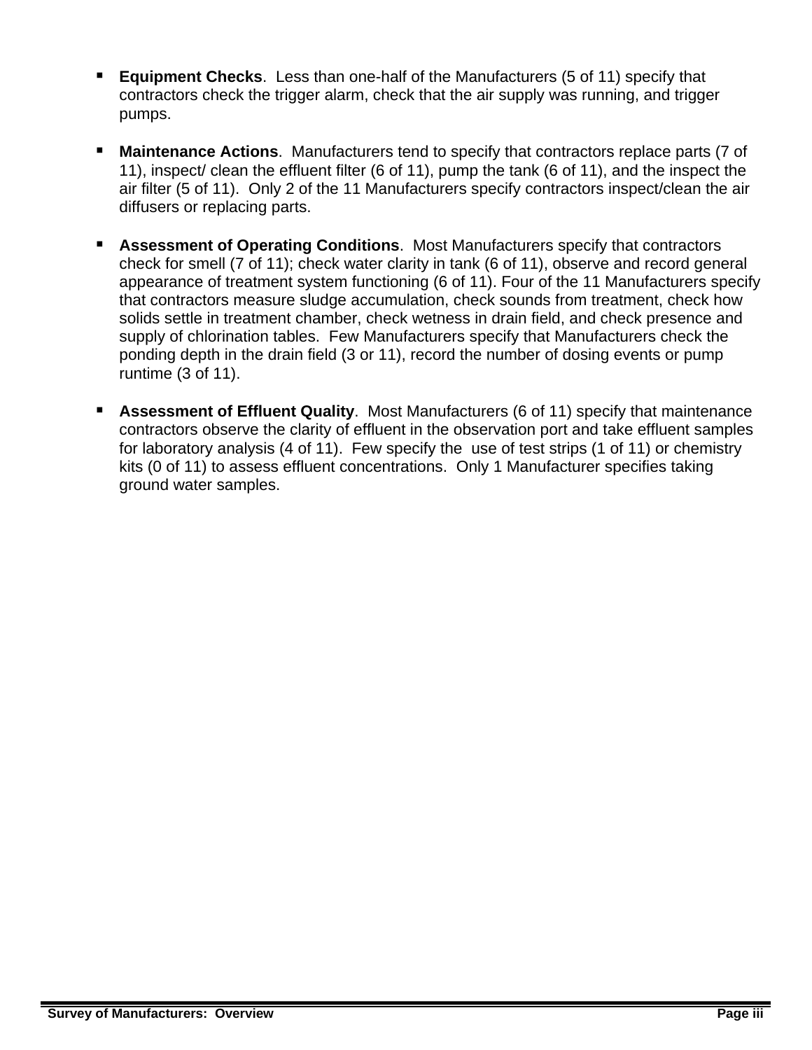- **Equipment Checks**. Less than one-half of the Manufacturers (5 of 11) specify that contractors check the trigger alarm, check that the air supply was running, and trigger pumps.

- **Maintenance Actions**. Manufacturers tend to specify that contractors replace parts (7 of 11), inspect/ clean the effluent filter (6 of 11), pump the tank (6 of 11), and the inspect the air filter (5 of 11). Only 2 of the 11 Manufacturers specify contractors inspect/clean the air diffusers or replacing parts.

- **Assessment of Operating Conditions**. Most Manufacturers specify that contractors check for smell (7 of 11); check water clarity in tank (6 of 11), observe and record general appearance of treatment system functioning (6 of 11). Four of the 11 Manufacturers specify that contractors measure sludge accumulation, check sounds from treatment, check how solids settle in treatment chamber, check wetness in drain field, and check presence and supply of chlorination tables. Few Manufacturers specify that Manufacturers check the ponding depth in the drain field (3 or 11), record the number of dosing events or pump runtime (3 of 11).

- **Assessment of Effluent Quality**. Most Manufacturers (6 of 11) specify that maintenance contractors observe the clarity of effluent in the observation port and take effluent samples for laboratory analysis (4 of 11). Few specify the use of test strips (1 of 11) or chemistry kits (0 of 11) to assess effluent concentrations. Only 1 Manufacturer specifies taking ground water samples.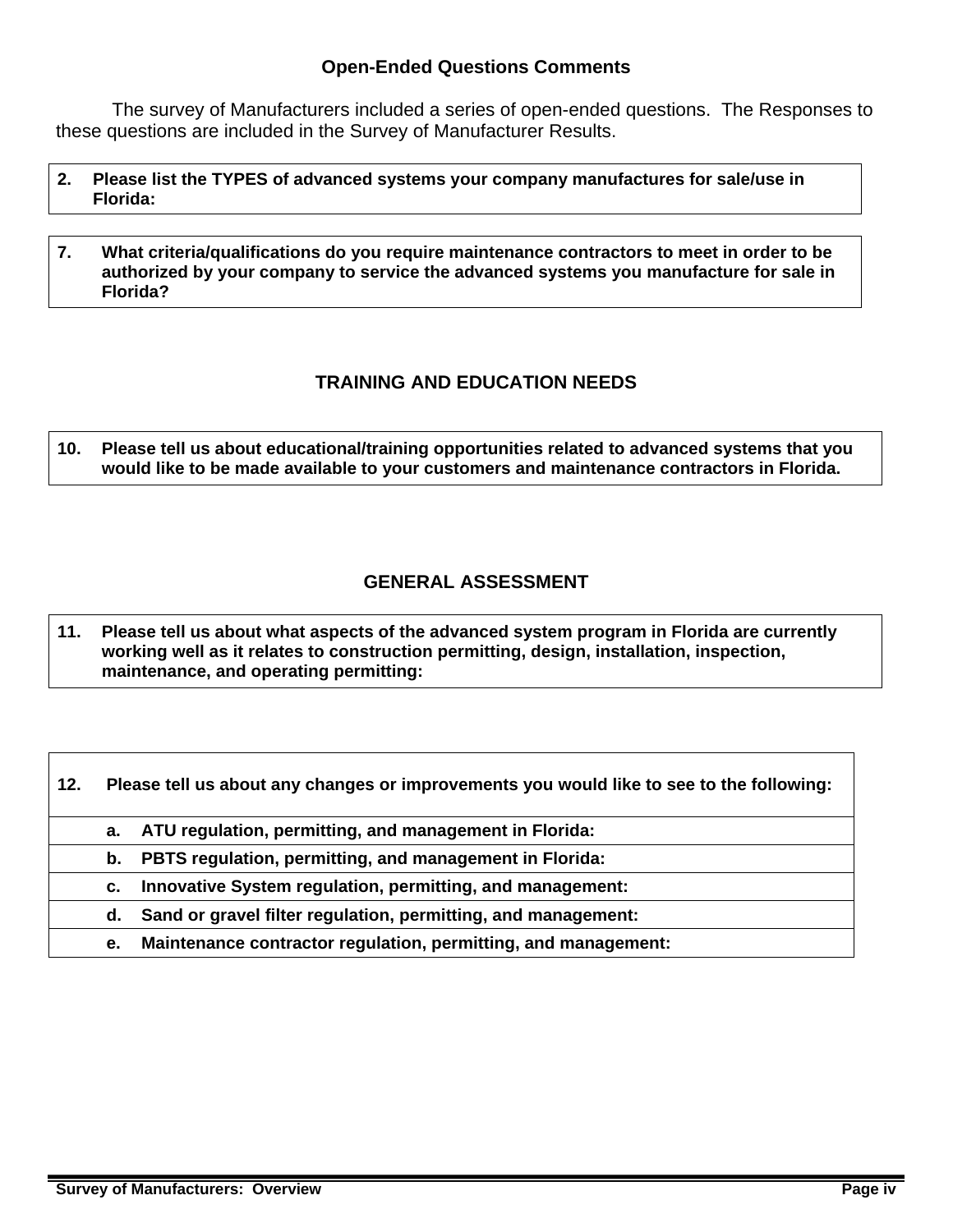### Open-Ended Questions Comments

The survey of Manufacturers included a series of open-ended questions. The Responses to these questions are included in the Survey of Manufacturer Results.

| **2. Please list the TYPES of advanced systems your company manufactures for sale/use in Florida:** |
|---|

| **7. What criteria/qualifications do you require maintenance contractors to meet in order to be authorized by your company to service the advanced systems you manufacture for sale in Florida?** |
|---|

## TRAINING AND EDUCATION NEEDS

| **10. Please tell us about educational/training opportunities related to advanced systems that you would like to be made available to your customers and maintenance contractors in Florida.** |
|---|

## GENERAL ASSESSMENT

| **11. Please tell us about what aspects of the advanced system program in Florida are currently working well as it relates to construction permitting, design, installation, inspection, maintenance, and operating permitting:** |
|---|

| **12. Please tell us about any changes or improvements you would like to see to the following:** |
|---|
| **a. ATU regulation, permitting, and management in Florida:** |
| **b. PBTS regulation, permitting, and management in Florida:** |
| **c. Innovative System regulation, permitting, and management:** |
| **d. Sand or gravel filter regulation, permitting, and management:** |
| **e. Maintenance contractor regulation, permitting, and management:** |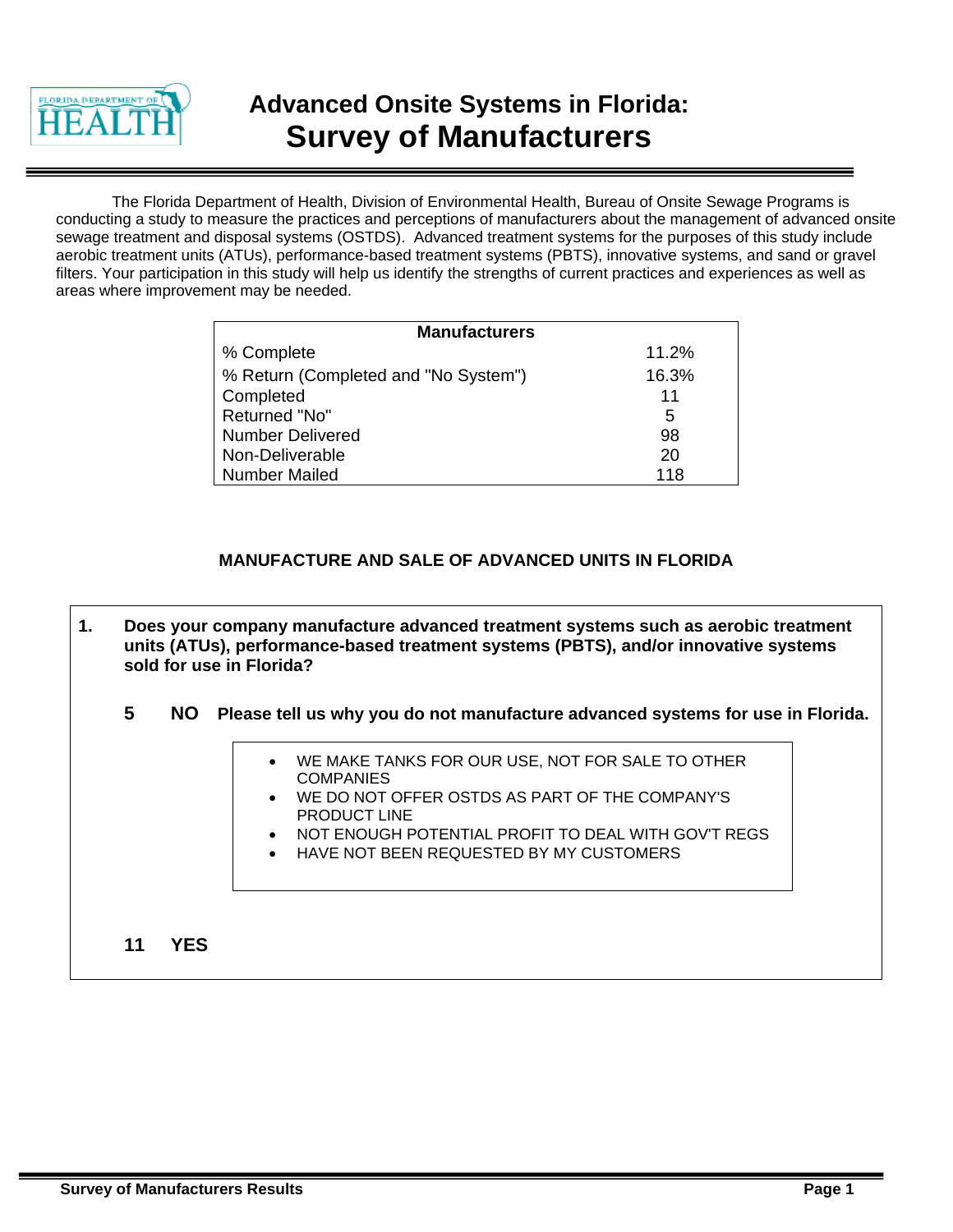# Advanced Onsite Systems in Florida: Survey of Manufacturers

The Florida Department of Health, Division of Environmental Health, Bureau of Onsite Sewage Programs is conducting a study to measure the practices and perceptions of manufacturers about the management of advanced onsite sewage treatment and disposal systems (OSTDS). Advanced treatment systems for the purposes of this study include aerobic treatment units (ATUs), performance-based treatment systems (PBTS), innovative systems, and sand or gravel filters. Your participation in this study will help us identify the strengths of current practices and experiences as well as areas where improvement may be needed.

| Manufacturers | |
|---|---|
| % Complete | 11.2% |
| % Return (Completed and "No System") | 16.3% |
| Completed | 11 |
| Returned "No" | 5 |
| Number Delivered | 98 |
| Non-Deliverable | 20 |
| Number Mailed | 118 |

## MANUFACTURE AND SALE OF ADVANCED UNITS IN FLORIDA

**1. Does your company manufacture advanced treatment systems such as aerobic treatment units (ATUs), performance-based treatment systems (PBTS), and/or innovative systems sold for use in Florida?**

**5 NO Please tell us why you do not manufacture advanced systems for use in Florida.**

- WE MAKE TANKS FOR OUR USE, NOT FOR SALE TO OTHER COMPANIES
- WE DO NOT OFFER OSTDS AS PART OF THE COMPANY'S PRODUCT LINE
- NOT ENOUGH POTENTIAL PROFIT TO DEAL WITH GOV'T REGS
- HAVE NOT BEEN REQUESTED BY MY CUSTOMERS

**11 YES**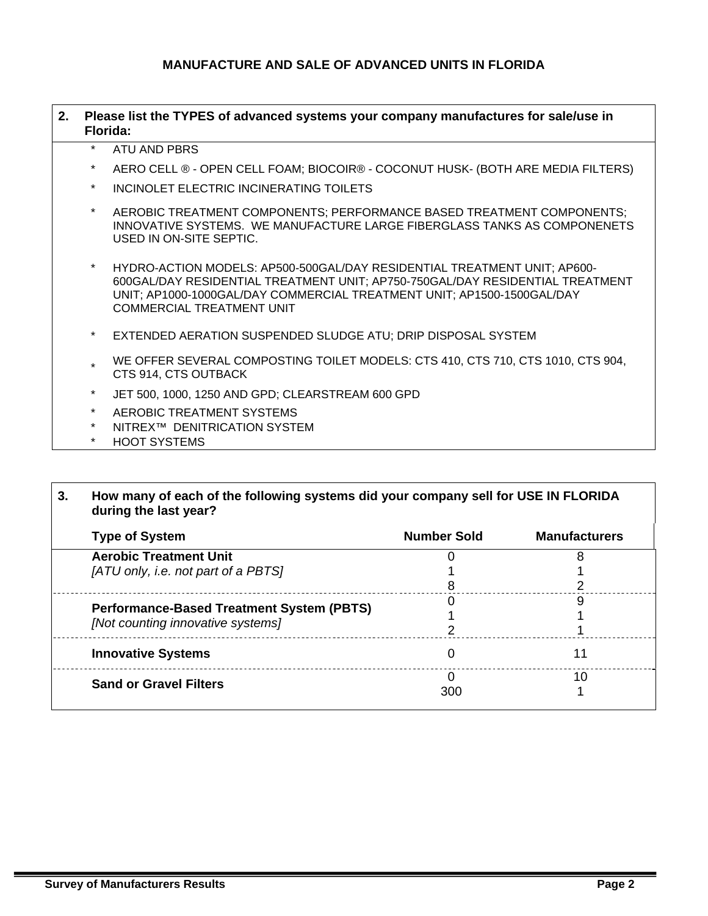## MANUFACTURE AND SALE OF ADVANCED UNITS IN FLORIDA

**2. Please list the TYPES of advanced systems your company manufactures for sale/use in Florida:**

- ATU AND PBRS
- AERO CELL ® - OPEN CELL FOAM; BIOCOIR® - COCONUT HUSK- (BOTH ARE MEDIA FILTERS)
- INCINOLET ELECTRIC INCINERATING TOILETS
- AEROBIC TREATMENT COMPONENTS; PERFORMANCE BASED TREATMENT COMPONENTS; INNOVATIVE SYSTEMS. WE MANUFACTURE LARGE FIBERGLASS TANKS AS COMPONENETS USED IN ON-SITE SEPTIC.
- HYDRO-ACTION MODELS: AP500-500GAL/DAY RESIDENTIAL TREATMENT UNIT; AP600-600GAL/DAY RESIDENTIAL TREATMENT UNIT; AP750-750GAL/DAY RESIDENTIAL TREATMENT UNIT; AP1000-1000GAL/DAY COMMERCIAL TREATMENT UNIT; AP1500-1500GAL/DAY COMMERCIAL TREATMENT UNIT
- EXTENDED AERATION SUSPENDED SLUDGE ATU; DRIP DISPOSAL SYSTEM
- WE OFFER SEVERAL COMPOSTING TOILET MODELS: CTS 410, CTS 710, CTS 1010, CTS 904, CTS 914, CTS OUTBACK
- JET 500, 1000, 1250 AND GPD; CLEARSTREAM 600 GPD
- AEROBIC TREATMENT SYSTEMS
- NITREX™ DENITRICATION SYSTEM
- HOOT SYSTEMS

**3. How many of each of the following systems did your company sell for USE IN FLORIDA during the last year?**

| Type of System | Number Sold | Manufacturers |
|---|---|---|
| **Aerobic Treatment Unit** *[ATU only, i.e. not part of a PBTS]* | 0 | 8 |
| | 1 | 1 |
| | 8 | 2 |
| **Performance-Based Treatment System (PBTS)** *[Not counting innovative systems]* | 0 | 9 |
| | 1 | 1 |
| | 2 | 1 |
| **Innovative Systems** | 0 | 11 |
| **Sand or Gravel Filters** | 0 | 10 |
| | 300 | 1 |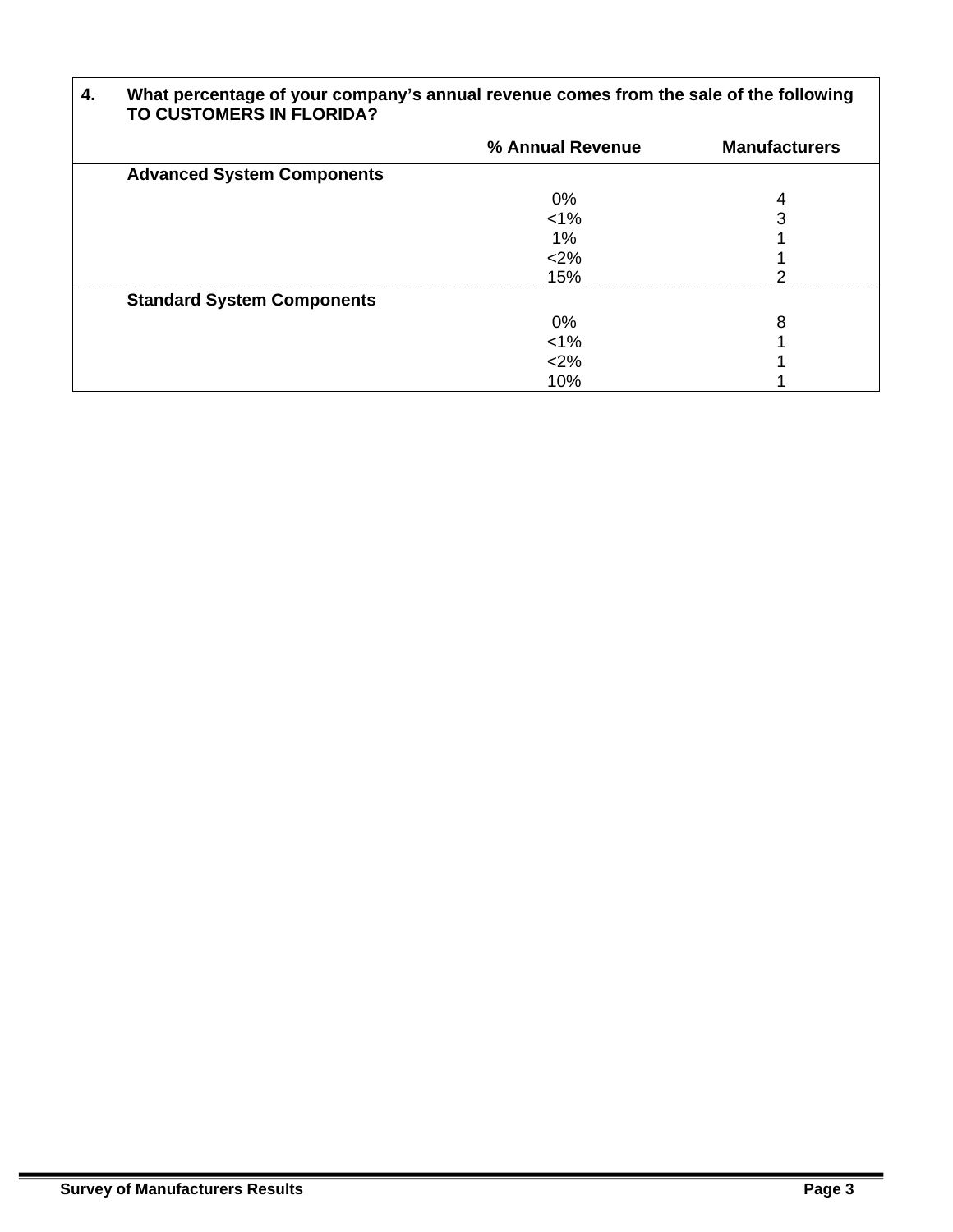**4. What percentage of your company's annual revenue comes from the sale of the following TO CUSTOMERS IN FLORIDA?**

| | % Annual Revenue | Manufacturers |
|---|---|---|
| **Advanced System Components** | | |
| | 0% | 4 |
| | <1% | 3 |
| | 1% | 1 |
| | <2% | 1 |
| | 15% | 2 |
| **Standard System Components** | | |
| | 0% | 8 |
| | <1% | 1 |
| | <2% | 1 |
| | 10% | 1 |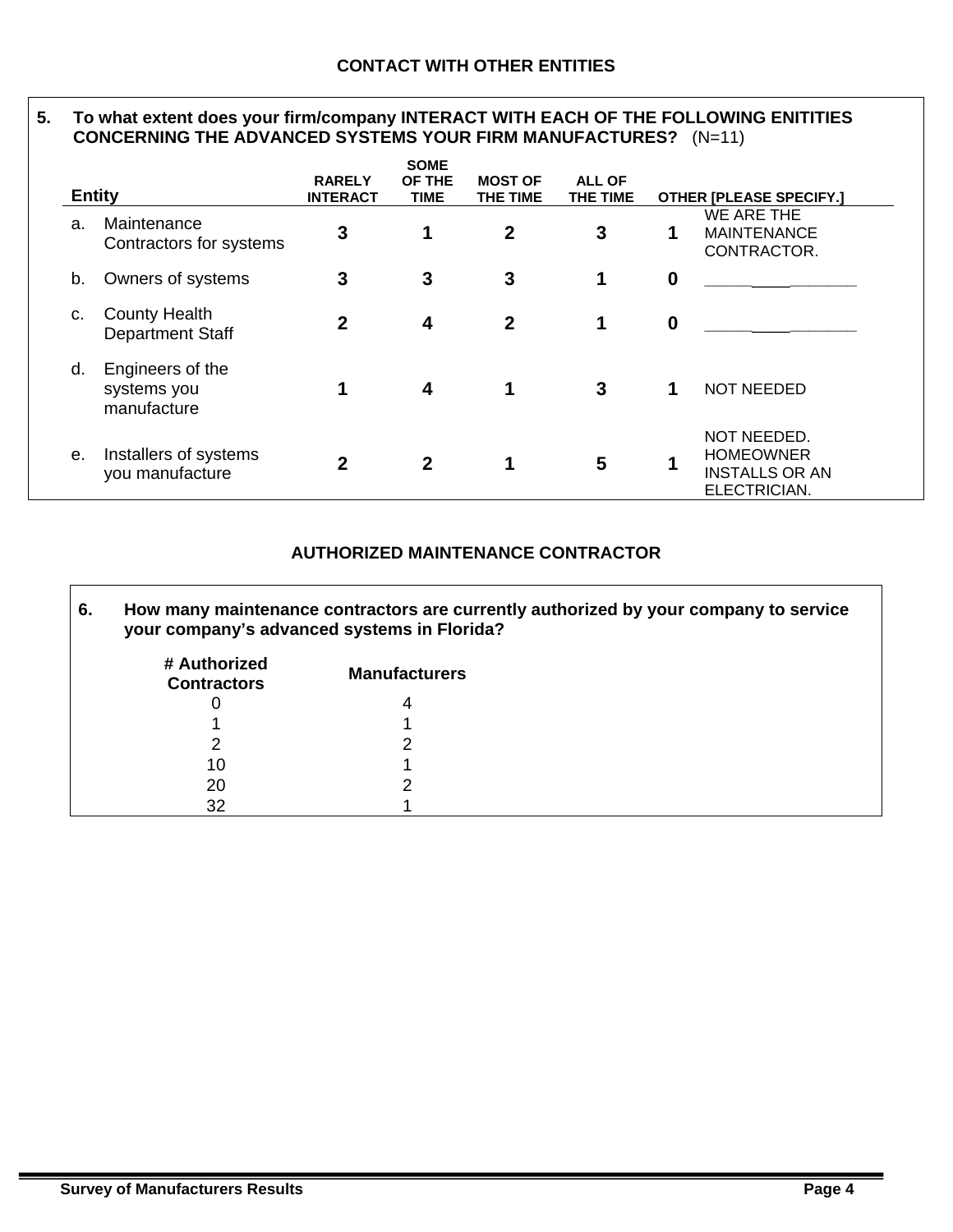## CONTACT WITH OTHER ENTITIES

**5. To what extent does your firm/company INTERACT WITH EACH OF THE FOLLOWING ENITITIES CONCERNING THE ADVANCED SYSTEMS YOUR FIRM MANUFACTURES?** (N=11)

| | Entity | RARELY INTERACT | SOME OF THE TIME | MOST OF THE TIME | ALL OF THE TIME | OTHER [PLEASE SPECIFY.] | |
|---|---|---|---|---|---|---|---|
| a. | Maintenance Contractors for systems | 3 | 1 | 2 | 3 | 1 | WE ARE THE MAINTENANCE CONTRACTOR. |
| b. | Owners of systems | 3 | 3 | 3 | 1 | 0 | ____________ |
| c. | County Health Department Staff | 2 | 4 | 2 | 1 | 0 | ____________ |
| d. | Engineers of the systems you manufacture | 1 | 4 | 1 | 3 | 1 | NOT NEEDED |
| e. | Installers of systems you manufacture | 2 | 2 | 1 | 5 | 1 | NOT NEEDED. HOMEOWNER INSTALLS OR AN ELECTRICIAN. |

## AUTHORIZED MAINTENANCE CONTRACTOR

**6. How many maintenance contractors are currently authorized by your company to service your company's advanced systems in Florida?**

| # Authorized Contractors | Manufacturers |
|---|---|
| 0 | 4 |
| 1 | 1 |
| 2 | 2 |
| 10 | 1 |
| 20 | 2 |
| 32 | 1 |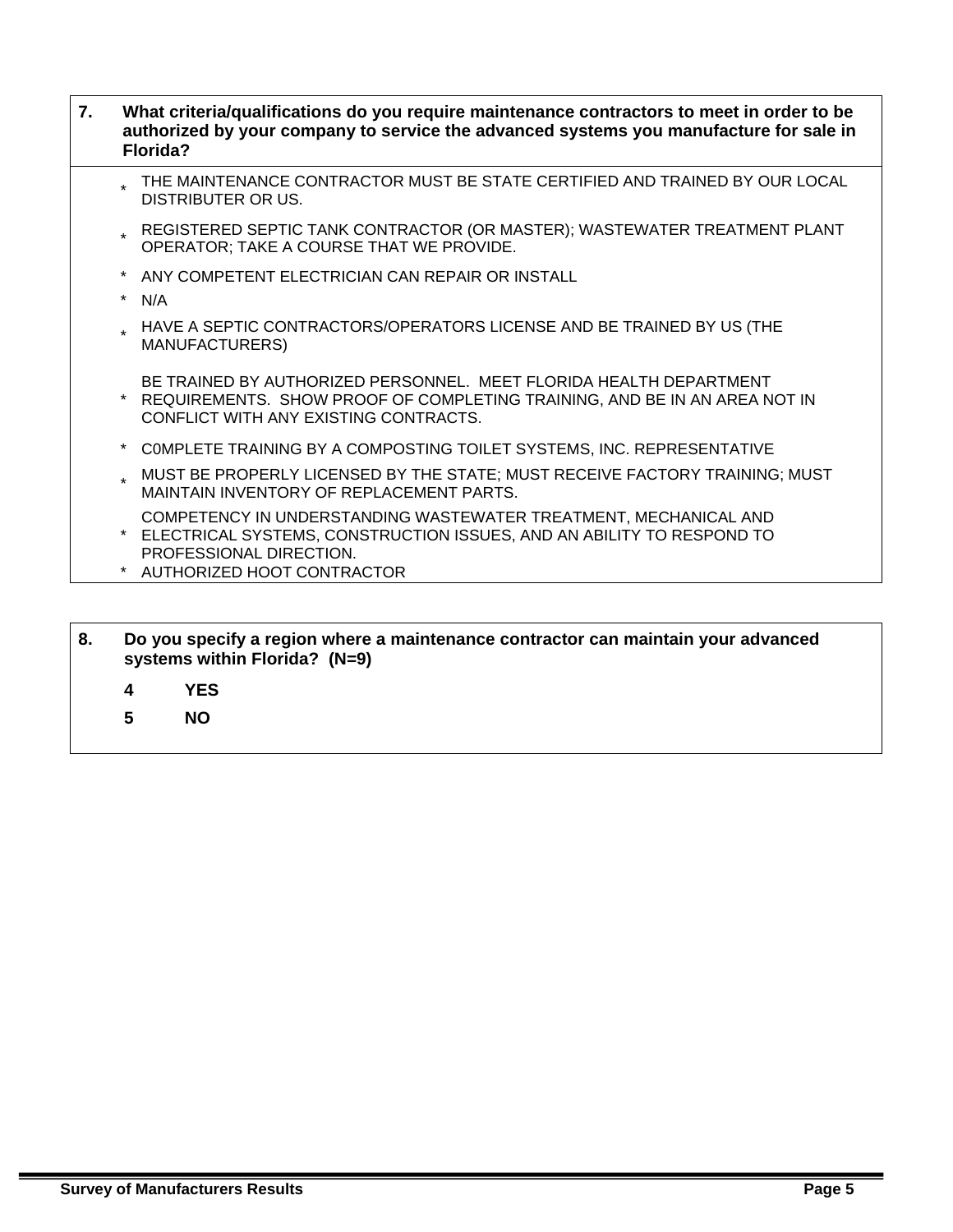**7. What criteria/qualifications do you require maintenance contractors to meet in order to be authorized by your company to service the advanced systems you manufacture for sale in Florida?**

* THE MAINTENANCE CONTRACTOR MUST BE STATE CERTIFIED AND TRAINED BY OUR LOCAL DISTRIBUTER OR US.
* REGISTERED SEPTIC TANK CONTRACTOR (OR MASTER); WASTEWATER TREATMENT PLANT OPERATOR; TAKE A COURSE THAT WE PROVIDE.
* ANY COMPETENT ELECTRICIAN CAN REPAIR OR INSTALL
* N/A
* HAVE A SEPTIC CONTRACTORS/OPERATORS LICENSE AND BE TRAINED BY US (THE MANUFACTURERS)
* BE TRAINED BY AUTHORIZED PERSONNEL. MEET FLORIDA HEALTH DEPARTMENT REQUIREMENTS. SHOW PROOF OF COMPLETING TRAINING, AND BE IN AN AREA NOT IN CONFLICT WITH ANY EXISTING CONTRACTS.
* C0MPLETE TRAINING BY A COMPOSTING TOILET SYSTEMS, INC. REPRESENTATIVE
* MUST BE PROPERLY LICENSED BY THE STATE; MUST RECEIVE FACTORY TRAINING; MUST MAINTAIN INVENTORY OF REPLACEMENT PARTS.
* COMPETENCY IN UNDERSTANDING WASTEWATER TREATMENT, MECHANICAL AND ELECTRICAL SYSTEMS, CONSTRUCTION ISSUES, AND AN ABILITY TO RESPOND TO PROFESSIONAL DIRECTION.
* AUTHORIZED HOOT CONTRACTOR

**8. Do you specify a region where a maintenance contractor can maintain your advanced systems within Florida? (N=9)**

**4 YES**

**5 NO**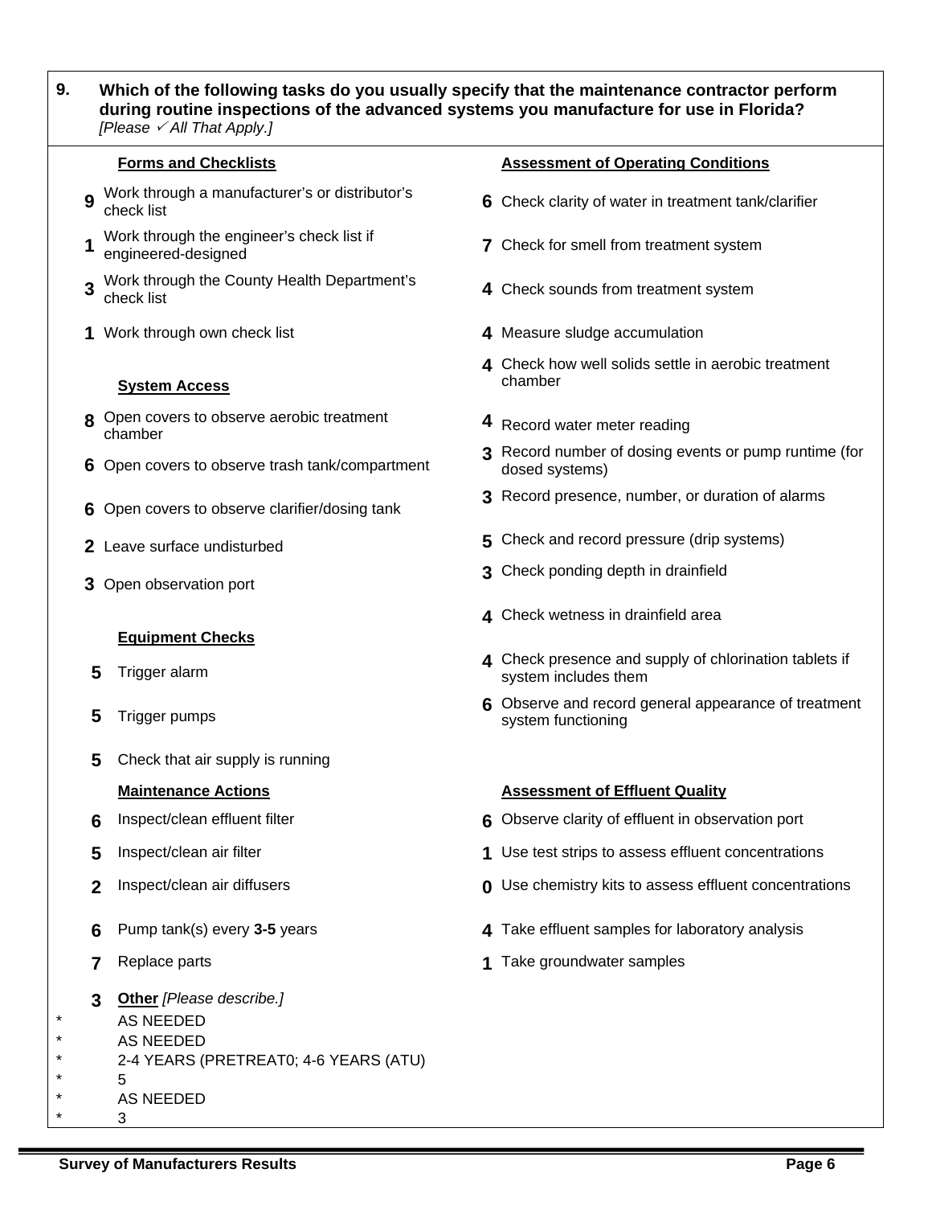**9. Which of the following tasks do you usually specify that the maintenance contractor perform during routine inspections of the advanced systems you manufacture for use in Florida?** *[Please ✓ All That Apply.]*

**Forms and Checklists**

- **9** Work through a manufacturer's or distributor's check list
- **1** Work through the engineer's check list if engineered-designed
- **3** Work through the County Health Department's check list
- **1** Work through own check list

**System Access**

- **8** Open covers to observe aerobic treatment chamber
- **6** Open covers to observe trash tank/compartment
- **6** Open covers to observe clarifier/dosing tank
- **2** Leave surface undisturbed
- **3** Open observation port

**Equipment Checks**

- **5** Trigger alarm
- **5** Trigger pumps
- **5** Check that air supply is running

**Maintenance Actions**

- **6** Inspect/clean effluent filter
- **5** Inspect/clean air filter
- **2** Inspect/clean air diffusers
- **6** Pump tank(s) every **3-5** years
- **7** Replace parts
- **3** **Other** *[Please describe.]*
  - AS NEEDED
  - AS NEEDED
  - 2-4 YEARS (PRETREAT0; 4-6 YEARS (ATU)
  - 5
  - AS NEEDED
  - 3

**Assessment of Operating Conditions**

- **6** Check clarity of water in treatment tank/clarifier
- **7** Check for smell from treatment system
- **4** Check sounds from treatment system
- **4** Measure sludge accumulation
- **4** Check how well solids settle in aerobic treatment chamber
- **4** Record water meter reading
- **3** Record number of dosing events or pump runtime (for dosed systems)
- **3** Record presence, number, or duration of alarms
- **5** Check and record pressure (drip systems)
- **3** Check ponding depth in drainfield
- **4** Check wetness in drainfield area
- **4** Check presence and supply of chlorination tablets if system includes them
- **6** Observe and record general appearance of treatment system functioning

**Assessment of Effluent Quality**

- **6** Observe clarity of effluent in observation port
- **1** Use test strips to assess effluent concentrations
- **0** Use chemistry kits to assess effluent concentrations
- **4** Take effluent samples for laboratory analysis
- **1** Take groundwater samples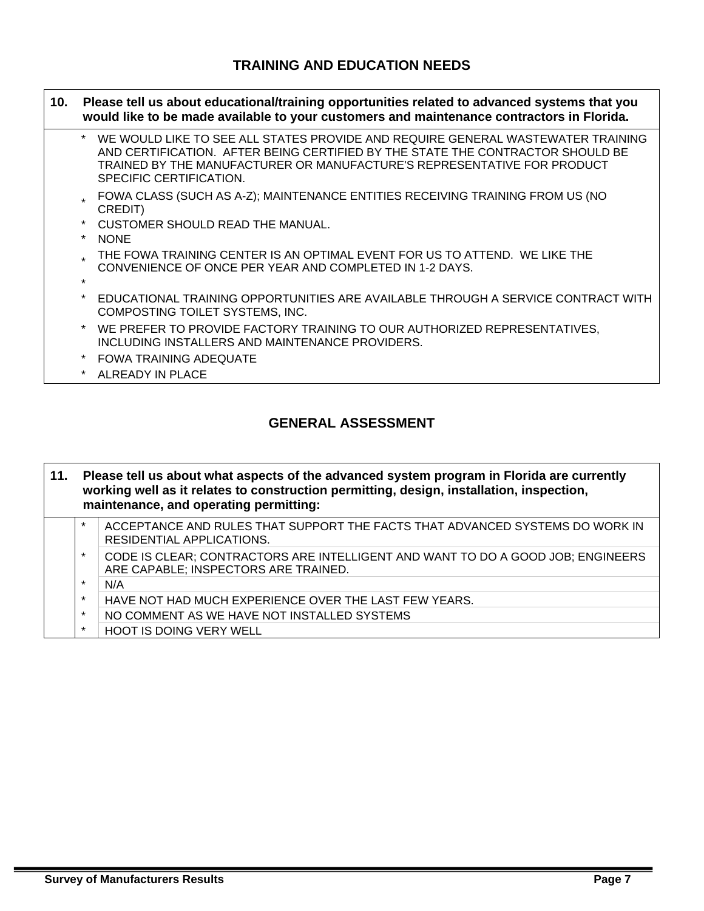## TRAINING AND EDUCATION NEEDS

**10. Please tell us about educational/training opportunities related to advanced systems that you would like to be made available to your customers and maintenance contractors in Florida.**

- WE WOULD LIKE TO SEE ALL STATES PROVIDE AND REQUIRE GENERAL WASTEWATER TRAINING AND CERTIFICATION. AFTER BEING CERTIFIED BY THE STATE THE CONTRACTOR SHOULD BE TRAINED BY THE MANUFACTURER OR MANUFACTURE'S REPRESENTATIVE FOR PRODUCT SPECIFIC CERTIFICATION.
- FOWA CLASS (SUCH AS A-Z); MAINTENANCE ENTITIES RECEIVING TRAINING FROM US (NO CREDIT)
- CUSTOMER SHOULD READ THE MANUAL.
- NONE
- THE FOWA TRAINING CENTER IS AN OPTIMAL EVENT FOR US TO ATTEND. WE LIKE THE CONVENIENCE OF ONCE PER YEAR AND COMPLETED IN 1-2 DAYS.
- 
- EDUCATIONAL TRAINING OPPORTUNITIES ARE AVAILABLE THROUGH A SERVICE CONTRACT WITH COMPOSTING TOILET SYSTEMS, INC.
- WE PREFER TO PROVIDE FACTORY TRAINING TO OUR AUTHORIZED REPRESENTATIVES, INCLUDING INSTALLERS AND MAINTENANCE PROVIDERS.
- FOWA TRAINING ADEQUATE
- ALREADY IN PLACE

## GENERAL ASSESSMENT

**11. Please tell us about what aspects of the advanced system program in Florida are currently working well as it relates to construction permitting, design, installation, inspection, maintenance, and operating permitting:**

- ACCEPTANCE AND RULES THAT SUPPORT THE FACTS THAT ADVANCED SYSTEMS DO WORK IN RESIDENTIAL APPLICATIONS.
- CODE IS CLEAR; CONTRACTORS ARE INTELLIGENT AND WANT TO DO A GOOD JOB; ENGINEERS ARE CAPABLE; INSPECTORS ARE TRAINED.
- N/A
- HAVE NOT HAD MUCH EXPERIENCE OVER THE LAST FEW YEARS.
- NO COMMENT AS WE HAVE NOT INSTALLED SYSTEMS
- HOOT IS DOING VERY WELL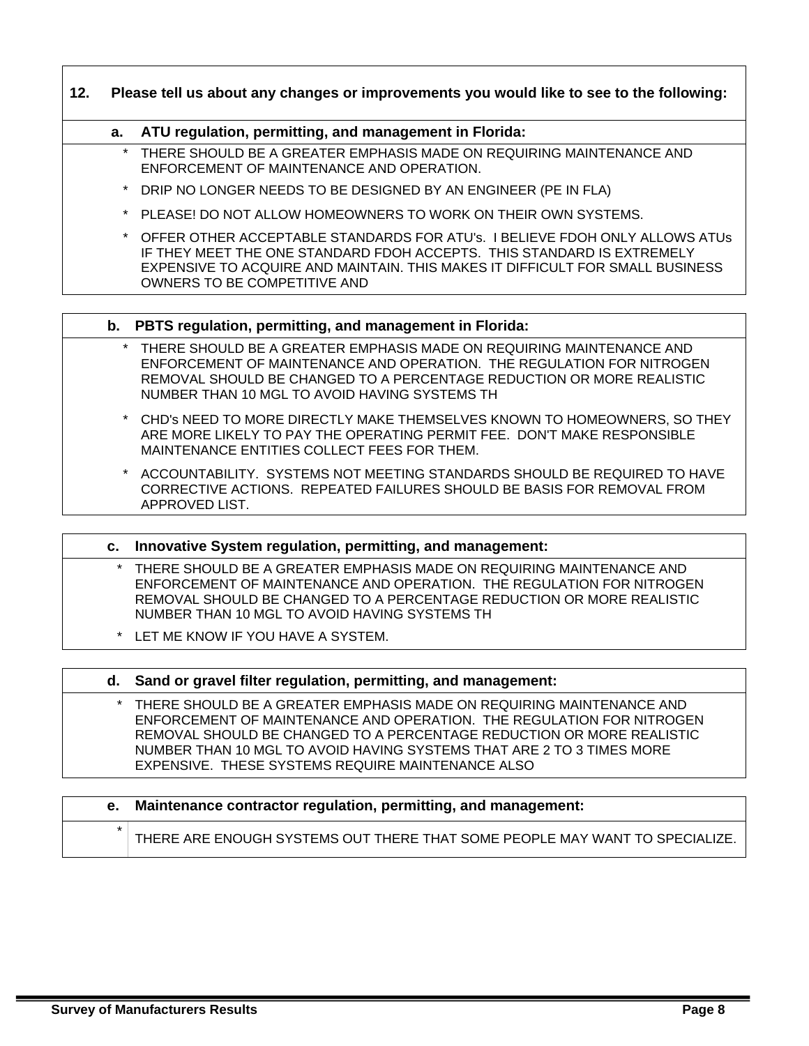**12. Please tell us about any changes or improvements you would like to see to the following:**

**a. ATU regulation, permitting, and management in Florida:**

* THERE SHOULD BE A GREATER EMPHASIS MADE ON REQUIRING MAINTENANCE AND ENFORCEMENT OF MAINTENANCE AND OPERATION.
* DRIP NO LONGER NEEDS TO BE DESIGNED BY AN ENGINEER (PE IN FLA)
* PLEASE! DO NOT ALLOW HOMEOWNERS TO WORK ON THEIR OWN SYSTEMS.
* OFFER OTHER ACCEPTABLE STANDARDS FOR ATU's. I BELIEVE FDOH ONLY ALLOWS ATUs IF THEY MEET THE ONE STANDARD FDOH ACCEPTS. THIS STANDARD IS EXTREMELY EXPENSIVE TO ACQUIRE AND MAINTAIN. THIS MAKES IT DIFFICULT FOR SMALL BUSINESS OWNERS TO BE COMPETITIVE AND

**b. PBTS regulation, permitting, and management in Florida:**

* THERE SHOULD BE A GREATER EMPHASIS MADE ON REQUIRING MAINTENANCE AND ENFORCEMENT OF MAINTENANCE AND OPERATION. THE REGULATION FOR NITROGEN REMOVAL SHOULD BE CHANGED TO A PERCENTAGE REDUCTION OR MORE REALISTIC NUMBER THAN 10 MGL TO AVOID HAVING SYSTEMS TH
* CHD's NEED TO MORE DIRECTLY MAKE THEMSELVES KNOWN TO HOMEOWNERS, SO THEY ARE MORE LIKELY TO PAY THE OPERATING PERMIT FEE. DON'T MAKE RESPONSIBLE MAINTENANCE ENTITIES COLLECT FEES FOR THEM.
* ACCOUNTABILITY. SYSTEMS NOT MEETING STANDARDS SHOULD BE REQUIRED TO HAVE CORRECTIVE ACTIONS. REPEATED FAILURES SHOULD BE BASIS FOR REMOVAL FROM APPROVED LIST.

**c. Innovative System regulation, permitting, and management:**

* THERE SHOULD BE A GREATER EMPHASIS MADE ON REQUIRING MAINTENANCE AND ENFORCEMENT OF MAINTENANCE AND OPERATION. THE REGULATION FOR NITROGEN REMOVAL SHOULD BE CHANGED TO A PERCENTAGE REDUCTION OR MORE REALISTIC NUMBER THAN 10 MGL TO AVOID HAVING SYSTEMS TH
* LET ME KNOW IF YOU HAVE A SYSTEM.

**d. Sand or gravel filter regulation, permitting, and management:**

* THERE SHOULD BE A GREATER EMPHASIS MADE ON REQUIRING MAINTENANCE AND ENFORCEMENT OF MAINTENANCE AND OPERATION. THE REGULATION FOR NITROGEN REMOVAL SHOULD BE CHANGED TO A PERCENTAGE REDUCTION OR MORE REALISTIC NUMBER THAN 10 MGL TO AVOID HAVING SYSTEMS THAT ARE 2 TO 3 TIMES MORE EXPENSIVE. THESE SYSTEMS REQUIRE MAINTENANCE ALSO

**e. Maintenance contractor regulation, permitting, and management:**

* THERE ARE ENOUGH SYSTEMS OUT THERE THAT SOME PEOPLE MAY WANT TO SPECIALIZE.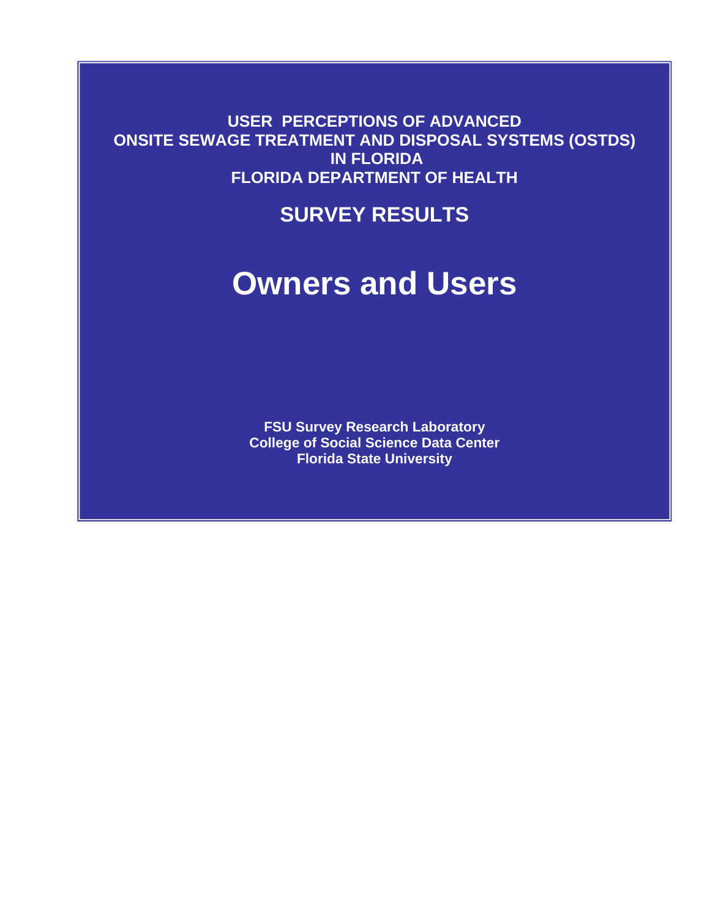**USER PERCEPTIONS OF ADVANCED ONSITE SEWAGE TREATMENT AND DISPOSAL SYSTEMS (OSTDS) IN FLORIDA**

**FLORIDA DEPARTMENT OF HEALTH**

## SURVEY RESULTS

# Owners and Users

**FSU Survey Research Laboratory**
**College of Social Science Data Center**
**Florida State University**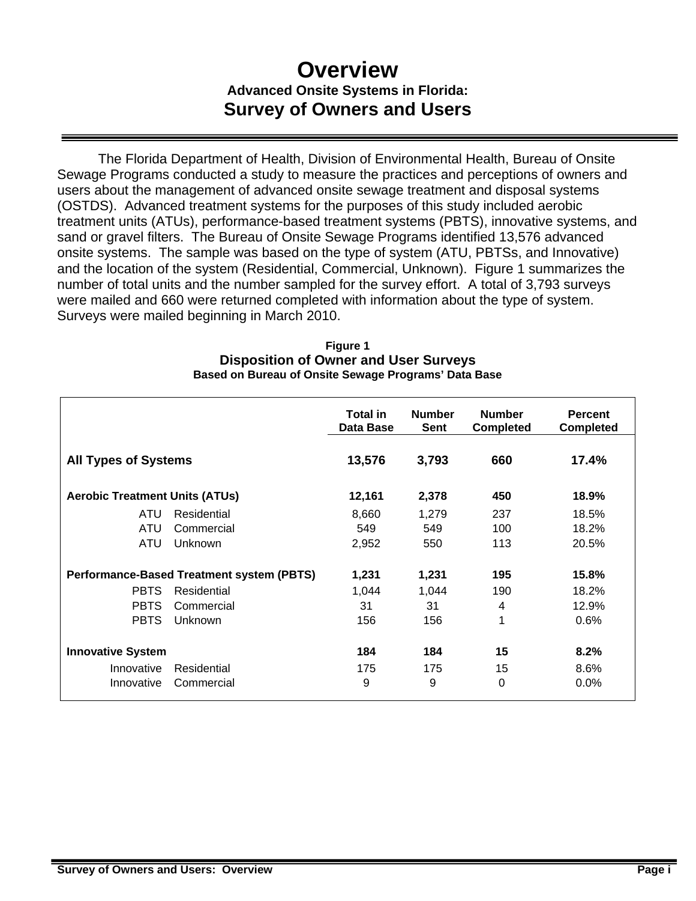# Overview

### Advanced Onsite Systems in Florida:

## Survey of Owners and Users

The Florida Department of Health, Division of Environmental Health, Bureau of Onsite Sewage Programs conducted a study to measure the practices and perceptions of owners and users about the management of advanced onsite sewage treatment and disposal systems (OSTDS). Advanced treatment systems for the purposes of this study included aerobic treatment units (ATUs), performance-based treatment systems (PBTS), innovative systems, and sand or gravel filters. The Bureau of Onsite Sewage Programs identified 13,576 advanced onsite systems. The sample was based on the type of system (ATU, PBTSs, and Innovative) and the location of the system (Residential, Commercial, Unknown). Figure 1 summarizes the number of total units and the number sampled for the survey effort. A total of 3,793 surveys were mailed and 660 were returned completed with information about the type of system. Surveys were mailed beginning in March 2010.

**Figure 1**
**Disposition of Owner and User Surveys**
**Based on Bureau of Onsite Sewage Programs' Data Base**

| | | Total in Data Base | Number Sent | Number Completed | Percent Completed |
|---|---|---|---|---|---|
| **All Types of Systems** | | **13,576** | **3,793** | **660** | **17.4%** |
| **Aerobic Treatment Units (ATUs)** | | **12,161** | **2,378** | **450** | **18.9%** |
| ATU | Residential | 8,660 | 1,279 | 237 | 18.5% |
| ATU | Commercial | 549 | 549 | 100 | 18.2% |
| ATU | Unknown | 2,952 | 550 | 113 | 20.5% |
| **Performance-Based Treatment system (PBTS)** | | **1,231** | **1,231** | **195** | **15.8%** |
| PBTS | Residential | 1,044 | 1,044 | 190 | 18.2% |
| PBTS | Commercial | 31 | 31 | 4 | 12.9% |
| PBTS | Unknown | 156 | 156 | 1 | 0.6% |
| **Innovative System** | | **184** | **184** | **15** | **8.2%** |
| Innovative | Residential | 175 | 175 | 15 | 8.6% |
| Innovative | Commercial | 9 | 9 | 0 | 0.0% |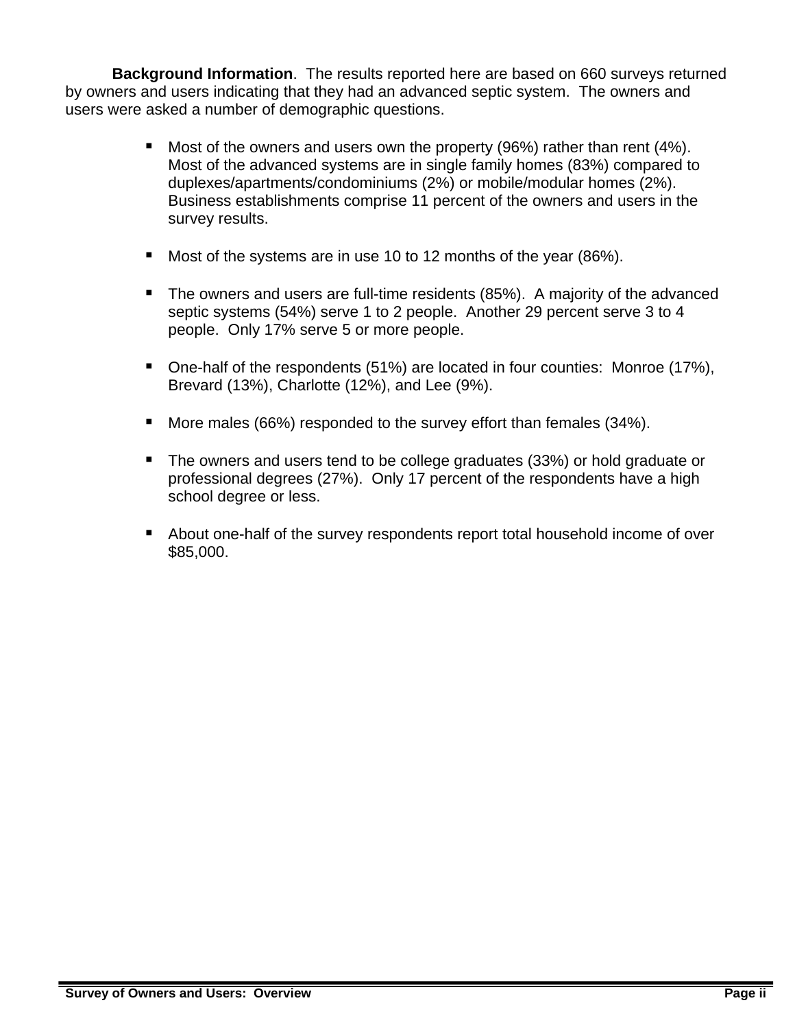**Background Information**. The results reported here are based on 660 surveys returned by owners and users indicating that they had an advanced septic system. The owners and users were asked a number of demographic questions.

- Most of the owners and users own the property (96%) rather than rent (4%). Most of the advanced systems are in single family homes (83%) compared to duplexes/apartments/condominiums (2%) or mobile/modular homes (2%). Business establishments comprise 11 percent of the owners and users in the survey results.

- Most of the systems are in use 10 to 12 months of the year (86%).

- The owners and users are full-time residents (85%). A majority of the advanced septic systems (54%) serve 1 to 2 people. Another 29 percent serve 3 to 4 people. Only 17% serve 5 or more people.

- One-half of the respondents (51%) are located in four counties: Monroe (17%), Brevard (13%), Charlotte (12%), and Lee (9%).

- More males (66%) responded to the survey effort than females (34%).

- The owners and users tend to be college graduates (33%) or hold graduate or professional degrees (27%). Only 17 percent of the respondents have a high school degree or less.

- About one-half of the survey respondents report total household income of over $85,000.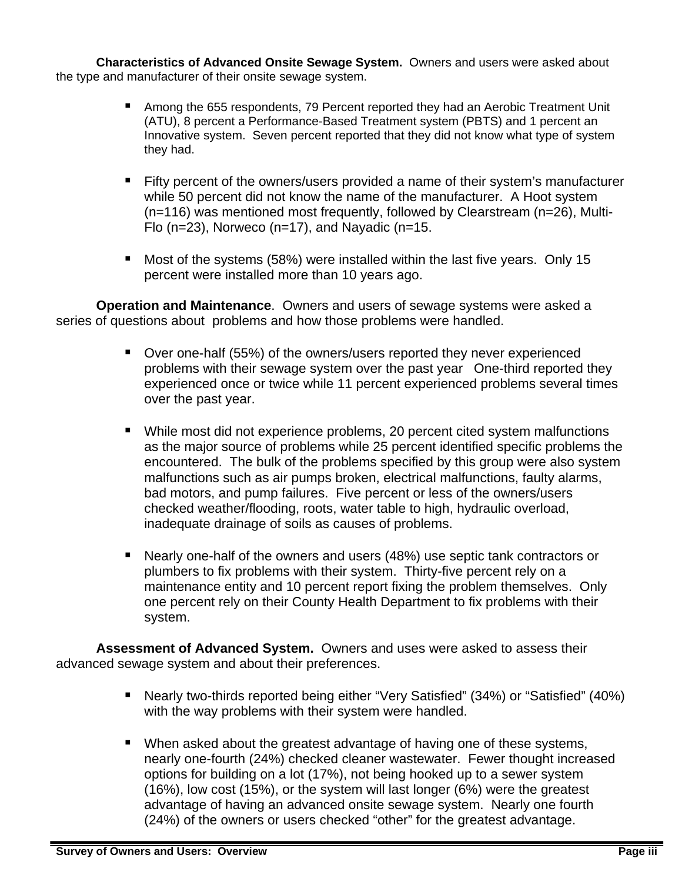**Characteristics of Advanced Onsite Sewage System.** Owners and users were asked about the type and manufacturer of their onsite sewage system.

- Among the 655 respondents, 79 Percent reported they had an Aerobic Treatment Unit (ATU), 8 percent a Performance-Based Treatment system (PBTS) and 1 percent an Innovative system. Seven percent reported that they did not know what type of system they had.

- Fifty percent of the owners/users provided a name of their system's manufacturer while 50 percent did not know the name of the manufacturer. A Hoot system (n=116) was mentioned most frequently, followed by Clearstream (n=26), Multi-Flo (n=23), Norweco (n=17), and Nayadic (n=15.

- Most of the systems (58%) were installed within the last five years. Only 15 percent were installed more than 10 years ago.

**Operation and Maintenance**. Owners and users of sewage systems were asked a series of questions about problems and how those problems were handled.

- Over one-half (55%) of the owners/users reported they never experienced problems with their sewage system over the past year One-third reported they experienced once or twice while 11 percent experienced problems several times over the past year.

- While most did not experience problems, 20 percent cited system malfunctions as the major source of problems while 25 percent identified specific problems the encountered. The bulk of the problems specified by this group were also system malfunctions such as air pumps broken, electrical malfunctions, faulty alarms, bad motors, and pump failures. Five percent or less of the owners/users checked weather/flooding, roots, water table to high, hydraulic overload, inadequate drainage of soils as causes of problems.

- Nearly one-half of the owners and users (48%) use septic tank contractors or plumbers to fix problems with their system. Thirty-five percent rely on a maintenance entity and 10 percent report fixing the problem themselves. Only one percent rely on their County Health Department to fix problems with their system.

**Assessment of Advanced System.** Owners and uses were asked to assess their advanced sewage system and about their preferences.

- Nearly two-thirds reported being either "Very Satisfied" (34%) or "Satisfied" (40%) with the way problems with their system were handled.

- When asked about the greatest advantage of having one of these systems, nearly one-fourth (24%) checked cleaner wastewater. Fewer thought increased options for building on a lot (17%), not being hooked up to a sewer system (16%), low cost (15%), or the system will last longer (6%) were the greatest advantage of having an advanced onsite sewage system. Nearly one fourth (24%) of the owners or users checked "other" for the greatest advantage.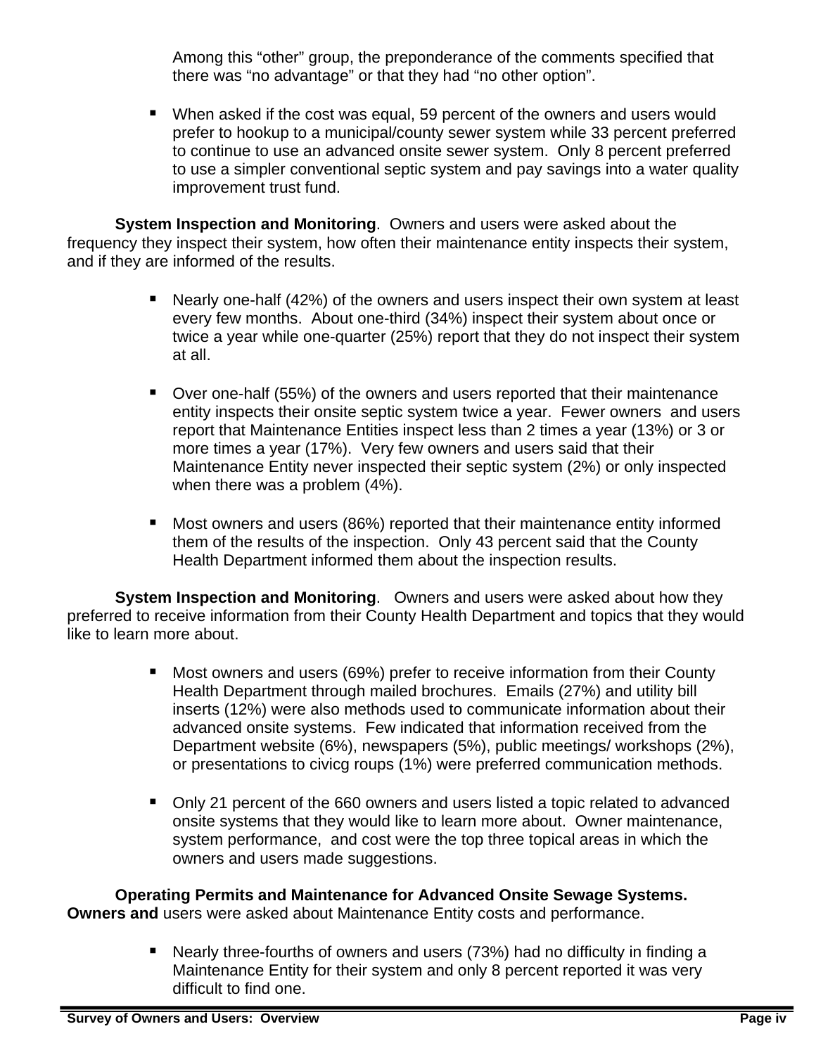Among this "other" group, the preponderance of the comments specified that there was "no advantage" or that they had "no other option".

- When asked if the cost was equal, 59 percent of the owners and users would prefer to hookup to a municipal/county sewer system while 33 percent preferred to continue to use an advanced onsite sewer system. Only 8 percent preferred to use a simpler conventional septic system and pay savings into a water quality improvement trust fund.

**System Inspection and Monitoring**. Owners and users were asked about the frequency they inspect their system, how often their maintenance entity inspects their system, and if they are informed of the results.

- Nearly one-half (42%) of the owners and users inspect their own system at least every few months. About one-third (34%) inspect their system about once or twice a year while one-quarter (25%) report that they do not inspect their system at all.

- Over one-half (55%) of the owners and users reported that their maintenance entity inspects their onsite septic system twice a year. Fewer owners and users report that Maintenance Entities inspect less than 2 times a year (13%) or 3 or more times a year (17%). Very few owners and users said that their Maintenance Entity never inspected their septic system (2%) or only inspected when there was a problem (4%).

- Most owners and users (86%) reported that their maintenance entity informed them of the results of the inspection. Only 43 percent said that the County Health Department informed them about the inspection results.

**System Inspection and Monitoring**. Owners and users were asked about how they preferred to receive information from their County Health Department and topics that they would like to learn more about.

- Most owners and users (69%) prefer to receive information from their County Health Department through mailed brochures. Emails (27%) and utility bill inserts (12%) were also methods used to communicate information about their advanced onsite systems. Few indicated that information received from the Department website (6%), newspapers (5%), public meetings/ workshops (2%), or presentations to civicg roups (1%) were preferred communication methods.

- Only 21 percent of the 660 owners and users listed a topic related to advanced onsite systems that they would like to learn more about. Owner maintenance, system performance, and cost were the top three topical areas in which the owners and users made suggestions.

**Operating Permits and Maintenance for Advanced Onsite Sewage Systems. Owners and** users were asked about Maintenance Entity costs and performance.

- Nearly three-fourths of owners and users (73%) had no difficulty in finding a Maintenance Entity for their system and only 8 percent reported it was very difficult to find one.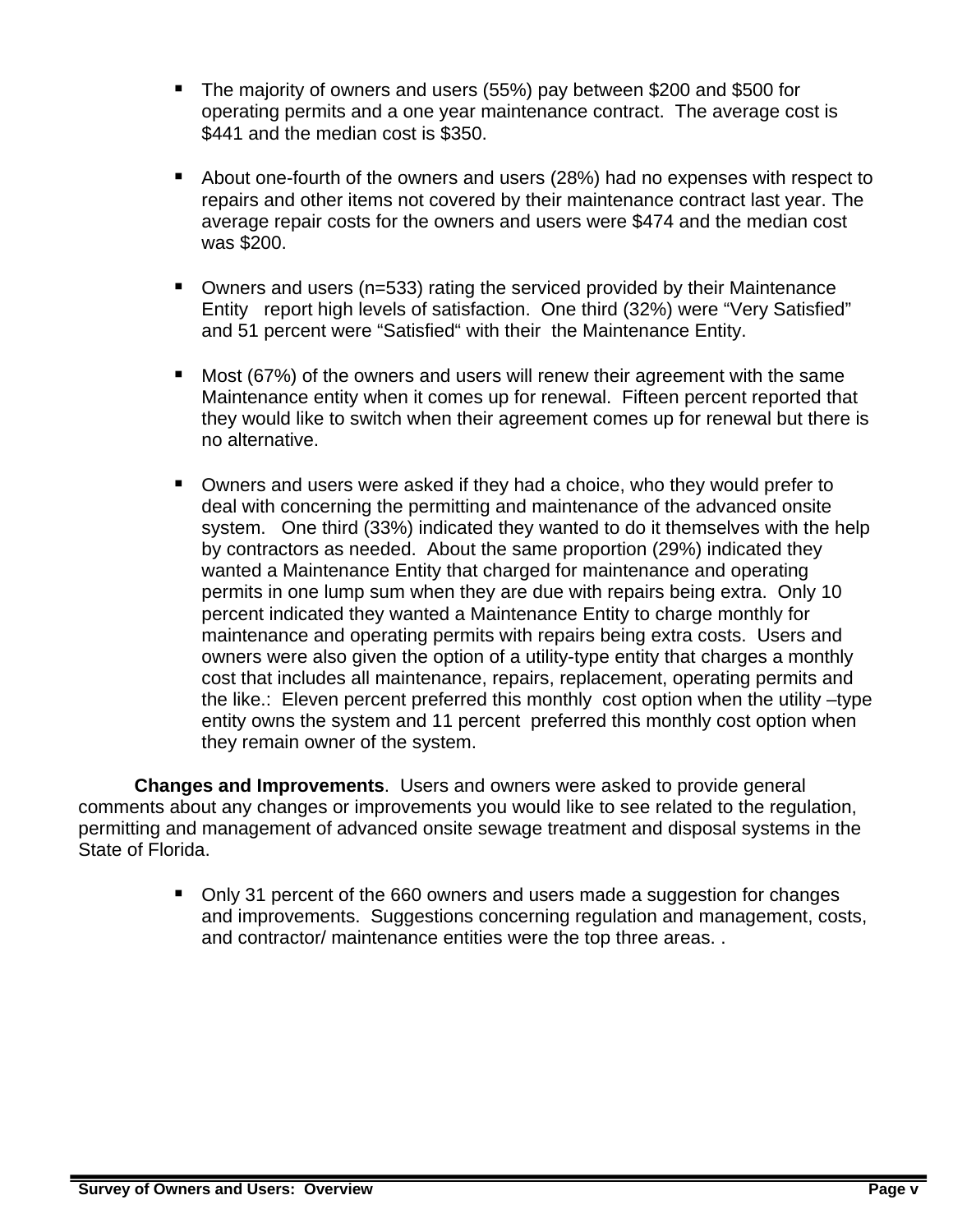- The majority of owners and users (55%) pay between $200 and $500 for operating permits and a one year maintenance contract. The average cost is $441 and the median cost is $350.

- About one-fourth of the owners and users (28%) had no expenses with respect to repairs and other items not covered by their maintenance contract last year. The average repair costs for the owners and users were $474 and the median cost was $200.

- Owners and users (n=533) rating the serviced provided by their Maintenance Entity report high levels of satisfaction. One third (32%) were "Very Satisfied" and 51 percent were "Satisfied" with their the Maintenance Entity.

- Most (67%) of the owners and users will renew their agreement with the same Maintenance entity when it comes up for renewal. Fifteen percent reported that they would like to switch when their agreement comes up for renewal but there is no alternative.

- Owners and users were asked if they had a choice, who they would prefer to deal with concerning the permitting and maintenance of the advanced onsite system. One third (33%) indicated they wanted to do it themselves with the help by contractors as needed. About the same proportion (29%) indicated they wanted a Maintenance Entity that charged for maintenance and operating permits in one lump sum when they are due with repairs being extra. Only 10 percent indicated they wanted a Maintenance Entity to charge monthly for maintenance and operating permits with repairs being extra costs. Users and owners were also given the option of a utility-type entity that charges a monthly cost that includes all maintenance, repairs, replacement, operating permits and the like.: Eleven percent preferred this monthly cost option when the utility –type entity owns the system and 11 percent preferred this monthly cost option when they remain owner of the system.

**Changes and Improvements**. Users and owners were asked to provide general comments about any changes or improvements you would like to see related to the regulation, permitting and management of advanced onsite sewage treatment and disposal systems in the State of Florida.

- Only 31 percent of the 660 owners and users made a suggestion for changes and improvements. Suggestions concerning regulation and management, costs, and contractor/ maintenance entities were the top three areas. .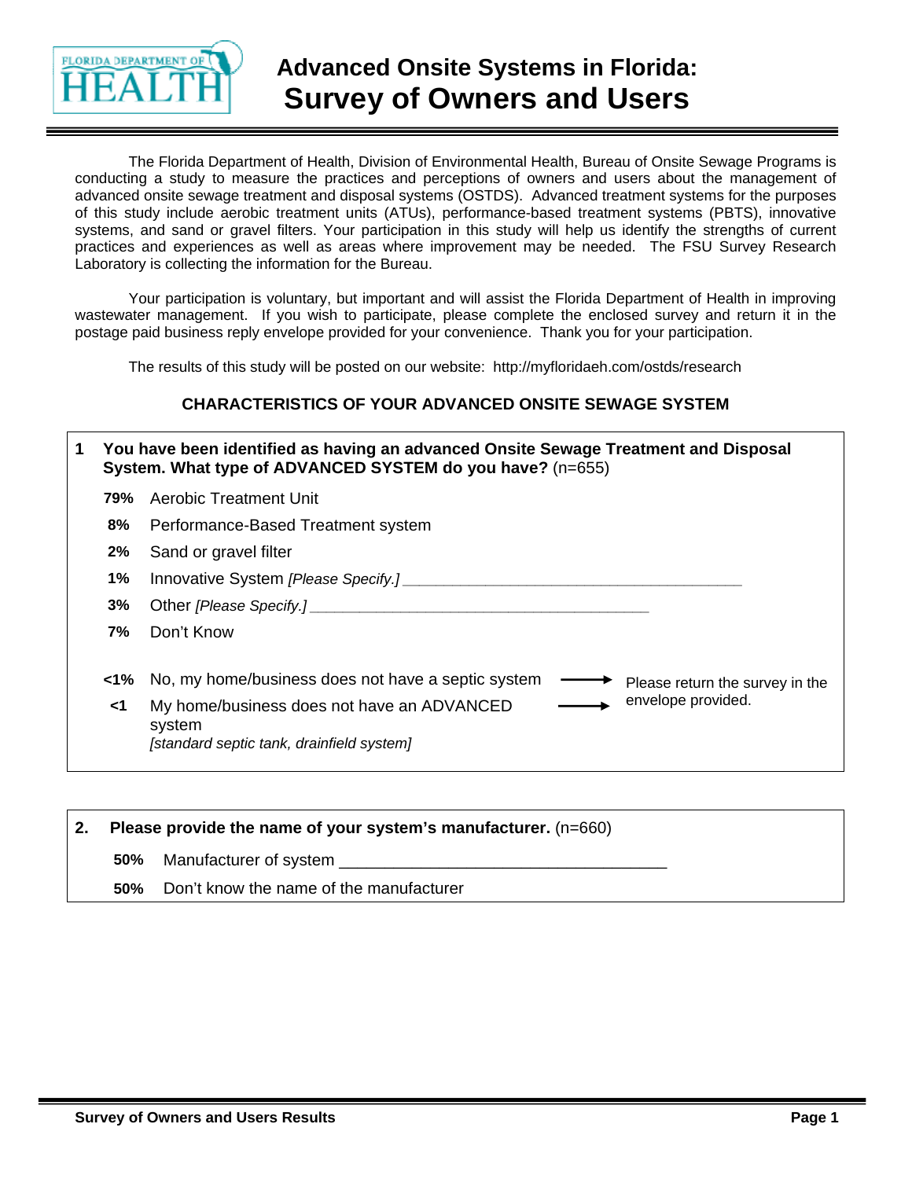# Advanced Onsite Systems in Florida: Survey of Owners and Users

FLORIDA DEPARTMENT OF HEALTH

The Florida Department of Health, Division of Environmental Health, Bureau of Onsite Sewage Programs is conducting a study to measure the practices and perceptions of owners and users about the management of advanced onsite sewage treatment and disposal systems (OSTDS). Advanced treatment systems for the purposes of this study include aerobic treatment units (ATUs), performance-based treatment systems (PBTS), innovative systems, and sand or gravel filters. Your participation in this study will help us identify the strengths of current practices and experiences as well as areas where improvement may be needed. The FSU Survey Research Laboratory is collecting the information for the Bureau.

Your participation is voluntary, but important and will assist the Florida Department of Health in improving wastewater management. If you wish to participate, please complete the enclosed survey and return it in the postage paid business reply envelope provided for your convenience. Thank you for your participation.

The results of this study will be posted on our website: http://myfloridaeh.com/ostds/research

## CHARACTERISTICS OF YOUR ADVANCED ONSITE SEWAGE SYSTEM

**1 You have been identified as having an advanced Onsite Sewage Treatment and Disposal System. What type of ADVANCED SYSTEM do you have?** (n=655)

- **79%** Aerobic Treatment Unit
- **8%** Performance-Based Treatment system
- **2%** Sand or gravel filter
- **1%** Innovative System *[Please Specify.]* ________________________________
- **3%** Other *[Please Specify.]* ________________________________
- **7%** Don't Know

- **<1%** No, my home/business does not have a septic system → Please return the survey in the envelope provided.
- **<1** My home/business does not have an ADVANCED system *[standard septic tank, drainfield system]* → Please return the survey in the envelope provided.

**2. Please provide the name of your system's manufacturer.** (n=660)

- **50%** Manufacturer of system ________________________________
- **50%** Don't know the name of the manufacturer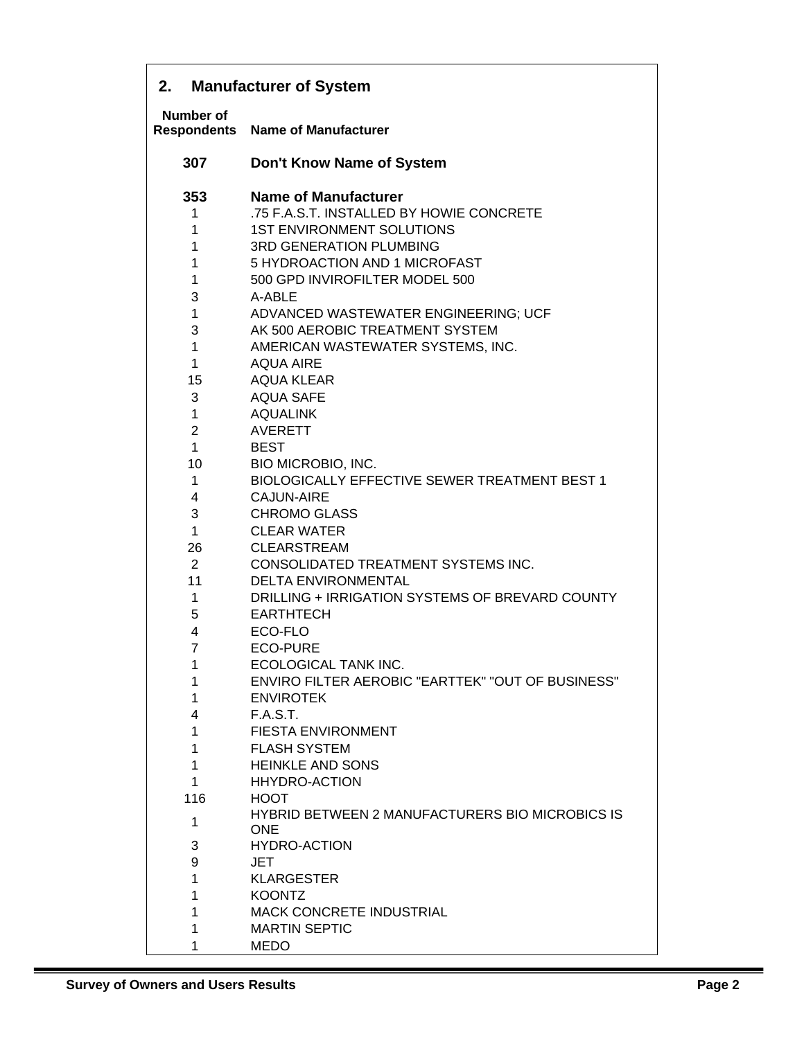## 2. Manufacturer of System

| Number of Respondents | Name of Manufacturer |
|---|---|
| **307** | **Don't Know Name of System** |
| **353** | **Name of Manufacturer** |
| 1 | .75 F.A.S.T. INSTALLED BY HOWIE CONCRETE |
| 1 | 1ST ENVIRONMENT SOLUTIONS |
| 1 | 3RD GENERATION PLUMBING |
| 1 | 5 HYDROACTION AND 1 MICROFAST |
| 1 | 500 GPD INVIROFILTER MODEL 500 |
| 3 | A-ABLE |
| 1 | ADVANCED WASTEWATER ENGINEERING; UCF |
| 3 | AK 500 AEROBIC TREATMENT SYSTEM |
| 1 | AMERICAN WASTEWATER SYSTEMS, INC. |
| 1 | AQUA AIRE |
| 15 | AQUA KLEAR |
| 3 | AQUA SAFE |
| 1 | AQUALINK |
| 2 | AVERETT |
| 1 | BEST |
| 10 | BIO MICROBIO, INC. |
| 1 | BIOLOGICALLY EFFECTIVE SEWER TREATMENT BEST 1 |
| 4 | CAJUN-AIRE |
| 3 | CHROMO GLASS |
| 1 | CLEAR WATER |
| 26 | CLEARSTREAM |
| 2 | CONSOLIDATED TREATMENT SYSTEMS INC. |
| 11 | DELTA ENVIRONMENTAL |
| 1 | DRILLING + IRRIGATION SYSTEMS OF BREVARD COUNTY |
| 5 | EARTHTECH |
| 4 | ECO-FLO |
| 7 | ECO-PURE |
| 1 | ECOLOGICAL TANK INC. |
| 1 | ENVIRO FILTER AEROBIC "EARTTEK" "OUT OF BUSINESS" |
| 1 | ENVIROTEK |
| 4 | F.A.S.T. |
| 1 | FIESTA ENVIRONMENT |
| 1 | FLASH SYSTEM |
| 1 | HEINKLE AND SONS |
| 1 | HHYDRO-ACTION |
| 116 | HOOT |
| 1 | HYBRID BETWEEN 2 MANUFACTURERS BIO MICROBICS IS ONE |
| 3 | HYDRO-ACTION |
| 9 | JET |
| 1 | KLARGESTER |
| 1 | KOONTZ |
| 1 | MACK CONCRETE INDUSTRIAL |
| 1 | MARTIN SEPTIC |
| 1 | MEDO |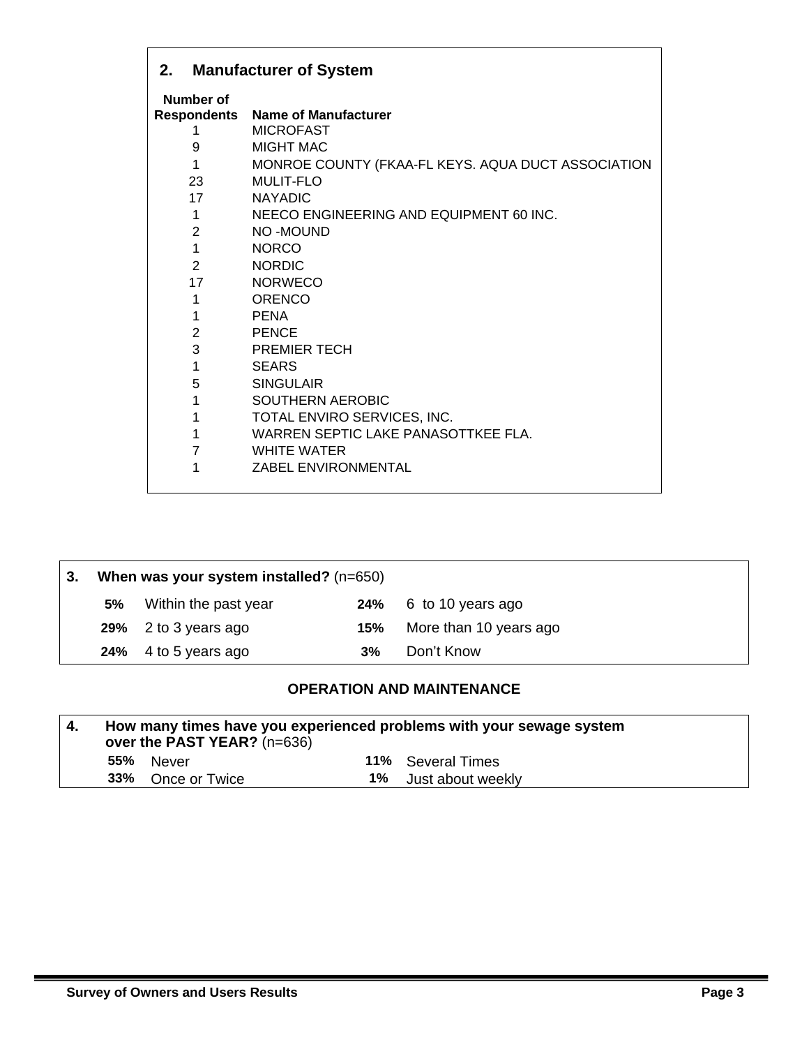## 2. Manufacturer of System

| Number of Respondents | Name of Manufacturer |
|---|---|
| 1 | MICROFAST |
| 9 | MIGHT MAC |
| 1 | MONROE COUNTY (FKAA-FL KEYS. AQUA DUCT ASSOCIATION |
| 23 | MULIT-FLO |
| 17 | NAYADIC |
| 1 | NEECO ENGINEERING AND EQUIPMENT 60 INC. |
| 2 | NO -MOUND |
| 1 | NORCO |
| 2 | NORDIC |
| 17 | NORWECO |
| 1 | ORENCO |
| 1 | PENA |
| 2 | PENCE |
| 3 | PREMIER TECH |
| 1 | SEARS |
| 5 | SINGULAIR |
| 1 | SOUTHERN AEROBIC |
| 1 | TOTAL ENVIRO SERVICES, INC. |
| 1 | WARREN SEPTIC LAKE PANASOTTKEE FLA. |
| 7 | WHITE WATER |
| 1 | ZABEL ENVIRONMENTAL |

## 3. When was your system installed? (n=650)

| | | | |
|---|---|---|---|
| **5%** | Within the past year | **24%** | 6 to 10 years ago |
| **29%** | 2 to 3 years ago | **15%** | More than 10 years ago |
| **24%** | 4 to 5 years ago | **3%** | Don't Know |

## OPERATION AND MAINTENANCE

## 4. How many times have you experienced problems with your sewage system over the PAST YEAR? (n=636)

| | | | |
|---|---|---|---|
| **55%** | Never | **11%** | Several Times |
| **33%** | Once or Twice | **1%** | Just about weekly |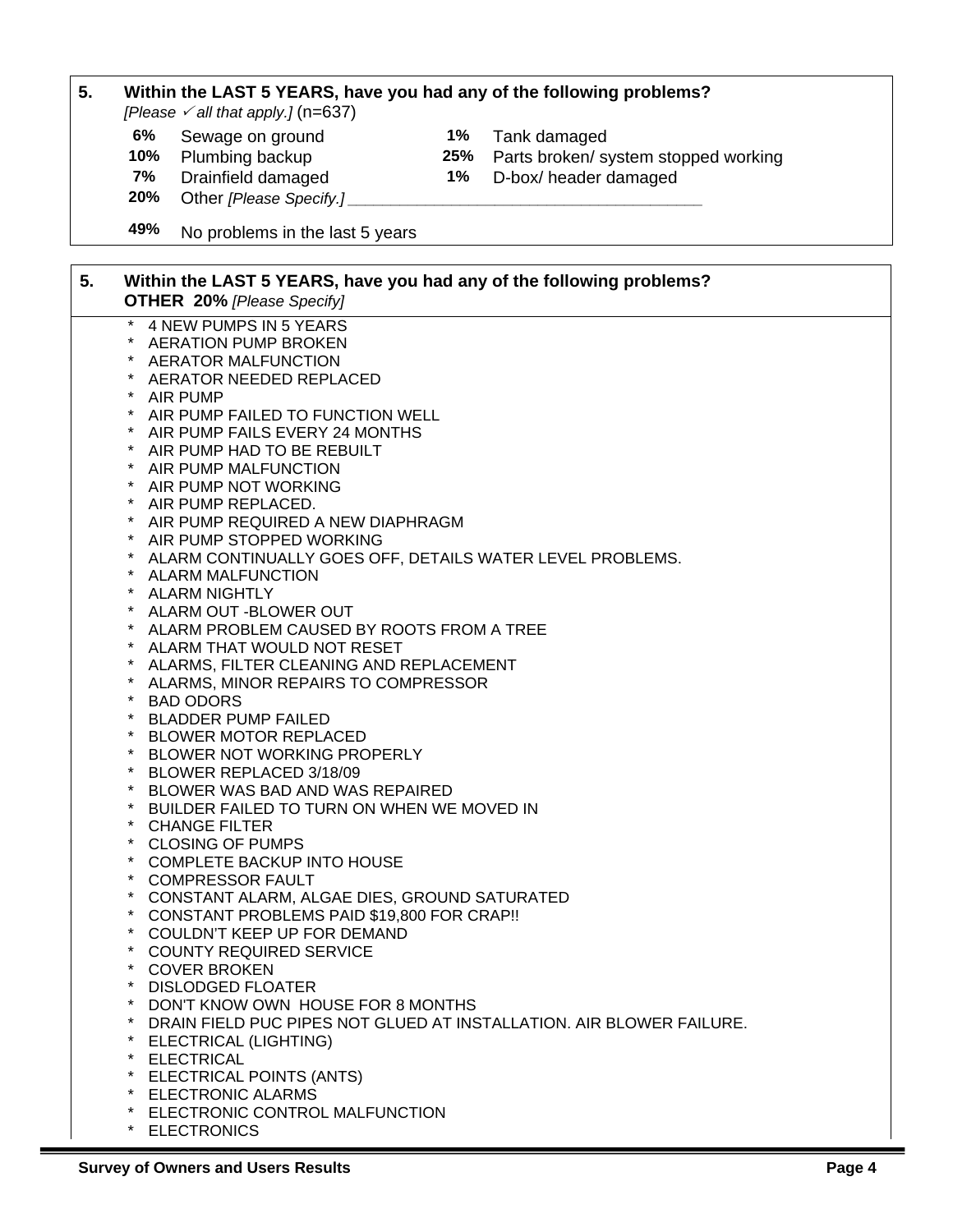**5. Within the LAST 5 YEARS, have you had any of the following problems?**

*[Please ✓ all that apply.]* (n=637)

| | | | |
|---|---|---|---|
| **6%** | Sewage on ground | **1%** | Tank damaged |
| **10%** | Plumbing backup | **25%** | Parts broken/ system stopped working |
| **7%** | Drainfield damaged | **1%** | D-box/ header damaged |
| **20%** | Other *[Please Specify.]* ______________________ | | |

**49%** No problems in the last 5 years

**5. Within the LAST 5 YEARS, have you had any of the following problems?**
**OTHER 20%** *[Please Specify]*

* 4 NEW PUMPS IN 5 YEARS
* AERATION PUMP BROKEN
* AERATOR MALFUNCTION
* AERATOR NEEDED REPLACED
* AIR PUMP
* AIR PUMP FAILED TO FUNCTION WELL
* AIR PUMP FAILS EVERY 24 MONTHS
* AIR PUMP HAD TO BE REBUILT
* AIR PUMP MALFUNCTION
* AIR PUMP NOT WORKING
* AIR PUMP REPLACED.
* AIR PUMP REQUIRED A NEW DIAPHRAGM
* AIR PUMP STOPPED WORKING
* ALARM CONTINUALLY GOES OFF, DETAILS WATER LEVEL PROBLEMS.
* ALARM MALFUNCTION
* ALARM NIGHTLY
* ALARM OUT -BLOWER OUT
* ALARM PROBLEM CAUSED BY ROOTS FROM A TREE
* ALARM THAT WOULD NOT RESET
* ALARMS, FILTER CLEANING AND REPLACEMENT
* ALARMS, MINOR REPAIRS TO COMPRESSOR
* BAD ODORS
* BLADDER PUMP FAILED
* BLOWER MOTOR REPLACED
* BLOWER NOT WORKING PROPERLY
* BLOWER REPLACED 3/18/09
* BLOWER WAS BAD AND WAS REPAIRED
* BUILDER FAILED TO TURN ON WHEN WE MOVED IN
* CHANGE FILTER
* CLOSING OF PUMPS
* COMPLETE BACKUP INTO HOUSE
* COMPRESSOR FAULT
* CONSTANT ALARM, ALGAE DIES, GROUND SATURATED
* CONSTANT PROBLEMS PAID $19,800 FOR CRAP!!
* COULDN'T KEEP UP FOR DEMAND
* COUNTY REQUIRED SERVICE
* COVER BROKEN
* DISLODGED FLOATER
* DON'T KNOW OWN HOUSE FOR 8 MONTHS
* DRAIN FIELD PUC PIPES NOT GLUED AT INSTALLATION. AIR BLOWER FAILURE.
* ELECTRICAL (LIGHTING)
* ELECTRICAL
* ELECTRICAL POINTS (ANTS)
* ELECTRONIC ALARMS
* ELECTRONIC CONTROL MALFUNCTION
* ELECTRONICS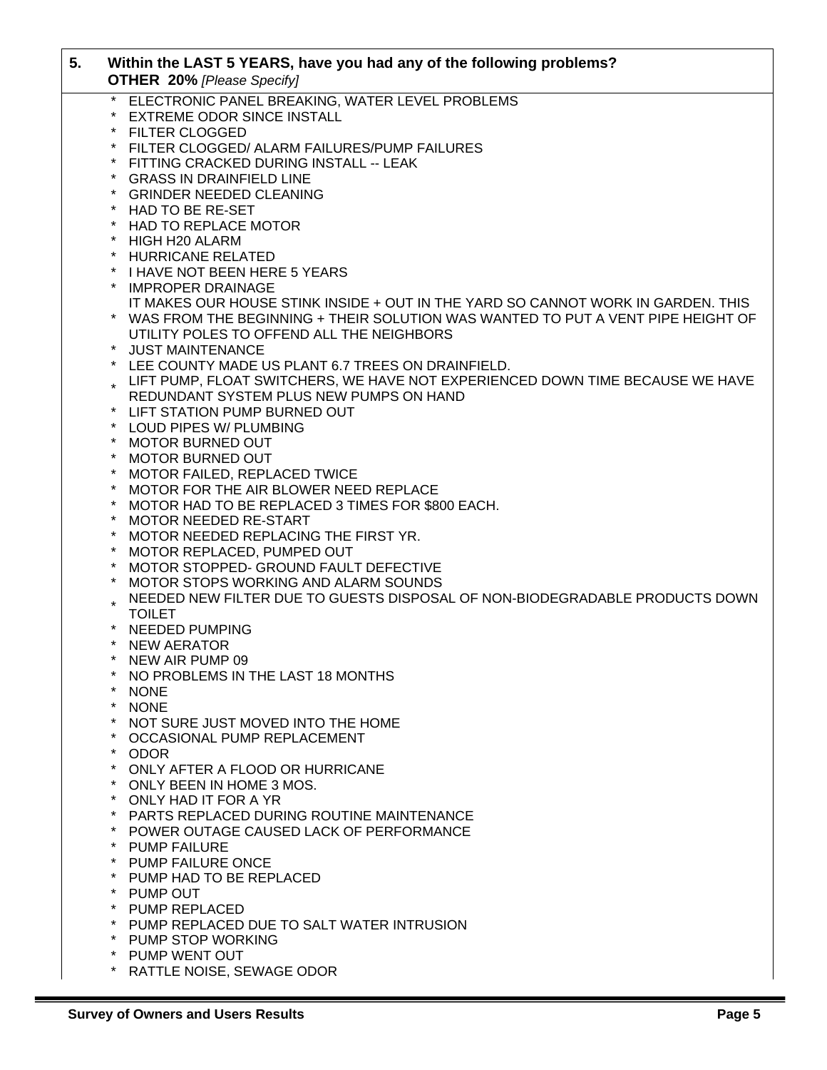**5. Within the LAST 5 YEARS, have you had any of the following problems?**
**OTHER 20%** *[Please Specify]*

* ELECTRONIC PANEL BREAKING, WATER LEVEL PROBLEMS
* EXTREME ODOR SINCE INSTALL
* FILTER CLOGGED
* FILTER CLOGGED/ ALARM FAILURES/PUMP FAILURES
* FITTING CRACKED DURING INSTALL -- LEAK
* GRASS IN DRAINFIELD LINE
* GRINDER NEEDED CLEANING
* HAD TO BE RE-SET
* HAD TO REPLACE MOTOR
* HIGH H20 ALARM
* HURRICANE RELATED
* I HAVE NOT BEEN HERE 5 YEARS
* IMPROPER DRAINAGE
* IT MAKES OUR HOUSE STINK INSIDE + OUT IN THE YARD SO CANNOT WORK IN GARDEN. THIS WAS FROM THE BEGINNING + THEIR SOLUTION WAS WANTED TO PUT A VENT PIPE HEIGHT OF UTILITY POLES TO OFFEND ALL THE NEIGHBORS
* JUST MAINTENANCE
* LEE COUNTY MADE US PLANT 6.7 TREES ON DRAINFIELD.
* LIFT PUMP, FLOAT SWITCHERS, WE HAVE NOT EXPERIENCED DOWN TIME BECAUSE WE HAVE REDUNDANT SYSTEM PLUS NEW PUMPS ON HAND
* LIFT STATION PUMP BURNED OUT
* LOUD PIPES W/ PLUMBING
* MOTOR BURNED OUT
* MOTOR BURNED OUT
* MOTOR FAILED, REPLACED TWICE
* MOTOR FOR THE AIR BLOWER NEED REPLACE
* MOTOR HAD TO BE REPLACED 3 TIMES FOR $800 EACH.
* MOTOR NEEDED RE-START
* MOTOR NEEDED REPLACING THE FIRST YR.
* MOTOR REPLACED, PUMPED OUT
* MOTOR STOPPED- GROUND FAULT DEFECTIVE
* MOTOR STOPS WORKING AND ALARM SOUNDS
* NEEDED NEW FILTER DUE TO GUESTS DISPOSAL OF NON-BIODEGRADABLE PRODUCTS DOWN TOILET
* NEEDED PUMPING
* NEW AERATOR
* NEW AIR PUMP 09
* NO PROBLEMS IN THE LAST 18 MONTHS
* NONE
* NONE
* NOT SURE JUST MOVED INTO THE HOME
* OCCASIONAL PUMP REPLACEMENT
* ODOR
* ONLY AFTER A FLOOD OR HURRICANE
* ONLY BEEN IN HOME 3 MOS.
* ONLY HAD IT FOR A YR
* PARTS REPLACED DURING ROUTINE MAINTENANCE
* POWER OUTAGE CAUSED LACK OF PERFORMANCE
* PUMP FAILURE
* PUMP FAILURE ONCE
* PUMP HAD TO BE REPLACED
* PUMP OUT
* PUMP REPLACED
* PUMP REPLACED DUE TO SALT WATER INTRUSION
* PUMP STOP WORKING
* PUMP WENT OUT
* RATTLE NOISE, SEWAGE ODOR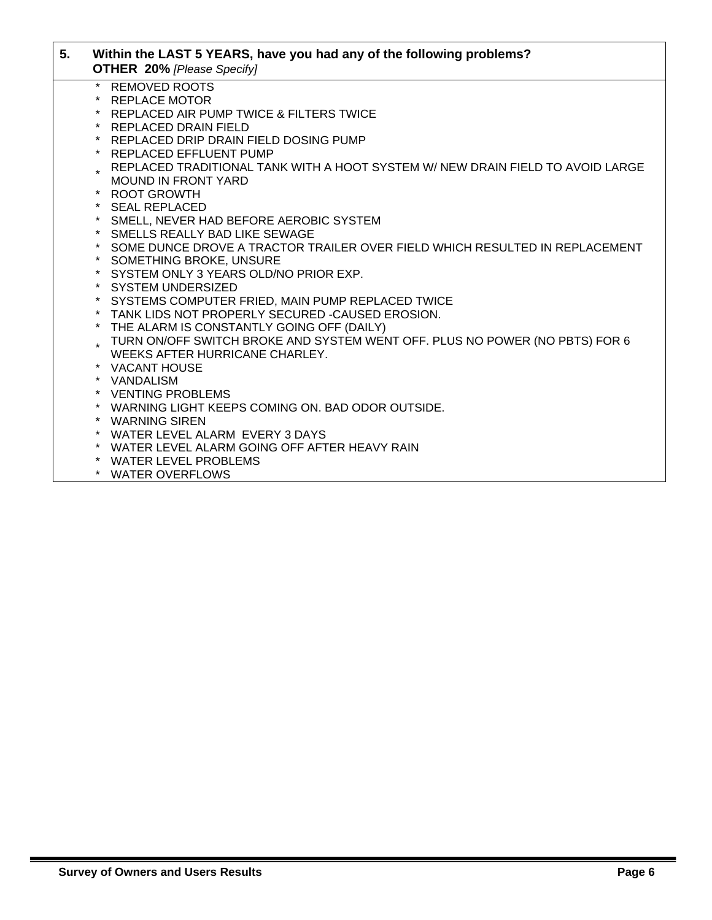**5. Within the LAST 5 YEARS, have you had any of the following problems?**
**OTHER 20%** *[Please Specify]*

- REMOVED ROOTS
- REPLACE MOTOR
- REPLACED AIR PUMP TWICE & FILTERS TWICE
- REPLACED DRAIN FIELD
- REPLACED DRIP DRAIN FIELD DOSING PUMP
- REPLACED EFFLUENT PUMP
- REPLACED TRADITIONAL TANK WITH A HOOT SYSTEM W/ NEW DRAIN FIELD TO AVOID LARGE MOUND IN FRONT YARD
- ROOT GROWTH
- SEAL REPLACED
- SMELL, NEVER HAD BEFORE AEROBIC SYSTEM
- SMELLS REALLY BAD LIKE SEWAGE
- SOME DUNCE DROVE A TRACTOR TRAILER OVER FIELD WHICH RESULTED IN REPLACEMENT
- SOMETHING BROKE, UNSURE
- SYSTEM ONLY 3 YEARS OLD/NO PRIOR EXP.
- SYSTEM UNDERSIZED
- SYSTEMS COMPUTER FRIED, MAIN PUMP REPLACED TWICE
- TANK LIDS NOT PROPERLY SECURED -CAUSED EROSION.
- THE ALARM IS CONSTANTLY GOING OFF (DAILY)
- TURN ON/OFF SWITCH BROKE AND SYSTEM WENT OFF. PLUS NO POWER (NO PBTS) FOR 6 WEEKS AFTER HURRICANE CHARLEY.
- VACANT HOUSE
- VANDALISM
- VENTING PROBLEMS
- WARNING LIGHT KEEPS COMING ON. BAD ODOR OUTSIDE.
- WARNING SIREN
- WATER LEVEL ALARM EVERY 3 DAYS
- WATER LEVEL ALARM GOING OFF AFTER HEAVY RAIN
- WATER LEVEL PROBLEMS
- WATER OVERFLOWS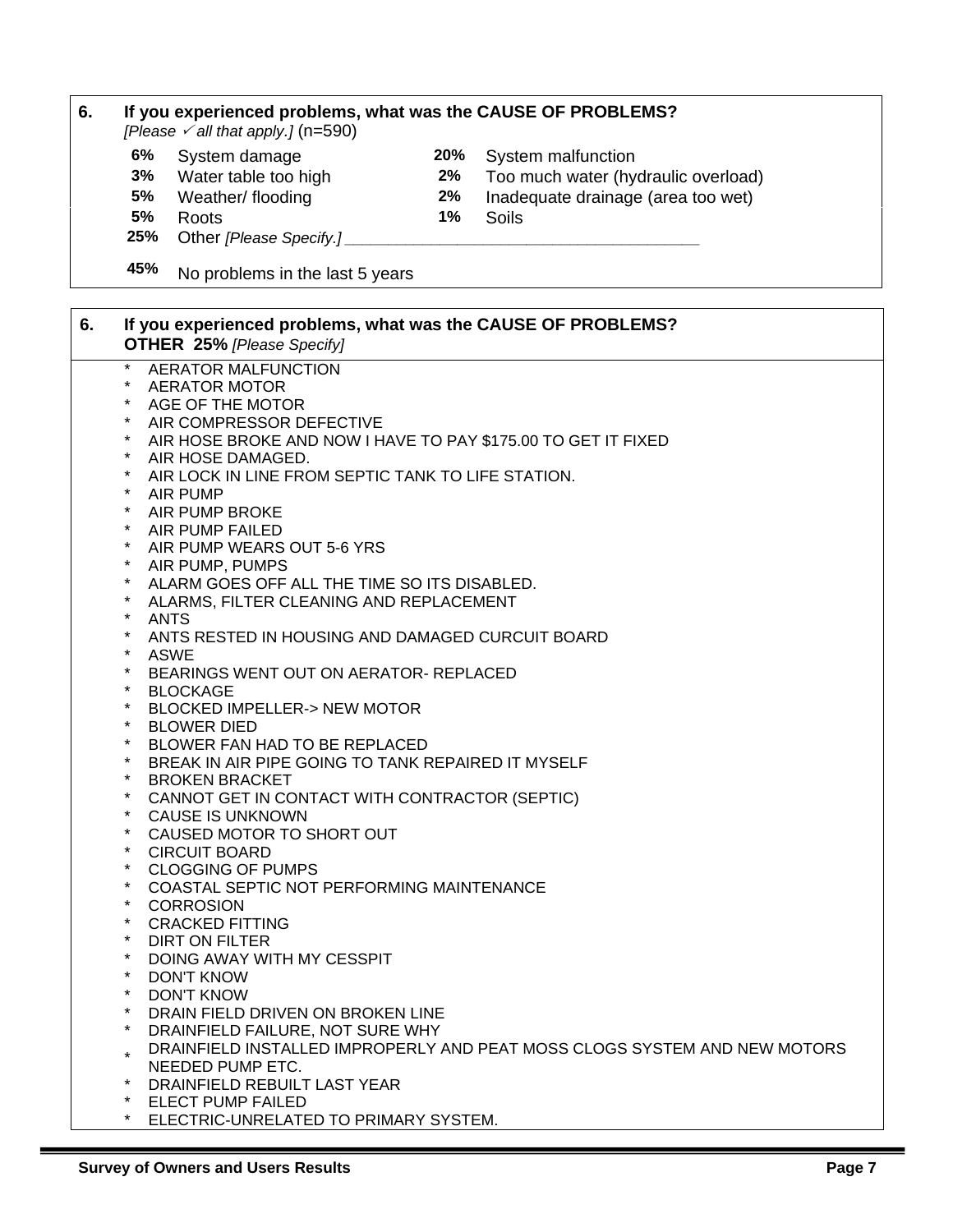**6. If you experienced problems, what was the CAUSE OF PROBLEMS?**

*[Please ✓ all that apply.]* (n=590)

| | | | |
|---|---|---|---|
| 6% | System damage | 20% | System malfunction |
| 3% | Water table too high | 2% | Too much water (hydraulic overload) |
| 5% | Weather/ flooding | 2% | Inadequate drainage (area too wet) |
| 5% | Roots | 1% | Soils |
| 25% | Other *[Please Specify.]* ______________________________________ | | |

45% No problems in the last 5 years

**6. If you experienced problems, what was the CAUSE OF PROBLEMS?**

**OTHER 25%** *[Please Specify]*

- AERATOR MALFUNCTION
- AERATOR MOTOR
- AGE OF THE MOTOR
- AIR COMPRESSOR DEFECTIVE
- AIR HOSE BROKE AND NOW I HAVE TO PAY $175.00 TO GET IT FIXED
- AIR HOSE DAMAGED.
- AIR LOCK IN LINE FROM SEPTIC TANK TO LIFE STATION.
- AIR PUMP
- AIR PUMP BROKE
- AIR PUMP FAILED
- AIR PUMP WEARS OUT 5-6 YRS
- AIR PUMP, PUMPS
- ALARM GOES OFF ALL THE TIME SO ITS DISABLED.
- ALARMS, FILTER CLEANING AND REPLACEMENT
- ANTS
- ANTS RESTED IN HOUSING AND DAMAGED CURCUIT BOARD
- ASWE
- BEARINGS WENT OUT ON AERATOR- REPLACED
- BLOCKAGE
- BLOCKED IMPELLER-> NEW MOTOR
- BLOWER DIED
- BLOWER FAN HAD TO BE REPLACED
- BREAK IN AIR PIPE GOING TO TANK REPAIRED IT MYSELF
- BROKEN BRACKET
- CANNOT GET IN CONTACT WITH CONTRACTOR (SEPTIC)
- CAUSE IS UNKNOWN
- CAUSED MOTOR TO SHORT OUT
- CIRCUIT BOARD
- CLOGGING OF PUMPS
- COASTAL SEPTIC NOT PERFORMING MAINTENANCE
- CORROSION
- CRACKED FITTING
- DIRT ON FILTER
- DOING AWAY WITH MY CESSPIT
- DON'T KNOW
- DON'T KNOW
- DRAIN FIELD DRIVEN ON BROKEN LINE
- DRAINFIELD FAILURE, NOT SURE WHY
- DRAINFIELD INSTALLED IMPROPERLY AND PEAT MOSS CLOGS SYSTEM AND NEW MOTORS NEEDED PUMP ETC.
- DRAINFIELD REBUILT LAST YEAR
- ELECT PUMP FAILED
- ELECTRIC-UNRELATED TO PRIMARY SYSTEM.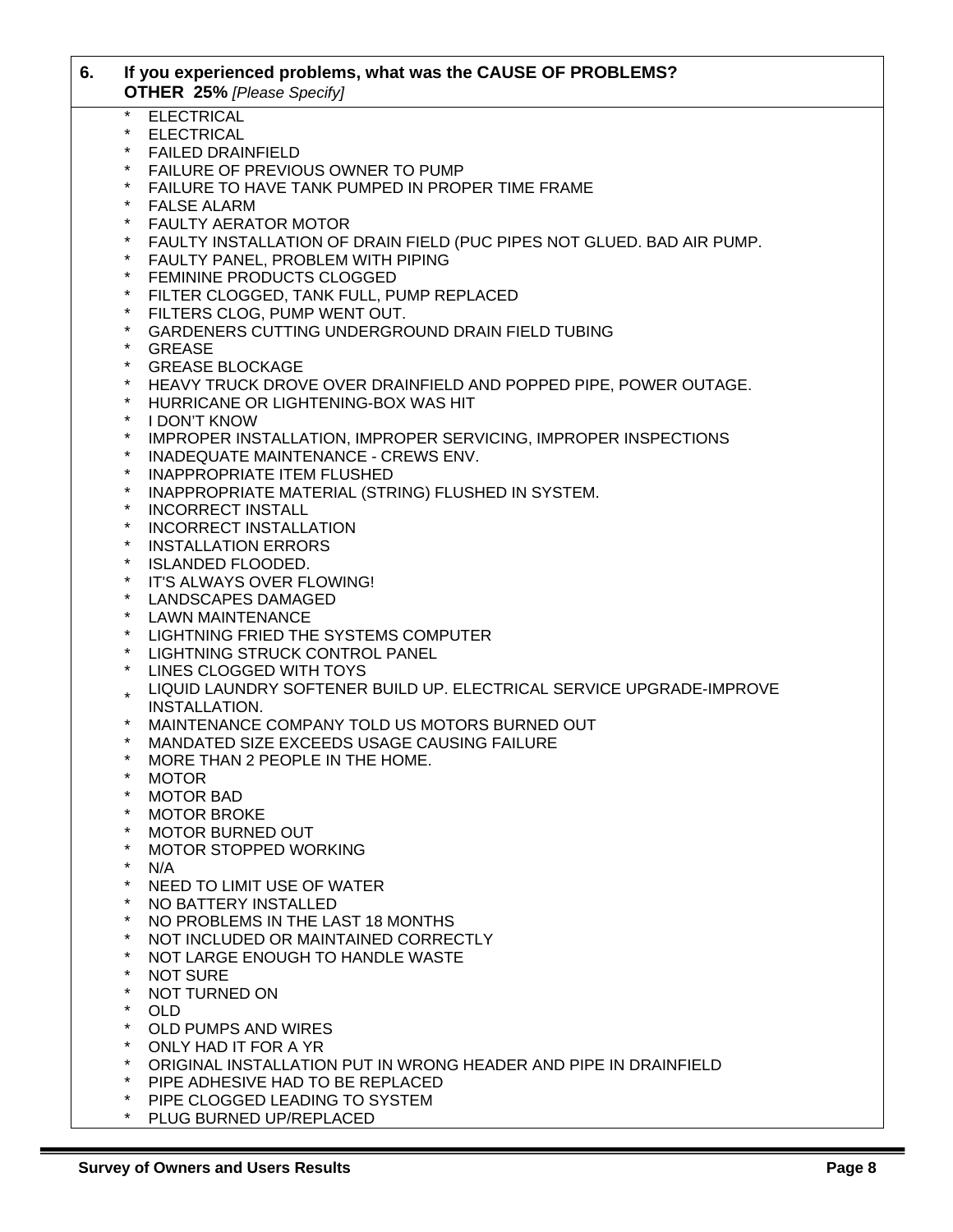**6. If you experienced problems, what was the CAUSE OF PROBLEMS?**
**OTHER 25%** *[Please Specify]*

- ELECTRICAL
- ELECTRICAL
- FAILED DRAINFIELD
- FAILURE OF PREVIOUS OWNER TO PUMP
- FAILURE TO HAVE TANK PUMPED IN PROPER TIME FRAME
- FALSE ALARM
- FAULTY AERATOR MOTOR
- FAULTY INSTALLATION OF DRAIN FIELD (PUC PIPES NOT GLUED. BAD AIR PUMP.
- FAULTY PANEL, PROBLEM WITH PIPING
- FEMININE PRODUCTS CLOGGED
- FILTER CLOGGED, TANK FULL, PUMP REPLACED
- FILTERS CLOG, PUMP WENT OUT.
- GARDENERS CUTTING UNDERGROUND DRAIN FIELD TUBING
- GREASE
- GREASE BLOCKAGE
- HEAVY TRUCK DROVE OVER DRAINFIELD AND POPPED PIPE, POWER OUTAGE.
- HURRICANE OR LIGHTENING-BOX WAS HIT
- I DON'T KNOW
- IMPROPER INSTALLATION, IMPROPER SERVICING, IMPROPER INSPECTIONS
- INADEQUATE MAINTENANCE - CREWS ENV.
- INAPPROPRIATE ITEM FLUSHED
- INAPPROPRIATE MATERIAL (STRING) FLUSHED IN SYSTEM.
- INCORRECT INSTALL
- INCORRECT INSTALLATION
- INSTALLATION ERRORS
- ISLANDED FLOODED.
- IT'S ALWAYS OVER FLOWING!
- LANDSCAPES DAMAGED
- LAWN MAINTENANCE
- LIGHTNING FRIED THE SYSTEMS COMPUTER
- LIGHTNING STRUCK CONTROL PANEL
- LINES CLOGGED WITH TOYS
- LIQUID LAUNDRY SOFTENER BUILD UP. ELECTRICAL SERVICE UPGRADE-IMPROVE INSTALLATION.
- MAINTENANCE COMPANY TOLD US MOTORS BURNED OUT
- MANDATED SIZE EXCEEDS USAGE CAUSING FAILURE
- MORE THAN 2 PEOPLE IN THE HOME.
- MOTOR
- MOTOR BAD
- MOTOR BROKE
- MOTOR BURNED OUT
- MOTOR STOPPED WORKING
- N/A
- NEED TO LIMIT USE OF WATER
- NO BATTERY INSTALLED
- NO PROBLEMS IN THE LAST 18 MONTHS
- NOT INCLUDED OR MAINTAINED CORRECTLY
- NOT LARGE ENOUGH TO HANDLE WASTE
- NOT SURE
- NOT TURNED ON
- OLD
- OLD PUMPS AND WIRES
- ONLY HAD IT FOR A YR
- ORIGINAL INSTALLATION PUT IN WRONG HEADER AND PIPE IN DRAINFIELD
- PIPE ADHESIVE HAD TO BE REPLACED
- PIPE CLOGGED LEADING TO SYSTEM
- PLUG BURNED UP/REPLACED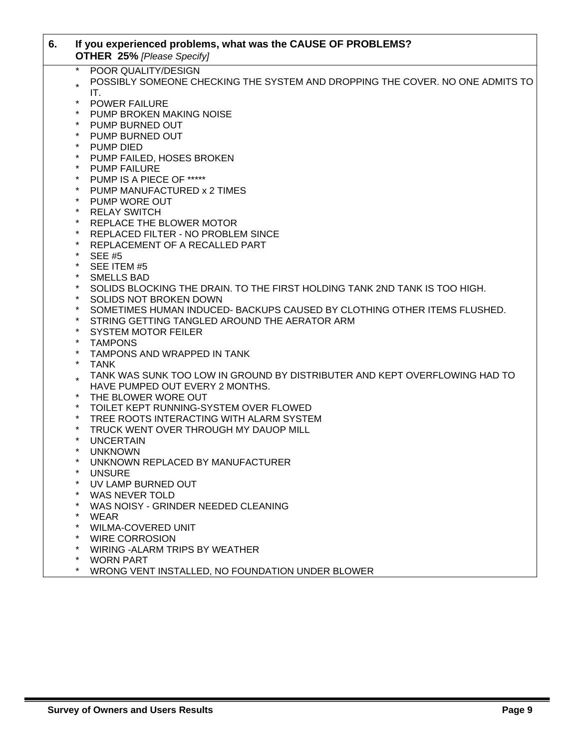**6. If you experienced problems, what was the CAUSE OF PROBLEMS?**
**OTHER 25%** *[Please Specify]*

- POOR QUALITY/DESIGN
- POSSIBLY SOMEONE CHECKING THE SYSTEM AND DROPPING THE COVER. NO ONE ADMITS TO IT.
- POWER FAILURE
- PUMP BROKEN MAKING NOISE
- PUMP BURNED OUT
- PUMP BURNED OUT
- PUMP DIED
- PUMP FAILED, HOSES BROKEN
- PUMP FAILURE
- PUMP IS A PIECE OF *****
- PUMP MANUFACTURED x 2 TIMES
- PUMP WORE OUT
- RELAY SWITCH
- REPLACE THE BLOWER MOTOR
- REPLACED FILTER - NO PROBLEM SINCE
- REPLACEMENT OF A RECALLED PART
- SEE #5
- SEE ITEM #5
- SMELLS BAD
- SOLIDS BLOCKING THE DRAIN. TO THE FIRST HOLDING TANK 2ND TANK IS TOO HIGH.
- SOLIDS NOT BROKEN DOWN
- SOMETIMES HUMAN INDUCED- BACKUPS CAUSED BY CLOTHING OTHER ITEMS FLUSHED.
- STRING GETTING TANGLED AROUND THE AERATOR ARM
- SYSTEM MOTOR FEILER
- TAMPONS
- TAMPONS AND WRAPPED IN TANK
- TANK
- TANK WAS SUNK TOO LOW IN GROUND BY DISTRIBUTER AND KEPT OVERFLOWING HAD TO HAVE PUMPED OUT EVERY 2 MONTHS.
- THE BLOWER WORE OUT
- TOILET KEPT RUNNING-SYSTEM OVER FLOWED
- TREE ROOTS INTERACTING WITH ALARM SYSTEM
- TRUCK WENT OVER THROUGH MY DAUOP MILL
- UNCERTAIN
- UNKNOWN
- UNKNOWN REPLACED BY MANUFACTURER
- UNSURE
- UV LAMP BURNED OUT
- WAS NEVER TOLD
- WAS NOISY - GRINDER NEEDED CLEANING
- WEAR
- WILMA-COVERED UNIT
- WIRE CORROSION
- WIRING -ALARM TRIPS BY WEATHER
- WORN PART
- WRONG VENT INSTALLED, NO FOUNDATION UNDER BLOWER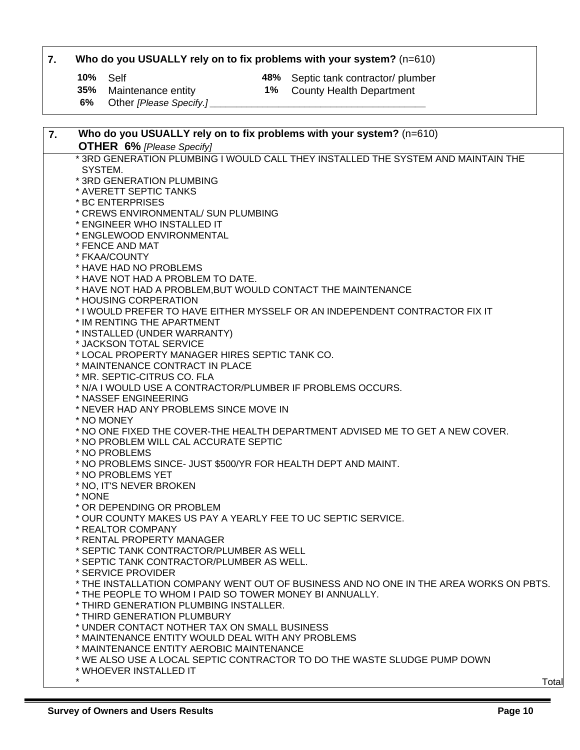**7. Who do you USUALLY rely on to fix problems with your system?** (n=610)

| | | | |
|---|---|---|---|
| **10%** | Self | **48%** | Septic tank contractor/ plumber |
| **35%** | Maintenance entity | **1%** | County Health Department |
| **6%** | Other *[Please Specify.]* ________________________________________ | | |

**7. Who do you USUALLY rely on to fix problems with your system?** (n=610)

**OTHER 6%** *[Please Specify]*

* 3RD GENERATION PLUMBING I WOULD CALL THEY INSTALLED THE SYSTEM AND MAINTAIN THE SYSTEM.
* 3RD GENERATION PLUMBING
* AVERETT SEPTIC TANKS
* BC ENTERPRISES
* CREWS ENVIRONMENTAL/ SUN PLUMBING
* ENGINEER WHO INSTALLED IT
* ENGLEWOOD ENVIRONMENTAL
* FENCE AND MAT
* FKAA/COUNTY
* HAVE HAD NO PROBLEMS
* HAVE NOT HAD A PROBLEM TO DATE.
* HAVE NOT HAD A PROBLEM,BUT WOULD CONTACT THE MAINTENANCE
* HOUSING CORPERATION
* I WOULD PREFER TO HAVE EITHER MYSSELF OR AN INDEPENDENT CONTRACTOR FIX IT
* IM RENTING THE APARTMENT
* INSTALLED (UNDER WARRANTY)
* JACKSON TOTAL SERVICE
* LOCAL PROPERTY MANAGER HIRES SEPTIC TANK CO.
* MAINTENANCE CONTRACT IN PLACE
* MR. SEPTIC-CITRUS CO. FLA
* N/A I WOULD USE A CONTRACTOR/PLUMBER IF PROBLEMS OCCURS.
* NASSEF ENGINEERING
* NEVER HAD ANY PROBLEMS SINCE MOVE IN
* NO MONEY
* NO ONE FIXED THE COVER-THE HEALTH DEPARTMENT ADVISED ME TO GET A NEW COVER.
* NO PROBLEM WILL CAL ACCURATE SEPTIC
* NO PROBLEMS
* NO PROBLEMS SINCE- JUST $500/YR FOR HEALTH DEPT AND MAINT.
* NO PROBLEMS YET
* NO, IT'S NEVER BROKEN
* NONE
* OR DEPENDING OR PROBLEM
* OUR COUNTY MAKES US PAY A YEARLY FEE TO UC SEPTIC SERVICE.
* REALTOR COMPANY
* RENTAL PROPERTY MANAGER
* SEPTIC TANK CONTRACTOR/PLUMBER AS WELL
* SEPTIC TANK CONTRACTOR/PLUMBER AS WELL.
* SERVICE PROVIDER
* THE INSTALLATION COMPANY WENT OUT OF BUSINESS AND NO ONE IN THE AREA WORKS ON PBTS.
* THE PEOPLE TO WHOM I PAID SO TOWER MONEY BI ANNUALLY.
* THIRD GENERATION PLUMBING INSTALLER.
* THIRD GENERATION PLUMBURY
* UNDER CONTACT NOTHER TAX ON SMALL BUSINESS
* MAINTENANCE ENTITY WOULD DEAL WITH ANY PROBLEMS
* MAINTENANCE ENTITY AEROBIC MAINTENANCE
* WE ALSO USE A LOCAL SEPTIC CONTRACTOR TO DO THE WASTE SLUDGE PUMP DOWN
* WHOEVER INSTALLED IT
* 

Total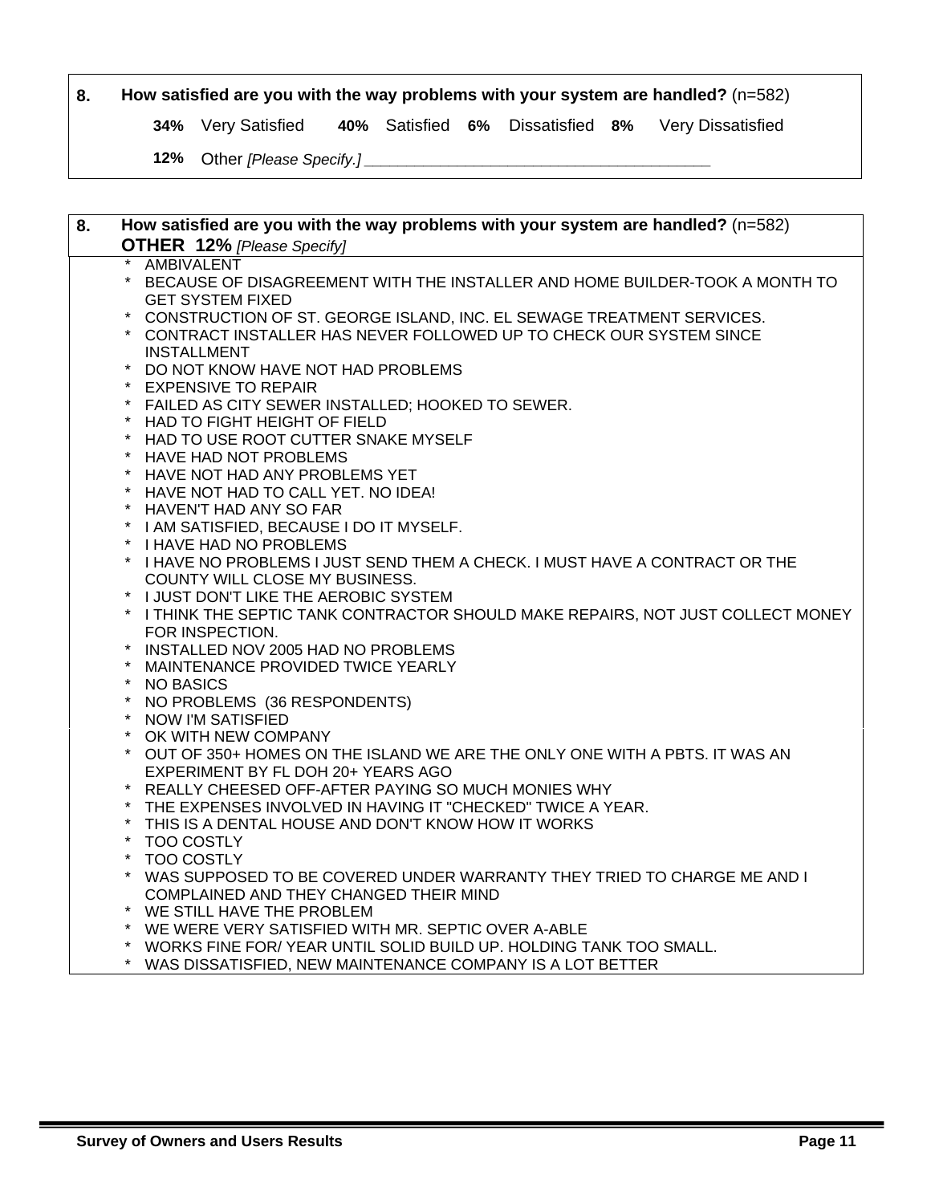**8. How satisfied are you with the way problems with your system are handled?** (n=582)

**34%** Very Satisfied **40%** Satisfied **6%** Dissatisfied **8%** Very Dissatisfied

**12%** Other *[Please Specify.]* ________________________________________

**8. How satisfied are you with the way problems with your system are handled?** (n=582)

**OTHER 12%** *[Please Specify]*

* AMBIVALENT
* BECAUSE OF DISAGREEMENT WITH THE INSTALLER AND HOME BUILDER-TOOK A MONTH TO GET SYSTEM FIXED
* CONSTRUCTION OF ST. GEORGE ISLAND, INC. EL SEWAGE TREATMENT SERVICES.
* CONTRACT INSTALLER HAS NEVER FOLLOWED UP TO CHECK OUR SYSTEM SINCE INSTALLMENT
* DO NOT KNOW HAVE NOT HAD PROBLEMS
* EXPENSIVE TO REPAIR
* FAILED AS CITY SEWER INSTALLED; HOOKED TO SEWER.
* HAD TO FIGHT HEIGHT OF FIELD
* HAD TO USE ROOT CUTTER SNAKE MYSELF
* HAVE HAD NOT PROBLEMS
* HAVE NOT HAD ANY PROBLEMS YET
* HAVE NOT HAD TO CALL YET. NO IDEA!
* HAVEN'T HAD ANY SO FAR
* I AM SATISFIED, BECAUSE I DO IT MYSELF.
* I HAVE HAD NO PROBLEMS
* I HAVE NO PROBLEMS I JUST SEND THEM A CHECK. I MUST HAVE A CONTRACT OR THE COUNTY WILL CLOSE MY BUSINESS.
* I JUST DON'T LIKE THE AEROBIC SYSTEM
* I THINK THE SEPTIC TANK CONTRACTOR SHOULD MAKE REPAIRS, NOT JUST COLLECT MONEY FOR INSPECTION.
* INSTALLED NOV 2005 HAD NO PROBLEMS
* MAINTENANCE PROVIDED TWICE YEARLY
* NO BASICS
* NO PROBLEMS (36 RESPONDENTS)
* NOW I'M SATISFIED
* OK WITH NEW COMPANY
* OUT OF 350+ HOMES ON THE ISLAND WE ARE THE ONLY ONE WITH A PBTS. IT WAS AN EXPERIMENT BY FL DOH 20+ YEARS AGO
* REALLY CHEESED OFF-AFTER PAYING SO MUCH MONIES WHY
* THE EXPENSES INVOLVED IN HAVING IT "CHECKED" TWICE A YEAR.
* THIS IS A DENTAL HOUSE AND DON'T KNOW HOW IT WORKS
* TOO COSTLY
* TOO COSTLY
* WAS SUPPOSED TO BE COVERED UNDER WARRANTY THEY TRIED TO CHARGE ME AND I COMPLAINED AND THEY CHANGED THEIR MIND
* WE STILL HAVE THE PROBLEM
* WE WERE VERY SATISFIED WITH MR. SEPTIC OVER A-ABLE
* WORKS FINE FOR/ YEAR UNTIL SOLID BUILD UP. HOLDING TANK TOO SMALL.
* WAS DISSATISFIED, NEW MAINTENANCE COMPANY IS A LOT BETTER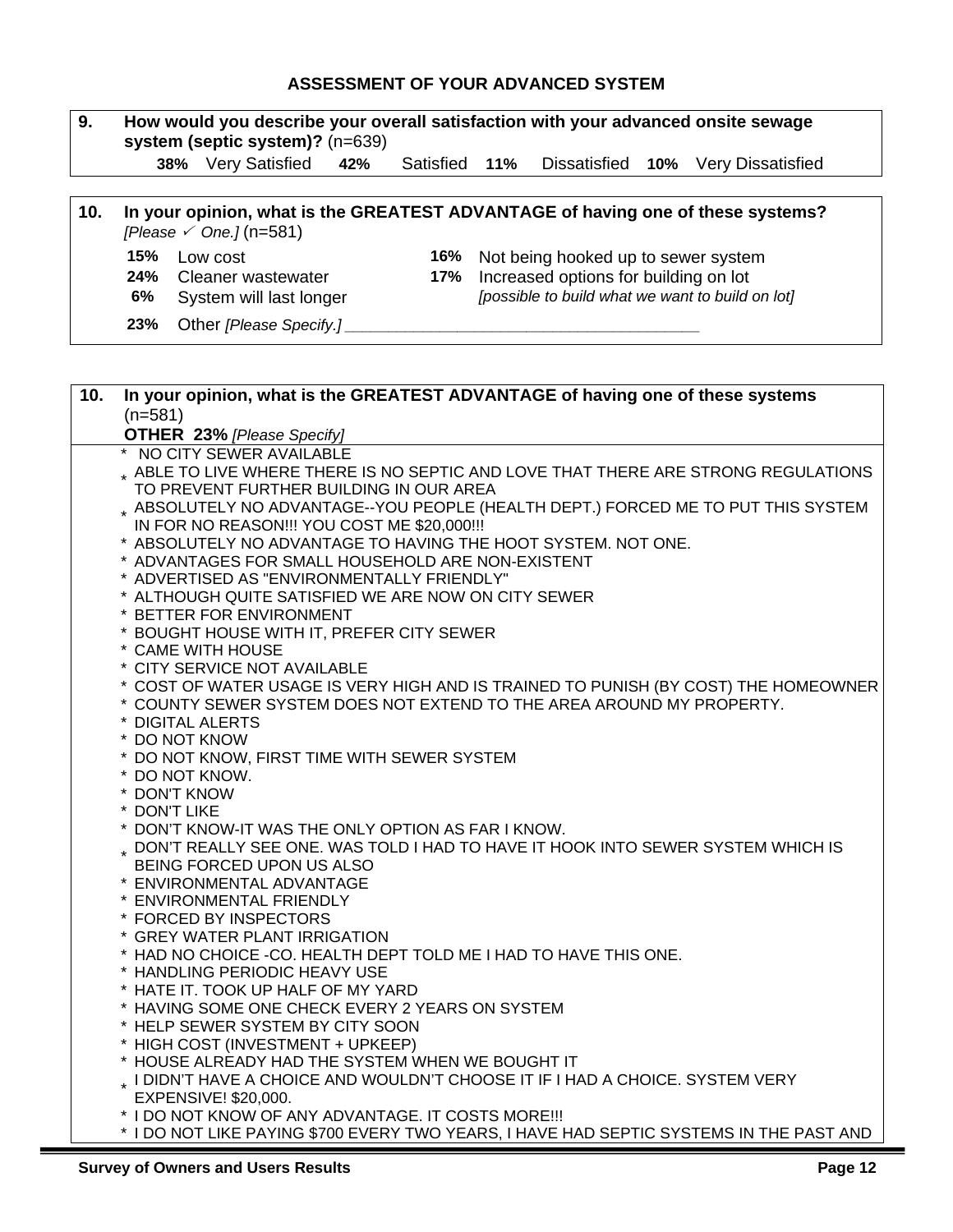## ASSESSMENT OF YOUR ADVANCED SYSTEM

**9. How would you describe your overall satisfaction with your advanced onsite sewage system (septic system)?** (n=639)

**38%** Very Satisfied **42%** Satisfied **11%** Dissatisfied **10%** Very Dissatisfied

**10. In your opinion, what is the GREATEST ADVANTAGE of having one of these systems?** *[Please ✓ One.]* (n=581)

**15%** Low cost
**24%** Cleaner wastewater
**6%** System will last longer
**16%** Not being hooked up to sewer system
**17%** Increased options for building on lot *[possible to build what we want to build on lot]*
**23%** Other *[Please Specify.]* ______________________________________

**10. In your opinion, what is the GREATEST ADVANTAGE of having one of these systems** (n=581)
**OTHER 23%** *[Please Specify]*

* NO CITY SEWER AVAILABLE
* ABLE TO LIVE WHERE THERE IS NO SEPTIC AND LOVE THAT THERE ARE STRONG REGULATIONS TO PREVENT FURTHER BUILDING IN OUR AREA
* ABSOLUTELY NO ADVANTAGE--YOU PEOPLE (HEALTH DEPT.) FORCED ME TO PUT THIS SYSTEM IN FOR NO REASON!!! YOU COST ME $20,000!!!
* ABSOLUTELY NO ADVANTAGE TO HAVING THE HOOT SYSTEM. NOT ONE.
* ADVANTAGES FOR SMALL HOUSEHOLD ARE NON-EXISTENT
* ADVERTISED AS "ENVIRONMENTALLY FRIENDLY"
* ALTHOUGH QUITE SATISFIED WE ARE NOW ON CITY SEWER
* BETTER FOR ENVIRONMENT
* BOUGHT HOUSE WITH IT, PREFER CITY SEWER
* CAME WITH HOUSE
* CITY SERVICE NOT AVAILABLE
* COST OF WATER USAGE IS VERY HIGH AND IS TRAINED TO PUNISH (BY COST) THE HOMEOWNER
* COUNTY SEWER SYSTEM DOES NOT EXTEND TO THE AREA AROUND MY PROPERTY.
* DIGITAL ALERTS
* DO NOT KNOW
* DO NOT KNOW, FIRST TIME WITH SEWER SYSTEM
* DO NOT KNOW.
* DON'T KNOW
* DON'T LIKE
* DON'T KNOW-IT WAS THE ONLY OPTION AS FAR I KNOW.
* DON'T REALLY SEE ONE. WAS TOLD I HAD TO HAVE IT HOOK INTO SEWER SYSTEM WHICH IS BEING FORCED UPON US ALSO
* ENVIRONMENTAL ADVANTAGE
* ENVIRONMENTAL FRIENDLY
* FORCED BY INSPECTORS
* GREY WATER PLANT IRRIGATION
* HAD NO CHOICE -CO. HEALTH DEPT TOLD ME I HAD TO HAVE THIS ONE.
* HANDLING PERIODIC HEAVY USE
* HATE IT. TOOK UP HALF OF MY YARD
* HAVING SOME ONE CHECK EVERY 2 YEARS ON SYSTEM
* HELP SEWER SYSTEM BY CITY SOON
* HIGH COST (INVESTMENT + UPKEEP)
* HOUSE ALREADY HAD THE SYSTEM WHEN WE BOUGHT IT
* I DIDN'T HAVE A CHOICE AND WOULDN'T CHOOSE IT IF I HAD A CHOICE. SYSTEM VERY EXPENSIVE! $20,000.
* I DO NOT KNOW OF ANY ADVANTAGE. IT COSTS MORE!!!
* I DO NOT LIKE PAYING $700 EVERY TWO YEARS, I HAVE HAD SEPTIC SYSTEMS IN THE PAST AND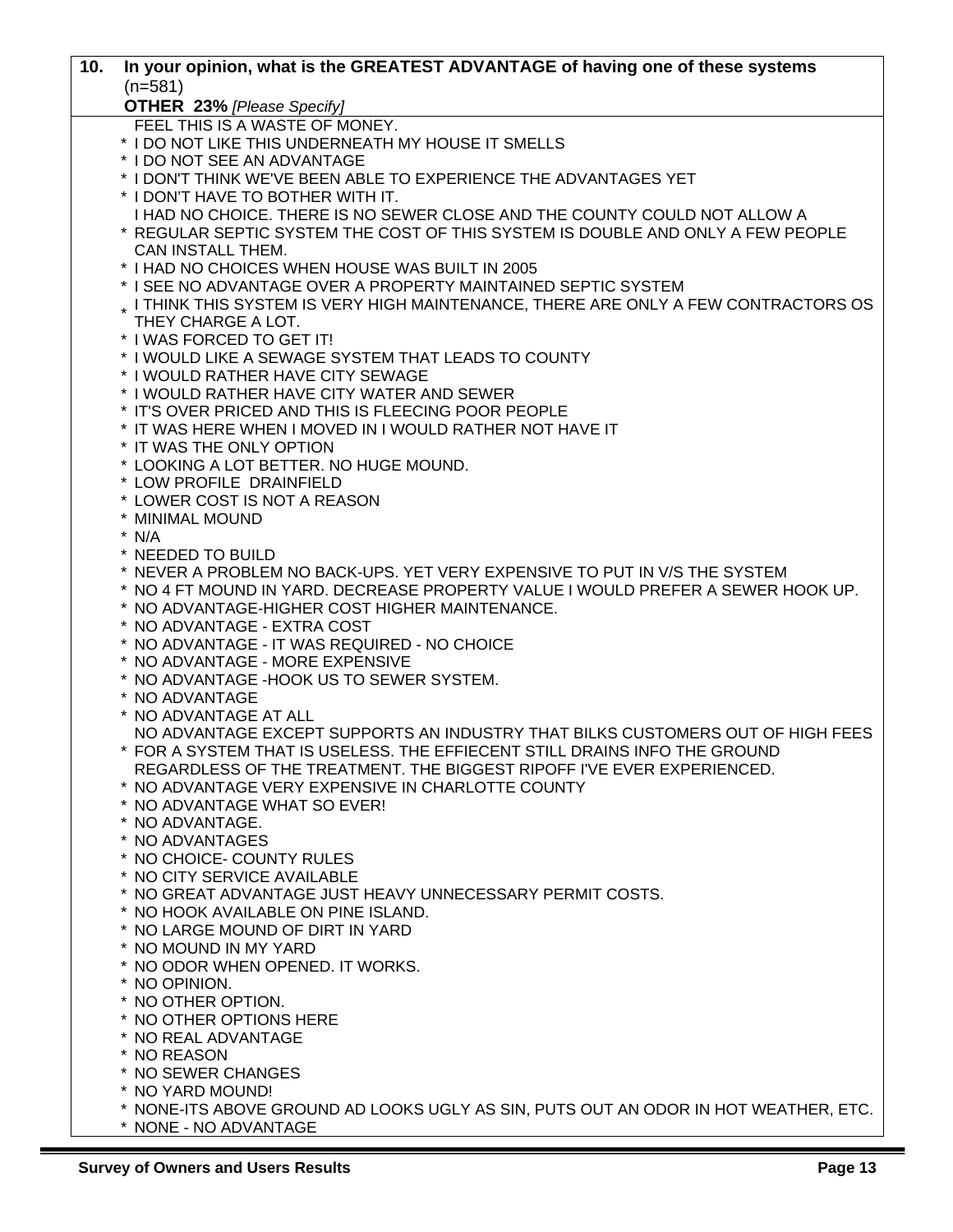**10. In your opinion, what is the GREATEST ADVANTAGE of having one of these systems** (n=581)

**OTHER 23%** *[Please Specify]*

FEEL THIS IS A WASTE OF MONEY.

- I DO NOT LIKE THIS UNDERNEATH MY HOUSE IT SMELLS
- I DO NOT SEE AN ADVANTAGE
- I DON'T THINK WE'VE BEEN ABLE TO EXPERIENCE THE ADVANTAGES YET
- I DON'T HAVE TO BOTHER WITH IT.
- I HAD NO CHOICE. THERE IS NO SEWER CLOSE AND THE COUNTY COULD NOT ALLOW A REGULAR SEPTIC SYSTEM THE COST OF THIS SYSTEM IS DOUBLE AND ONLY A FEW PEOPLE CAN INSTALL THEM.
- I HAD NO CHOICES WHEN HOUSE WAS BUILT IN 2005
- I SEE NO ADVANTAGE OVER A PROPERTY MAINTAINED SEPTIC SYSTEM
- I THINK THIS SYSTEM IS VERY HIGH MAINTENANCE, THERE ARE ONLY A FEW CONTRACTORS OS THEY CHARGE A LOT.
- I WAS FORCED TO GET IT!
- I WOULD LIKE A SEWAGE SYSTEM THAT LEADS TO COUNTY
- I WOULD RATHER HAVE CITY SEWAGE
- I WOULD RATHER HAVE CITY WATER AND SEWER
- IT'S OVER PRICED AND THIS IS FLEECING POOR PEOPLE
- IT WAS HERE WHEN I MOVED IN I WOULD RATHER NOT HAVE IT
- IT WAS THE ONLY OPTION
- LOOKING A LOT BETTER. NO HUGE MOUND.
- LOW PROFILE DRAINFIELD
- LOWER COST IS NOT A REASON
- MINIMAL MOUND
- N/A
- NEEDED TO BUILD
- NEVER A PROBLEM NO BACK-UPS. YET VERY EXPENSIVE TO PUT IN V/S THE SYSTEM
- NO 4 FT MOUND IN YARD. DECREASE PROPERTY VALUE I WOULD PREFER A SEWER HOOK UP.
- NO ADVANTAGE-HIGHER COST HIGHER MAINTENANCE.
- NO ADVANTAGE - EXTRA COST
- NO ADVANTAGE - IT WAS REQUIRED - NO CHOICE
- NO ADVANTAGE - MORE EXPENSIVE
- NO ADVANTAGE -HOOK US TO SEWER SYSTEM.
- NO ADVANTAGE
- NO ADVANTAGE AT ALL
- NO ADVANTAGE EXCEPT SUPPORTS AN INDUSTRY THAT BILKS CUSTOMERS OUT OF HIGH FEES FOR A SYSTEM THAT IS USELESS. THE EFFIECENT STILL DRAINS INFO THE GROUND REGARDLESS OF THE TREATMENT. THE BIGGEST RIPOFF I'VE EVER EXPERIENCED.
- NO ADVANTAGE VERY EXPENSIVE IN CHARLOTTE COUNTY
- NO ADVANTAGE WHAT SO EVER!
- NO ADVANTAGE.
- NO ADVANTAGES
- NO CHOICE- COUNTY RULES
- NO CITY SERVICE AVAILABLE
- NO GREAT ADVANTAGE JUST HEAVY UNNECESSARY PERMIT COSTS.
- NO HOOK AVAILABLE ON PINE ISLAND.
- NO LARGE MOUND OF DIRT IN YARD
- NO MOUND IN MY YARD
- NO ODOR WHEN OPENED. IT WORKS.
- NO OPINION.
- NO OTHER OPTION.
- NO OTHER OPTIONS HERE
- NO REAL ADVANTAGE
- NO REASON
- NO SEWER CHANGES
- NO YARD MOUND!
- NONE-ITS ABOVE GROUND AD LOOKS UGLY AS SIN, PUTS OUT AN ODOR IN HOT WEATHER, ETC.
- NONE - NO ADVANTAGE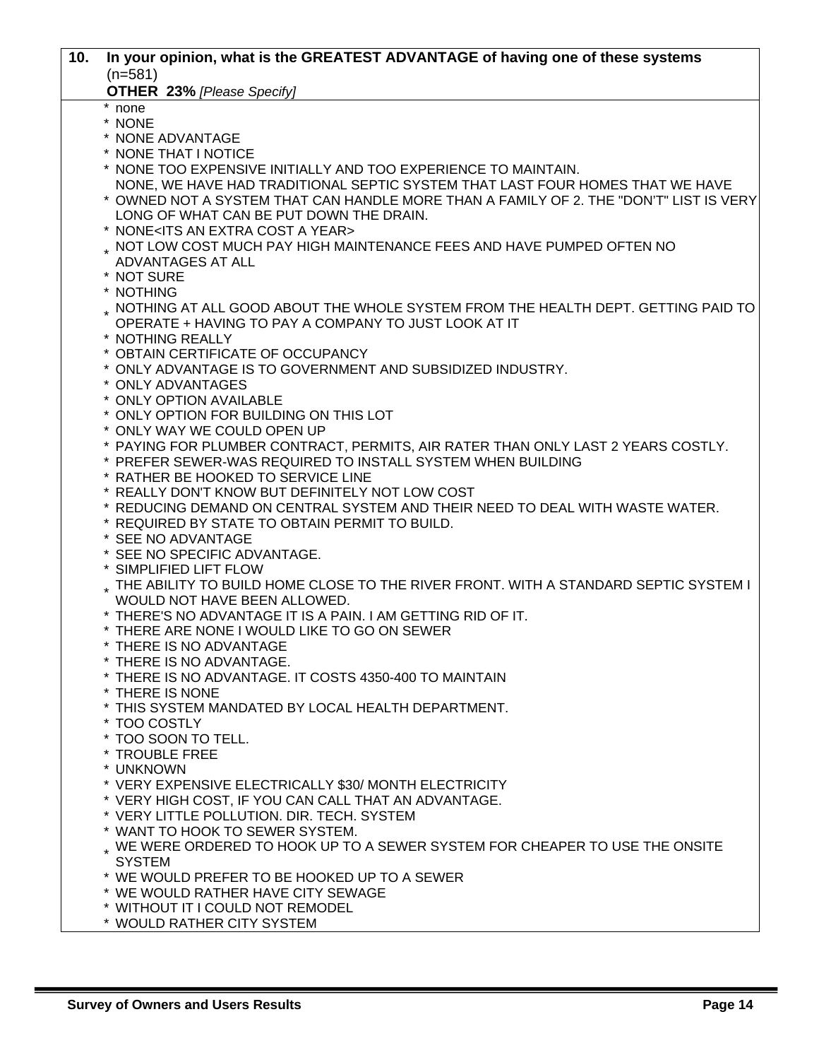**10. In your opinion, what is the GREATEST ADVANTAGE of having one of these systems**
(n=581)
**OTHER 23%** *[Please Specify]*

* none
* NONE
* NONE ADVANTAGE
* NONE THAT I NOTICE
* NONE TOO EXPENSIVE INITIALLY AND TOO EXPERIENCE TO MAINTAIN.
* NONE, WE HAVE HAD TRADITIONAL SEPTIC SYSTEM THAT LAST FOUR HOMES THAT WE HAVE OWNED NOT A SYSTEM THAT CAN HANDLE MORE THAN A FAMILY OF 2. THE "DON'T" LIST IS VERY LONG OF WHAT CAN BE PUT DOWN THE DRAIN.
* NONE<ITS AN EXTRA COST A YEAR>
* NOT LOW COST MUCH PAY HIGH MAINTENANCE FEES AND HAVE PUMPED OFTEN NO ADVANTAGES AT ALL
* NOT SURE
* NOTHING
* NOTHING AT ALL GOOD ABOUT THE WHOLE SYSTEM FROM THE HEALTH DEPT. GETTING PAID TO OPERATE + HAVING TO PAY A COMPANY TO JUST LOOK AT IT
* NOTHING REALLY
* OBTAIN CERTIFICATE OF OCCUPANCY
* ONLY ADVANTAGE IS TO GOVERNMENT AND SUBSIDIZED INDUSTRY.
* ONLY ADVANTAGES
* ONLY OPTION AVAILABLE
* ONLY OPTION FOR BUILDING ON THIS LOT
* ONLY WAY WE COULD OPEN UP
* PAYING FOR PLUMBER CONTRACT, PERMITS, AIR RATER THAN ONLY LAST 2 YEARS COSTLY.
* PREFER SEWER-WAS REQUIRED TO INSTALL SYSTEM WHEN BUILDING
* RATHER BE HOOKED TO SERVICE LINE
* REALLY DON'T KNOW BUT DEFINITELY NOT LOW COST
* REDUCING DEMAND ON CENTRAL SYSTEM AND THEIR NEED TO DEAL WITH WASTE WATER.
* REQUIRED BY STATE TO OBTAIN PERMIT TO BUILD.
* SEE NO ADVANTAGE
* SEE NO SPECIFIC ADVANTAGE.
* SIMPLIFIED LIFT FLOW
* THE ABILITY TO BUILD HOME CLOSE TO THE RIVER FRONT. WITH A STANDARD SEPTIC SYSTEM I WOULD NOT HAVE BEEN ALLOWED.
* THERE'S NO ADVANTAGE IT IS A PAIN. I AM GETTING RID OF IT.
* THERE ARE NONE I WOULD LIKE TO GO ON SEWER
* THERE IS NO ADVANTAGE
* THERE IS NO ADVANTAGE.
* THERE IS NO ADVANTAGE. IT COSTS 4350-400 TO MAINTAIN
* THERE IS NONE
* THIS SYSTEM MANDATED BY LOCAL HEALTH DEPARTMENT.
* TOO COSTLY
* TOO SOON TO TELL.
* TROUBLE FREE
* UNKNOWN
* VERY EXPENSIVE ELECTRICALLY $30/ MONTH ELECTRICITY
* VERY HIGH COST, IF YOU CAN CALL THAT AN ADVANTAGE.
* VERY LITTLE POLLUTION. DIR. TECH. SYSTEM
* WANT TO HOOK TO SEWER SYSTEM.
* WE WERE ORDERED TO HOOK UP TO A SEWER SYSTEM FOR CHEAPER TO USE THE ONSITE SYSTEM
* WE WOULD PREFER TO BE HOOKED UP TO A SEWER
* WE WOULD RATHER HAVE CITY SEWAGE
* WITHOUT IT I COULD NOT REMODEL
* WOULD RATHER CITY SYSTEM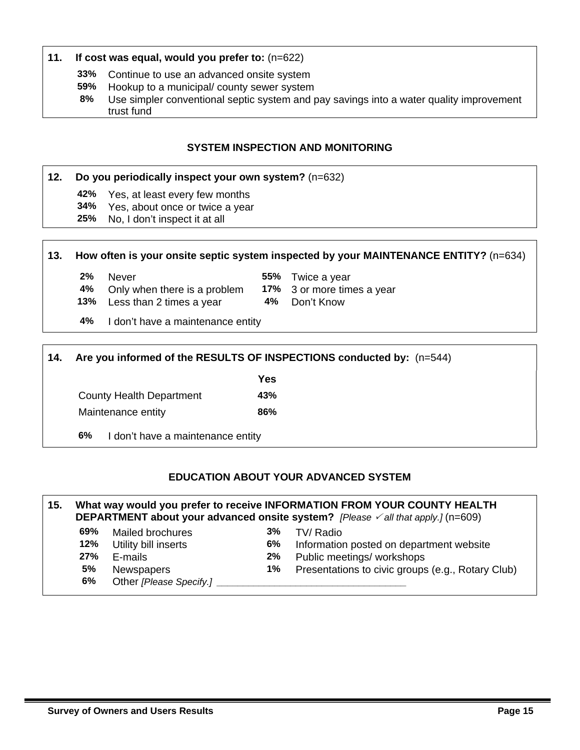**11. If cost was equal, would you prefer to:** (n=622)

- **33%** Continue to use an advanced onsite system
- **59%** Hookup to a municipal/ county sewer system
- **8%** Use simpler conventional septic system and pay savings into a water quality improvement trust fund

## SYSTEM INSPECTION AND MONITORING

**12. Do you periodically inspect your own system?** (n=632)

- **42%** Yes, at least every few months
- **34%** Yes, about once or twice a year
- **25%** No, I don't inspect it at all

**13. How often is your onsite septic system inspected by your MAINTENANCE ENTITY?** (n=634)

- **2%** Never
- **4%** Only when there is a problem
- **13%** Less than 2 times a year
- **55%** Twice a year
- **17%** 3 or more times a year
- **4%** Don't Know
- **4%** I don't have a maintenance entity

**14. Are you informed of the RESULTS OF INSPECTIONS conducted by:** (n=544)

| | Yes |
|---|---|
| County Health Department | 43% |
| Maintenance entity | 86% |

- **6%** I don't have a maintenance entity

## EDUCATION ABOUT YOUR ADVANCED SYSTEM

**15. What way would you prefer to receive INFORMATION FROM YOUR COUNTY HEALTH DEPARTMENT about your advanced onsite system?** *[Please ✓ all that apply.]* (n=609)

- **69%** Mailed brochures
- **12%** Utility bill inserts
- **27%** E-mails
- **5%** Newspapers
- **6%** Other *[Please Specify.]* ________________________________
- **3%** TV/ Radio
- **6%** Information posted on department website
- **2%** Public meetings/ workshops
- **1%** Presentations to civic groups (e.g., Rotary Club)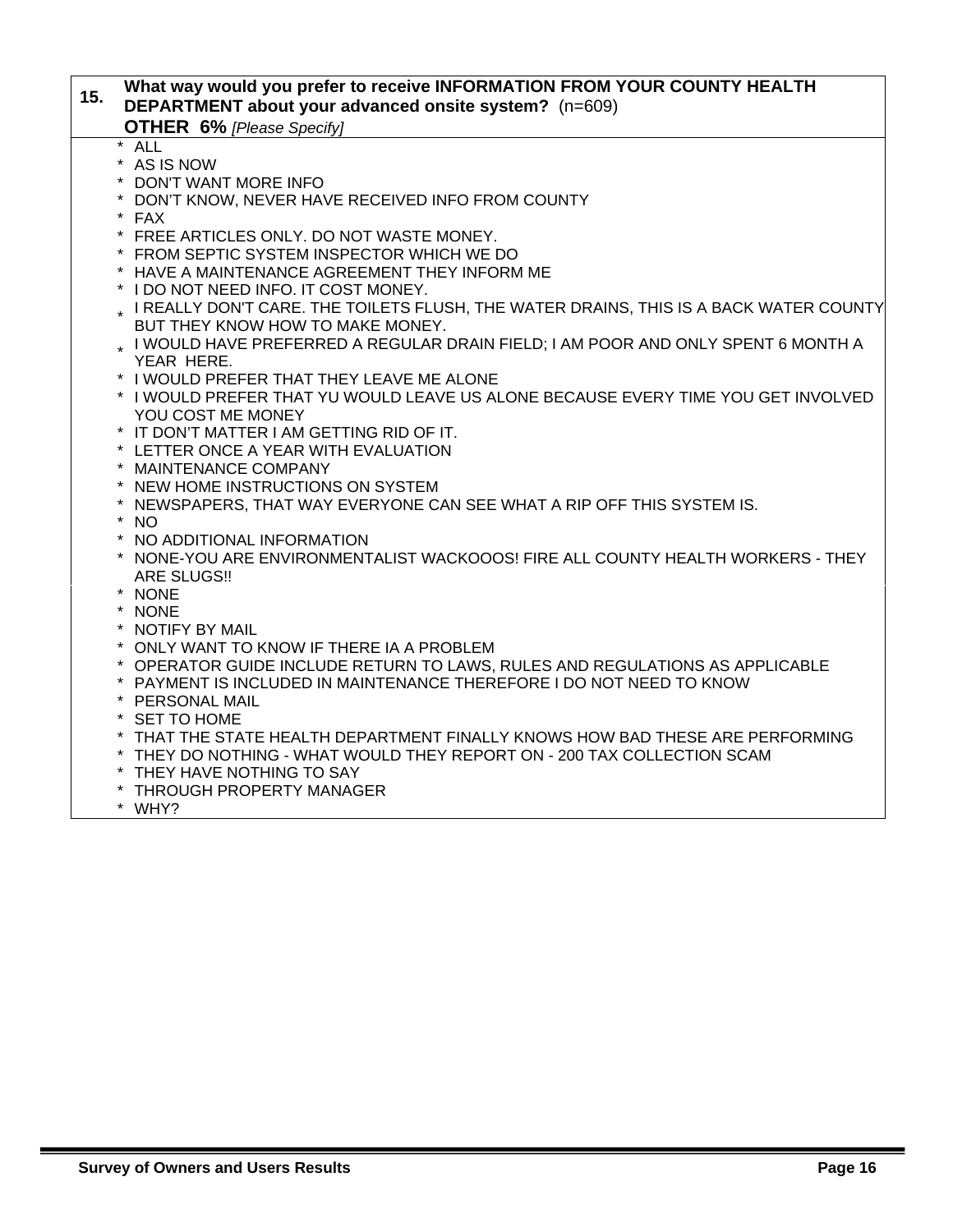**15.** **What way would you prefer to receive INFORMATION FROM YOUR COUNTY HEALTH DEPARTMENT about your advanced onsite system?** (n=609)

**OTHER 6%** *[Please Specify]*

* ALL
* AS IS NOW
* DON'T WANT MORE INFO
* DON'T KNOW, NEVER HAVE RECEIVED INFO FROM COUNTY
* FAX
* FREE ARTICLES ONLY. DO NOT WASTE MONEY.
* FROM SEPTIC SYSTEM INSPECTOR WHICH WE DO
* HAVE A MAINTENANCE AGREEMENT THEY INFORM ME
* I DO NOT NEED INFO. IT COST MONEY.
* I REALLY DON'T CARE. THE TOILETS FLUSH, THE WATER DRAINS, THIS IS A BACK WATER COUNTY BUT THEY KNOW HOW TO MAKE MONEY.
* I WOULD HAVE PREFERRED A REGULAR DRAIN FIELD; I AM POOR AND ONLY SPENT 6 MONTH A YEAR HERE.
* I WOULD PREFER THAT THEY LEAVE ME ALONE
* I WOULD PREFER THAT YU WOULD LEAVE US ALONE BECAUSE EVERY TIME YOU GET INVOLVED YOU COST ME MONEY
* IT DON'T MATTER I AM GETTING RID OF IT.
* LETTER ONCE A YEAR WITH EVALUATION
* MAINTENANCE COMPANY
* NEW HOME INSTRUCTIONS ON SYSTEM
* NEWSPAPERS, THAT WAY EVERYONE CAN SEE WHAT A RIP OFF THIS SYSTEM IS.
* NO
* NO ADDITIONAL INFORMATION
* NONE-YOU ARE ENVIRONMENTALIST WACKOOOS! FIRE ALL COUNTY HEALTH WORKERS - THEY ARE SLUGS!!
* NONE
* NONE
* NOTIFY BY MAIL
* ONLY WANT TO KNOW IF THERE IA A PROBLEM
* OPERATOR GUIDE INCLUDE RETURN TO LAWS, RULES AND REGULATIONS AS APPLICABLE
* PAYMENT IS INCLUDED IN MAINTENANCE THEREFORE I DO NOT NEED TO KNOW
* PERSONAL MAIL
* SET TO HOME
* THAT THE STATE HEALTH DEPARTMENT FINALLY KNOWS HOW BAD THESE ARE PERFORMING
* THEY DO NOTHING - WHAT WOULD THEY REPORT ON - 200 TAX COLLECTION SCAM
* THEY HAVE NOTHING TO SAY
* THROUGH PROPERTY MANAGER
* WHY?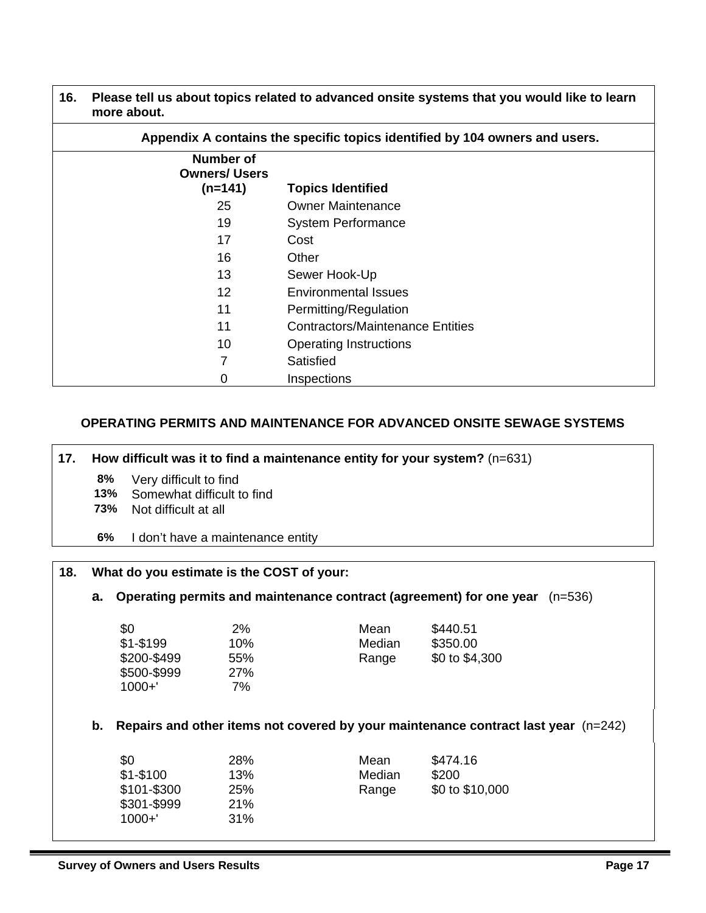**16. Please tell us about topics related to advanced onsite systems that you would like to learn more about.**

**Appendix A contains the specific topics identified by 104 owners and users.**

| Number of Owners/ Users (n=141) | Topics Identified |
|---|---|
| 25 | Owner Maintenance |
| 19 | System Performance |
| 17 | Cost |
| 16 | Other |
| 13 | Sewer Hook-Up |
| 12 | Environmental Issues |
| 11 | Permitting/Regulation |
| 11 | Contractors/Maintenance Entities |
| 10 | Operating Instructions |
| 7 | Satisfied |
| 0 | Inspections |

## OPERATING PERMITS AND MAINTENANCE FOR ADVANCED ONSITE SEWAGE SYSTEMS

**17. How difficult was it to find a maintenance entity for your system?** (n=631)

| | |
|---|---|
| **8%** | Very difficult to find |
| **13%** | Somewhat difficult to find |
| **73%** | Not difficult at all |
| **6%** | I don't have a maintenance entity |

**18. What do you estimate is the COST of your:**

**a. Operating permits and maintenance contract (agreement) for one year** (n=536)

| | | | |
|---|---|---|---|
| $0 | 2% | Mean | $440.51 |
| $1-$199 | 10% | Median | $350.00 |
| $200-$499 | 55% | Range | $0 to $4,300 |
| $500-$999 | 27% | | |
| 1000+' | 7% | | |

**b. Repairs and other items not covered by your maintenance contract last year** (n=242)

| | | | |
|---|---|---|---|
| $0 | 28% | Mean | $474.16 |
| $1-$100 | 13% | Median | $200 |
| $101-$300 | 25% | Range | $0 to $10,000 |
| $301-$999 | 21% | | |
| 1000+' | 31% | | |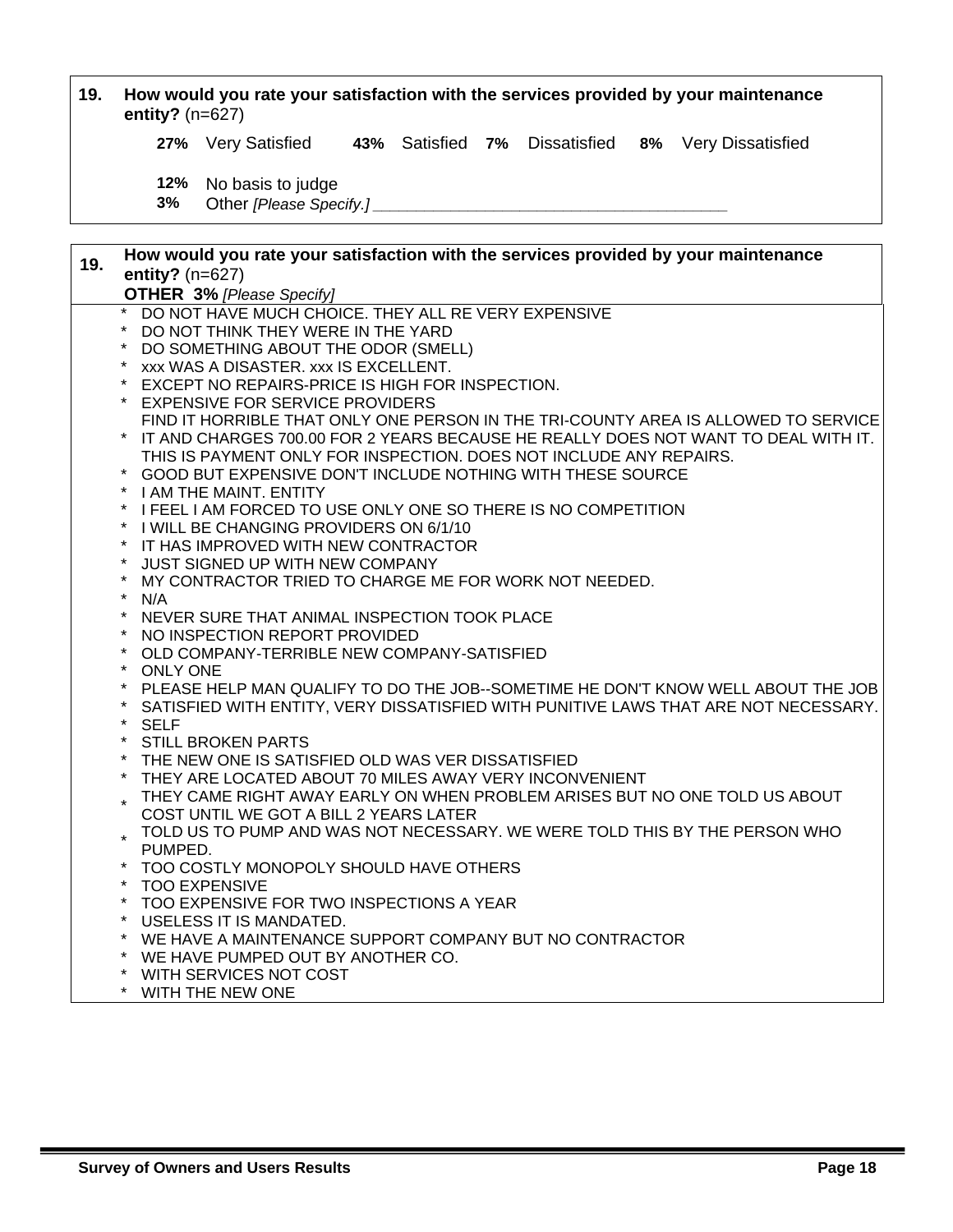**19. How would you rate your satisfaction with the services provided by your maintenance entity?** (n=627)

**27%** Very Satisfied **43%** Satisfied **7%** Dissatisfied **8%** Very Dissatisfied

**12%** No basis to judge
**3%** Other *[Please Specify.]* \_\_\_\_\_\_\_\_\_\_\_\_\_\_\_\_\_\_\_\_\_\_\_\_\_\_\_\_\_\_\_\_\_\_\_\_\_\_\_\_

**19. How would you rate your satisfaction with the services provided by your maintenance entity?** (n=627)
**OTHER 3%** *[Please Specify]*

- DO NOT HAVE MUCH CHOICE. THEY ALL RE VERY EXPENSIVE
- DO NOT THINK THEY WERE IN THE YARD
- DO SOMETHING ABOUT THE ODOR (SMELL)
- xxx WAS A DISASTER. xxx IS EXCELLENT.
- EXCEPT NO REPAIRS-PRICE IS HIGH FOR INSPECTION.
- EXPENSIVE FOR SERVICE PROVIDERS
- FIND IT HORRIBLE THAT ONLY ONE PERSON IN THE TRI-COUNTY AREA IS ALLOWED TO SERVICE IT AND CHARGES 700.00 FOR 2 YEARS BECAUSE HE REALLY DOES NOT WANT TO DEAL WITH IT. THIS IS PAYMENT ONLY FOR INSPECTION. DOES NOT INCLUDE ANY REPAIRS.
- GOOD BUT EXPENSIVE DON'T INCLUDE NOTHING WITH THESE SOURCE
- I AM THE MAINT. ENTITY
- I FEEL I AM FORCED TO USE ONLY ONE SO THERE IS NO COMPETITION
- I WILL BE CHANGING PROVIDERS ON 6/1/10
- IT HAS IMPROVED WITH NEW CONTRACTOR
- JUST SIGNED UP WITH NEW COMPANY
- MY CONTRACTOR TRIED TO CHARGE ME FOR WORK NOT NEEDED.
- N/A
- NEVER SURE THAT ANIMAL INSPECTION TOOK PLACE
- NO INSPECTION REPORT PROVIDED
- OLD COMPANY-TERRIBLE NEW COMPANY-SATISFIED
- ONLY ONE
- PLEASE HELP MAN QUALIFY TO DO THE JOB--SOMETIME HE DON'T KNOW WELL ABOUT THE JOB
- SATISFIED WITH ENTITY, VERY DISSATISFIED WITH PUNITIVE LAWS THAT ARE NOT NECESSARY.
- SELF
- STILL BROKEN PARTS
- THE NEW ONE IS SATISFIED OLD WAS VER DISSATISFIED
- THEY ARE LOCATED ABOUT 70 MILES AWAY VERY INCONVENIENT
- THEY CAME RIGHT AWAY EARLY ON WHEN PROBLEM ARISES BUT NO ONE TOLD US ABOUT COST UNTIL WE GOT A BILL 2 YEARS LATER
- TOLD US TO PUMP AND WAS NOT NECESSARY. WE WERE TOLD THIS BY THE PERSON WHO PUMPED.
- TOO COSTLY MONOPOLY SHOULD HAVE OTHERS
- TOO EXPENSIVE
- TOO EXPENSIVE FOR TWO INSPECTIONS A YEAR
- USELESS IT IS MANDATED.
- WE HAVE A MAINTENANCE SUPPORT COMPANY BUT NO CONTRACTOR
- WE HAVE PUMPED OUT BY ANOTHER CO.
- WITH SERVICES NOT COST
- WITH THE NEW ONE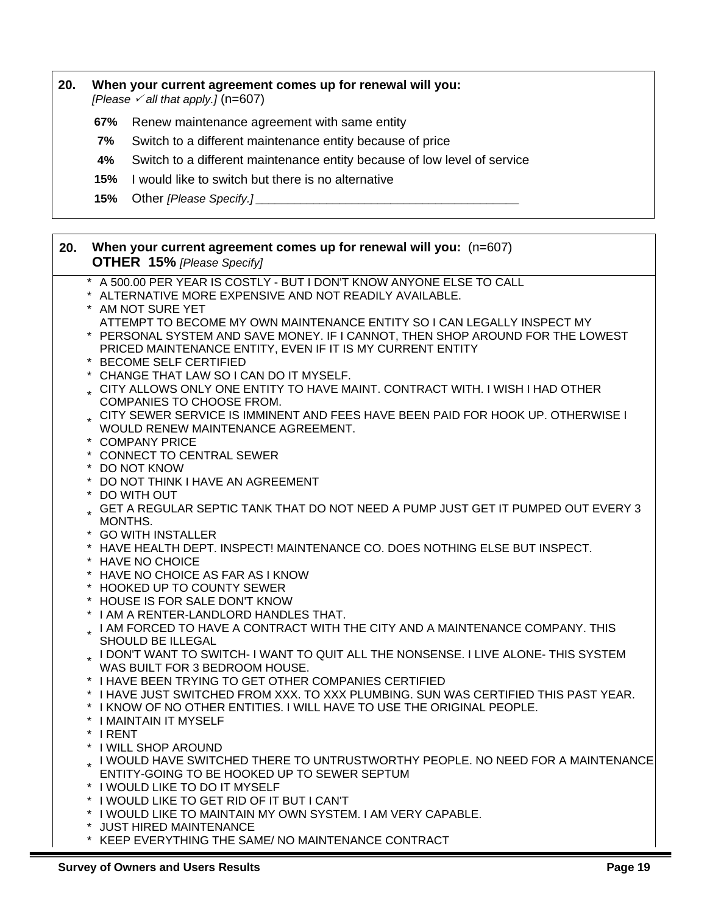**20. When your current agreement comes up for renewal will you:**
*[Please ✓ all that apply.]* (n=607)

- **67%** Renew maintenance agreement with same entity
- **7%** Switch to a different maintenance entity because of price
- **4%** Switch to a different maintenance entity because of low level of service
- **15%** I would like to switch but there is no alternative
- **15%** Other *[Please Specify.]* ________________________________________

**20. When your current agreement comes up for renewal will you:** (n=607)
**OTHER 15%** *[Please Specify]*

* A 500.00 PER YEAR IS COSTLY - BUT I DON'T KNOW ANYONE ELSE TO CALL
* ALTERNATIVE MORE EXPENSIVE AND NOT READILY AVAILABLE.
* AM NOT SURE YET
* ATTEMPT TO BECOME MY OWN MAINTENANCE ENTITY SO I CAN LEGALLY INSPECT MY PERSONAL SYSTEM AND SAVE MONEY. IF I CANNOT, THEN SHOP AROUND FOR THE LOWEST PRICED MAINTENANCE ENTITY, EVEN IF IT IS MY CURRENT ENTITY
* BECOME SELF CERTIFIED
* CHANGE THAT LAW SO I CAN DO IT MYSELF.
* CITY ALLOWS ONLY ONE ENTITY TO HAVE MAINT. CONTRACT WITH. I WISH I HAD OTHER COMPANIES TO CHOOSE FROM.
* CITY SEWER SERVICE IS IMMINENT AND FEES HAVE BEEN PAID FOR HOOK UP. OTHERWISE I WOULD RENEW MAINTENANCE AGREEMENT.
* COMPANY PRICE
* CONNECT TO CENTRAL SEWER
* DO NOT KNOW
* DO NOT THINK I HAVE AN AGREEMENT
* DO WITH OUT
* GET A REGULAR SEPTIC TANK THAT DO NOT NEED A PUMP JUST GET IT PUMPED OUT EVERY 3 MONTHS.
* GO WITH INSTALLER
* HAVE HEALTH DEPT. INSPECT! MAINTENANCE CO. DOES NOTHING ELSE BUT INSPECT.
* HAVE NO CHOICE
* HAVE NO CHOICE AS FAR AS I KNOW
* HOOKED UP TO COUNTY SEWER
* HOUSE IS FOR SALE DON'T KNOW
* I AM A RENTER-LANDLORD HANDLES THAT.
* I AM FORCED TO HAVE A CONTRACT WITH THE CITY AND A MAINTENANCE COMPANY. THIS SHOULD BE ILLEGAL
* I DON'T WANT TO SWITCH- I WANT TO QUIT ALL THE NONSENSE. I LIVE ALONE- THIS SYSTEM WAS BUILT FOR 3 BEDROOM HOUSE.
* I HAVE BEEN TRYING TO GET OTHER COMPANIES CERTIFIED
* I HAVE JUST SWITCHED FROM XXX. TO XXX PLUMBING. SUN WAS CERTIFIED THIS PAST YEAR.
* I KNOW OF NO OTHER ENTITIES. I WILL HAVE TO USE THE ORIGINAL PEOPLE.
* I MAINTAIN IT MYSELF
* I RENT
* I WILL SHOP AROUND
* I WOULD HAVE SWITCHED THERE TO UNTRUSTWORTHY PEOPLE. NO NEED FOR A MAINTENANCE ENTITY-GOING TO BE HOOKED UP TO SEWER SEPTUM
* I WOULD LIKE TO DO IT MYSELF
* I WOULD LIKE TO GET RID OF IT BUT I CAN'T
* I WOULD LIKE TO MAINTAIN MY OWN SYSTEM. I AM VERY CAPABLE.
* JUST HIRED MAINTENANCE
* KEEP EVERYTHING THE SAME/ NO MAINTENANCE CONTRACT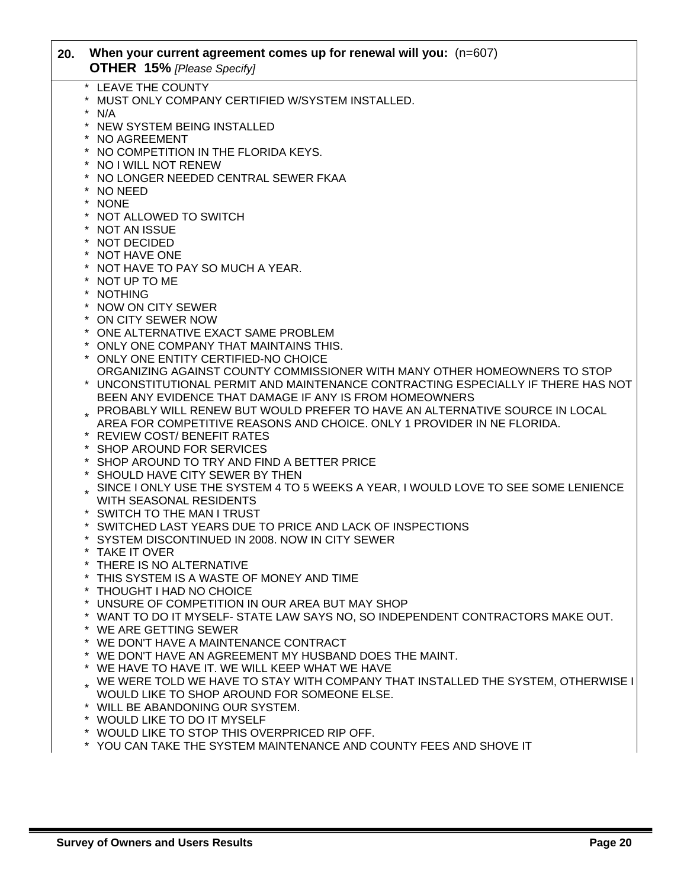**20. When your current agreement comes up for renewal will you:** (n=607)
**OTHER 15%** *[Please Specify]*

- LEAVE THE COUNTY
- MUST ONLY COMPANY CERTIFIED W/SYSTEM INSTALLED.
- N/A
- NEW SYSTEM BEING INSTALLED
- NO AGREEMENT
- NO COMPETITION IN THE FLORIDA KEYS.
- NO I WILL NOT RENEW
- NO LONGER NEEDED CENTRAL SEWER FKAA
- NO NEED
- NONE
- NOT ALLOWED TO SWITCH
- NOT AN ISSUE
- NOT DECIDED
- NOT HAVE ONE
- NOT HAVE TO PAY SO MUCH A YEAR.
- NOT UP TO ME
- NOTHING
- NOW ON CITY SEWER
- ON CITY SEWER NOW
- ONE ALTERNATIVE EXACT SAME PROBLEM
- ONLY ONE COMPANY THAT MAINTAINS THIS.
- ONLY ONE ENTITY CERTIFIED-NO CHOICE
- ORGANIZING AGAINST COUNTY COMMISSIONER WITH MANY OTHER HOMEOWNERS TO STOP UNCONSTITUTIONAL PERMIT AND MAINTENANCE CONTRACTING ESPECIALLY IF THERE HAS NOT BEEN ANY EVIDENCE THAT DAMAGE IF ANY IS FROM HOMEOWNERS
- PROBABLY WILL RENEW BUT WOULD PREFER TO HAVE AN ALTERNATIVE SOURCE IN LOCAL AREA FOR COMPETITIVE REASONS AND CHOICE. ONLY 1 PROVIDER IN NE FLORIDA.
- REVIEW COST/ BENEFIT RATES
- SHOP AROUND FOR SERVICES
- SHOP AROUND TO TRY AND FIND A BETTER PRICE
- SHOULD HAVE CITY SEWER BY THEN
- SINCE I ONLY USE THE SYSTEM 4 TO 5 WEEKS A YEAR, I WOULD LOVE TO SEE SOME LENIENCE WITH SEASONAL RESIDENTS
- SWITCH TO THE MAN I TRUST
- SWITCHED LAST YEARS DUE TO PRICE AND LACK OF INSPECTIONS
- SYSTEM DISCONTINUED IN 2008. NOW IN CITY SEWER
- TAKE IT OVER
- THERE IS NO ALTERNATIVE
- THIS SYSTEM IS A WASTE OF MONEY AND TIME
- THOUGHT I HAD NO CHOICE
- UNSURE OF COMPETITION IN OUR AREA BUT MAY SHOP
- WANT TO DO IT MYSELF- STATE LAW SAYS NO, SO INDEPENDENT CONTRACTORS MAKE OUT.
- WE ARE GETTING SEWER
- WE DON'T HAVE A MAINTENANCE CONTRACT
- WE DON'T HAVE AN AGREEMENT MY HUSBAND DOES THE MAINT.
- WE HAVE TO HAVE IT. WE WILL KEEP WHAT WE HAVE
- WE WERE TOLD WE HAVE TO STAY WITH COMPANY THAT INSTALLED THE SYSTEM, OTHERWISE I WOULD LIKE TO SHOP AROUND FOR SOMEONE ELSE.
- WILL BE ABANDONING OUR SYSTEM.
- WOULD LIKE TO DO IT MYSELF
- WOULD LIKE TO STOP THIS OVERPRICED RIP OFF.
- YOU CAN TAKE THE SYSTEM MAINTENANCE AND COUNTY FEES AND SHOVE IT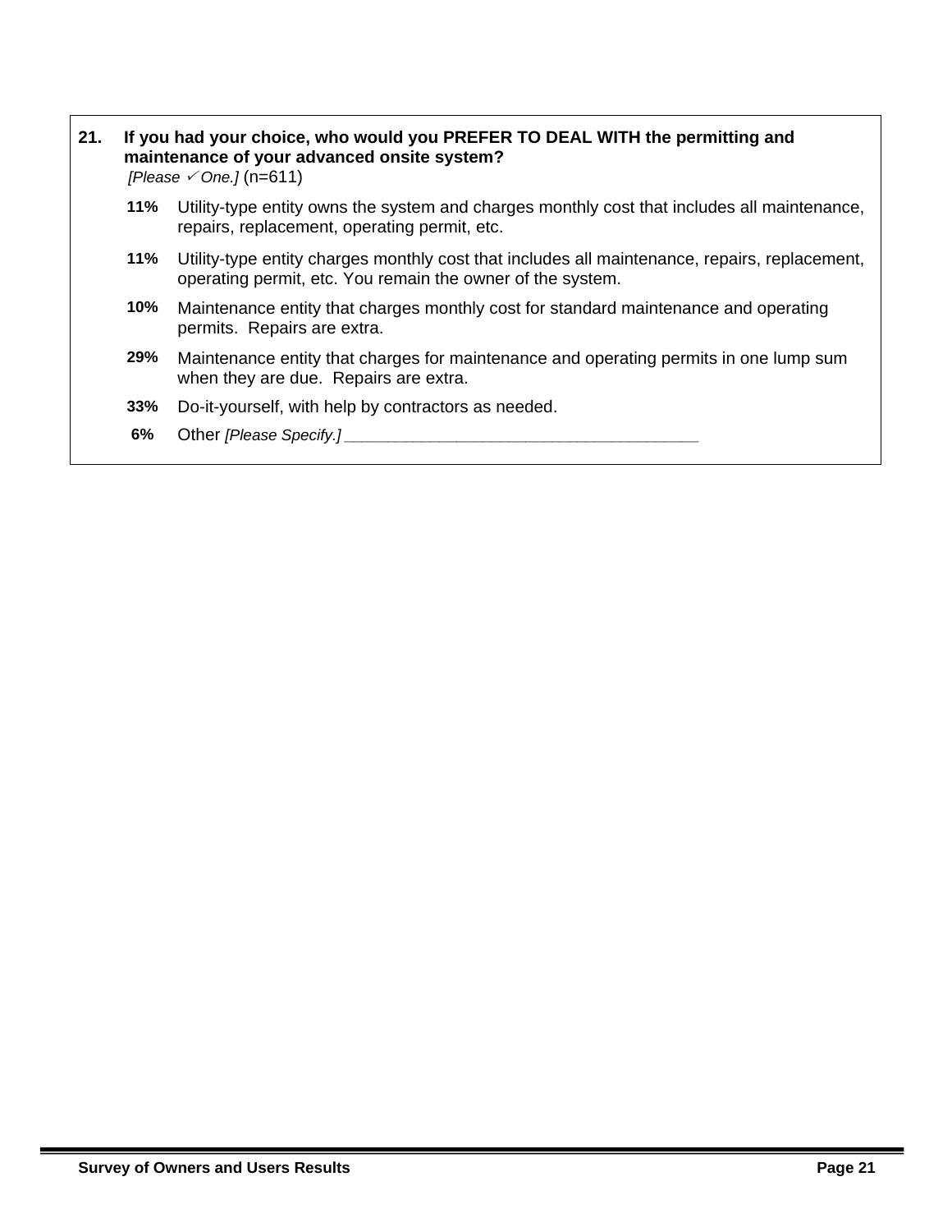**21. If you had your choice, who would you PREFER TO DEAL WITH the permitting and maintenance of your advanced onsite system?**

*[Please ✓ One.]* (n=611)

- **11%** Utility-type entity owns the system and charges monthly cost that includes all maintenance, repairs, replacement, operating permit, etc.
- **11%** Utility-type entity charges monthly cost that includes all maintenance, repairs, replacement, operating permit, etc. You remain the owner of the system.
- **10%** Maintenance entity that charges monthly cost for standard maintenance and operating permits. Repairs are extra.
- **29%** Maintenance entity that charges for maintenance and operating permits in one lump sum when they are due. Repairs are extra.
- **33%** Do-it-yourself, with help by contractors as needed.
- **6%** Other *[Please Specify.]* _______________________________________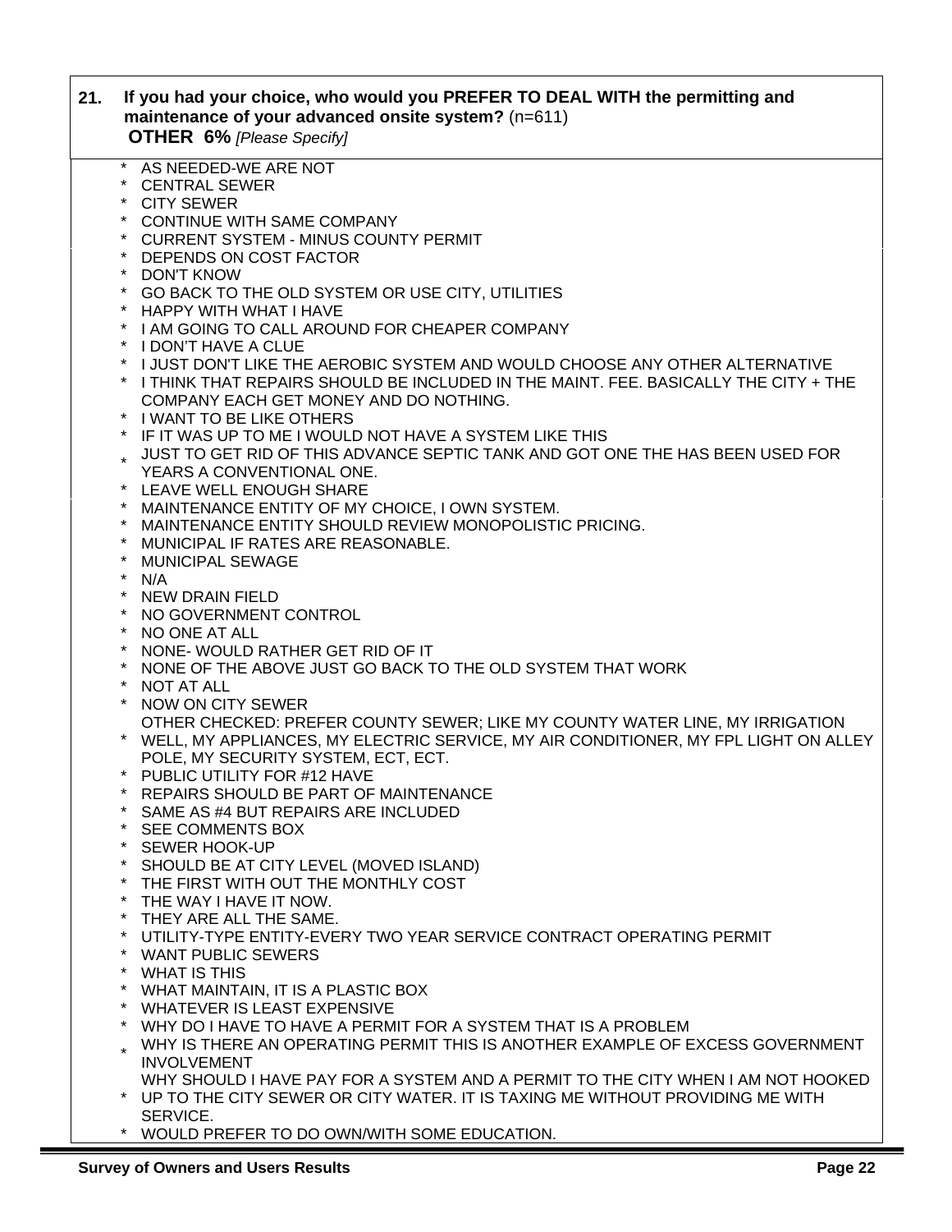**21. If you had your choice, who would you PREFER TO DEAL WITH the permitting and maintenance of your advanced onsite system?** (n=611)
**OTHER 6%** *[Please Specify]*

- AS NEEDED-WE ARE NOT
- CENTRAL SEWER
- CITY SEWER
- CONTINUE WITH SAME COMPANY
- CURRENT SYSTEM - MINUS COUNTY PERMIT
- DEPENDS ON COST FACTOR
- DON'T KNOW
- GO BACK TO THE OLD SYSTEM OR USE CITY, UTILITIES
- HAPPY WITH WHAT I HAVE
- I AM GOING TO CALL AROUND FOR CHEAPER COMPANY
- I DON'T HAVE A CLUE
- I JUST DON'T LIKE THE AEROBIC SYSTEM AND WOULD CHOOSE ANY OTHER ALTERNATIVE
- I THINK THAT REPAIRS SHOULD BE INCLUDED IN THE MAINT. FEE. BASICALLY THE CITY + THE COMPANY EACH GET MONEY AND DO NOTHING.
- I WANT TO BE LIKE OTHERS
- IF IT WAS UP TO ME I WOULD NOT HAVE A SYSTEM LIKE THIS
- JUST TO GET RID OF THIS ADVANCE SEPTIC TANK AND GOT ONE THE HAS BEEN USED FOR YEARS A CONVENTIONAL ONE.
- LEAVE WELL ENOUGH SHARE
- MAINTENANCE ENTITY OF MY CHOICE, I OWN SYSTEM.
- MAINTENANCE ENTITY SHOULD REVIEW MONOPOLISTIC PRICING.
- MUNICIPAL IF RATES ARE REASONABLE.
- MUNICIPAL SEWAGE
- N/A
- NEW DRAIN FIELD
- NO GOVERNMENT CONTROL
- NO ONE AT ALL
- NONE- WOULD RATHER GET RID OF IT
- NONE OF THE ABOVE JUST GO BACK TO THE OLD SYSTEM THAT WORK
- NOT AT ALL
- NOW ON CITY SEWER
- OTHER CHECKED: PREFER COUNTY SEWER; LIKE MY COUNTY WATER LINE, MY IRRIGATION WELL, MY APPLIANCES, MY ELECTRIC SERVICE, MY AIR CONDITIONER, MY FPL LIGHT ON ALLEY POLE, MY SECURITY SYSTEM, ECT, ECT.
- PUBLIC UTILITY FOR #12 HAVE
- REPAIRS SHOULD BE PART OF MAINTENANCE
- SAME AS #4 BUT REPAIRS ARE INCLUDED
- SEE COMMENTS BOX
- SEWER HOOK-UP
- SHOULD BE AT CITY LEVEL (MOVED ISLAND)
- THE FIRST WITH OUT THE MONTHLY COST
- THE WAY I HAVE IT NOW.
- THEY ARE ALL THE SAME.
- UTILITY-TYPE ENTITY-EVERY TWO YEAR SERVICE CONTRACT OPERATING PERMIT
- WANT PUBLIC SEWERS
- WHAT IS THIS
- WHAT MAINTAIN, IT IS A PLASTIC BOX
- WHATEVER IS LEAST EXPENSIVE
- WHY DO I HAVE TO HAVE A PERMIT FOR A SYSTEM THAT IS A PROBLEM
- WHY IS THERE AN OPERATING PERMIT THIS IS ANOTHER EXAMPLE OF EXCESS GOVERNMENT INVOLVEMENT
- WHY SHOULD I HAVE PAY FOR A SYSTEM AND A PERMIT TO THE CITY WHEN I AM NOT HOOKED UP TO THE CITY SEWER OR CITY WATER. IT IS TAXING ME WITHOUT PROVIDING ME WITH SERVICE.
- WOULD PREFER TO DO OWN/WITH SOME EDUCATION.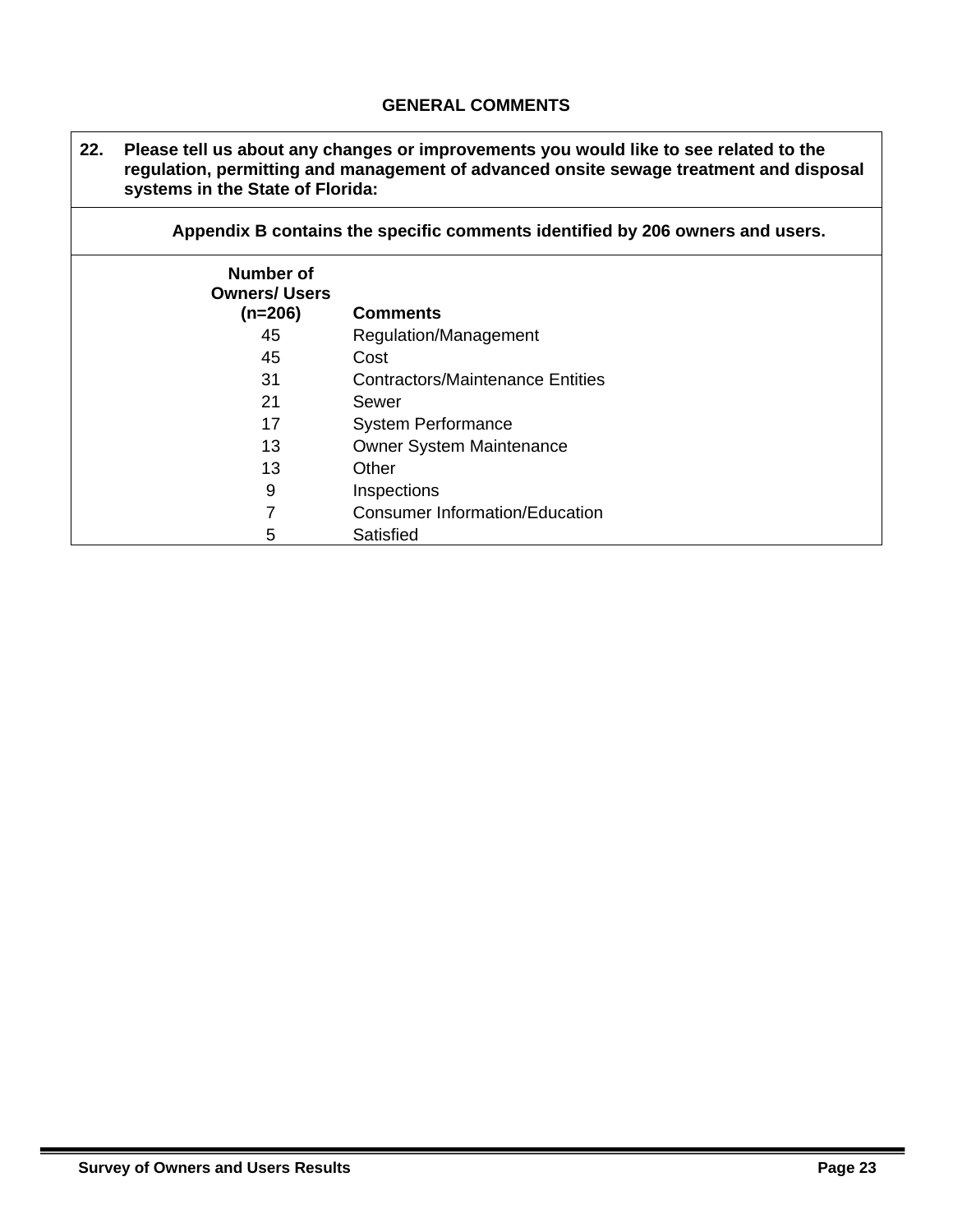## GENERAL COMMENTS

**22. Please tell us about any changes or improvements you would like to see related to the regulation, permitting and management of advanced onsite sewage treatment and disposal systems in the State of Florida:**

**Appendix B contains the specific comments identified by 206 owners and users.**

| Number of Owners/ Users (n=206) | Comments |
|---|---|
| 45 | Regulation/Management |
| 45 | Cost |
| 31 | Contractors/Maintenance Entities |
| 21 | Sewer |
| 17 | System Performance |
| 13 | Owner System Maintenance |
| 13 | Other |
| 9 | Inspections |
| 7 | Consumer Information/Education |
| 5 | Satisfied |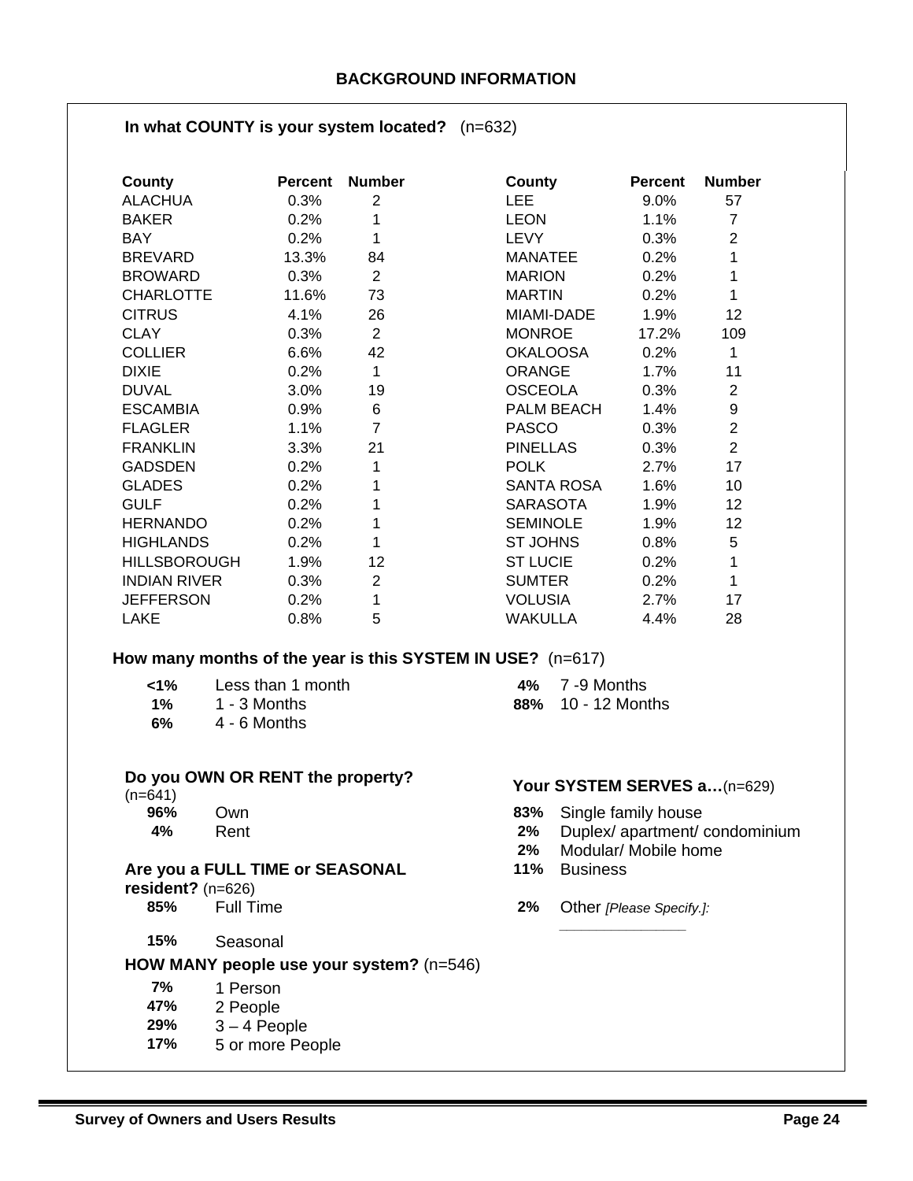## BACKGROUND INFORMATION

**In what COUNTY is your system located?** (n=632)

| County | Percent | Number | County | Percent | Number |
|---|---|---|---|---|---|
| ALACHUA | 0.3% | 2 | LEE | 9.0% | 57 |
| BAKER | 0.2% | 1 | LEON | 1.1% | 7 |
| BAY | 0.2% | 1 | LEVY | 0.3% | 2 |
| BREVARD | 13.3% | 84 | MANATEE | 0.2% | 1 |
| BROWARD | 0.3% | 2 | MARION | 0.2% | 1 |
| CHARLOTTE | 11.6% | 73 | MARTIN | 0.2% | 1 |
| CITRUS | 4.1% | 26 | MIAMI-DADE | 1.9% | 12 |
| CLAY | 0.3% | 2 | MONROE | 17.2% | 109 |
| COLLIER | 6.6% | 42 | OKALOOSA | 0.2% | 1 |
| DIXIE | 0.2% | 1 | ORANGE | 1.7% | 11 |
| DUVAL | 3.0% | 19 | OSCEOLA | 0.3% | 2 |
| ESCAMBIA | 0.9% | 6 | PALM BEACH | 1.4% | 9 |
| FLAGLER | 1.1% | 7 | PASCO | 0.3% | 2 |
| FRANKLIN | 3.3% | 21 | PINELLAS | 0.3% | 2 |
| GADSDEN | 0.2% | 1 | POLK | 2.7% | 17 |
| GLADES | 0.2% | 1 | SANTA ROSA | 1.6% | 10 |
| GULF | 0.2% | 1 | SARASOTA | 1.9% | 12 |
| HERNANDO | 0.2% | 1 | SEMINOLE | 1.9% | 12 |
| HIGHLANDS | 0.2% | 1 | ST JOHNS | 0.8% | 5 |
| HILLSBOROUGH | 1.9% | 12 | ST LUCIE | 0.2% | 1 |
| INDIAN RIVER | 0.3% | 2 | SUMTER | 0.2% | 1 |
| JEFFERSON | 0.2% | 1 | VOLUSIA | 2.7% | 17 |
| LAKE | 0.8% | 5 | WAKULLA | 4.4% | 28 |

**How many months of the year is this SYSTEM IN USE?** (n=617)

- **<1%** Less than 1 month
- **1%** 1 - 3 Months
- **6%** 4 - 6 Months
- **4%** 7 -9 Months
- **88%** 10 - 12 Months

**Do you OWN OR RENT the property?** (n=641)

- **96%** Own
- **4%** Rent

**Are you a FULL TIME or SEASONAL resident?** (n=626)

- **85%** Full Time
- **15%** Seasonal

**HOW MANY people use your system?** (n=546)

- **7%** 1 Person
- **47%** 2 People
- **29%** 3 – 4 People
- **17%** 5 or more People

**Your SYSTEM SERVES a…**(n=629)

- **83%** Single family house
- **2%** Duplex/ apartment/ condominium
- **2%** Modular/ Mobile home
- **11%** Business
- **2%** Other *[Please Specify.]:* ________________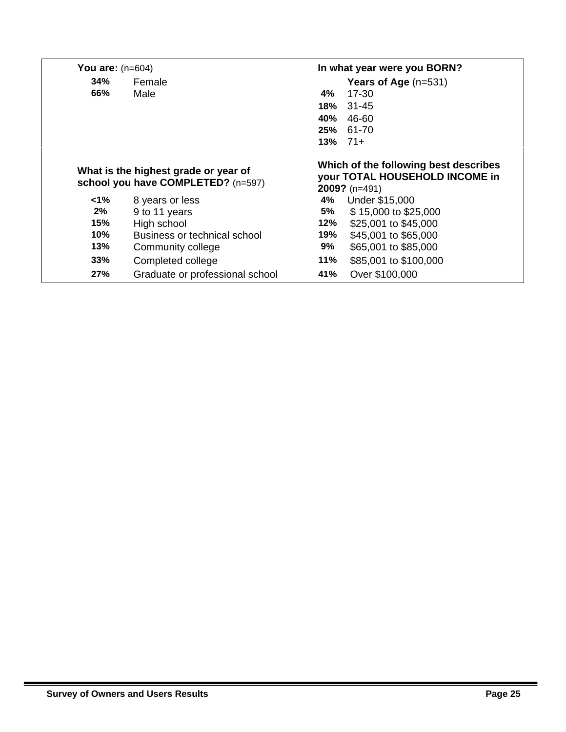**You are:** (n=604)

| | |
|---|---|
| **34%** | Female |
| **66%** | Male |

**In what year were you BORN?**

| | **Years of Age** (n=531) |
|---|---|
| **4%** | 17-30 |
| **18%** | 31-45 |
| **40%** | 46-60 |
| **25%** | 61-70 |
| **13%** | 71+ |

**What is the highest grade or year of school you have COMPLETED?** (n=597)

| | |
|---|---|
| **<1%** | 8 years or less |
| **2%** | 9 to 11 years |
| **15%** | High school |
| **10%** | Business or technical school |
| **13%** | Community college |
| **33%** | Completed college |
| **27%** | Graduate or professional school |

**Which of the following best describes your TOTAL HOUSEHOLD INCOME in 2009?** (n=491)

| | |
|---|---|
| **4%** | Under $15,000 |
| **5%** | $ 15,000 to $25,000 |
| **12%** | $25,001 to $45,000 |
| **19%** | $45,001 to $65,000 |
| **9%** | $65,001 to $85,000 |
| **11%** | $85,001 to $100,000 |
| **41%** | Over $100,000 |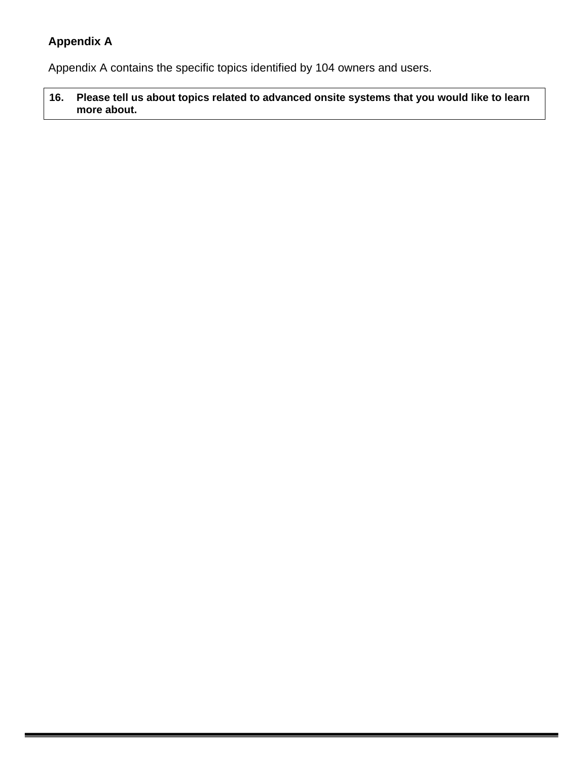## Appendix A

Appendix A contains the specific topics identified by 104 owners and users.

| 16. | Please tell us about topics related to advanced onsite systems that you would like to learn more about. |
|---|---|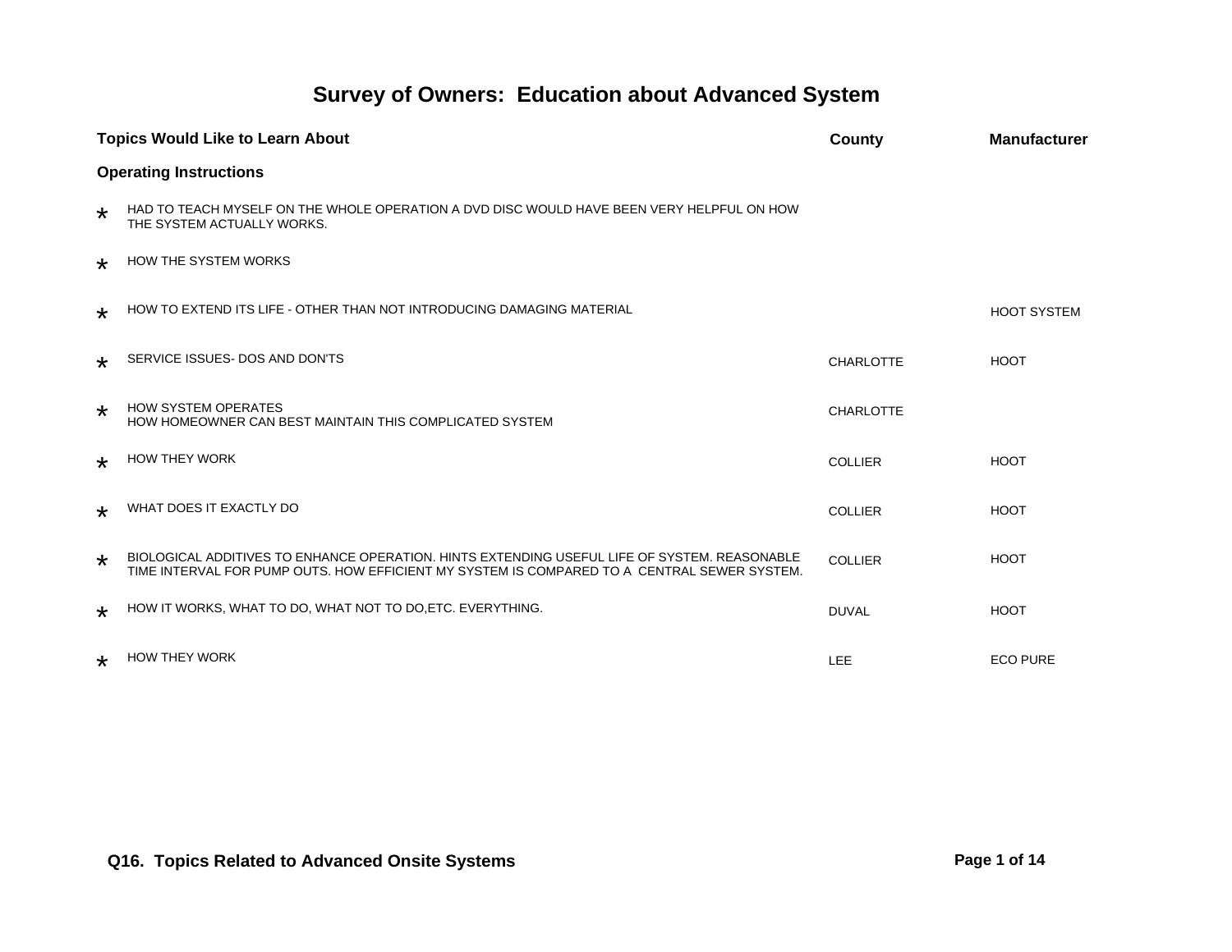# Survey of Owners: Education about Advanced System

| Topics Would Like to Learn About | County | Manufacturer |
|---|---|---|
| **Operating Instructions** | | |
| * HAD TO TEACH MYSELF ON THE WHOLE OPERATION A DVD DISC WOULD HAVE BEEN VERY HELPFUL ON HOW THE SYSTEM ACTUALLY WORKS. | | |
| * HOW THE SYSTEM WORKS | | |
| * HOW TO EXTEND ITS LIFE - OTHER THAN NOT INTRODUCING DAMAGING MATERIAL | | HOOT SYSTEM |
| * SERVICE ISSUES- DOS AND DON'TS | CHARLOTTE | HOOT |
| * HOW SYSTEM OPERATES<br>HOW HOMEOWNER CAN BEST MAINTAIN THIS COMPLICATED SYSTEM | CHARLOTTE | |
| * HOW THEY WORK | COLLIER | HOOT |
| * WHAT DOES IT EXACTLY DO | COLLIER | HOOT |
| * BIOLOGICAL ADDITIVES TO ENHANCE OPERATION. HINTS EXTENDING USEFUL LIFE OF SYSTEM. REASONABLE TIME INTERVAL FOR PUMP OUTS. HOW EFFICIENT MY SYSTEM IS COMPARED TO A CENTRAL SEWER SYSTEM. | COLLIER | HOOT |
| * HOW IT WORKS, WHAT TO DO, WHAT NOT TO DO,ETC. EVERYTHING. | DUVAL | HOOT |
| * HOW THEY WORK | LEE | ECO PURE |

**Q16. Topics Related to Advanced Onsite Systems**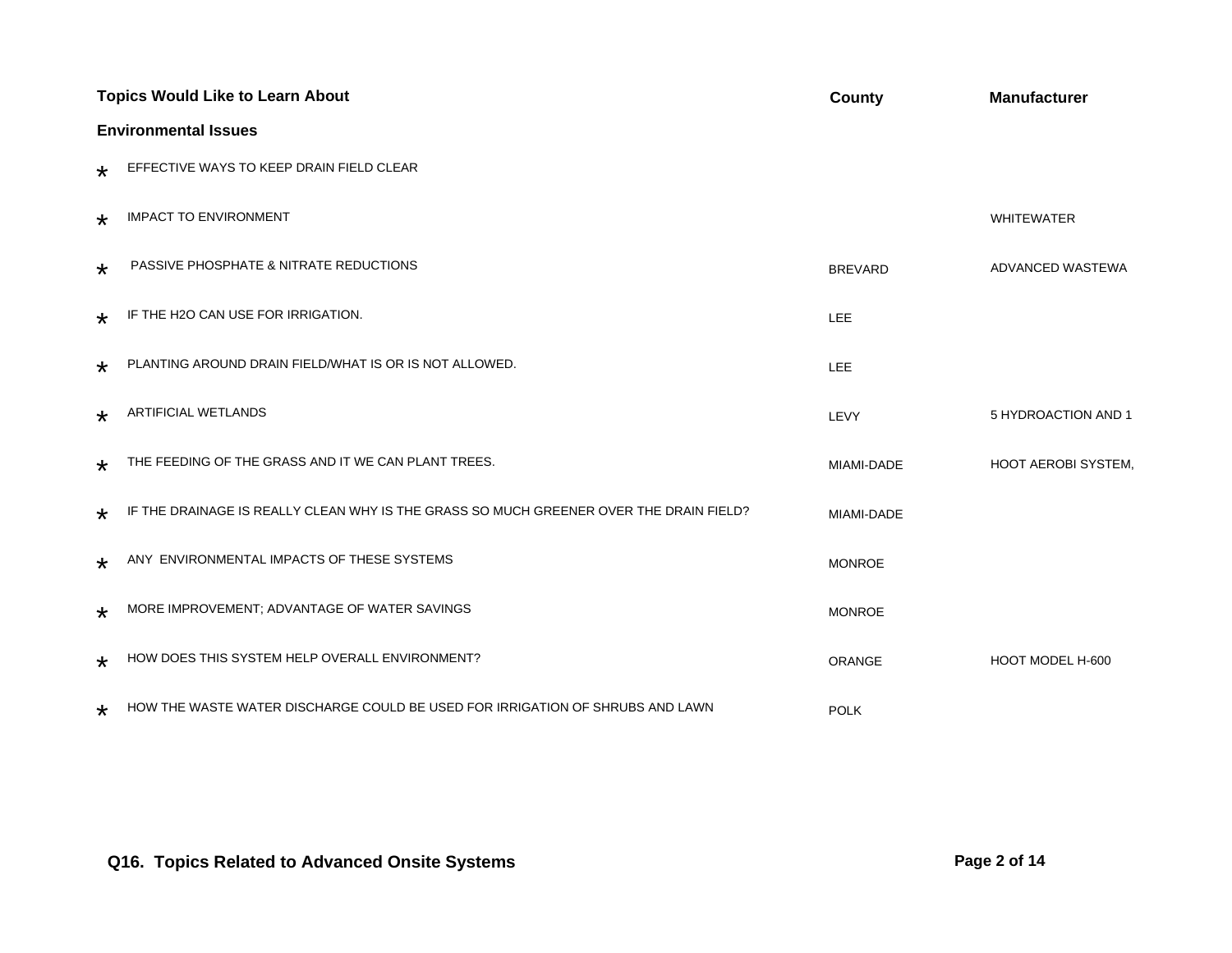| Topics Would Like to Learn About | County | Manufacturer |
|---|---|---|
| **Environmental Issues** | | |
| * EFFECTIVE WAYS TO KEEP DRAIN FIELD CLEAR | | |
| * IMPACT TO ENVIRONMENT | | WHITEWATER |
| * PASSIVE PHOSPHATE & NITRATE REDUCTIONS | BREVARD | ADVANCED WASTEWA |
| * IF THE H2O CAN USE FOR IRRIGATION. | LEE | |
| * PLANTING AROUND DRAIN FIELD/WHAT IS OR IS NOT ALLOWED. | LEE | |
| * ARTIFICIAL WETLANDS | LEVY | 5 HYDROACTION AND 1 |
| * THE FEEDING OF THE GRASS AND IT WE CAN PLANT TREES. | MIAMI-DADE | HOOT AEROBI SYSTEM, |
| * IF THE DRAINAGE IS REALLY CLEAN WHY IS THE GRASS SO MUCH GREENER OVER THE DRAIN FIELD? | MIAMI-DADE | |
| * ANY ENVIRONMENTAL IMPACTS OF THESE SYSTEMS | MONROE | |
| * MORE IMPROVEMENT; ADVANTAGE OF WATER SAVINGS | MONROE | |
| * HOW DOES THIS SYSTEM HELP OVERALL ENVIRONMENT? | ORANGE | HOOT MODEL H-600 |
| * HOW THE WASTE WATER DISCHARGE COULD BE USED FOR IRRIGATION OF SHRUBS AND LAWN | POLK | |

**Q16. Topics Related to Advanced Onsite Systems**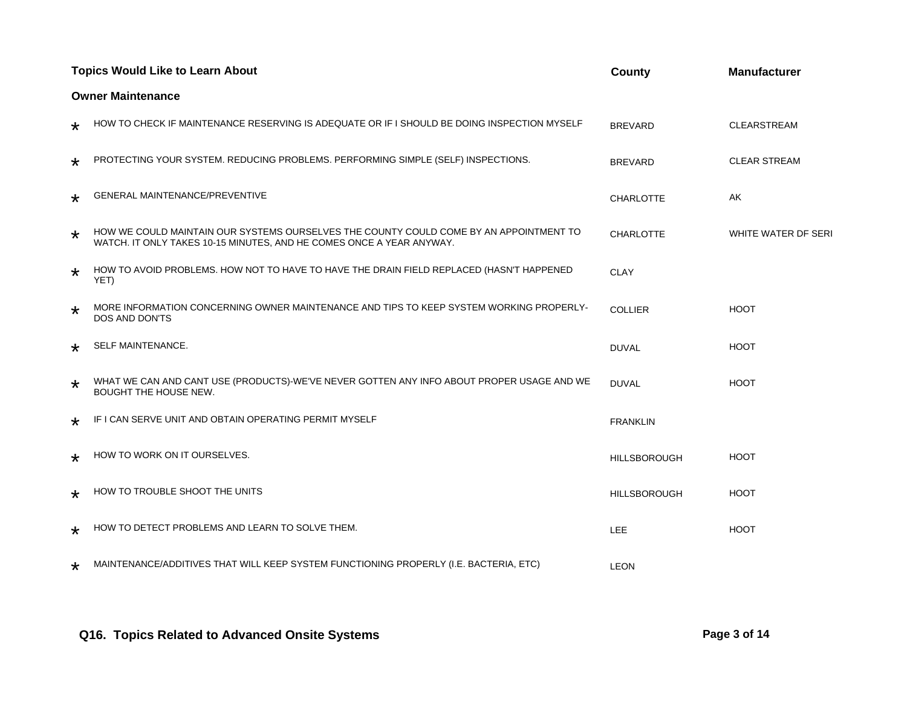| | Topics Would Like to Learn About | County | Manufacturer |
|---|---|---|---|
| | **Owner Maintenance** | | |
| * | HOW TO CHECK IF MAINTENANCE RESERVING IS ADEQUATE OR IF I SHOULD BE DOING INSPECTION MYSELF | BREVARD | CLEARSTREAM |
| * | PROTECTING YOUR SYSTEM. REDUCING PROBLEMS. PERFORMING SIMPLE (SELF) INSPECTIONS. | BREVARD | CLEAR STREAM |
| * | GENERAL MAINTENANCE/PREVENTIVE | CHARLOTTE | AK |
| * | HOW WE COULD MAINTAIN OUR SYSTEMS OURSELVES THE COUNTY COULD COME BY AN APPOINTMENT TO WATCH. IT ONLY TAKES 10-15 MINUTES, AND HE COMES ONCE A YEAR ANYWAY. | CHARLOTTE | WHITE WATER DF SERI |
| * | HOW TO AVOID PROBLEMS. HOW NOT TO HAVE TO HAVE THE DRAIN FIELD REPLACED (HASN'T HAPPENED YET) | CLAY | |
| * | MORE INFORMATION CONCERNING OWNER MAINTENANCE AND TIPS TO KEEP SYSTEM WORKING PROPERLY-DOS AND DON'TS | COLLIER | HOOT |
| * | SELF MAINTENANCE. | DUVAL | HOOT |
| * | WHAT WE CAN AND CANT USE (PRODUCTS)-WE'VE NEVER GOTTEN ANY INFO ABOUT PROPER USAGE AND WE BOUGHT THE HOUSE NEW. | DUVAL | HOOT |
| * | IF I CAN SERVE UNIT AND OBTAIN OPERATING PERMIT MYSELF | FRANKLIN | |
| * | HOW TO WORK ON IT OURSELVES. | HILLSBOROUGH | HOOT |
| * | HOW TO TROUBLE SHOOT THE UNITS | HILLSBOROUGH | HOOT |
| * | HOW TO DETECT PROBLEMS AND LEARN TO SOLVE THEM. | LEE | HOOT |
| * | MAINTENANCE/ADDITIVES THAT WILL KEEP SYSTEM FUNCTIONING PROPERLY (I.E. BACTERIA, ETC) | LEON | |

**Q16. Topics Related to Advanced Onsite Systems**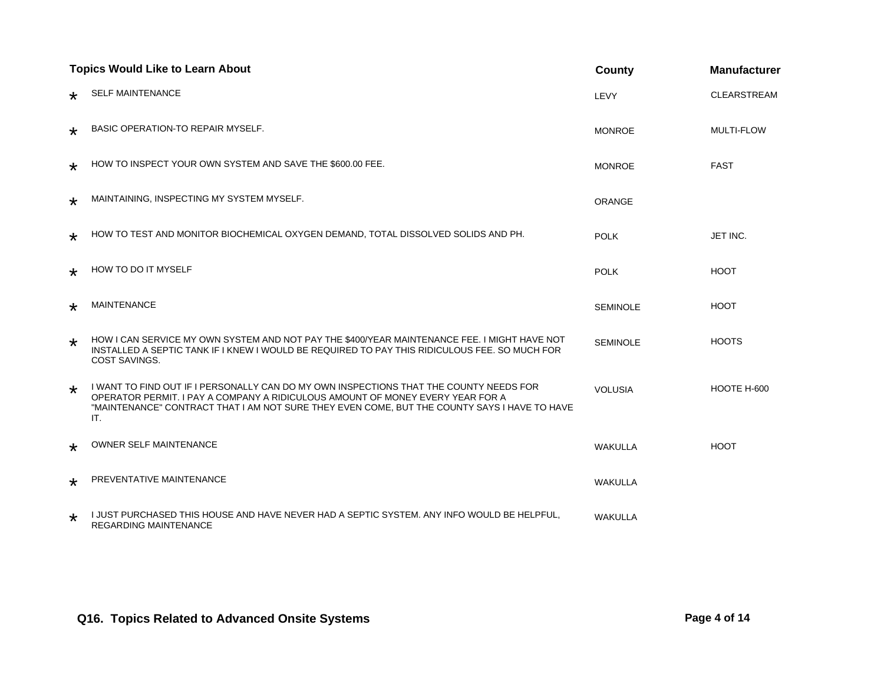| | Topics Would Like to Learn About | County | Manufacturer |
|---|---|---|---|
| * | SELF MAINTENANCE | LEVY | CLEARSTREAM |
| * | BASIC OPERATION-TO REPAIR MYSELF. | MONROE | MULTI-FLOW |
| * | HOW TO INSPECT YOUR OWN SYSTEM AND SAVE THE $600.00 FEE. | MONROE | FAST |
| * | MAINTAINING, INSPECTING MY SYSTEM MYSELF. | ORANGE | |
| * | HOW TO TEST AND MONITOR BIOCHEMICAL OXYGEN DEMAND, TOTAL DISSOLVED SOLIDS AND PH. | POLK | JET INC. |
| * | HOW TO DO IT MYSELF | POLK | HOOT |
| * | MAINTENANCE | SEMINOLE | HOOT |
| * | HOW I CAN SERVICE MY OWN SYSTEM AND NOT PAY THE $400/YEAR MAINTENANCE FEE. I MIGHT HAVE NOT INSTALLED A SEPTIC TANK IF I KNEW I WOULD BE REQUIRED TO PAY THIS RIDICULOUS FEE. SO MUCH FOR COST SAVINGS. | SEMINOLE | HOOTS |
| * | I WANT TO FIND OUT IF I PERSONALLY CAN DO MY OWN INSPECTIONS THAT THE COUNTY NEEDS FOR OPERATOR PERMIT. I PAY A COMPANY A RIDICULOUS AMOUNT OF MONEY EVERY YEAR FOR A "MAINTENANCE" CONTRACT THAT I AM NOT SURE THEY EVEN COME, BUT THE COUNTY SAYS I HAVE TO HAVE IT. | VOLUSIA | HOOTE H-600 |
| * | OWNER SELF MAINTENANCE | WAKULLA | HOOT |
| * | PREVENTATIVE MAINTENANCE | WAKULLA | |
| * | I JUST PURCHASED THIS HOUSE AND HAVE NEVER HAD A SEPTIC SYSTEM. ANY INFO WOULD BE HELPFUL, REGARDING MAINTENANCE | WAKULLA | |

**Q16. Topics Related to Advanced Onsite Systems**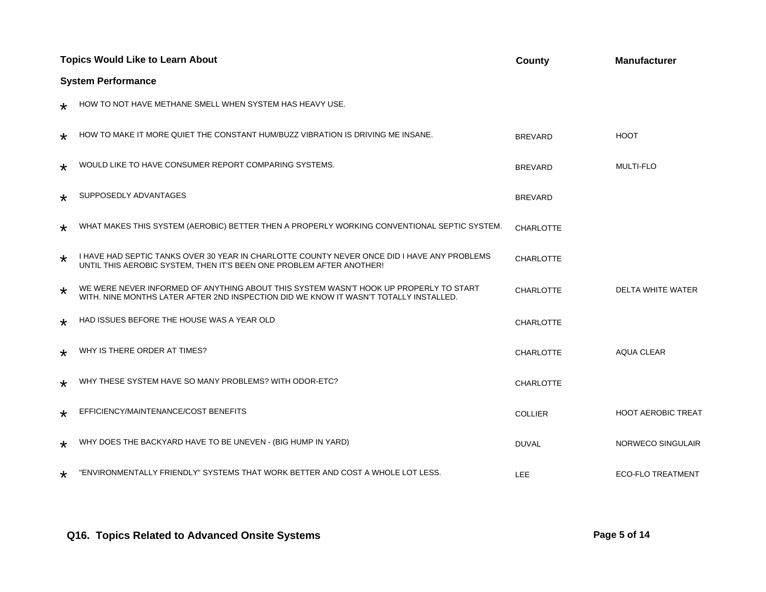| Topics Would Like to Learn About | County | Manufacturer |
|---|---|---|
| **System Performance** | | |
| * HOW TO NOT HAVE METHANE SMELL WHEN SYSTEM HAS HEAVY USE. | | |
| * HOW TO MAKE IT MORE QUIET THE CONSTANT HUM/BUZZ VIBRATION IS DRIVING ME INSANE. | BREVARD | HOOT |
| * WOULD LIKE TO HAVE CONSUMER REPORT COMPARING SYSTEMS. | BREVARD | MULTI-FLO |
| * SUPPOSEDLY ADVANTAGES | BREVARD | |
| * WHAT MAKES THIS SYSTEM (AEROBIC) BETTER THEN A PROPERLY WORKING CONVENTIONAL SEPTIC SYSTEM. | CHARLOTTE | |
| * I HAVE HAD SEPTIC TANKS OVER 30 YEAR IN CHARLOTTE COUNTY NEVER ONCE DID I HAVE ANY PROBLEMS UNTIL THIS AEROBIC SYSTEM, THEN IT'S BEEN ONE PROBLEM AFTER ANOTHER! | CHARLOTTE | |
| * WE WERE NEVER INFORMED OF ANYTHING ABOUT THIS SYSTEM WASN'T HOOK UP PROPERLY TO START WITH. NINE MONTHS LATER AFTER 2ND INSPECTION DID WE KNOW IT WASN'T TOTALLY INSTALLED. | CHARLOTTE | DELTA WHITE WATER |
| * HAD ISSUES BEFORE THE HOUSE WAS A YEAR OLD | CHARLOTTE | |
| * WHY IS THERE ORDER AT TIMES? | CHARLOTTE | AQUA CLEAR |
| * WHY THESE SYSTEM HAVE SO MANY PROBLEMS? WITH ODOR-ETC? | CHARLOTTE | |
| * EFFICIENCY/MAINTENANCE/COST BENEFITS | COLLIER | HOOT AEROBIC TREAT |
| * WHY DOES THE BACKYARD HAVE TO BE UNEVEN - (BIG HUMP IN YARD) | DUVAL | NORWECO SINGULAIR |
| * "ENVIRONMENTALLY FRIENDLY" SYSTEMS THAT WORK BETTER AND COST A WHOLE LOT LESS. | LEE | ECO-FLO TREATMENT |

**Q16. Topics Related to Advanced Onsite Systems**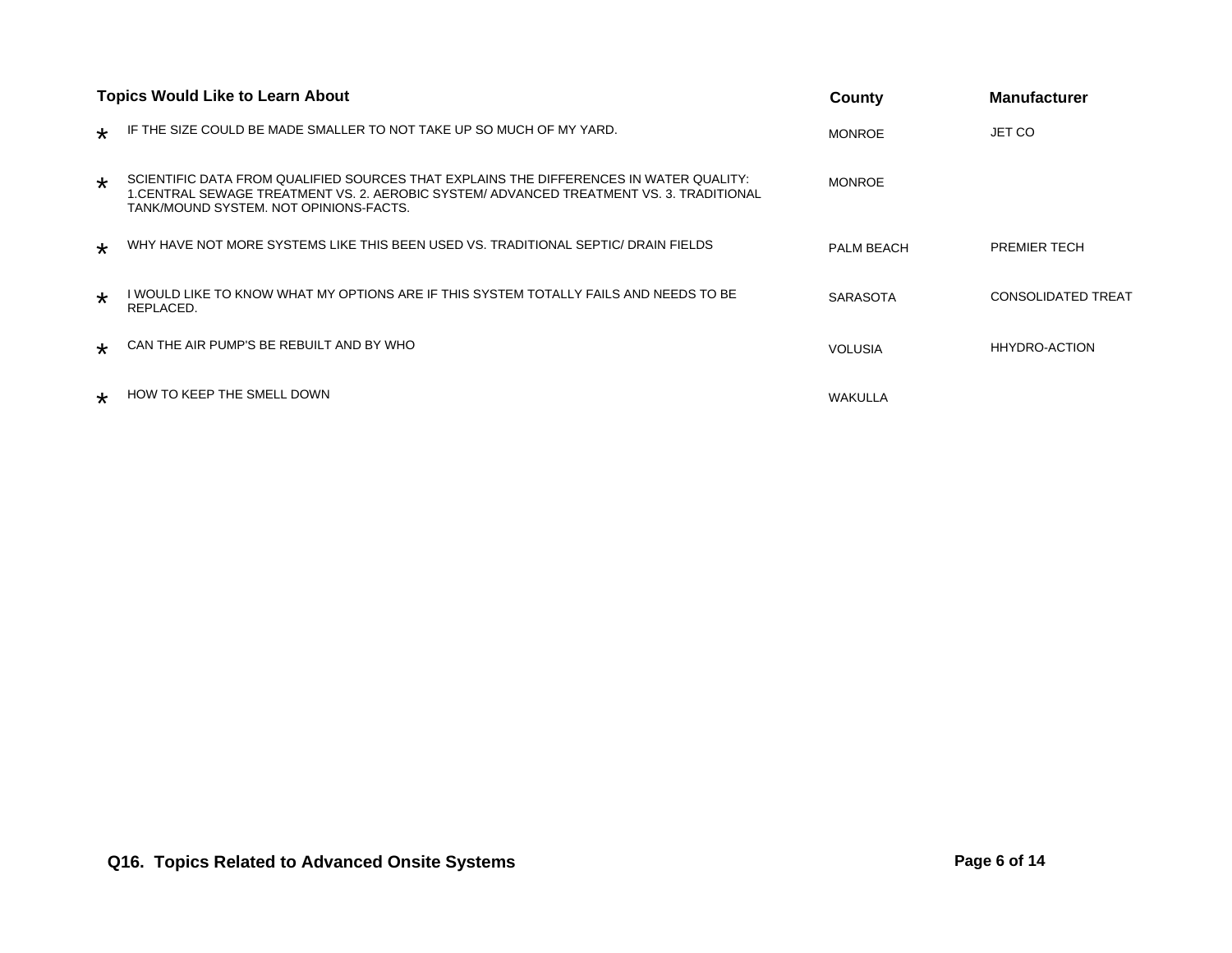| Topics Would Like to Learn About | County | Manufacturer |
|---|---|---|
| * IF THE SIZE COULD BE MADE SMALLER TO NOT TAKE UP SO MUCH OF MY YARD. | MONROE | JET CO |
| * SCIENTIFIC DATA FROM QUALIFIED SOURCES THAT EXPLAINS THE DIFFERENCES IN WATER QUALITY: 1.CENTRAL SEWAGE TREATMENT VS. 2. AEROBIC SYSTEM/ ADVANCED TREATMENT VS. 3. TRADITIONAL TANK/MOUND SYSTEM. NOT OPINIONS-FACTS. | MONROE | |
| * WHY HAVE NOT MORE SYSTEMS LIKE THIS BEEN USED VS. TRADITIONAL SEPTIC/ DRAIN FIELDS | PALM BEACH | PREMIER TECH |
| * I WOULD LIKE TO KNOW WHAT MY OPTIONS ARE IF THIS SYSTEM TOTALLY FAILS AND NEEDS TO BE REPLACED. | SARASOTA | CONSOLIDATED TREAT |
| * CAN THE AIR PUMP'S BE REBUILT AND BY WHO | VOLUSIA | HHYDRO-ACTION |
| * HOW TO KEEP THE SMELL DOWN | WAKULLA | |

**Q16. Topics Related to Advanced Onsite Systems**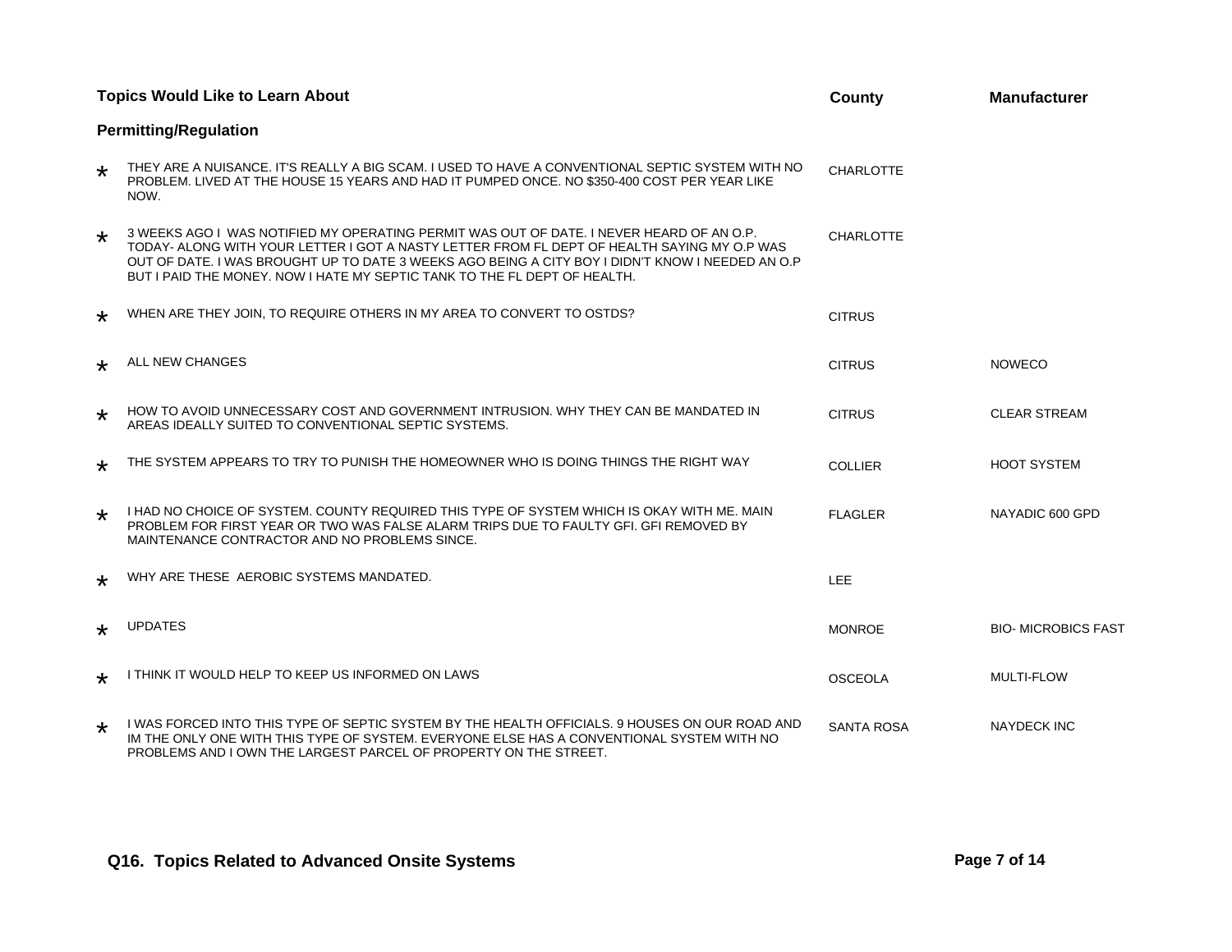| Topics Would Like to Learn About | County | Manufacturer |
|---|---|---|
| **Permitting/Regulation** | | |
| * THEY ARE A NUISANCE. IT'S REALLY A BIG SCAM. I USED TO HAVE A CONVENTIONAL SEPTIC SYSTEM WITH NO PROBLEM. LIVED AT THE HOUSE 15 YEARS AND HAD IT PUMPED ONCE. NO $350-400 COST PER YEAR LIKE NOW. | CHARLOTTE | |
| * 3 WEEKS AGO I WAS NOTIFIED MY OPERATING PERMIT WAS OUT OF DATE. I NEVER HEARD OF AN O.P. TODAY- ALONG WITH YOUR LETTER I GOT A NASTY LETTER FROM FL DEPT OF HEALTH SAYING MY O.P WAS OUT OF DATE. I WAS BROUGHT UP TO DATE 3 WEEKS AGO BEING A CITY BOY I DIDN'T KNOW I NEEDED AN O.P BUT I PAID THE MONEY. NOW I HATE MY SEPTIC TANK TO THE FL DEPT OF HEALTH. | CHARLOTTE | |
| * WHEN ARE THEY JOIN, TO REQUIRE OTHERS IN MY AREA TO CONVERT TO OSTDS? | CITRUS | |
| * ALL NEW CHANGES | CITRUS | NOWECO |
| * HOW TO AVOID UNNECESSARY COST AND GOVERNMENT INTRUSION. WHY THEY CAN BE MANDATED IN AREAS IDEALLY SUITED TO CONVENTIONAL SEPTIC SYSTEMS. | CITRUS | CLEAR STREAM |
| * THE SYSTEM APPEARS TO TRY TO PUNISH THE HOMEOWNER WHO IS DOING THINGS THE RIGHT WAY | COLLIER | HOOT SYSTEM |
| * I HAD NO CHOICE OF SYSTEM. COUNTY REQUIRED THIS TYPE OF SYSTEM WHICH IS OKAY WITH ME. MAIN PROBLEM FOR FIRST YEAR OR TWO WAS FALSE ALARM TRIPS DUE TO FAULTY GFI. GFI REMOVED BY MAINTENANCE CONTRACTOR AND NO PROBLEMS SINCE. | FLAGLER | NAYADIC 600 GPD |
| * WHY ARE THESE AEROBIC SYSTEMS MANDATED. | LEE | |
| * UPDATES | MONROE | BIO- MICROBICS FAST |
| * I THINK IT WOULD HELP TO KEEP US INFORMED ON LAWS | OSCEOLA | MULTI-FLOW |
| * I WAS FORCED INTO THIS TYPE OF SEPTIC SYSTEM BY THE HEALTH OFFICIALS. 9 HOUSES ON OUR ROAD AND IM THE ONLY ONE WITH THIS TYPE OF SYSTEM. EVERYONE ELSE HAS A CONVENTIONAL SYSTEM WITH NO PROBLEMS AND I OWN THE LARGEST PARCEL OF PROPERTY ON THE STREET. | SANTA ROSA | NAYDECK INC |

**Q16. Topics Related to Advanced Onsite Systems**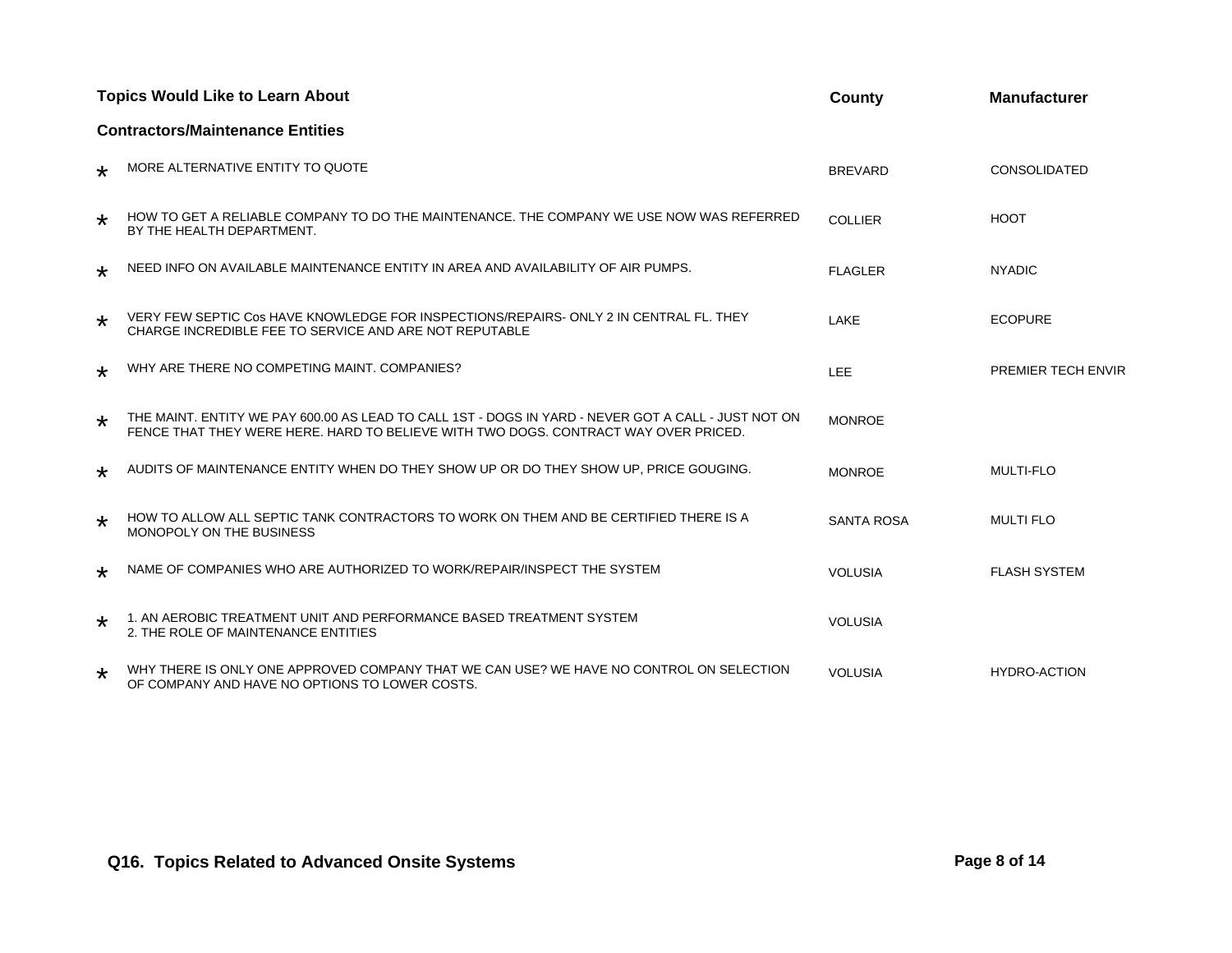| Topics Would Like to Learn About | County | Manufacturer |
|---|---|---|
| **Contractors/Maintenance Entities** | | |
| * MORE ALTERNATIVE ENTITY TO QUOTE | BREVARD | CONSOLIDATED |
| * HOW TO GET A RELIABLE COMPANY TO DO THE MAINTENANCE. THE COMPANY WE USE NOW WAS REFERRED BY THE HEALTH DEPARTMENT. | COLLIER | HOOT |
| * NEED INFO ON AVAILABLE MAINTENANCE ENTITY IN AREA AND AVAILABILITY OF AIR PUMPS. | FLAGLER | NYADIC |
| * VERY FEW SEPTIC Cos HAVE KNOWLEDGE FOR INSPECTIONS/REPAIRS- ONLY 2 IN CENTRAL FL. THEY CHARGE INCREDIBLE FEE TO SERVICE AND ARE NOT REPUTABLE | LAKE | ECOPURE |
| * WHY ARE THERE NO COMPETING MAINT. COMPANIES? | LEE | PREMIER TECH ENVIR |
| * THE MAINT. ENTITY WE PAY 600.00 AS LEAD TO CALL 1ST - DOGS IN YARD - NEVER GOT A CALL - JUST NOT ON FENCE THAT THEY WERE HERE. HARD TO BELIEVE WITH TWO DOGS. CONTRACT WAY OVER PRICED. | MONROE | |
| * AUDITS OF MAINTENANCE ENTITY WHEN DO THEY SHOW UP OR DO THEY SHOW UP, PRICE GOUGING. | MONROE | MULTI-FLO |
| * HOW TO ALLOW ALL SEPTIC TANK CONTRACTORS TO WORK ON THEM AND BE CERTIFIED THERE IS A MONOPOLY ON THE BUSINESS | SANTA ROSA | MULTI FLO |
| * NAME OF COMPANIES WHO ARE AUTHORIZED TO WORK/REPAIR/INSPECT THE SYSTEM | VOLUSIA | FLASH SYSTEM |
| * 1. AN AEROBIC TREATMENT UNIT AND PERFORMANCE BASED TREATMENT SYSTEM 2. THE ROLE OF MAINTENANCE ENTITIES | VOLUSIA | |
| * WHY THERE IS ONLY ONE APPROVED COMPANY THAT WE CAN USE? WE HAVE NO CONTROL ON SELECTION OF COMPANY AND HAVE NO OPTIONS TO LOWER COSTS. | VOLUSIA | HYDRO-ACTION |

**Q16. Topics Related to Advanced Onsite Systems**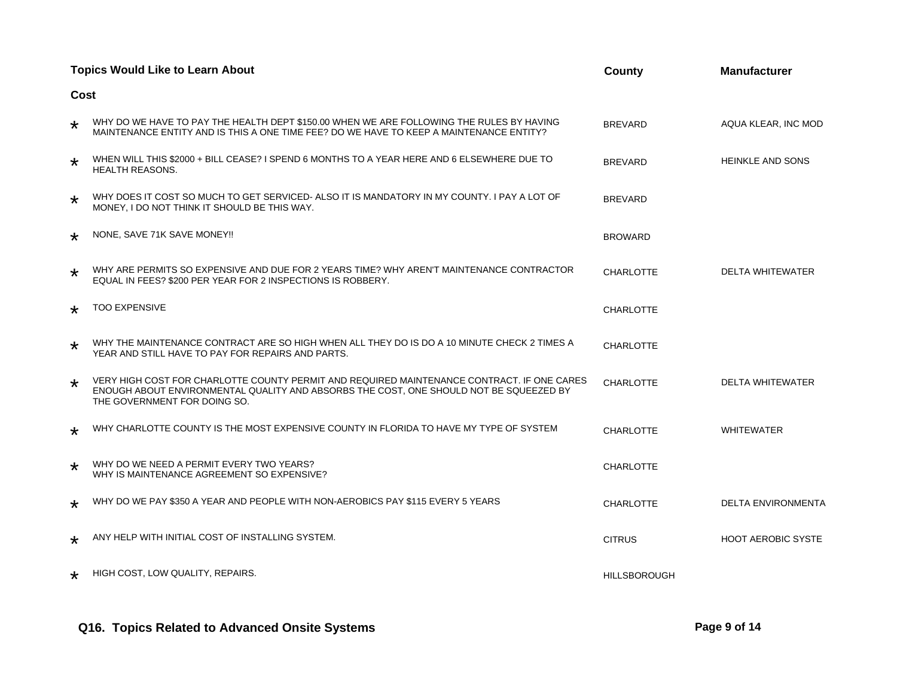| | Topics Would Like to Learn About | County | Manufacturer |
|---|---|---|---|
| | **Cost** | | |
| * | WHY DO WE HAVE TO PAY THE HEALTH DEPT $150.00 WHEN WE ARE FOLLOWING THE RULES BY HAVING MAINTENANCE ENTITY AND IS THIS A ONE TIME FEE? DO WE HAVE TO KEEP A MAINTENANCE ENTITY? | BREVARD | AQUA KLEAR, INC MOD |
| * | WHEN WILL THIS $2000 + BILL CEASE? I SPEND 6 MONTHS TO A YEAR HERE AND 6 ELSEWHERE DUE TO HEALTH REASONS. | BREVARD | HEINKLE AND SONS |
| * | WHY DOES IT COST SO MUCH TO GET SERVICED- ALSO IT IS MANDATORY IN MY COUNTY. I PAY A LOT OF MONEY, I DO NOT THINK IT SHOULD BE THIS WAY. | BREVARD | |
| * | NONE, SAVE 71K SAVE MONEY!! | BROWARD | |
| * | WHY ARE PERMITS SO EXPENSIVE AND DUE FOR 2 YEARS TIME? WHY AREN'T MAINTENANCE CONTRACTOR EQUAL IN FEES? $200 PER YEAR FOR 2 INSPECTIONS IS ROBBERY. | CHARLOTTE | DELTA WHITEWATER |
| * | TOO EXPENSIVE | CHARLOTTE | |
| * | WHY THE MAINTENANCE CONTRACT ARE SO HIGH WHEN ALL THEY DO IS DO A 10 MINUTE CHECK 2 TIMES A YEAR AND STILL HAVE TO PAY FOR REPAIRS AND PARTS. | CHARLOTTE | |
| * | VERY HIGH COST FOR CHARLOTTE COUNTY PERMIT AND REQUIRED MAINTENANCE CONTRACT. IF ONE CARES ENOUGH ABOUT ENVIRONMENTAL QUALITY AND ABSORBS THE COST, ONE SHOULD NOT BE SQUEEZED BY THE GOVERNMENT FOR DOING SO. | CHARLOTTE | DELTA WHITEWATER |
| * | WHY CHARLOTTE COUNTY IS THE MOST EXPENSIVE COUNTY IN FLORIDA TO HAVE MY TYPE OF SYSTEM | CHARLOTTE | WHITEWATER |
| * | WHY DO WE NEED A PERMIT EVERY TWO YEARS? WHY IS MAINTENANCE AGREEMENT SO EXPENSIVE? | CHARLOTTE | |
| * | WHY DO WE PAY $350 A YEAR AND PEOPLE WITH NON-AEROBICS PAY $115 EVERY 5 YEARS | CHARLOTTE | DELTA ENVIRONMENTA |
| * | ANY HELP WITH INITIAL COST OF INSTALLING SYSTEM. | CITRUS | HOOT AEROBIC SYSTE |
| * | HIGH COST, LOW QUALITY, REPAIRS. | HILLSBOROUGH | |

**Q16. Topics Related to Advanced Onsite Systems**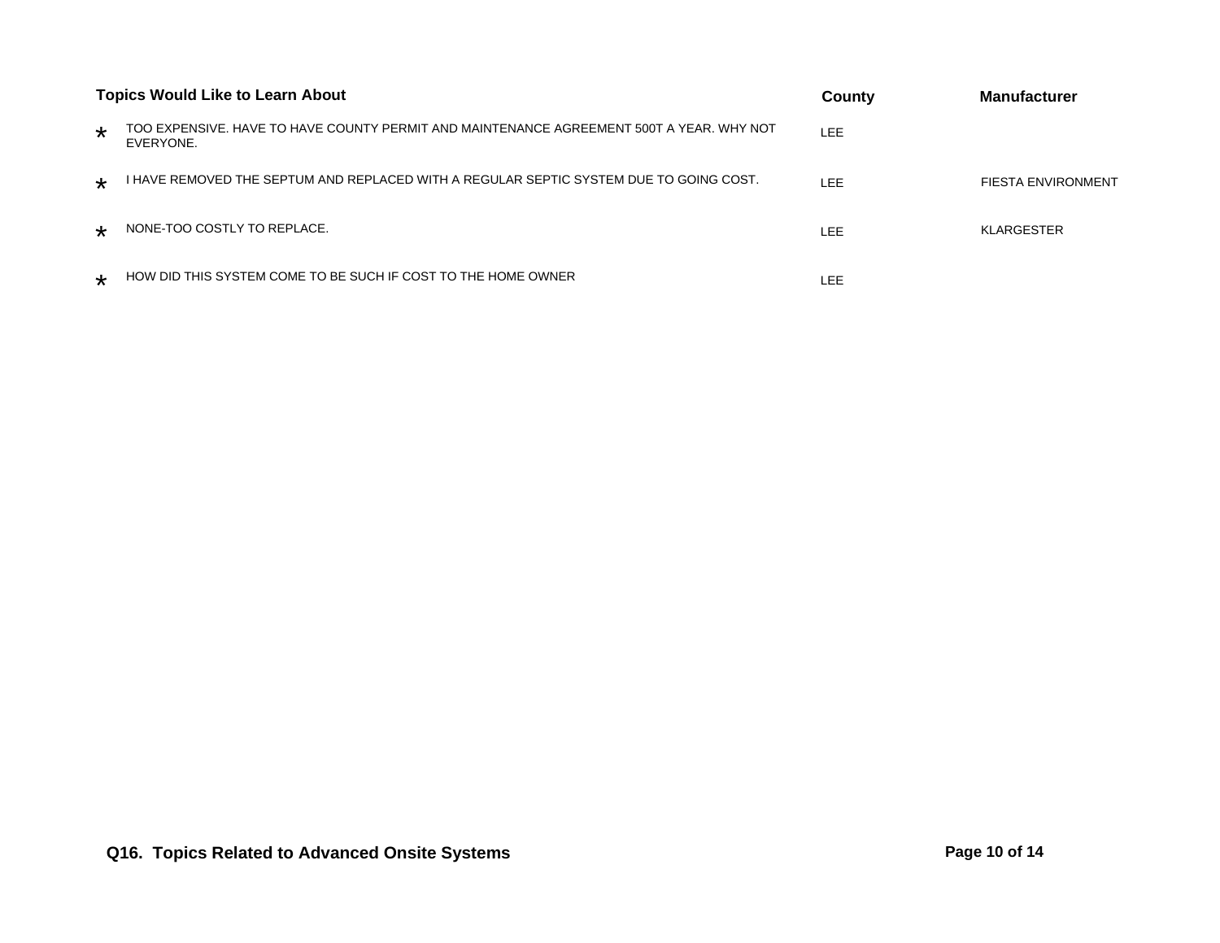| | Topics Would Like to Learn About | County | Manufacturer |
|---|---|---|---|
| * | TOO EXPENSIVE. HAVE TO HAVE COUNTY PERMIT AND MAINTENANCE AGREEMENT 500T A YEAR. WHY NOT EVERYONE. | LEE | |
| * | I HAVE REMOVED THE SEPTUM AND REPLACED WITH A REGULAR SEPTIC SYSTEM DUE TO GOING COST. | LEE | FIESTA ENVIRONMENT |
| * | NONE-TOO COSTLY TO REPLACE. | LEE | KLARGESTER |
| * | HOW DID THIS SYSTEM COME TO BE SUCH IF COST TO THE HOME OWNER | LEE | |

**Q16. Topics Related to Advanced Onsite Systems**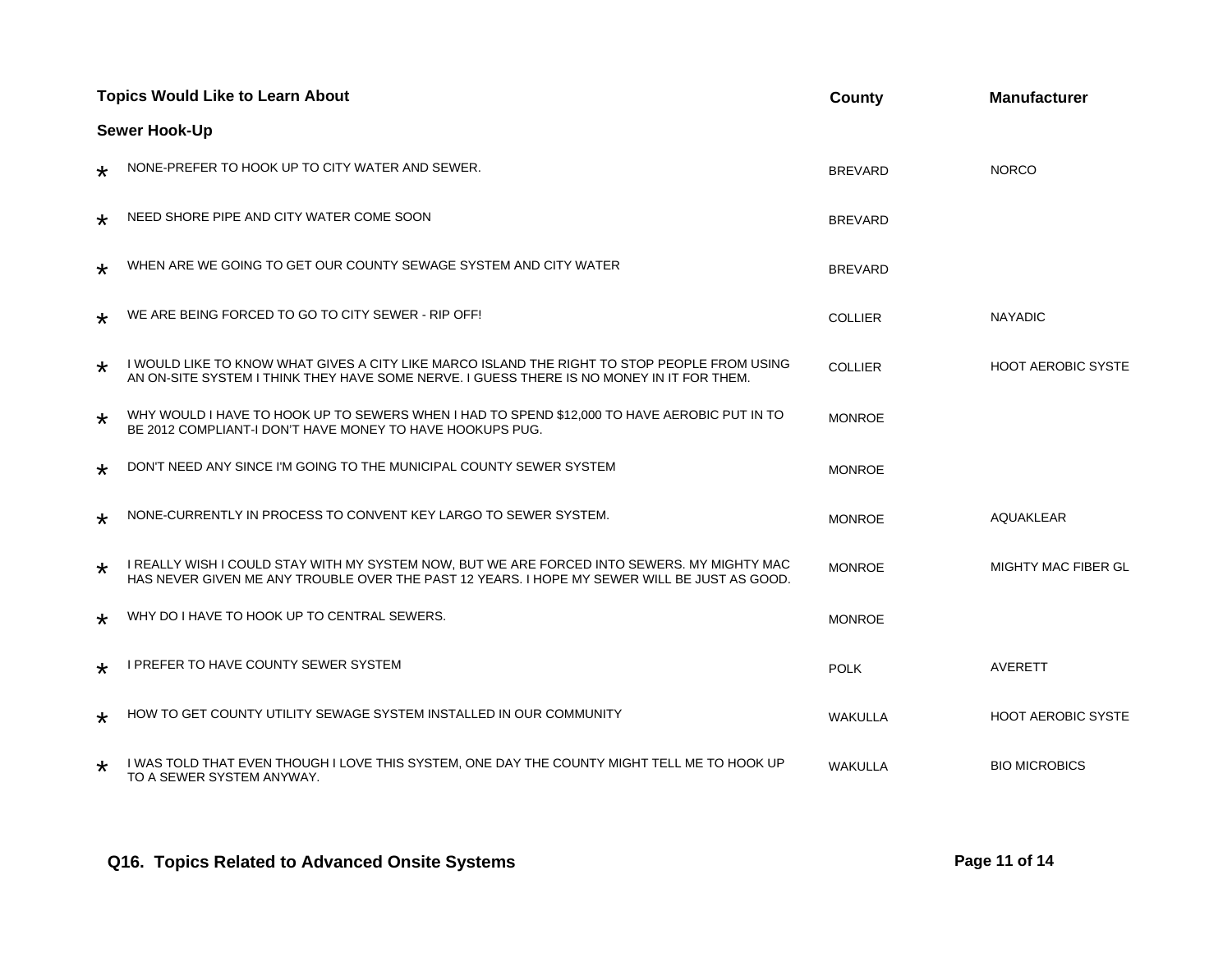| Topics Would Like to Learn About | County | Manufacturer |
|---|---|---|
| **Sewer Hook-Up** | | |
| * NONE-PREFER TO HOOK UP TO CITY WATER AND SEWER. | BREVARD | NORCO |
| * NEED SHORE PIPE AND CITY WATER COME SOON | BREVARD | |
| * WHEN ARE WE GOING TO GET OUR COUNTY SEWAGE SYSTEM AND CITY WATER | BREVARD | |
| * WE ARE BEING FORCED TO GO TO CITY SEWER - RIP OFF! | COLLIER | NAYADIC |
| * I WOULD LIKE TO KNOW WHAT GIVES A CITY LIKE MARCO ISLAND THE RIGHT TO STOP PEOPLE FROM USING AN ON-SITE SYSTEM I THINK THEY HAVE SOME NERVE. I GUESS THERE IS NO MONEY IN IT FOR THEM. | COLLIER | HOOT AEROBIC SYSTE |
| * WHY WOULD I HAVE TO HOOK UP TO SEWERS WHEN I HAD TO SPEND $12,000 TO HAVE AEROBIC PUT IN TO BE 2012 COMPLIANT-I DON'T HAVE MONEY TO HAVE HOOKUPS PUG. | MONROE | |
| * DON'T NEED ANY SINCE I'M GOING TO THE MUNICIPAL COUNTY SEWER SYSTEM | MONROE | |
| * NONE-CURRENTLY IN PROCESS TO CONVENT KEY LARGO TO SEWER SYSTEM. | MONROE | AQUAKLEAR |
| * I REALLY WISH I COULD STAY WITH MY SYSTEM NOW, BUT WE ARE FORCED INTO SEWERS. MY MIGHTY MAC HAS NEVER GIVEN ME ANY TROUBLE OVER THE PAST 12 YEARS. I HOPE MY SEWER WILL BE JUST AS GOOD. | MONROE | MIGHTY MAC FIBER GL |
| * WHY DO I HAVE TO HOOK UP TO CENTRAL SEWERS. | MONROE | |
| * I PREFER TO HAVE COUNTY SEWER SYSTEM | POLK | AVERETT |
| * HOW TO GET COUNTY UTILITY SEWAGE SYSTEM INSTALLED IN OUR COMMUNITY | WAKULLA | HOOT AEROBIC SYSTE |
| * I WAS TOLD THAT EVEN THOUGH I LOVE THIS SYSTEM, ONE DAY THE COUNTY MIGHT TELL ME TO HOOK UP TO A SEWER SYSTEM ANYWAY. | WAKULLA | BIO MICROBICS |

**Q16. Topics Related to Advanced Onsite Systems**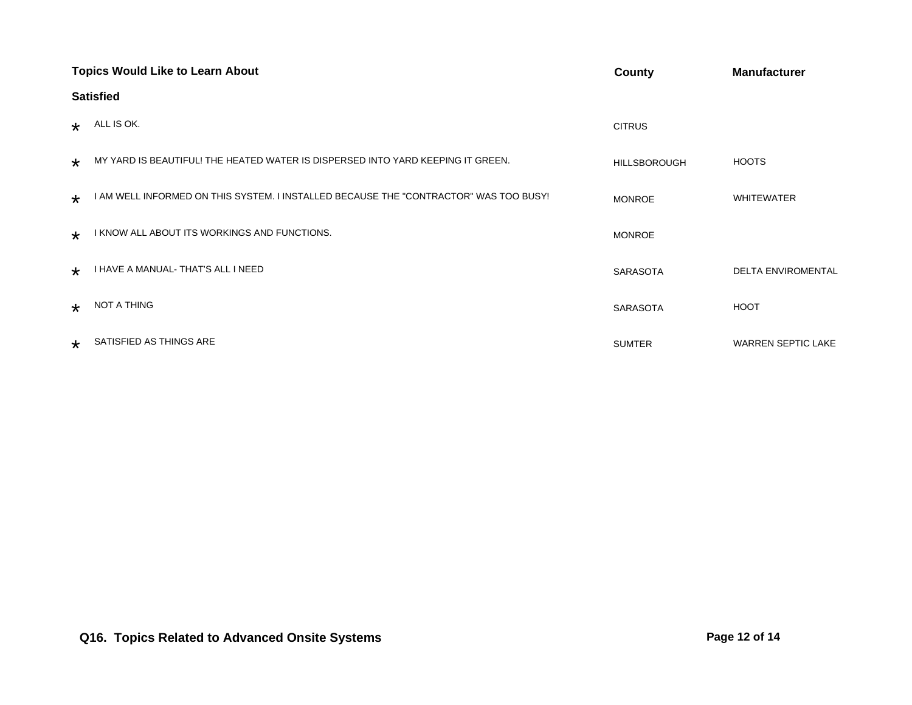| Topics Would Like to Learn About | County | Manufacturer |
| --- | --- | --- |
| **Satisfied** | | |
| * ALL IS OK. | CITRUS | |
| * MY YARD IS BEAUTIFUL! THE HEATED WATER IS DISPERSED INTO YARD KEEPING IT GREEN. | HILLSBOROUGH | HOOTS |
| * I AM WELL INFORMED ON THIS SYSTEM. I INSTALLED BECAUSE THE "CONTRACTOR" WAS TOO BUSY! | MONROE | WHITEWATER |
| * I KNOW ALL ABOUT ITS WORKINGS AND FUNCTIONS. | MONROE | |
| * I HAVE A MANUAL- THAT'S ALL I NEED | SARASOTA | DELTA ENVIROMENTAL |
| * NOT A THING | SARASOTA | HOOT |
| * SATISFIED AS THINGS ARE | SUMTER | WARREN SEPTIC LAKE |

**Q16. Topics Related to Advanced Onsite Systems**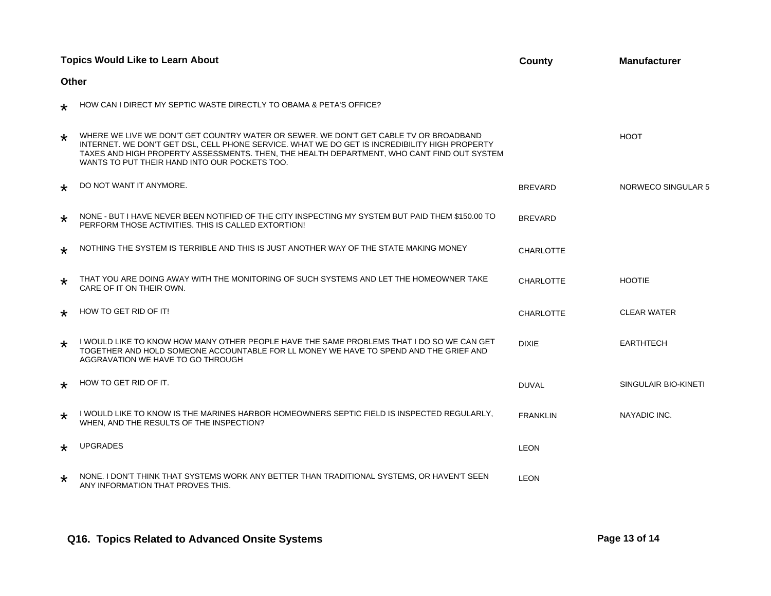| | Topics Would Like to Learn About | County | Manufacturer |
|---|---|---|---|
| | **Other** | | |
| * | HOW CAN I DIRECT MY SEPTIC WASTE DIRECTLY TO OBAMA & PETA'S OFFICE? | | |
| * | WHERE WE LIVE WE DON'T GET COUNTRY WATER OR SEWER. WE DON'T GET CABLE TV OR BROADBAND INTERNET. WE DON'T GET DSL, CELL PHONE SERVICE. WHAT WE DO GET IS INCREDIBILITY HIGH PROPERTY TAXES AND HIGH PROPERTY ASSESSMENTS. THEN, THE HEALTH DEPARTMENT, WHO CANT FIND OUT SYSTEM WANTS TO PUT THEIR HAND INTO OUR POCKETS TOO. | | HOOT |
| * | DO NOT WANT IT ANYMORE. | BREVARD | NORWECO SINGULAR 5 |
| * | NONE - BUT I HAVE NEVER BEEN NOTIFIED OF THE CITY INSPECTING MY SYSTEM BUT PAID THEM $150.00 TO PERFORM THOSE ACTIVITIES. THIS IS CALLED EXTORTION! | BREVARD | |
| * | NOTHING THE SYSTEM IS TERRIBLE AND THIS IS JUST ANOTHER WAY OF THE STATE MAKING MONEY | CHARLOTTE | |
| * | THAT YOU ARE DOING AWAY WITH THE MONITORING OF SUCH SYSTEMS AND LET THE HOMEOWNER TAKE CARE OF IT ON THEIR OWN. | CHARLOTTE | HOOTIE |
| * | HOW TO GET RID OF IT! | CHARLOTTE | CLEAR WATER |
| * | I WOULD LIKE TO KNOW HOW MANY OTHER PEOPLE HAVE THE SAME PROBLEMS THAT I DO SO WE CAN GET TOGETHER AND HOLD SOMEONE ACCOUNTABLE FOR LL MONEY WE HAVE TO SPEND AND THE GRIEF AND AGGRAVATION WE HAVE TO GO THROUGH | DIXIE | EARTHTECH |
| * | HOW TO GET RID OF IT. | DUVAL | SINGULAIR BIO-KINETI |
| * | I WOULD LIKE TO KNOW IS THE MARINES HARBOR HOMEOWNERS SEPTIC FIELD IS INSPECTED REGULARLY, WHEN, AND THE RESULTS OF THE INSPECTION? | FRANKLIN | NAYADIC INC. |
| * | UPGRADES | LEON | |
| * | NONE. I DON'T THINK THAT SYSTEMS WORK ANY BETTER THAN TRADITIONAL SYSTEMS, OR HAVEN'T SEEN ANY INFORMATION THAT PROVES THIS. | LEON | |

**Q16. Topics Related to Advanced Onsite Systems**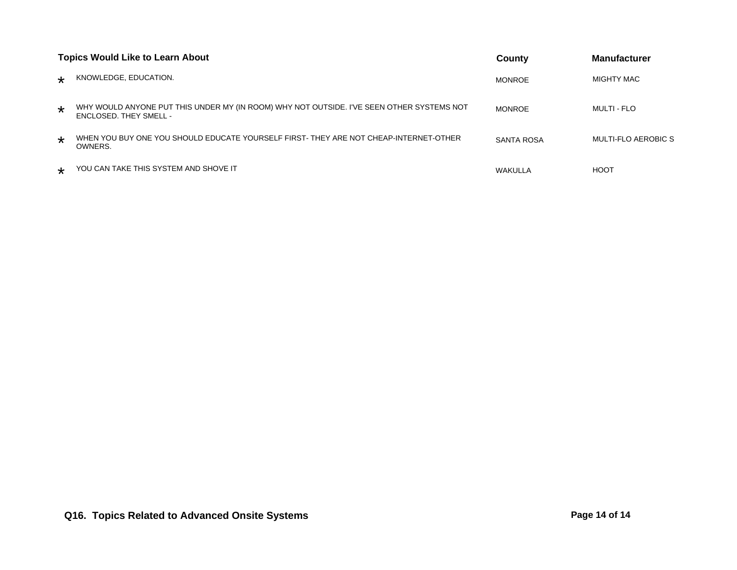| | Topics Would Like to Learn About | County | Manufacturer |
|---|---|---|---|
| * | KNOWLEDGE, EDUCATION. | MONROE | MIGHTY MAC |
| * | WHY WOULD ANYONE PUT THIS UNDER MY (IN ROOM) WHY NOT OUTSIDE. I'VE SEEN OTHER SYSTEMS NOT ENCLOSED. THEY SMELL - | MONROE | MULTI - FLO |
| * | WHEN YOU BUY ONE YOU SHOULD EDUCATE YOURSELF FIRST- THEY ARE NOT CHEAP-INTERNET-OTHER OWNERS. | SANTA ROSA | MULTI-FLO AEROBIC S |
| * | YOU CAN TAKE THIS SYSTEM AND SHOVE IT | WAKULLA | HOOT |

**Q16. Topics Related to Advanced Onsite Systems**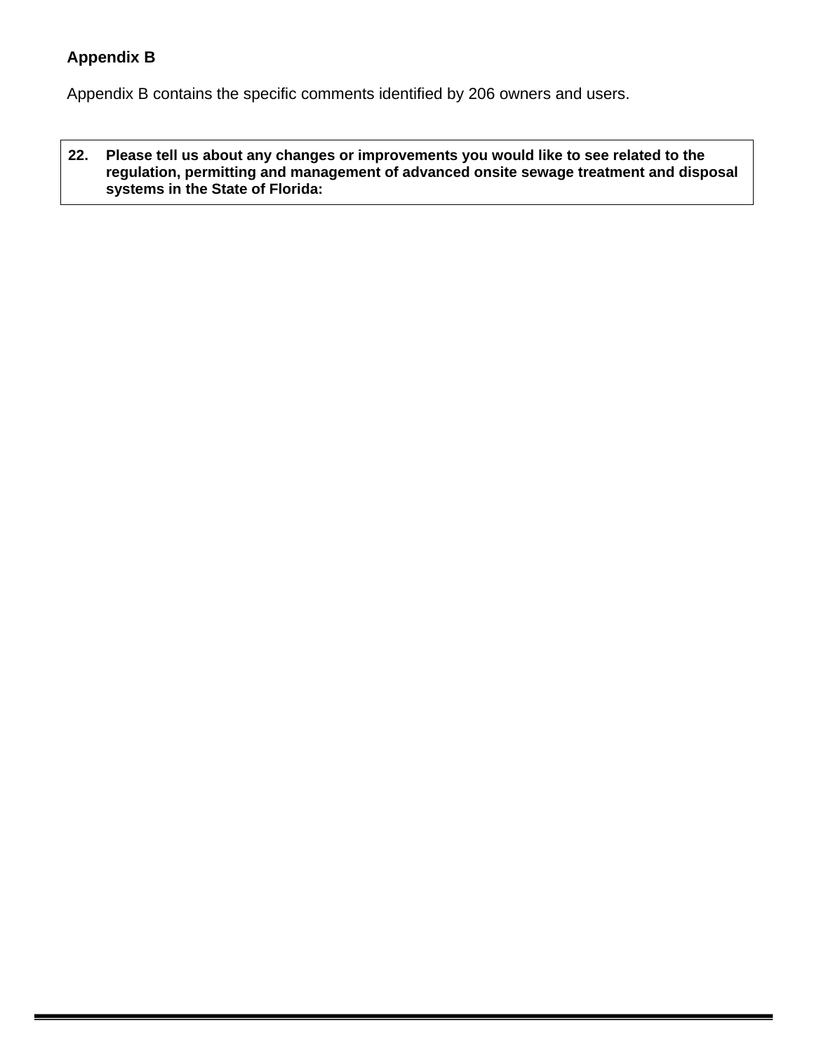## Appendix B

Appendix B contains the specific comments identified by 206 owners and users.

| 22. | Please tell us about any changes or improvements you would like to see related to the regulation, permitting and management of advanced onsite sewage treatment and disposal systems in the State of Florida: |
|---|---|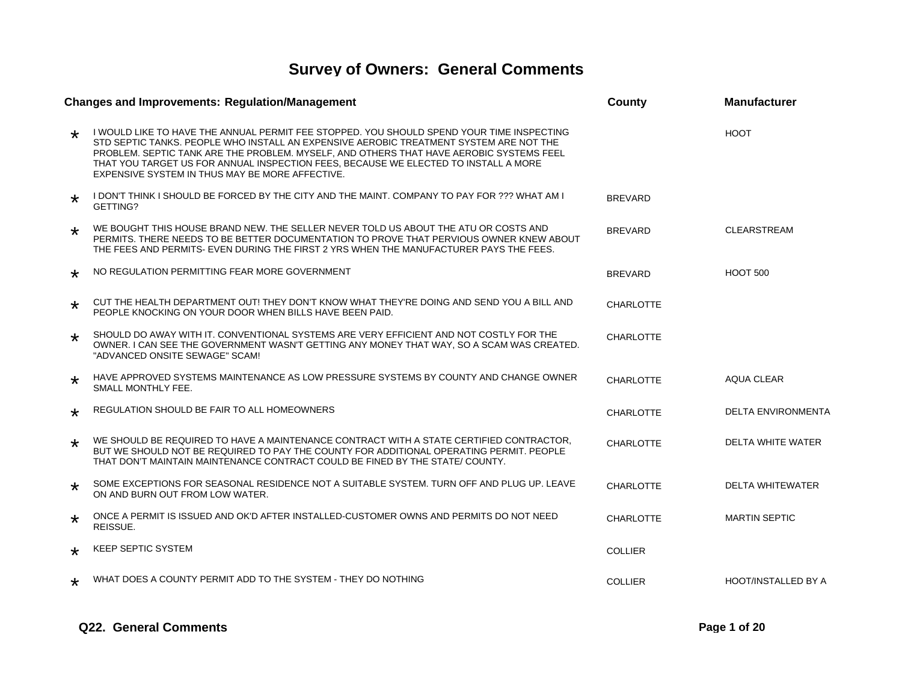# Survey of Owners: General Comments

| | Changes and Improvements: Regulation/Management | County | Manufacturer |
|---|---|---|---|
| * | I WOULD LIKE TO HAVE THE ANNUAL PERMIT FEE STOPPED. YOU SHOULD SPEND YOUR TIME INSPECTING STD SEPTIC TANKS. PEOPLE WHO INSTALL AN EXPENSIVE AEROBIC TREATMENT SYSTEM ARE NOT THE PROBLEM. SEPTIC TANK ARE THE PROBLEM. MYSELF, AND OTHERS THAT HAVE AEROBIC SYSTEMS FEEL THAT YOU TARGET US FOR ANNUAL INSPECTION FEES, BECAUSE WE ELECTED TO INSTALL A MORE EXPENSIVE SYSTEM IN THUS MAY BE MORE AFFECTIVE. | | HOOT |
| * | I DON'T THINK I SHOULD BE FORCED BY THE CITY AND THE MAINT. COMPANY TO PAY FOR ??? WHAT AM I GETTING? | BREVARD | |
| * | WE BOUGHT THIS HOUSE BRAND NEW. THE SELLER NEVER TOLD US ABOUT THE ATU OR COSTS AND PERMITS. THERE NEEDS TO BE BETTER DOCUMENTATION TO PROVE THAT PERVIOUS OWNER KNEW ABOUT THE FEES AND PERMITS- EVEN DURING THE FIRST 2 YRS WHEN THE MANUFACTURER PAYS THE FEES. | BREVARD | CLEARSTREAM |
| * | NO REGULATION PERMITTING FEAR MORE GOVERNMENT | BREVARD | HOOT 500 |
| * | CUT THE HEALTH DEPARTMENT OUT! THEY DON'T KNOW WHAT THEY'RE DOING AND SEND YOU A BILL AND PEOPLE KNOCKING ON YOUR DOOR WHEN BILLS HAVE BEEN PAID. | CHARLOTTE | |
| * | SHOULD DO AWAY WITH IT. CONVENTIONAL SYSTEMS ARE VERY EFFICIENT AND NOT COSTLY FOR THE OWNER. I CAN SEE THE GOVERNMENT WASN'T GETTING ANY MONEY THAT WAY, SO A SCAM WAS CREATED. "ADVANCED ONSITE SEWAGE" SCAM! | CHARLOTTE | |
| * | HAVE APPROVED SYSTEMS MAINTENANCE AS LOW PRESSURE SYSTEMS BY COUNTY AND CHANGE OWNER SMALL MONTHLY FEE. | CHARLOTTE | AQUA CLEAR |
| * | REGULATION SHOULD BE FAIR TO ALL HOMEOWNERS | CHARLOTTE | DELTA ENVIRONMENTA |
| * | WE SHOULD BE REQUIRED TO HAVE A MAINTENANCE CONTRACT WITH A STATE CERTIFIED CONTRACTOR, BUT WE SHOULD NOT BE REQUIRED TO PAY THE COUNTY FOR ADDITIONAL OPERATING PERMIT. PEOPLE THAT DON'T MAINTAIN MAINTENANCE CONTRACT COULD BE FINED BY THE STATE/ COUNTY. | CHARLOTTE | DELTA WHITE WATER |
| * | SOME EXCEPTIONS FOR SEASONAL RESIDENCE NOT A SUITABLE SYSTEM. TURN OFF AND PLUG UP. LEAVE ON AND BURN OUT FROM LOW WATER. | CHARLOTTE | DELTA WHITEWATER |
| * | ONCE A PERMIT IS ISSUED AND OK'D AFTER INSTALLED-CUSTOMER OWNS AND PERMITS DO NOT NEED REISSUE. | CHARLOTTE | MARTIN SEPTIC |
| * | KEEP SEPTIC SYSTEM | COLLIER | |
| * | WHAT DOES A COUNTY PERMIT ADD TO THE SYSTEM - THEY DO NOTHING | COLLIER | HOOT/INSTALLED BY A |

**Q22. General Comments**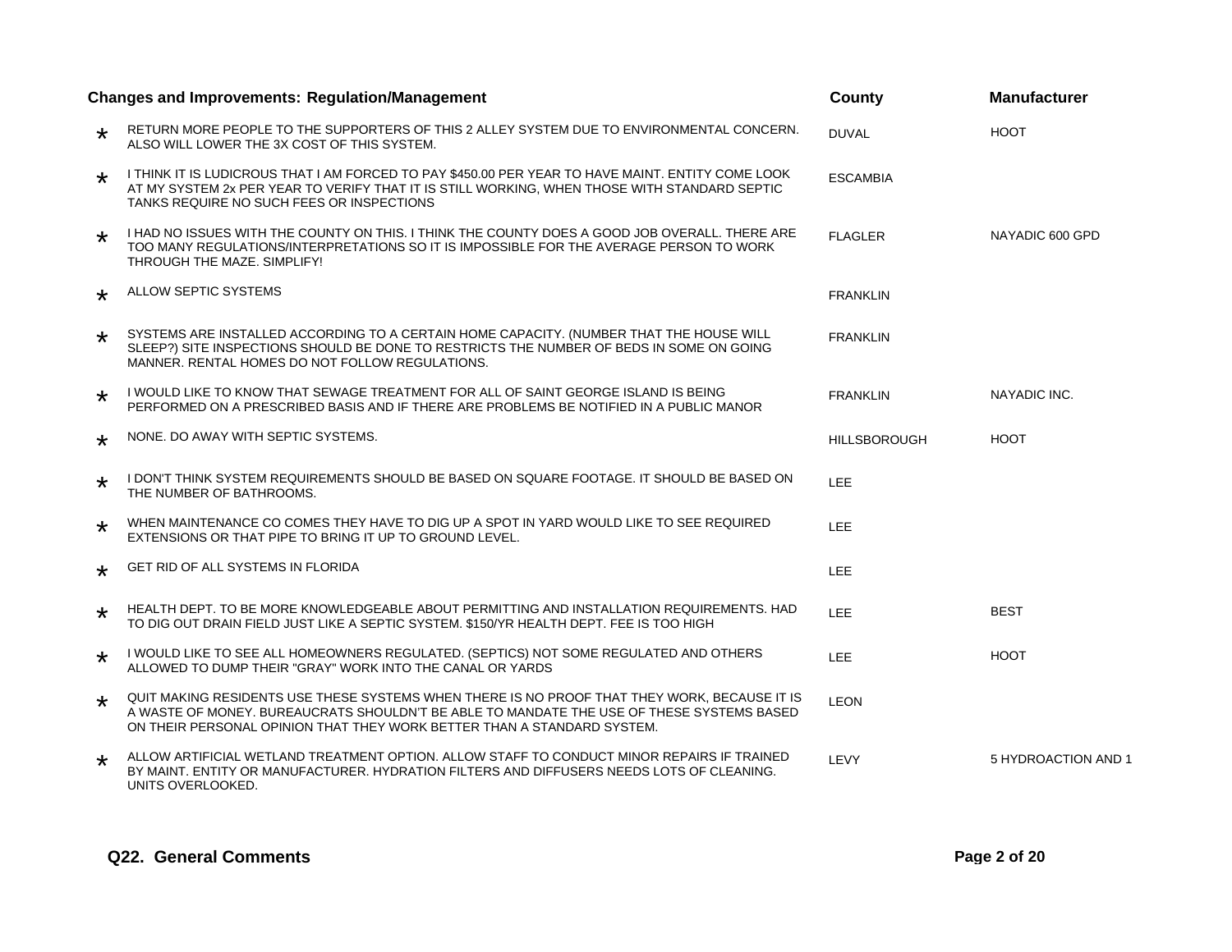| Changes and Improvements: Regulation/Management | County | Manufacturer |
|---|---|---|
| * RETURN MORE PEOPLE TO THE SUPPORTERS OF THIS 2 ALLEY SYSTEM DUE TO ENVIRONMENTAL CONCERN. ALSO WILL LOWER THE 3X COST OF THIS SYSTEM. | DUVAL | HOOT |
| * I THINK IT IS LUDICROUS THAT I AM FORCED TO PAY $450.00 PER YEAR TO HAVE MAINT. ENTITY COME LOOK AT MY SYSTEM 2x PER YEAR TO VERIFY THAT IT IS STILL WORKING, WHEN THOSE WITH STANDARD SEPTIC TANKS REQUIRE NO SUCH FEES OR INSPECTIONS | ESCAMBIA | |
| * I HAD NO ISSUES WITH THE COUNTY ON THIS. I THINK THE COUNTY DOES A GOOD JOB OVERALL. THERE ARE TOO MANY REGULATIONS/INTERPRETATIONS SO IT IS IMPOSSIBLE FOR THE AVERAGE PERSON TO WORK THROUGH THE MAZE. SIMPLIFY! | FLAGLER | NAYADIC 600 GPD |
| * ALLOW SEPTIC SYSTEMS | FRANKLIN | |
| * SYSTEMS ARE INSTALLED ACCORDING TO A CERTAIN HOME CAPACITY. (NUMBER THAT THE HOUSE WILL SLEEP?) SITE INSPECTIONS SHOULD BE DONE TO RESTRICTS THE NUMBER OF BEDS IN SOME ON GOING MANNER. RENTAL HOMES DO NOT FOLLOW REGULATIONS. | FRANKLIN | |
| * I WOULD LIKE TO KNOW THAT SEWAGE TREATMENT FOR ALL OF SAINT GEORGE ISLAND IS BEING PERFORMED ON A PRESCRIBED BASIS AND IF THERE ARE PROBLEMS BE NOTIFIED IN A PUBLIC MANOR | FRANKLIN | NAYADIC INC. |
| * NONE. DO AWAY WITH SEPTIC SYSTEMS. | HILLSBOROUGH | HOOT |
| * I DON'T THINK SYSTEM REQUIREMENTS SHOULD BE BASED ON SQUARE FOOTAGE. IT SHOULD BE BASED ON THE NUMBER OF BATHROOMS. | LEE | |
| * WHEN MAINTENANCE CO COMES THEY HAVE TO DIG UP A SPOT IN YARD WOULD LIKE TO SEE REQUIRED EXTENSIONS OR THAT PIPE TO BRING IT UP TO GROUND LEVEL. | LEE | |
| * GET RID OF ALL SYSTEMS IN FLORIDA | LEE | |
| * HEALTH DEPT. TO BE MORE KNOWLEDGEABLE ABOUT PERMITTING AND INSTALLATION REQUIREMENTS. HAD TO DIG OUT DRAIN FIELD JUST LIKE A SEPTIC SYSTEM. $150/YR HEALTH DEPT. FEE IS TOO HIGH | LEE | BEST |
| * I WOULD LIKE TO SEE ALL HOMEOWNERS REGULATED. (SEPTICS) NOT SOME REGULATED AND OTHERS ALLOWED TO DUMP THEIR "GRAY" WORK INTO THE CANAL OR YARDS | LEE | HOOT |
| * QUIT MAKING RESIDENTS USE THESE SYSTEMS WHEN THERE IS NO PROOF THAT THEY WORK, BECAUSE IT IS A WASTE OF MONEY. BUREAUCRATS SHOULDN'T BE ABLE TO MANDATE THE USE OF THESE SYSTEMS BASED ON THEIR PERSONAL OPINION THAT THEY WORK BETTER THAN A STANDARD SYSTEM. | LEON | |
| * ALLOW ARTIFICIAL WETLAND TREATMENT OPTION. ALLOW STAFF TO CONDUCT MINOR REPAIRS IF TRAINED BY MAINT. ENTITY OR MANUFACTURER. HYDRATION FILTERS AND DIFFUSERS NEEDS LOTS OF CLEANING. UNITS OVERLOOKED. | LEVY | 5 HYDROACTION AND 1 |

**Q22. General Comments**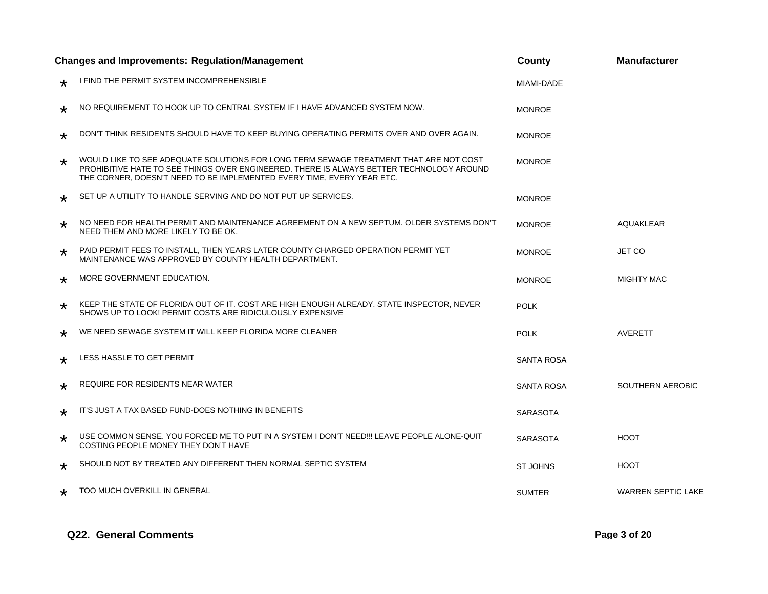| | Changes and Improvements: Regulation/Management | County | Manufacturer |
|---|---|---|---|
| * | I FIND THE PERMIT SYSTEM INCOMPREHENSIBLE | MIAMI-DADE | |
| * | NO REQUIREMENT TO HOOK UP TO CENTRAL SYSTEM IF I HAVE ADVANCED SYSTEM NOW. | MONROE | |
| * | DON'T THINK RESIDENTS SHOULD HAVE TO KEEP BUYING OPERATING PERMITS OVER AND OVER AGAIN. | MONROE | |
| * | WOULD LIKE TO SEE ADEQUATE SOLUTIONS FOR LONG TERM SEWAGE TREATMENT THAT ARE NOT COST PROHIBITIVE HATE TO SEE THINGS OVER ENGINEERED. THERE IS ALWAYS BETTER TECHNOLOGY AROUND THE CORNER, DOESN'T NEED TO BE IMPLEMENTED EVERY TIME, EVERY YEAR ETC. | MONROE | |
| * | SET UP A UTILITY TO HANDLE SERVING AND DO NOT PUT UP SERVICES. | MONROE | |
| * | NO NEED FOR HEALTH PERMIT AND MAINTENANCE AGREEMENT ON A NEW SEPTUM. OLDER SYSTEMS DON'T NEED THEM AND MORE LIKELY TO BE OK. | MONROE | AQUAKLEAR |
| * | PAID PERMIT FEES TO INSTALL, THEN YEARS LATER COUNTY CHARGED OPERATION PERMIT YET MAINTENANCE WAS APPROVED BY COUNTY HEALTH DEPARTMENT. | MONROE | JET CO |
| * | MORE GOVERNMENT EDUCATION. | MONROE | MIGHTY MAC |
| * | KEEP THE STATE OF FLORIDA OUT OF IT. COST ARE HIGH ENOUGH ALREADY. STATE INSPECTOR, NEVER SHOWS UP TO LOOK! PERMIT COSTS ARE RIDICULOUSLY EXPENSIVE | POLK | |
| * | WE NEED SEWAGE SYSTEM IT WILL KEEP FLORIDA MORE CLEANER | POLK | AVERETT |
| * | LESS HASSLE TO GET PERMIT | SANTA ROSA | |
| * | REQUIRE FOR RESIDENTS NEAR WATER | SANTA ROSA | SOUTHERN AEROBIC |
| * | IT'S JUST A TAX BASED FUND-DOES NOTHING IN BENEFITS | SARASOTA | |
| * | USE COMMON SENSE. YOU FORCED ME TO PUT IN A SYSTEM I DON'T NEED!!! LEAVE PEOPLE ALONE-QUIT COSTING PEOPLE MONEY THEY DON'T HAVE | SARASOTA | HOOT |
| * | SHOULD NOT BY TREATED ANY DIFFERENT THEN NORMAL SEPTIC SYSTEM | ST JOHNS | HOOT |
| * | TOO MUCH OVERKILL IN GENERAL | SUMTER | WARREN SEPTIC LAKE |

**Q22. General Comments**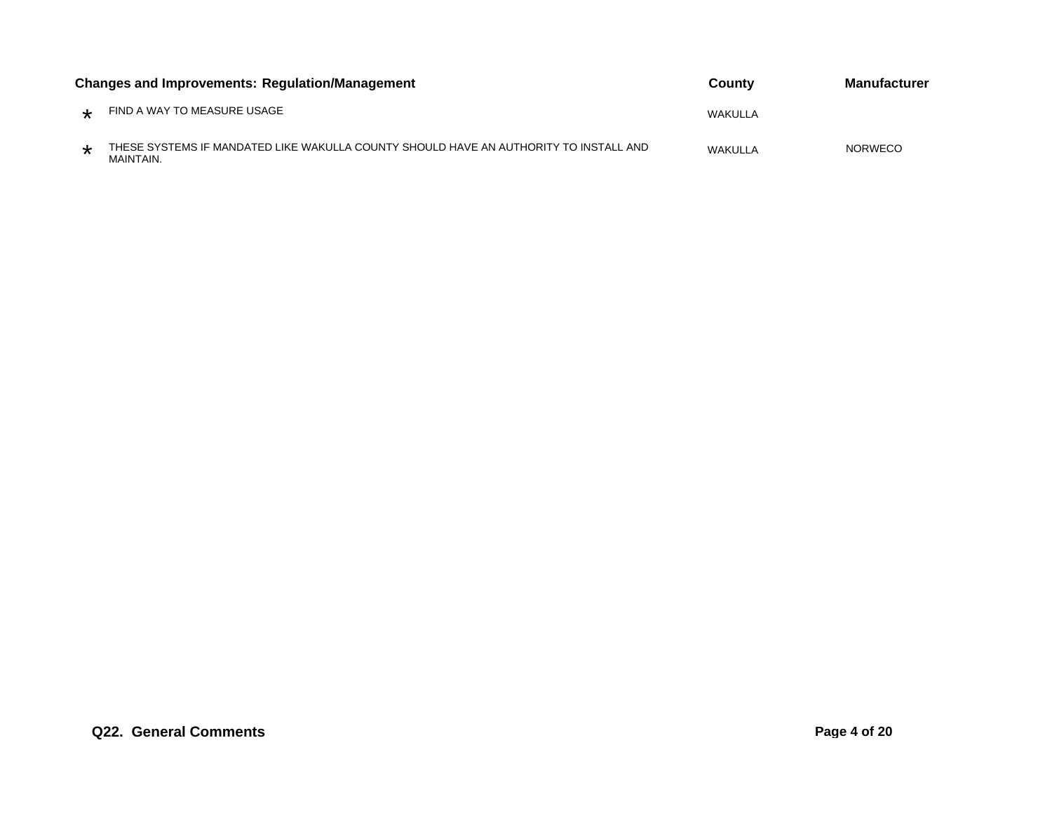| Changes and Improvements: Regulation/Management | County | Manufacturer |
|---|---|---|
| * FIND A WAY TO MEASURE USAGE | WAKULLA | |
| * THESE SYSTEMS IF MANDATED LIKE WAKULLA COUNTY SHOULD HAVE AN AUTHORITY TO INSTALL AND MAINTAIN. | WAKULLA | NORWECO |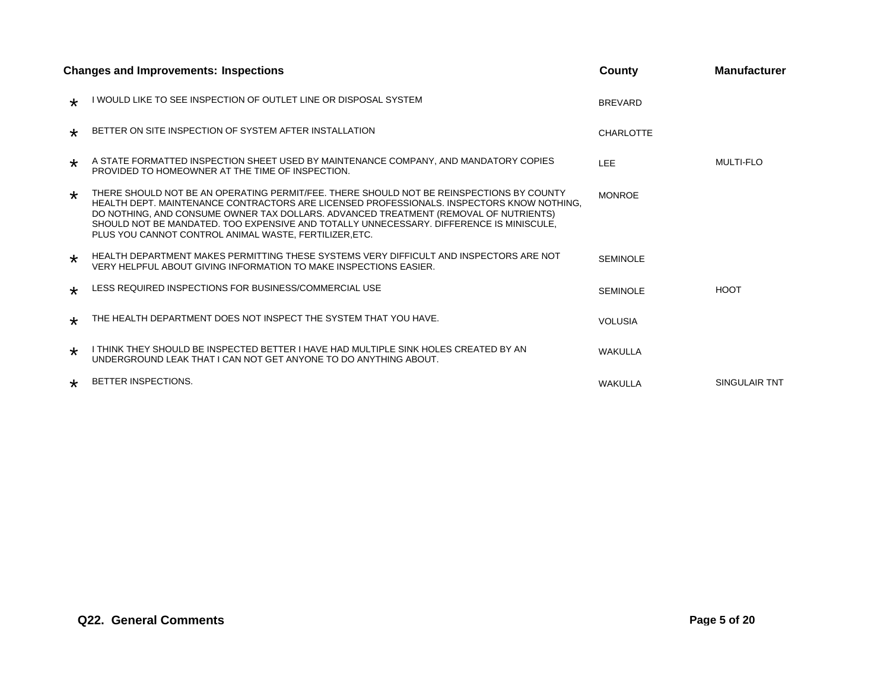| Changes and Improvements: Inspections | County | Manufacturer |
| --- | --- | --- |
| * I WOULD LIKE TO SEE INSPECTION OF OUTLET LINE OR DISPOSAL SYSTEM | BREVARD | |
| * BETTER ON SITE INSPECTION OF SYSTEM AFTER INSTALLATION | CHARLOTTE | |
| * A STATE FORMATTED INSPECTION SHEET USED BY MAINTENANCE COMPANY, AND MANDATORY COPIES PROVIDED TO HOMEOWNER AT THE TIME OF INSPECTION. | LEE | MULTI-FLO |
| * THERE SHOULD NOT BE AN OPERATING PERMIT/FEE. THERE SHOULD NOT BE REINSPECTIONS BY COUNTY HEALTH DEPT. MAINTENANCE CONTRACTORS ARE LICENSED PROFESSIONALS. INSPECTORS KNOW NOTHING, DO NOTHING, AND CONSUME OWNER TAX DOLLARS. ADVANCED TREATMENT (REMOVAL OF NUTRIENTS) SHOULD NOT BE MANDATED. TOO EXPENSIVE AND TOTALLY UNNECESSARY. DIFFERENCE IS MINISCULE, PLUS YOU CANNOT CONTROL ANIMAL WASTE, FERTILIZER,ETC. | MONROE | |
| * HEALTH DEPARTMENT MAKES PERMITTING THESE SYSTEMS VERY DIFFICULT AND INSPECTORS ARE NOT VERY HELPFUL ABOUT GIVING INFORMATION TO MAKE INSPECTIONS EASIER. | SEMINOLE | |
| * LESS REQUIRED INSPECTIONS FOR BUSINESS/COMMERCIAL USE | SEMINOLE | HOOT |
| * THE HEALTH DEPARTMENT DOES NOT INSPECT THE SYSTEM THAT YOU HAVE. | VOLUSIA | |
| * I THINK THEY SHOULD BE INSPECTED BETTER I HAVE HAD MULTIPLE SINK HOLES CREATED BY AN UNDERGROUND LEAK THAT I CAN NOT GET ANYONE TO DO ANYTHING ABOUT. | WAKULLA | |
| * BETTER INSPECTIONS. | WAKULLA | SINGULAIR TNT |

**Q22. General Comments**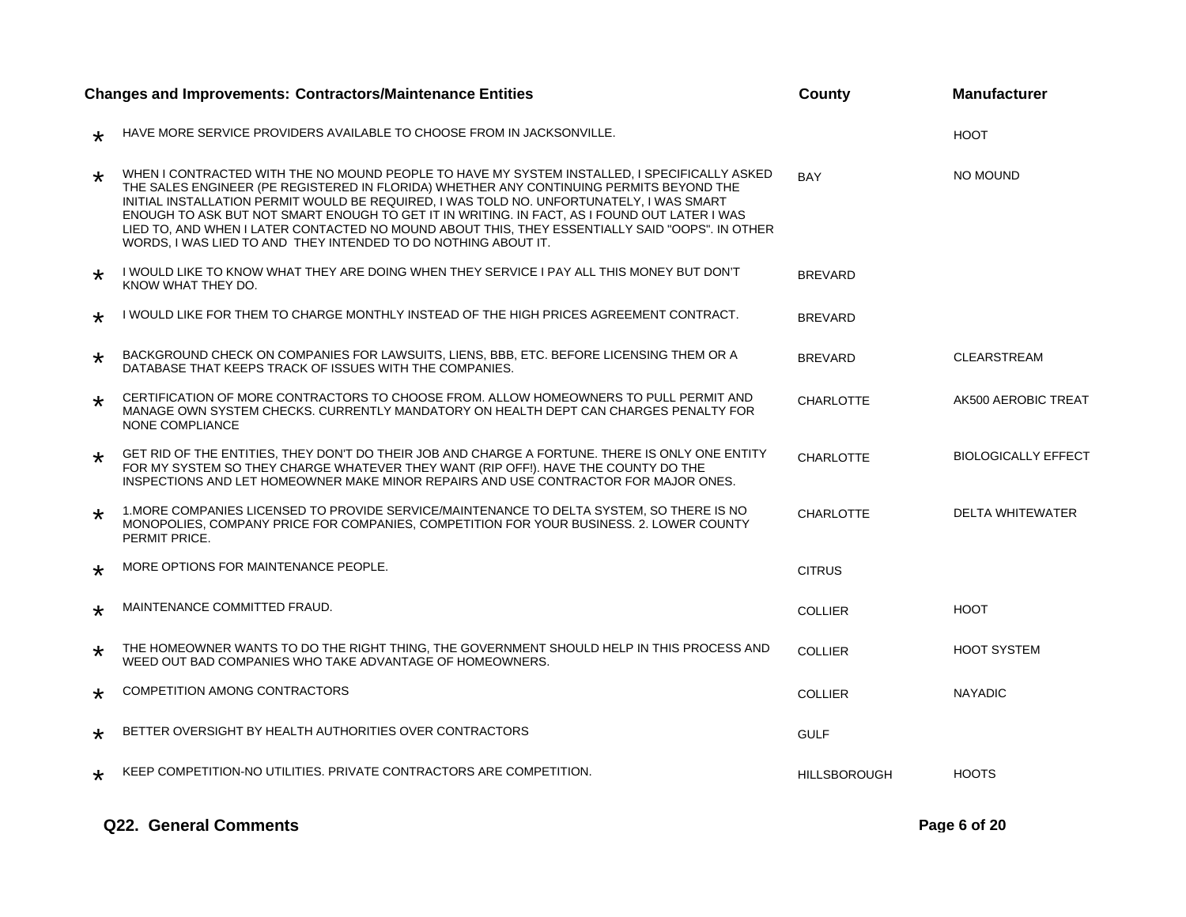| | Changes and Improvements: Contractors/Maintenance Entities | County | Manufacturer |
|---|---|---|---|
| * | HAVE MORE SERVICE PROVIDERS AVAILABLE TO CHOOSE FROM IN JACKSONVILLE. | | HOOT |
| * | WHEN I CONTRACTED WITH THE NO MOUND PEOPLE TO HAVE MY SYSTEM INSTALLED, I SPECIFICALLY ASKED THE SALES ENGINEER (PE REGISTERED IN FLORIDA) WHETHER ANY CONTINUING PERMITS BEYOND THE INITIAL INSTALLATION PERMIT WOULD BE REQUIRED, I WAS TOLD NO. UNFORTUNATELY, I WAS SMART ENOUGH TO ASK BUT NOT SMART ENOUGH TO GET IT IN WRITING. IN FACT, AS I FOUND OUT LATER I WAS LIED TO, AND WHEN I LATER CONTACTED NO MOUND ABOUT THIS, THEY ESSENTIALLY SAID "OOPS". IN OTHER WORDS, I WAS LIED TO AND THEY INTENDED TO DO NOTHING ABOUT IT. | BAY | NO MOUND |
| * | I WOULD LIKE TO KNOW WHAT THEY ARE DOING WHEN THEY SERVICE I PAY ALL THIS MONEY BUT DON'T KNOW WHAT THEY DO. | BREVARD | |
| * | I WOULD LIKE FOR THEM TO CHARGE MONTHLY INSTEAD OF THE HIGH PRICES AGREEMENT CONTRACT. | BREVARD | |
| * | BACKGROUND CHECK ON COMPANIES FOR LAWSUITS, LIENS, BBB, ETC. BEFORE LICENSING THEM OR A DATABASE THAT KEEPS TRACK OF ISSUES WITH THE COMPANIES. | BREVARD | CLEARSTREAM |
| * | CERTIFICATION OF MORE CONTRACTORS TO CHOOSE FROM. ALLOW HOMEOWNERS TO PULL PERMIT AND MANAGE OWN SYSTEM CHECKS. CURRENTLY MANDATORY ON HEALTH DEPT CAN CHARGES PENALTY FOR NONE COMPLIANCE | CHARLOTTE | AK500 AEROBIC TREAT |
| * | GET RID OF THE ENTITIES, THEY DON'T DO THEIR JOB AND CHARGE A FORTUNE. THERE IS ONLY ONE ENTITY FOR MY SYSTEM SO THEY CHARGE WHATEVER THEY WANT (RIP OFF!). HAVE THE COUNTY DO THE INSPECTIONS AND LET HOMEOWNER MAKE MINOR REPAIRS AND USE CONTRACTOR FOR MAJOR ONES. | CHARLOTTE | BIOLOGICALLY EFFECT |
| * | 1.MORE COMPANIES LICENSED TO PROVIDE SERVICE/MAINTENANCE TO DELTA SYSTEM, SO THERE IS NO MONOPOLIES, COMPANY PRICE FOR COMPANIES, COMPETITION FOR YOUR BUSINESS. 2. LOWER COUNTY PERMIT PRICE. | CHARLOTTE | DELTA WHITEWATER |
| * | MORE OPTIONS FOR MAINTENANCE PEOPLE. | CITRUS | |
| * | MAINTENANCE COMMITTED FRAUD. | COLLIER | HOOT |
| * | THE HOMEOWNER WANTS TO DO THE RIGHT THING, THE GOVERNMENT SHOULD HELP IN THIS PROCESS AND WEED OUT BAD COMPANIES WHO TAKE ADVANTAGE OF HOMEOWNERS. | COLLIER | HOOT SYSTEM |
| * | COMPETITION AMONG CONTRACTORS | COLLIER | NAYADIC |
| * | BETTER OVERSIGHT BY HEALTH AUTHORITIES OVER CONTRACTORS | GULF | |
| * | KEEP COMPETITION-NO UTILITIES. PRIVATE CONTRACTORS ARE COMPETITION. | HILLSBOROUGH | HOOTS |

**Q22. General Comments**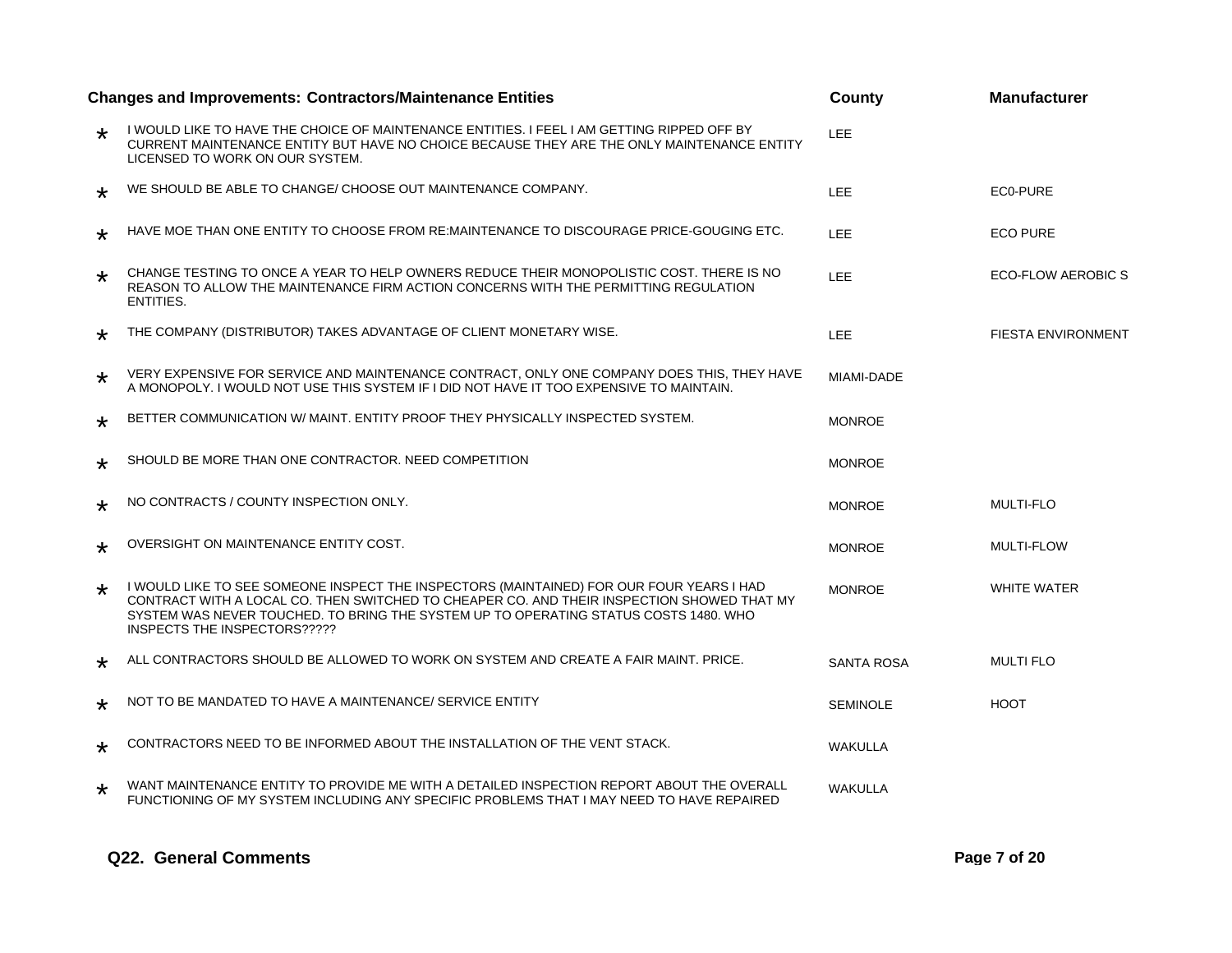| | Changes and Improvements: Contractors/Maintenance Entities | County | Manufacturer |
|---|---|---|---|
| * | I WOULD LIKE TO HAVE THE CHOICE OF MAINTENANCE ENTITIES. I FEEL I AM GETTING RIPPED OFF BY CURRENT MAINTENANCE ENTITY BUT HAVE NO CHOICE BECAUSE THEY ARE THE ONLY MAINTENANCE ENTITY LICENSED TO WORK ON OUR SYSTEM. | LEE | |
| * | WE SHOULD BE ABLE TO CHANGE/ CHOOSE OUT MAINTENANCE COMPANY. | LEE | EC0-PURE |
| * | HAVE MOE THAN ONE ENTITY TO CHOOSE FROM RE:MAINTENANCE TO DISCOURAGE PRICE-GOUGING ETC. | LEE | ECO PURE |
| * | CHANGE TESTING TO ONCE A YEAR TO HELP OWNERS REDUCE THEIR MONOPOLISTIC COST. THERE IS NO REASON TO ALLOW THE MAINTENANCE FIRM ACTION CONCERNS WITH THE PERMITTING REGULATION ENTITIES. | LEE | ECO-FLOW AEROBIC S |
| * | THE COMPANY (DISTRIBUTOR) TAKES ADVANTAGE OF CLIENT MONETARY WISE. | LEE | FIESTA ENVIRONMENT |
| * | VERY EXPENSIVE FOR SERVICE AND MAINTENANCE CONTRACT, ONLY ONE COMPANY DOES THIS, THEY HAVE A MONOPOLY. I WOULD NOT USE THIS SYSTEM IF I DID NOT HAVE IT TOO EXPENSIVE TO MAINTAIN. | MIAMI-DADE | |
| * | BETTER COMMUNICATION W/ MAINT. ENTITY PROOF THEY PHYSICALLY INSPECTED SYSTEM. | MONROE | |
| * | SHOULD BE MORE THAN ONE CONTRACTOR. NEED COMPETITION | MONROE | |
| * | NO CONTRACTS / COUNTY INSPECTION ONLY. | MONROE | MULTI-FLO |
| * | OVERSIGHT ON MAINTENANCE ENTITY COST. | MONROE | MULTI-FLOW |
| * | I WOULD LIKE TO SEE SOMEONE INSPECT THE INSPECTORS (MAINTAINED) FOR OUR FOUR YEARS I HAD CONTRACT WITH A LOCAL CO. THEN SWITCHED TO CHEAPER CO. AND THEIR INSPECTION SHOWED THAT MY SYSTEM WAS NEVER TOUCHED. TO BRING THE SYSTEM UP TO OPERATING STATUS COSTS 1480. WHO INSPECTS THE INSPECTORS????? | MONROE | WHITE WATER |
| * | ALL CONTRACTORS SHOULD BE ALLOWED TO WORK ON SYSTEM AND CREATE A FAIR MAINT. PRICE. | SANTA ROSA | MULTI FLO |
| * | NOT TO BE MANDATED TO HAVE A MAINTENANCE/ SERVICE ENTITY | SEMINOLE | HOOT |
| * | CONTRACTORS NEED TO BE INFORMED ABOUT THE INSTALLATION OF THE VENT STACK. | WAKULLA | |
| * | WANT MAINTENANCE ENTITY TO PROVIDE ME WITH A DETAILED INSPECTION REPORT ABOUT THE OVERALL FUNCTIONING OF MY SYSTEM INCLUDING ANY SPECIFIC PROBLEMS THAT I MAY NEED TO HAVE REPAIRED | WAKULLA | |

**Q22. General Comments**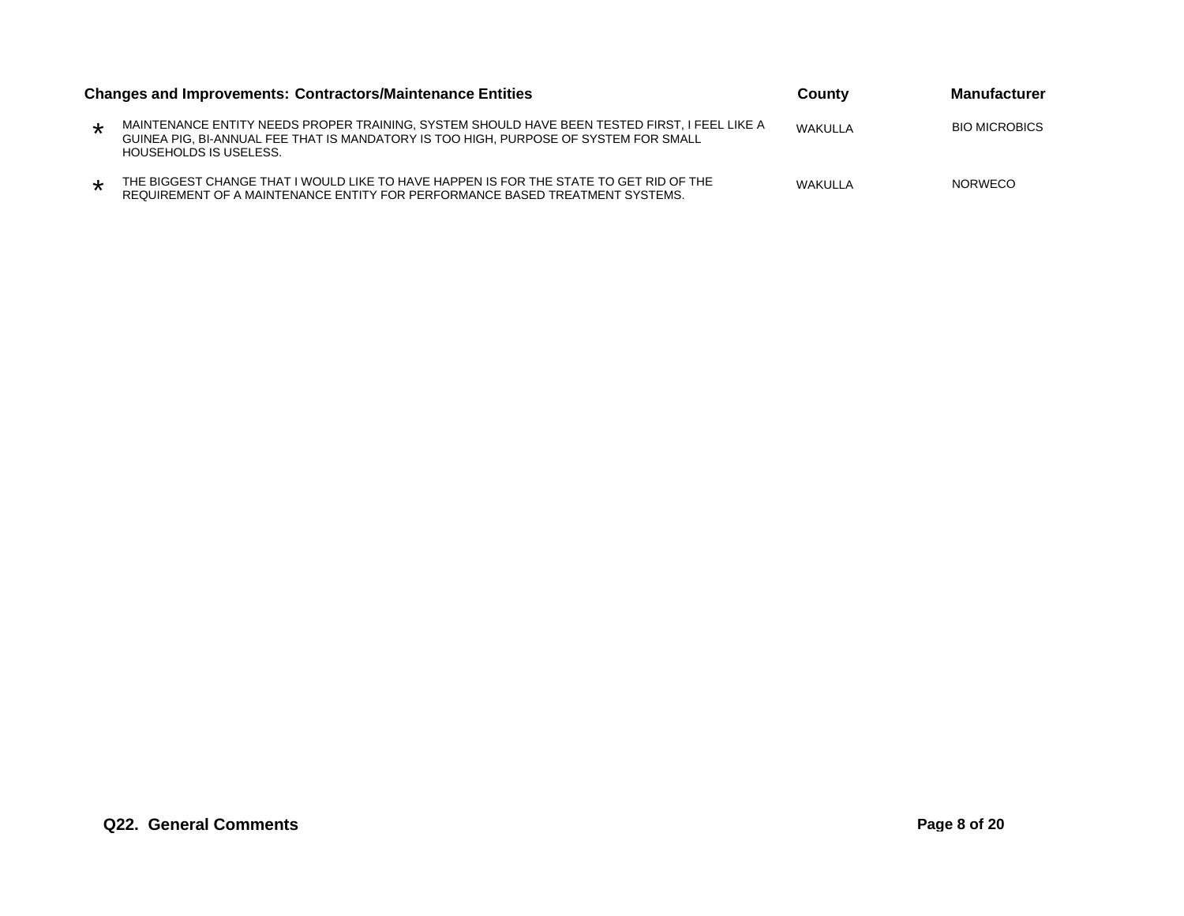| | Changes and Improvements: Contractors/Maintenance Entities | County | Manufacturer |
|---|---|---|---|
| * | MAINTENANCE ENTITY NEEDS PROPER TRAINING, SYSTEM SHOULD HAVE BEEN TESTED FIRST, I FEEL LIKE A GUINEA PIG, BI-ANNUAL FEE THAT IS MANDATORY IS TOO HIGH, PURPOSE OF SYSTEM FOR SMALL HOUSEHOLDS IS USELESS. | WAKULLA | BIO MICROBICS |
| * | THE BIGGEST CHANGE THAT I WOULD LIKE TO HAVE HAPPEN IS FOR THE STATE TO GET RID OF THE REQUIREMENT OF A MAINTENANCE ENTITY FOR PERFORMANCE BASED TREATMENT SYSTEMS. | WAKULLA | NORWECO |

**Q22. General Comments**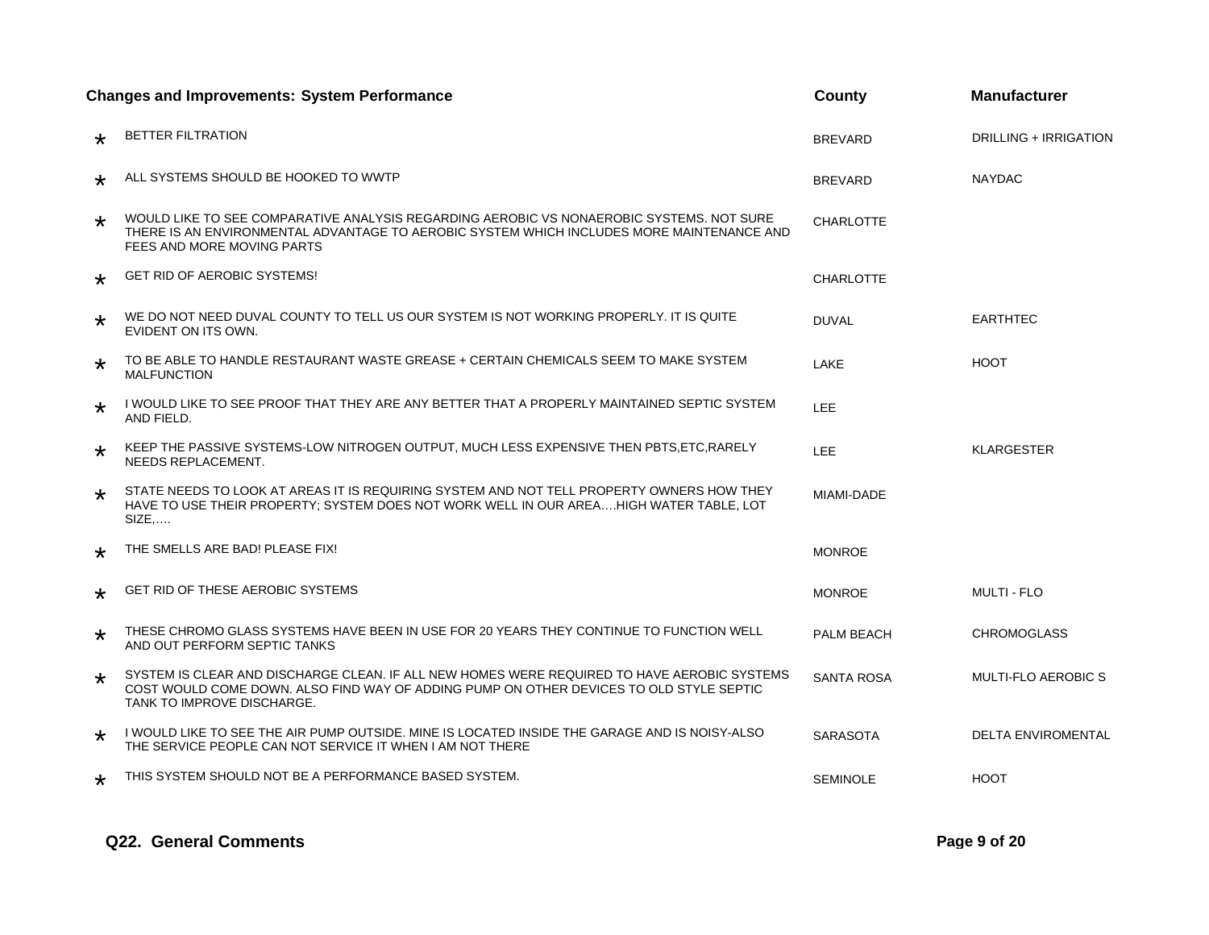| | Changes and Improvements: System Performance | County | Manufacturer |
|---|---|---|---|
| * | BETTER FILTRATION | BREVARD | DRILLING + IRRIGATION |
| * | ALL SYSTEMS SHOULD BE HOOKED TO WWTP | BREVARD | NAYDAC |
| * | WOULD LIKE TO SEE COMPARATIVE ANALYSIS REGARDING AEROBIC VS NONAEROBIC SYSTEMS. NOT SURE THERE IS AN ENVIRONMENTAL ADVANTAGE TO AEROBIC SYSTEM WHICH INCLUDES MORE MAINTENANCE AND FEES AND MORE MOVING PARTS | CHARLOTTE | |
| * | GET RID OF AEROBIC SYSTEMS! | CHARLOTTE | |
| * | WE DO NOT NEED DUVAL COUNTY TO TELL US OUR SYSTEM IS NOT WORKING PROPERLY. IT IS QUITE EVIDENT ON ITS OWN. | DUVAL | EARTHTEC |
| * | TO BE ABLE TO HANDLE RESTAURANT WASTE GREASE + CERTAIN CHEMICALS SEEM TO MAKE SYSTEM MALFUNCTION | LAKE | HOOT |
| * | I WOULD LIKE TO SEE PROOF THAT THEY ARE ANY BETTER THAT A PROPERLY MAINTAINED SEPTIC SYSTEM AND FIELD. | LEE | |
| * | KEEP THE PASSIVE SYSTEMS-LOW NITROGEN OUTPUT, MUCH LESS EXPENSIVE THEN PBTS,ETC,RARELY NEEDS REPLACEMENT. | LEE | KLARGESTER |
| * | STATE NEEDS TO LOOK AT AREAS IT IS REQUIRING SYSTEM AND NOT TELL PROPERTY OWNERS HOW THEY HAVE TO USE THEIR PROPERTY; SYSTEM DOES NOT WORK WELL IN OUR AREA….HIGH WATER TABLE, LOT SIZE,…. | MIAMI-DADE | |
| * | THE SMELLS ARE BAD! PLEASE FIX! | MONROE | |
| * | GET RID OF THESE AEROBIC SYSTEMS | MONROE | MULTI - FLO |
| * | THESE CHROMO GLASS SYSTEMS HAVE BEEN IN USE FOR 20 YEARS THEY CONTINUE TO FUNCTION WELL AND OUT PERFORM SEPTIC TANKS | PALM BEACH | CHROMOGLASS |
| * | SYSTEM IS CLEAR AND DISCHARGE CLEAN. IF ALL NEW HOMES WERE REQUIRED TO HAVE AEROBIC SYSTEMS COST WOULD COME DOWN. ALSO FIND WAY OF ADDING PUMP ON OTHER DEVICES TO OLD STYLE SEPTIC TANK TO IMPROVE DISCHARGE. | SANTA ROSA | MULTI-FLO AEROBIC S |
| * | I WOULD LIKE TO SEE THE AIR PUMP OUTSIDE. MINE IS LOCATED INSIDE THE GARAGE AND IS NOISY-ALSO THE SERVICE PEOPLE CAN NOT SERVICE IT WHEN I AM NOT THERE | SARASOTA | DELTA ENVIROMENTAL |
| * | THIS SYSTEM SHOULD NOT BE A PERFORMANCE BASED SYSTEM. | SEMINOLE | HOOT |

**Q22. General Comments**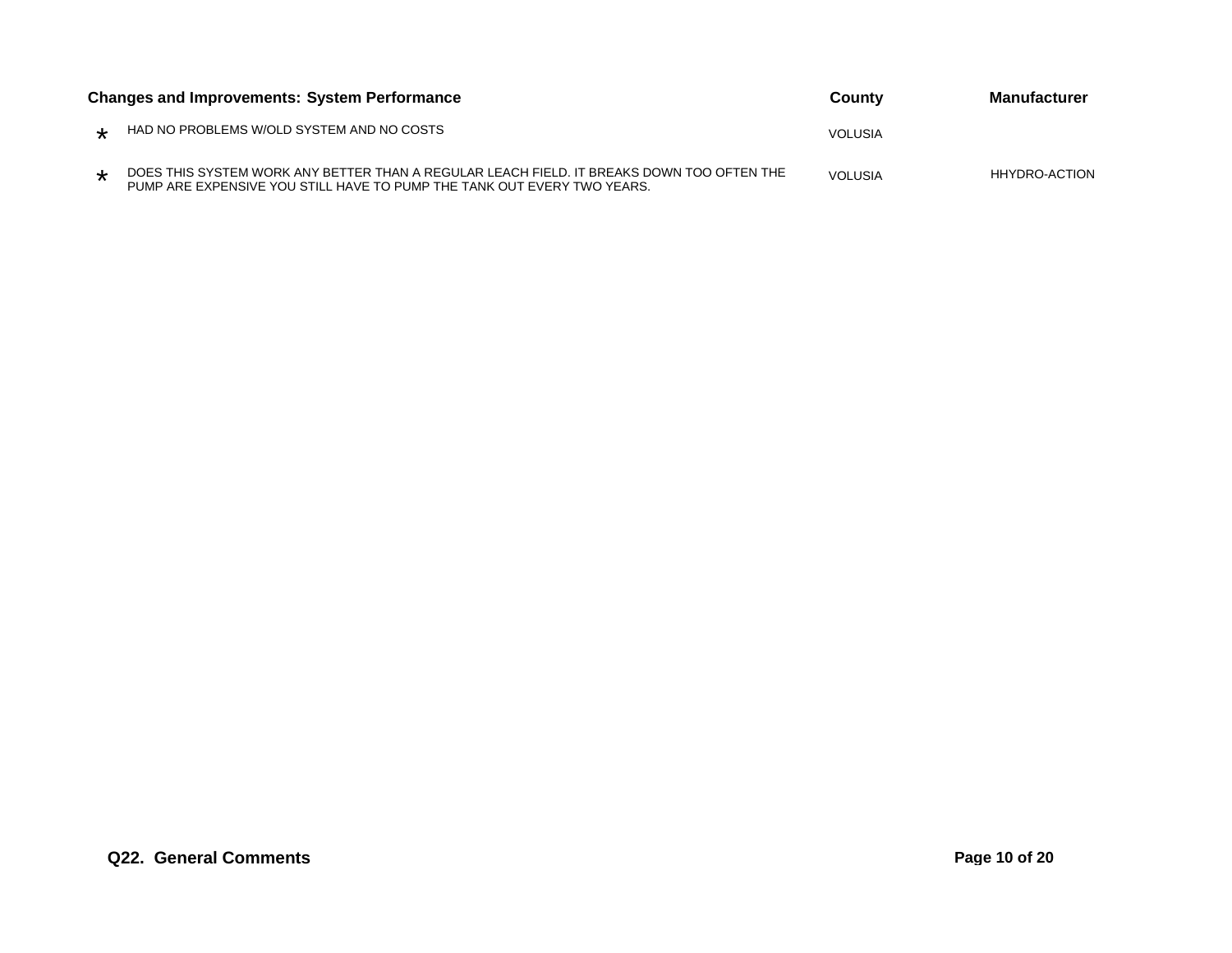| | Changes and Improvements: System Performance | County | Manufacturer |
|---|---|---|---|
| * | HAD NO PROBLEMS W/OLD SYSTEM AND NO COSTS | VOLUSIA | |
| * | DOES THIS SYSTEM WORK ANY BETTER THAN A REGULAR LEACH FIELD. IT BREAKS DOWN TOO OFTEN THE PUMP ARE EXPENSIVE YOU STILL HAVE TO PUMP THE TANK OUT EVERY TWO YEARS. | VOLUSIA | HHYDRO-ACTION |

**Q22. General Comments**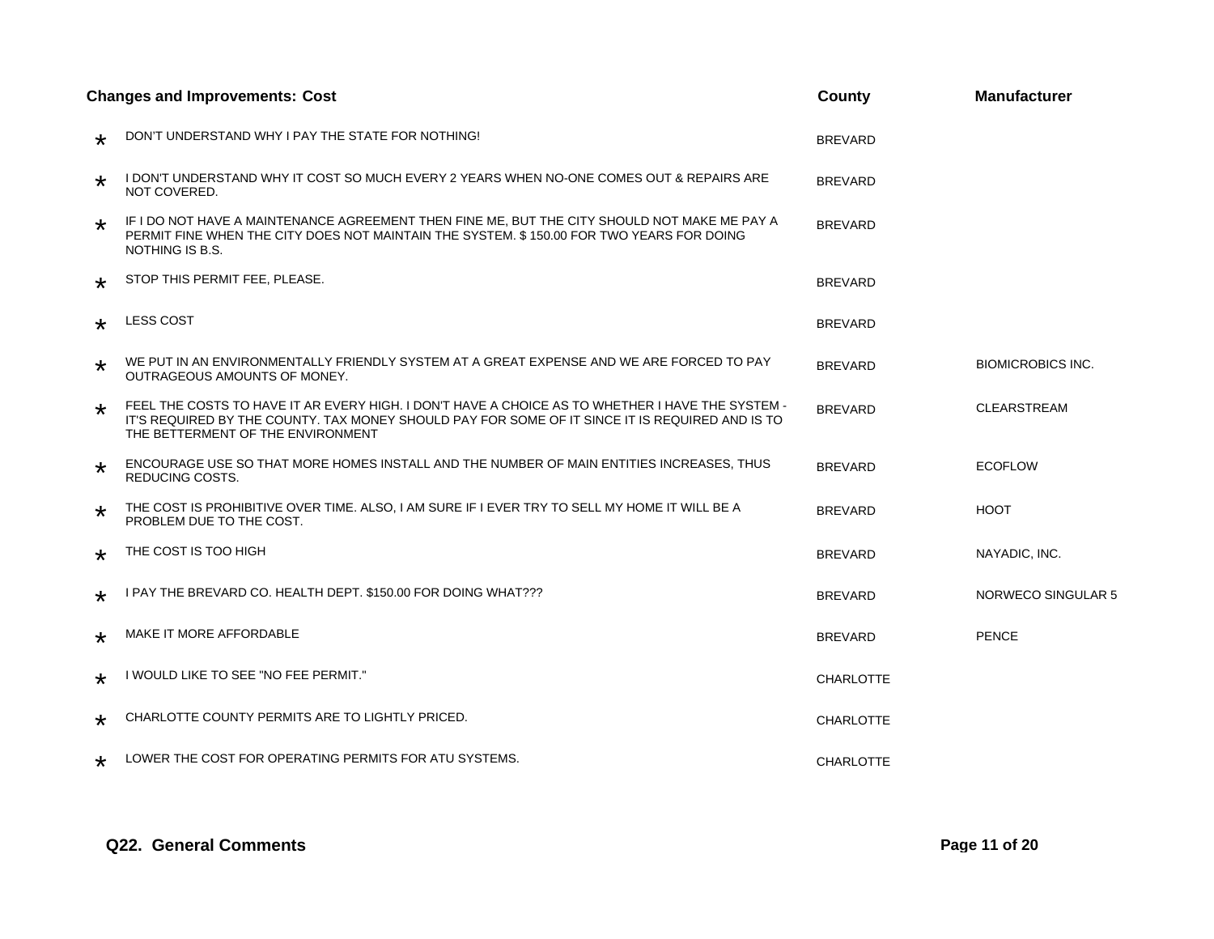| | Changes and Improvements: Cost | County | Manufacturer |
|---|---|---|---|
| * | DON'T UNDERSTAND WHY I PAY THE STATE FOR NOTHING! | BREVARD | |
| * | I DON'T UNDERSTAND WHY IT COST SO MUCH EVERY 2 YEARS WHEN NO-ONE COMES OUT & REPAIRS ARE NOT COVERED. | BREVARD | |
| * | IF I DO NOT HAVE A MAINTENANCE AGREEMENT THEN FINE ME, BUT THE CITY SHOULD NOT MAKE ME PAY A PERMIT FINE WHEN THE CITY DOES NOT MAINTAIN THE SYSTEM. $ 150.00 FOR TWO YEARS FOR DOING NOTHING IS B.S. | BREVARD | |
| * | STOP THIS PERMIT FEE, PLEASE. | BREVARD | |
| * | LESS COST | BREVARD | |
| * | WE PUT IN AN ENVIRONMENTALLY FRIENDLY SYSTEM AT A GREAT EXPENSE AND WE ARE FORCED TO PAY OUTRAGEOUS AMOUNTS OF MONEY. | BREVARD | BIOMICROBICS INC. |
| * | FEEL THE COSTS TO HAVE IT AR EVERY HIGH. I DON'T HAVE A CHOICE AS TO WHETHER I HAVE THE SYSTEM - IT'S REQUIRED BY THE COUNTY. TAX MONEY SHOULD PAY FOR SOME OF IT SINCE IT IS REQUIRED AND IS TO THE BETTERMENT OF THE ENVIRONMENT | BREVARD | CLEARSTREAM |
| * | ENCOURAGE USE SO THAT MORE HOMES INSTALL AND THE NUMBER OF MAIN ENTITIES INCREASES, THUS REDUCING COSTS. | BREVARD | ECOFLOW |
| * | THE COST IS PROHIBITIVE OVER TIME. ALSO, I AM SURE IF I EVER TRY TO SELL MY HOME IT WILL BE A PROBLEM DUE TO THE COST. | BREVARD | HOOT |
| * | THE COST IS TOO HIGH | BREVARD | NAYADIC, INC. |
| * | I PAY THE BREVARD CO. HEALTH DEPT. $150.00 FOR DOING WHAT??? | BREVARD | NORWECO SINGULAR 5 |
| * | MAKE IT MORE AFFORDABLE | BREVARD | PENCE |
| * | I WOULD LIKE TO SEE "NO FEE PERMIT." | CHARLOTTE | |
| * | CHARLOTTE COUNTY PERMITS ARE TO LIGHTLY PRICED. | CHARLOTTE | |
| * | LOWER THE COST FOR OPERATING PERMITS FOR ATU SYSTEMS. | CHARLOTTE | |

**Q22. General Comments**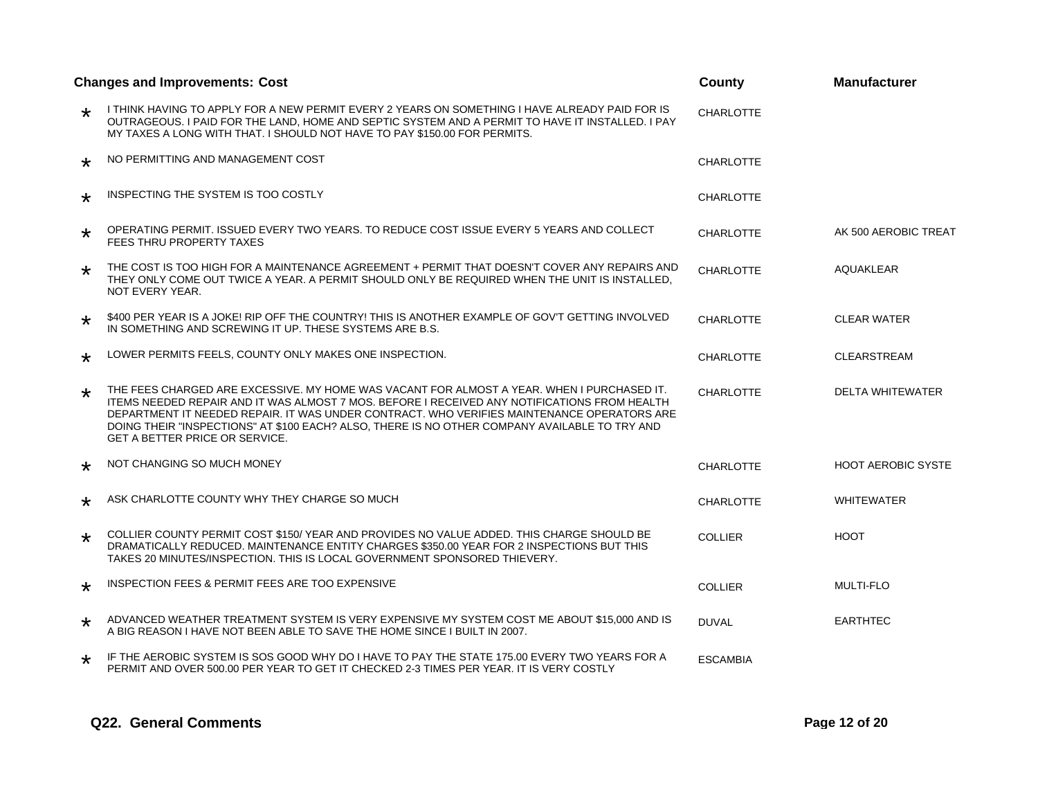| | Changes and Improvements: Cost | County | Manufacturer |
|---|---|---|---|
| * | I THINK HAVING TO APPLY FOR A NEW PERMIT EVERY 2 YEARS ON SOMETHING I HAVE ALREADY PAID FOR IS OUTRAGEOUS. I PAID FOR THE LAND, HOME AND SEPTIC SYSTEM AND A PERMIT TO HAVE IT INSTALLED. I PAY MY TAXES A LONG WITH THAT. I SHOULD NOT HAVE TO PAY $150.00 FOR PERMITS. | CHARLOTTE | |
| * | NO PERMITTING AND MANAGEMENT COST | CHARLOTTE | |
| * | INSPECTING THE SYSTEM IS TOO COSTLY | CHARLOTTE | |
| * | OPERATING PERMIT. ISSUED EVERY TWO YEARS. TO REDUCE COST ISSUE EVERY 5 YEARS AND COLLECT FEES THRU PROPERTY TAXES | CHARLOTTE | AK 500 AEROBIC TREAT |
| * | THE COST IS TOO HIGH FOR A MAINTENANCE AGREEMENT + PERMIT THAT DOESN'T COVER ANY REPAIRS AND THEY ONLY COME OUT TWICE A YEAR. A PERMIT SHOULD ONLY BE REQUIRED WHEN THE UNIT IS INSTALLED, NOT EVERY YEAR. | CHARLOTTE | AQUAKLEAR |
| * | $400 PER YEAR IS A JOKE! RIP OFF THE COUNTRY! THIS IS ANOTHER EXAMPLE OF GOV'T GETTING INVOLVED IN SOMETHING AND SCREWING IT UP. THESE SYSTEMS ARE B.S. | CHARLOTTE | CLEAR WATER |
| * | LOWER PERMITS FEELS, COUNTY ONLY MAKES ONE INSPECTION. | CHARLOTTE | CLEARSTREAM |
| * | THE FEES CHARGED ARE EXCESSIVE. MY HOME WAS VACANT FOR ALMOST A YEAR. WHEN I PURCHASED IT. ITEMS NEEDED REPAIR AND IT WAS ALMOST 7 MOS. BEFORE I RECEIVED ANY NOTIFICATIONS FROM HEALTH DEPARTMENT IT NEEDED REPAIR. IT WAS UNDER CONTRACT. WHO VERIFIES MAINTENANCE OPERATORS ARE DOING THEIR "INSPECTIONS" AT $100 EACH? ALSO, THERE IS NO OTHER COMPANY AVAILABLE TO TRY AND GET A BETTER PRICE OR SERVICE. | CHARLOTTE | DELTA WHITEWATER |
| * | NOT CHANGING SO MUCH MONEY | CHARLOTTE | HOOT AEROBIC SYSTE |
| * | ASK CHARLOTTE COUNTY WHY THEY CHARGE SO MUCH | CHARLOTTE | WHITEWATER |
| * | COLLIER COUNTY PERMIT COST $150/ YEAR AND PROVIDES NO VALUE ADDED. THIS CHARGE SHOULD BE DRAMATICALLY REDUCED. MAINTENANCE ENTITY CHARGES $350.00 YEAR FOR 2 INSPECTIONS BUT THIS TAKES 20 MINUTES/INSPECTION. THIS IS LOCAL GOVERNMENT SPONSORED THIEVERY. | COLLIER | HOOT |
| * | INSPECTION FEES & PERMIT FEES ARE TOO EXPENSIVE | COLLIER | MULTI-FLO |
| * | ADVANCED WEATHER TREATMENT SYSTEM IS VERY EXPENSIVE MY SYSTEM COST ME ABOUT $15,000 AND IS A BIG REASON I HAVE NOT BEEN ABLE TO SAVE THE HOME SINCE I BUILT IN 2007. | DUVAL | EARTHTEC |
| * | IF THE AEROBIC SYSTEM IS SOS GOOD WHY DO I HAVE TO PAY THE STATE 175.00 EVERY TWO YEARS FOR A PERMIT AND OVER 500.00 PER YEAR TO GET IT CHECKED 2-3 TIMES PER YEAR. IT IS VERY COSTLY | ESCAMBIA | |

**Q22. General Comments**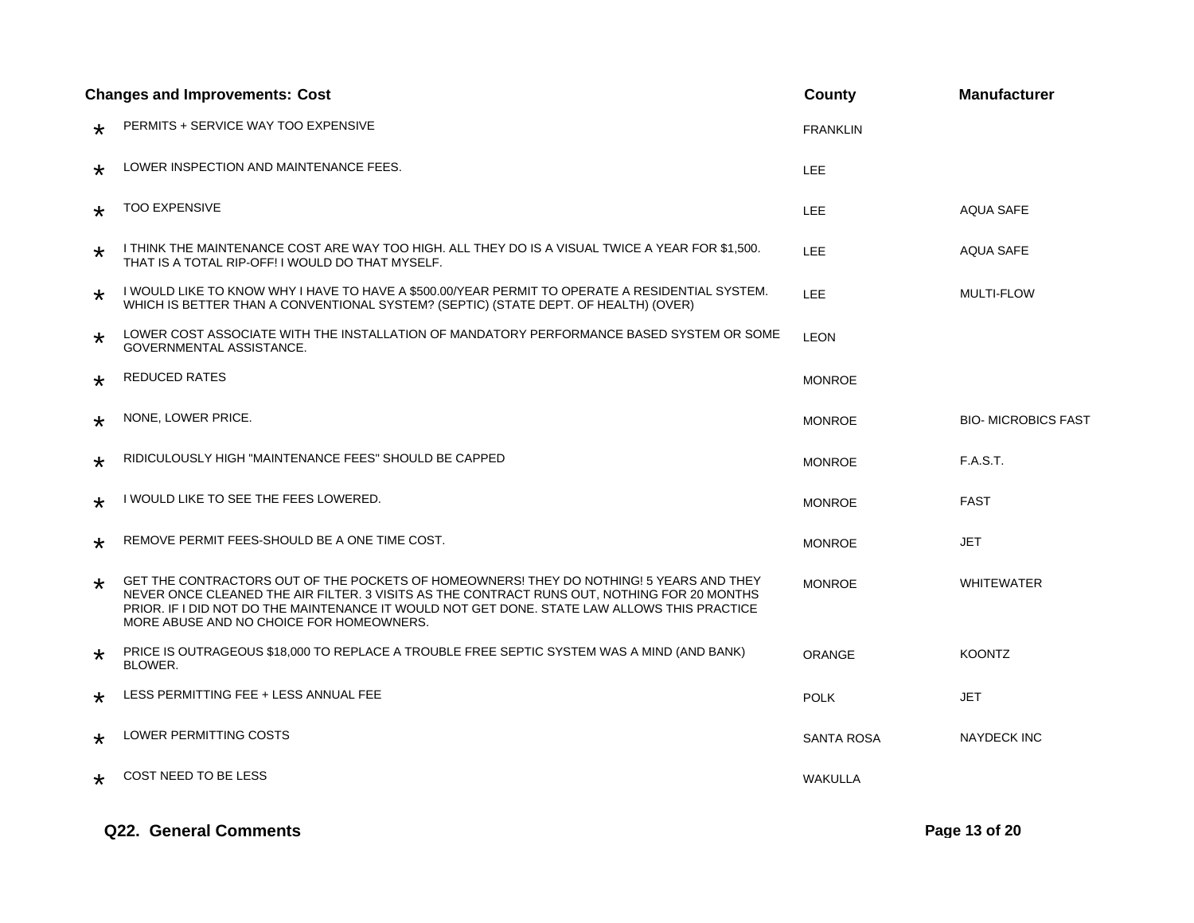| | Changes and Improvements: Cost | County | Manufacturer |
|---|---|---|---|
| * | PERMITS + SERVICE WAY TOO EXPENSIVE | FRANKLIN | |
| * | LOWER INSPECTION AND MAINTENANCE FEES. | LEE | |
| * | TOO EXPENSIVE | LEE | AQUA SAFE |
| * | I THINK THE MAINTENANCE COST ARE WAY TOO HIGH. ALL THEY DO IS A VISUAL TWICE A YEAR FOR $1,500. THAT IS A TOTAL RIP-OFF! I WOULD DO THAT MYSELF. | LEE | AQUA SAFE |
| * | I WOULD LIKE TO KNOW WHY I HAVE TO HAVE A $500.00/YEAR PERMIT TO OPERATE A RESIDENTIAL SYSTEM. WHICH IS BETTER THAN A CONVENTIONAL SYSTEM? (SEPTIC) (STATE DEPT. OF HEALTH) (OVER) | LEE | MULTI-FLOW |
| * | LOWER COST ASSOCIATE WITH THE INSTALLATION OF MANDATORY PERFORMANCE BASED SYSTEM OR SOME GOVERNMENTAL ASSISTANCE. | LEON | |
| * | REDUCED RATES | MONROE | |
| * | NONE, LOWER PRICE. | MONROE | BIO- MICROBICS FAST |
| * | RIDICULOUSLY HIGH "MAINTENANCE FEES" SHOULD BE CAPPED | MONROE | F.A.S.T. |
| * | I WOULD LIKE TO SEE THE FEES LOWERED. | MONROE | FAST |
| * | REMOVE PERMIT FEES-SHOULD BE A ONE TIME COST. | MONROE | JET |
| * | GET THE CONTRACTORS OUT OF THE POCKETS OF HOMEOWNERS! THEY DO NOTHING! 5 YEARS AND THEY NEVER ONCE CLEANED THE AIR FILTER. 3 VISITS AS THE CONTRACT RUNS OUT, NOTHING FOR 20 MONTHS PRIOR. IF I DID NOT DO THE MAINTENANCE IT WOULD NOT GET DONE. STATE LAW ALLOWS THIS PRACTICE MORE ABUSE AND NO CHOICE FOR HOMEOWNERS. | MONROE | WHITEWATER |
| * | PRICE IS OUTRAGEOUS $18,000 TO REPLACE A TROUBLE FREE SEPTIC SYSTEM WAS A MIND (AND BANK) BLOWER. | ORANGE | KOONTZ |
| * | LESS PERMITTING FEE + LESS ANNUAL FEE | POLK | JET |
| * | LOWER PERMITTING COSTS | SANTA ROSA | NAYDECK INC |
| * | COST NEED TO BE LESS | WAKULLA | |

**Q22. General Comments**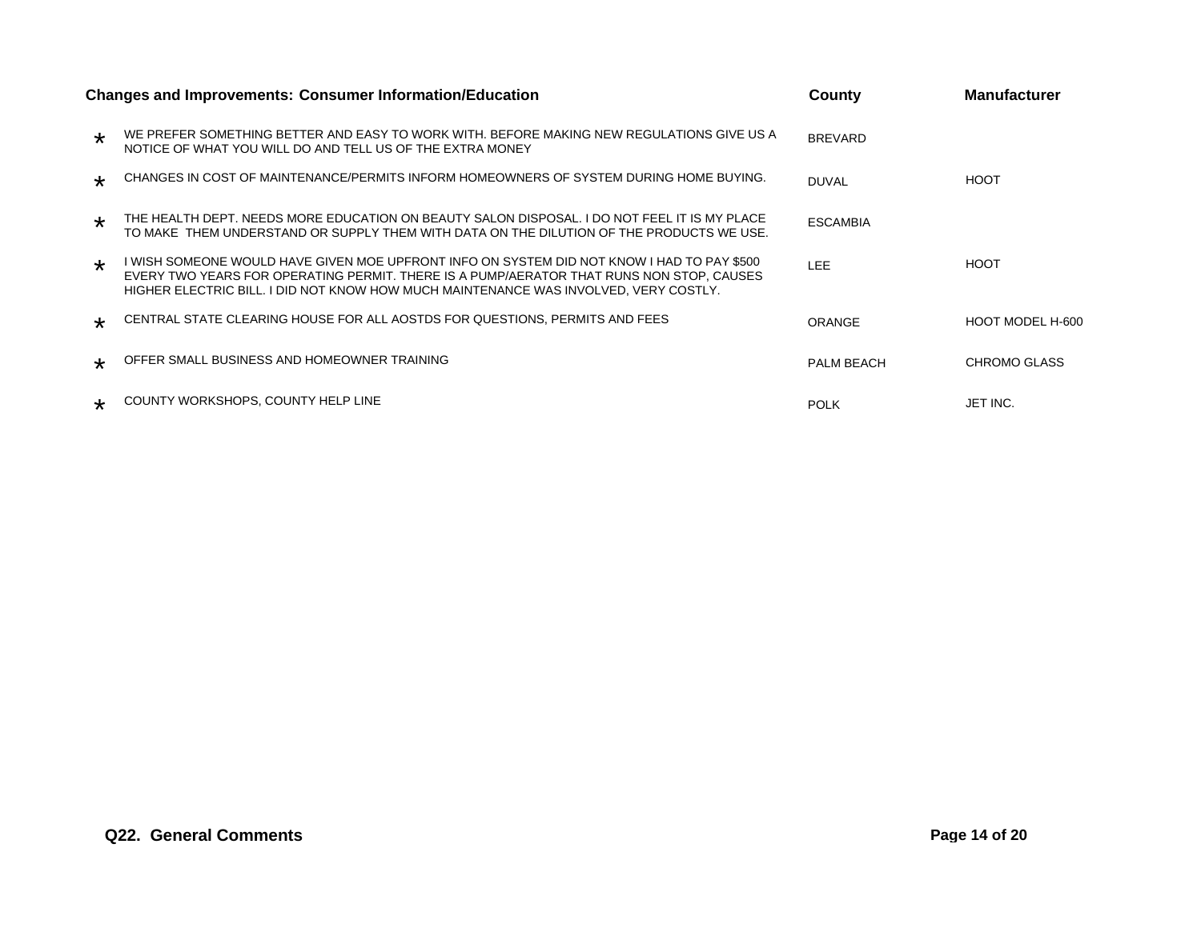| | Changes and Improvements: Consumer Information/Education | County | Manufacturer |
|---|---|---|---|
| * | WE PREFER SOMETHING BETTER AND EASY TO WORK WITH. BEFORE MAKING NEW REGULATIONS GIVE US A NOTICE OF WHAT YOU WILL DO AND TELL US OF THE EXTRA MONEY | BREVARD | |
| * | CHANGES IN COST OF MAINTENANCE/PERMITS INFORM HOMEOWNERS OF SYSTEM DURING HOME BUYING. | DUVAL | HOOT |
| * | THE HEALTH DEPT. NEEDS MORE EDUCATION ON BEAUTY SALON DISPOSAL. I DO NOT FEEL IT IS MY PLACE TO MAKE THEM UNDERSTAND OR SUPPLY THEM WITH DATA ON THE DILUTION OF THE PRODUCTS WE USE. | ESCAMBIA | |
| * | I WISH SOMEONE WOULD HAVE GIVEN MOE UPFRONT INFO ON SYSTEM DID NOT KNOW I HAD TO PAY $500 EVERY TWO YEARS FOR OPERATING PERMIT. THERE IS A PUMP/AERATOR THAT RUNS NON STOP, CAUSES HIGHER ELECTRIC BILL. I DID NOT KNOW HOW MUCH MAINTENANCE WAS INVOLVED, VERY COSTLY. | LEE | HOOT |
| * | CENTRAL STATE CLEARING HOUSE FOR ALL AOSTDS FOR QUESTIONS, PERMITS AND FEES | ORANGE | HOOT MODEL H-600 |
| * | OFFER SMALL BUSINESS AND HOMEOWNER TRAINING | PALM BEACH | CHROMO GLASS |
| * | COUNTY WORKSHOPS, COUNTY HELP LINE | POLK | JET INC. |

**Q22. General Comments**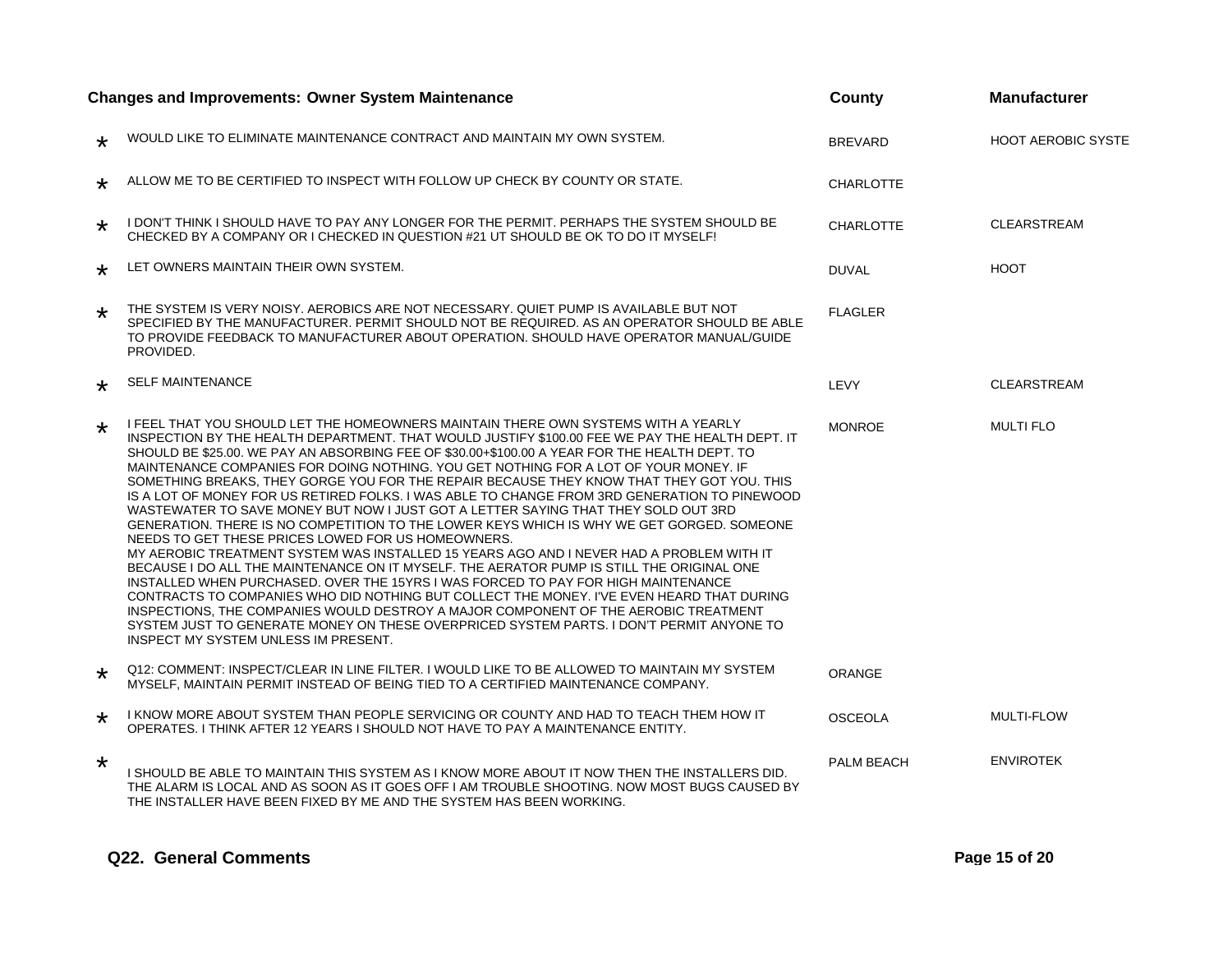| | Changes and Improvements: Owner System Maintenance | County | Manufacturer |
|---|---|---|---|
| * | WOULD LIKE TO ELIMINATE MAINTENANCE CONTRACT AND MAINTAIN MY OWN SYSTEM. | BREVARD | HOOT AEROBIC SYSTE |
| * | ALLOW ME TO BE CERTIFIED TO INSPECT WITH FOLLOW UP CHECK BY COUNTY OR STATE. | CHARLOTTE | |
| * | I DON'T THINK I SHOULD HAVE TO PAY ANY LONGER FOR THE PERMIT. PERHAPS THE SYSTEM SHOULD BE CHECKED BY A COMPANY OR I CHECKED IN QUESTION #21 UT SHOULD BE OK TO DO IT MYSELF! | CHARLOTTE | CLEARSTREAM |
| * | LET OWNERS MAINTAIN THEIR OWN SYSTEM. | DUVAL | HOOT |
| * | THE SYSTEM IS VERY NOISY. AEROBICS ARE NOT NECESSARY. QUIET PUMP IS AVAILABLE BUT NOT SPECIFIED BY THE MANUFACTURER. PERMIT SHOULD NOT BE REQUIRED. AS AN OPERATOR SHOULD BE ABLE TO PROVIDE FEEDBACK TO MANUFACTURER ABOUT OPERATION. SHOULD HAVE OPERATOR MANUAL/GUIDE PROVIDED. | FLAGLER | |
| * | SELF MAINTENANCE | LEVY | CLEARSTREAM |
| * | I FEEL THAT YOU SHOULD LET THE HOMEOWNERS MAINTAIN THERE OWN SYSTEMS WITH A YEARLY INSPECTION BY THE HEALTH DEPARTMENT. THAT WOULD JUSTIFY $100.00 FEE WE PAY THE HEALTH DEPT. IT SHOULD BE $25.00. WE PAY AN ABSORBING FEE OF $30.00+$100.00 A YEAR FOR THE HEALTH DEPT. TO MAINTENANCE COMPANIES FOR DOING NOTHING. YOU GET NOTHING FOR A LOT OF YOUR MONEY. IF SOMETHING BREAKS, THEY GORGE YOU FOR THE REPAIR BECAUSE THEY KNOW THAT THEY GOT YOU. THIS IS A LOT OF MONEY FOR US RETIRED FOLKS. I WAS ABLE TO CHANGE FROM 3RD GENERATION TO PINEWOOD WASTEWATER TO SAVE MONEY BUT NOW I JUST GOT A LETTER SAYING THAT THEY SOLD OUT 3RD GENERATION. THERE IS NO COMPETITION TO THE LOWER KEYS WHICH IS WHY WE GET GORGED. SOMEONE NEEDS TO GET THESE PRICES LOWED FOR US HOMEOWNERS.<br>MY AEROBIC TREATMENT SYSTEM WAS INSTALLED 15 YEARS AGO AND I NEVER HAD A PROBLEM WITH IT BECAUSE I DO ALL THE MAINTENANCE ON IT MYSELF. THE AERATOR PUMP IS STILL THE ORIGINAL ONE INSTALLED WHEN PURCHASED. OVER THE 15YRS I WAS FORCED TO PAY FOR HIGH MAINTENANCE CONTRACTS TO COMPANIES WHO DID NOTHING BUT COLLECT THE MONEY. I'VE EVEN HEARD THAT DURING INSPECTIONS, THE COMPANIES WOULD DESTROY A MAJOR COMPONENT OF THE AEROBIC TREATMENT SYSTEM JUST TO GENERATE MONEY ON THESE OVERPRICED SYSTEM PARTS. I DON'T PERMIT ANYONE TO INSPECT MY SYSTEM UNLESS IM PRESENT. | MONROE | MULTI FLO |
| * | Q12: COMMENT: INSPECT/CLEAR IN LINE FILTER. I WOULD LIKE TO BE ALLOWED TO MAINTAIN MY SYSTEM MYSELF, MAINTAIN PERMIT INSTEAD OF BEING TIED TO A CERTIFIED MAINTENANCE COMPANY. | ORANGE | |
| * | I KNOW MORE ABOUT SYSTEM THAN PEOPLE SERVICING OR COUNTY AND HAD TO TEACH THEM HOW IT OPERATES. I THINK AFTER 12 YEARS I SHOULD NOT HAVE TO PAY A MAINTENANCE ENTITY. | OSCEOLA | MULTI-FLOW |
| * | I SHOULD BE ABLE TO MAINTAIN THIS SYSTEM AS I KNOW MORE ABOUT IT NOW THEN THE INSTALLERS DID. THE ALARM IS LOCAL AND AS SOON AS IT GOES OFF I AM TROUBLE SHOOTING. NOW MOST BUGS CAUSED BY THE INSTALLER HAVE BEEN FIXED BY ME AND THE SYSTEM HAS BEEN WORKING. | PALM BEACH | ENVIROTEK |

**Q22. General Comments**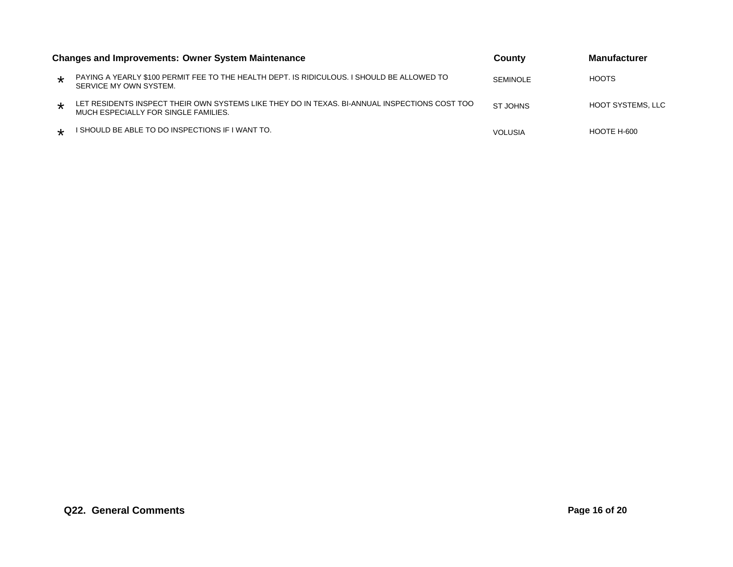| | Changes and Improvements: Owner System Maintenance | County | Manufacturer |
|---|---|---|---|
| * | PAYING A YEARLY $100 PERMIT FEE TO THE HEALTH DEPT. IS RIDICULOUS. I SHOULD BE ALLOWED TO SERVICE MY OWN SYSTEM. | SEMINOLE | HOOTS |
| * | LET RESIDENTS INSPECT THEIR OWN SYSTEMS LIKE THEY DO IN TEXAS. BI-ANNUAL INSPECTIONS COST TOO MUCH ESPECIALLY FOR SINGLE FAMILIES. | ST JOHNS | HOOT SYSTEMS, LLC |
| * | I SHOULD BE ABLE TO DO INSPECTIONS IF I WANT TO. | VOLUSIA | HOOTE H-600 |

**Q22. General Comments**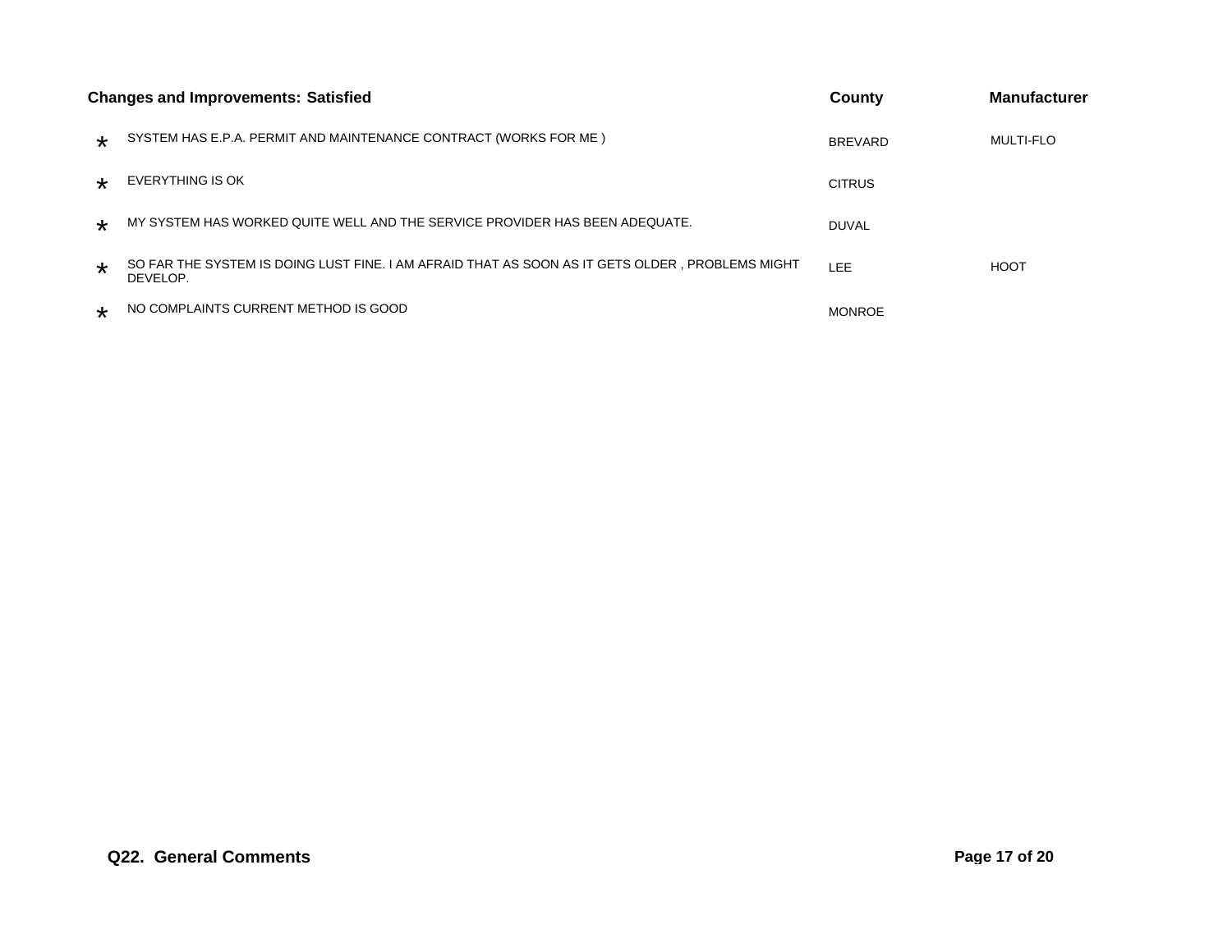| Changes and Improvements: Satisfied | County | Manufacturer |
| --- | --- | --- |
| * SYSTEM HAS E.P.A. PERMIT AND MAINTENANCE CONTRACT (WORKS FOR ME ) | BREVARD | MULTI-FLO |
| * EVERYTHING IS OK | CITRUS | |
| * MY SYSTEM HAS WORKED QUITE WELL AND THE SERVICE PROVIDER HAS BEEN ADEQUATE. | DUVAL | |
| * SO FAR THE SYSTEM IS DOING LUST FINE. I AM AFRAID THAT AS SOON AS IT GETS OLDER , PROBLEMS MIGHT DEVELOP. | LEE | HOOT |
| * NO COMPLAINTS CURRENT METHOD IS GOOD | MONROE | |

**Q22. General Comments**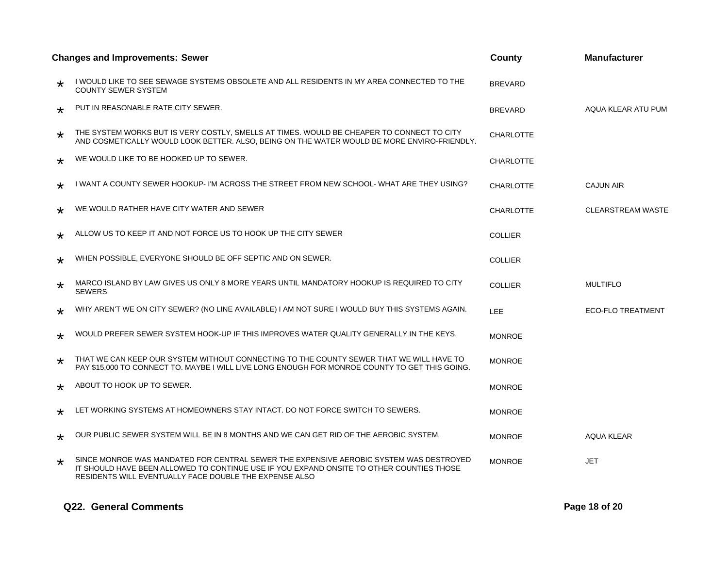| | Changes and Improvements: Sewer | County | Manufacturer |
|---|---|---|---|
| * | I WOULD LIKE TO SEE SEWAGE SYSTEMS OBSOLETE AND ALL RESIDENTS IN MY AREA CONNECTED TO THE COUNTY SEWER SYSTEM | BREVARD | |
| * | PUT IN REASONABLE RATE CITY SEWER. | BREVARD | AQUA KLEAR ATU PUM |
| * | THE SYSTEM WORKS BUT IS VERY COSTLY, SMELLS AT TIMES. WOULD BE CHEAPER TO CONNECT TO CITY AND COSMETICALLY WOULD LOOK BETTER. ALSO, BEING ON THE WATER WOULD BE MORE ENVIRO-FRIENDLY. | CHARLOTTE | |
| * | WE WOULD LIKE TO BE HOOKED UP TO SEWER. | CHARLOTTE | |
| * | I WANT A COUNTY SEWER HOOKUP- I'M ACROSS THE STREET FROM NEW SCHOOL- WHAT ARE THEY USING? | CHARLOTTE | CAJUN AIR |
| * | WE WOULD RATHER HAVE CITY WATER AND SEWER | CHARLOTTE | CLEARSTREAM WASTE |
| * | ALLOW US TO KEEP IT AND NOT FORCE US TO HOOK UP THE CITY SEWER | COLLIER | |
| * | WHEN POSSIBLE, EVERYONE SHOULD BE OFF SEPTIC AND ON SEWER. | COLLIER | |
| * | MARCO ISLAND BY LAW GIVES US ONLY 8 MORE YEARS UNTIL MANDATORY HOOKUP IS REQUIRED TO CITY SEWERS | COLLIER | MULTIFLO |
| * | WHY AREN'T WE ON CITY SEWER? (NO LINE AVAILABLE) I AM NOT SURE I WOULD BUY THIS SYSTEMS AGAIN. | LEE | ECO-FLO TREATMENT |
| * | WOULD PREFER SEWER SYSTEM HOOK-UP IF THIS IMPROVES WATER QUALITY GENERALLY IN THE KEYS. | MONROE | |
| * | THAT WE CAN KEEP OUR SYSTEM WITHOUT CONNECTING TO THE COUNTY SEWER THAT WE WILL HAVE TO PAY $15,000 TO CONNECT TO. MAYBE I WILL LIVE LONG ENOUGH FOR MONROE COUNTY TO GET THIS GOING. | MONROE | |
| * | ABOUT TO HOOK UP TO SEWER. | MONROE | |
| * | LET WORKING SYSTEMS AT HOMEOWNERS STAY INTACT. DO NOT FORCE SWITCH TO SEWERS. | MONROE | |
| * | OUR PUBLIC SEWER SYSTEM WILL BE IN 8 MONTHS AND WE CAN GET RID OF THE AEROBIC SYSTEM. | MONROE | AQUA KLEAR |
| * | SINCE MONROE WAS MANDATED FOR CENTRAL SEWER THE EXPENSIVE AEROBIC SYSTEM WAS DESTROYED IT SHOULD HAVE BEEN ALLOWED TO CONTINUE USE IF YOU EXPAND ONSITE TO OTHER COUNTIES THOSE RESIDENTS WILL EVENTUALLY FACE DOUBLE THE EXPENSE ALSO | MONROE | JET |

**Q22. General Comments**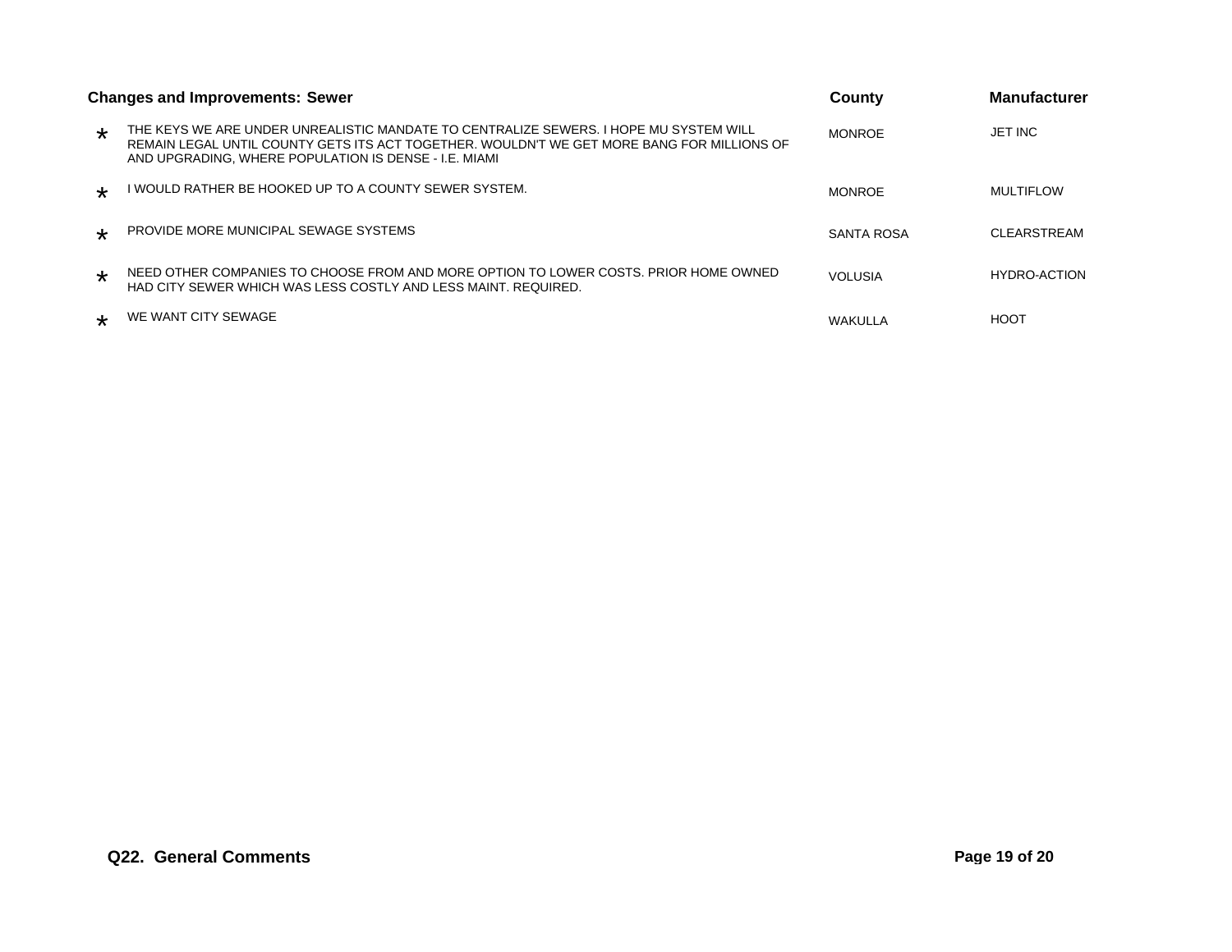| Changes and Improvements: Sewer | | County | Manufacturer |
|---|---|---|---|
| * | THE KEYS WE ARE UNDER UNREALISTIC MANDATE TO CENTRALIZE SEWERS. I HOPE MU SYSTEM WILL REMAIN LEGAL UNTIL COUNTY GETS ITS ACT TOGETHER. WOULDN'T WE GET MORE BANG FOR MILLIONS OF AND UPGRADING, WHERE POPULATION IS DENSE - I.E. MIAMI | MONROE | JET INC |
| * | I WOULD RATHER BE HOOKED UP TO A COUNTY SEWER SYSTEM. | MONROE | MULTIFLOW |
| * | PROVIDE MORE MUNICIPAL SEWAGE SYSTEMS | SANTA ROSA | CLEARSTREAM |
| * | NEED OTHER COMPANIES TO CHOOSE FROM AND MORE OPTION TO LOWER COSTS. PRIOR HOME OWNED HAD CITY SEWER WHICH WAS LESS COSTLY AND LESS MAINT. REQUIRED. | VOLUSIA | HYDRO-ACTION |
| * | WE WANT CITY SEWAGE | WAKULLA | HOOT |

**Q22. General Comments**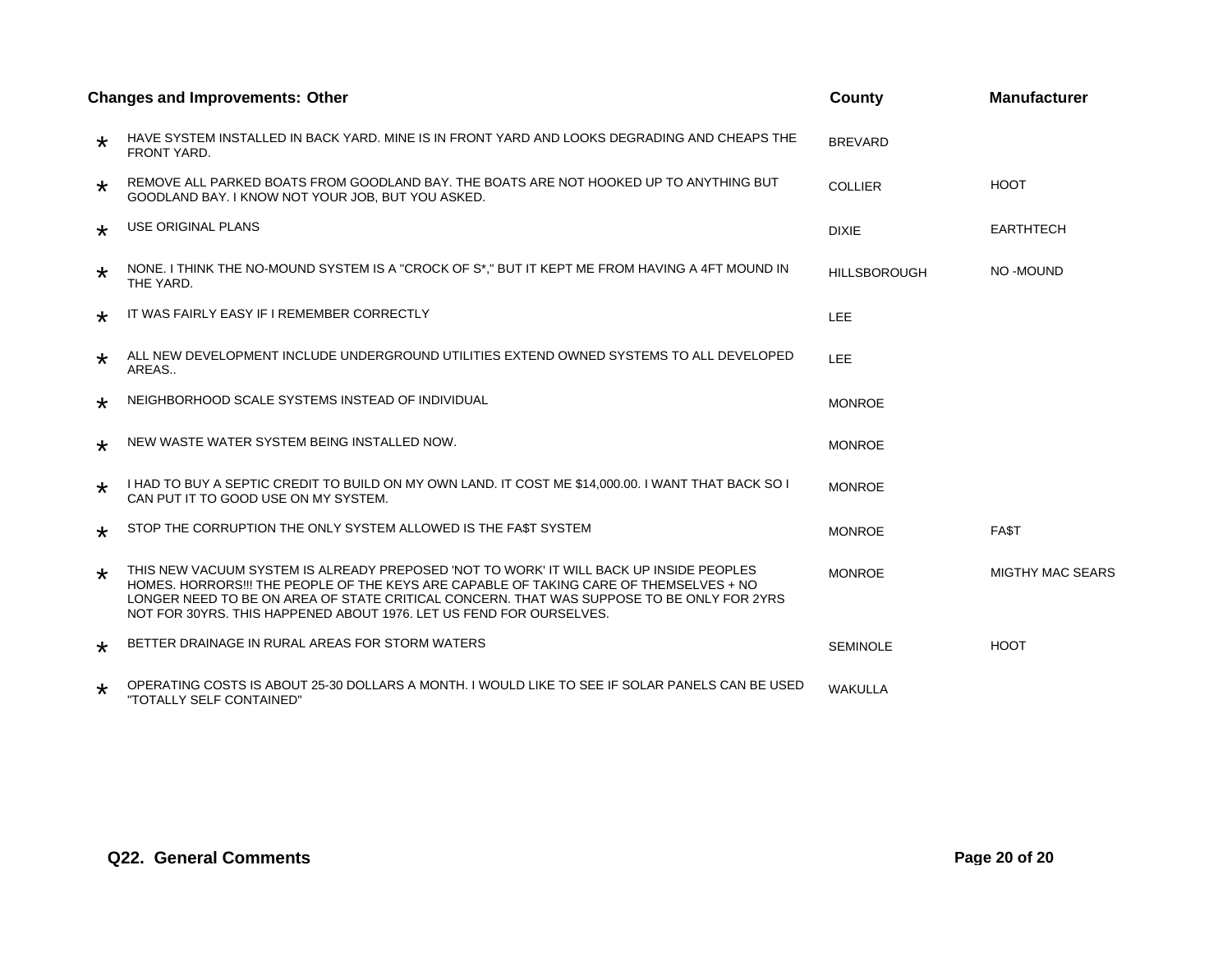| | Changes and Improvements: Other | County | Manufacturer |
|---|---|---|---|
| * | HAVE SYSTEM INSTALLED IN BACK YARD. MINE IS IN FRONT YARD AND LOOKS DEGRADING AND CHEAPS THE FRONT YARD. | BREVARD | |
| * | REMOVE ALL PARKED BOATS FROM GOODLAND BAY. THE BOATS ARE NOT HOOKED UP TO ANYTHING BUT GOODLAND BAY. I KNOW NOT YOUR JOB, BUT YOU ASKED. | COLLIER | HOOT |
| * | USE ORIGINAL PLANS | DIXIE | EARTHTECH |
| * | NONE. I THINK THE NO-MOUND SYSTEM IS A "CROCK OF S*," BUT IT KEPT ME FROM HAVING A 4FT MOUND IN THE YARD. | HILLSBOROUGH | NO -MOUND |
| * | IT WAS FAIRLY EASY IF I REMEMBER CORRECTLY | LEE | |
| * | ALL NEW DEVELOPMENT INCLUDE UNDERGROUND UTILITIES EXTEND OWNED SYSTEMS TO ALL DEVELOPED AREAS.. | LEE | |
| * | NEIGHBORHOOD SCALE SYSTEMS INSTEAD OF INDIVIDUAL | MONROE | |
| * | NEW WASTE WATER SYSTEM BEING INSTALLED NOW. | MONROE | |
| * | I HAD TO BUY A SEPTIC CREDIT TO BUILD ON MY OWN LAND. IT COST ME $14,000.00. I WANT THAT BACK SO I CAN PUT IT TO GOOD USE ON MY SYSTEM. | MONROE | |
| * | STOP THE CORRUPTION THE ONLY SYSTEM ALLOWED IS THE FA$T SYSTEM | MONROE | FA$T |
| * | THIS NEW VACUUM SYSTEM IS ALREADY PREPOSED 'NOT TO WORK' IT WILL BACK UP INSIDE PEOPLES HOMES. HORRORS!!! THE PEOPLE OF THE KEYS ARE CAPABLE OF TAKING CARE OF THEMSELVES + NO LONGER NEED TO BE ON AREA OF STATE CRITICAL CONCERN. THAT WAS SUPPOSE TO BE ONLY FOR 2YRS NOT FOR 30YRS. THIS HAPPENED ABOUT 1976. LET US FEND FOR OURSELVES. | MONROE | MIGTHY MAC SEARS |
| * | BETTER DRAINAGE IN RURAL AREAS FOR STORM WATERS | SEMINOLE | HOOT |
| * | OPERATING COSTS IS ABOUT 25-30 DOLLARS A MONTH. I WOULD LIKE TO SEE IF SOLAR PANELS CAN BE USED "TOTALLY SELF CONTAINED" | WAKULLA | |

**Q22. General Comments**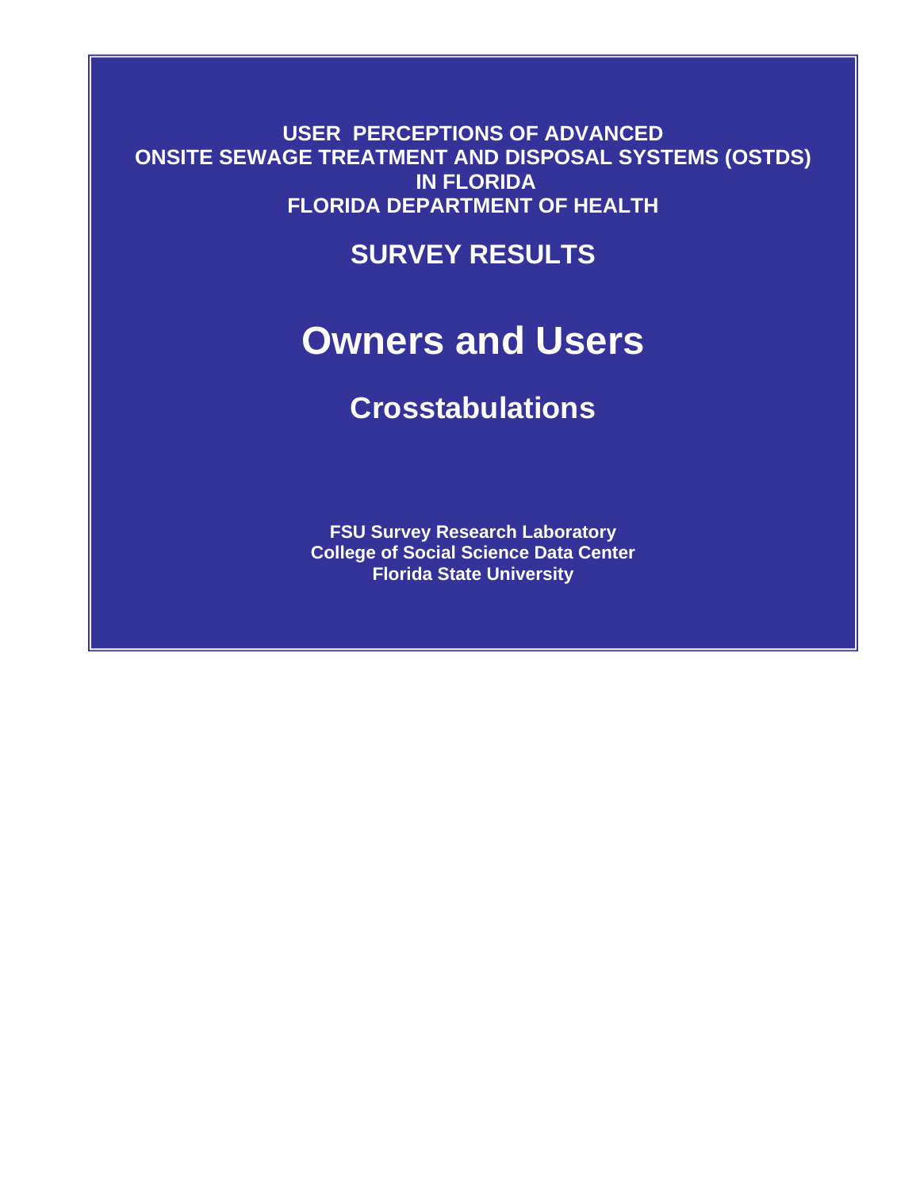**USER PERCEPTIONS OF ADVANCED ONSITE SEWAGE TREATMENT AND DISPOSAL SYSTEMS (OSTDS) IN FLORIDA**
**FLORIDA DEPARTMENT OF HEALTH**

## SURVEY RESULTS

# Owners and Users

## Crosstabulations

**FSU Survey Research Laboratory**
**College of Social Science Data Center**
**Florida State University**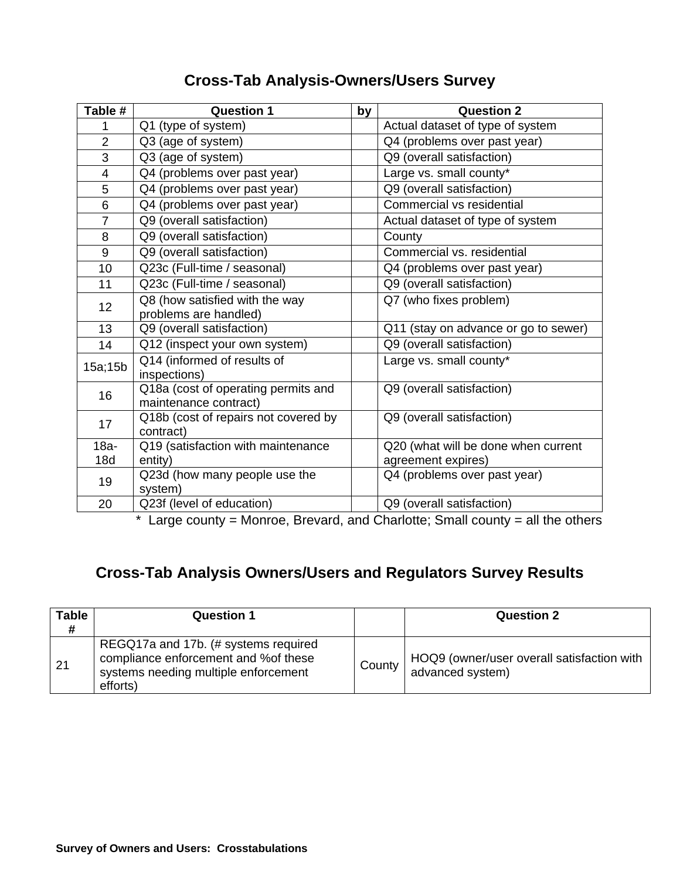## Cross-Tab Analysis-Owners/Users Survey

| Table # | Question 1 | by | Question 2 |
|---|---|---|---|
| 1 | Q1 (type of system) | | Actual dataset of type of system |
| 2 | Q3 (age of system) | | Q4 (problems over past year) |
| 3 | Q3 (age of system) | | Q9 (overall satisfaction) |
| 4 | Q4 (problems over past year) | | Large vs. small county* |
| 5 | Q4 (problems over past year) | | Q9 (overall satisfaction) |
| 6 | Q4 (problems over past year) | | Commercial vs residential |
| 7 | Q9 (overall satisfaction) | | Actual dataset of type of system |
| 8 | Q9 (overall satisfaction) | | County |
| 9 | Q9 (overall satisfaction) | | Commercial vs. residential |
| 10 | Q23c (Full-time / seasonal) | | Q4 (problems over past year) |
| 11 | Q23c (Full-time / seasonal) | | Q9 (overall satisfaction) |
| 12 | Q8 (how satisfied with the way problems are handled) | | Q7 (who fixes problem) |
| 13 | Q9 (overall satisfaction) | | Q11 (stay on advance or go to sewer) |
| 14 | Q12 (inspect your own system) | | Q9 (overall satisfaction) |
| 15a;15b | Q14 (informed of results of inspections) | | Large vs. small county* |
| 16 | Q18a (cost of operating permits and maintenance contract) | | Q9 (overall satisfaction) |
| 17 | Q18b (cost of repairs not covered by contract) | | Q9 (overall satisfaction) |
| 18a-18d | Q19 (satisfaction with maintenance entity) | | Q20 (what will be done when current agreement expires) |
| 19 | Q23d (how many people use the system) | | Q4 (problems over past year) |
| 20 | Q23f (level of education) | | Q9 (overall satisfaction) |

* Large county = Monroe, Brevard, and Charlotte; Small county = all the others

## Cross-Tab Analysis Owners/Users and Regulators Survey Results

| Table # | Question 1 | | Question 2 |
|---|---|---|---|
| 21 | REGQ17a and 17b. (# systems required compliance enforcement and %of these systems needing multiple enforcement efforts) | County | HOQ9 (owner/user overall satisfaction with advanced system) |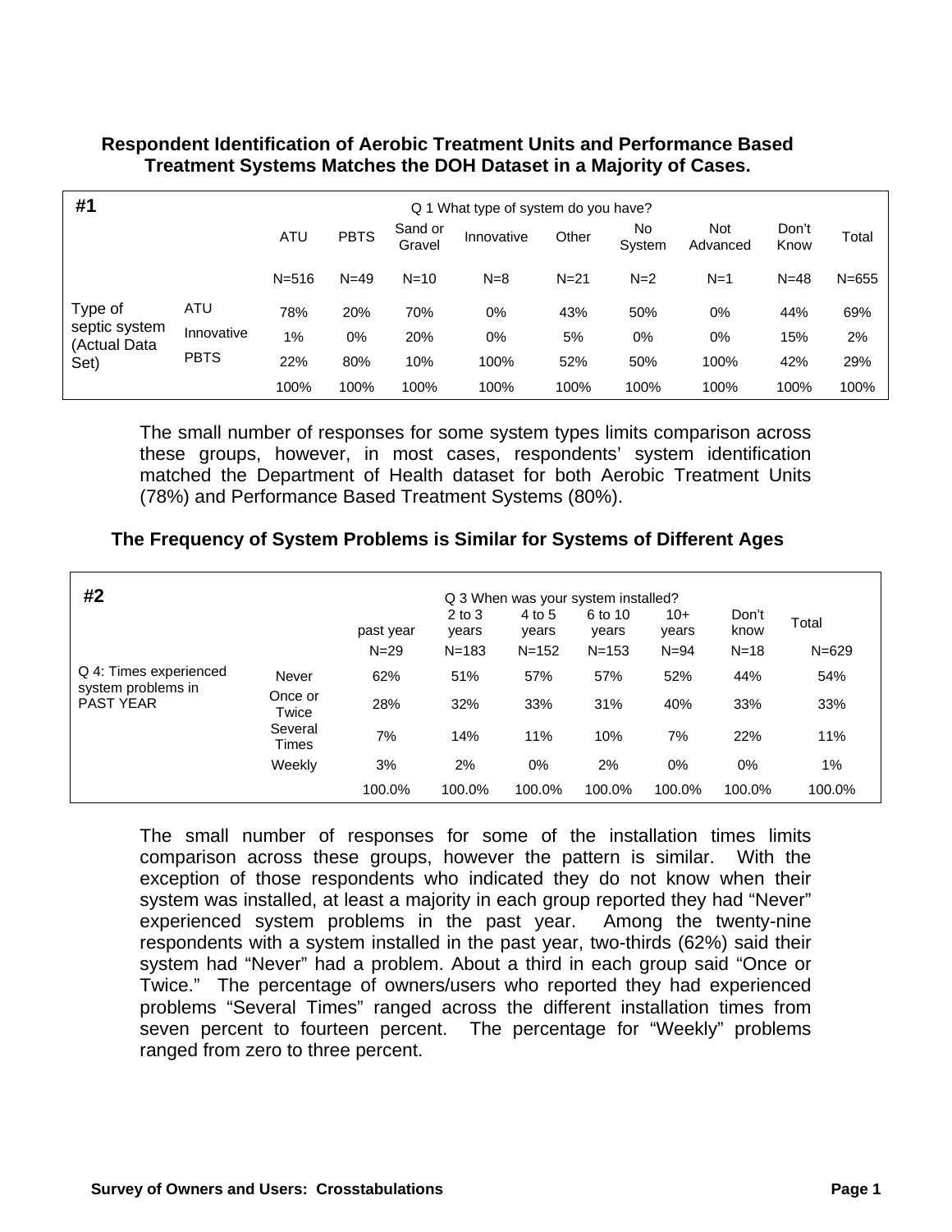**Respondent Identification of Aerobic Treatment Units and Performance Based Treatment Systems Matches the DOH Dataset in a Majority of Cases.**

| #1 | | Q 1 What type of system do you have? | | | | | | | | |
|---|---|---|---|---|---|---|---|---|---|---|
| | | ATU | PBTS | Sand or Gravel | Innovative | Other | No System | Not Advanced | Don't Know | Total |
| | | N=516 | N=49 | N=10 | N=8 | N=21 | N=2 | N=1 | N=48 | N=655 |
| Type of septic system (Actual Data Set) | ATU | 78% | 20% | 70% | 0% | 43% | 50% | 0% | 44% | 69% |
| | Innovative | 1% | 0% | 20% | 0% | 5% | 0% | 0% | 15% | 2% |
| | PBTS | 22% | 80% | 10% | 100% | 52% | 50% | 100% | 42% | 29% |
| | | 100% | 100% | 100% | 100% | 100% | 100% | 100% | 100% | 100% |

The small number of responses for some system types limits comparison across these groups, however, in most cases, respondents' system identification matched the Department of Health dataset for both Aerobic Treatment Units (78%) and Performance Based Treatment Systems (80%).

**The Frequency of System Problems is Similar for Systems of Different Ages**

| #2 | | Q 3 When was your system installed? | | | | | | |
|---|---|---|---|---|---|---|---|---|
| | | past year | 2 to 3 years | 4 to 5 years | 6 to 10 years | 10+ years | Don't know | Total |
| | | N=29 | N=183 | N=152 | N=153 | N=94 | N=18 | N=629 |
| Q 4: Times experienced system problems in PAST YEAR | Never | 62% | 51% | 57% | 57% | 52% | 44% | 54% |
| | Once or Twice | 28% | 32% | 33% | 31% | 40% | 33% | 33% |
| | Several Times | 7% | 14% | 11% | 10% | 7% | 22% | 11% |
| | Weekly | 3% | 2% | 0% | 2% | 0% | 0% | 1% |
| | | 100.0% | 100.0% | 100.0% | 100.0% | 100.0% | 100.0% | 100.0% |

The small number of responses for some of the installation times limits comparison across these groups, however the pattern is similar. With the exception of those respondents who indicated they do not know when their system was installed, at least a majority in each group reported they had "Never" experienced system problems in the past year. Among the twenty-nine respondents with a system installed in the past year, two-thirds (62%) said their system had "Never" had a problem. About a third in each group said "Once or Twice." The percentage of owners/users who reported they had experienced problems "Several Times" ranged across the different installation times from seven percent to fourteen percent. The percentage for "Weekly" problems ranged from zero to three percent.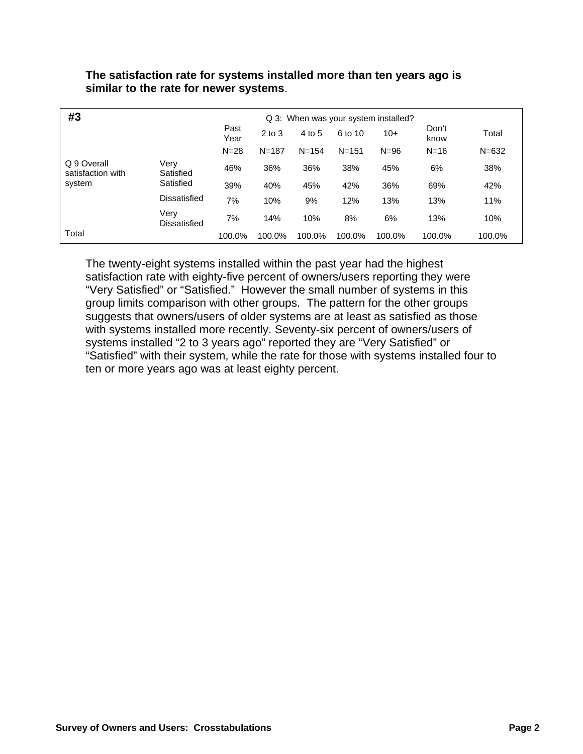**The satisfaction rate for systems installed more than ten years ago is similar to the rate for newer systems**.

| #3 | | Q 3: When was your system installed? | | | | | | |
|---|---|---|---|---|---|---|---|---|
| | | Past Year | 2 to 3 | 4 to 5 | 6 to 10 | 10+ | Don't know | Total |
| | | N=28 | N=187 | N=154 | N=151 | N=96 | N=16 | N=632 |
| Q 9 Overall satisfaction with system | Very Satisfied | 46% | 36% | 36% | 38% | 45% | 6% | 38% |
| | Satisfied | 39% | 40% | 45% | 42% | 36% | 69% | 42% |
| | Dissatisfied | 7% | 10% | 9% | 12% | 13% | 13% | 11% |
| | Very Dissatisfied | 7% | 14% | 10% | 8% | 6% | 13% | 10% |
| Total | | 100.0% | 100.0% | 100.0% | 100.0% | 100.0% | 100.0% | 100.0% |

The twenty-eight systems installed within the past year had the highest satisfaction rate with eighty-five percent of owners/users reporting they were "Very Satisfied" or "Satisfied." However the small number of systems in this group limits comparison with other groups. The pattern for the other groups suggests that owners/users of older systems are at least as satisfied as those with systems installed more recently. Seventy-six percent of owners/users of systems installed "2 to 3 years ago" reported they are "Very Satisfied" or "Satisfied" with their system, while the rate for those with systems installed four to ten or more years ago was at least eighty percent.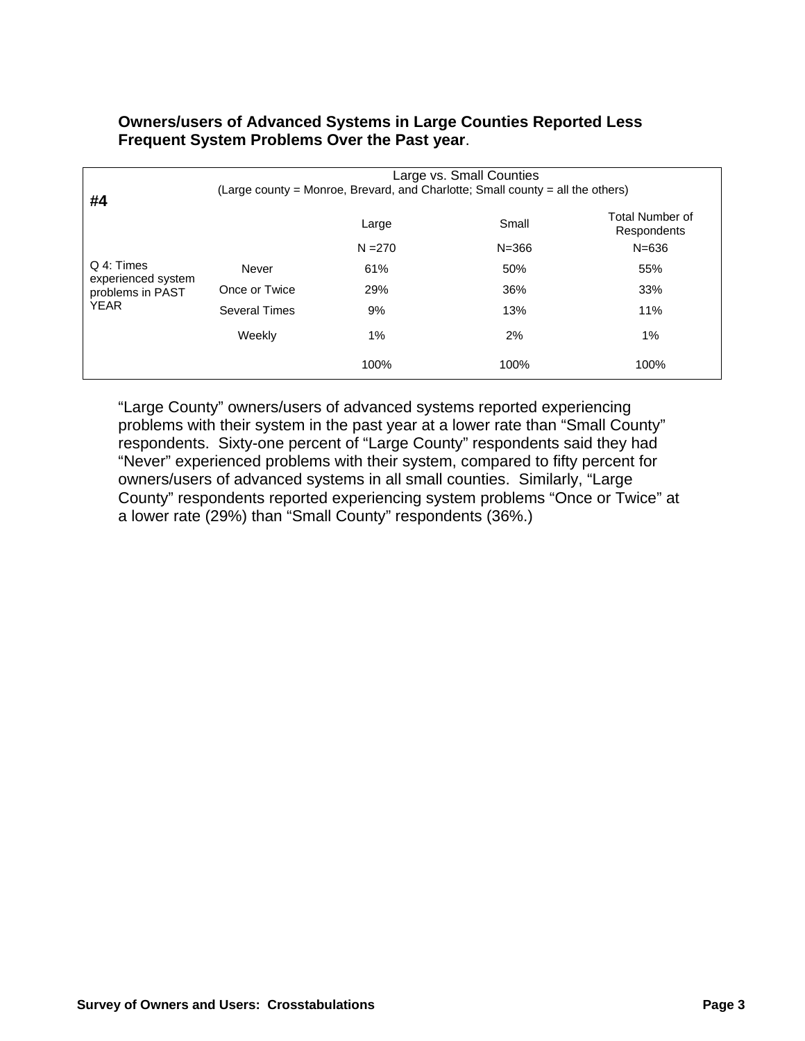**Owners/users of Advanced Systems in Large Counties Reported Less Frequent System Problems Over the Past year**.

| **#4** | | Large vs. Small Counties (Large county = Monroe, Brevard, and Charlotte; Small county = all the others) | | |
|---|---|---|---|---|
| | | Large | Small | Total Number of Respondents |
| | | N =270 | N=366 | N=636 |
| Q 4: Times experienced system problems in PAST YEAR | Never | 61% | 50% | 55% |
| | Once or Twice | 29% | 36% | 33% |
| | Several Times | 9% | 13% | 11% |
| | Weekly | 1% | 2% | 1% |
| | | 100% | 100% | 100% |

"Large County" owners/users of advanced systems reported experiencing problems with their system in the past year at a lower rate than "Small County" respondents. Sixty-one percent of "Large County" respondents said they had "Never" experienced problems with their system, compared to fifty percent for owners/users of advanced systems in all small counties. Similarly, "Large County" respondents reported experiencing system problems "Once or Twice" at a lower rate (29%) than "Small County" respondents (36%.)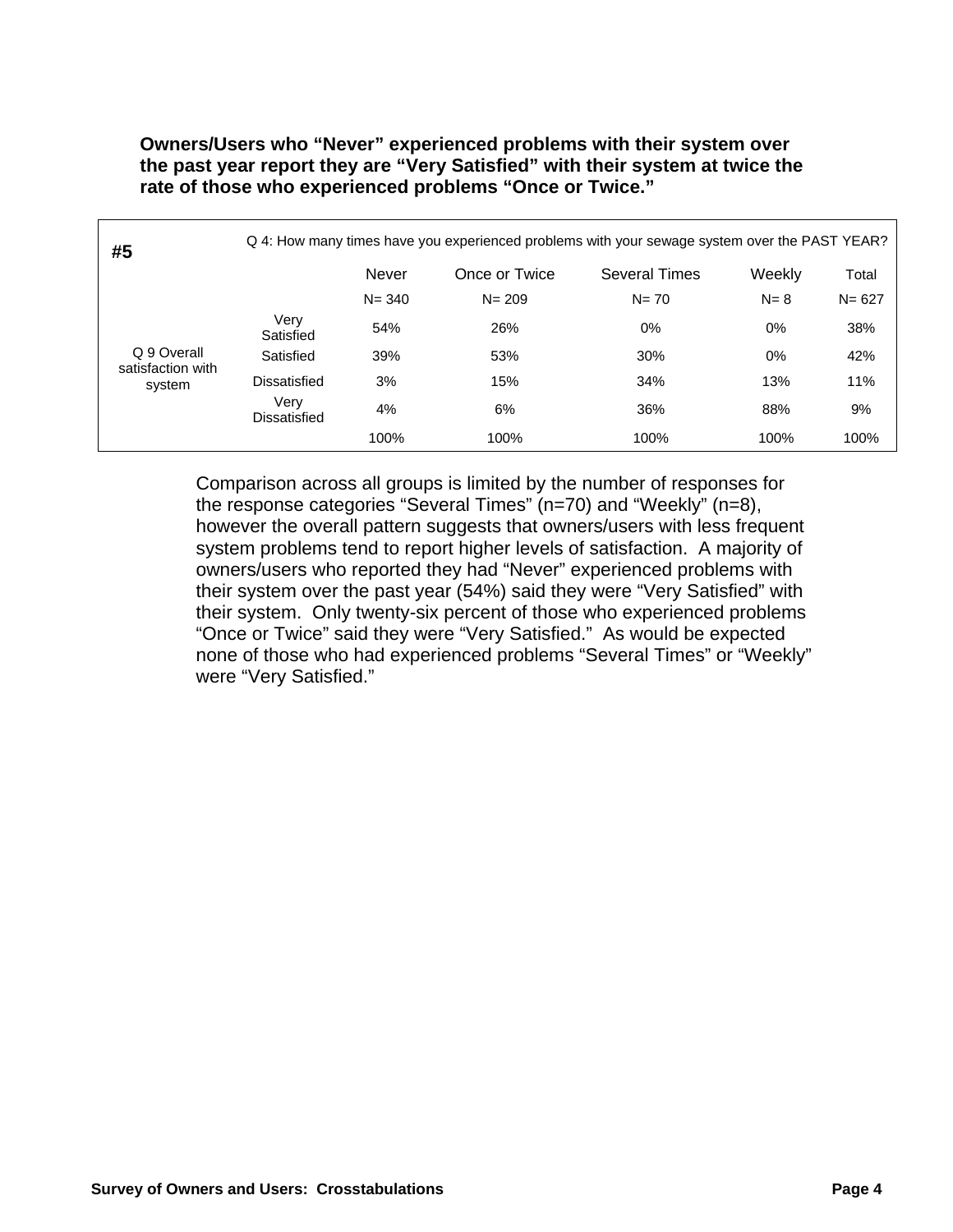**Owners/Users who “Never” experienced problems with their system over the past year report they are “Very Satisfied” with their system at twice the rate of those who experienced problems “Once or Twice.”**

| **#5** | | Q 4: How many times have you experienced problems with your sewage system over the PAST YEAR? | | | | |
|---|---|---|---|---|---|---|
| | | Never | Once or Twice | Several Times | Weekly | Total |
| | | N= 340 | N= 209 | N= 70 | N= 8 | N= 627 |
| Q 9 Overall satisfaction with system | Very Satisfied | 54% | 26% | 0% | 0% | 38% |
| | Satisfied | 39% | 53% | 30% | 0% | 42% |
| | Dissatisfied | 3% | 15% | 34% | 13% | 11% |
| | Very Dissatisfied | 4% | 6% | 36% | 88% | 9% |
| | | 100% | 100% | 100% | 100% | 100% |

Comparison across all groups is limited by the number of responses for the response categories “Several Times” (n=70) and “Weekly” (n=8), however the overall pattern suggests that owners/users with less frequent system problems tend to report higher levels of satisfaction. A majority of owners/users who reported they had “Never” experienced problems with their system over the past year (54%) said they were “Very Satisfied” with their system. Only twenty-six percent of those who experienced problems “Once or Twice” said they were “Very Satisfied.” As would be expected none of those who had experienced problems “Several Times” or “Weekly” were “Very Satisfied.”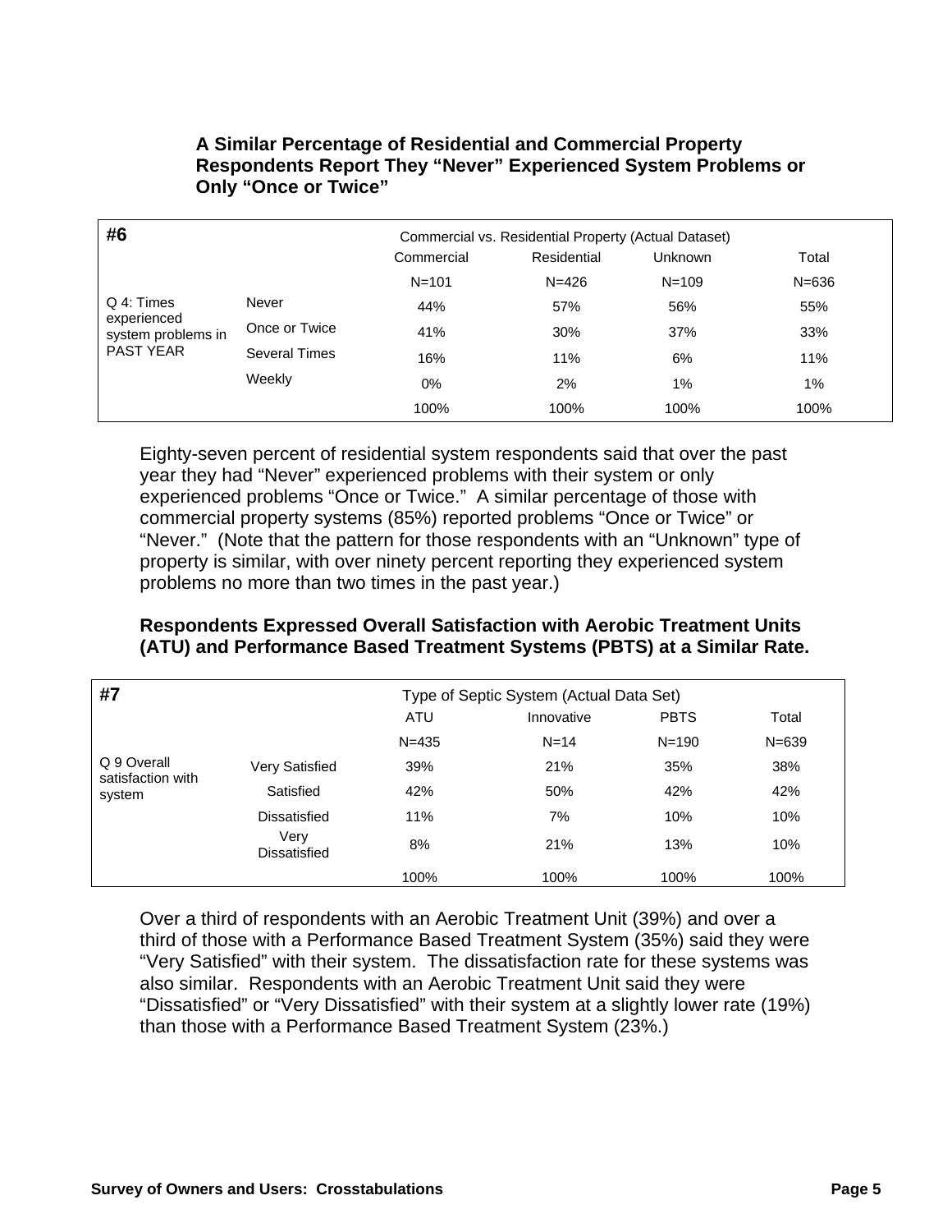**A Similar Percentage of Residential and Commercial Property Respondents Report They "Never" Experienced System Problems or Only "Once or Twice"**

| #6 | | Commercial vs. Residential Property (Actual Dataset) | | | |
|---|---|---|---|---|---|
| | | Commercial | Residential | Unknown | Total |
| | | N=101 | N=426 | N=109 | N=636 |
| Q 4: Times experienced system problems in PAST YEAR | Never | 44% | 57% | 56% | 55% |
| | Once or Twice | 41% | 30% | 37% | 33% |
| | Several Times | 16% | 11% | 6% | 11% |
| | Weekly | 0% | 2% | 1% | 1% |
| | | 100% | 100% | 100% | 100% |

Eighty-seven percent of residential system respondents said that over the past year they had "Never" experienced problems with their system or only experienced problems "Once or Twice." A similar percentage of those with commercial property systems (85%) reported problems "Once or Twice" or "Never." (Note that the pattern for those respondents with an "Unknown" type of property is similar, with over ninety percent reporting they experienced system problems no more than two times in the past year.)

**Respondents Expressed Overall Satisfaction with Aerobic Treatment Units (ATU) and Performance Based Treatment Systems (PBTS) at a Similar Rate.**

| #7 | | Type of Septic System (Actual Data Set) | | | |
|---|---|---|---|---|---|
| | | ATU | Innovative | PBTS | Total |
| | | N=435 | N=14 | N=190 | N=639 |
| Q 9 Overall satisfaction with system | Very Satisfied | 39% | 21% | 35% | 38% |
| | Satisfied | 42% | 50% | 42% | 42% |
| | Dissatisfied | 11% | 7% | 10% | 10% |
| | Very Dissatisfied | 8% | 21% | 13% | 10% |
| | | 100% | 100% | 100% | 100% |

Over a third of respondents with an Aerobic Treatment Unit (39%) and over a third of those with a Performance Based Treatment System (35%) said they were "Very Satisfied" with their system. The dissatisfaction rate for these systems was also similar. Respondents with an Aerobic Treatment Unit said they were "Dissatisfied" or "Very Dissatisfied" with their system at a slightly lower rate (19%) than those with a Performance Based Treatment System (23%.)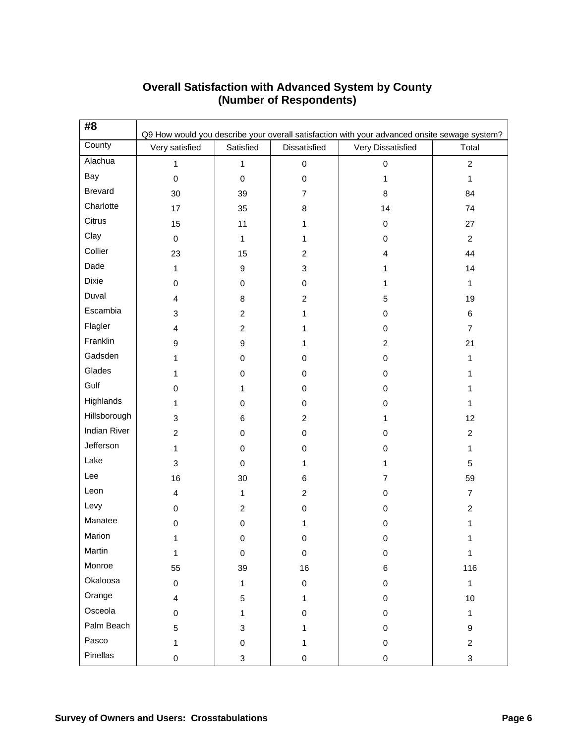## Overall Satisfaction with Advanced System by County (Number of Respondents)

| #8 | Q9 How would you describe your overall satisfaction with your advanced onsite sewage system? | | | | |
|---|---|---|---|---|---|
| County | Very satisfied | Satisfied | Dissatisfied | Very Dissatisfied | Total |
| Alachua | 1 | 1 | 0 | 0 | 2 |
| Bay | 0 | 0 | 0 | 1 | 1 |
| Brevard | 30 | 39 | 7 | 8 | 84 |
| Charlotte | 17 | 35 | 8 | 14 | 74 |
| Citrus | 15 | 11 | 1 | 0 | 27 |
| Clay | 0 | 1 | 1 | 0 | 2 |
| Collier | 23 | 15 | 2 | 4 | 44 |
| Dade | 1 | 9 | 3 | 1 | 14 |
| Dixie | 0 | 0 | 0 | 1 | 1 |
| Duval | 4 | 8 | 2 | 5 | 19 |
| Escambia | 3 | 2 | 1 | 0 | 6 |
| Flagler | 4 | 2 | 1 | 0 | 7 |
| Franklin | 9 | 9 | 1 | 2 | 21 |
| Gadsden | 1 | 0 | 0 | 0 | 1 |
| Glades | 1 | 0 | 0 | 0 | 1 |
| Gulf | 0 | 1 | 0 | 0 | 1 |
| Highlands | 1 | 0 | 0 | 0 | 1 |
| Hillsborough | 3 | 6 | 2 | 1 | 12 |
| Indian River | 2 | 0 | 0 | 0 | 2 |
| Jefferson | 1 | 0 | 0 | 0 | 1 |
| Lake | 3 | 0 | 1 | 1 | 5 |
| Lee | 16 | 30 | 6 | 7 | 59 |
| Leon | 4 | 1 | 2 | 0 | 7 |
| Levy | 0 | 2 | 0 | 0 | 2 |
| Manatee | 0 | 0 | 1 | 0 | 1 |
| Marion | 1 | 0 | 0 | 0 | 1 |
| Martin | 1 | 0 | 0 | 0 | 1 |
| Monroe | 55 | 39 | 16 | 6 | 116 |
| Okaloosa | 0 | 1 | 0 | 0 | 1 |
| Orange | 4 | 5 | 1 | 0 | 10 |
| Osceola | 0 | 1 | 0 | 0 | 1 |
| Palm Beach | 5 | 3 | 1 | 0 | 9 |
| Pasco | 1 | 0 | 1 | 0 | 2 |
| Pinellas | 0 | 3 | 0 | 0 | 3 |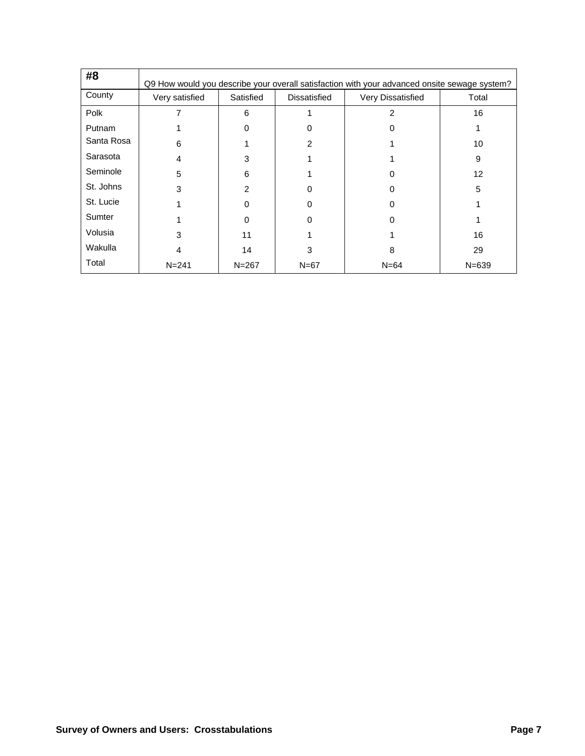| #8 | Q9 How would you describe your overall satisfaction with your advanced onsite sewage system? | | | | |
|---|---|---|---|---|---|
| County | Very satisfied | Satisfied | Dissatisfied | Very Dissatisfied | Total |
| Polk | 7 | 6 | 1 | 2 | 16 |
| Putnam | 1 | 0 | 0 | 0 | 1 |
| Santa Rosa | 6 | 1 | 2 | 1 | 10 |
| Sarasota | 4 | 3 | 1 | 1 | 9 |
| Seminole | 5 | 6 | 1 | 0 | 12 |
| St. Johns | 3 | 2 | 0 | 0 | 5 |
| St. Lucie | 1 | 0 | 0 | 0 | 1 |
| Sumter | 1 | 0 | 0 | 0 | 1 |
| Volusia | 3 | 11 | 1 | 1 | 16 |
| Wakulla | 4 | 14 | 3 | 8 | 29 |
| Total | N=241 | N=267 | N=67 | N=64 | N=639 |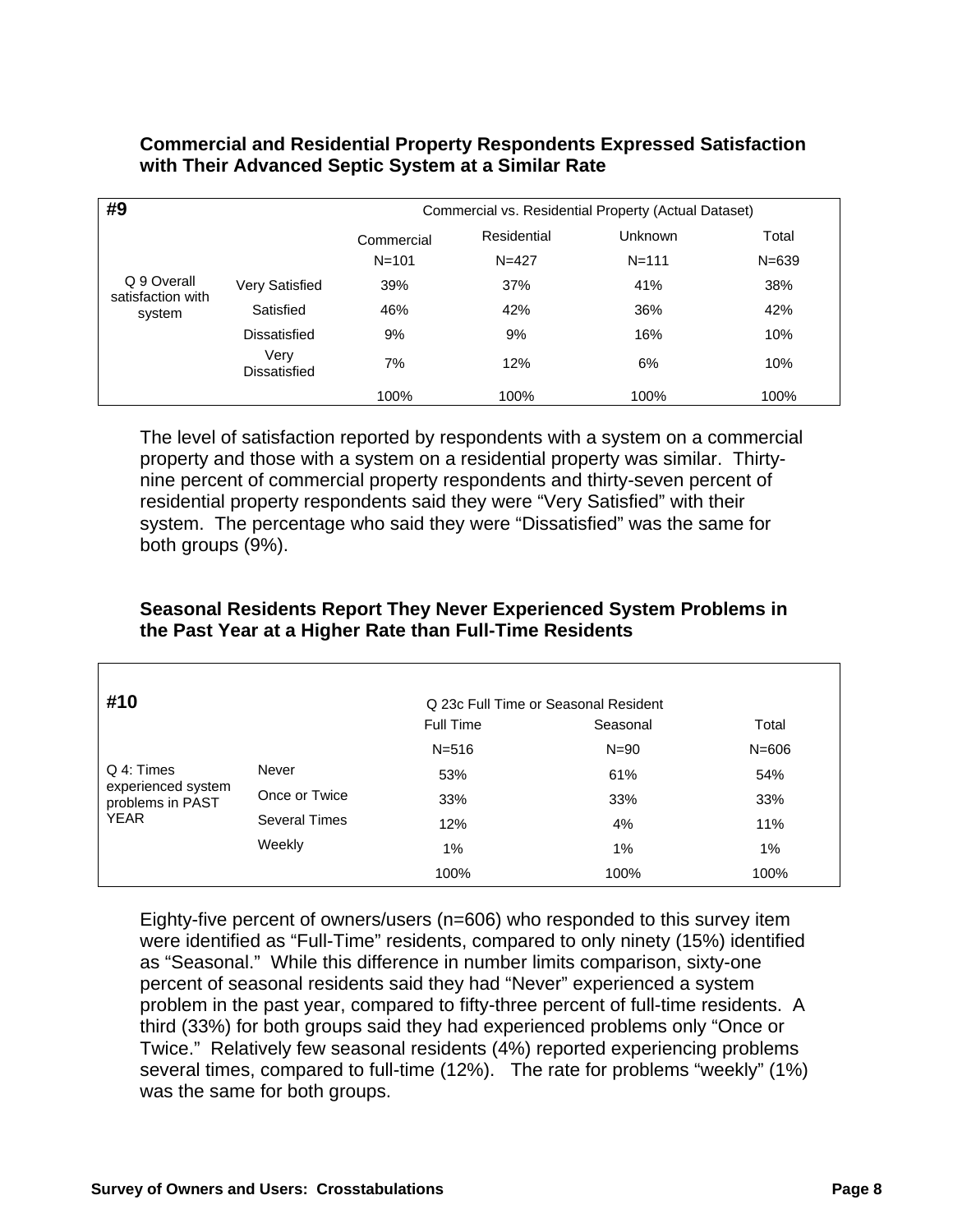### Commercial and Residential Property Respondents Expressed Satisfaction with Their Advanced Septic System at a Similar Rate

| #9 | | Commercial vs. Residential Property (Actual Dataset) | | | |
|---|---|---|---|---|---|
| | | Commercial | Residential | Unknown | Total |
| | | N=101 | N=427 | N=111 | N=639 |
| Q 9 Overall satisfaction with system | Very Satisfied | 39% | 37% | 41% | 38% |
| | Satisfied | 46% | 42% | 36% | 42% |
| | Dissatisfied | 9% | 9% | 16% | 10% |
| | Very Dissatisfied | 7% | 12% | 6% | 10% |
| | | 100% | 100% | 100% | 100% |

The level of satisfaction reported by respondents with a system on a commercial property and those with a system on a residential property was similar. Thirty-nine percent of commercial property respondents and thirty-seven percent of residential property respondents said they were "Very Satisfied" with their system. The percentage who said they were "Dissatisfied" was the same for both groups (9%).

### Seasonal Residents Report They Never Experienced System Problems in the Past Year at a Higher Rate than Full-Time Residents

| #10 | | Q 23c Full Time or Seasonal Resident | | |
|---|---|---|---|---|
| | | Full Time | Seasonal | Total |
| | | N=516 | N=90 | N=606 |
| Q 4: Times experienced system problems in PAST YEAR | Never | 53% | 61% | 54% |
| | Once or Twice | 33% | 33% | 33% |
| | Several Times | 12% | 4% | 11% |
| | Weekly | 1% | 1% | 1% |
| | | 100% | 100% | 100% |

Eighty-five percent of owners/users (n=606) who responded to this survey item were identified as "Full-Time" residents, compared to only ninety (15%) identified as "Seasonal." While this difference in number limits comparison, sixty-one percent of seasonal residents said they had "Never" experienced a system problem in the past year, compared to fifty-three percent of full-time residents. A third (33%) for both groups said they had experienced problems only "Once or Twice." Relatively few seasonal residents (4%) reported experiencing problems several times, compared to full-time (12%). The rate for problems "weekly" (1%) was the same for both groups.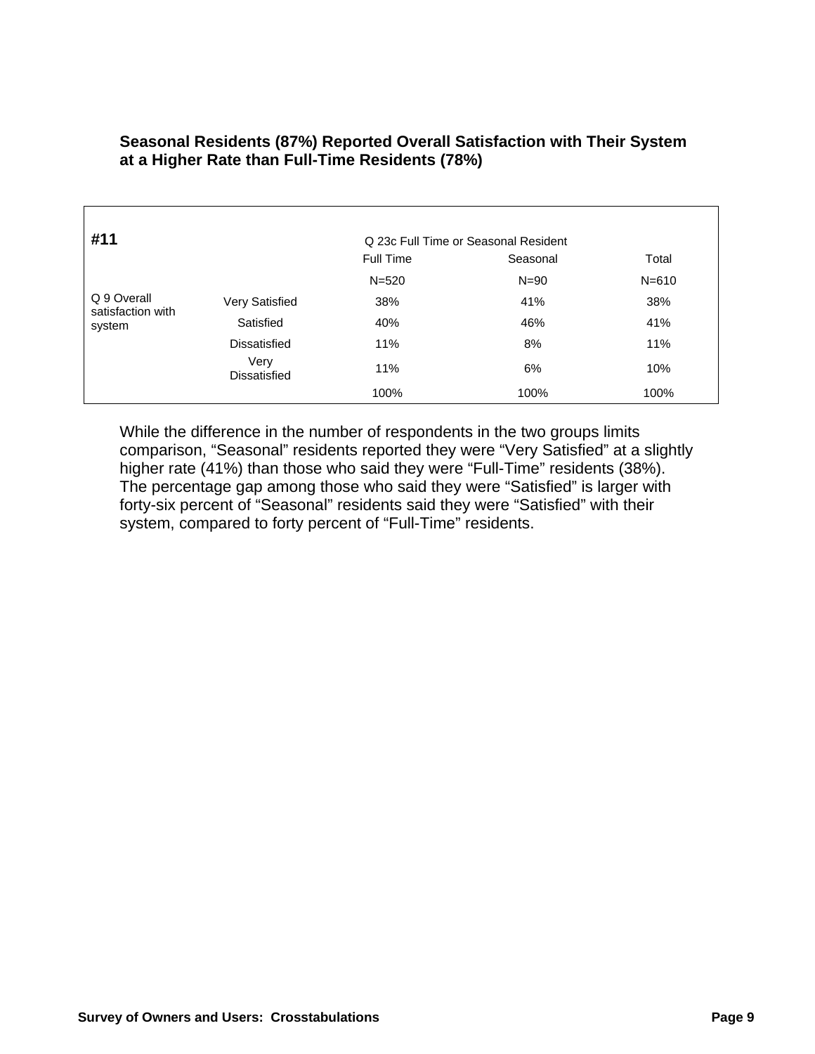**Seasonal Residents (87%) Reported Overall Satisfaction with Their System at a Higher Rate than Full-Time Residents (78%)**

| #11 | | Q 23c Full Time or Seasonal Resident | | |
|---|---|---|---|---|
| | | Full Time | Seasonal | Total |
| | | N=520 | N=90 | N=610 |
| Q 9 Overall satisfaction with system | Very Satisfied | 38% | 41% | 38% |
| | Satisfied | 40% | 46% | 41% |
| | Dissatisfied | 11% | 8% | 11% |
| | Very Dissatisfied | 11% | 6% | 10% |
| | | 100% | 100% | 100% |

While the difference in the number of respondents in the two groups limits comparison, "Seasonal" residents reported they were "Very Satisfied" at a slightly higher rate (41%) than those who said they were "Full-Time" residents (38%). The percentage gap among those who said they were "Satisfied" is larger with forty-six percent of "Seasonal" residents said they were "Satisfied" with their system, compared to forty percent of "Full-Time" residents.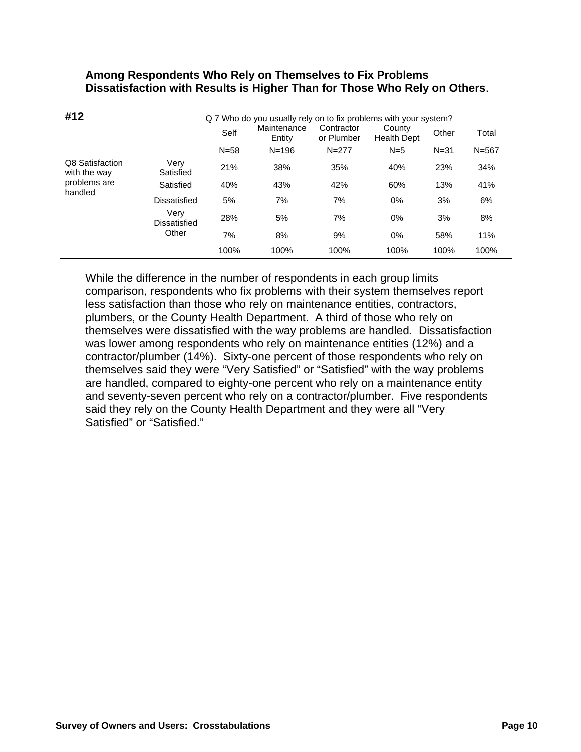**Among Respondents Who Rely on Themselves to Fix Problems Dissatisfaction with Results is Higher Than for Those Who Rely on Others**.

| #12 | | Q 7 Who do you usually rely on to fix problems with your system? | | | | | |
|---|---|---|---|---|---|---|---|
| | | Self | Maintenance Entity | Contractor or Plumber | County Health Dept | Other | Total |
| | | N=58 | N=196 | N=277 | N=5 | N=31 | N=567 |
| Q8 Satisfaction with the way problems are handled | Very Satisfied | 21% | 38% | 35% | 40% | 23% | 34% |
| | Satisfied | 40% | 43% | 42% | 60% | 13% | 41% |
| | Dissatisfied | 5% | 7% | 7% | 0% | 3% | 6% |
| | Very Dissatisfied | 28% | 5% | 7% | 0% | 3% | 8% |
| | Other | 7% | 8% | 9% | 0% | 58% | 11% |
| | | 100% | 100% | 100% | 100% | 100% | 100% |

While the difference in the number of respondents in each group limits comparison, respondents who fix problems with their system themselves report less satisfaction than those who rely on maintenance entities, contractors, plumbers, or the County Health Department. A third of those who rely on themselves were dissatisfied with the way problems are handled. Dissatisfaction was lower among respondents who rely on maintenance entities (12%) and a contractor/plumber (14%). Sixty-one percent of those respondents who rely on themselves said they were "Very Satisfied" or "Satisfied" with the way problems are handled, compared to eighty-one percent who rely on a maintenance entity and seventy-seven percent who rely on a contractor/plumber. Five respondents said they rely on the County Health Department and they were all "Very Satisfied" or "Satisfied."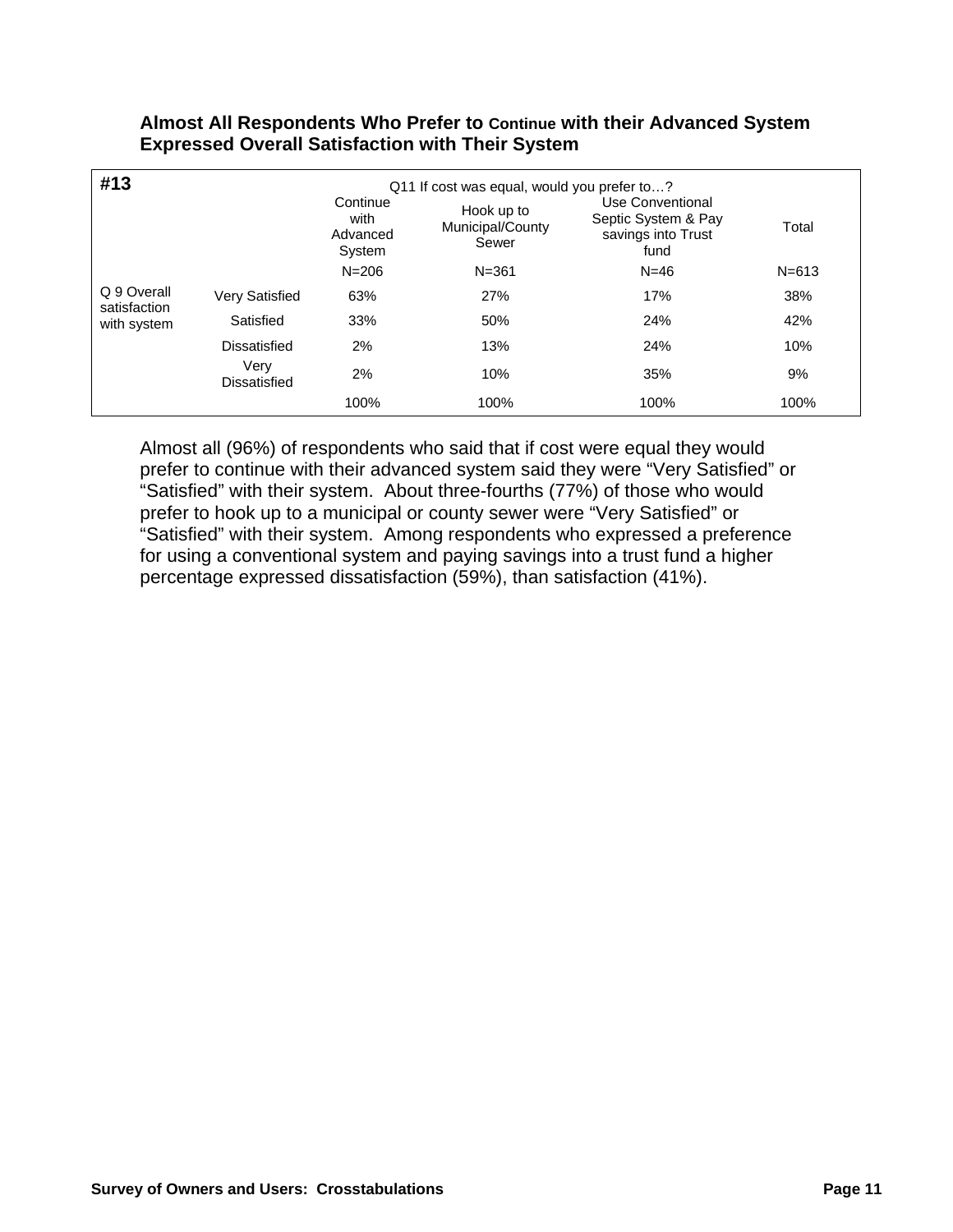**Almost All Respondents Who Prefer to Continue with their Advanced System Expressed Overall Satisfaction with Their System**

| #13 | | Q11 If cost was equal, would you prefer to…? | | | |
|---|---|---|---|---|---|
| | | Continue with Advanced System | Hook up to Municipal/County Sewer | Use Conventional Septic System & Pay savings into Trust fund | Total |
| | | N=206 | N=361 | N=46 | N=613 |
| Q 9 Overall satisfaction with system | Very Satisfied | 63% | 27% | 17% | 38% |
| | Satisfied | 33% | 50% | 24% | 42% |
| | Dissatisfied | 2% | 13% | 24% | 10% |
| | Very Dissatisfied | 2% | 10% | 35% | 9% |
| | | 100% | 100% | 100% | 100% |

Almost all (96%) of respondents who said that if cost were equal they would prefer to continue with their advanced system said they were "Very Satisfied" or "Satisfied" with their system. About three-fourths (77%) of those who would prefer to hook up to a municipal or county sewer were "Very Satisfied" or "Satisfied" with their system. Among respondents who expressed a preference for using a conventional system and paying savings into a trust fund a higher percentage expressed dissatisfaction (59%), than satisfaction (41%).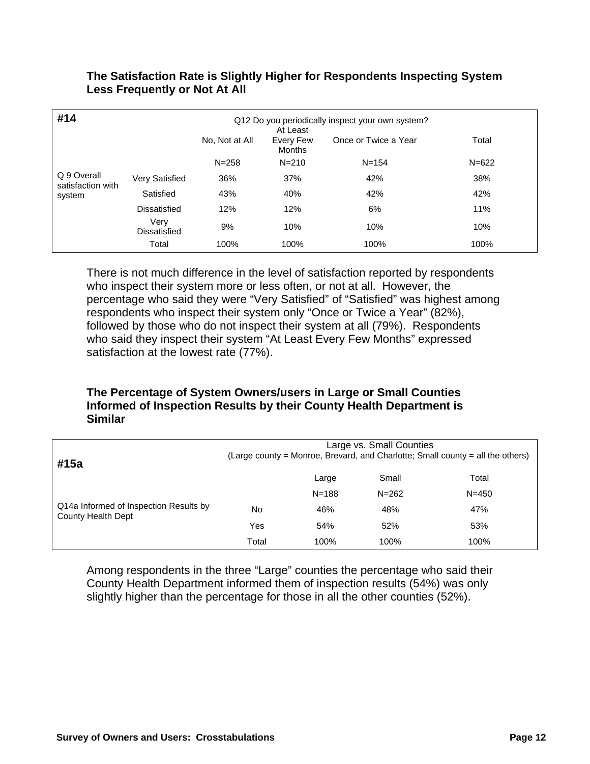### The Satisfaction Rate is Slightly Higher for Respondents Inspecting System Less Frequently or Not At All

| #14 | | Q12 Do you periodically inspect your own system? | | | |
|---|---|---|---|---|---|
| | | No, Not at All | At Least Every Few Months | Once or Twice a Year | Total |
| | | N=258 | N=210 | N=154 | N=622 |
| Q 9 Overall satisfaction with system | Very Satisfied | 36% | 37% | 42% | 38% |
| | Satisfied | 43% | 40% | 42% | 42% |
| | Dissatisfied | 12% | 12% | 6% | 11% |
| | Very Dissatisfied | 9% | 10% | 10% | 10% |
| | Total | 100% | 100% | 100% | 100% |

There is not much difference in the level of satisfaction reported by respondents who inspect their system more or less often, or not at all. However, the percentage who said they were "Very Satisfied" of "Satisfied" was highest among respondents who inspect their system only "Once or Twice a Year" (82%), followed by those who do not inspect their system at all (79%). Respondents who said they inspect their system "At Least Every Few Months" expressed satisfaction at the lowest rate (77%).

### The Percentage of System Owners/users in Large or Small Counties Informed of Inspection Results by their County Health Department is Similar

| #15a | | Large vs. Small Counties (Large county = Monroe, Brevard, and Charlotte; Small county = all the others) | | |
|---|---|---|---|---|
| | | Large | Small | Total |
| | | N=188 | N=262 | N=450 |
| Q14a Informed of Inspection Results by County Health Dept | No | 46% | 48% | 47% |
| | Yes | 54% | 52% | 53% |
| | Total | 100% | 100% | 100% |

Among respondents in the three "Large" counties the percentage who said their County Health Department informed them of inspection results (54%) was only slightly higher than the percentage for those in all the other counties (52%).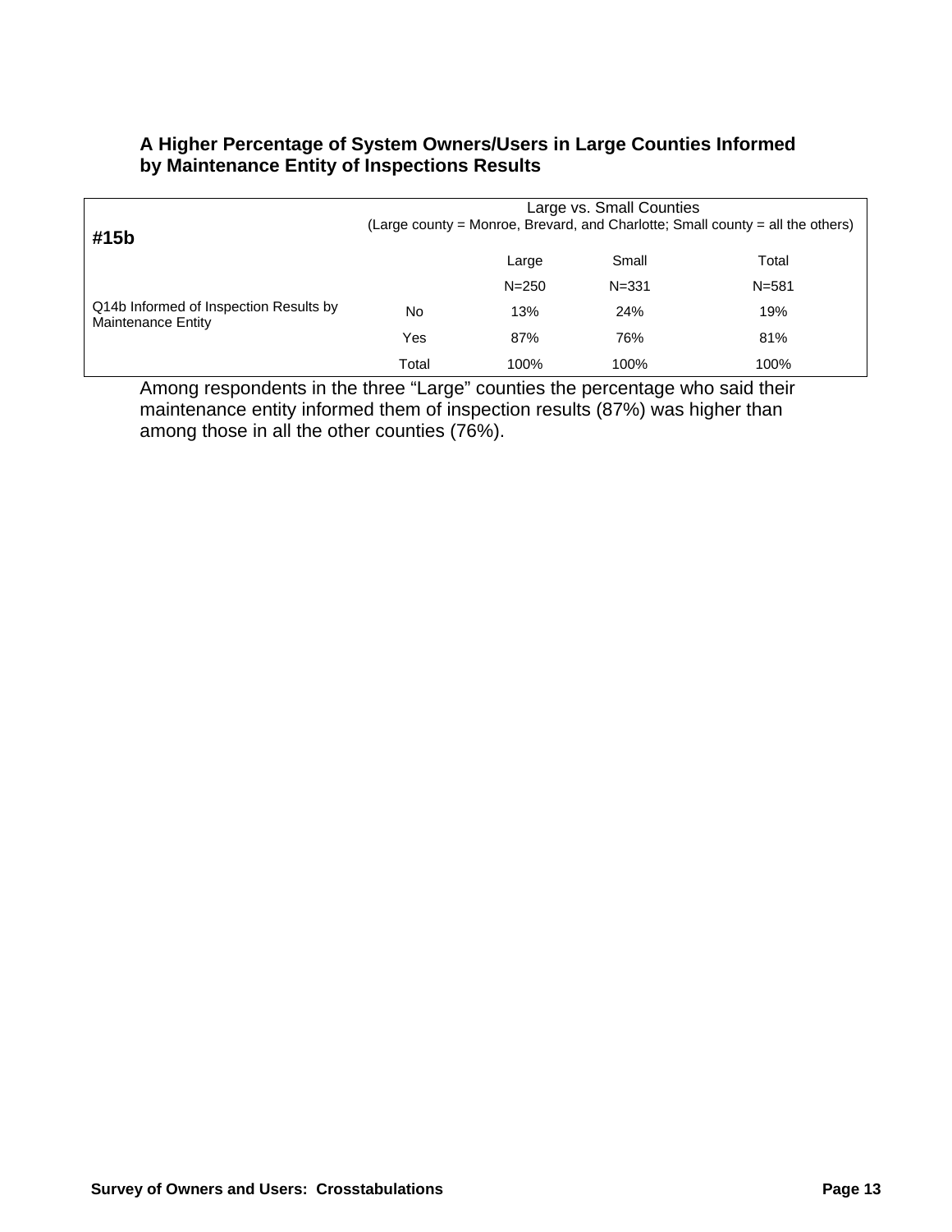### A Higher Percentage of System Owners/Users in Large Counties Informed by Maintenance Entity of Inspections Results

| #15b | | Large vs. Small Counties (Large county = Monroe, Brevard, and Charlotte; Small county = all the others) | | |
|---|---|---|---|---|
| | | Large | Small | Total |
| | | N=250 | N=331 | N=581 |
| Q14b Informed of Inspection Results by Maintenance Entity | No | 13% | 24% | 19% |
| | Yes | 87% | 76% | 81% |
| | Total | 100% | 100% | 100% |

Among respondents in the three "Large" counties the percentage who said their maintenance entity informed them of inspection results (87%) was higher than among those in all the other counties (76%).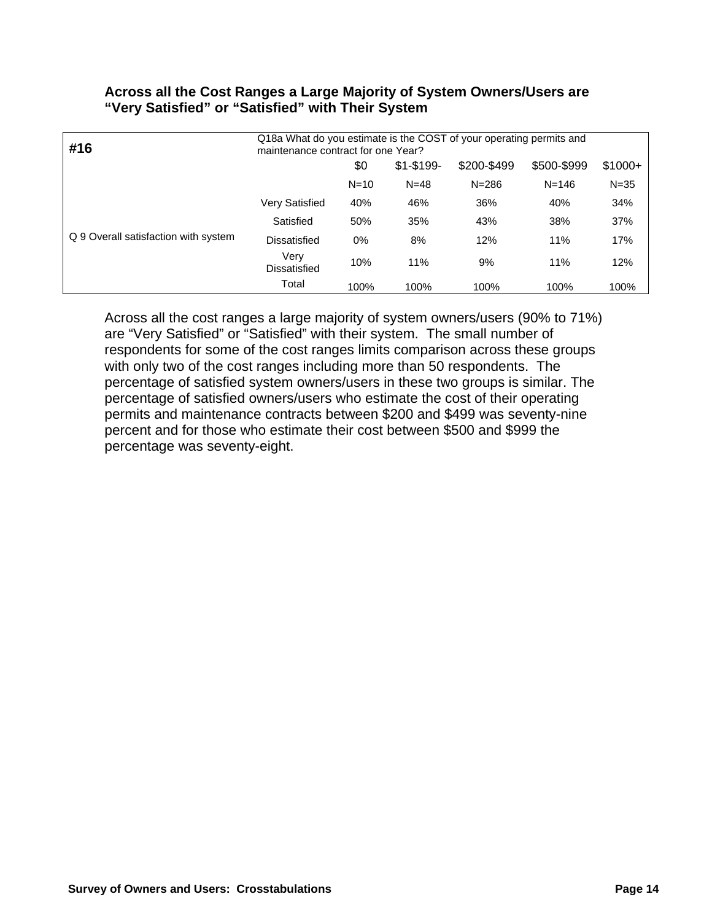## Across all the Cost Ranges a Large Majority of System Owners/Users are "Very Satisfied" or "Satisfied" with Their System

| #16 | | Q18a What do you estimate is the COST of your operating permits and maintenance contract for one Year? | | | | |
|---|---|---|---|---|---|---|
| | | $0 | $1-$199- | $200-$499 | $500-$999 | $1000+ |
| | | N=10 | N=48 | N=286 | N=146 | N=35 |
| Q 9 Overall satisfaction with system | Very Satisfied | 40% | 46% | 36% | 40% | 34% |
| | Satisfied | 50% | 35% | 43% | 38% | 37% |
| | Dissatisfied | 0% | 8% | 12% | 11% | 17% |
| | Very Dissatisfied | 10% | 11% | 9% | 11% | 12% |
| | Total | 100% | 100% | 100% | 100% | 100% |

Across all the cost ranges a large majority of system owners/users (90% to 71%) are "Very Satisfied" or "Satisfied" with their system. The small number of respondents for some of the cost ranges limits comparison across these groups with only two of the cost ranges including more than 50 respondents. The percentage of satisfied system owners/users in these two groups is similar. The percentage of satisfied owners/users who estimate the cost of their operating permits and maintenance contracts between $200 and $499 was seventy-nine percent and for those who estimate their cost between $500 and $999 the percentage was seventy-eight.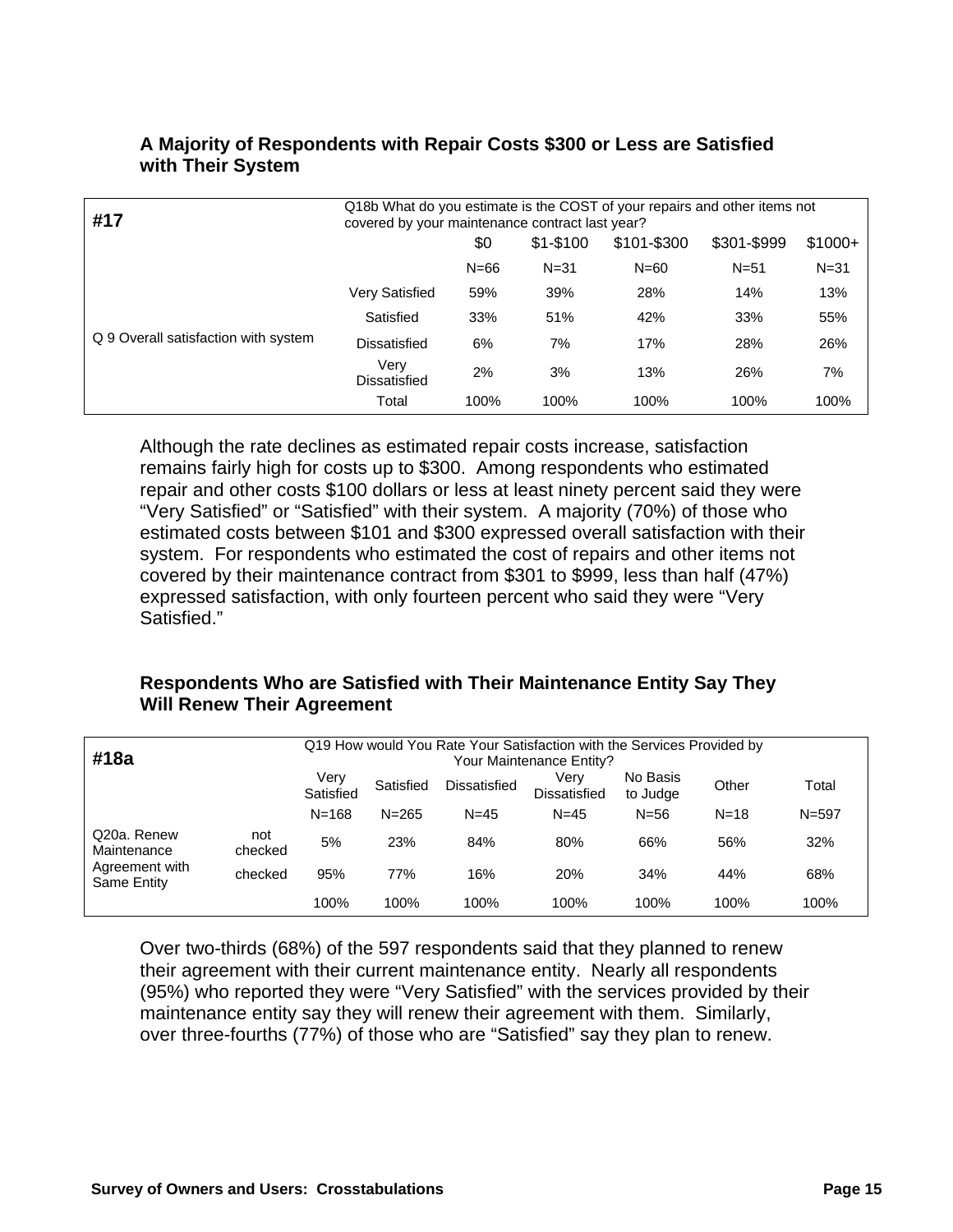### A Majority of Respondents with Repair Costs $300 or Less are Satisfied with Their System

| #17 | Q18b What do you estimate is the COST of your repairs and other items not covered by your maintenance contract last year? | | | | | |
|---|---|---|---|---|---|---|
| | | $0 | $1-$100 | $101-$300 | $301-$999 | $1000+ |
| | | N=66 | N=31 | N=60 | N=51 | N=31 |
| Q 9 Overall satisfaction with system | Very Satisfied | 59% | 39% | 28% | 14% | 13% |
| | Satisfied | 33% | 51% | 42% | 33% | 55% |
| | Dissatisfied | 6% | 7% | 17% | 28% | 26% |
| | Very Dissatisfied | 2% | 3% | 13% | 26% | 7% |
| | Total | 100% | 100% | 100% | 100% | 100% |

Although the rate declines as estimated repair costs increase, satisfaction remains fairly high for costs up to $300. Among respondents who estimated repair and other costs $100 dollars or less at least ninety percent said they were "Very Satisfied" or "Satisfied" with their system. A majority (70%) of those who estimated costs between $101 and $300 expressed overall satisfaction with their system. For respondents who estimated the cost of repairs and other items not covered by their maintenance contract from $301 to $999, less than half (47%) expressed satisfaction, with only fourteen percent who said they were "Very Satisfied."

### Respondents Who are Satisfied with Their Maintenance Entity Say They Will Renew Their Agreement

| #18a | | Q19 How would You Rate Your Satisfaction with the Services Provided by Your Maintenance Entity? | | | | | | |
|---|---|---|---|---|---|---|---|---|
| | | Very Satisfied | Satisfied | Dissatisfied | Very Dissatisfied | No Basis to Judge | Other | Total |
| | | N=168 | N=265 | N=45 | N=45 | N=56 | N=18 | N=597 |
| Q20a. Renew Maintenance Agreement with Same Entity | not checked | 5% | 23% | 84% | 80% | 66% | 56% | 32% |
| | checked | 95% | 77% | 16% | 20% | 34% | 44% | 68% |
| | | 100% | 100% | 100% | 100% | 100% | 100% | 100% |

Over two-thirds (68%) of the 597 respondents said that they planned to renew their agreement with their current maintenance entity. Nearly all respondents (95%) who reported they were "Very Satisfied" with the services provided by their maintenance entity say they will renew their agreement with them. Similarly, over three-fourths (77%) of those who are "Satisfied" say they plan to renew.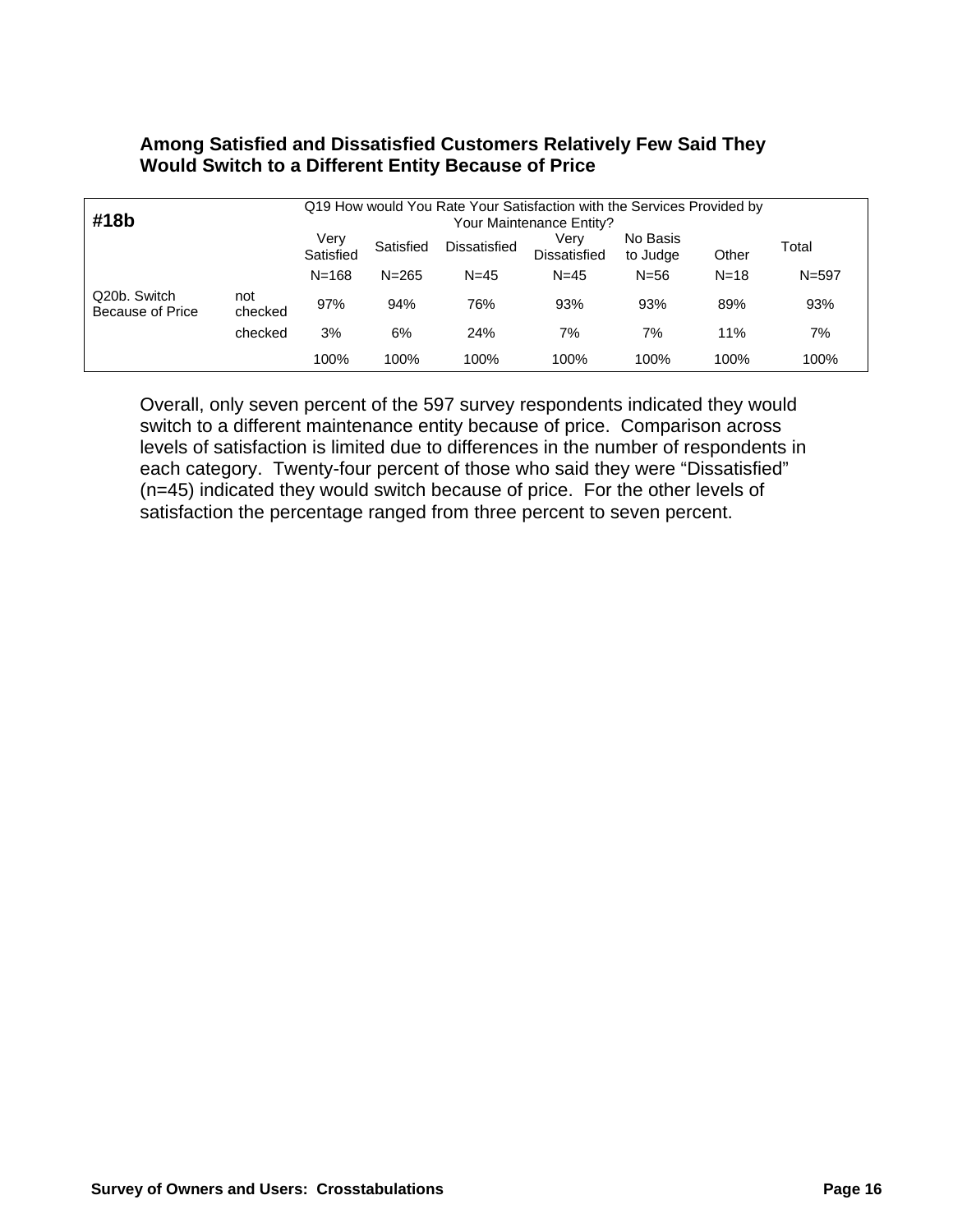**Among Satisfied and Dissatisfied Customers Relatively Few Said They Would Switch to a Different Entity Because of Price**

| #18b | | Q19 How would You Rate Your Satisfaction with the Services Provided by Your Maintenance Entity? | | | | | | |
|---|---|---|---|---|---|---|---|---|
| | | Very Satisfied | Satisfied | Dissatisfied | Very Dissatisfied | No Basis to Judge | Other | Total |
| | | N=168 | N=265 | N=45 | N=45 | N=56 | N=18 | N=597 |
| Q20b. Switch Because of Price | not checked | 97% | 94% | 76% | 93% | 93% | 89% | 93% |
| | checked | 3% | 6% | 24% | 7% | 7% | 11% | 7% |
| | | 100% | 100% | 100% | 100% | 100% | 100% | 100% |

Overall, only seven percent of the 597 survey respondents indicated they would switch to a different maintenance entity because of price. Comparison across levels of satisfaction is limited due to differences in the number of respondents in each category. Twenty-four percent of those who said they were "Dissatisfied" (n=45) indicated they would switch because of price. For the other levels of satisfaction the percentage ranged from three percent to seven percent.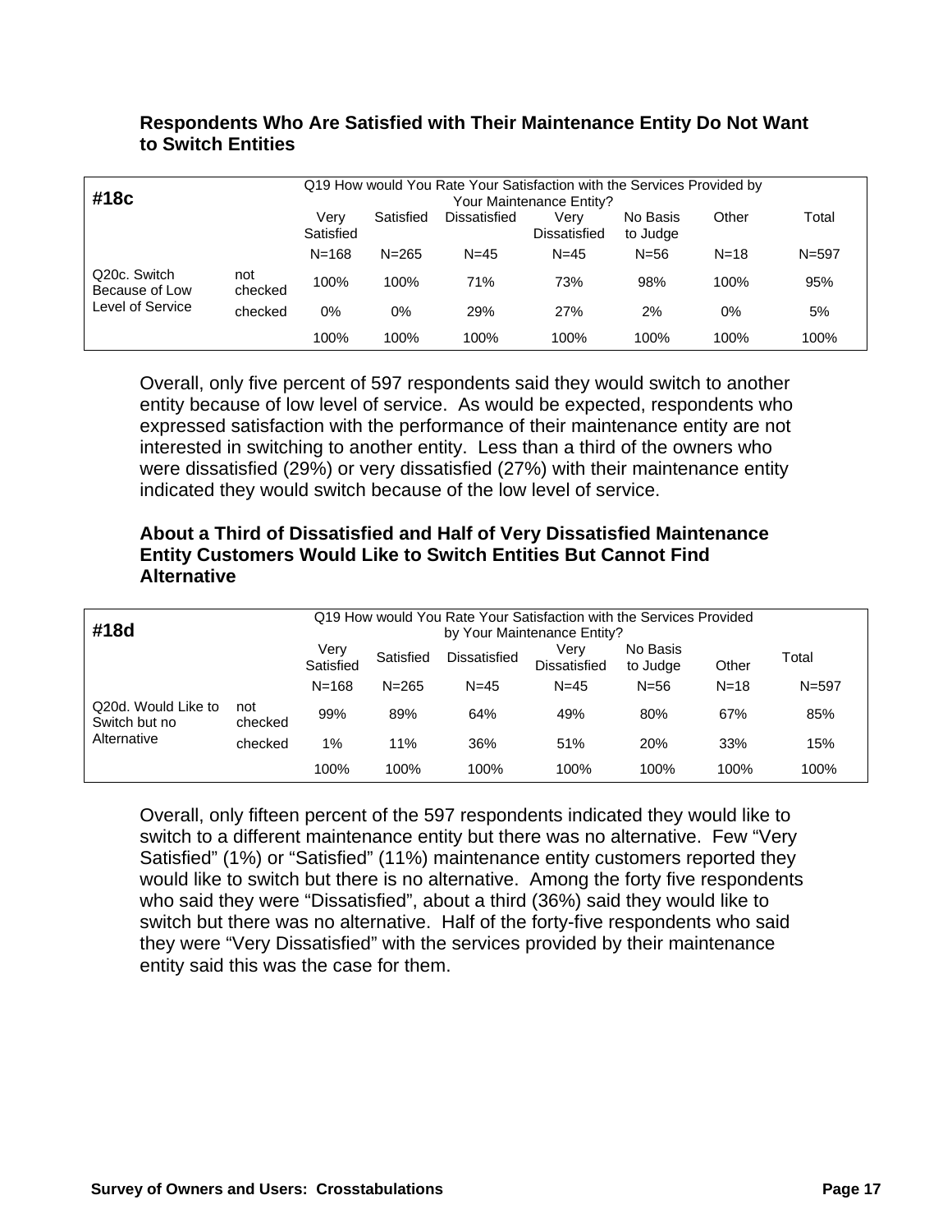### Respondents Who Are Satisfied with Their Maintenance Entity Do Not Want to Switch Entities

| #18c | | Q19 How would You Rate Your Satisfaction with the Services Provided by Your Maintenance Entity? | | | | | | |
|---|---|---|---|---|---|---|---|---|
| | | Very Satisfied | Satisfied | Dissatisfied | Very Dissatisfied | No Basis to Judge | Other | Total |
| | | N=168 | N=265 | N=45 | N=45 | N=56 | N=18 | N=597 |
| Q20c. Switch Because of Low Level of Service | not checked | 100% | 100% | 71% | 73% | 98% | 100% | 95% |
| | checked | 0% | 0% | 29% | 27% | 2% | 0% | 5% |
| | | 100% | 100% | 100% | 100% | 100% | 100% | 100% |

Overall, only five percent of 597 respondents said they would switch to another entity because of low level of service. As would be expected, respondents who expressed satisfaction with the performance of their maintenance entity are not interested in switching to another entity. Less than a third of the owners who were dissatisfied (29%) or very dissatisfied (27%) with their maintenance entity indicated they would switch because of the low level of service.

### About a Third of Dissatisfied and Half of Very Dissatisfied Maintenance Entity Customers Would Like to Switch Entities But Cannot Find Alternative

| #18d | | Q19 How would You Rate Your Satisfaction with the Services Provided by Your Maintenance Entity? | | | | | | |
|---|---|---|---|---|---|---|---|---|
| | | Very Satisfied | Satisfied | Dissatisfied | Very Dissatisfied | No Basis to Judge | Other | Total |
| | | N=168 | N=265 | N=45 | N=45 | N=56 | N=18 | N=597 |
| Q20d. Would Like to Switch but no Alternative | not checked | 99% | 89% | 64% | 49% | 80% | 67% | 85% |
| | checked | 1% | 11% | 36% | 51% | 20% | 33% | 15% |
| | | 100% | 100% | 100% | 100% | 100% | 100% | 100% |

Overall, only fifteen percent of the 597 respondents indicated they would like to switch to a different maintenance entity but there was no alternative. Few "Very Satisfied" (1%) or "Satisfied" (11%) maintenance entity customers reported they would like to switch but there is no alternative. Among the forty five respondents who said they were "Dissatisfied", about a third (36%) said they would like to switch but there was no alternative. Half of the forty-five respondents who said they were "Very Dissatisfied" with the services provided by their maintenance entity said this was the case for them.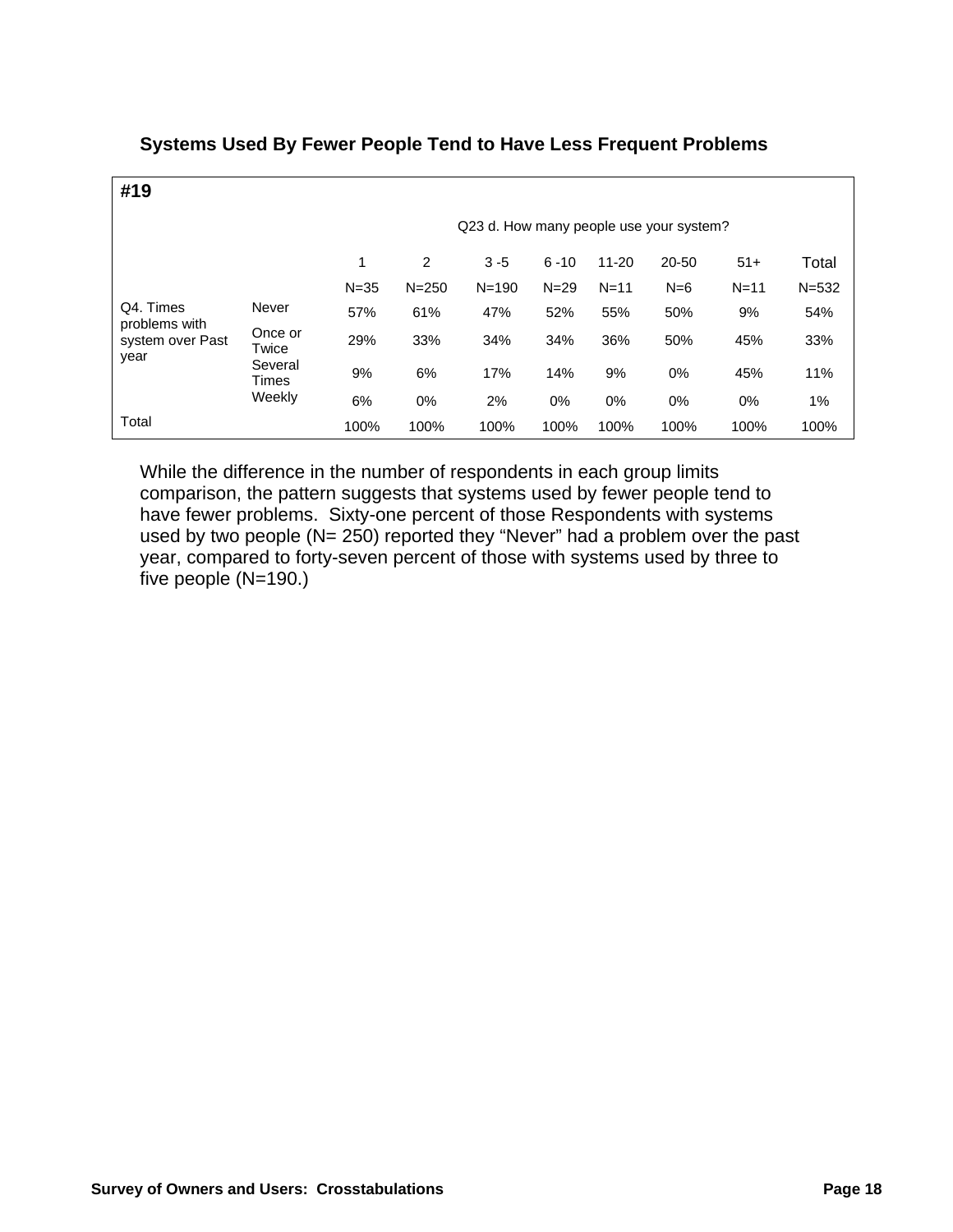### Systems Used By Fewer People Tend to Have Less Frequent Problems

**#19**

| | | Q23 d. How many people use your system? | | | | | | | |
|---|---|---|---|---|---|---|---|---|---|
| | | 1 | 2 | 3 -5 | 6 -10 | 11-20 | 20-50 | 51+ | Total |
| | | N=35 | N=250 | N=190 | N=29 | N=11 | N=6 | N=11 | N=532 |
| Q4. Times problems with system over Past year | Never | 57% | 61% | 47% | 52% | 55% | 50% | 9% | 54% |
| | Once or Twice | 29% | 33% | 34% | 34% | 36% | 50% | 45% | 33% |
| | Several Times | 9% | 6% | 17% | 14% | 9% | 0% | 45% | 11% |
| | Weekly | 6% | 0% | 2% | 0% | 0% | 0% | 0% | 1% |
| Total | | 100% | 100% | 100% | 100% | 100% | 100% | 100% | 100% |

While the difference in the number of respondents in each group limits comparison, the pattern suggests that systems used by fewer people tend to have fewer problems. Sixty-one percent of those Respondents with systems used by two people (N= 250) reported they "Never" had a problem over the past year, compared to forty-seven percent of those with systems used by three to five people (N=190.)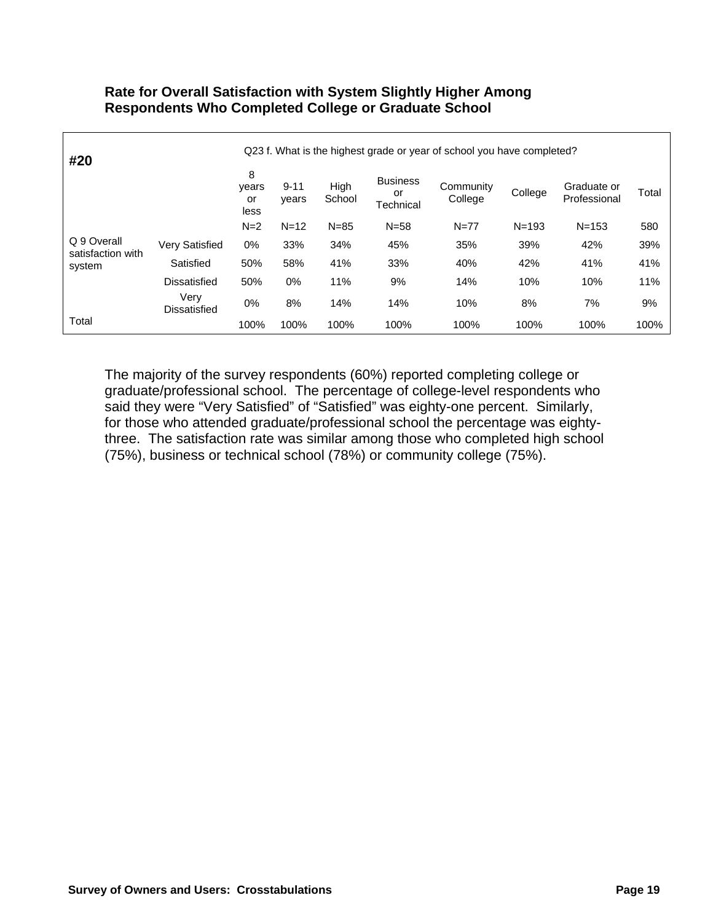### Rate for Overall Satisfaction with System Slightly Higher Among Respondents Who Completed College or Graduate School

| #20 | | Q23 f. What is the highest grade or year of school you have completed? | | | | | | | |
|---|---|---|---|---|---|---|---|---|---|
| | | 8 years or less | 9-11 years | High School | Business or Technical | Community College | College | Graduate or Professional | Total |
| | | N=2 | N=12 | N=85 | N=58 | N=77 | N=193 | N=153 | 580 |
| Q 9 Overall satisfaction with system | Very Satisfied | 0% | 33% | 34% | 45% | 35% | 39% | 42% | 39% |
| | Satisfied | 50% | 58% | 41% | 33% | 40% | 42% | 41% | 41% |
| | Dissatisfied | 50% | 0% | 11% | 9% | 14% | 10% | 10% | 11% |
| | Very Dissatisfied | 0% | 8% | 14% | 14% | 10% | 8% | 7% | 9% |
| Total | | 100% | 100% | 100% | 100% | 100% | 100% | 100% | 100% |

The majority of the survey respondents (60%) reported completing college or graduate/professional school. The percentage of college-level respondents who said they were "Very Satisfied" of "Satisfied" was eighty-one percent. Similarly, for those who attended graduate/professional school the percentage was eighty-three. The satisfaction rate was similar among those who completed high school (75%), business or technical school (78%) or community college (75%).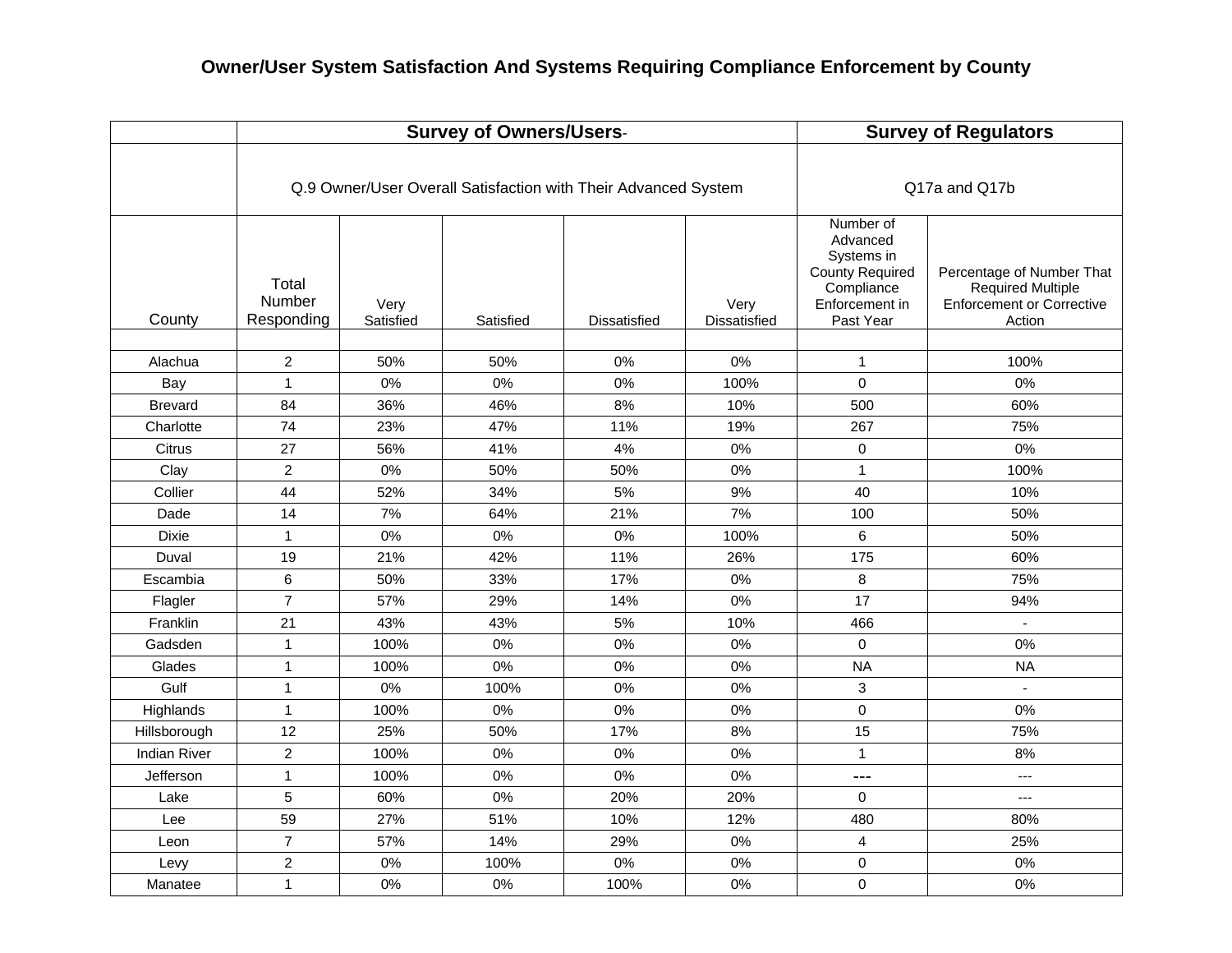## Owner/User System Satisfaction And Systems Requiring Compliance Enforcement by County

| | Survey of Owners/Users- | | | | | Survey of Regulators | |
|---|---|---|---|---|---|---|---|
| | Q.9 Owner/User Overall Satisfaction with Their Advanced System | | | | | Q17a and Q17b | |
| County | Total Number Responding | Very Satisfied | Satisfied | Dissatisfied | Very Dissatisfied | Number of Advanced Systems in County Required Compliance Enforcement in Past Year | Percentage of Number That Required Multiple Enforcement or Corrective Action |
| Alachua | 2 | 50% | 50% | 0% | 0% | 1 | 100% |
| Bay | 1 | 0% | 0% | 0% | 100% | 0 | 0% |
| Brevard | 84 | 36% | 46% | 8% | 10% | 500 | 60% |
| Charlotte | 74 | 23% | 47% | 11% | 19% | 267 | 75% |
| Citrus | 27 | 56% | 41% | 4% | 0% | 0 | 0% |
| Clay | 2 | 0% | 50% | 50% | 0% | 1 | 100% |
| Collier | 44 | 52% | 34% | 5% | 9% | 40 | 10% |
| Dade | 14 | 7% | 64% | 21% | 7% | 100 | 50% |
| Dixie | 1 | 0% | 0% | 0% | 100% | 6 | 50% |
| Duval | 19 | 21% | 42% | 11% | 26% | 175 | 60% |
| Escambia | 6 | 50% | 33% | 17% | 0% | 8 | 75% |
| Flagler | 7 | 57% | 29% | 14% | 0% | 17 | 94% |
| Franklin | 21 | 43% | 43% | 5% | 10% | 466 | - |
| Gadsden | 1 | 100% | 0% | 0% | 0% | 0 | 0% |
| Glades | 1 | 100% | 0% | 0% | 0% | NA | NA |
| Gulf | 1 | 0% | 100% | 0% | 0% | 3 | - |
| Highlands | 1 | 100% | 0% | 0% | 0% | 0 | 0% |
| Hillsborough | 12 | 25% | 50% | 17% | 8% | 15 | 75% |
| Indian River | 2 | 100% | 0% | 0% | 0% | 1 | 8% |
| Jefferson | 1 | 100% | 0% | 0% | 0% | --- | --- |
| Lake | 5 | 60% | 0% | 20% | 20% | 0 | --- |
| Lee | 59 | 27% | 51% | 10% | 12% | 480 | 80% |
| Leon | 7 | 57% | 14% | 29% | 0% | 4 | 25% |
| Levy | 2 | 0% | 100% | 0% | 0% | 0 | 0% |
| Manatee | 1 | 0% | 0% | 100% | 0% | 0 | 0% |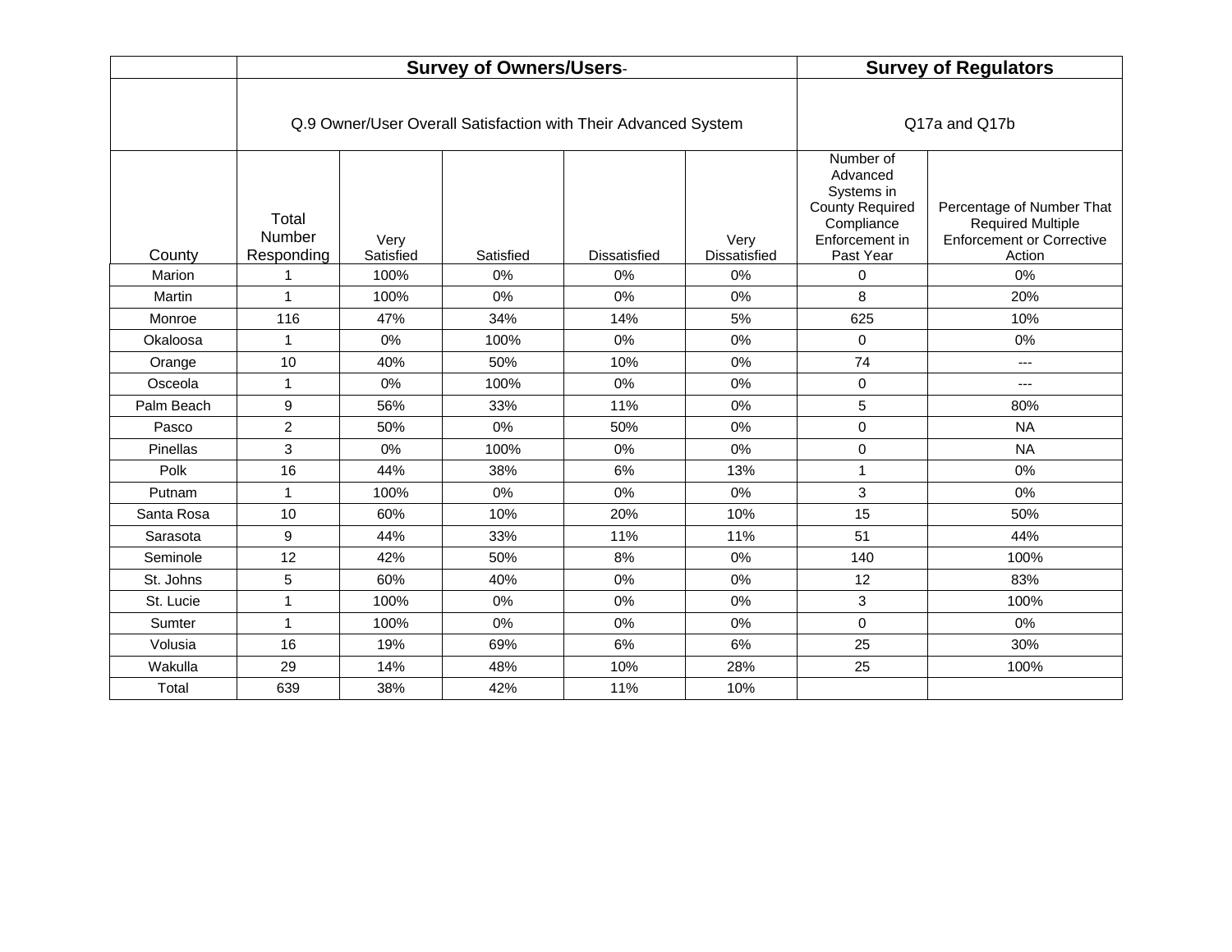| | Survey of Owners/Users- | | | | | Survey of Regulators | |
|---|---|---|---|---|---|---|---|
| | Q.9 Owner/User Overall Satisfaction with Their Advanced System | | | | | Q17a and Q17b | |
| County | Total Number Responding | Very Satisfied | Satisfied | Dissatisfied | Very Dissatisfied | Number of Advanced Systems in County Required Compliance Enforcement in Past Year | Percentage of Number That Required Multiple Enforcement or Corrective Action |
| Marion | 1 | 100% | 0% | 0% | 0% | 0 | 0% |
| Martin | 1 | 100% | 0% | 0% | 0% | 8 | 20% |
| Monroe | 116 | 47% | 34% | 14% | 5% | 625 | 10% |
| Okaloosa | 1 | 0% | 100% | 0% | 0% | 0 | 0% |
| Orange | 10 | 40% | 50% | 10% | 0% | 74 | --- |
| Osceola | 1 | 0% | 100% | 0% | 0% | 0 | --- |
| Palm Beach | 9 | 56% | 33% | 11% | 0% | 5 | 80% |
| Pasco | 2 | 50% | 0% | 50% | 0% | 0 | NA |
| Pinellas | 3 | 0% | 100% | 0% | 0% | 0 | NA |
| Polk | 16 | 44% | 38% | 6% | 13% | 1 | 0% |
| Putnam | 1 | 100% | 0% | 0% | 0% | 3 | 0% |
| Santa Rosa | 10 | 60% | 10% | 20% | 10% | 15 | 50% |
| Sarasota | 9 | 44% | 33% | 11% | 11% | 51 | 44% |
| Seminole | 12 | 42% | 50% | 8% | 0% | 140 | 100% |
| St. Johns | 5 | 60% | 40% | 0% | 0% | 12 | 83% |
| St. Lucie | 1 | 100% | 0% | 0% | 0% | 3 | 100% |
| Sumter | 1 | 100% | 0% | 0% | 0% | 0 | 0% |
| Volusia | 16 | 19% | 69% | 6% | 6% | 25 | 30% |
| Wakulla | 29 | 14% | 48% | 10% | 28% | 25 | 100% |
| Total | 639 | 38% | 42% | 11% | 10% | | |